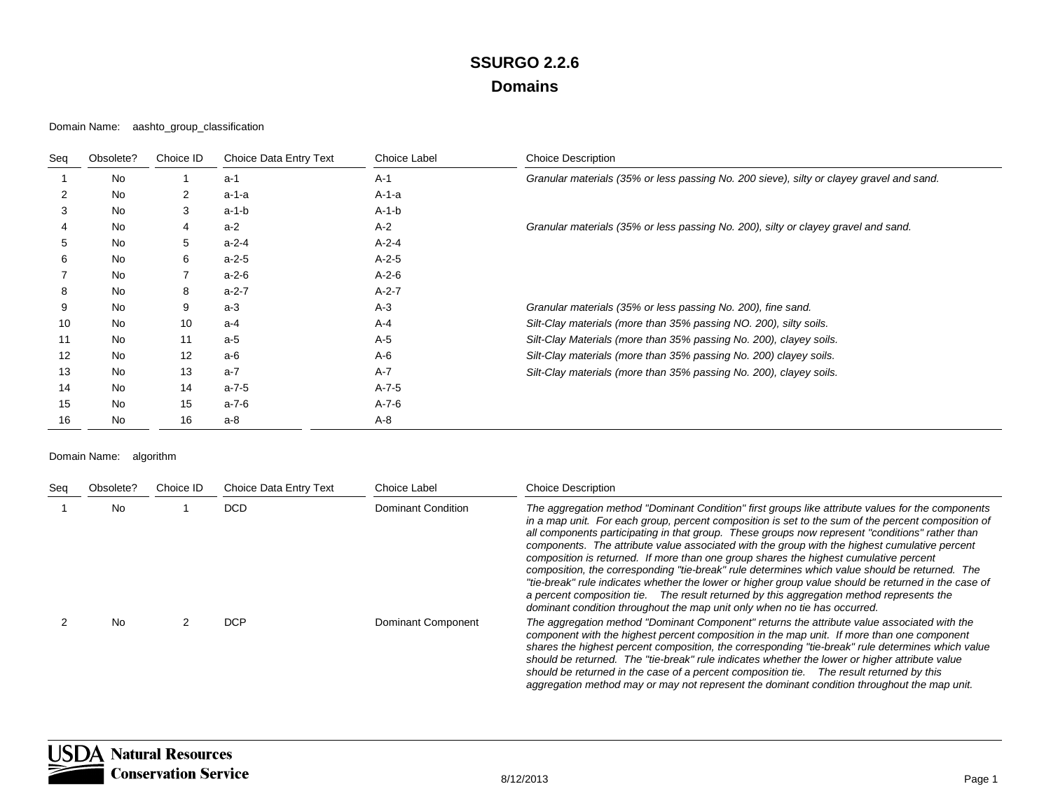# SSURGO 2.2.6

## Domains

Domain Name: aashto_group_classification

| Seq | Obsolete? | Choice ID | Choice Data Entry Text | Choice Label | Choice Description |
|---|---|---|---|---|---|
| 1 | No | 1 | a-1 | A-1 | *Granular materials (35% or less passing No. 200 sieve), silty or clayey gravel and sand.* |
| 2 | No | 2 | a-1-a | A-1-a | |
| 3 | No | 3 | a-1-b | A-1-b | |
| 4 | No | 4 | a-2 | A-2 | *Granular materials (35% or less passing No. 200), silty or clayey gravel and sand.* |
| 5 | No | 5 | a-2-4 | A-2-4 | |
| 6 | No | 6 | a-2-5 | A-2-5 | |
| 7 | No | 7 | a-2-6 | A-2-6 | |
| 8 | No | 8 | a-2-7 | A-2-7 | |
| 9 | No | 9 | a-3 | A-3 | *Granular materials (35% or less passing No. 200), fine sand.* |
| 10 | No | 10 | a-4 | A-4 | *Silt-Clay materials (more than 35% passing NO. 200), silty soils.* |
| 11 | No | 11 | a-5 | A-5 | *Silt-Clay Materials (more than 35% passing No. 200), clayey soils.* |
| 12 | No | 12 | a-6 | A-6 | *Silt-Clay materials (more than 35% passing No. 200) clayey soils.* |
| 13 | No | 13 | a-7 | A-7 | *Silt-Clay materials (more than 35% passing No. 200), clayey soils.* |
| 14 | No | 14 | a-7-5 | A-7-5 | |
| 15 | No | 15 | a-7-6 | A-7-6 | |
| 16 | No | 16 | a-8 | A-8 | |

Domain Name: algorithm

| Seq | Obsolete? | Choice ID | Choice Data Entry Text | Choice Label | Choice Description |
|---|---|---|---|---|---|
| 1 | No | 1 | DCD | Dominant Condition | *The aggregation method "Dominant Condition" first groups like attribute values for the components in a map unit. For each group, percent composition is set to the sum of the percent composition of all components participating in that group. These groups now represent "conditions" rather than components. The attribute value associated with the group with the highest cumulative percent composition is returned. If more than one group shares the highest cumulative percent composition, the corresponding "tie-break" rule determines which value should be returned. The "tie-break" rule indicates whether the lower or higher group value should be returned in the case of a percent composition tie. The result returned by this aggregation method represents the dominant condition throughout the map unit only when no tie has occurred.* |
| 2 | No | 2 | DCP | Dominant Component | *The aggregation method "Dominant Component" returns the attribute value associated with the component with the highest percent composition in the map unit. If more than one component shares the highest percent composition, the corresponding "tie-break" rule determines which value should be returned. The "tie-break" rule indicates whether the lower or higher attribute value should be returned in the case of a percent composition tie. The result returned by this aggregation method may or may not represent the dominant condition throughout the map unit.* |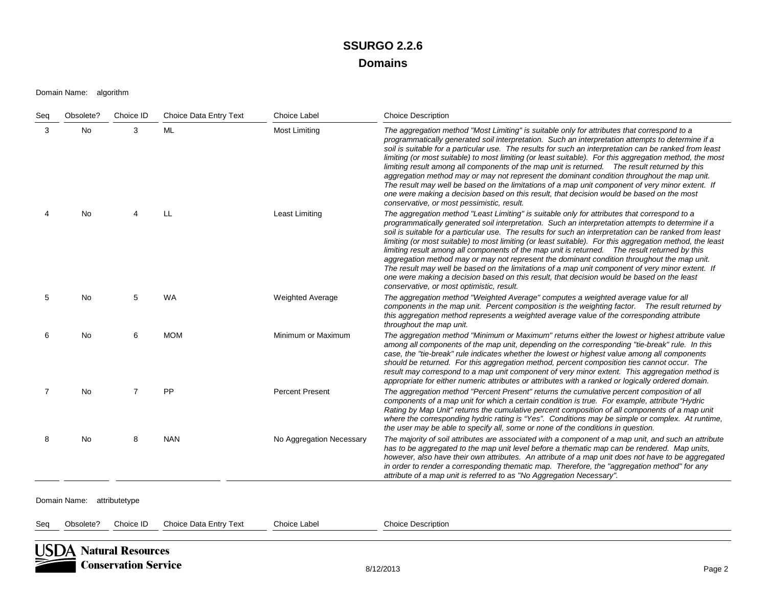# SSURGO 2.2.6

## Domains

Domain Name: algorithm

| Seq | Obsolete? | Choice ID | Choice Data Entry Text | Choice Label | Choice Description |
|---|---|---|---|---|---|
| 3 | No | 3 | ML | Most Limiting | *The aggregation method "Most Limiting" is suitable only for attributes that correspond to a programmatically generated soil interpretation. Such an interpretation attempts to determine if a soil is suitable for a particular use. The results for such an interpretation can be ranked from least limiting (or most suitable) to most limiting (or least suitable). For this aggregation method, the most limiting result among all components of the map unit is returned. The result returned by this aggregation method may or may not represent the dominant condition throughout the map unit. The result may well be based on the limitations of a map unit component of very minor extent. If one were making a decision based on this result, that decision would be based on the most conservative, or most pessimistic, result.* |
| 4 | No | 4 | LL | Least Limiting | *The aggregation method "Least Limiting" is suitable only for attributes that correspond to a programmatically generated soil interpretation. Such an interpretation attempts to determine if a soil is suitable for a particular use. The results for such an interpretation can be ranked from least limiting (or most suitable) to most limiting (or least suitable). For this aggregation method, the least limiting result among all components of the map unit is returned. The result returned by this aggregation method may or may not represent the dominant condition throughout the map unit. The result may well be based on the limitations of a map unit component of very minor extent. If one were making a decision based on this result, that decision would be based on the least conservative, or most optimistic, result.* |
| 5 | No | 5 | WA | Weighted Average | *The aggregation method "Weighted Average" computes a weighted average value for all components in the map unit. Percent composition is the weighting factor. The result returned by this aggregation method represents a weighted average value of the corresponding attribute throughout the map unit.* |
| 6 | No | 6 | MOM | Minimum or Maximum | *The aggregation method "Minimum or Maximum" returns either the lowest or highest attribute value among all components of the map unit, depending on the corresponding "tie-break" rule. In this case, the "tie-break" rule indicates whether the lowest or highest value among all components should be returned. For this aggregation method, percent composition ties cannot occur. The result may correspond to a map unit component of very minor extent. This aggregation method is appropriate for either numeric attributes or attributes with a ranked or logically ordered domain.* |
| 7 | No | 7 | PP | Percent Present | *The aggregation method "Percent Present" returns the cumulative percent composition of all components of a map unit for which a certain condition is true. For example, attribute "Hydric Rating by Map Unit" returns the cumulative percent composition of all components of a map unit where the corresponding hydric rating is "Yes". Conditions may be simple or complex. At runtime, the user may be able to specify all, some or none of the conditions in question.* |
| 8 | No | 8 | NAN | No Aggregation Necessary | *The majority of soil attributes are associated with a component of a map unit, and such an attribute has to be aggregated to the map unit level before a thematic map can be rendered. Map units, however, also have their own attributes. An attribute of a map unit does not have to be aggregated in order to render a corresponding thematic map. Therefore, the "aggregation method" for any attribute of a map unit is referred to as "No Aggregation Necessary".* |

Domain Name: attributetype

| Seq | Obsolete? | Choice ID | Choice Data Entry Text | Choice Label | Choice Description |
|---|---|---|---|---|---|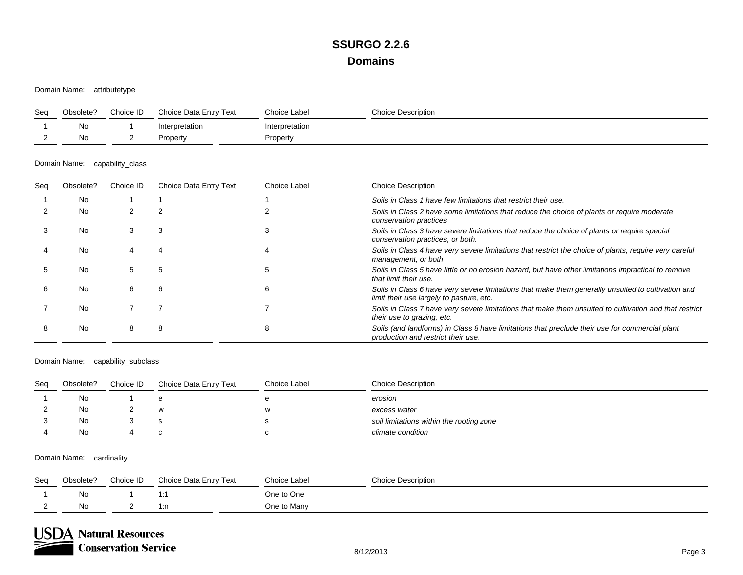# SSURGO 2.2.6

## Domains

Domain Name: attributetype

| Seq | Obsolete? | Choice ID | Choice Data Entry Text | Choice Label | Choice Description |
|---|---|---|---|---|---|
| 1 | No | 1 | Interpretation | Interpretation | |
| 2 | No | 2 | Property | Property | |

Domain Name: capability_class

| Seq | Obsolete? | Choice ID | Choice Data Entry Text | Choice Label | Choice Description |
|---|---|---|---|---|---|
| 1 | No | 1 | 1 | 1 | *Soils in Class 1 have few limitations that restrict their use.* |
| 2 | No | 2 | 2 | 2 | *Soils in Class 2 have some limitations that reduce the choice of plants or require moderate conservation practices* |
| 3 | No | 3 | 3 | 3 | *Soils in Class 3 have severe limitations that reduce the choice of plants or require special conservation practices, or both.* |
| 4 | No | 4 | 4 | 4 | *Soils in Class 4 have very severe limitations that restrict the choice of plants, require very careful management, or both* |
| 5 | No | 5 | 5 | 5 | *Soils in Class 5 have little or no erosion hazard, but have other limitations impractical to remove that limit their use.* |
| 6 | No | 6 | 6 | 6 | *Soils in Class 6 have very severe limitations that make them generally unsuited to cultivation and limit their use largely to pasture, etc.* |
| 7 | No | 7 | 7 | 7 | *Soils in Class 7 have very severe limitations that make them unsuited to cultivation and that restrict their use to grazing, etc.* |
| 8 | No | 8 | 8 | 8 | *Soils (and landforms) in Class 8 have limitations that preclude their use for commercial plant production and restrict their use.* |

Domain Name: capability_subclass

| Seq | Obsolete? | Choice ID | Choice Data Entry Text | Choice Label | Choice Description |
|---|---|---|---|---|---|
| 1 | No | 1 | e | e | *erosion* |
| 2 | No | 2 | w | w | *excess water* |
| 3 | No | 3 | s | s | *soil limitations within the rooting zone* |
| 4 | No | 4 | c | c | *climate condition* |

Domain Name: cardinality

| Seq | Obsolete? | Choice ID | Choice Data Entry Text | Choice Label | Choice Description |
|---|---|---|---|---|---|
| 1 | No | 1 | 1:1 | One to One | |
| 2 | No | 2 | 1:n | One to Many | |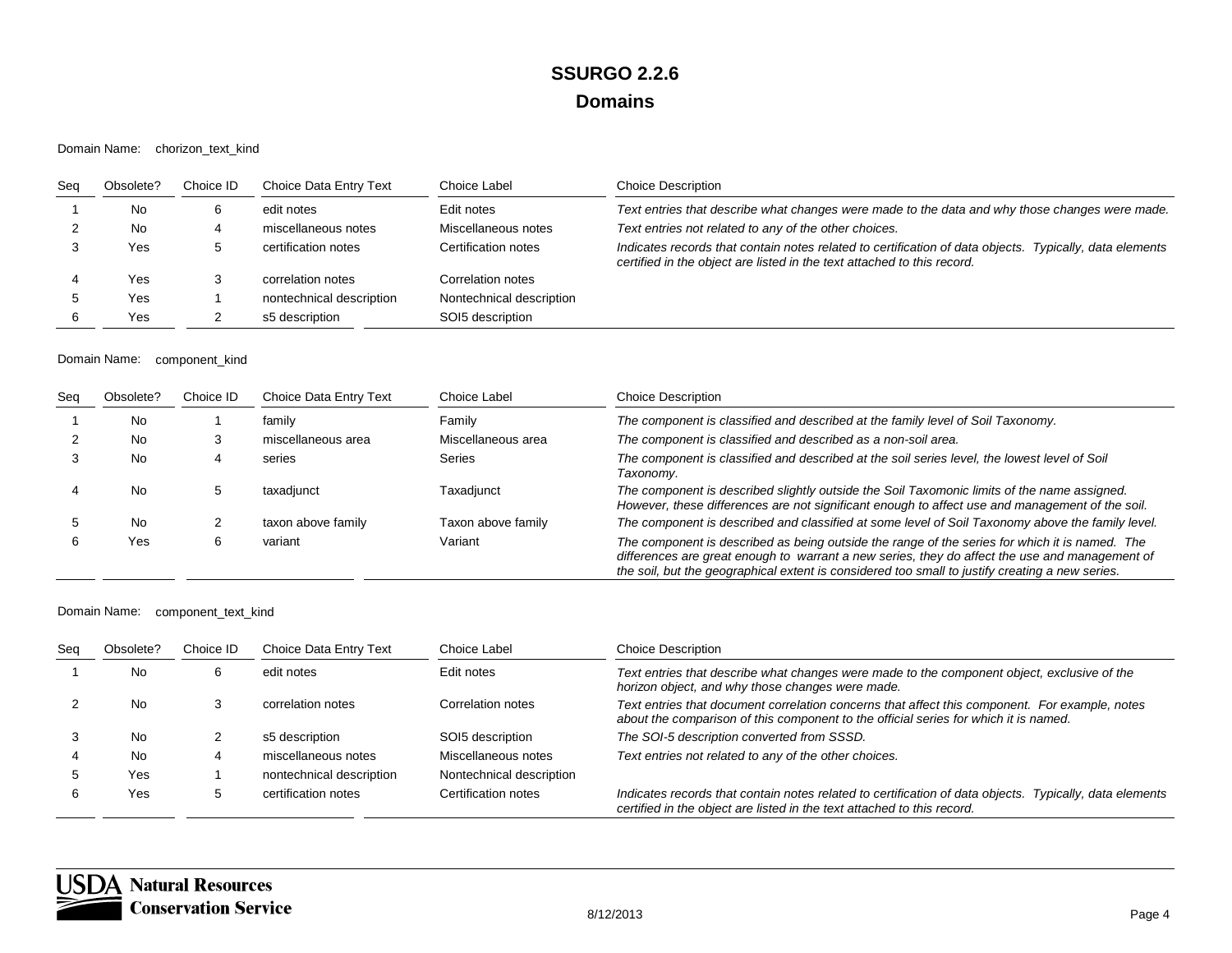# SSURGO 2.2.6

## Domains

Domain Name: chorizon_text_kind

| Seq | Obsolete? | Choice ID | Choice Data Entry Text | Choice Label | Choice Description |
|---|---|---|---|---|---|
| 1 | No | 6 | edit notes | Edit notes | *Text entries that describe what changes were made to the data and why those changes were made.* |
| 2 | No | 4 | miscellaneous notes | Miscellaneous notes | *Text entries not related to any of the other choices.* |
| 3 | Yes | 5 | certification notes | Certification notes | *Indicates records that contain notes related to certification of data objects. Typically, data elements certified in the object are listed in the text attached to this record.* |
| 4 | Yes | 3 | correlation notes | Correlation notes | |
| 5 | Yes | 1 | nontechnical description | Nontechnical description | |
| 6 | Yes | 2 | s5 description | SOI5 description | |

Domain Name: component_kind

| Seq | Obsolete? | Choice ID | Choice Data Entry Text | Choice Label | Choice Description |
|---|---|---|---|---|---|
| 1 | No | 1 | family | Family | *The component is classified and described at the family level of Soil Taxonomy.* |
| 2 | No | 3 | miscellaneous area | Miscellaneous area | *The component is classified and described as a non-soil area.* |
| 3 | No | 4 | series | Series | *The component is classified and described at the soil series level, the lowest level of Soil Taxonomy.* |
| 4 | No | 5 | taxadjunct | Taxadjunct | *The component is described slightly outside the Soil Taxomonic limits of the name assigned. However, these differences are not significant enough to affect use and management of the soil.* |
| 5 | No | 2 | taxon above family | Taxon above family | *The component is described and classified at some level of Soil Taxonomy above the family level.* |
| 6 | Yes | 6 | variant | Variant | *The component is described as being outside the range of the series for which it is named. The differences are great enough to warrant a new series, they do affect the use and management of the soil, but the geographical extent is considered too small to justify creating a new series.* |

Domain Name: component_text_kind

| Seq | Obsolete? | Choice ID | Choice Data Entry Text | Choice Label | Choice Description |
|---|---|---|---|---|---|
| 1 | No | 6 | edit notes | Edit notes | *Text entries that describe what changes were made to the component object, exclusive of the horizon object, and why those changes were made.* |
| 2 | No | 3 | correlation notes | Correlation notes | *Text entries that document correlation concerns that affect this component. For example, notes about the comparison of this component to the official series for which it is named.* |
| 3 | No | 2 | s5 description | SOI5 description | *The SOI-5 description converted from SSSD.* |
| 4 | No | 4 | miscellaneous notes | Miscellaneous notes | *Text entries not related to any of the other choices.* |
| 5 | Yes | 1 | nontechnical description | Nontechnical description | |
| 6 | Yes | 5 | certification notes | Certification notes | *Indicates records that contain notes related to certification of data objects. Typically, data elements certified in the object are listed in the text attached to this record.* |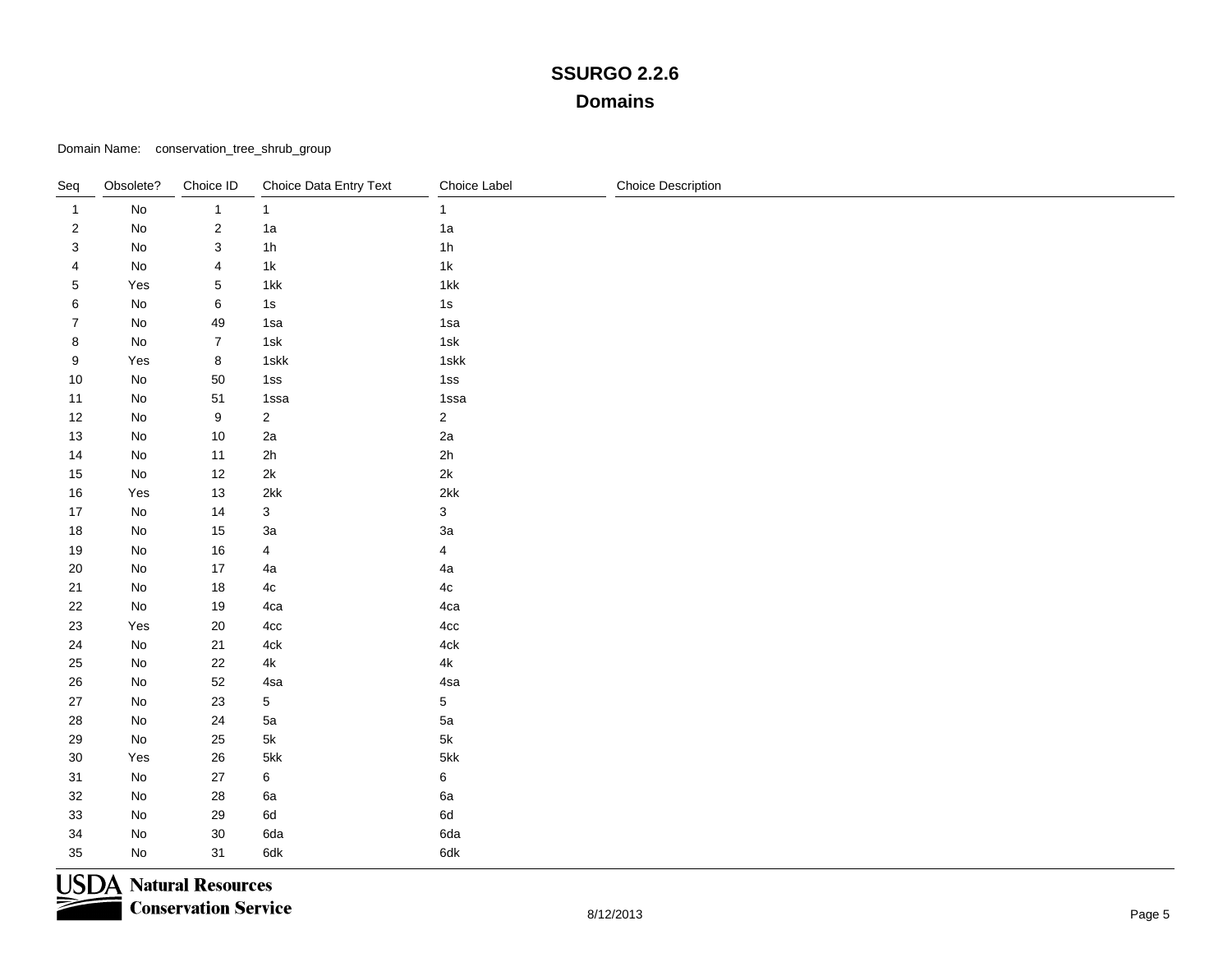# SSURGO 2.2.6

## Domains

Domain Name: conservation_tree_shrub_group

| Seq | Obsolete? | Choice ID | Choice Data Entry Text | Choice Label | Choice Description |
|---|---|---|---|---|---|
| 1 | No | 1 | 1 | 1 | |
| 2 | No | 2 | 1a | 1a | |
| 3 | No | 3 | 1h | 1h | |
| 4 | No | 4 | 1k | 1k | |
| 5 | Yes | 5 | 1kk | 1kk | |
| 6 | No | 6 | 1s | 1s | |
| 7 | No | 49 | 1sa | 1sa | |
| 8 | No | 7 | 1sk | 1sk | |
| 9 | Yes | 8 | 1skk | 1skk | |
| 10 | No | 50 | 1ss | 1ss | |
| 11 | No | 51 | 1ssa | 1ssa | |
| 12 | No | 9 | 2 | 2 | |
| 13 | No | 10 | 2a | 2a | |
| 14 | No | 11 | 2h | 2h | |
| 15 | No | 12 | 2k | 2k | |
| 16 | Yes | 13 | 2kk | 2kk | |
| 17 | No | 14 | 3 | 3 | |
| 18 | No | 15 | 3a | 3a | |
| 19 | No | 16 | 4 | 4 | |
| 20 | No | 17 | 4a | 4a | |
| 21 | No | 18 | 4c | 4c | |
| 22 | No | 19 | 4ca | 4ca | |
| 23 | Yes | 20 | 4cc | 4cc | |
| 24 | No | 21 | 4ck | 4ck | |
| 25 | No | 22 | 4k | 4k | |
| 26 | No | 52 | 4sa | 4sa | |
| 27 | No | 23 | 5 | 5 | |
| 28 | No | 24 | 5a | 5a | |
| 29 | No | 25 | 5k | 5k | |
| 30 | Yes | 26 | 5kk | 5kk | |
| 31 | No | 27 | 6 | 6 | |
| 32 | No | 28 | 6a | 6a | |
| 33 | No | 29 | 6d | 6d | |
| 34 | No | 30 | 6da | 6da | |
| 35 | No | 31 | 6dk | 6dk | |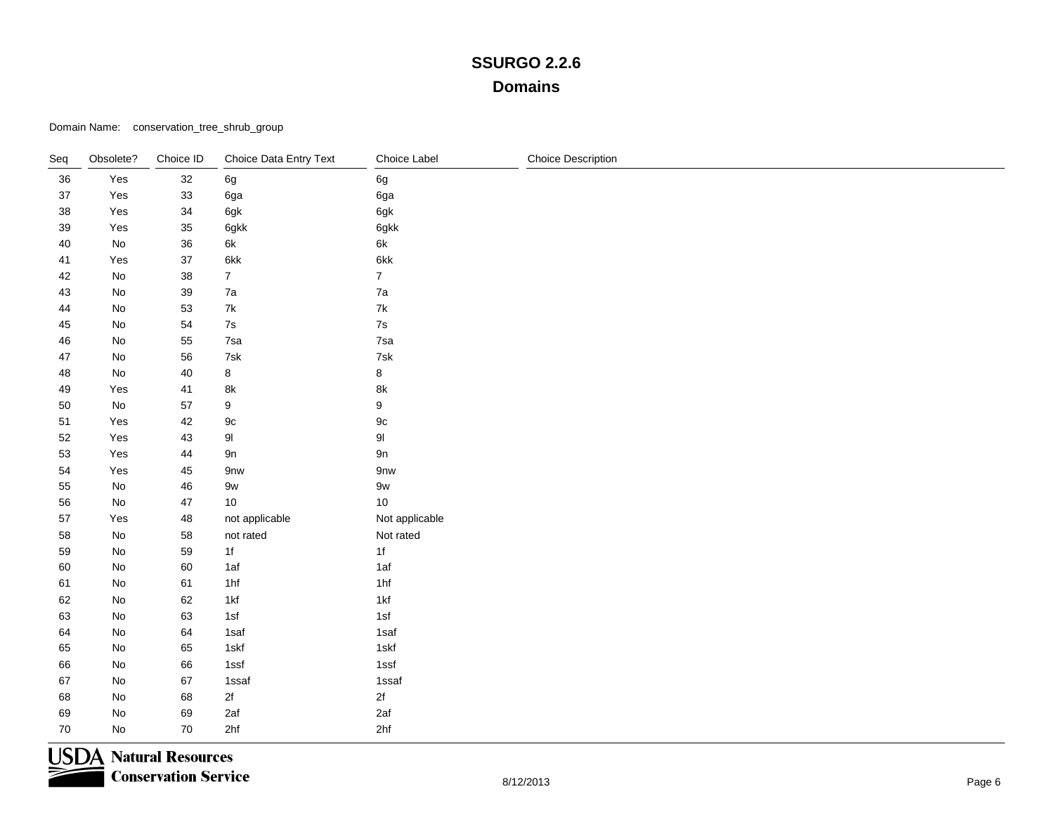# SSURGO 2.2.6

## Domains

Domain Name: conservation_tree_shrub_group

| Seq | Obsolete? | Choice ID | Choice Data Entry Text | Choice Label | Choice Description |
|---|---|---|---|---|---|
| 36 | Yes | 32 | 6g | 6g | |
| 37 | Yes | 33 | 6ga | 6ga | |
| 38 | Yes | 34 | 6gk | 6gk | |
| 39 | Yes | 35 | 6gkk | 6gkk | |
| 40 | No | 36 | 6k | 6k | |
| 41 | Yes | 37 | 6kk | 6kk | |
| 42 | No | 38 | 7 | 7 | |
| 43 | No | 39 | 7a | 7a | |
| 44 | No | 53 | 7k | 7k | |
| 45 | No | 54 | 7s | 7s | |
| 46 | No | 55 | 7sa | 7sa | |
| 47 | No | 56 | 7sk | 7sk | |
| 48 | No | 40 | 8 | 8 | |
| 49 | Yes | 41 | 8k | 8k | |
| 50 | No | 57 | 9 | 9 | |
| 51 | Yes | 42 | 9c | 9c | |
| 52 | Yes | 43 | 9l | 9l | |
| 53 | Yes | 44 | 9n | 9n | |
| 54 | Yes | 45 | 9nw | 9nw | |
| 55 | No | 46 | 9w | 9w | |
| 56 | No | 47 | 10 | 10 | |
| 57 | Yes | 48 | not applicable | Not applicable | |
| 58 | No | 58 | not rated | Not rated | |
| 59 | No | 59 | 1f | 1f | |
| 60 | No | 60 | 1af | 1af | |
| 61 | No | 61 | 1hf | 1hf | |
| 62 | No | 62 | 1kf | 1kf | |
| 63 | No | 63 | 1sf | 1sf | |
| 64 | No | 64 | 1saf | 1saf | |
| 65 | No | 65 | 1skf | 1skf | |
| 66 | No | 66 | 1ssf | 1ssf | |
| 67 | No | 67 | 1ssaf | 1ssaf | |
| 68 | No | 68 | 2f | 2f | |
| 69 | No | 69 | 2af | 2af | |
| 70 | No | 70 | 2hf | 2hf | |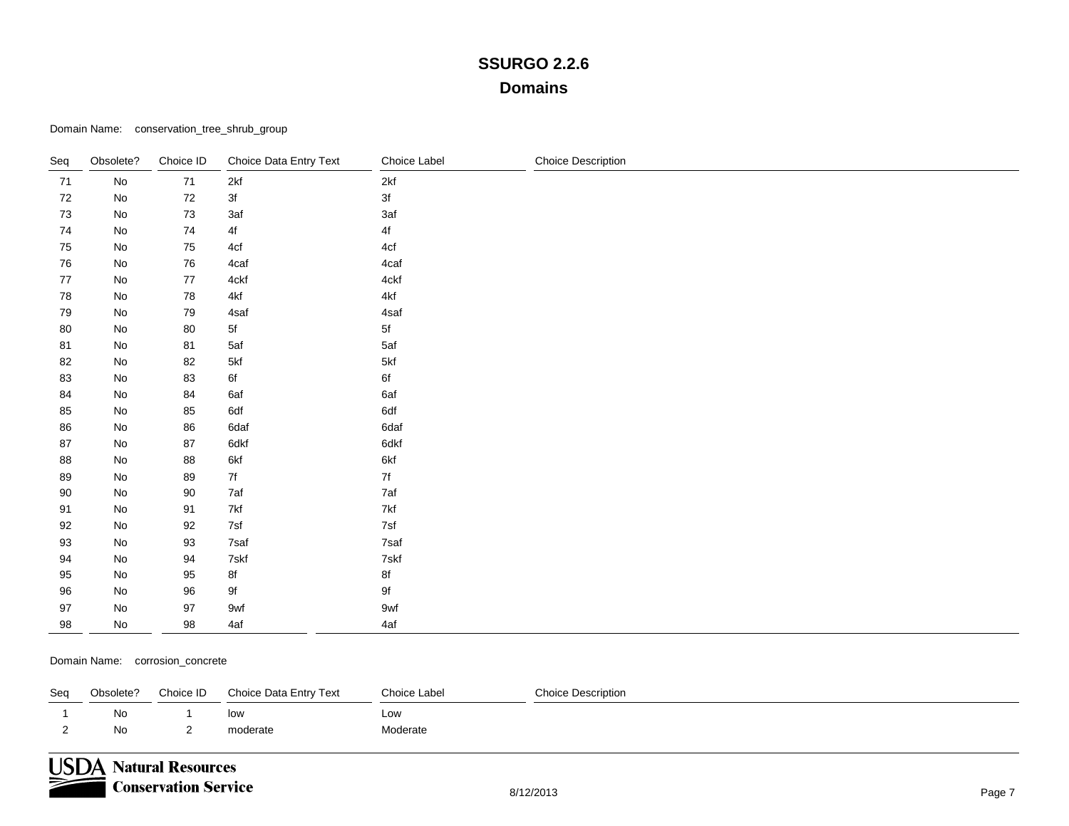# SSURGO 2.2.6

## Domains

Domain Name: conservation_tree_shrub_group

| Seq | Obsolete? | Choice ID | Choice Data Entry Text | Choice Label | Choice Description |
|---|---|---|---|---|---|
| 71 | No | 71 | 2kf | 2kf | |
| 72 | No | 72 | 3f | 3f | |
| 73 | No | 73 | 3af | 3af | |
| 74 | No | 74 | 4f | 4f | |
| 75 | No | 75 | 4cf | 4cf | |
| 76 | No | 76 | 4caf | 4caf | |
| 77 | No | 77 | 4ckf | 4ckf | |
| 78 | No | 78 | 4kf | 4kf | |
| 79 | No | 79 | 4saf | 4saf | |
| 80 | No | 80 | 5f | 5f | |
| 81 | No | 81 | 5af | 5af | |
| 82 | No | 82 | 5kf | 5kf | |
| 83 | No | 83 | 6f | 6f | |
| 84 | No | 84 | 6af | 6af | |
| 85 | No | 85 | 6df | 6df | |
| 86 | No | 86 | 6daf | 6daf | |
| 87 | No | 87 | 6dkf | 6dkf | |
| 88 | No | 88 | 6kf | 6kf | |
| 89 | No | 89 | 7f | 7f | |
| 90 | No | 90 | 7af | 7af | |
| 91 | No | 91 | 7kf | 7kf | |
| 92 | No | 92 | 7sf | 7sf | |
| 93 | No | 93 | 7saf | 7saf | |
| 94 | No | 94 | 7skf | 7skf | |
| 95 | No | 95 | 8f | 8f | |
| 96 | No | 96 | 9f | 9f | |
| 97 | No | 97 | 9wf | 9wf | |
| 98 | No | 98 | 4af | 4af | |

Domain Name: corrosion_concrete

| Seq | Obsolete? | Choice ID | Choice Data Entry Text | Choice Label | Choice Description |
|---|---|---|---|---|---|
| 1 | No | 1 | low | Low | |
| 2 | No | 2 | moderate | Moderate | |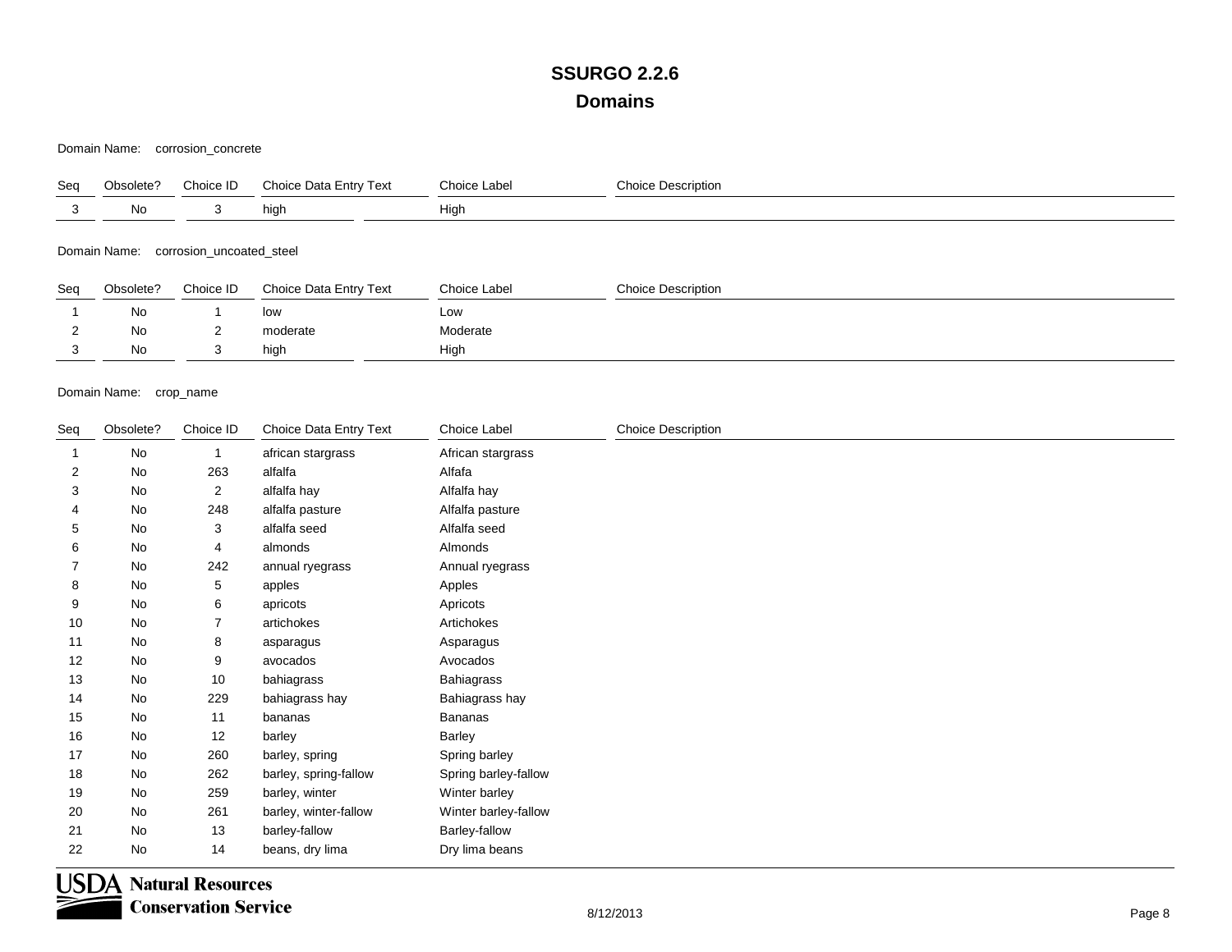# SSURGO 2.2.6

## Domains

Domain Name: corrosion_concrete

| Seq | Obsolete? | Choice ID | Choice Data Entry Text | Choice Label | Choice Description |
|---|---|---|---|---|---|
| 3 | No | 3 | high | High | |

Domain Name: corrosion_uncoated_steel

| Seq | Obsolete? | Choice ID | Choice Data Entry Text | Choice Label | Choice Description |
|---|---|---|---|---|---|
| 1 | No | 1 | low | Low | |
| 2 | No | 2 | moderate | Moderate | |
| 3 | No | 3 | high | High | |

Domain Name: crop_name

| Seq | Obsolete? | Choice ID | Choice Data Entry Text | Choice Label | Choice Description |
|---|---|---|---|---|---|
| 1 | No | 1 | african stargrass | African stargrass | |
| 2 | No | 263 | alfalfa | Alfafa | |
| 3 | No | 2 | alfalfa hay | Alfalfa hay | |
| 4 | No | 248 | alfalfa pasture | Alfalfa pasture | |
| 5 | No | 3 | alfalfa seed | Alfalfa seed | |
| 6 | No | 4 | almonds | Almonds | |
| 7 | No | 242 | annual ryegrass | Annual ryegrass | |
| 8 | No | 5 | apples | Apples | |
| 9 | No | 6 | apricots | Apricots | |
| 10 | No | 7 | artichokes | Artichokes | |
| 11 | No | 8 | asparagus | Asparagus | |
| 12 | No | 9 | avocados | Avocados | |
| 13 | No | 10 | bahiagrass | Bahiagrass | |
| 14 | No | 229 | bahiagrass hay | Bahiagrass hay | |
| 15 | No | 11 | bananas | Bananas | |
| 16 | No | 12 | barley | Barley | |
| 17 | No | 260 | barley, spring | Spring barley | |
| 18 | No | 262 | barley, spring-fallow | Spring barley-fallow | |
| 19 | No | 259 | barley, winter | Winter barley | |
| 20 | No | 261 | barley, winter-fallow | Winter barley-fallow | |
| 21 | No | 13 | barley-fallow | Barley-fallow | |
| 22 | No | 14 | beans, dry lima | Dry lima beans | |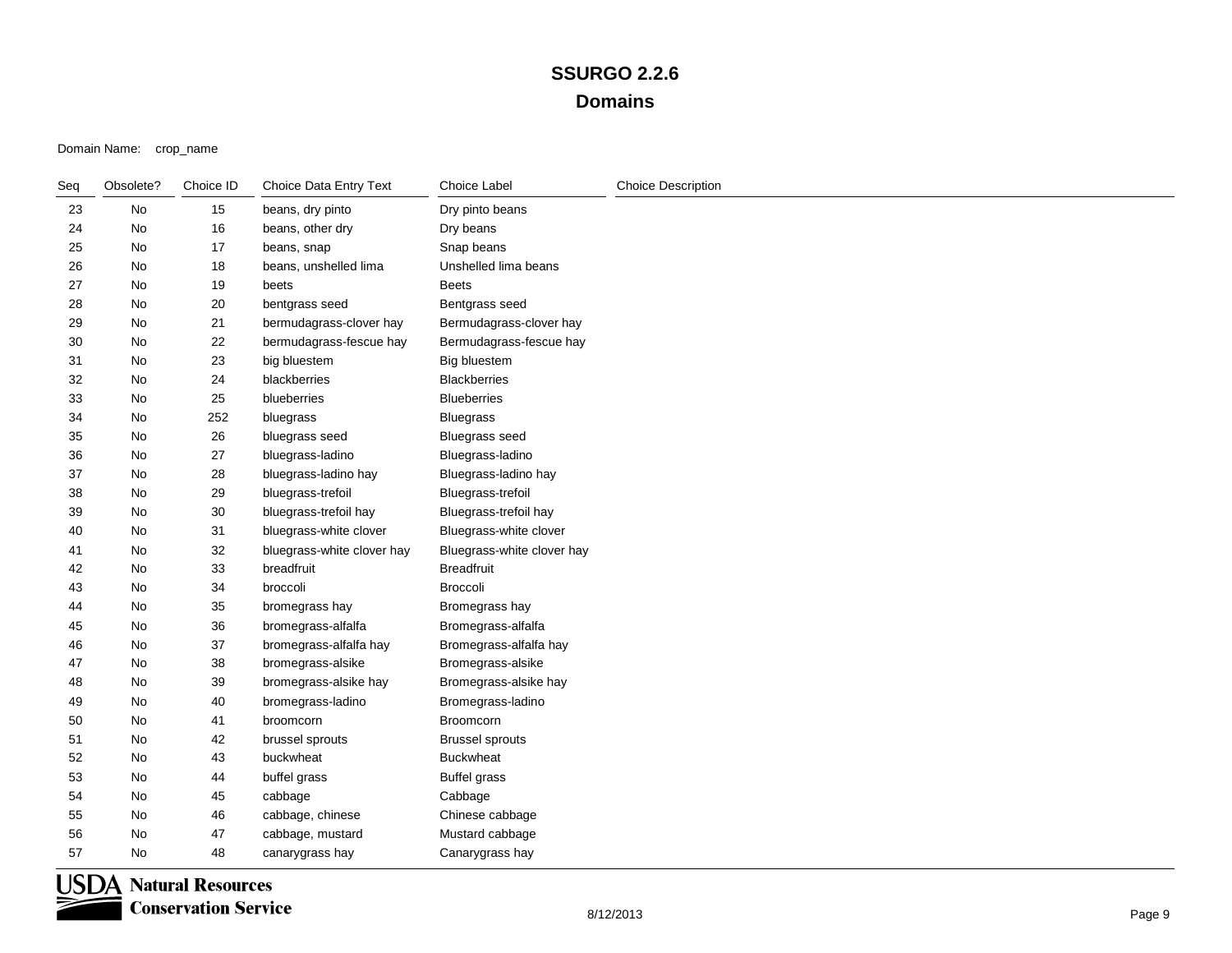# SSURGO 2.2.6

## Domains

Domain Name: crop_name

| Seq | Obsolete? | Choice ID | Choice Data Entry Text | Choice Label | Choice Description |
|---|---|---|---|---|---|
| 23 | No | 15 | beans, dry pinto | Dry pinto beans | |
| 24 | No | 16 | beans, other dry | Dry beans | |
| 25 | No | 17 | beans, snap | Snap beans | |
| 26 | No | 18 | beans, unshelled lima | Unshelled lima beans | |
| 27 | No | 19 | beets | Beets | |
| 28 | No | 20 | bentgrass seed | Bentgrass seed | |
| 29 | No | 21 | bermudagrass-clover hay | Bermudagrass-clover hay | |
| 30 | No | 22 | bermudagrass-fescue hay | Bermudagrass-fescue hay | |
| 31 | No | 23 | big bluestem | Big bluestem | |
| 32 | No | 24 | blackberries | Blackberries | |
| 33 | No | 25 | blueberries | Blueberries | |
| 34 | No | 252 | bluegrass | Bluegrass | |
| 35 | No | 26 | bluegrass seed | Bluegrass seed | |
| 36 | No | 27 | bluegrass-ladino | Bluegrass-ladino | |
| 37 | No | 28 | bluegrass-ladino hay | Bluegrass-ladino hay | |
| 38 | No | 29 | bluegrass-trefoil | Bluegrass-trefoil | |
| 39 | No | 30 | bluegrass-trefoil hay | Bluegrass-trefoil hay | |
| 40 | No | 31 | bluegrass-white clover | Bluegrass-white clover | |
| 41 | No | 32 | bluegrass-white clover hay | Bluegrass-white clover hay | |
| 42 | No | 33 | breadfruit | Breadfruit | |
| 43 | No | 34 | broccoli | Broccoli | |
| 44 | No | 35 | bromegrass hay | Bromegrass hay | |
| 45 | No | 36 | bromegrass-alfalfa | Bromegrass-alfalfa | |
| 46 | No | 37 | bromegrass-alfalfa hay | Bromegrass-alfalfa hay | |
| 47 | No | 38 | bromegrass-alsike | Bromegrass-alsike | |
| 48 | No | 39 | bromegrass-alsike hay | Bromegrass-alsike hay | |
| 49 | No | 40 | bromegrass-ladino | Bromegrass-ladino | |
| 50 | No | 41 | broomcorn | Broomcorn | |
| 51 | No | 42 | brussel sprouts | Brussel sprouts | |
| 52 | No | 43 | buckwheat | Buckwheat | |
| 53 | No | 44 | buffel grass | Buffel grass | |
| 54 | No | 45 | cabbage | Cabbage | |
| 55 | No | 46 | cabbage, chinese | Chinese cabbage | |
| 56 | No | 47 | cabbage, mustard | Mustard cabbage | |
| 57 | No | 48 | canarygrass hay | Canarygrass hay | |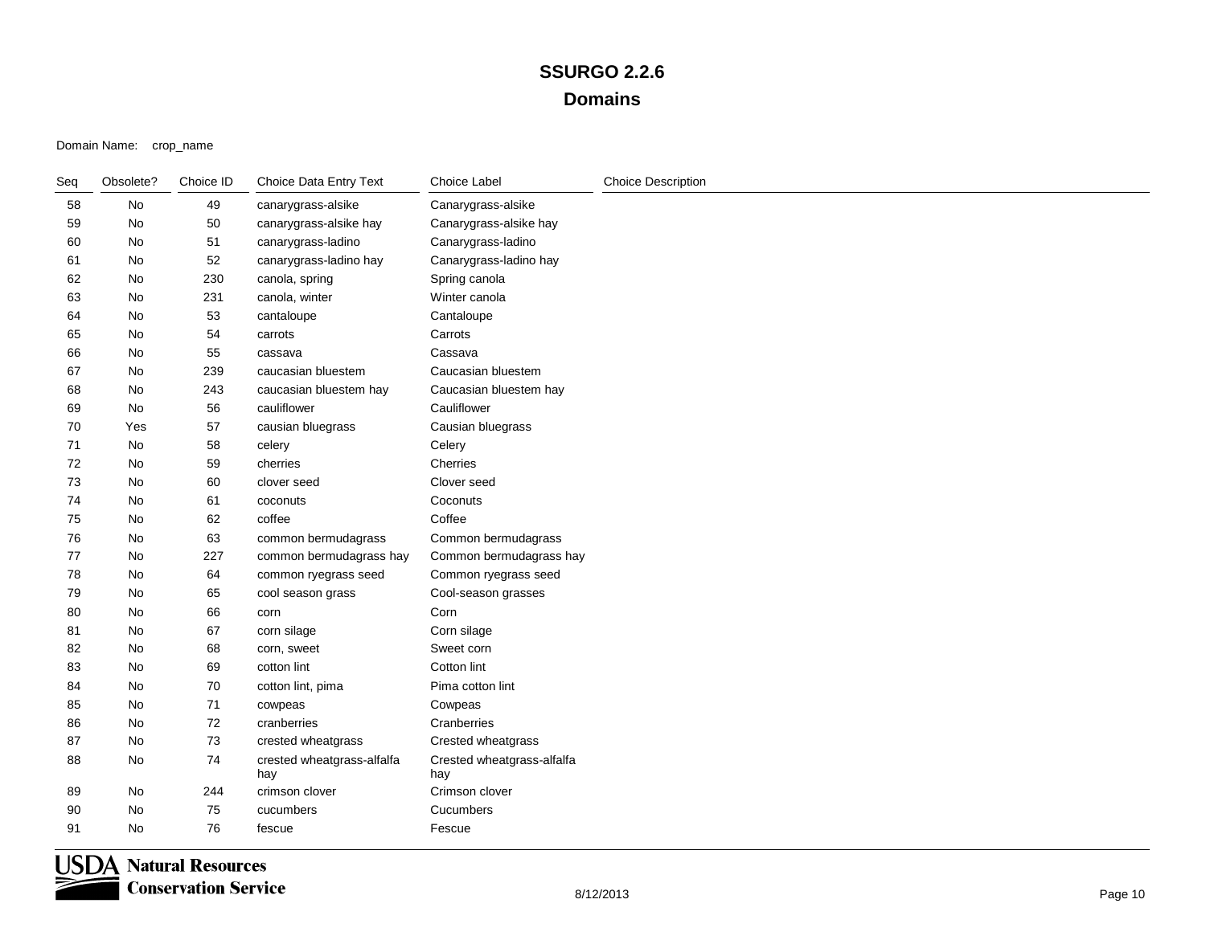# SSURGO 2.2.6

## Domains

Domain Name: crop_name

| Seq | Obsolete? | Choice ID | Choice Data Entry Text | Choice Label | Choice Description |
|---|---|---|---|---|---|
| 58 | No | 49 | canarygrass-alsike | Canarygrass-alsike | |
| 59 | No | 50 | canarygrass-alsike hay | Canarygrass-alsike hay | |
| 60 | No | 51 | canarygrass-ladino | Canarygrass-ladino | |
| 61 | No | 52 | canarygrass-ladino hay | Canarygrass-ladino hay | |
| 62 | No | 230 | canola, spring | Spring canola | |
| 63 | No | 231 | canola, winter | Winter canola | |
| 64 | No | 53 | cantaloupe | Cantaloupe | |
| 65 | No | 54 | carrots | Carrots | |
| 66 | No | 55 | cassava | Cassava | |
| 67 | No | 239 | caucasian bluestem | Caucasian bluestem | |
| 68 | No | 243 | caucasian bluestem hay | Caucasian bluestem hay | |
| 69 | No | 56 | cauliflower | Cauliflower | |
| 70 | Yes | 57 | causian bluegrass | Causian bluegrass | |
| 71 | No | 58 | celery | Celery | |
| 72 | No | 59 | cherries | Cherries | |
| 73 | No | 60 | clover seed | Clover seed | |
| 74 | No | 61 | coconuts | Coconuts | |
| 75 | No | 62 | coffee | Coffee | |
| 76 | No | 63 | common bermudagrass | Common bermudagrass | |
| 77 | No | 227 | common bermudagrass hay | Common bermudagrass hay | |
| 78 | No | 64 | common ryegrass seed | Common ryegrass seed | |
| 79 | No | 65 | cool season grass | Cool-season grasses | |
| 80 | No | 66 | corn | Corn | |
| 81 | No | 67 | corn silage | Corn silage | |
| 82 | No | 68 | corn, sweet | Sweet corn | |
| 83 | No | 69 | cotton lint | Cotton lint | |
| 84 | No | 70 | cotton lint, pima | Pima cotton lint | |
| 85 | No | 71 | cowpeas | Cowpeas | |
| 86 | No | 72 | cranberries | Cranberries | |
| 87 | No | 73 | crested wheatgrass | Crested wheatgrass | |
| 88 | No | 74 | crested wheatgrass-alfalfa hay | Crested wheatgrass-alfalfa hay | |
| 89 | No | 244 | crimson clover | Crimson clover | |
| 90 | No | 75 | cucumbers | Cucumbers | |
| 91 | No | 76 | fescue | Fescue | |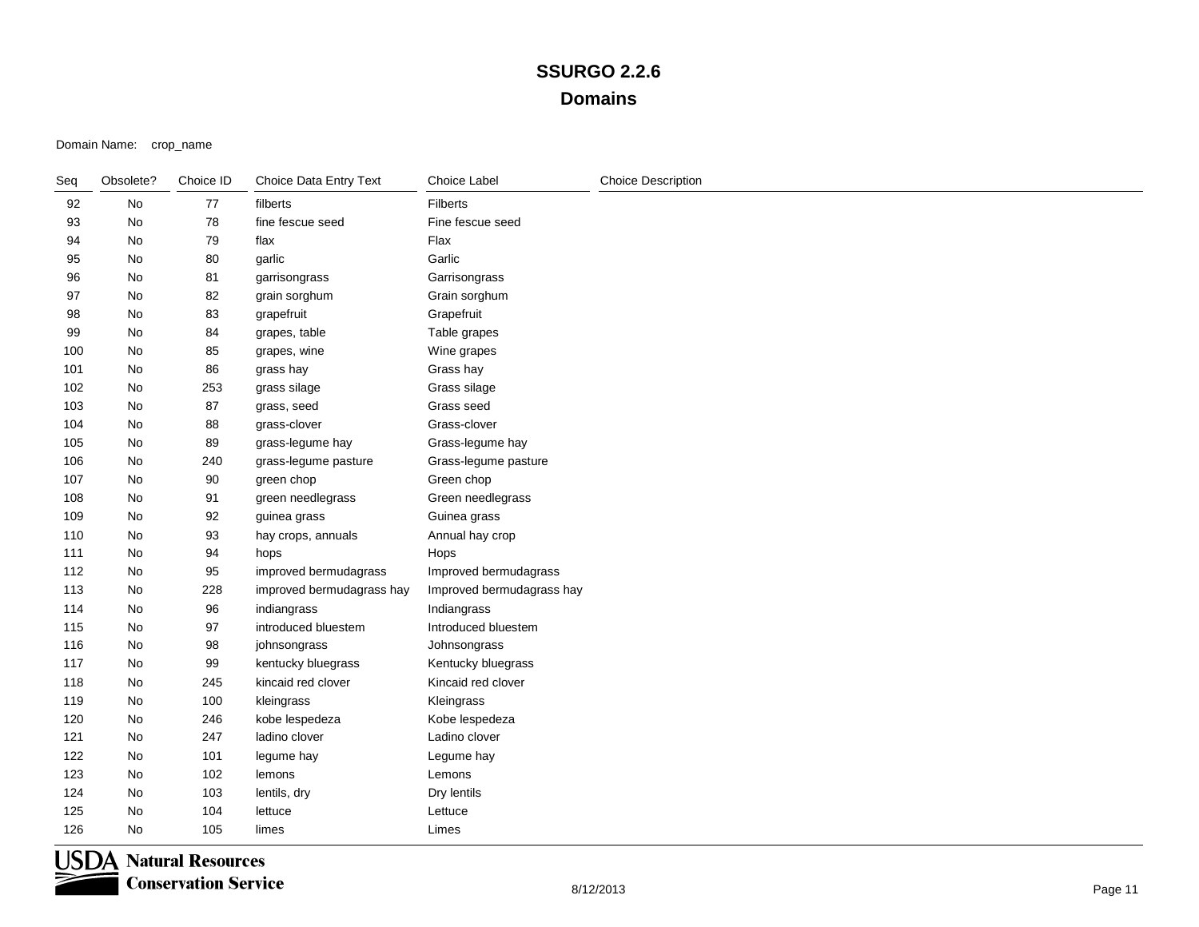# SSURGO 2.2.6

## Domains

Domain Name: crop_name

| Seq | Obsolete? | Choice ID | Choice Data Entry Text | Choice Label | Choice Description |
|---|---|---|---|---|---|
| 92 | No | 77 | filberts | Filberts | |
| 93 | No | 78 | fine fescue seed | Fine fescue seed | |
| 94 | No | 79 | flax | Flax | |
| 95 | No | 80 | garlic | Garlic | |
| 96 | No | 81 | garrisongrass | Garrisongrass | |
| 97 | No | 82 | grain sorghum | Grain sorghum | |
| 98 | No | 83 | grapefruit | Grapefruit | |
| 99 | No | 84 | grapes, table | Table grapes | |
| 100 | No | 85 | grapes, wine | Wine grapes | |
| 101 | No | 86 | grass hay | Grass hay | |
| 102 | No | 253 | grass silage | Grass silage | |
| 103 | No | 87 | grass, seed | Grass seed | |
| 104 | No | 88 | grass-clover | Grass-clover | |
| 105 | No | 89 | grass-legume hay | Grass-legume hay | |
| 106 | No | 240 | grass-legume pasture | Grass-legume pasture | |
| 107 | No | 90 | green chop | Green chop | |
| 108 | No | 91 | green needlegrass | Green needlegrass | |
| 109 | No | 92 | guinea grass | Guinea grass | |
| 110 | No | 93 | hay crops, annuals | Annual hay crop | |
| 111 | No | 94 | hops | Hops | |
| 112 | No | 95 | improved bermudagrass | Improved bermudagrass | |
| 113 | No | 228 | improved bermudagrass hay | Improved bermudagrass hay | |
| 114 | No | 96 | indiangrass | Indiangrass | |
| 115 | No | 97 | introduced bluestem | Introduced bluestem | |
| 116 | No | 98 | johnsongrass | Johnsongrass | |
| 117 | No | 99 | kentucky bluegrass | Kentucky bluegrass | |
| 118 | No | 245 | kincaid red clover | Kincaid red clover | |
| 119 | No | 100 | kleingrass | Kleingrass | |
| 120 | No | 246 | kobe lespedeza | Kobe lespedeza | |
| 121 | No | 247 | ladino clover | Ladino clover | |
| 122 | No | 101 | legume hay | Legume hay | |
| 123 | No | 102 | lemons | Lemons | |
| 124 | No | 103 | lentils, dry | Dry lentils | |
| 125 | No | 104 | lettuce | Lettuce | |
| 126 | No | 105 | limes | Limes | |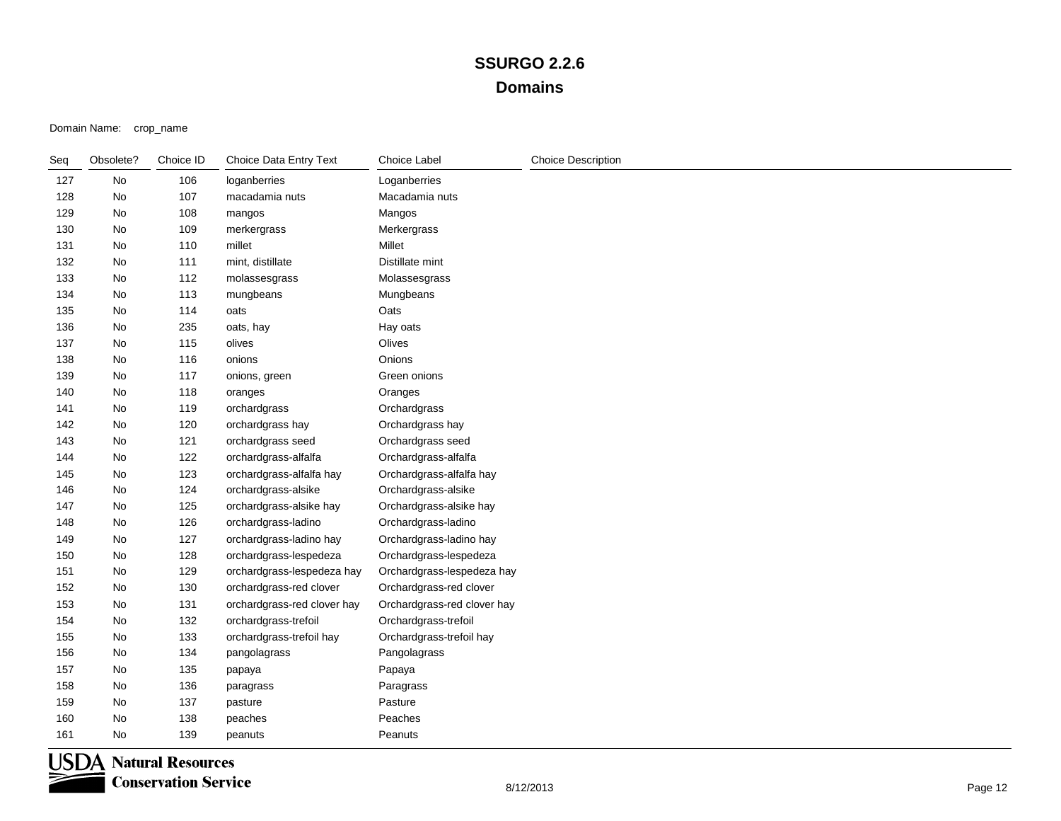# SSURGO 2.2.6

## Domains

Domain Name: crop_name

| Seq | Obsolete? | Choice ID | Choice Data Entry Text | Choice Label | Choice Description |
|---|---|---|---|---|---|
| 127 | No | 106 | loganberries | Loganberries | |
| 128 | No | 107 | macadamia nuts | Macadamia nuts | |
| 129 | No | 108 | mangos | Mangos | |
| 130 | No | 109 | merkergrass | Merkergrass | |
| 131 | No | 110 | millet | Millet | |
| 132 | No | 111 | mint, distillate | Distillate mint | |
| 133 | No | 112 | molassesgrass | Molassesgrass | |
| 134 | No | 113 | mungbeans | Mungbeans | |
| 135 | No | 114 | oats | Oats | |
| 136 | No | 235 | oats, hay | Hay oats | |
| 137 | No | 115 | olives | Olives | |
| 138 | No | 116 | onions | Onions | |
| 139 | No | 117 | onions, green | Green onions | |
| 140 | No | 118 | oranges | Oranges | |
| 141 | No | 119 | orchardgrass | Orchardgrass | |
| 142 | No | 120 | orchardgrass hay | Orchardgrass hay | |
| 143 | No | 121 | orchardgrass seed | Orchardgrass seed | |
| 144 | No | 122 | orchardgrass-alfalfa | Orchardgrass-alfalfa | |
| 145 | No | 123 | orchardgrass-alfalfa hay | Orchardgrass-alfalfa hay | |
| 146 | No | 124 | orchardgrass-alsike | Orchardgrass-alsike | |
| 147 | No | 125 | orchardgrass-alsike hay | Orchardgrass-alsike hay | |
| 148 | No | 126 | orchardgrass-ladino | Orchardgrass-ladino | |
| 149 | No | 127 | orchardgrass-ladino hay | Orchardgrass-ladino hay | |
| 150 | No | 128 | orchardgrass-lespedeza | Orchardgrass-lespedeza | |
| 151 | No | 129 | orchardgrass-lespedeza hay | Orchardgrass-lespedeza hay | |
| 152 | No | 130 | orchardgrass-red clover | Orchardgrass-red clover | |
| 153 | No | 131 | orchardgrass-red clover hay | Orchardgrass-red clover hay | |
| 154 | No | 132 | orchardgrass-trefoil | Orchardgrass-trefoil | |
| 155 | No | 133 | orchardgrass-trefoil hay | Orchardgrass-trefoil hay | |
| 156 | No | 134 | pangolagrass | Pangolagrass | |
| 157 | No | 135 | papaya | Papaya | |
| 158 | No | 136 | paragrass | Paragrass | |
| 159 | No | 137 | pasture | Pasture | |
| 160 | No | 138 | peaches | Peaches | |
| 161 | No | 139 | peanuts | Peanuts | |

USDA Natural Resources Conservation Service

8/12/2013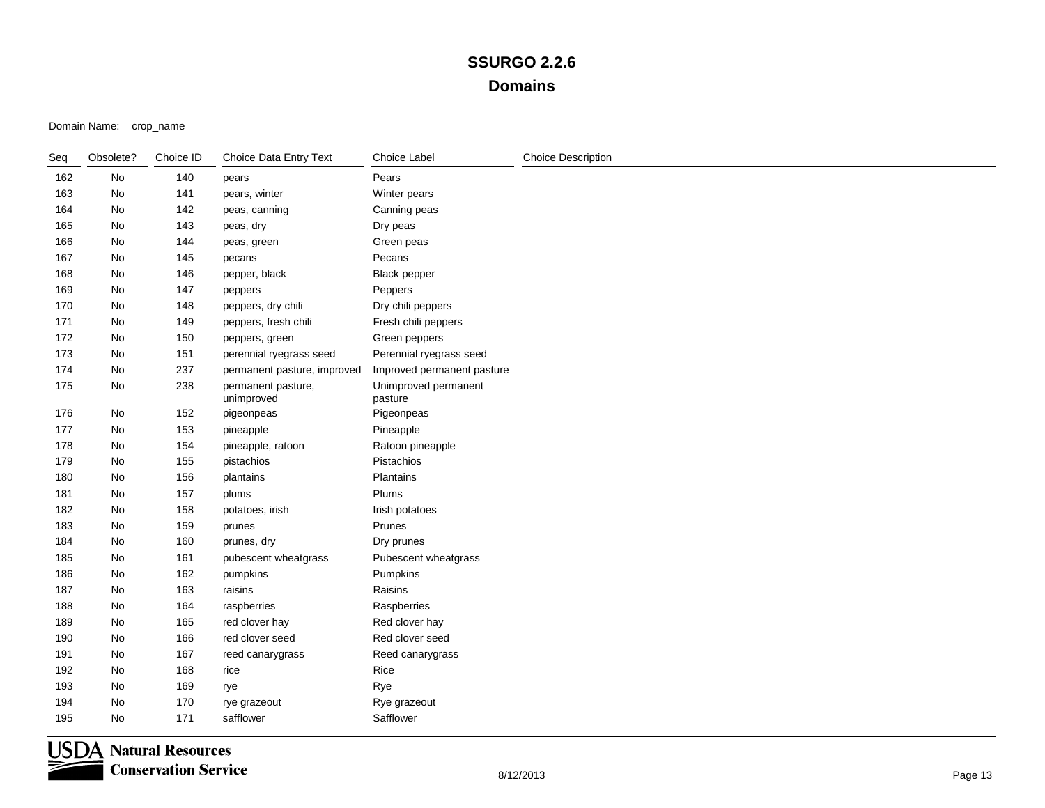# SSURGO 2.2.6

## Domains

Domain Name: crop_name

| Seq | Obsolete? | Choice ID | Choice Data Entry Text | Choice Label | Choice Description |
|---|---|---|---|---|---|
| 162 | No | 140 | pears | Pears | |
| 163 | No | 141 | pears, winter | Winter pears | |
| 164 | No | 142 | peas, canning | Canning peas | |
| 165 | No | 143 | peas, dry | Dry peas | |
| 166 | No | 144 | peas, green | Green peas | |
| 167 | No | 145 | pecans | Pecans | |
| 168 | No | 146 | pepper, black | Black pepper | |
| 169 | No | 147 | peppers | Peppers | |
| 170 | No | 148 | peppers, dry chili | Dry chili peppers | |
| 171 | No | 149 | peppers, fresh chili | Fresh chili peppers | |
| 172 | No | 150 | peppers, green | Green peppers | |
| 173 | No | 151 | perennial ryegrass seed | Perennial ryegrass seed | |
| 174 | No | 237 | permanent pasture, improved | Improved permanent pasture | |
| 175 | No | 238 | permanent pasture, unimproved | Unimproved permanent pasture | |
| 176 | No | 152 | pigeonpeas | Pigeonpeas | |
| 177 | No | 153 | pineapple | Pineapple | |
| 178 | No | 154 | pineapple, ratoon | Ratoon pineapple | |
| 179 | No | 155 | pistachios | Pistachios | |
| 180 | No | 156 | plantains | Plantains | |
| 181 | No | 157 | plums | Plums | |
| 182 | No | 158 | potatoes, irish | Irish potatoes | |
| 183 | No | 159 | prunes | Prunes | |
| 184 | No | 160 | prunes, dry | Dry prunes | |
| 185 | No | 161 | pubescent wheatgrass | Pubescent wheatgrass | |
| 186 | No | 162 | pumpkins | Pumpkins | |
| 187 | No | 163 | raisins | Raisins | |
| 188 | No | 164 | raspberries | Raspberries | |
| 189 | No | 165 | red clover hay | Red clover hay | |
| 190 | No | 166 | red clover seed | Red clover seed | |
| 191 | No | 167 | reed canarygrass | Reed canarygrass | |
| 192 | No | 168 | rice | Rice | |
| 193 | No | 169 | rye | Rye | |
| 194 | No | 170 | rye grazeout | Rye grazeout | |
| 195 | No | 171 | safflower | Safflower | |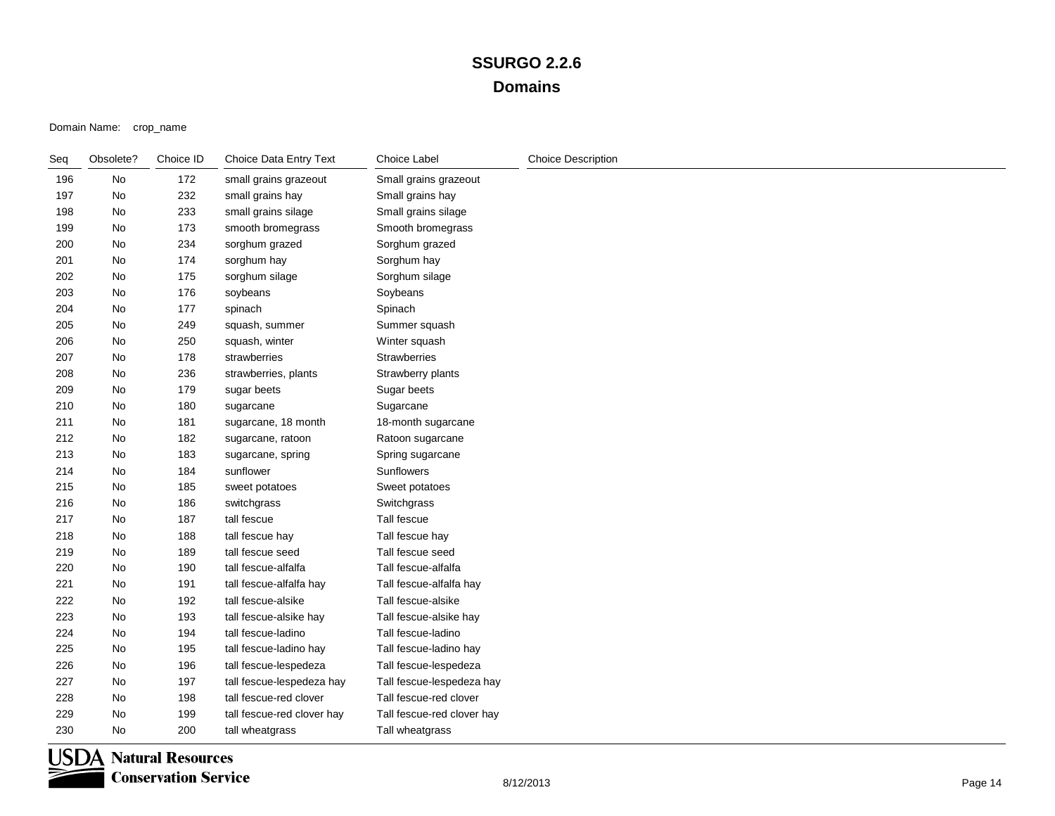# SSURGO 2.2.6
## Domains

Domain Name: crop_name

| Seq | Obsolete? | Choice ID | Choice Data Entry Text | Choice Label | Choice Description |
|---|---|---|---|---|---|
| 196 | No | 172 | small grains grazeout | Small grains grazeout | |
| 197 | No | 232 | small grains hay | Small grains hay | |
| 198 | No | 233 | small grains silage | Small grains silage | |
| 199 | No | 173 | smooth bromegrass | Smooth bromegrass | |
| 200 | No | 234 | sorghum grazed | Sorghum grazed | |
| 201 | No | 174 | sorghum hay | Sorghum hay | |
| 202 | No | 175 | sorghum silage | Sorghum silage | |
| 203 | No | 176 | soybeans | Soybeans | |
| 204 | No | 177 | spinach | Spinach | |
| 205 | No | 249 | squash, summer | Summer squash | |
| 206 | No | 250 | squash, winter | Winter squash | |
| 207 | No | 178 | strawberries | Strawberries | |
| 208 | No | 236 | strawberries, plants | Strawberry plants | |
| 209 | No | 179 | sugar beets | Sugar beets | |
| 210 | No | 180 | sugarcane | Sugarcane | |
| 211 | No | 181 | sugarcane, 18 month | 18-month sugarcane | |
| 212 | No | 182 | sugarcane, ratoon | Ratoon sugarcane | |
| 213 | No | 183 | sugarcane, spring | Spring sugarcane | |
| 214 | No | 184 | sunflower | Sunflowers | |
| 215 | No | 185 | sweet potatoes | Sweet potatoes | |
| 216 | No | 186 | switchgrass | Switchgrass | |
| 217 | No | 187 | tall fescue | Tall fescue | |
| 218 | No | 188 | tall fescue hay | Tall fescue hay | |
| 219 | No | 189 | tall fescue seed | Tall fescue seed | |
| 220 | No | 190 | tall fescue-alfalfa | Tall fescue-alfalfa | |
| 221 | No | 191 | tall fescue-alfalfa hay | Tall fescue-alfalfa hay | |
| 222 | No | 192 | tall fescue-alsike | Tall fescue-alsike | |
| 223 | No | 193 | tall fescue-alsike hay | Tall fescue-alsike hay | |
| 224 | No | 194 | tall fescue-ladino | Tall fescue-ladino | |
| 225 | No | 195 | tall fescue-ladino hay | Tall fescue-ladino hay | |
| 226 | No | 196 | tall fescue-lespedeza | Tall fescue-lespedeza | |
| 227 | No | 197 | tall fescue-lespedeza hay | Tall fescue-lespedeza hay | |
| 228 | No | 198 | tall fescue-red clover | Tall fescue-red clover | |
| 229 | No | 199 | tall fescue-red clover hay | Tall fescue-red clover hay | |
| 230 | No | 200 | tall wheatgrass | Tall wheatgrass | |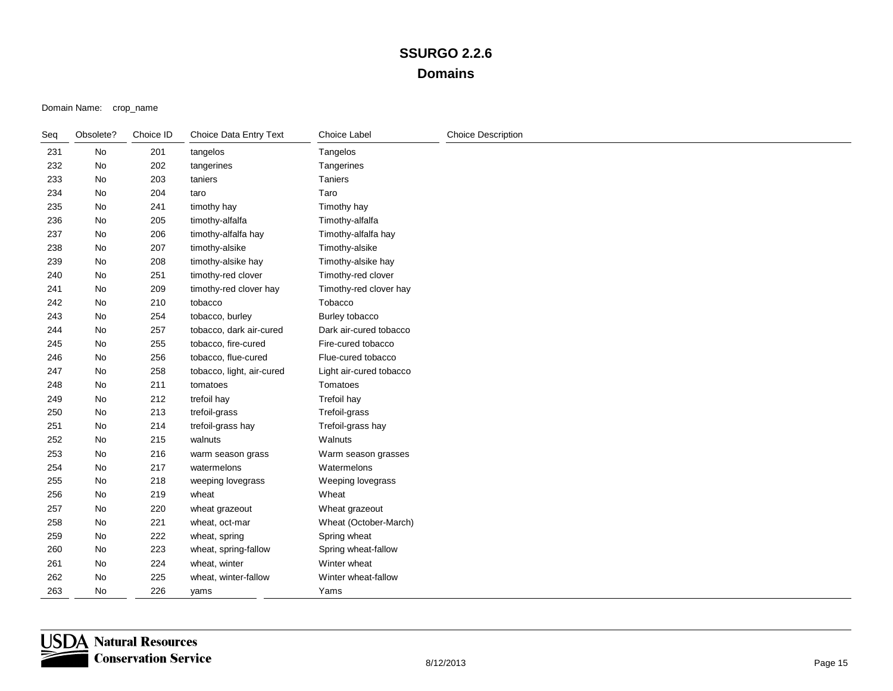# SSURGO 2.2.6

## Domains

Domain Name: crop_name

| Seq | Obsolete? | Choice ID | Choice Data Entry Text | Choice Label | Choice Description |
|---|---|---|---|---|---|
| 231 | No | 201 | tangelos | Tangelos | |
| 232 | No | 202 | tangerines | Tangerines | |
| 233 | No | 203 | taniers | Taniers | |
| 234 | No | 204 | taro | Taro | |
| 235 | No | 241 | timothy hay | Timothy hay | |
| 236 | No | 205 | timothy-alfalfa | Timothy-alfalfa | |
| 237 | No | 206 | timothy-alfalfa hay | Timothy-alfalfa hay | |
| 238 | No | 207 | timothy-alsike | Timothy-alsike | |
| 239 | No | 208 | timothy-alsike hay | Timothy-alsike hay | |
| 240 | No | 251 | timothy-red clover | Timothy-red clover | |
| 241 | No | 209 | timothy-red clover hay | Timothy-red clover hay | |
| 242 | No | 210 | tobacco | Tobacco | |
| 243 | No | 254 | tobacco, burley | Burley tobacco | |
| 244 | No | 257 | tobacco, dark air-cured | Dark air-cured tobacco | |
| 245 | No | 255 | tobacco, fire-cured | Fire-cured tobacco | |
| 246 | No | 256 | tobacco, flue-cured | Flue-cured tobacco | |
| 247 | No | 258 | tobacco, light, air-cured | Light air-cured tobacco | |
| 248 | No | 211 | tomatoes | Tomatoes | |
| 249 | No | 212 | trefoil hay | Trefoil hay | |
| 250 | No | 213 | trefoil-grass | Trefoil-grass | |
| 251 | No | 214 | trefoil-grass hay | Trefoil-grass hay | |
| 252 | No | 215 | walnuts | Walnuts | |
| 253 | No | 216 | warm season grass | Warm season grasses | |
| 254 | No | 217 | watermelons | Watermelons | |
| 255 | No | 218 | weeping lovegrass | Weeping lovegrass | |
| 256 | No | 219 | wheat | Wheat | |
| 257 | No | 220 | wheat grazeout | Wheat grazeout | |
| 258 | No | 221 | wheat, oct-mar | Wheat (October-March) | |
| 259 | No | 222 | wheat, spring | Spring wheat | |
| 260 | No | 223 | wheat, spring-fallow | Spring wheat-fallow | |
| 261 | No | 224 | wheat, winter | Winter wheat | |
| 262 | No | 225 | wheat, winter-fallow | Winter wheat-fallow | |
| 263 | No | 226 | yams | Yams | |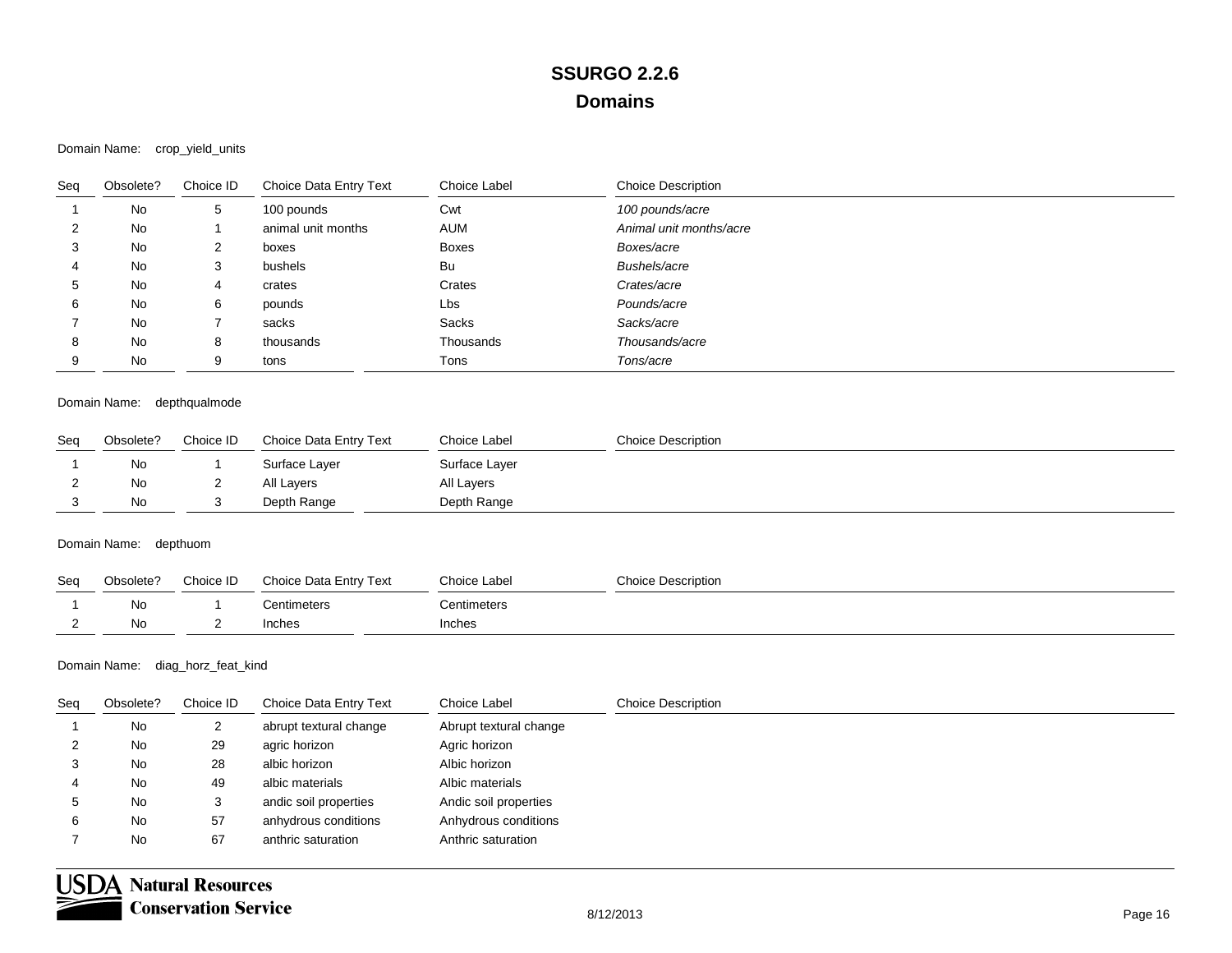# SSURGO 2.2.6

## Domains

Domain Name: crop_yield_units

| Seq | Obsolete? | Choice ID | Choice Data Entry Text | Choice Label | Choice Description |
|---|---|---|---|---|---|
| 1 | No | 5 | 100 pounds | Cwt | *100 pounds/acre* |
| 2 | No | 1 | animal unit months | AUM | *Animal unit months/acre* |
| 3 | No | 2 | boxes | Boxes | *Boxes/acre* |
| 4 | No | 3 | bushels | Bu | *Bushels/acre* |
| 5 | No | 4 | crates | Crates | *Crates/acre* |
| 6 | No | 6 | pounds | Lbs | *Pounds/acre* |
| 7 | No | 7 | sacks | Sacks | *Sacks/acre* |
| 8 | No | 8 | thousands | Thousands | *Thousands/acre* |
| 9 | No | 9 | tons | Tons | *Tons/acre* |

Domain Name: depthqualmode

| Seq | Obsolete? | Choice ID | Choice Data Entry Text | Choice Label | Choice Description |
|---|---|---|---|---|---|
| 1 | No | 1 | Surface Layer | Surface Layer | |
| 2 | No | 2 | All Layers | All Layers | |
| 3 | No | 3 | Depth Range | Depth Range | |

Domain Name: depthuom

| Seq | Obsolete? | Choice ID | Choice Data Entry Text | Choice Label | Choice Description |
|---|---|---|---|---|---|
| 1 | No | 1 | Centimeters | Centimeters | |
| 2 | No | 2 | Inches | Inches | |

Domain Name: diag_horz_feat_kind

| Seq | Obsolete? | Choice ID | Choice Data Entry Text | Choice Label | Choice Description |
|---|---|---|---|---|---|
| 1 | No | 2 | abrupt textural change | Abrupt textural change | |
| 2 | No | 29 | agric horizon | Agric horizon | |
| 3 | No | 28 | albic horizon | Albic horizon | |
| 4 | No | 49 | albic materials | Albic materials | |
| 5 | No | 3 | andic soil properties | Andic soil properties | |
| 6 | No | 57 | anhydrous conditions | Anhydrous conditions | |
| 7 | No | 67 | anthric saturation | Anthric saturation | |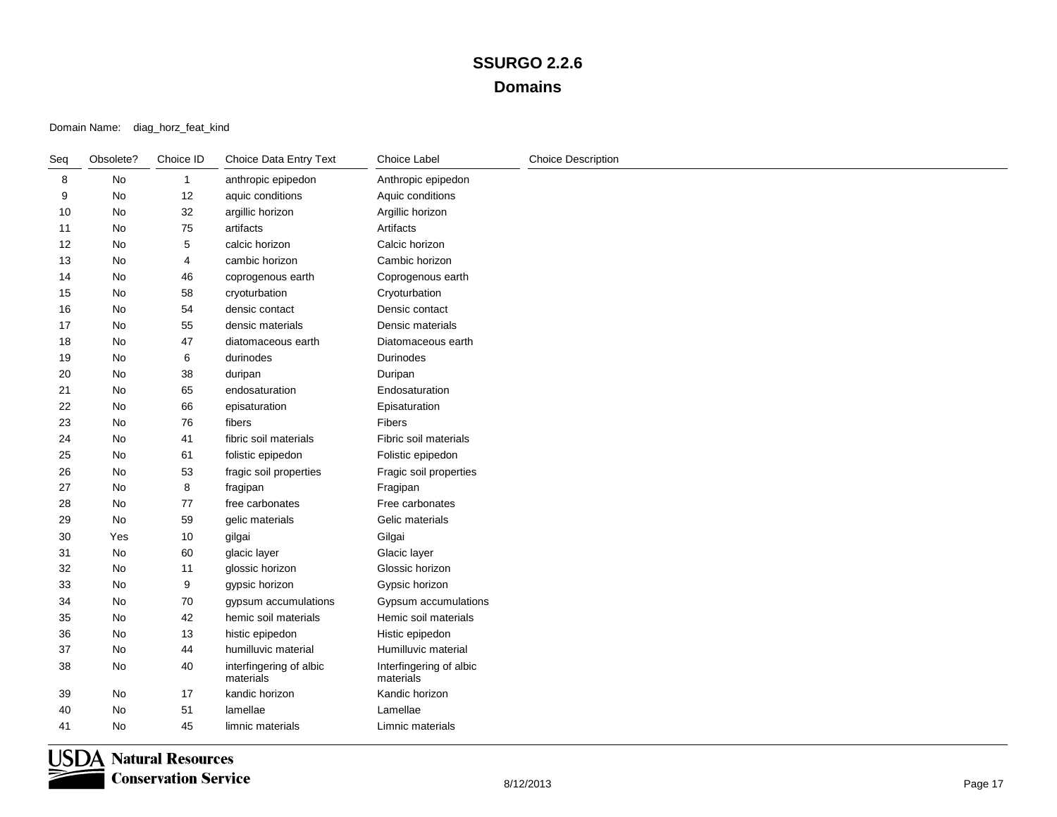# SSURGO 2.2.6

## Domains

Domain Name: diag_horz_feat_kind

| Seq | Obsolete? | Choice ID | Choice Data Entry Text | Choice Label | Choice Description |
|---|---|---|---|---|---|
| 8 | No | 1 | anthropic epipedon | Anthropic epipedon | |
| 9 | No | 12 | aquic conditions | Aquic conditions | |
| 10 | No | 32 | argillic horizon | Argillic horizon | |
| 11 | No | 75 | artifacts | Artifacts | |
| 12 | No | 5 | calcic horizon | Calcic horizon | |
| 13 | No | 4 | cambic horizon | Cambic horizon | |
| 14 | No | 46 | coprogenous earth | Coprogenous earth | |
| 15 | No | 58 | cryoturbation | Cryoturbation | |
| 16 | No | 54 | densic contact | Densic contact | |
| 17 | No | 55 | densic materials | Densic materials | |
| 18 | No | 47 | diatomaceous earth | Diatomaceous earth | |
| 19 | No | 6 | durinodes | Durinodes | |
| 20 | No | 38 | duripan | Duripan | |
| 21 | No | 65 | endosaturation | Endosaturation | |
| 22 | No | 66 | episaturation | Episaturation | |
| 23 | No | 76 | fibers | Fibers | |
| 24 | No | 41 | fibric soil materials | Fibric soil materials | |
| 25 | No | 61 | folistic epipedon | Folistic epipedon | |
| 26 | No | 53 | fragic soil properties | Fragic soil properties | |
| 27 | No | 8 | fragipan | Fragipan | |
| 28 | No | 77 | free carbonates | Free carbonates | |
| 29 | No | 59 | gelic materials | Gelic materials | |
| 30 | Yes | 10 | gilgai | Gilgai | |
| 31 | No | 60 | glacic layer | Glacic layer | |
| 32 | No | 11 | glossic horizon | Glossic horizon | |
| 33 | No | 9 | gypsic horizon | Gypsic horizon | |
| 34 | No | 70 | gypsum accumulations | Gypsum accumulations | |
| 35 | No | 42 | hemic soil materials | Hemic soil materials | |
| 36 | No | 13 | histic epipedon | Histic epipedon | |
| 37 | No | 44 | humilluvic material | Humilluvic material | |
| 38 | No | 40 | interfingering of albic materials | Interfingering of albic materials | |
| 39 | No | 17 | kandic horizon | Kandic horizon | |
| 40 | No | 51 | lamellae | Lamellae | |
| 41 | No | 45 | limnic materials | Limnic materials | |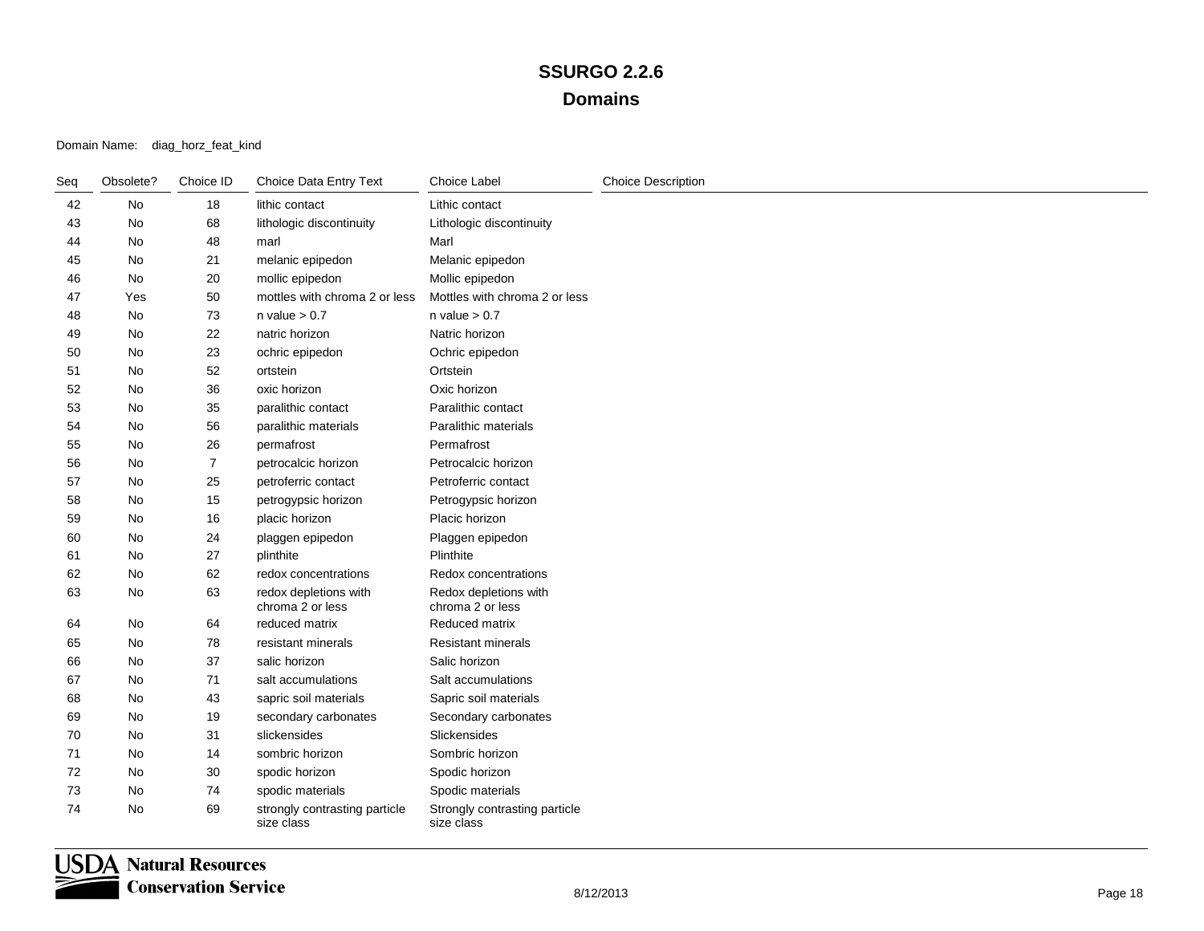# SSURGO 2.2.6

## Domains

Domain Name: diag_horz_feat_kind

| Seq | Obsolete? | Choice ID | Choice Data Entry Text | Choice Label | Choice Description |
|---|---|---|---|---|---|
| 42 | No | 18 | lithic contact | Lithic contact | |
| 43 | No | 68 | lithologic discontinuity | Lithologic discontinuity | |
| 44 | No | 48 | marl | Marl | |
| 45 | No | 21 | melanic epipedon | Melanic epipedon | |
| 46 | No | 20 | mollic epipedon | Mollic epipedon | |
| 47 | Yes | 50 | mottles with chroma 2 or less | Mottles with chroma 2 or less | |
| 48 | No | 73 | n value > 0.7 | n value > 0.7 | |
| 49 | No | 22 | natric horizon | Natric horizon | |
| 50 | No | 23 | ochric epipedon | Ochric epipedon | |
| 51 | No | 52 | ortstein | Ortstein | |
| 52 | No | 36 | oxic horizon | Oxic horizon | |
| 53 | No | 35 | paralithic contact | Paralithic contact | |
| 54 | No | 56 | paralithic materials | Paralithic materials | |
| 55 | No | 26 | permafrost | Permafrost | |
| 56 | No | 7 | petrocalcic horizon | Petrocalcic horizon | |
| 57 | No | 25 | petroferric contact | Petroferric contact | |
| 58 | No | 15 | petrogypsic horizon | Petrogypsic horizon | |
| 59 | No | 16 | placic horizon | Placic horizon | |
| 60 | No | 24 | plaggen epipedon | Plaggen epipedon | |
| 61 | No | 27 | plinthite | Plinthite | |
| 62 | No | 62 | redox concentrations | Redox concentrations | |
| 63 | No | 63 | redox depletions with chroma 2 or less | Redox depletions with chroma 2 or less | |
| 64 | No | 64 | reduced matrix | Reduced matrix | |
| 65 | No | 78 | resistant minerals | Resistant minerals | |
| 66 | No | 37 | salic horizon | Salic horizon | |
| 67 | No | 71 | salt accumulations | Salt accumulations | |
| 68 | No | 43 | sapric soil materials | Sapric soil materials | |
| 69 | No | 19 | secondary carbonates | Secondary carbonates | |
| 70 | No | 31 | slickensides | Slickensides | |
| 71 | No | 14 | sombric horizon | Sombric horizon | |
| 72 | No | 30 | spodic horizon | Spodic horizon | |
| 73 | No | 74 | spodic materials | Spodic materials | |
| 74 | No | 69 | strongly contrasting particle size class | Strongly contrasting particle size class | |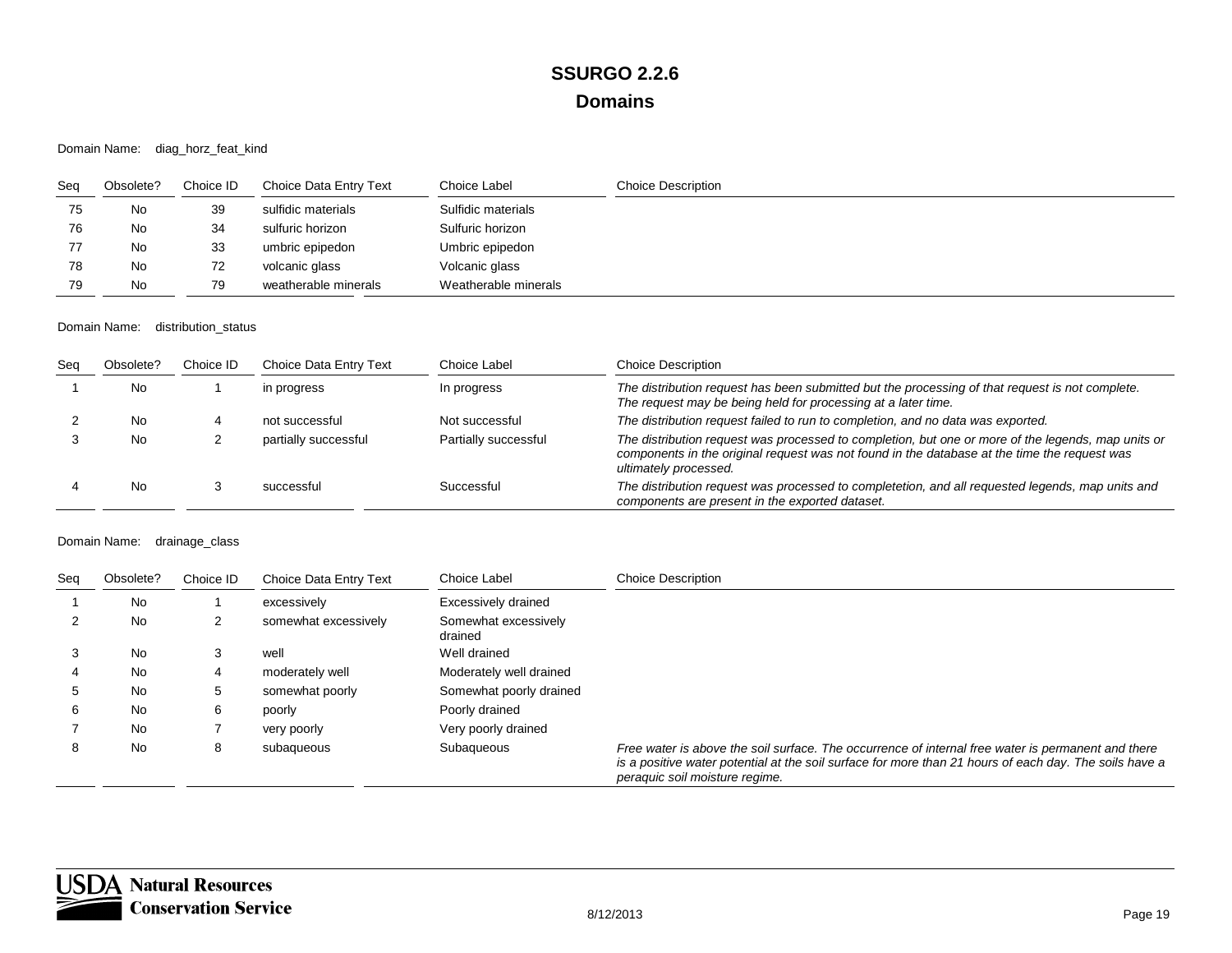# SSURGO 2.2.6

## Domains

Domain Name: diag_horz_feat_kind

| Seq | Obsolete? | Choice ID | Choice Data Entry Text | Choice Label | Choice Description |
|---|---|---|---|---|---|
| 75 | No | 39 | sulfidic materials | Sulfidic materials | |
| 76 | No | 34 | sulfuric horizon | Sulfuric horizon | |
| 77 | No | 33 | umbric epipedon | Umbric epipedon | |
| 78 | No | 72 | volcanic glass | Volcanic glass | |
| 79 | No | 79 | weatherable minerals | Weatherable minerals | |

Domain Name: distribution_status

| Seq | Obsolete? | Choice ID | Choice Data Entry Text | Choice Label | Choice Description |
|---|---|---|---|---|---|
| 1 | No | 1 | in progress | In progress | *The distribution request has been submitted but the processing of that request is not complete. The request may be being held for processing at a later time.* |
| 2 | No | 4 | not successful | Not successful | *The distribution request failed to run to completion, and no data was exported.* |
| 3 | No | 2 | partially successful | Partially successful | *The distribution request was processed to completion, but one or more of the legends, map units or components in the original request was not found in the database at the time the request was ultimately processed.* |
| 4 | No | 3 | successful | Successful | *The distribution request was processed to completetion, and all requested legends, map units and components are present in the exported dataset.* |

Domain Name: drainage_class

| Seq | Obsolete? | Choice ID | Choice Data Entry Text | Choice Label | Choice Description |
|---|---|---|---|---|---|
| 1 | No | 1 | excessively | Excessively drained | |
| 2 | No | 2 | somewhat excessively | Somewhat excessively drained | |
| 3 | No | 3 | well | Well drained | |
| 4 | No | 4 | moderately well | Moderately well drained | |
| 5 | No | 5 | somewhat poorly | Somewhat poorly drained | |
| 6 | No | 6 | poorly | Poorly drained | |
| 7 | No | 7 | very poorly | Very poorly drained | |
| 8 | No | 8 | subaqueous | Subaqueous | *Free water is above the soil surface. The occurrence of internal free water is permanent and there is a positive water potential at the soil surface for more than 21 hours of each day. The soils have a peraquic soil moisture regime.* |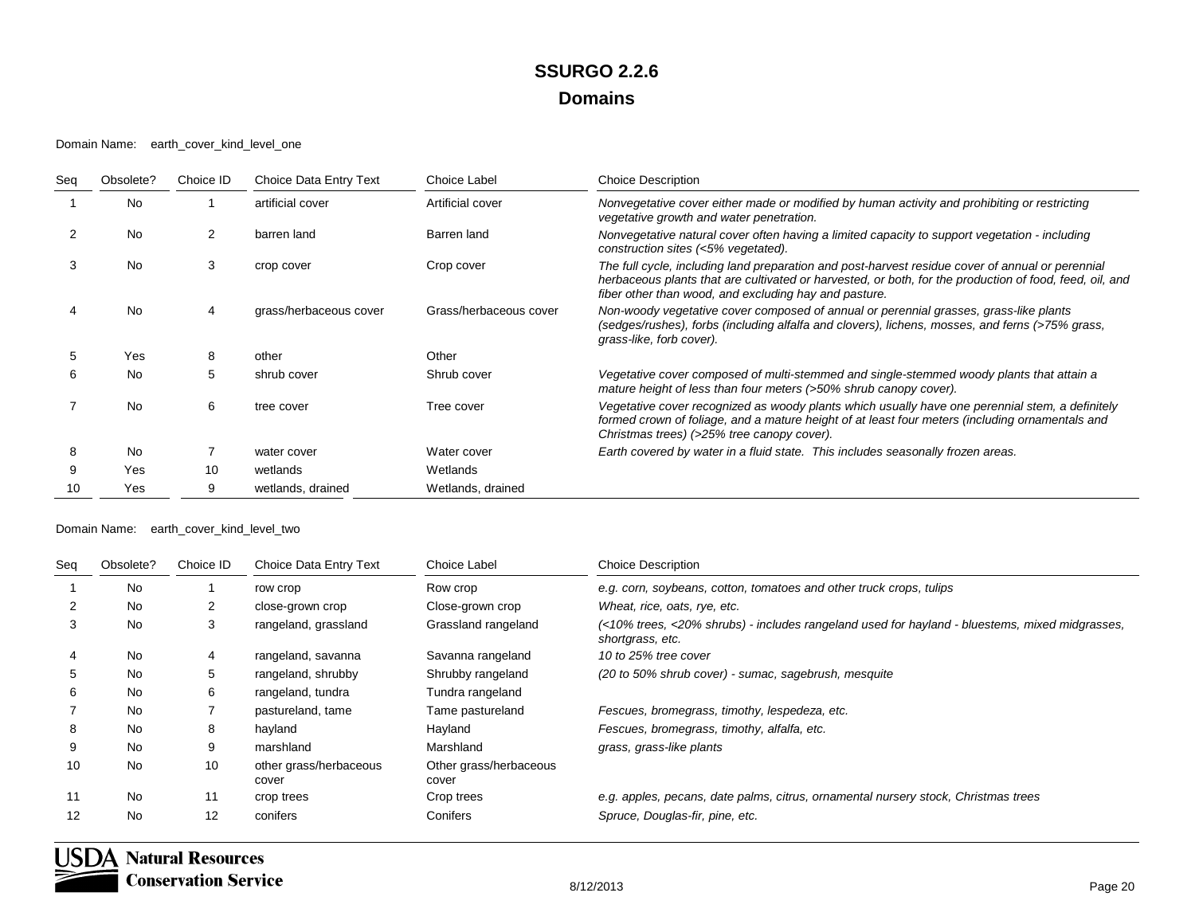# SSURGO 2.2.6

## Domains

Domain Name: earth_cover_kind_level_one

| Seq | Obsolete? | Choice ID | Choice Data Entry Text | Choice Label | Choice Description |
| --- | --- | --- | --- | --- | --- |
| 1 | No | 1 | artificial cover | Artificial cover | *Nonvegetative cover either made or modified by human activity and prohibiting or restricting vegetative growth and water penetration.* |
| 2 | No | 2 | barren land | Barren land | *Nonvegetative natural cover often having a limited capacity to support vegetation - including construction sites (<5% vegetated).* |
| 3 | No | 3 | crop cover | Crop cover | *The full cycle, including land preparation and post-harvest residue cover of annual or perennial herbaceous plants that are cultivated or harvested, or both, for the production of food, feed, oil, and fiber other than wood, and excluding hay and pasture.* |
| 4 | No | 4 | grass/herbaceous cover | Grass/herbaceous cover | *Non-woody vegetative cover composed of annual or perennial grasses, grass-like plants (sedges/rushes), forbs (including alfalfa and clovers), lichens, mosses, and ferns (>75% grass, grass-like, forb cover).* |
| 5 | Yes | 8 | other | Other | |
| 6 | No | 5 | shrub cover | Shrub cover | *Vegetative cover composed of multi-stemmed and single-stemmed woody plants that attain a mature height of less than four meters (>50% shrub canopy cover).* |
| 7 | No | 6 | tree cover | Tree cover | *Vegetative cover recognized as woody plants which usually have one perennial stem, a definitely formed crown of foliage, and a mature height of at least four meters (including ornamentals and Christmas trees) (>25% tree canopy cover).* |
| 8 | No | 7 | water cover | Water cover | *Earth covered by water in a fluid state. This includes seasonally frozen areas.* |
| 9 | Yes | 10 | wetlands | Wetlands | |
| 10 | Yes | 9 | wetlands, drained | Wetlands, drained | |

Domain Name: earth_cover_kind_level_two

| Seq | Obsolete? | Choice ID | Choice Data Entry Text | Choice Label | Choice Description |
| --- | --- | --- | --- | --- | --- |
| 1 | No | 1 | row crop | Row crop | *e.g. corn, soybeans, cotton, tomatoes and other truck crops, tulips* |
| 2 | No | 2 | close-grown crop | Close-grown crop | *Wheat, rice, oats, rye, etc.* |
| 3 | No | 3 | rangeland, grassland | Grassland rangeland | *(<10% trees, <20% shrubs) - includes rangeland used for hayland - bluestems, mixed midgrasses, shortgrass, etc.* |
| 4 | No | 4 | rangeland, savanna | Savanna rangeland | *10 to 25% tree cover* |
| 5 | No | 5 | rangeland, shrubby | Shrubby rangeland | *(20 to 50% shrub cover) - sumac, sagebrush, mesquite* |
| 6 | No | 6 | rangeland, tundra | Tundra rangeland | |
| 7 | No | 7 | pastureland, tame | Tame pastureland | *Fescues, bromegrass, timothy, lespedeza, etc.* |
| 8 | No | 8 | hayland | Hayland | *Fescues, bromegrass, timothy, alfalfa, etc.* |
| 9 | No | 9 | marshland | Marshland | *grass, grass-like plants* |
| 10 | No | 10 | other grass/herbaceous cover | Other grass/herbaceous cover | |
| 11 | No | 11 | crop trees | Crop trees | *e.g. apples, pecans, date palms, citrus, ornamental nursery stock, Christmas trees* |
| 12 | No | 12 | conifers | Conifers | *Spruce, Douglas-fir, pine, etc.* |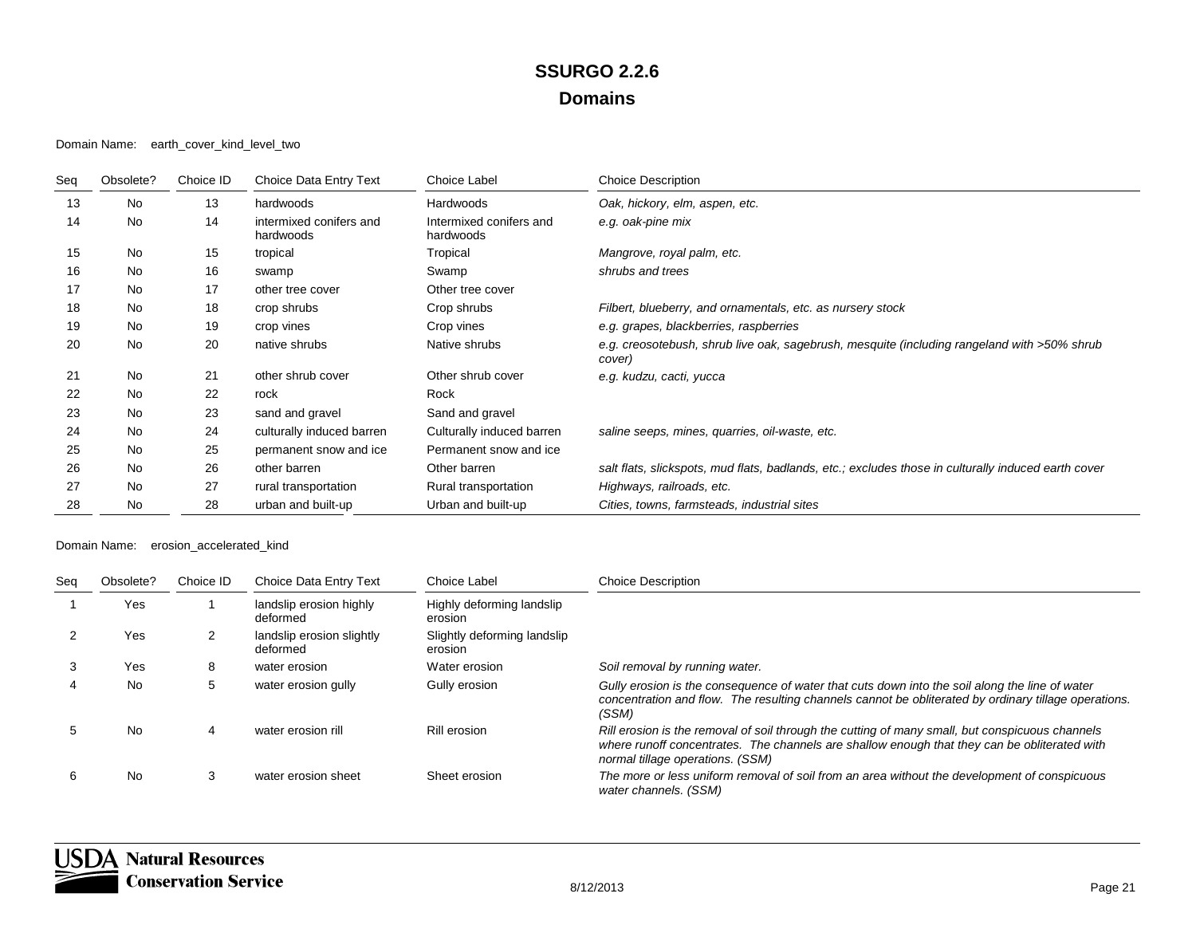# SSURGO 2.2.6

## Domains

Domain Name: earth_cover_kind_level_two

| Seq | Obsolete? | Choice ID | Choice Data Entry Text | Choice Label | Choice Description |
|---|---|---|---|---|---|
| 13 | No | 13 | hardwoods | Hardwoods | *Oak, hickory, elm, aspen, etc.* |
| 14 | No | 14 | intermixed conifers and hardwoods | Intermixed conifers and hardwoods | *e.g. oak-pine mix* |
| 15 | No | 15 | tropical | Tropical | *Mangrove, royal palm, etc.* |
| 16 | No | 16 | swamp | Swamp | *shrubs and trees* |
| 17 | No | 17 | other tree cover | Other tree cover | |
| 18 | No | 18 | crop shrubs | Crop shrubs | *Filbert, blueberry, and ornamentals, etc. as nursery stock* |
| 19 | No | 19 | crop vines | Crop vines | *e.g. grapes, blackberries, raspberries* |
| 20 | No | 20 | native shrubs | Native shrubs | *e.g. creosotebush, shrub live oak, sagebrush, mesquite (including rangeland with >50% shrub cover)* |
| 21 | No | 21 | other shrub cover | Other shrub cover | *e.g. kudzu, cacti, yucca* |
| 22 | No | 22 | rock | Rock | |
| 23 | No | 23 | sand and gravel | Sand and gravel | |
| 24 | No | 24 | culturally induced barren | Culturally induced barren | *saline seeps, mines, quarries, oil-waste, etc.* |
| 25 | No | 25 | permanent snow and ice | Permanent snow and ice | |
| 26 | No | 26 | other barren | Other barren | *salt flats, slickspots, mud flats, badlands, etc.; excludes those in culturally induced earth cover* |
| 27 | No | 27 | rural transportation | Rural transportation | *Highways, railroads, etc.* |
| 28 | No | 28 | urban and built-up | Urban and built-up | *Cities, towns, farmsteads, industrial sites* |

Domain Name: erosion_accelerated_kind

| Seq | Obsolete? | Choice ID | Choice Data Entry Text | Choice Label | Choice Description |
|---|---|---|---|---|---|
| 1 | Yes | 1 | landslip erosion highly deformed | Highly deforming landslip erosion | |
| 2 | Yes | 2 | landslip erosion slightly deformed | Slightly deforming landslip erosion | |
| 3 | Yes | 8 | water erosion | Water erosion | *Soil removal by running water.* |
| 4 | No | 5 | water erosion gully | Gully erosion | *Gully erosion is the consequence of water that cuts down into the soil along the line of water concentration and flow. The resulting channels cannot be obliterated by ordinary tillage operations. (SSM)* |
| 5 | No | 4 | water erosion rill | Rill erosion | *Rill erosion is the removal of soil through the cutting of many small, but conspicuous channels where runoff concentrates. The channels are shallow enough that they can be obliterated with normal tillage operations. (SSM)* |
| 6 | No | 3 | water erosion sheet | Sheet erosion | *The more or less uniform removal of soil from an area without the development of conspicuous water channels. (SSM)* |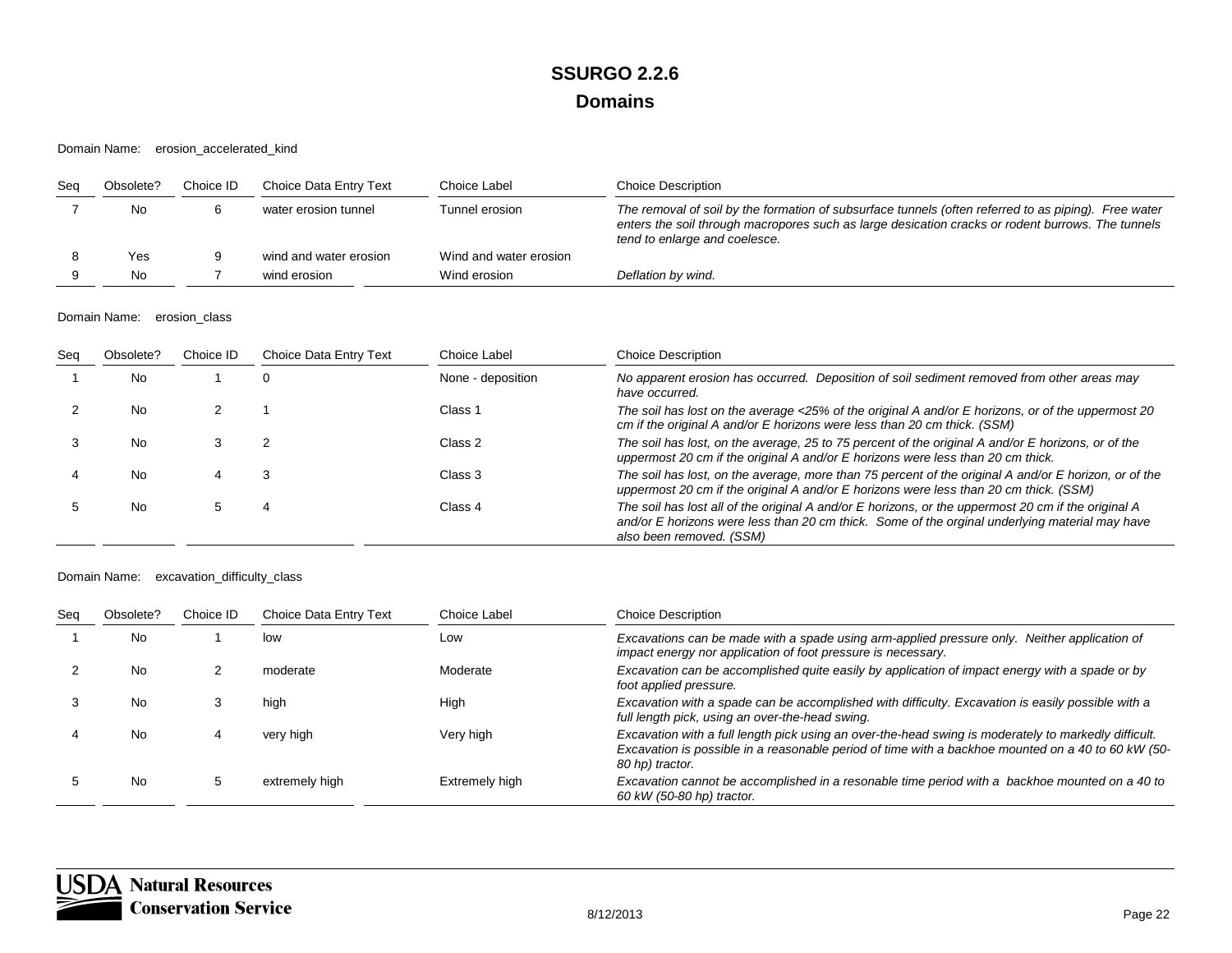# SSURGO 2.2.6

## Domains

Domain Name: erosion_accelerated_kind

| Seq | Obsolete? | Choice ID | Choice Data Entry Text | Choice Label | Choice Description |
|---|---|---|---|---|---|
| 7 | No | 6 | water erosion tunnel | Tunnel erosion | *The removal of soil by the formation of subsurface tunnels (often referred to as piping). Free water enters the soil through macropores such as large desication cracks or rodent burrows. The tunnels tend to enlarge and coelesce.* |
| 8 | Yes | 9 | wind and water erosion | Wind and water erosion | |
| 9 | No | 7 | wind erosion | Wind erosion | *Deflation by wind.* |

Domain Name: erosion_class

| Seq | Obsolete? | Choice ID | Choice Data Entry Text | Choice Label | Choice Description |
|---|---|---|---|---|---|
| 1 | No | 1 | 0 | None - deposition | *No apparent erosion has occurred. Deposition of soil sediment removed from other areas may have occurred.* |
| 2 | No | 2 | 1 | Class 1 | *The soil has lost on the average <25% of the original A and/or E horizons, or of the uppermost 20 cm if the original A and/or E horizons were less than 20 cm thick. (SSM)* |
| 3 | No | 3 | 2 | Class 2 | *The soil has lost, on the average, 25 to 75 percent of the original A and/or E horizons, or of the uppermost 20 cm if the original A and/or E horizons were less than 20 cm thick.* |
| 4 | No | 4 | 3 | Class 3 | *The soil has lost, on the average, more than 75 percent of the original A and/or E horizon, or of the uppermost 20 cm if the original A and/or E horizons were less than 20 cm thick. (SSM)* |
| 5 | No | 5 | 4 | Class 4 | *The soil has lost all of the original A and/or E horizons, or the uppermost 20 cm if the original A and/or E horizons were less than 20 cm thick. Some of the orginal underlying material may have also been removed. (SSM)* |

Domain Name: excavation_difficulty_class

| Seq | Obsolete? | Choice ID | Choice Data Entry Text | Choice Label | Choice Description |
|---|---|---|---|---|---|
| 1 | No | 1 | low | Low | *Excavations can be made with a spade using arm-applied pressure only. Neither application of impact energy nor application of foot pressure is necessary.* |
| 2 | No | 2 | moderate | Moderate | *Excavation can be accomplished quite easily by application of impact energy with a spade or by foot applied pressure.* |
| 3 | No | 3 | high | High | *Excavation with a spade can be accomplished with difficulty. Excavation is easily possible with a full length pick, using an over-the-head swing.* |
| 4 | No | 4 | very high | Very high | *Excavation with a full length pick using an over-the-head swing is moderately to markedly difficult. Excavation is possible in a reasonable period of time with a backhoe mounted on a 40 to 60 kW (50-80 hp) tractor.* |
| 5 | No | 5 | extremely high | Extremely high | *Excavation cannot be accomplished in a resonable time period with a backhoe mounted on a 40 to 60 kW (50-80 hp) tractor.* |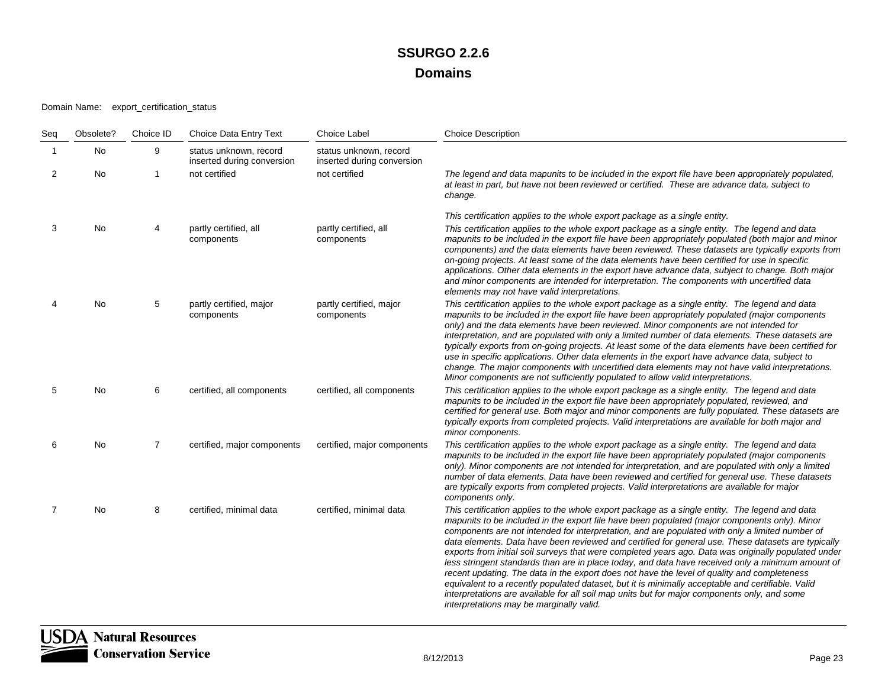# SSURGO 2.2.6
## Domains

Domain Name: export_certification_status

| Seq | Obsolete? | Choice ID | Choice Data Entry Text | Choice Label | Choice Description |
|---|---|---|---|---|---|
| 1 | No | 9 | status unknown, record inserted during conversion | status unknown, record inserted during conversion | |
| 2 | No | 1 | not certified | not certified | *The legend and data mapunits to be included in the export file have been appropriately populated, at least in part, but have not been reviewed or certified. These are advance data, subject to change.<br><br>This certification applies to the whole export package as a single entity.* |
| 3 | No | 4 | partly certified, all components | partly certified, all components | *This certification applies to the whole export package as a single entity. The legend and data mapunits to be included in the export file have been appropriately populated (both major and minor components) and the data elements have been reviewed. These datasets are typically exports from on-going projects. At least some of the data elements have been certified for use in specific applications. Other data elements in the export have advance data, subject to change. Both major and minor components are intended for interpretation. The components with uncertified data elements may not have valid interpretations.* |
| 4 | No | 5 | partly certified, major components | partly certified, major components | *This certification applies to the whole export package as a single entity. The legend and data mapunits to be included in the export file have been appropriately populated (major components only) and the data elements have been reviewed. Minor components are not intended for interpretation, and are populated with only a limited number of data elements. These datasets are typically exports from on-going projects. At least some of the data elements have been certified for use in specific applications. Other data elements in the export have advance data, subject to change. The major components with uncertified data elements may not have valid interpretations. Minor components are not sufficiently populated to allow valid interpretations.* |
| 5 | No | 6 | certified, all components | certified, all components | *This certification applies to the whole export package as a single entity. The legend and data mapunits to be included in the export file have been appropriately populated, reviewed, and certified for general use. Both major and minor components are fully populated. These datasets are typically exports from completed projects. Valid interpretations are available for both major and minor components.* |
| 6 | No | 7 | certified, major components | certified, major components | *This certification applies to the whole export package as a single entity. The legend and data mapunits to be included in the export file have been appropriately populated (major components only). Minor components are not intended for interpretation, and are populated with only a limited number of data elements. Data have been reviewed and certified for general use. These datasets are typically exports from completed projects. Valid interpretations are available for major components only.* |
| 7 | No | 8 | certified, minimal data | certified, minimal data | *This certification applies to the whole export package as a single entity. The legend and data mapunits to be included in the export file have been populated (major components only). Minor components are not intended for interpretation, and are populated with only a limited number of data elements. Data have been reviewed and certified for general use. These datasets are typically exports from initial soil surveys that were completed years ago. Data was originally populated under less stringent standards than are in place today, and data have received only a minimum amount of recent updating. The data in the export does not have the level of quality and completeness equivalent to a recently populated dataset, but it is minimally acceptable and certifiable. Valid interpretations are available for all soil map units but for major components only, and some interpretations may be marginally valid.* |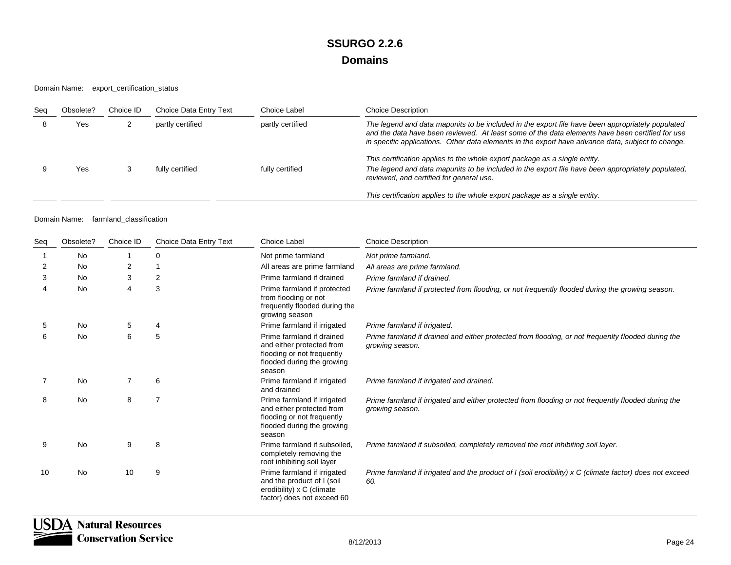# SSURGO 2.2.6

## Domains

Domain Name: export_certification_status

| Seq | Obsolete? | Choice ID | Choice Data Entry Text | Choice Label | Choice Description |
|---|---|---|---|---|---|
| 8 | Yes | 2 | partly certified | partly certified | *The legend and data mapunits to be included in the export file have been appropriately populated and the data have been reviewed. At least some of the data elements have been certified for use in specific applications. Other data elements in the export have advance data, subject to change. This certification applies to the whole export package as a single entity.* |
| 9 | Yes | 3 | fully certified | fully certified | *The legend and data mapunits to be included in the export file have been appropriately populated, reviewed, and certified for general use. This certification applies to the whole export package as a single entity.* |

Domain Name: farmland_classification

| Seq | Obsolete? | Choice ID | Choice Data Entry Text | Choice Label | Choice Description |
|---|---|---|---|---|---|
| 1 | No | 1 | 0 | Not prime farmland | *Not prime farmland.* |
| 2 | No | 2 | 1 | All areas are prime farmland | *All areas are prime farmland.* |
| 3 | No | 3 | 2 | Prime farmland if drained | *Prime farmland if drained.* |
| 4 | No | 4 | 3 | Prime farmland if protected from flooding or not frequently flooded during the growing season | *Prime farmland if protected from flooding, or not frequently flooded during the growing season.* |
| 5 | No | 5 | 4 | Prime farmland if irrigated | *Prime farmland if irrigated.* |
| 6 | No | 6 | 5 | Prime farmland if drained and either protected from flooding or not frequently flooded during the growing season | *Prime farmland if drained and either protected from flooding, or not frequenlty flooded during the growing season.* |
| 7 | No | 7 | 6 | Prime farmland if irrigated and drained | *Prime farmland if irrigated and drained.* |
| 8 | No | 8 | 7 | Prime farmland if irrigated and either protected from flooding or not frequently flooded during the growing season | *Prime farmland if irrigated and either protected from flooding or not frequently flooded during the growing season.* |
| 9 | No | 9 | 8 | Prime farmland if subsoiled, completely removing the root inhibiting soil layer | *Prime farmland if subsoiled, completely removed the root inhibiting soil layer.* |
| 10 | No | 10 | 9 | Prime farmland if irrigated and the product of I (soil erodibility) x C (climate factor) does not exceed 60 | *Prime farmland if irrigated and the product of I (soil erodibility) x C (climate factor) does not exceed 60.* |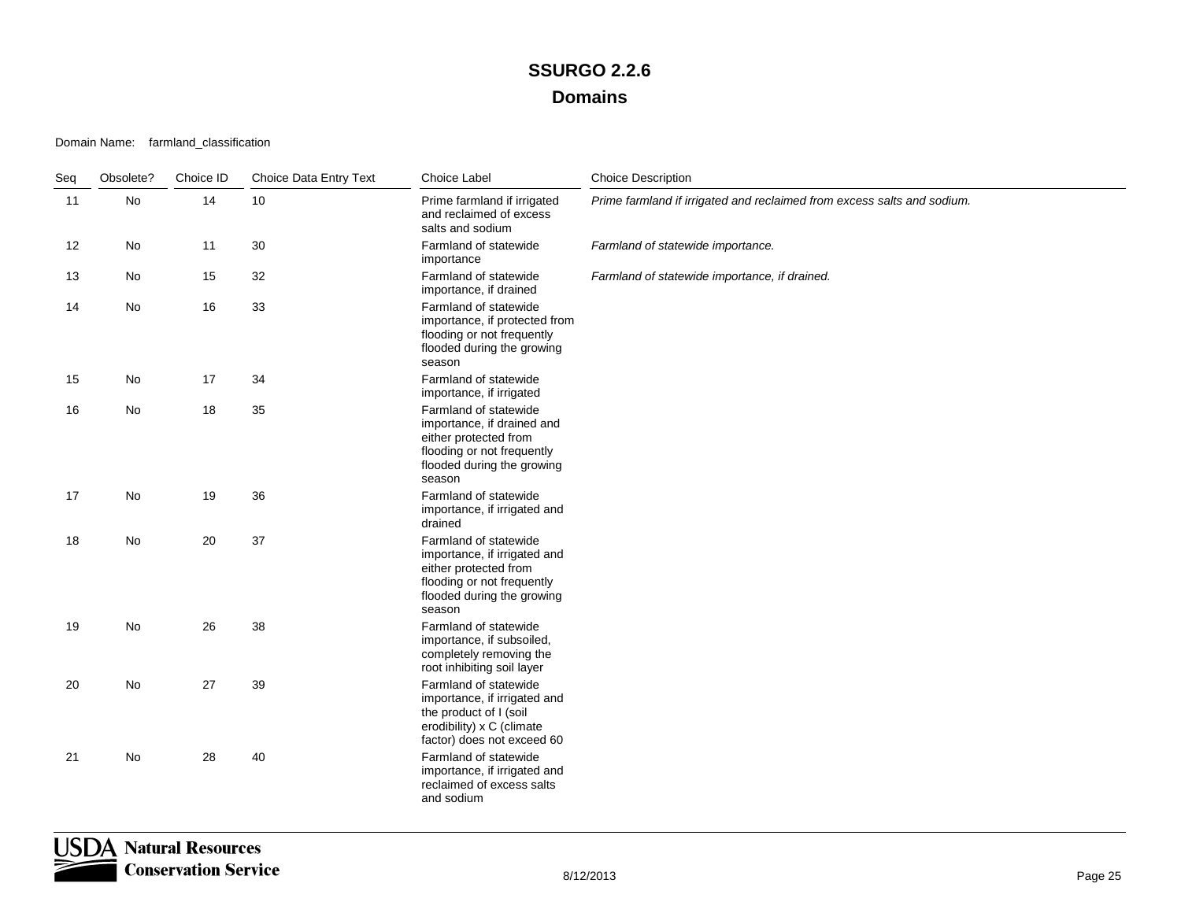# SSURGO 2.2.6

## Domains

Domain Name: farmland_classification

| Seq | Obsolete? | Choice ID | Choice Data Entry Text | Choice Label | Choice Description |
|---|---|---|---|---|---|
| 11 | No | 14 | 10 | Prime farmland if irrigated and reclaimed of excess salts and sodium | *Prime farmland if irrigated and reclaimed from excess salts and sodium.* |
| 12 | No | 11 | 30 | Farmland of statewide importance | *Farmland of statewide importance.* |
| 13 | No | 15 | 32 | Farmland of statewide importance, if drained | *Farmland of statewide importance, if drained.* |
| 14 | No | 16 | 33 | Farmland of statewide importance, if protected from flooding or not frequently flooded during the growing season | |
| 15 | No | 17 | 34 | Farmland of statewide importance, if irrigated | |
| 16 | No | 18 | 35 | Farmland of statewide importance, if drained and either protected from flooding or not frequently flooded during the growing season | |
| 17 | No | 19 | 36 | Farmland of statewide importance, if irrigated and drained | |
| 18 | No | 20 | 37 | Farmland of statewide importance, if irrigated and either protected from flooding or not frequently flooded during the growing season | |
| 19 | No | 26 | 38 | Farmland of statewide importance, if subsoiled, completely removing the root inhibiting soil layer | |
| 20 | No | 27 | 39 | Farmland of statewide importance, if irrigated and the product of I (soil erodibility) x C (climate factor) does not exceed 60 | |
| 21 | No | 28 | 40 | Farmland of statewide importance, if irrigated and reclaimed of excess salts and sodium | |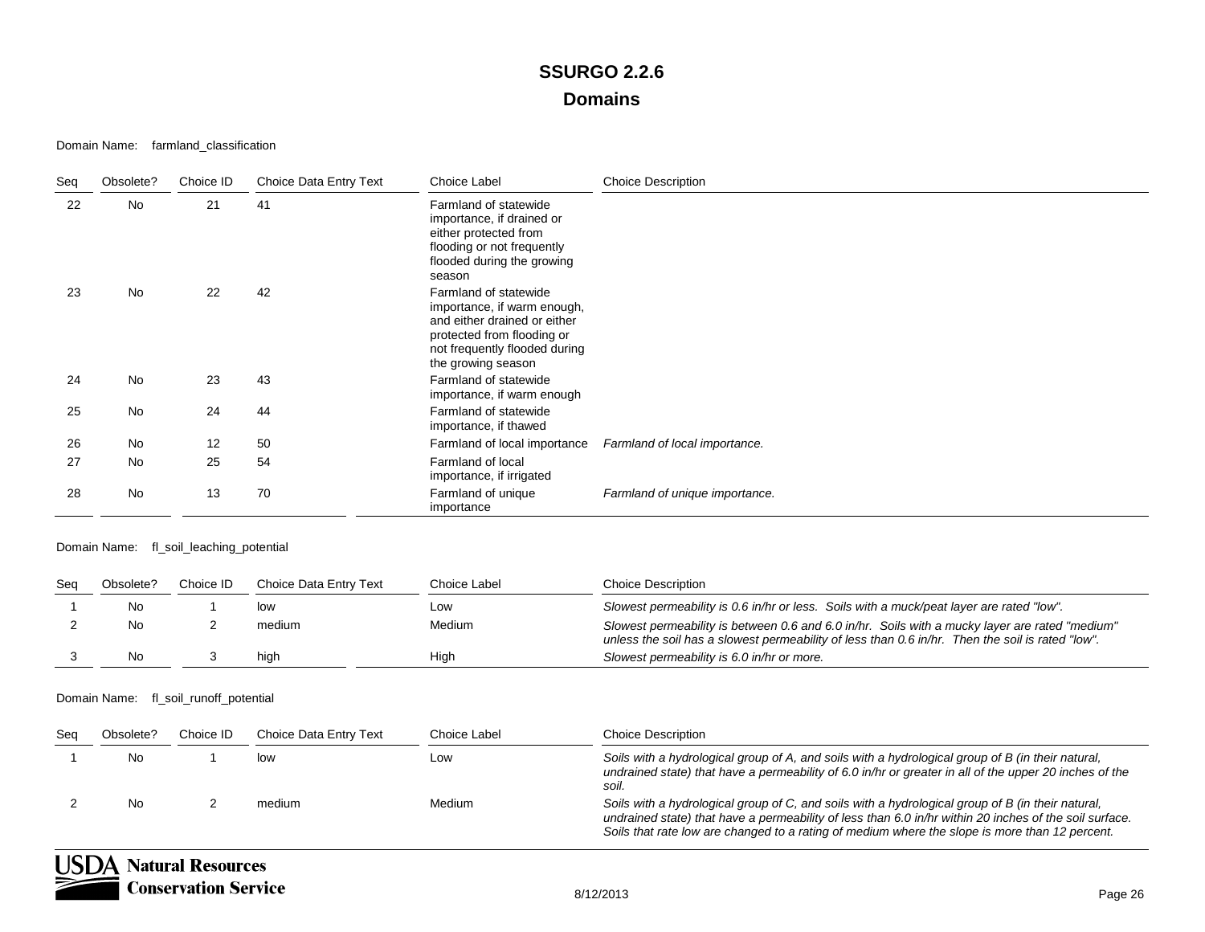# SSURGO 2.2.6

## Domains

Domain Name: farmland_classification

| Seq | Obsolete? | Choice ID | Choice Data Entry Text | Choice Label | Choice Description |
|---|---|---|---|---|---|
| 22 | No | 21 | 41 | Farmland of statewide importance, if drained or either protected from flooding or not frequently flooded during the growing season | |
| 23 | No | 22 | 42 | Farmland of statewide importance, if warm enough, and either drained or either protected from flooding or not frequently flooded during the growing season | |
| 24 | No | 23 | 43 | Farmland of statewide importance, if warm enough | |
| 25 | No | 24 | 44 | Farmland of statewide importance, if thawed | |
| 26 | No | 12 | 50 | Farmland of local importance | *Farmland of local importance.* |
| 27 | No | 25 | 54 | Farmland of local importance, if irrigated | |
| 28 | No | 13 | 70 | Farmland of unique importance | *Farmland of unique importance.* |

Domain Name: fl_soil_leaching_potential

| Seq | Obsolete? | Choice ID | Choice Data Entry Text | Choice Label | Choice Description |
|---|---|---|---|---|---|
| 1 | No | 1 | low | Low | *Slowest permeability is 0.6 in/hr or less. Soils with a muck/peat layer are rated "low".* |
| 2 | No | 2 | medium | Medium | *Slowest permeability is between 0.6 and 6.0 in/hr. Soils with a mucky layer are rated "medium" unless the soil has a slowest permeability of less than 0.6 in/hr. Then the soil is rated "low".* |
| 3 | No | 3 | high | High | *Slowest permeability is 6.0 in/hr or more.* |

Domain Name: fl_soil_runoff_potential

| Seq | Obsolete? | Choice ID | Choice Data Entry Text | Choice Label | Choice Description |
|---|---|---|---|---|---|
| 1 | No | 1 | low | Low | *Soils with a hydrological group of A, and soils with a hydrological group of B (in their natural, undrained state) that have a permeability of 6.0 in/hr or greater in all of the upper 20 inches of the soil.* |
| 2 | No | 2 | medium | Medium | *Soils with a hydrological group of C, and soils with a hydrological group of B (in their natural, undrained state) that have a permeability of less than 6.0 in/hr within 20 inches of the soil surface. Soils that rate low are changed to a rating of medium where the slope is more than 12 percent.* |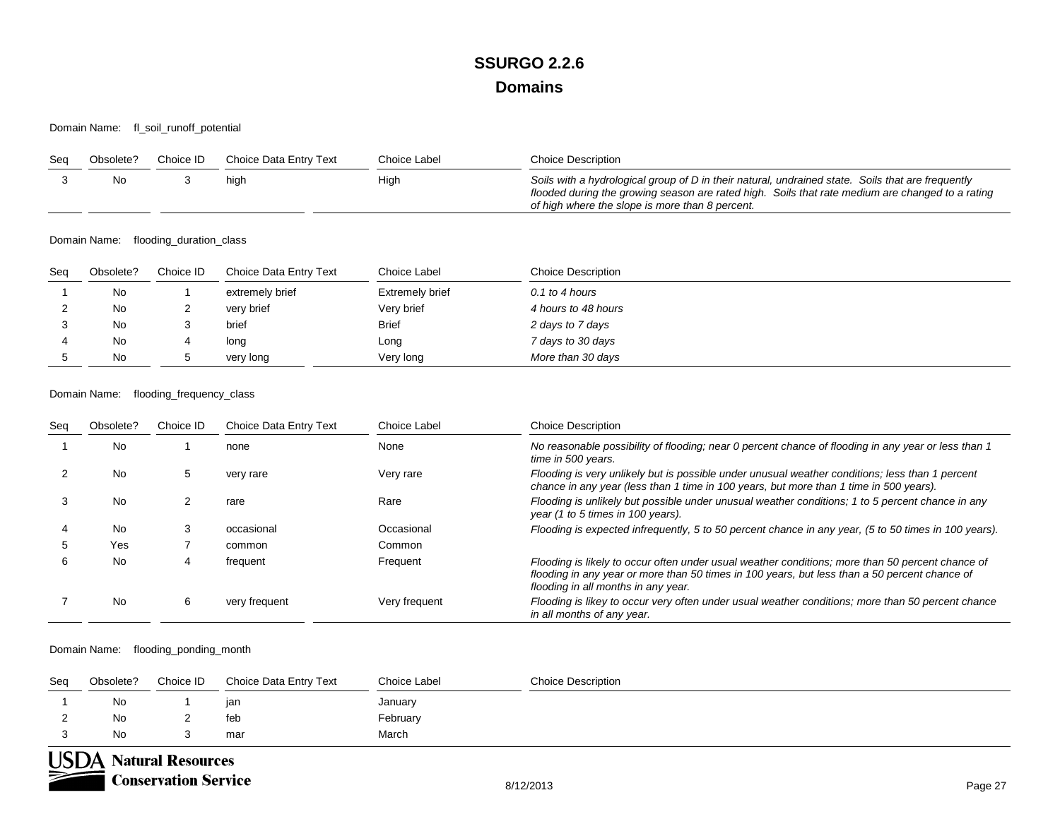# SSURGO 2.2.6
## Domains

Domain Name: fl_soil_runoff_potential

| Seq | Obsolete? | Choice ID | Choice Data Entry Text | Choice Label | Choice Description |
|---|---|---|---|---|---|
| 3 | No | 3 | high | High | *Soils with a hydrological group of D in their natural, undrained state. Soils that are frequently flooded during the growing season are rated high. Soils that rate medium are changed to a rating of high where the slope is more than 8 percent.* |

Domain Name: flooding_duration_class

| Seq | Obsolete? | Choice ID | Choice Data Entry Text | Choice Label | Choice Description |
|---|---|---|---|---|---|
| 1 | No | 1 | extremely brief | Extremely brief | *0.1 to 4 hours* |
| 2 | No | 2 | very brief | Very brief | *4 hours to 48 hours* |
| 3 | No | 3 | brief | Brief | *2 days to 7 days* |
| 4 | No | 4 | long | Long | *7 days to 30 days* |
| 5 | No | 5 | very long | Very long | *More than 30 days* |

Domain Name: flooding_frequency_class

| Seq | Obsolete? | Choice ID | Choice Data Entry Text | Choice Label | Choice Description |
|---|---|---|---|---|---|
| 1 | No | 1 | none | None | *No reasonable possibility of flooding; near 0 percent chance of flooding in any year or less than 1 time in 500 years.* |
| 2 | No | 5 | very rare | Very rare | *Flooding is very unlikely but is possible under unusual weather conditions; less than 1 percent chance in any year (less than 1 time in 100 years, but more than 1 time in 500 years).* |
| 3 | No | 2 | rare | Rare | *Flooding is unlikely but possible under unusual weather conditions; 1 to 5 percent chance in any year (1 to 5 times in 100 years).* |
| 4 | No | 3 | occasional | Occasional | *Flooding is expected infrequently, 5 to 50 percent chance in any year, (5 to 50 times in 100 years).* |
| 5 | Yes | 7 | common | Common | |
| 6 | No | 4 | frequent | Frequent | *Flooding is likely to occur often under usual weather conditions; more than 50 percent chance of flooding in any year or more than 50 times in 100 years, but less than a 50 percent chance of flooding in all months in any year.* |
| 7 | No | 6 | very frequent | Very frequent | *Flooding is likey to occur very often under usual weather conditions; more than 50 percent chance in all months of any year.* |

Domain Name: flooding_ponding_month

| Seq | Obsolete? | Choice ID | Choice Data Entry Text | Choice Label | Choice Description |
|---|---|---|---|---|---|
| 1 | No | 1 | jan | January | |
| 2 | No | 2 | feb | February | |
| 3 | No | 3 | mar | March | |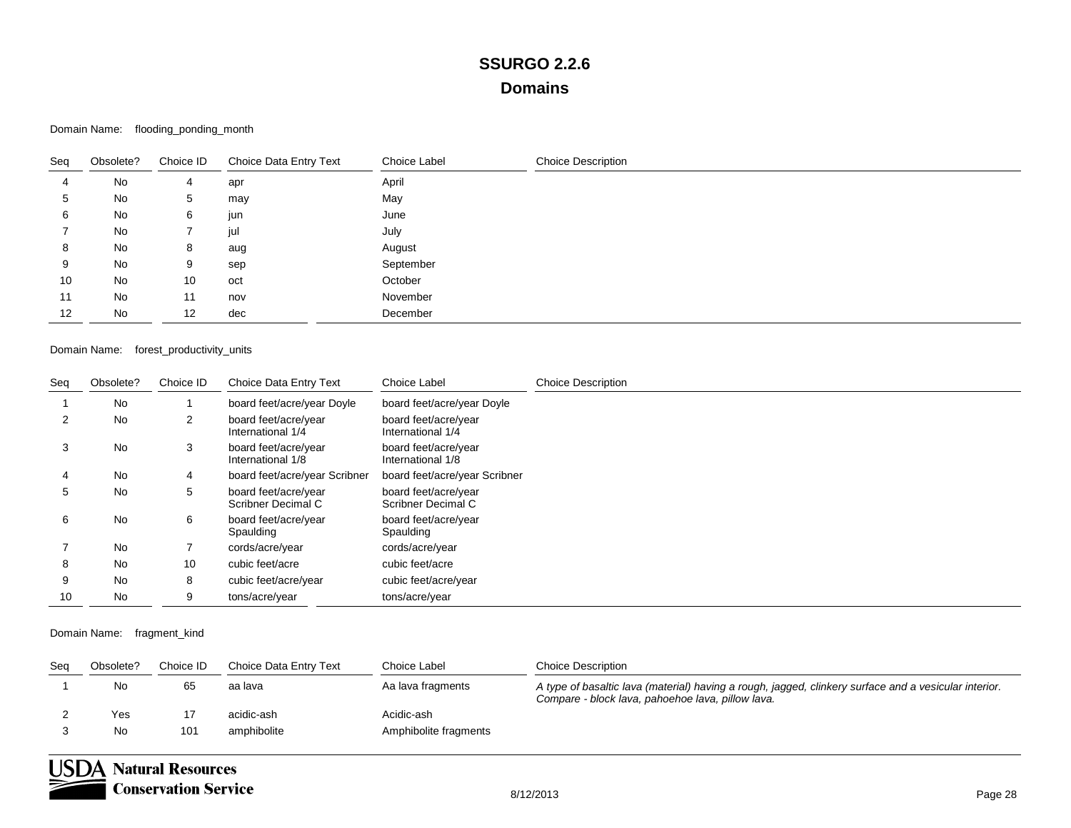# SSURGO 2.2.6

## Domains

Domain Name: flooding_ponding_month

| Seq | Obsolete? | Choice ID | Choice Data Entry Text | Choice Label | Choice Description |
|---|---|---|---|---|---|
| 4 | No | 4 | apr | April | |
| 5 | No | 5 | may | May | |
| 6 | No | 6 | jun | June | |
| 7 | No | 7 | jul | July | |
| 8 | No | 8 | aug | August | |
| 9 | No | 9 | sep | September | |
| 10 | No | 10 | oct | October | |
| 11 | No | 11 | nov | November | |
| 12 | No | 12 | dec | December | |

Domain Name: forest_productivity_units

| Seq | Obsolete? | Choice ID | Choice Data Entry Text | Choice Label | Choice Description |
|---|---|---|---|---|---|
| 1 | No | 1 | board feet/acre/year Doyle | board feet/acre/year Doyle | |
| 2 | No | 2 | board feet/acre/year International 1/4 | board feet/acre/year International 1/4 | |
| 3 | No | 3 | board feet/acre/year International 1/8 | board feet/acre/year International 1/8 | |
| 4 | No | 4 | board feet/acre/year Scribner | board feet/acre/year Scribner | |
| 5 | No | 5 | board feet/acre/year Scribner Decimal C | board feet/acre/year Scribner Decimal C | |
| 6 | No | 6 | board feet/acre/year Spaulding | board feet/acre/year Spaulding | |
| 7 | No | 7 | cords/acre/year | cords/acre/year | |
| 8 | No | 10 | cubic feet/acre | cubic feet/acre | |
| 9 | No | 8 | cubic feet/acre/year | cubic feet/acre/year | |
| 10 | No | 9 | tons/acre/year | tons/acre/year | |

Domain Name: fragment_kind

| Seq | Obsolete? | Choice ID | Choice Data Entry Text | Choice Label | Choice Description |
|---|---|---|---|---|---|
| 1 | No | 65 | aa lava | Aa lava fragments | *A type of basaltic lava (material) having a rough, jagged, clinkery surface and a vesicular interior. Compare - block lava, pahoehoe lava, pillow lava.* |
| 2 | Yes | 17 | acidic-ash | Acidic-ash | |
| 3 | No | 101 | amphibolite | Amphibolite fragments | |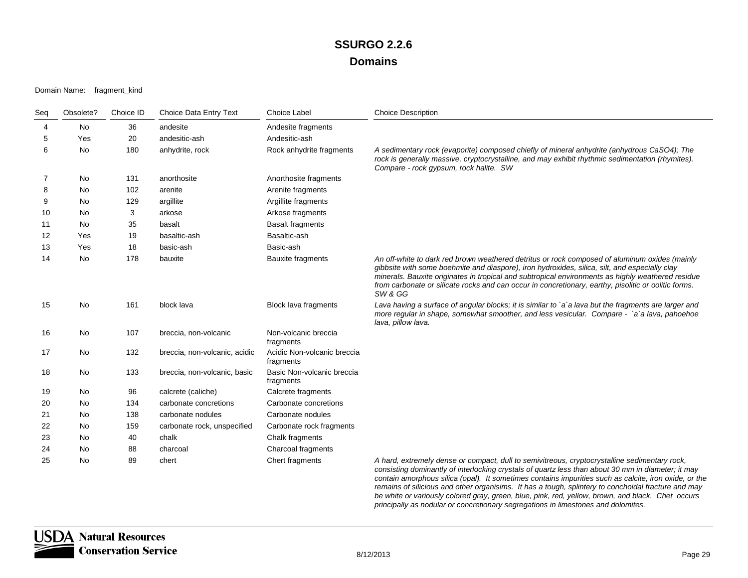# SSURGO 2.2.6

## Domains

Domain Name: fragment_kind

| Seq | Obsolete? | Choice ID | Choice Data Entry Text | Choice Label | Choice Description |
|---|---|---|---|---|---|
| 4 | No | 36 | andesite | Andesite fragments | |
| 5 | Yes | 20 | andesitic-ash | Andesitic-ash | |
| 6 | No | 180 | anhydrite, rock | Rock anhydrite fragments | *A sedimentary rock (evaporite) composed chiefly of mineral anhydrite (anhydrous $CaSO_4$); The rock is generally massive, cryptocrystalline, and may exhibit rhythmic sedimentation (rhymites). Compare - rock gypsum, rock halite. SW* |
| 7 | No | 131 | anorthosite | Anorthosite fragments | |
| 8 | No | 102 | arenite | Arenite fragments | |
| 9 | No | 129 | argillite | Argillite fragments | |
| 10 | No | 3 | arkose | Arkose fragments | |
| 11 | No | 35 | basalt | Basalt fragments | |
| 12 | Yes | 19 | basaltic-ash | Basaltic-ash | |
| 13 | Yes | 18 | basic-ash | Basic-ash | |
| 14 | No | 178 | bauxite | Bauxite fragments | *An off-white to dark red brown weathered detritus or rock composed of aluminum oxides (mainly gibbsite with some boehmite and diaspore), iron hydroxides, silica, silt, and especially clay minerals. Bauxite originates in tropical and subtropical environments as highly weathered residue from carbonate or silicate rocks and can occur in concretionary, earthy, pisolitic or oolitic forms. SW & GG* |
| 15 | No | 161 | block lava | Block lava fragments | *Lava having a surface of angular blocks; it is similar to `a`a lava but the fragments are larger and more regular in shape, somewhat smoother, and less vesicular. Compare - `a`a lava, pahoehoe lava, pillow lava.* |
| 16 | No | 107 | breccia, non-volcanic | Non-volcanic breccia fragments | |
| 17 | No | 132 | breccia, non-volcanic, acidic | Acidic Non-volcanic breccia fragments | |
| 18 | No | 133 | breccia, non-volcanic, basic | Basic Non-volcanic breccia fragments | |
| 19 | No | 96 | calcrete (caliche) | Calcrete fragments | |
| 20 | No | 134 | carbonate concretions | Carbonate concretions | |
| 21 | No | 138 | carbonate nodules | Carbonate nodules | |
| 22 | No | 159 | carbonate rock, unspecified | Carbonate rock fragments | |
| 23 | No | 40 | chalk | Chalk fragments | |
| 24 | No | 88 | charcoal | Charcoal fragments | |
| 25 | No | 89 | chert | Chert fragments | *A hard, extremely dense or compact, dull to semivitreous, cryptocrystalline sedimentary rock, consisting dominantly of interlocking crystals of quartz less than about 30 mm in diameter; it may contain amorphous silica (opal). It sometimes contains impurities such as calcite, iron oxide, or the remains of silicious and other organisims. It has a tough, splintery to conchoidal fracture and may be white or variously colored gray, green, blue, pink, red, yellow, brown, and black. Chet occurs principally as nodular or concretionary segregations in limestones and dolomites.* |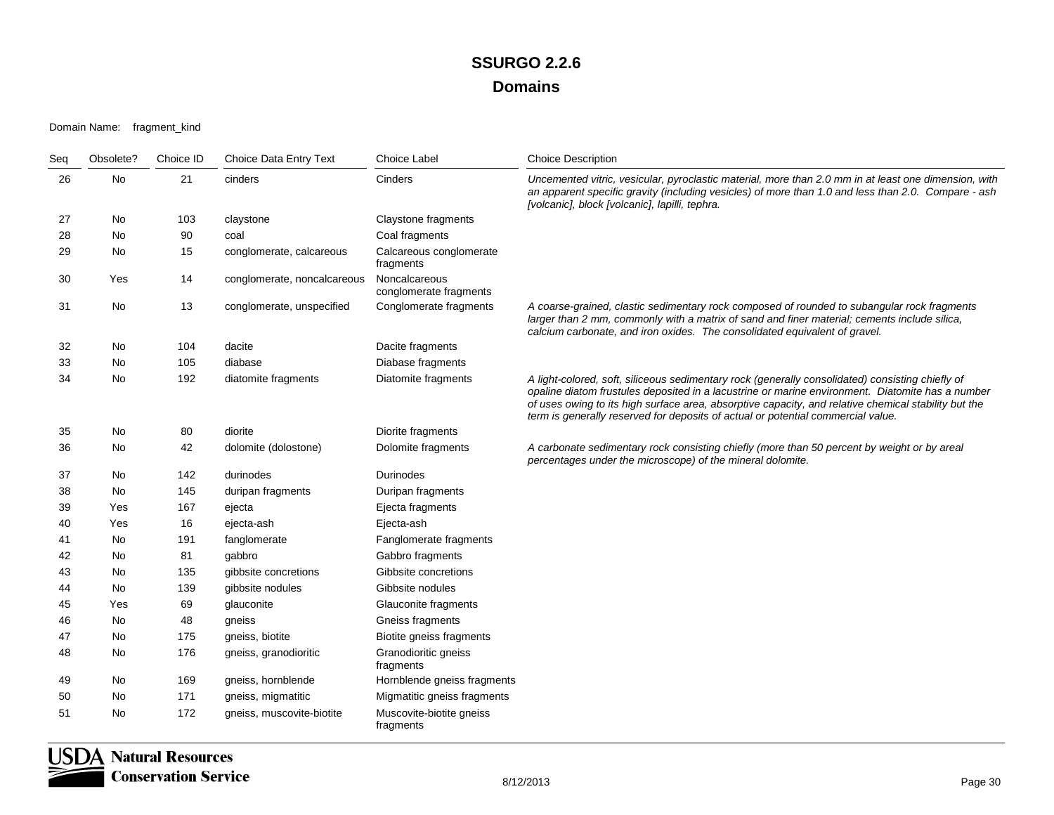# SSURGO 2.2.6

## Domains

Domain Name: fragment_kind

| Seq | Obsolete? | Choice ID | Choice Data Entry Text | Choice Label | Choice Description |
|---|---|---|---|---|---|
| 26 | No | 21 | cinders | Cinders | *Uncemented vitric, vesicular, pyroclastic material, more than 2.0 mm in at least one dimension, with an apparent specific gravity (including vesicles) of more than 1.0 and less than 2.0. Compare - ash [volcanic], block [volcanic], lapilli, tephra.* |
| 27 | No | 103 | claystone | Claystone fragments | |
| 28 | No | 90 | coal | Coal fragments | |
| 29 | No | 15 | conglomerate, calcareous | Calcareous conglomerate fragments | |
| 30 | Yes | 14 | conglomerate, noncalcareous | Noncalcareous conglomerate fragments | |
| 31 | No | 13 | conglomerate, unspecified | Conglomerate fragments | *A coarse-grained, clastic sedimentary rock composed of rounded to subangular rock fragments larger than 2 mm, commonly with a matrix of sand and finer material; cements include silica, calcium carbonate, and iron oxides. The consolidated equivalent of gravel.* |
| 32 | No | 104 | dacite | Dacite fragments | |
| 33 | No | 105 | diabase | Diabase fragments | |
| 34 | No | 192 | diatomite fragments | Diatomite fragments | *A light-colored, soft, siliceous sedimentary rock (generally consolidated) consisting chiefly of opaline diatom frustules deposited in a lacustrine or marine environment. Diatomite has a number of uses owing to its high surface area, absorptive capacity, and relative chemical stability but the term is generally reserved for deposits of actual or potential commercial value.* |
| 35 | No | 80 | diorite | Diorite fragments | |
| 36 | No | 42 | dolomite (dolostone) | Dolomite fragments | *A carbonate sedimentary rock consisting chiefly (more than 50 percent by weight or by areal percentages under the microscope) of the mineral dolomite.* |
| 37 | No | 142 | durinodes | Durinodes | |
| 38 | No | 145 | duripan fragments | Duripan fragments | |
| 39 | Yes | 167 | ejecta | Ejecta fragments | |
| 40 | Yes | 16 | ejecta-ash | Ejecta-ash | |
| 41 | No | 191 | fanglomerate | Fanglomerate fragments | |
| 42 | No | 81 | gabbro | Gabbro fragments | |
| 43 | No | 135 | gibbsite concretions | Gibbsite concretions | |
| 44 | No | 139 | gibbsite nodules | Gibbsite nodules | |
| 45 | Yes | 69 | glauconite | Glauconite fragments | |
| 46 | No | 48 | gneiss | Gneiss fragments | |
| 47 | No | 175 | gneiss, biotite | Biotite gneiss fragments | |
| 48 | No | 176 | gneiss, granodioritic | Granodioritic gneiss fragments | |
| 49 | No | 169 | gneiss, hornblende | Hornblende gneiss fragments | |
| 50 | No | 171 | gneiss, migmatitic | Migmatitic gneiss fragments | |
| 51 | No | 172 | gneiss, muscovite-biotite | Muscovite-biotite gneiss fragments | |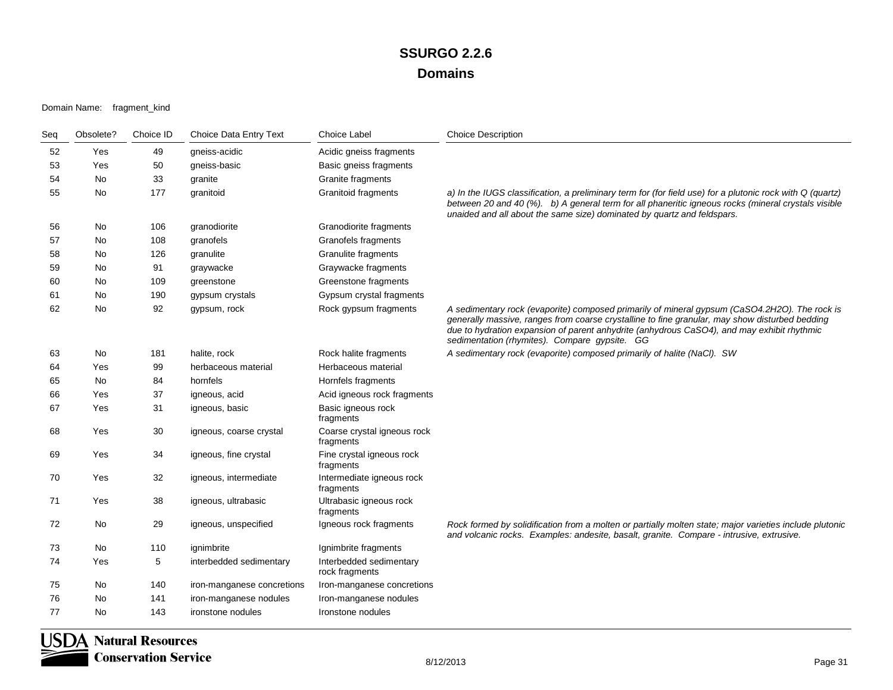# SSURGO 2.2.6

## Domains

Domain Name: fragment_kind

| Seq | Obsolete? | Choice ID | Choice Data Entry Text | Choice Label | Choice Description |
|---|---|---|---|---|---|
| 52 | Yes | 49 | gneiss-acidic | Acidic gneiss fragments | |
| 53 | Yes | 50 | gneiss-basic | Basic gneiss fragments | |
| 54 | No | 33 | granite | Granite fragments | |
| 55 | No | 177 | granitoid | Granitoid fragments | *a) In the IUGS classification, a preliminary term for (for field use) for a plutonic rock with Q (quartz) between 20 and 40 (%). b) A general term for all phaneritic igneous rocks (mineral crystals visible unaided and all about the same size) dominated by quartz and feldspars.* |
| 56 | No | 106 | granodiorite | Granodiorite fragments | |
| 57 | No | 108 | granofels | Granofels fragments | |
| 58 | No | 126 | granulite | Granulite fragments | |
| 59 | No | 91 | graywacke | Graywacke fragments | |
| 60 | No | 109 | greenstone | Greenstone fragments | |
| 61 | No | 190 | gypsum crystals | Gypsum crystal fragments | |
| 62 | No | 92 | gypsum, rock | Rock gypsum fragments | *A sedimentary rock (evaporite) composed primarily of mineral gypsum ($CaSO_4 \cdot 2H_2O$). The rock is generally massive, ranges from coarse crystalline to fine granular, may show disturbed bedding due to hydration expansion of parent anhydrite (anhydrous $CaSO_4$), and may exhibit rhythmic sedimentation (rhymites). Compare gypsite. GG* |
| 63 | No | 181 | halite, rock | Rock halite fragments | *A sedimentary rock (evaporite) composed primarily of halite (NaCl). SW* |
| 64 | Yes | 99 | herbaceous material | Herbaceous material | |
| 65 | No | 84 | hornfels | Hornfels fragments | |
| 66 | Yes | 37 | igneous, acid | Acid igneous rock fragments | |
| 67 | Yes | 31 | igneous, basic | Basic igneous rock fragments | |
| 68 | Yes | 30 | igneous, coarse crystal | Coarse crystal igneous rock fragments | |
| 69 | Yes | 34 | igneous, fine crystal | Fine crystal igneous rock fragments | |
| 70 | Yes | 32 | igneous, intermediate | Intermediate igneous rock fragments | |
| 71 | Yes | 38 | igneous, ultrabasic | Ultrabasic igneous rock fragments | |
| 72 | No | 29 | igneous, unspecified | Igneous rock fragments | *Rock formed by solidification from a molten or partially molten state; major varieties include plutonic and volcanic rocks. Examples: andesite, basalt, granite. Compare - intrusive, extrusive.* |
| 73 | No | 110 | ignimbrite | Ignimbrite fragments | |
| 74 | Yes | 5 | interbedded sedimentary | Interbedded sedimentary rock fragments | |
| 75 | No | 140 | iron-manganese concretions | Iron-manganese concretions | |
| 76 | No | 141 | iron-manganese nodules | Iron-manganese nodules | |
| 77 | No | 143 | ironstone nodules | Ironstone nodules | |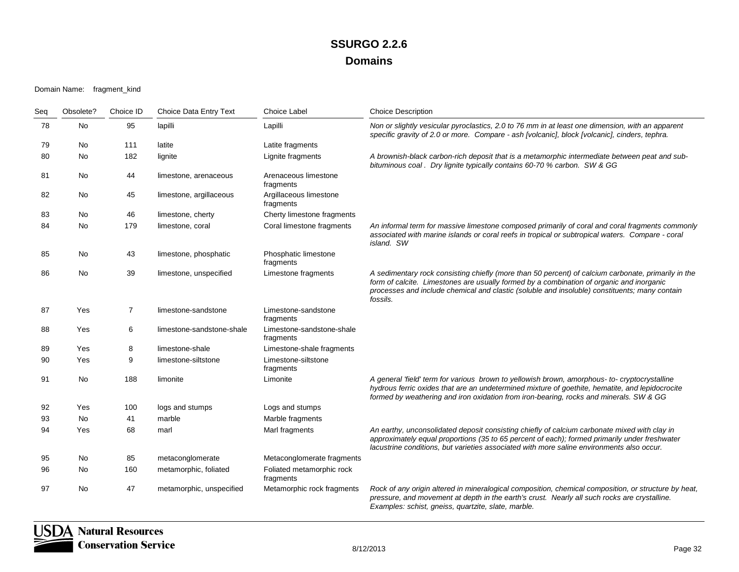# SSURGO 2.2.6

## Domains

Domain Name: fragment_kind

| Seq | Obsolete? | Choice ID | Choice Data Entry Text | Choice Label | Choice Description |
|---|---|---|---|---|---|
| 78 | No | 95 | lapilli | Lapilli | *Non or slightly vesicular pyroclastics, 2.0 to 76 mm in at least one dimension, with an apparent specific gravity of 2.0 or more. Compare - ash [volcanic], block [volcanic], cinders, tephra.* |
| 79 | No | 111 | latite | Latite fragments | |
| 80 | No | 182 | lignite | Lignite fragments | *A brownish-black carbon-rich deposit that is a metamorphic intermediate between peat and sub-bituminous coal . Dry lignite typically contains 60-70 % carbon. SW & GG* |
| 81 | No | 44 | limestone, arenaceous | Arenaceous limestone fragments | |
| 82 | No | 45 | limestone, argillaceous | Argillaceous limestone fragments | |
| 83 | No | 46 | limestone, cherty | Cherty limestone fragments | |
| 84 | No | 179 | limestone, coral | Coral limestone fragments | *An informal term for massive limestone composed primarily of coral and coral fragments commonly associated with marine islands or coral reefs in tropical or subtropical waters. Compare - coral island. SW* |
| 85 | No | 43 | limestone, phosphatic | Phosphatic limestone fragments | |
| 86 | No | 39 | limestone, unspecified | Limestone fragments | *A sedimentary rock consisting chiefly (more than 50 percent) of calcium carbonate, primarily in the form of calcite. Limestones are usually formed by a combination of organic and inorganic processes and include chemical and clastic (soluble and insoluble) constituents; many contain fossils.* |
| 87 | Yes | 7 | limestone-sandstone | Limestone-sandstone fragments | |
| 88 | Yes | 6 | limestone-sandstone-shale | Limestone-sandstone-shale fragments | |
| 89 | Yes | 8 | limestone-shale | Limestone-shale fragments | |
| 90 | Yes | 9 | limestone-siltstone | Limestone-siltstone fragments | |
| 91 | No | 188 | limonite | Limonite | *A general 'field' term for various brown to yellowish brown, amorphous- to- cryptocrystalline hydrous ferric oxides that are an undetermined mixture of goethite, hematite, and lepidocrocite formed by weathering and iron oxidation from iron-bearing, rocks and minerals. SW & GG* |
| 92 | Yes | 100 | logs and stumps | Logs and stumps | |
| 93 | No | 41 | marble | Marble fragments | |
| 94 | Yes | 68 | marl | Marl fragments | *An earthy, unconsolidated deposit consisting chiefly of calcium carbonate mixed with clay in approximately equal proportions (35 to 65 percent of each); formed primarily under freshwater lacustrine conditions, but varieties associated with more saline environments also occur.* |
| 95 | No | 85 | metaconglomerate | Metaconglomerate fragments | |
| 96 | No | 160 | metamorphic, foliated | Foliated metamorphic rock fragments | |
| 97 | No | 47 | metamorphic, unspecified | Metamorphic rock fragments | *Rock of any origin altered in mineralogical composition, chemical composition, or structure by heat, pressure, and movement at depth in the earth's crust. Nearly all such rocks are crystalline. Examples: schist, gneiss, quartzite, slate, marble.* |

USDA Natural Resources Conservation Service

8/12/2013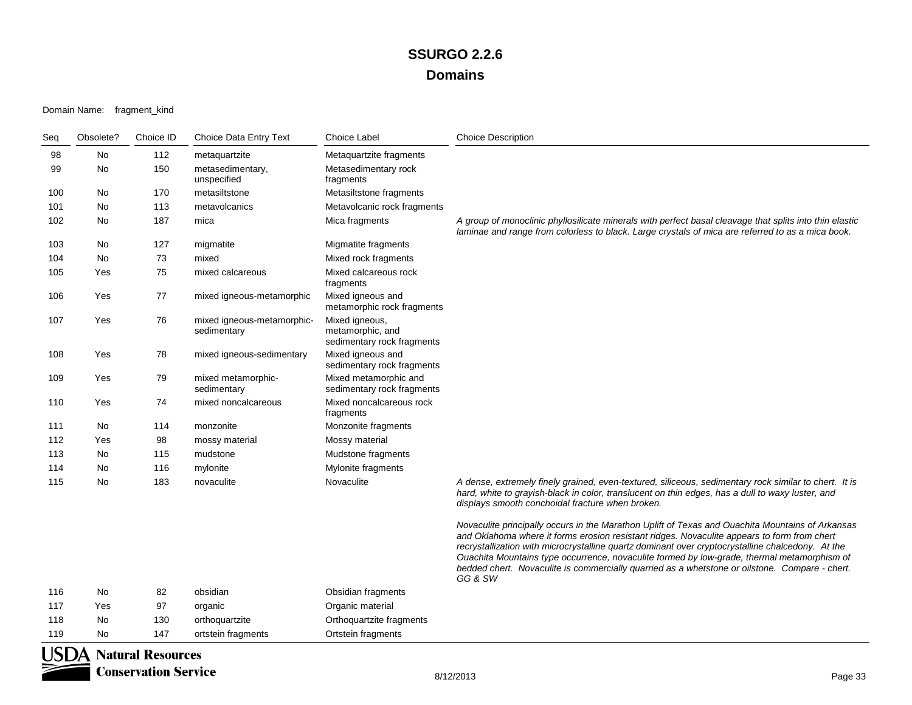# SSURGO 2.2.6

## Domains

Domain Name: fragment_kind

| Seq | Obsolete? | Choice ID | Choice Data Entry Text | Choice Label | Choice Description |
|---|---|---|---|---|---|
| 98 | No | 112 | metaquartzite | Metaquartzite fragments | |
| 99 | No | 150 | metasedimentary, unspecified | Metasedimentary rock fragments | |
| 100 | No | 170 | metasiltstone | Metasiltstone fragments | |
| 101 | No | 113 | metavolcanics | Metavolcanic rock fragments | |
| 102 | No | 187 | mica | Mica fragments | *A group of monoclinic phyllosilicate minerals with perfect basal cleavage that splits into thin elastic laminae and range from colorless to black. Large crystals of mica are referred to as a mica book.* |
| 103 | No | 127 | migmatite | Migmatite fragments | |
| 104 | No | 73 | mixed | Mixed rock fragments | |
| 105 | Yes | 75 | mixed calcareous | Mixed calcareous rock fragments | |
| 106 | Yes | 77 | mixed igneous-metamorphic | Mixed igneous and metamorphic rock fragments | |
| 107 | Yes | 76 | mixed igneous-metamorphic-sedimentary | Mixed igneous, metamorphic, and sedimentary rock fragments | |
| 108 | Yes | 78 | mixed igneous-sedimentary | Mixed igneous and sedimentary rock fragments | |
| 109 | Yes | 79 | mixed metamorphic-sedimentary | Mixed metamorphic and sedimentary rock fragments | |
| 110 | Yes | 74 | mixed noncalcareous | Mixed noncalcareous rock fragments | |
| 111 | No | 114 | monzonite | Monzonite fragments | |
| 112 | Yes | 98 | mossy material | Mossy material | |
| 113 | No | 115 | mudstone | Mudstone fragments | |
| 114 | No | 116 | mylonite | Mylonite fragments | |
| 115 | No | 183 | novaculite | Novaculite | *A dense, extremely finely grained, even-textured, siliceous, sedimentary rock similar to chert. It is hard, white to grayish-black in color, translucent on thin edges, has a dull to waxy luster, and displays smooth conchoidal fracture when broken.* <br><br> *Novaculite principally occurs in the Marathon Uplift of Texas and Ouachita Mountains of Arkansas and Oklahoma where it forms erosion resistant ridges. Novaculite appears to form from chert recrystallization with microcrystalline quartz dominant over cryptocrystalline chalcedony. At the Ouachita Mountains type occurrence, novaculite formed by low-grade, thermal metamorphism of bedded chert. Novaculite is commercially quarried as a whetstone or oilstone. Compare - chert. GG & SW* |
| 116 | No | 82 | obsidian | Obsidian fragments | |
| 117 | Yes | 97 | organic | Organic material | |
| 118 | No | 130 | orthoquartzite | Orthoquartzite fragments | |
| 119 | No | 147 | ortstein fragments | Ortstein fragments | |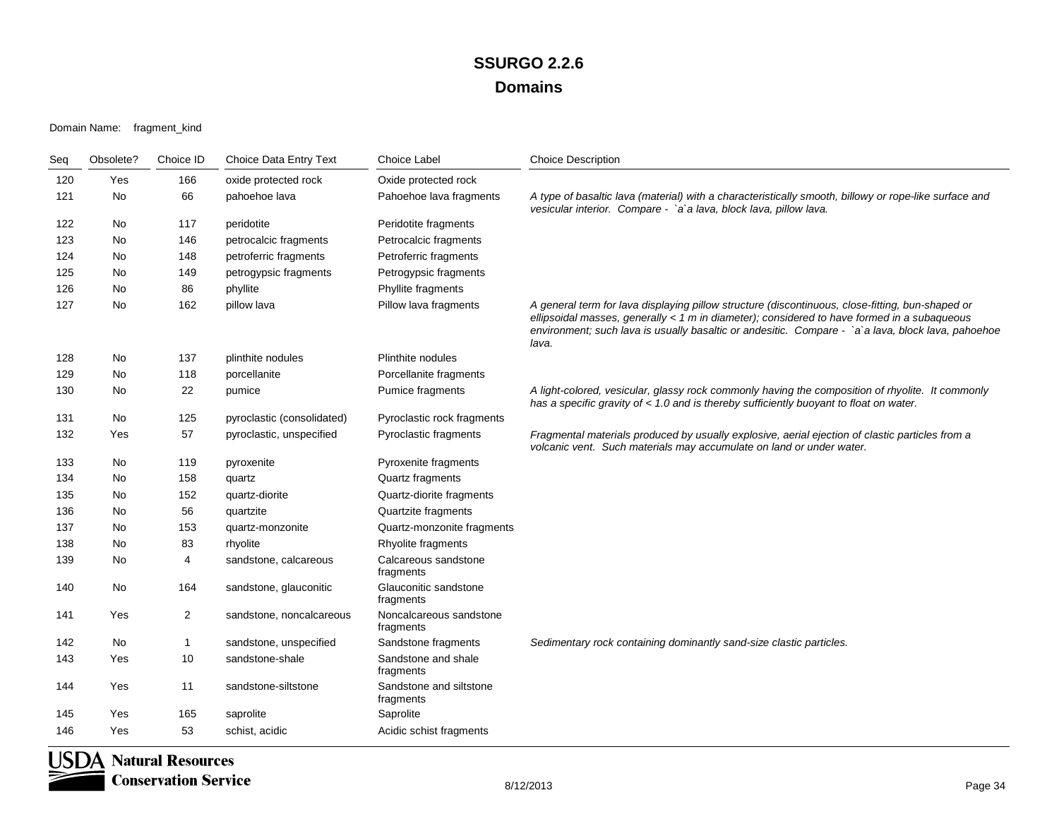# SSURGO 2.2.6

## Domains

Domain Name: fragment_kind

| Seq | Obsolete? | Choice ID | Choice Data Entry Text | Choice Label | Choice Description |
|---|---|---|---|---|---|
| 120 | Yes | 166 | oxide protected rock | Oxide protected rock | |
| 121 | No | 66 | pahoehoe lava | Pahoehoe lava fragments | *A type of basaltic lava (material) with a characteristically smooth, billowy or rope-like surface and vesicular interior. Compare - `a`a lava, block lava, pillow lava.* |
| 122 | No | 117 | peridotite | Peridotite fragments | |
| 123 | No | 146 | petrocalcic fragments | Petrocalcic fragments | |
| 124 | No | 148 | petroferric fragments | Petroferric fragments | |
| 125 | No | 149 | petrogypsic fragments | Petrogypsic fragments | |
| 126 | No | 86 | phyllite | Phyllite fragments | |
| 127 | No | 162 | pillow lava | Pillow lava fragments | *A general term for lava displaying pillow structure (discontinuous, close-fitting, bun-shaped or ellipsoidal masses, generally < 1 m in diameter); considered to have formed in a subaqueous environment; such lava is usually basaltic or andesitic. Compare - `a`a lava, block lava, pahoehoe lava.* |
| 128 | No | 137 | plinthite nodules | Plinthite nodules | |
| 129 | No | 118 | porcellanite | Porcellanite fragments | |
| 130 | No | 22 | pumice | Pumice fragments | *A light-colored, vesicular, glassy rock commonly having the composition of rhyolite. It commonly has a specific gravity of < 1.0 and is thereby sufficiently buoyant to float on water.* |
| 131 | No | 125 | pyroclastic (consolidated) | Pyroclastic rock fragments | |
| 132 | Yes | 57 | pyroclastic, unspecified | Pyroclastic fragments | *Fragmental materials produced by usually explosive, aerial ejection of clastic particles from a volcanic vent. Such materials may accumulate on land or under water.* |
| 133 | No | 119 | pyroxenite | Pyroxenite fragments | |
| 134 | No | 158 | quartz | Quartz fragments | |
| 135 | No | 152 | quartz-diorite | Quartz-diorite fragments | |
| 136 | No | 56 | quartzite | Quartzite fragments | |
| 137 | No | 153 | quartz-monzonite | Quartz-monzonite fragments | |
| 138 | No | 83 | rhyolite | Rhyolite fragments | |
| 139 | No | 4 | sandstone, calcareous | Calcareous sandstone fragments | |
| 140 | No | 164 | sandstone, glauconitic | Glauconitic sandstone fragments | |
| 141 | Yes | 2 | sandstone, noncalcareous | Noncalcareous sandstone fragments | |
| 142 | No | 1 | sandstone, unspecified | Sandstone fragments | *Sedimentary rock containing dominantly sand-size clastic particles.* |
| 143 | Yes | 10 | sandstone-shale | Sandstone and shale fragments | |
| 144 | Yes | 11 | sandstone-siltstone | Sandstone and siltstone fragments | |
| 145 | Yes | 165 | saprolite | Saprolite | |
| 146 | Yes | 53 | schist, acidic | Acidic schist fragments | |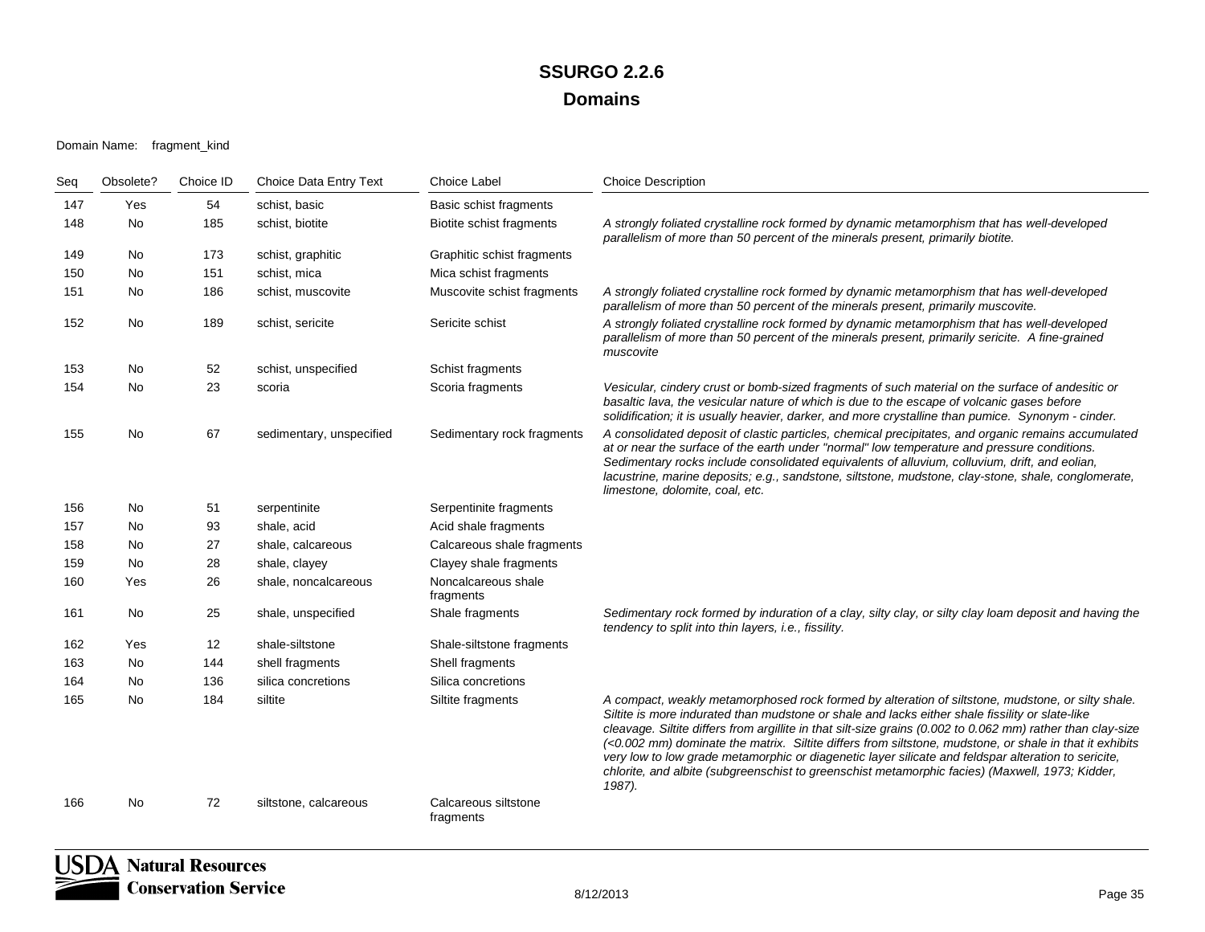# SSURGO 2.2.6

## Domains

Domain Name: fragment_kind

| Seq | Obsolete? | Choice ID | Choice Data Entry Text | Choice Label | Choice Description |
|---|---|---|---|---|---|
| 147 | Yes | 54 | schist, basic | Basic schist fragments | |
| 148 | No | 185 | schist, biotite | Biotite schist fragments | *A strongly foliated crystalline rock formed by dynamic metamorphism that has well-developed parallelism of more than 50 percent of the minerals present, primarily biotite.* |
| 149 | No | 173 | schist, graphitic | Graphitic schist fragments | |
| 150 | No | 151 | schist, mica | Mica schist fragments | |
| 151 | No | 186 | schist, muscovite | Muscovite schist fragments | *A strongly foliated crystalline rock formed by dynamic metamorphism that has well-developed parallelism of more than 50 percent of the minerals present, primarily muscovite.* |
| 152 | No | 189 | schist, sericite | Sericite schist | *A strongly foliated crystalline rock formed by dynamic metamorphism that has well-developed parallelism of more than 50 percent of the minerals present, primarily sericite.  A fine-grained muscovite* |
| 153 | No | 52 | schist, unspecified | Schist fragments | |
| 154 | No | 23 | scoria | Scoria fragments | *Vesicular, cindery crust or bomb-sized fragments of such material on the surface of andesitic or basaltic lava, the vesicular nature of which is due to the escape of volcanic gases before solidification; it is usually heavier, darker, and more crystalline than pumice.  Synonym - cinder.* |
| 155 | No | 67 | sedimentary, unspecified | Sedimentary rock fragments | *A consolidated deposit of clastic particles, chemical precipitates, and organic remains accumulated at or near the surface of the earth under "normal" low temperature and pressure conditions. Sedimentary rocks include consolidated equivalents of alluvium, colluvium, drift, and eolian, lacustrine, marine deposits; e.g., sandstone, siltstone, mudstone, clay-stone, shale, conglomerate, limestone, dolomite, coal, etc.* |
| 156 | No | 51 | serpentinite | Serpentinite fragments | |
| 157 | No | 93 | shale, acid | Acid shale fragments | |
| 158 | No | 27 | shale, calcareous | Calcareous shale fragments | |
| 159 | No | 28 | shale, clayey | Clayey shale fragments | |
| 160 | Yes | 26 | shale, noncalcareous | Noncalcareous shale fragments | |
| 161 | No | 25 | shale, unspecified | Shale fragments | *Sedimentary rock formed by induration of a clay, silty clay, or silty clay loam deposit and having the tendency to split into thin layers, i.e., fissility.* |
| 162 | Yes | 12 | shale-siltstone | Shale-siltstone fragments | |
| 163 | No | 144 | shell fragments | Shell fragments | |
| 164 | No | 136 | silica concretions | Silica concretions | |
| 165 | No | 184 | siltite | Siltite fragments | *A compact, weakly metamorphosed rock formed by alteration of siltstone, mudstone, or silty shale. Siltite is more indurated than mudstone or shale and lacks either shale fissility or slate-like cleavage. Siltite differs from argillite in that silt-size grains (0.002 to 0.062 mm) rather than clay-size (<0.002 mm) dominate the matrix.  Siltite differs from siltstone, mudstone, or shale in that it exhibits very low to low grade metamorphic or diagenetic layer silicate and feldspar alteration to sericite, chlorite, and albite (subgreenschist to greenschist metamorphic facies) (Maxwell, 1973; Kidder, 1987).* |
| 166 | No | 72 | siltstone, calcareous | Calcareous siltstone fragments | |

8/12/2013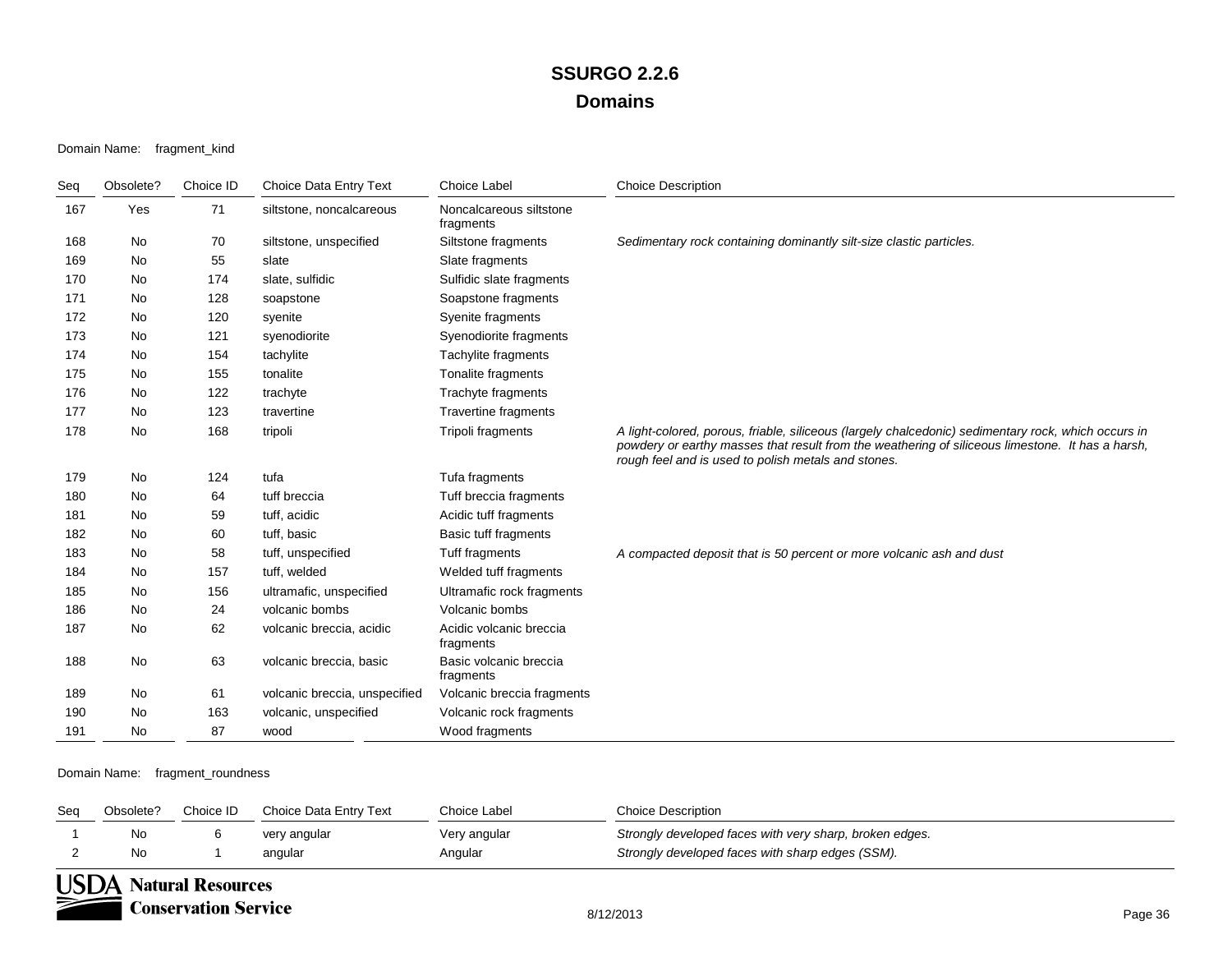# SSURGO 2.2.6

## Domains

Domain Name: fragment_kind

| Seq | Obsolete? | Choice ID | Choice Data Entry Text | Choice Label | Choice Description |
|---|---|---|---|---|---|
| 167 | Yes | 71 | siltstone, noncalcareous | Noncalcareous siltstone fragments | |
| 168 | No | 70 | siltstone, unspecified | Siltstone fragments | *Sedimentary rock containing dominantly silt-size clastic particles.* |
| 169 | No | 55 | slate | Slate fragments | |
| 170 | No | 174 | slate, sulfidic | Sulfidic slate fragments | |
| 171 | No | 128 | soapstone | Soapstone fragments | |
| 172 | No | 120 | syenite | Syenite fragments | |
| 173 | No | 121 | syenodiorite | Syenodiorite fragments | |
| 174 | No | 154 | tachylite | Tachylite fragments | |
| 175 | No | 155 | tonalite | Tonalite fragments | |
| 176 | No | 122 | trachyte | Trachyte fragments | |
| 177 | No | 123 | travertine | Travertine fragments | |
| 178 | No | 168 | tripoli | Tripoli fragments | *A light-colored, porous, friable, siliceous (largely chalcedonic) sedimentary rock, which occurs in powdery or earthy masses that result from the weathering of siliceous limestone. It has a harsh, rough feel and is used to polish metals and stones.* |
| 179 | No | 124 | tufa | Tufa fragments | |
| 180 | No | 64 | tuff breccia | Tuff breccia fragments | |
| 181 | No | 59 | tuff, acidic | Acidic tuff fragments | |
| 182 | No | 60 | tuff, basic | Basic tuff fragments | |
| 183 | No | 58 | tuff, unspecified | Tuff fragments | *A compacted deposit that is 50 percent or more volcanic ash and dust* |
| 184 | No | 157 | tuff, welded | Welded tuff fragments | |
| 185 | No | 156 | ultramafic, unspecified | Ultramafic rock fragments | |
| 186 | No | 24 | volcanic bombs | Volcanic bombs | |
| 187 | No | 62 | volcanic breccia, acidic | Acidic volcanic breccia fragments | |
| 188 | No | 63 | volcanic breccia, basic | Basic volcanic breccia fragments | |
| 189 | No | 61 | volcanic breccia, unspecified | Volcanic breccia fragments | |
| 190 | No | 163 | volcanic, unspecified | Volcanic rock fragments | |
| 191 | No | 87 | wood | Wood fragments | |

Domain Name: fragment_roundness

| Seq | Obsolete? | Choice ID | Choice Data Entry Text | Choice Label | Choice Description |
|---|---|---|---|---|---|
| 1 | No | 6 | very angular | Very angular | *Strongly developed faces with very sharp, broken edges.* |
| 2 | No | 1 | angular | Angular | *Strongly developed faces with sharp edges (SSM).* |

USDA Natural Resources Conservation Service

8/12/2013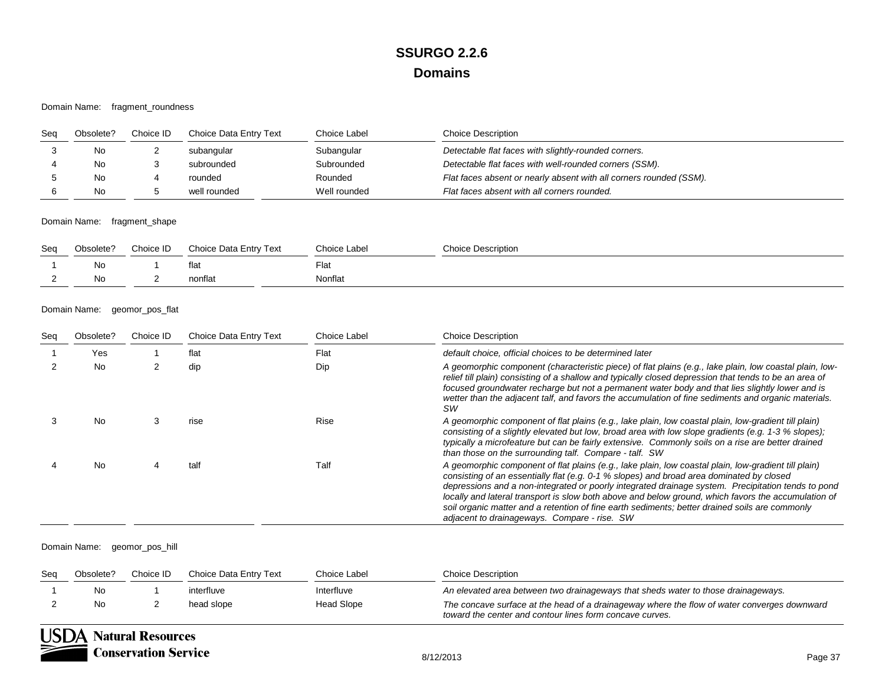# SSURGO 2.2.6

## Domains

Domain Name: fragment_roundness

| Seq | Obsolete? | Choice ID | Choice Data Entry Text | Choice Label | Choice Description |
|---|---|---|---|---|---|
| 3 | No | 2 | subangular | Subangular | *Detectable flat faces with slightly-rounded corners.* |
| 4 | No | 3 | subrounded | Subrounded | *Detectable flat faces with well-rounded corners (SSM).* |
| 5 | No | 4 | rounded | Rounded | *Flat faces absent or nearly absent with all corners rounded (SSM).* |
| 6 | No | 5 | well rounded | Well rounded | *Flat faces absent with all corners rounded.* |

Domain Name: fragment_shape

| Seq | Obsolete? | Choice ID | Choice Data Entry Text | Choice Label | Choice Description |
|---|---|---|---|---|---|
| 1 | No | 1 | flat | Flat | |
| 2 | No | 2 | nonflat | Nonflat | |

Domain Name: geomor_pos_flat

| Seq | Obsolete? | Choice ID | Choice Data Entry Text | Choice Label | Choice Description |
|---|---|---|---|---|---|
| 1 | Yes | 1 | flat | Flat | *default choice, official choices to be determined later* |
| 2 | No | 2 | dip | Dip | *A geomorphic component (characteristic piece) of flat plains (e.g., lake plain, low coastal plain, low-relief till plain) consisting of a shallow and typically closed depression that tends to be an area of focused groundwater recharge but not a permanent water body and that lies slightly lower and is wetter than the adjacent talf, and favors the accumulation of fine sediments and organic materials. SW* |
| 3 | No | 3 | rise | Rise | *A geomorphic component of flat plains (e.g., lake plain, low coastal plain, low-gradient till plain) consisting of a slightly elevated but low, broad area with low slope gradients (e.g. 1-3 % slopes); typically a microfeature but can be fairly extensive. Commonly soils on a rise are better drained than those on the surrounding talf. Compare - talf. SW* |
| 4 | No | 4 | talf | Talf | *A geomorphic component of flat plains (e.g., lake plain, low coastal plain, low-gradient till plain) consisting of an essentially flat (e.g. 0-1 % slopes) and broad area dominated by closed depressions and a non-integrated or poorly integrated drainage system. Precipitation tends to pond locally and lateral transport is slow both above and below ground, which favors the accumulation of soil organic matter and a retention of fine earth sediments; better drained soils are commonly adjacent to drainageways. Compare - rise. SW* |

Domain Name: geomor_pos_hill

| Seq | Obsolete? | Choice ID | Choice Data Entry Text | Choice Label | Choice Description |
|---|---|---|---|---|---|
| 1 | No | 1 | interfluve | Interfluve | *An elevated area between two drainageways that sheds water to those drainageways.* |
| 2 | No | 2 | head slope | Head Slope | *The concave surface at the head of a drainageway where the flow of water converges downward toward the center and contour lines form concave curves.* |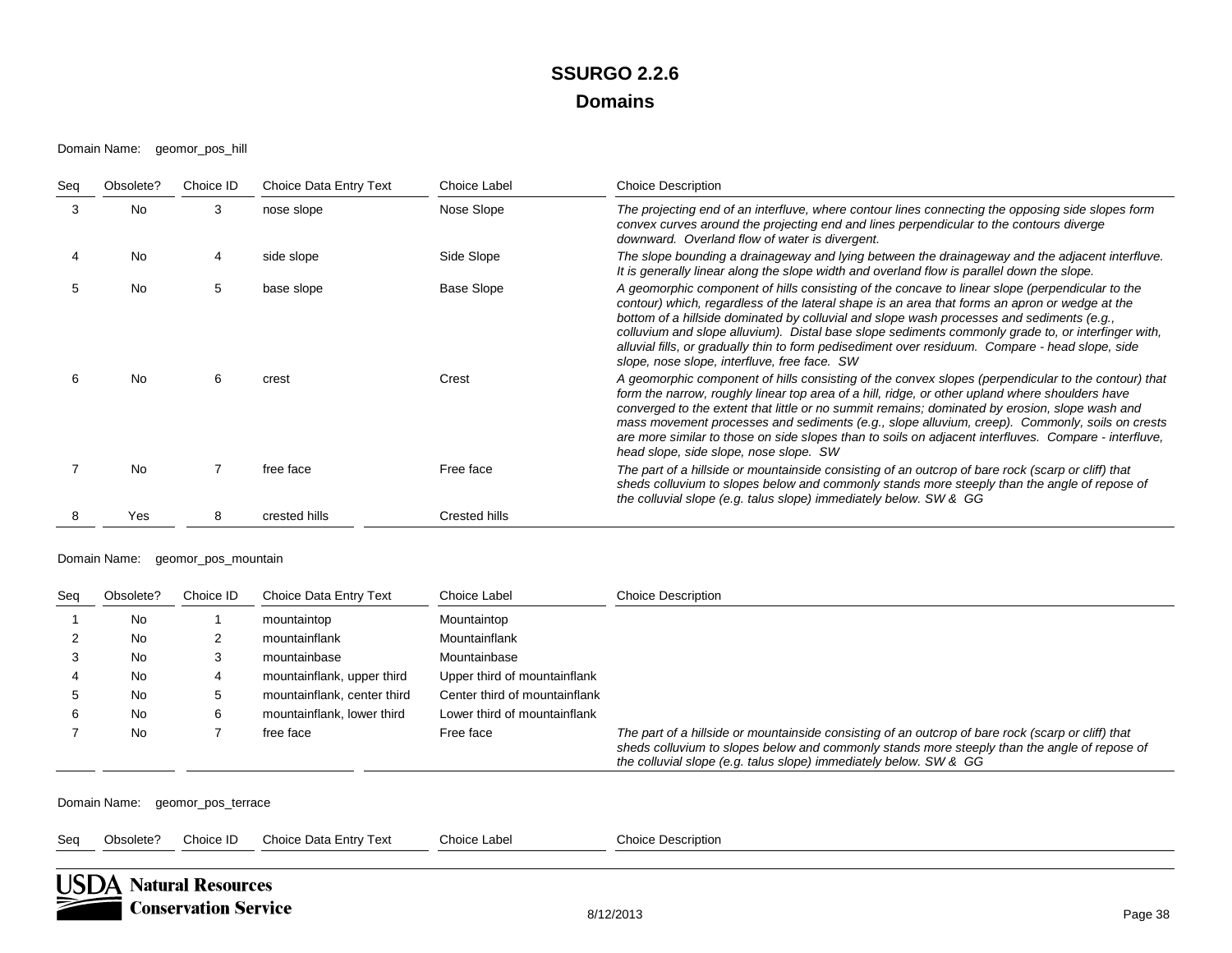# SSURGO 2.2.6

## Domains

Domain Name: geomor_pos_hill

| Seq | Obsolete? | Choice ID | Choice Data Entry Text | Choice Label | Choice Description |
|---|---|---|---|---|---|
| 3 | No | 3 | nose slope | Nose Slope | *The projecting end of an interfluve, where contour lines connecting the opposing side slopes form convex curves around the projecting end and lines perpendicular to the contours diverge downward. Overland flow of water is divergent.* |
| 4 | No | 4 | side slope | Side Slope | *The slope bounding a drainageway and lying between the drainageway and the adjacent interfluve. It is generally linear along the slope width and overland flow is parallel down the slope.* |
| 5 | No | 5 | base slope | Base Slope | *A geomorphic component of hills consisting of the concave to linear slope (perpendicular to the contour) which, regardless of the lateral shape is an area that forms an apron or wedge at the bottom of a hillside dominated by colluvial and slope wash processes and sediments (e.g., colluvium and slope alluvium). Distal base slope sediments commonly grade to, or interfinger with, alluvial fills, or gradually thin to form pedisediment over residuum. Compare - head slope, side slope, nose slope, interfluve, free face. SW* |
| 6 | No | 6 | crest | Crest | *A geomorphic component of hills consisting of the convex slopes (perpendicular to the contour) that form the narrow, roughly linear top area of a hill, ridge, or other upland where shoulders have converged to the extent that little or no summit remains; dominated by erosion, slope wash and mass movement processes and sediments (e.g., slope alluvium, creep). Commonly, soils on crests are more similar to those on side slopes than to soils on adjacent interfluves. Compare - interfluve, head slope, side slope, nose slope. SW* |
| 7 | No | 7 | free face | Free face | *The part of a hillside or mountainside consisting of an outcrop of bare rock (scarp or cliff) that sheds colluvium to slopes below and commonly stands more steeply than the angle of repose of the colluvial slope (e.g. talus slope) immediately below. SW & GG* |
| 8 | Yes | 8 | crested hills | Crested hills | |

Domain Name: geomor_pos_mountain

| Seq | Obsolete? | Choice ID | Choice Data Entry Text | Choice Label | Choice Description |
|---|---|---|---|---|---|
| 1 | No | 1 | mountaintop | Mountaintop | |
| 2 | No | 2 | mountainflank | Mountainflank | |
| 3 | No | 3 | mountainbase | Mountainbase | |
| 4 | No | 4 | mountainflank, upper third | Upper third of mountainflank | |
| 5 | No | 5 | mountainflank, center third | Center third of mountainflank | |
| 6 | No | 6 | mountainflank, lower third | Lower third of mountainflank | |
| 7 | No | 7 | free face | Free face | *The part of a hillside or mountainside consisting of an outcrop of bare rock (scarp or cliff) that sheds colluvium to slopes below and commonly stands more steeply than the angle of repose of the colluvial slope (e.g. talus slope) immediately below. SW & GG* |

Domain Name: geomor_pos_terrace

| Seq | Obsolete? | Choice ID | Choice Data Entry Text | Choice Label | Choice Description |
|---|---|---|---|---|---|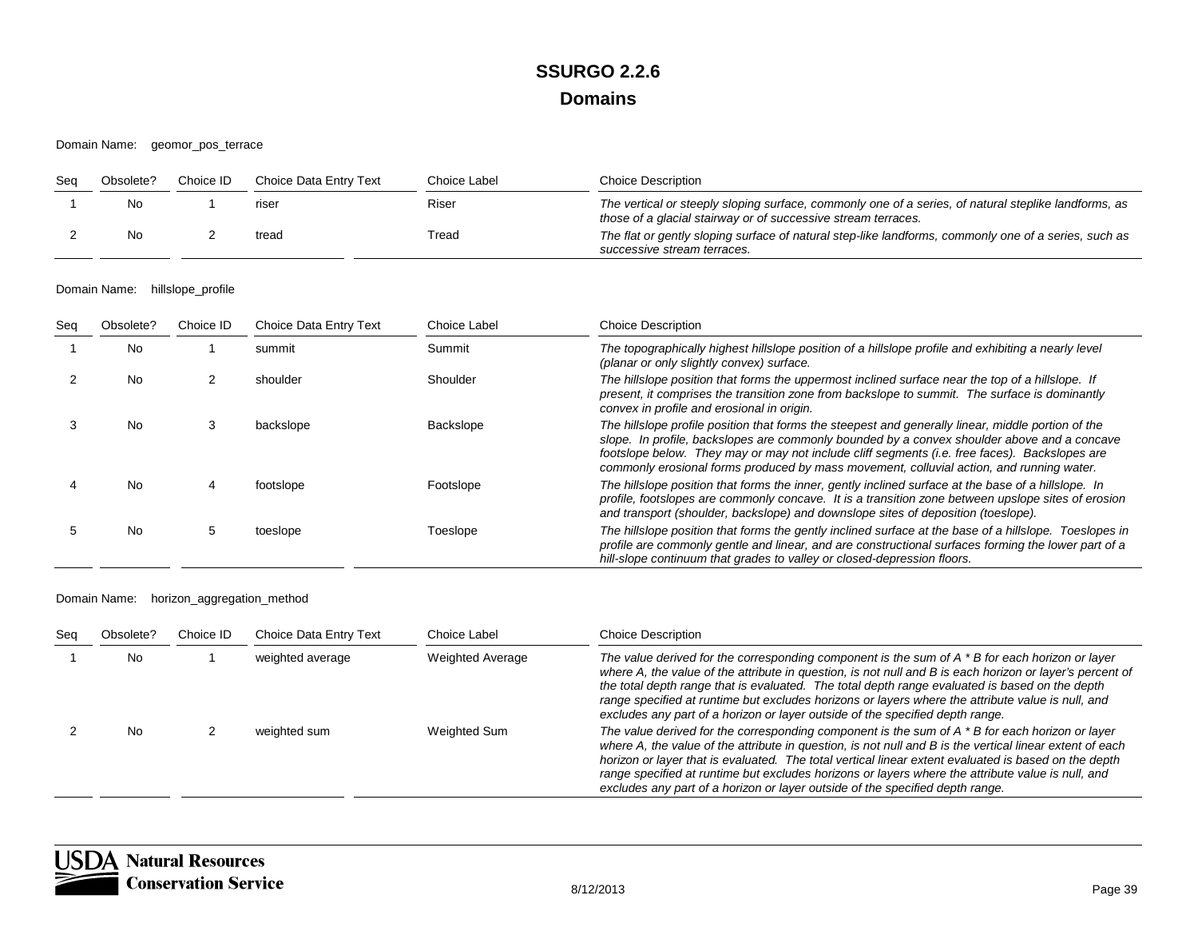# SSURGO 2.2.6

## Domains

Domain Name: geomor_pos_terrace

| Seq | Obsolete? | Choice ID | Choice Data Entry Text | Choice Label | Choice Description |
|---|---|---|---|---|---|
| 1 | No | 1 | riser | Riser | *The vertical or steeply sloping surface, commonly one of a series, of natural steplike landforms, as those of a glacial stairway or of successive stream terraces.* |
| 2 | No | 2 | tread | Tread | *The flat or gently sloping surface of natural step-like landforms, commonly one of a series, such as successive stream terraces.* |

Domain Name: hillslope_profile

| Seq | Obsolete? | Choice ID | Choice Data Entry Text | Choice Label | Choice Description |
|---|---|---|---|---|---|
| 1 | No | 1 | summit | Summit | *The topographically highest hillslope position of a hillslope profile and exhibiting a nearly level (planar or only slightly convex) surface.* |
| 2 | No | 2 | shoulder | Shoulder | *The hillslope position that forms the uppermost inclined surface near the top of a hillslope. If present, it comprises the transition zone from backslope to summit. The surface is dominantly convex in profile and erosional in origin.* |
| 3 | No | 3 | backslope | Backslope | *The hillslope profile position that forms the steepest and generally linear, middle portion of the slope. In profile, backslopes are commonly bounded by a convex shoulder above and a concave footslope below. They may or may not include cliff segments (i.e. free faces). Backslopes are commonly erosional forms produced by mass movement, colluvial action, and running water.* |
| 4 | No | 4 | footslope | Footslope | *The hillslope position that forms the inner, gently inclined surface at the base of a hillslope. In profile, footslopes are commonly concave. It is a transition zone between upslope sites of erosion and transport (shoulder, backslope) and downslope sites of deposition (toeslope).* |
| 5 | No | 5 | toeslope | Toeslope | *The hillslope position that forms the gently inclined surface at the base of a hillslope. Toeslopes in profile are commonly gentle and linear, and are constructional surfaces forming the lower part of a hill-slope continuum that grades to valley or closed-depression floors.* |

Domain Name: horizon_aggregation_method

| Seq | Obsolete? | Choice ID | Choice Data Entry Text | Choice Label | Choice Description |
|---|---|---|---|---|---|
| 1 | No | 1 | weighted average | Weighted Average | *The value derived for the corresponding component is the sum of A * B for each horizon or layer where A, the value of the attribute in question, is not null and B is each horizon or layer's percent of the total depth range that is evaluated. The total depth range evaluated is based on the depth range specified at runtime but excludes horizons or layers where the attribute value is null, and excludes any part of a horizon or layer outside of the specified depth range.* |
| 2 | No | 2 | weighted sum | Weighted Sum | *The value derived for the corresponding component is the sum of A * B for each horizon or layer where A, the value of the attribute in question, is not null and B is the vertical linear extent of each horizon or layer that is evaluated. The total vertical linear extent evaluated is based on the depth range specified at runtime but excludes horizons or layers where the attribute value is null, and excludes any part of a horizon or layer outside of the specified depth range.* |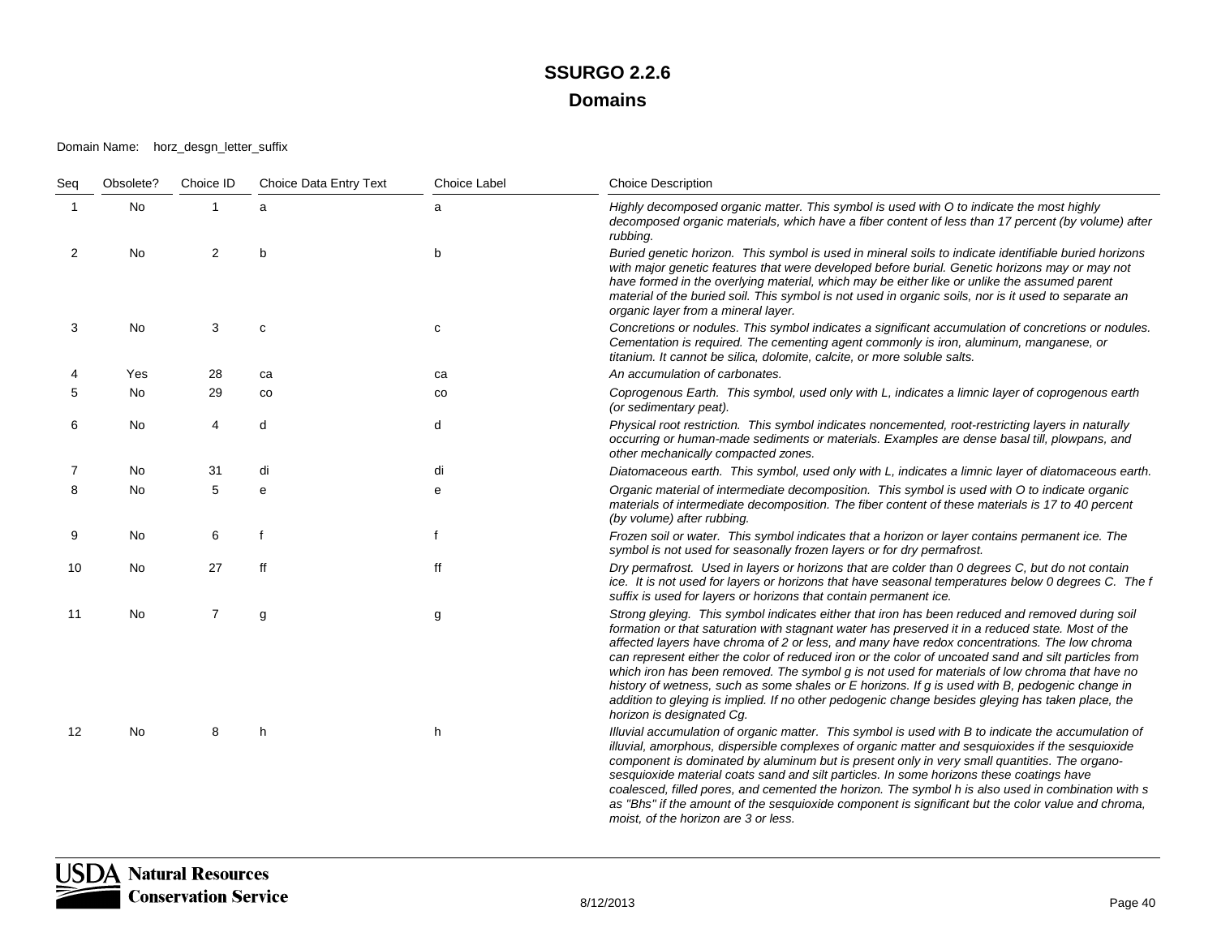# SSURGO 2.2.6

## Domains

Domain Name: horz_desgn_letter_suffix

| Seq | Obsolete? | Choice ID | Choice Data Entry Text | Choice Label | Choice Description |
|---|---|---|---|---|---|
| 1 | No | 1 | a | a | *Highly decomposed organic matter. This symbol is used with O to indicate the most highly decomposed organic materials, which have a fiber content of less than 17 percent (by volume) after rubbing.* |
| 2 | No | 2 | b | b | *Buried genetic horizon. This symbol is used in mineral soils to indicate identifiable buried horizons with major genetic features that were developed before burial. Genetic horizons may or may not have formed in the overlying material, which may be either like or unlike the assumed parent material of the buried soil. This symbol is not used in organic soils, nor is it used to separate an organic layer from a mineral layer.* |
| 3 | No | 3 | c | c | *Concretions or nodules. This symbol indicates a significant accumulation of concretions or nodules. Cementation is required. The cementing agent commonly is iron, aluminum, manganese, or titanium. It cannot be silica, dolomite, calcite, or more soluble salts.* |
| 4 | Yes | 28 | ca | ca | *An accumulation of carbonates.* |
| 5 | No | 29 | co | co | *Coprogenous Earth. This symbol, used only with L, indicates a limnic layer of coprogenous earth (or sedimentary peat).* |
| 6 | No | 4 | d | d | *Physical root restriction. This symbol indicates noncemented, root-restricting layers in naturally occurring or human-made sediments or materials. Examples are dense basal till, plowpans, and other mechanically compacted zones.* |
| 7 | No | 31 | di | di | *Diatomaceous earth. This symbol, used only with L, indicates a limnic layer of diatomaceous earth.* |
| 8 | No | 5 | e | e | *Organic material of intermediate decomposition. This symbol is used with O to indicate organic materials of intermediate decomposition. The fiber content of these materials is 17 to 40 percent (by volume) after rubbing.* |
| 9 | No | 6 | f | f | *Frozen soil or water. This symbol indicates that a horizon or layer contains permanent ice. The symbol is not used for seasonally frozen layers or for dry permafrost.* |
| 10 | No | 27 | ff | ff | *Dry permafrost. Used in layers or horizons that are colder than 0 degrees C, but do not contain ice. It is not used for layers or horizons that have seasonal temperatures below 0 degrees C. The f suffix is used for layers or horizons that contain permanent ice.* |
| 11 | No | 7 | g | g | *Strong gleying. This symbol indicates either that iron has been reduced and removed during soil formation or that saturation with stagnant water has preserved it in a reduced state. Most of the affected layers have chroma of 2 or less, and many have redox concentrations. The low chroma can represent either the color of reduced iron or the color of uncoated sand and silt particles from which iron has been removed. The symbol g is not used for materials of low chroma that have no history of wetness, such as some shales or E horizons. If g is used with B, pedogenic change in addition to gleying is implied. If no other pedogenic change besides gleying has taken place, the horizon is designated Cg.* |
| 12 | No | 8 | h | h | *Illuvial accumulation of organic matter. This symbol is used with B to indicate the accumulation of illuvial, amorphous, dispersible complexes of organic matter and sesquioxides if the sesquioxide component is dominated by aluminum but is present only in very small quantities. The organo-sesquioxide material coats sand and silt particles. In some horizons these coatings have coalesced, filled pores, and cemented the horizon. The symbol h is also used in combination with s as "Bhs" if the amount of the sesquioxide component is significant but the color value and chroma, moist, of the horizon are 3 or less.* |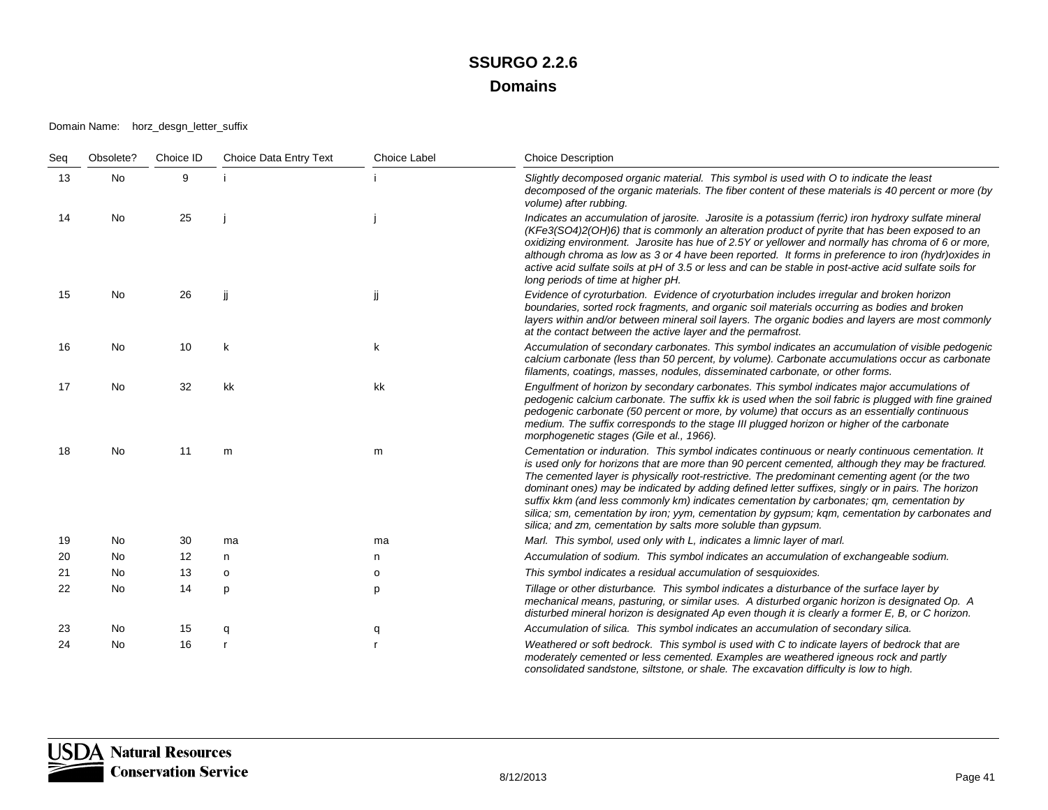# SSURGO 2.2.6

## Domains

Domain Name: horz_desgn_letter_suffix

| Seq | Obsolete? | Choice ID | Choice Data Entry Text | Choice Label | Choice Description |
|---|---|---|---|---|---|
| 13 | No | 9 | i | i | *Slightly decomposed organic material. This symbol is used with O to indicate the least decomposed of the organic materials. The fiber content of these materials is 40 percent or more (by volume) after rubbing.* |
| 14 | No | 25 | j | j | *Indicates an accumulation of jarosite. Jarosite is a potassium (ferric) iron hydroxy sulfate mineral (KFe3(SO4)2(OH)6) that is commonly an alteration product of pyrite that has been exposed to an oxidizing environment. Jarosite has hue of 2.5Y or yellower and normally has chroma of 6 or more, although chroma as low as 3 or 4 have been reported. It forms in preference to iron (hydr)oxides in active acid sulfate soils at pH of 3.5 or less and can be stable in post-active acid sulfate soils for long periods of time at higher pH.* |
| 15 | No | 26 | jj | jj | *Evidence of cyroturbation. Evidence of cryoturbation includes irregular and broken horizon boundaries, sorted rock fragments, and organic soil materials occurring as bodies and broken layers within and/or between mineral soil layers. The organic bodies and layers are most commonly at the contact between the active layer and the permafrost.* |
| 16 | No | 10 | k | k | *Accumulation of secondary carbonates. This symbol indicates an accumulation of visible pedogenic calcium carbonate (less than 50 percent, by volume). Carbonate accumulations occur as carbonate filaments, coatings, masses, nodules, disseminated carbonate, or other forms.* |
| 17 | No | 32 | kk | kk | *Engulfment of horizon by secondary carbonates. This symbol indicates major accumulations of pedogenic calcium carbonate. The suffix kk is used when the soil fabric is plugged with fine grained pedogenic carbonate (50 percent or more, by volume) that occurs as an essentially continuous medium. The suffix corresponds to the stage III plugged horizon or higher of the carbonate morphogenetic stages (Gile et al., 1966).* |
| 18 | No | 11 | m | m | *Cementation or induration. This symbol indicates continuous or nearly continuous cementation. It is used only for horizons that are more than 90 percent cemented, although they may be fractured. The cemented layer is physically root-restrictive. The predominant cementing agent (or the two dominant ones) may be indicated by adding defined letter suffixes, singly or in pairs. The horizon suffix kkm (and less commonly km) indicates cementation by carbonates; qm, cementation by silica; sm, cementation by iron; yym, cementation by gypsum; kqm, cementation by carbonates and silica; and zm, cementation by salts more soluble than gypsum.* |
| 19 | No | 30 | ma | ma | *Marl. This symbol, used only with L, indicates a limnic layer of marl.* |
| 20 | No | 12 | n | n | *Accumulation of sodium. This symbol indicates an accumulation of exchangeable sodium.* |
| 21 | No | 13 | o | o | *This symbol indicates a residual accumulation of sesquioxides.* |
| 22 | No | 14 | p | p | *Tillage or other disturbance. This symbol indicates a disturbance of the surface layer by mechanical means, pasturing, or similar uses. A disturbed organic horizon is designated Op. A disturbed mineral horizon is designated Ap even though it is clearly a former E, B, or C horizon.* |
| 23 | No | 15 | q | q | *Accumulation of silica. This symbol indicates an accumulation of secondary silica.* |
| 24 | No | 16 | r | r | *Weathered or soft bedrock. This symbol is used with C to indicate layers of bedrock that are moderately cemented or less cemented. Examples are weathered igneous rock and partly consolidated sandstone, siltstone, or shale. The excavation difficulty is low to high.* |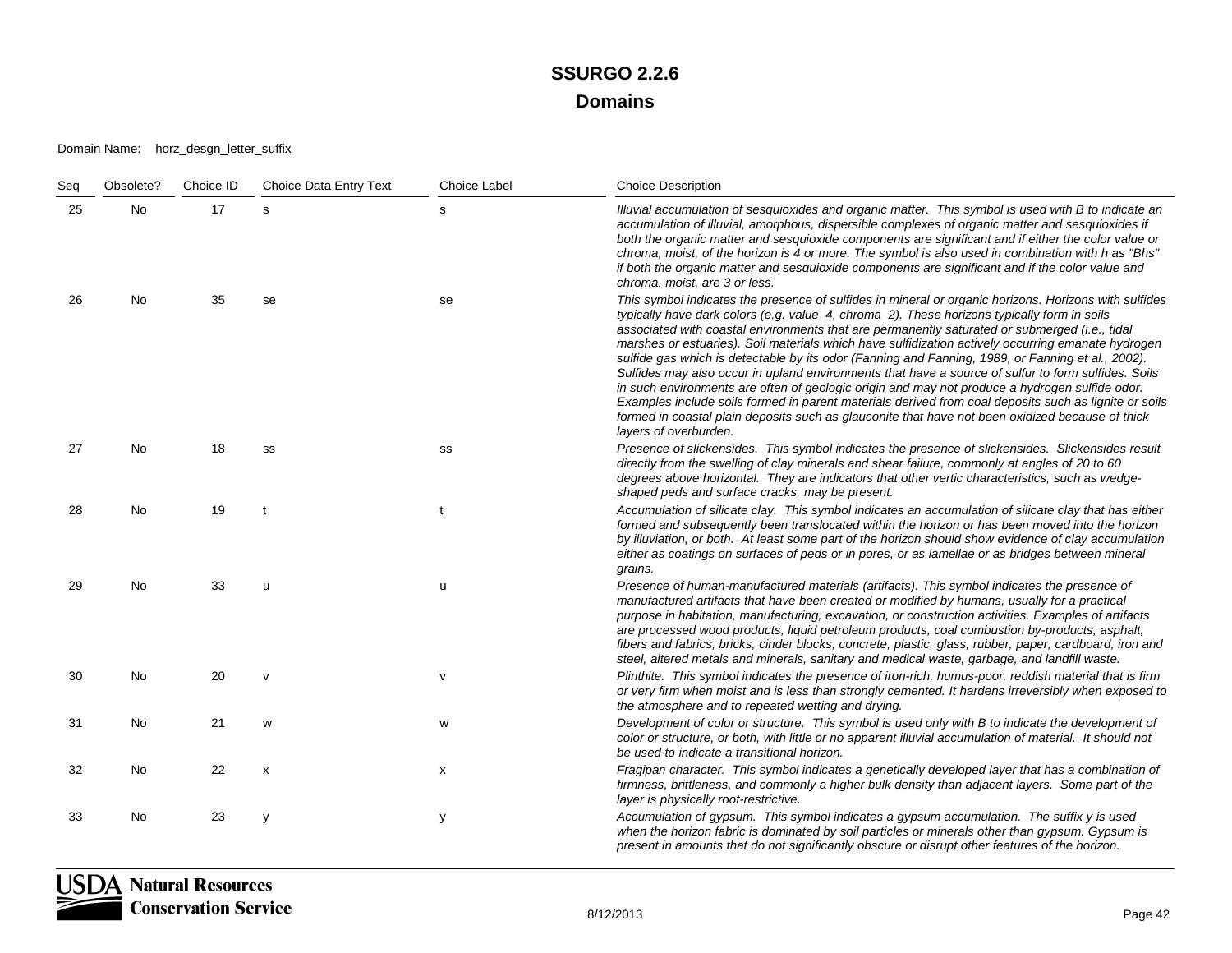# SSURGO 2.2.6

## Domains

Domain Name: horz_desgn_letter_suffix

| Seq | Obsolete? | Choice ID | Choice Data Entry Text | Choice Label | Choice Description |
|---|---|---|---|---|---|
| 25 | No | 17 | s | s | *Illuvial accumulation of sesquioxides and organic matter. This symbol is used with B to indicate an accumulation of illuvial, amorphous, dispersible complexes of organic matter and sesquioxides if both the organic matter and sesquioxide components are significant and if either the color value or chroma, moist, of the horizon is 4 or more. The symbol is also used in combination with h as "Bhs" if both the organic matter and sesquioxide components are significant and if the color value and chroma, moist, are 3 or less.* |
| 26 | No | 35 | se | se | *This symbol indicates the presence of sulfides in mineral or organic horizons. Horizons with sulfides typically have dark colors (e.g. value 4, chroma 2). These horizons typically form in soils associated with coastal environments that are permanently saturated or submerged (i.e., tidal marshes or estuaries). Soil materials which have sulfidization actively occurring emanate hydrogen sulfide gas which is detectable by its odor (Fanning and Fanning, 1989, or Fanning et al., 2002). Sulfides may also occur in upland environments that have a source of sulfur to form sulfides. Soils in such environments are often of geologic origin and may not produce a hydrogen sulfide odor. Examples include soils formed in parent materials derived from coal deposits such as lignite or soils formed in coastal plain deposits such as glauconite that have not been oxidized because of thick layers of overburden.* |
| 27 | No | 18 | ss | ss | *Presence of slickensides. This symbol indicates the presence of slickensides. Slickensides result directly from the swelling of clay minerals and shear failure, commonly at angles of 20 to 60 degrees above horizontal. They are indicators that other vertic characteristics, such as wedge-shaped peds and surface cracks, may be present.* |
| 28 | No | 19 | t | t | *Accumulation of silicate clay. This symbol indicates an accumulation of silicate clay that has either formed and subsequently been translocated within the horizon or has been moved into the horizon by illuviation, or both. At least some part of the horizon should show evidence of clay accumulation either as coatings on surfaces of peds or in pores, or as lamellae or as bridges between mineral grains.* |
| 29 | No | 33 | u | u | *Presence of human-manufactured materials (artifacts). This symbol indicates the presence of manufactured artifacts that have been created or modified by humans, usually for a practical purpose in habitation, manufacturing, excavation, or construction activities. Examples of artifacts are processed wood products, liquid petroleum products, coal combustion by-products, asphalt, fibers and fabrics, bricks, cinder blocks, concrete, plastic, glass, rubber, paper, cardboard, iron and steel, altered metals and minerals, sanitary and medical waste, garbage, and landfill waste.* |
| 30 | No | 20 | v | v | *Plinthite. This symbol indicates the presence of iron-rich, humus-poor, reddish material that is firm or very firm when moist and is less than strongly cemented. It hardens irreversibly when exposed to the atmosphere and to repeated wetting and drying.* |
| 31 | No | 21 | w | w | *Development of color or structure. This symbol is used only with B to indicate the development of color or structure, or both, with little or no apparent illuvial accumulation of material. It should not be used to indicate a transitional horizon.* |
| 32 | No | 22 | x | x | *Fragipan character. This symbol indicates a genetically developed layer that has a combination of firmness, brittleness, and commonly a higher bulk density than adjacent layers. Some part of the layer is physically root-restrictive.* |
| 33 | No | 23 | y | y | *Accumulation of gypsum. This symbol indicates a gypsum accumulation. The suffix y is used when the horizon fabric is dominated by soil particles or minerals other than gypsum. Gypsum is present in amounts that do not significantly obscure or disrupt other features of the horizon.* |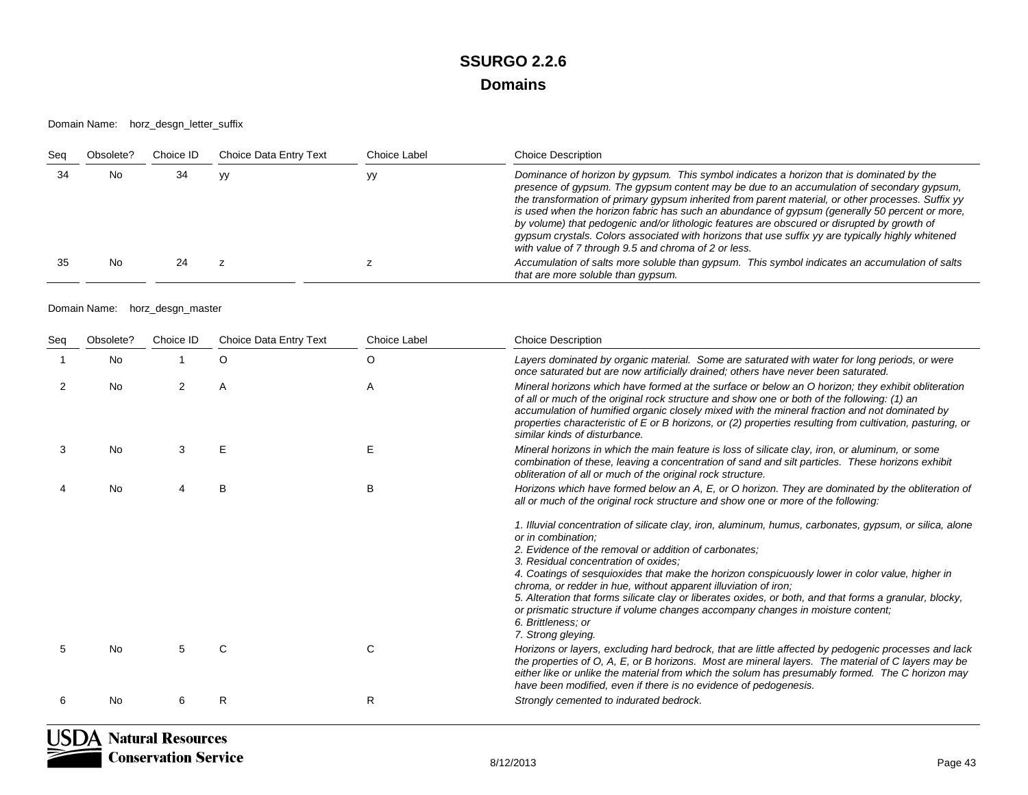# SSURGO 2.2.6

## Domains

Domain Name: horz_desgn_letter_suffix

| Seq | Obsolete? | Choice ID | Choice Data Entry Text | Choice Label | Choice Description |
|---|---|---|---|---|---|
| 34 | No | 34 | yy | yy | *Dominance of horizon by gypsum. This symbol indicates a horizon that is dominated by the presence of gypsum. The gypsum content may be due to an accumulation of secondary gypsum, the transformation of primary gypsum inherited from parent material, or other processes. Suffix yy is used when the horizon fabric has such an abundance of gypsum (generally 50 percent or more, by volume) that pedogenic and/or lithologic features are obscured or disrupted by growth of gypsum crystals. Colors associated with horizons that use suffix yy are typically highly whitened with value of 7 through 9.5 and chroma of 2 or less.* |
| 35 | No | 24 | z | z | *Accumulation of salts more soluble than gypsum. This symbol indicates an accumulation of salts that are more soluble than gypsum.* |

Domain Name: horz_desgn_master

| Seq | Obsolete? | Choice ID | Choice Data Entry Text | Choice Label | Choice Description |
|---|---|---|---|---|---|
| 1 | No | 1 | O | O | *Layers dominated by organic material. Some are saturated with water for long periods, or were once saturated but are now artificially drained; others have never been saturated.* |
| 2 | No | 2 | A | A | *Mineral horizons which have formed at the surface or below an O horizon; they exhibit obliteration of all or much of the original rock structure and show one or both of the following: (1) an accumulation of humified organic closely mixed with the mineral fraction and not dominated by properties characteristic of E or B horizons, or (2) properties resulting from cultivation, pasturing, or similar kinds of disturbance.* |
| 3 | No | 3 | E | E | *Mineral horizons in which the main feature is loss of silicate clay, iron, or aluminum, or some combination of these, leaving a concentration of sand and silt particles. These horizons exhibit obliteration of all or much of the original rock structure.* |
| 4 | No | 4 | B | B | *Horizons which have formed below an A, E, or O horizon. They are dominated by the obliteration of all or much of the original rock structure and show one or more of the following:*<br><br>*1. Illuvial concentration of silicate clay, iron, aluminum, humus, carbonates, gypsum, or silica, alone or in combination;*<br>*2. Evidence of the removal or addition of carbonates;*<br>*3. Residual concentration of oxides;*<br>*4. Coatings of sesquioxides that make the horizon conspicuously lower in color value, higher in chroma, or redder in hue, without apparent illuviation of iron;*<br>*5. Alteration that forms silicate clay or liberates oxides, or both, and that forms a granular, blocky, or prismatic structure if volume changes accompany changes in moisture content;*<br>*6. Brittleness; or*<br>*7. Strong gleying.* |
| 5 | No | 5 | C | C | *Horizons or layers, excluding hard bedrock, that are little affected by pedogenic processes and lack the properties of O, A, E, or B horizons. Most are mineral layers. The material of C layers may be either like or unlike the material from which the solum has presumably formed. The C horizon may have been modified, even if there is no evidence of pedogenesis.* |
| 6 | No | 6 | R | R | *Strongly cemented to indurated bedrock.* |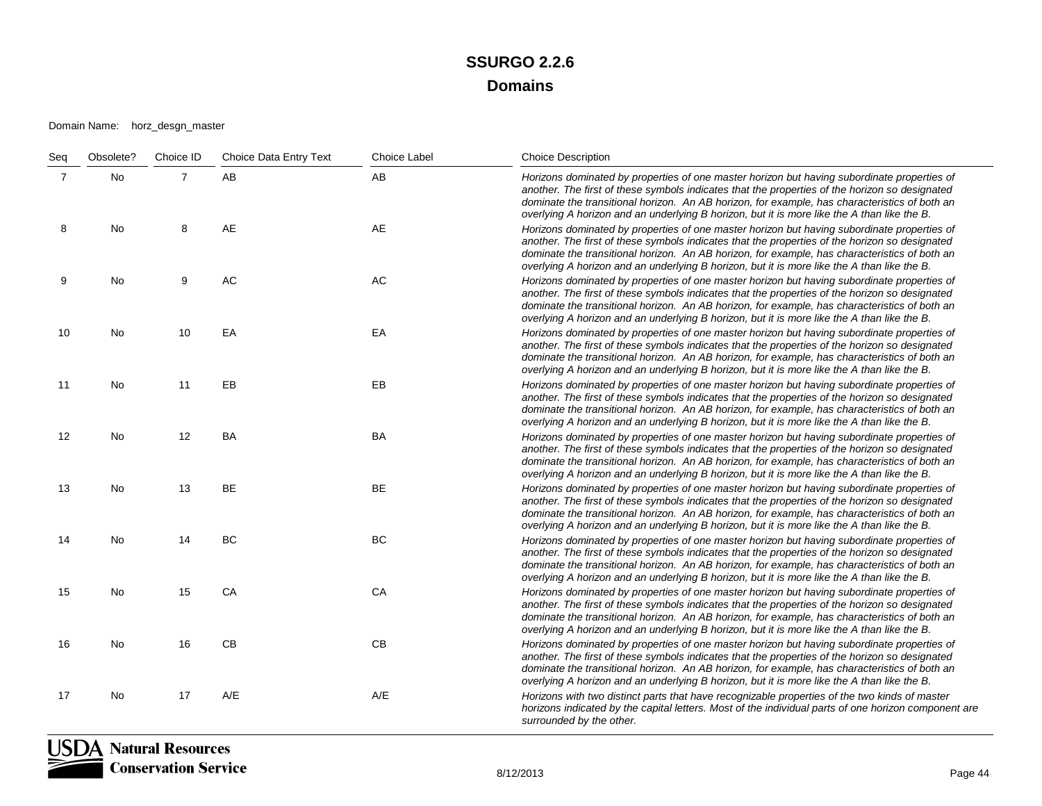# SSURGO 2.2.6

## Domains

Domain Name: horz_desgn_master

| Seq | Obsolete? | Choice ID | Choice Data Entry Text | Choice Label | Choice Description |
|---|---|---|---|---|---|
| 7 | No | 7 | AB | AB | *Horizons dominated by properties of one master horizon but having subordinate properties of another. The first of these symbols indicates that the properties of the horizon so designated dominate the transitional horizon. An AB horizon, for example, has characteristics of both an overlying A horizon and an underlying B horizon, but it is more like the A than like the B.* |
| 8 | No | 8 | AE | AE | *Horizons dominated by properties of one master horizon but having subordinate properties of another. The first of these symbols indicates that the properties of the horizon so designated dominate the transitional horizon. An AB horizon, for example, has characteristics of both an overlying A horizon and an underlying B horizon, but it is more like the A than like the B.* |
| 9 | No | 9 | AC | AC | *Horizons dominated by properties of one master horizon but having subordinate properties of another. The first of these symbols indicates that the properties of the horizon so designated dominate the transitional horizon. An AB horizon, for example, has characteristics of both an overlying A horizon and an underlying B horizon, but it is more like the A than like the B.* |
| 10 | No | 10 | EA | EA | *Horizons dominated by properties of one master horizon but having subordinate properties of another. The first of these symbols indicates that the properties of the horizon so designated dominate the transitional horizon. An AB horizon, for example, has characteristics of both an overlying A horizon and an underlying B horizon, but it is more like the A than like the B.* |
| 11 | No | 11 | EB | EB | *Horizons dominated by properties of one master horizon but having subordinate properties of another. The first of these symbols indicates that the properties of the horizon so designated dominate the transitional horizon. An AB horizon, for example, has characteristics of both an overlying A horizon and an underlying B horizon, but it is more like the A than like the B.* |
| 12 | No | 12 | BA | BA | *Horizons dominated by properties of one master horizon but having subordinate properties of another. The first of these symbols indicates that the properties of the horizon so designated dominate the transitional horizon. An AB horizon, for example, has characteristics of both an overlying A horizon and an underlying B horizon, but it is more like the A than like the B.* |
| 13 | No | 13 | BE | BE | *Horizons dominated by properties of one master horizon but having subordinate properties of another. The first of these symbols indicates that the properties of the horizon so designated dominate the transitional horizon. An AB horizon, for example, has characteristics of both an overlying A horizon and an underlying B horizon, but it is more like the A than like the B.* |
| 14 | No | 14 | BC | BC | *Horizons dominated by properties of one master horizon but having subordinate properties of another. The first of these symbols indicates that the properties of the horizon so designated dominate the transitional horizon. An AB horizon, for example, has characteristics of both an overlying A horizon and an underlying B horizon, but it is more like the A than like the B.* |
| 15 | No | 15 | CA | CA | *Horizons dominated by properties of one master horizon but having subordinate properties of another. The first of these symbols indicates that the properties of the horizon so designated dominate the transitional horizon. An AB horizon, for example, has characteristics of both an overlying A horizon and an underlying B horizon, but it is more like the A than like the B.* |
| 16 | No | 16 | CB | CB | *Horizons dominated by properties of one master horizon but having subordinate properties of another. The first of these symbols indicates that the properties of the horizon so designated dominate the transitional horizon. An AB horizon, for example, has characteristics of both an overlying A horizon and an underlying B horizon, but it is more like the A than like the B.* |
| 17 | No | 17 | A/E | A/E | *Horizons with two distinct parts that have recognizable properties of the two kinds of master horizons indicated by the capital letters. Most of the individual parts of one horizon component are surrounded by the other.* |

USDA Natural Resources Conservation Service

8/12/2013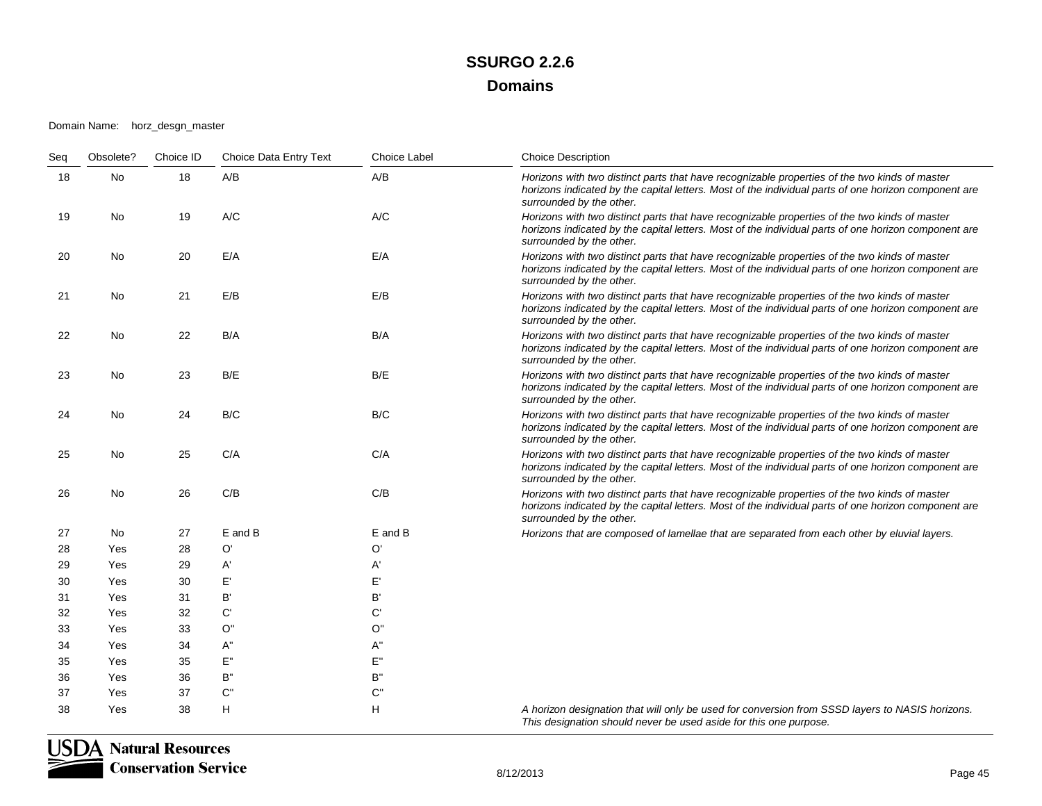# SSURGO 2.2.6

## Domains

Domain Name: horz_desgn_master

| Seq | Obsolete? | Choice ID | Choice Data Entry Text | Choice Label | Choice Description |
|---|---|---|---|---|---|
| 18 | No | 18 | A/B | A/B | *Horizons with two distinct parts that have recognizable properties of the two kinds of master horizons indicated by the capital letters. Most of the individual parts of one horizon component are surrounded by the other.* |
| 19 | No | 19 | A/C | A/C | *Horizons with two distinct parts that have recognizable properties of the two kinds of master horizons indicated by the capital letters. Most of the individual parts of one horizon component are surrounded by the other.* |
| 20 | No | 20 | E/A | E/A | *Horizons with two distinct parts that have recognizable properties of the two kinds of master horizons indicated by the capital letters. Most of the individual parts of one horizon component are surrounded by the other.* |
| 21 | No | 21 | E/B | E/B | *Horizons with two distinct parts that have recognizable properties of the two kinds of master horizons indicated by the capital letters. Most of the individual parts of one horizon component are surrounded by the other.* |
| 22 | No | 22 | B/A | B/A | *Horizons with two distinct parts that have recognizable properties of the two kinds of master horizons indicated by the capital letters. Most of the individual parts of one horizon component are surrounded by the other.* |
| 23 | No | 23 | B/E | B/E | *Horizons with two distinct parts that have recognizable properties of the two kinds of master horizons indicated by the capital letters. Most of the individual parts of one horizon component are surrounded by the other.* |
| 24 | No | 24 | B/C | B/C | *Horizons with two distinct parts that have recognizable properties of the two kinds of master horizons indicated by the capital letters. Most of the individual parts of one horizon component are surrounded by the other.* |
| 25 | No | 25 | C/A | C/A | *Horizons with two distinct parts that have recognizable properties of the two kinds of master horizons indicated by the capital letters. Most of the individual parts of one horizon component are surrounded by the other.* |
| 26 | No | 26 | C/B | C/B | *Horizons with two distinct parts that have recognizable properties of the two kinds of master horizons indicated by the capital letters. Most of the individual parts of one horizon component are surrounded by the other.* |
| 27 | No | 27 | E and B | E and B | *Horizons that are composed of lamellae that are separated from each other by eluvial layers.* |
| 28 | Yes | 28 | O' | O' | |
| 29 | Yes | 29 | A' | A' | |
| 30 | Yes | 30 | E' | E' | |
| 31 | Yes | 31 | B' | B' | |
| 32 | Yes | 32 | C' | C' | |
| 33 | Yes | 33 | O'' | O'' | |
| 34 | Yes | 34 | A'' | A'' | |
| 35 | Yes | 35 | E'' | E'' | |
| 36 | Yes | 36 | B'' | B'' | |
| 37 | Yes | 37 | C'' | C'' | |
| 38 | Yes | 38 | H | H | *A horizon designation that will only be used for conversion from SSSD layers to NASIS horizons. This designation should never be used aside for this one purpose.* |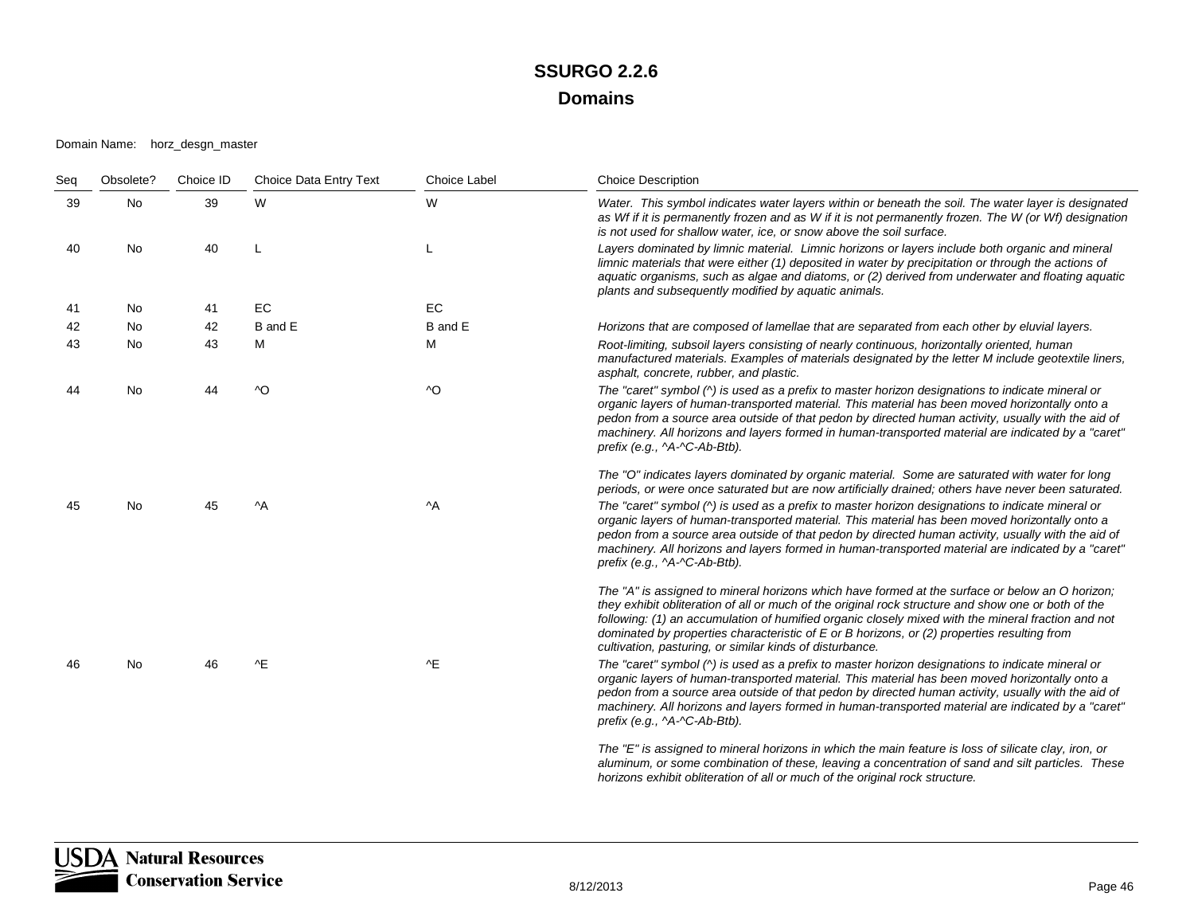# SSURGO 2.2.6

## Domains

Domain Name: horz_desgn_master

| Seq | Obsolete? | Choice ID | Choice Data Entry Text | Choice Label | Choice Description |
|---|---|---|---|---|---|
| 39 | No | 39 | W | W | *Water. This symbol indicates water layers within or beneath the soil. The water layer is designated as Wf if it is permanently frozen and as W if it is not permanently frozen. The W (or Wf) designation is not used for shallow water, ice, or snow above the soil surface.* |
| 40 | No | 40 | L | L | *Layers dominated by limnic material. Limnic horizons or layers include both organic and mineral limnic materials that were either (1) deposited in water by precipitation or through the actions of aquatic organisms, such as algae and diatoms, or (2) derived from underwater and floating aquatic plants and subsequently modified by aquatic animals.* |
| 41 | No | 41 | EC | EC | |
| 42 | No | 42 | B and E | B and E | *Horizons that are composed of lamellae that are separated from each other by eluvial layers.* |
| 43 | No | 43 | M | M | *Root-limiting, subsoil layers consisting of nearly continuous, horizontally oriented, human manufactured materials. Examples of materials designated by the letter M include geotextile liners, asphalt, concrete, rubber, and plastic.* |
| 44 | No | 44 | ^O | ^O | *The "caret" symbol (^) is used as a prefix to master horizon designations to indicate mineral or organic layers of human-transported material. This material has been moved horizontally onto a pedon from a source area outside of that pedon by directed human activity, usually with the aid of machinery. All horizons and layers formed in human-transported material are indicated by a "caret" prefix (e.g., ^A-^C-Ab-Btb).*<br><br>*The "O" indicates layers dominated by organic material. Some are saturated with water for long periods, or were once saturated but are now artificially drained; others have never been saturated.* |
| 45 | No | 45 | ^A | ^A | *The "caret" symbol (^) is used as a prefix to master horizon designations to indicate mineral or organic layers of human-transported material. This material has been moved horizontally onto a pedon from a source area outside of that pedon by directed human activity, usually with the aid of machinery. All horizons and layers formed in human-transported material are indicated by a "caret" prefix (e.g., ^A-^C-Ab-Btb).*<br><br>*The "A" is assigned to mineral horizons which have formed at the surface or below an O horizon; they exhibit obliteration of all or much of the original rock structure and show one or both of the following: (1) an accumulation of humified organic closely mixed with the mineral fraction and not dominated by properties characteristic of E or B horizons, or (2) properties resulting from cultivation, pasturing, or similar kinds of disturbance.* |
| 46 | No | 46 | ^E | ^E | *The "caret" symbol (^) is used as a prefix to master horizon designations to indicate mineral or organic layers of human-transported material. This material has been moved horizontally onto a pedon from a source area outside of that pedon by directed human activity, usually with the aid of machinery. All horizons and layers formed in human-transported material are indicated by a "caret" prefix (e.g., ^A-^C-Ab-Btb).*<br><br>*The "E" is assigned to mineral horizons in which the main feature is loss of silicate clay, iron, or aluminum, or some combination of these, leaving a concentration of sand and silt particles. These horizons exhibit obliteration of all or much of the original rock structure.* |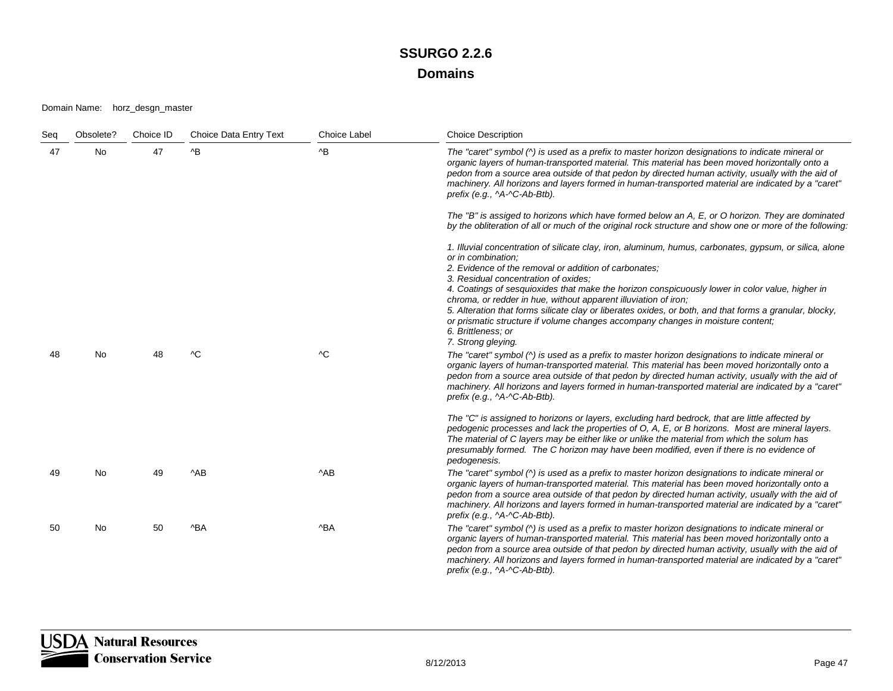# SSURGO 2.2.6

## Domains

Domain Name: horz_desgn_master

| Seq | Obsolete? | Choice ID | Choice Data Entry Text | Choice Label | Choice Description |
|---|---|---|---|---|---|
| 47 | No | 47 | ^B | ^B | *The "caret" symbol (^) is used as a prefix to master horizon designations to indicate mineral or organic layers of human-transported material. This material has been moved horizontally onto a pedon from a source area outside of that pedon by directed human activity, usually with the aid of machinery. All horizons and layers formed in human-transported material are indicated by a "caret" prefix (e.g., ^A-^C-Ab-Btb).*<br><br>*The "B" is assiged to horizons which have formed below an A, E, or O horizon. They are dominated by the obliteration of all or much of the original rock structure and show one or more of the following:*<br><br>*1. Illuvial concentration of silicate clay, iron, aluminum, humus, carbonates, gypsum, or silica, alone or in combination;*<br>*2. Evidence of the removal or addition of carbonates;*<br>*3. Residual concentration of oxides;*<br>*4. Coatings of sesquioxides that make the horizon conspicuously lower in color value, higher in chroma, or redder in hue, without apparent illuviation of iron;*<br>*5. Alteration that forms silicate clay or liberates oxides, or both, and that forms a granular, blocky, or prismatic structure if volume changes accompany changes in moisture content;*<br>*6. Brittleness; or*<br>*7. Strong gleying.* |
| 48 | No | 48 | ^C | ^C | *The "caret" symbol (^) is used as a prefix to master horizon designations to indicate mineral or organic layers of human-transported material. This material has been moved horizontally onto a pedon from a source area outside of that pedon by directed human activity, usually with the aid of machinery. All horizons and layers formed in human-transported material are indicated by a "caret" prefix (e.g., ^A-^C-Ab-Btb).*<br><br>*The "C" is assigned to horizons or layers, excluding hard bedrock, that are little affected by pedogenic processes and lack the properties of O, A, E, or B horizons. Most are mineral layers. The material of C layers may be either like or unlike the material from which the solum has presumably formed. The C horizon may have been modified, even if there is no evidence of pedogenesis.* |
| 49 | No | 49 | ^AB | ^AB | *The "caret" symbol (^) is used as a prefix to master horizon designations to indicate mineral or organic layers of human-transported material. This material has been moved horizontally onto a pedon from a source area outside of that pedon by directed human activity, usually with the aid of machinery. All horizons and layers formed in human-transported material are indicated by a "caret" prefix (e.g., ^A-^C-Ab-Btb).* |
| 50 | No | 50 | ^BA | ^BA | *The "caret" symbol (^) is used as a prefix to master horizon designations to indicate mineral or organic layers of human-transported material. This material has been moved horizontally onto a pedon from a source area outside of that pedon by directed human activity, usually with the aid of machinery. All horizons and layers formed in human-transported material are indicated by a "caret" prefix (e.g., ^A-^C-Ab-Btb).* |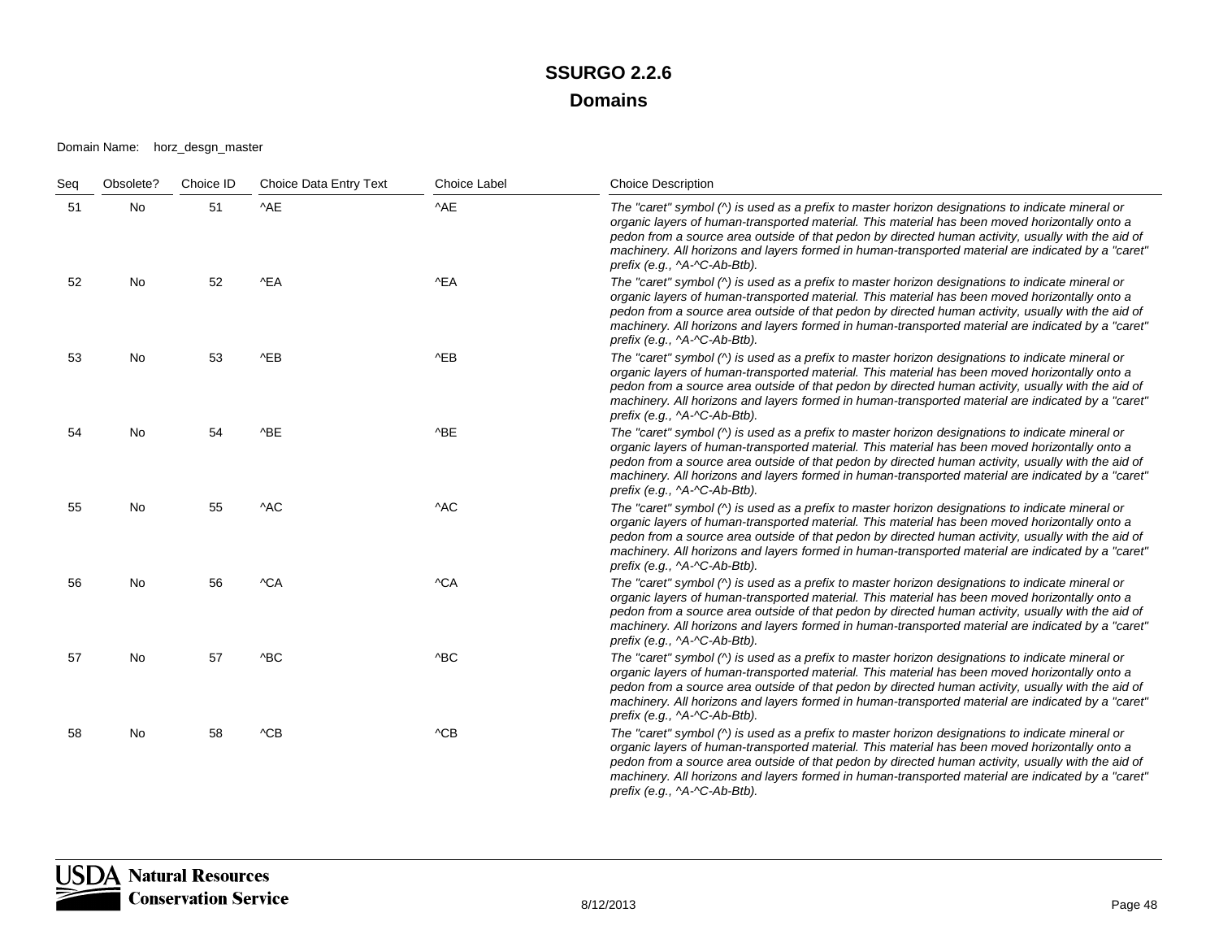# SSURGO 2.2.6

## Domains

Domain Name: horz_desgn_master

| Seq | Obsolete? | Choice ID | Choice Data Entry Text | Choice Label | Choice Description |
|---|---|---|---|---|---|
| 51 | No | 51 | ^AE | ^AE | *The "caret" symbol (^) is used as a prefix to master horizon designations to indicate mineral or organic layers of human-transported material. This material has been moved horizontally onto a pedon from a source area outside of that pedon by directed human activity, usually with the aid of machinery. All horizons and layers formed in human-transported material are indicated by a "caret" prefix (e.g., ^A-^C-Ab-Btb).* |
| 52 | No | 52 | ^EA | ^EA | *The "caret" symbol (^) is used as a prefix to master horizon designations to indicate mineral or organic layers of human-transported material. This material has been moved horizontally onto a pedon from a source area outside of that pedon by directed human activity, usually with the aid of machinery. All horizons and layers formed in human-transported material are indicated by a "caret" prefix (e.g., ^A-^C-Ab-Btb).* |
| 53 | No | 53 | ^EB | ^EB | *The "caret" symbol (^) is used as a prefix to master horizon designations to indicate mineral or organic layers of human-transported material. This material has been moved horizontally onto a pedon from a source area outside of that pedon by directed human activity, usually with the aid of machinery. All horizons and layers formed in human-transported material are indicated by a "caret" prefix (e.g., ^A-^C-Ab-Btb).* |
| 54 | No | 54 | ^BE | ^BE | *The "caret" symbol (^) is used as a prefix to master horizon designations to indicate mineral or organic layers of human-transported material. This material has been moved horizontally onto a pedon from a source area outside of that pedon by directed human activity, usually with the aid of machinery. All horizons and layers formed in human-transported material are indicated by a "caret" prefix (e.g., ^A-^C-Ab-Btb).* |
| 55 | No | 55 | ^AC | ^AC | *The "caret" symbol (^) is used as a prefix to master horizon designations to indicate mineral or organic layers of human-transported material. This material has been moved horizontally onto a pedon from a source area outside of that pedon by directed human activity, usually with the aid of machinery. All horizons and layers formed in human-transported material are indicated by a "caret" prefix (e.g., ^A-^C-Ab-Btb).* |
| 56 | No | 56 | ^CA | ^CA | *The "caret" symbol (^) is used as a prefix to master horizon designations to indicate mineral or organic layers of human-transported material. This material has been moved horizontally onto a pedon from a source area outside of that pedon by directed human activity, usually with the aid of machinery. All horizons and layers formed in human-transported material are indicated by a "caret" prefix (e.g., ^A-^C-Ab-Btb).* |
| 57 | No | 57 | ^BC | ^BC | *The "caret" symbol (^) is used as a prefix to master horizon designations to indicate mineral or organic layers of human-transported material. This material has been moved horizontally onto a pedon from a source area outside of that pedon by directed human activity, usually with the aid of machinery. All horizons and layers formed in human-transported material are indicated by a "caret" prefix (e.g., ^A-^C-Ab-Btb).* |
| 58 | No | 58 | ^CB | ^CB | *The "caret" symbol (^) is used as a prefix to master horizon designations to indicate mineral or organic layers of human-transported material. This material has been moved horizontally onto a pedon from a source area outside of that pedon by directed human activity, usually with the aid of machinery. All horizons and layers formed in human-transported material are indicated by a "caret" prefix (e.g., ^A-^C-Ab-Btb).* |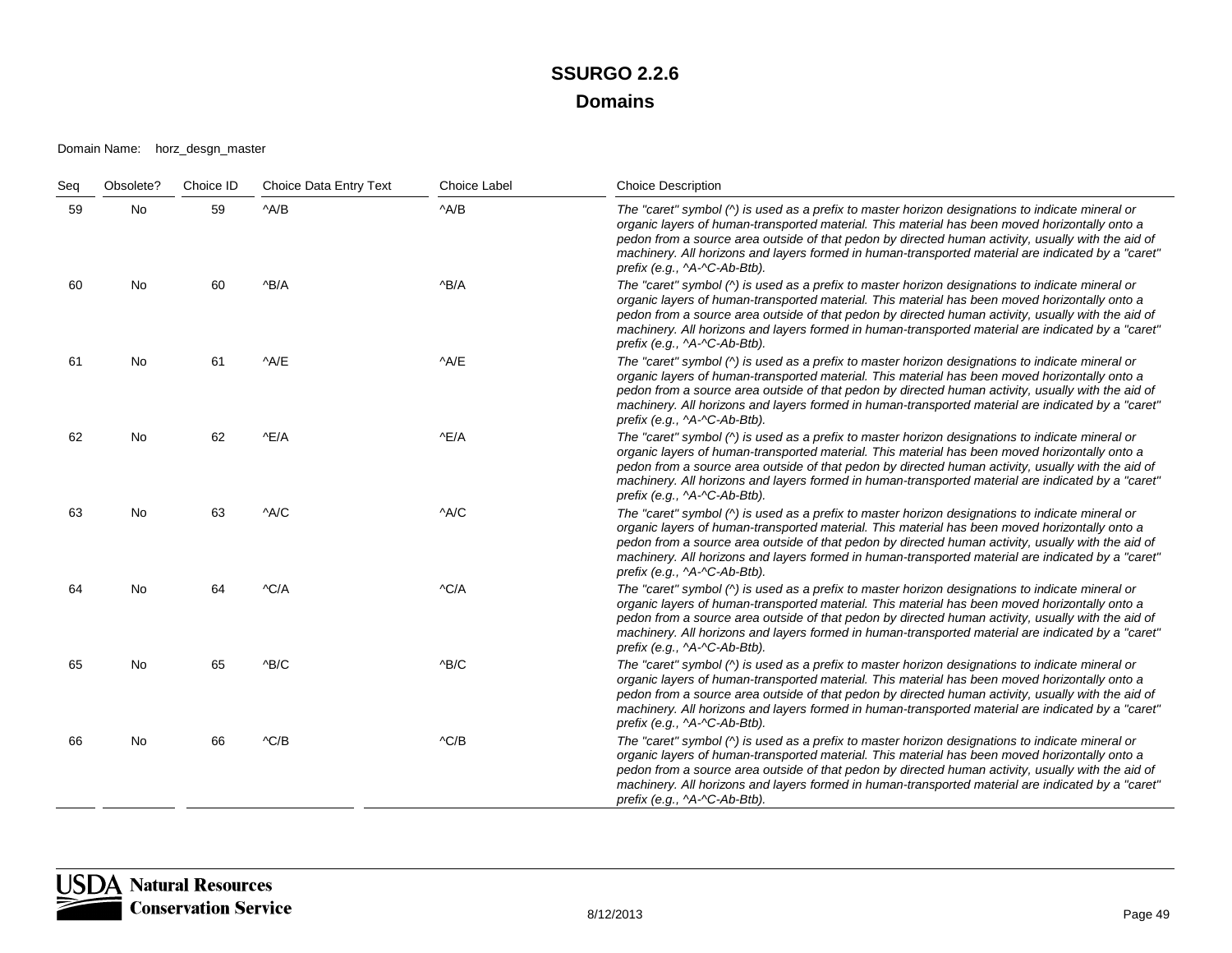# SSURGO 2.2.6

## Domains

Domain Name: horz_desgn_master

| Seq | Obsolete? | Choice ID | Choice Data Entry Text | Choice Label | Choice Description |
|---|---|---|---|---|---|
| 59 | No | 59 | ^A/B | ^A/B | *The "caret" symbol (^) is used as a prefix to master horizon designations to indicate mineral or organic layers of human-transported material. This material has been moved horizontally onto a pedon from a source area outside of that pedon by directed human activity, usually with the aid of machinery. All horizons and layers formed in human-transported material are indicated by a "caret" prefix (e.g., ^A-^C-Ab-Btb).* |
| 60 | No | 60 | ^B/A | ^B/A | *The "caret" symbol (^) is used as a prefix to master horizon designations to indicate mineral or organic layers of human-transported material. This material has been moved horizontally onto a pedon from a source area outside of that pedon by directed human activity, usually with the aid of machinery. All horizons and layers formed in human-transported material are indicated by a "caret" prefix (e.g., ^A-^C-Ab-Btb).* |
| 61 | No | 61 | ^A/E | ^A/E | *The "caret" symbol (^) is used as a prefix to master horizon designations to indicate mineral or organic layers of human-transported material. This material has been moved horizontally onto a pedon from a source area outside of that pedon by directed human activity, usually with the aid of machinery. All horizons and layers formed in human-transported material are indicated by a "caret" prefix (e.g., ^A-^C-Ab-Btb).* |
| 62 | No | 62 | ^E/A | ^E/A | *The "caret" symbol (^) is used as a prefix to master horizon designations to indicate mineral or organic layers of human-transported material. This material has been moved horizontally onto a pedon from a source area outside of that pedon by directed human activity, usually with the aid of machinery. All horizons and layers formed in human-transported material are indicated by a "caret" prefix (e.g., ^A-^C-Ab-Btb).* |
| 63 | No | 63 | ^A/C | ^A/C | *The "caret" symbol (^) is used as a prefix to master horizon designations to indicate mineral or organic layers of human-transported material. This material has been moved horizontally onto a pedon from a source area outside of that pedon by directed human activity, usually with the aid of machinery. All horizons and layers formed in human-transported material are indicated by a "caret" prefix (e.g., ^A-^C-Ab-Btb).* |
| 64 | No | 64 | ^C/A | ^C/A | *The "caret" symbol (^) is used as a prefix to master horizon designations to indicate mineral or organic layers of human-transported material. This material has been moved horizontally onto a pedon from a source area outside of that pedon by directed human activity, usually with the aid of machinery. All horizons and layers formed in human-transported material are indicated by a "caret" prefix (e.g., ^A-^C-Ab-Btb).* |
| 65 | No | 65 | ^B/C | ^B/C | *The "caret" symbol (^) is used as a prefix to master horizon designations to indicate mineral or organic layers of human-transported material. This material has been moved horizontally onto a pedon from a source area outside of that pedon by directed human activity, usually with the aid of machinery. All horizons and layers formed in human-transported material are indicated by a "caret" prefix (e.g., ^A-^C-Ab-Btb).* |
| 66 | No | 66 | ^C/B | ^C/B | *The "caret" symbol (^) is used as a prefix to master horizon designations to indicate mineral or organic layers of human-transported material. This material has been moved horizontally onto a pedon from a source area outside of that pedon by directed human activity, usually with the aid of machinery. All horizons and layers formed in human-transported material are indicated by a "caret" prefix (e.g., ^A-^C-Ab-Btb).* |

USDA Natural Resources Conservation Service

8/12/2013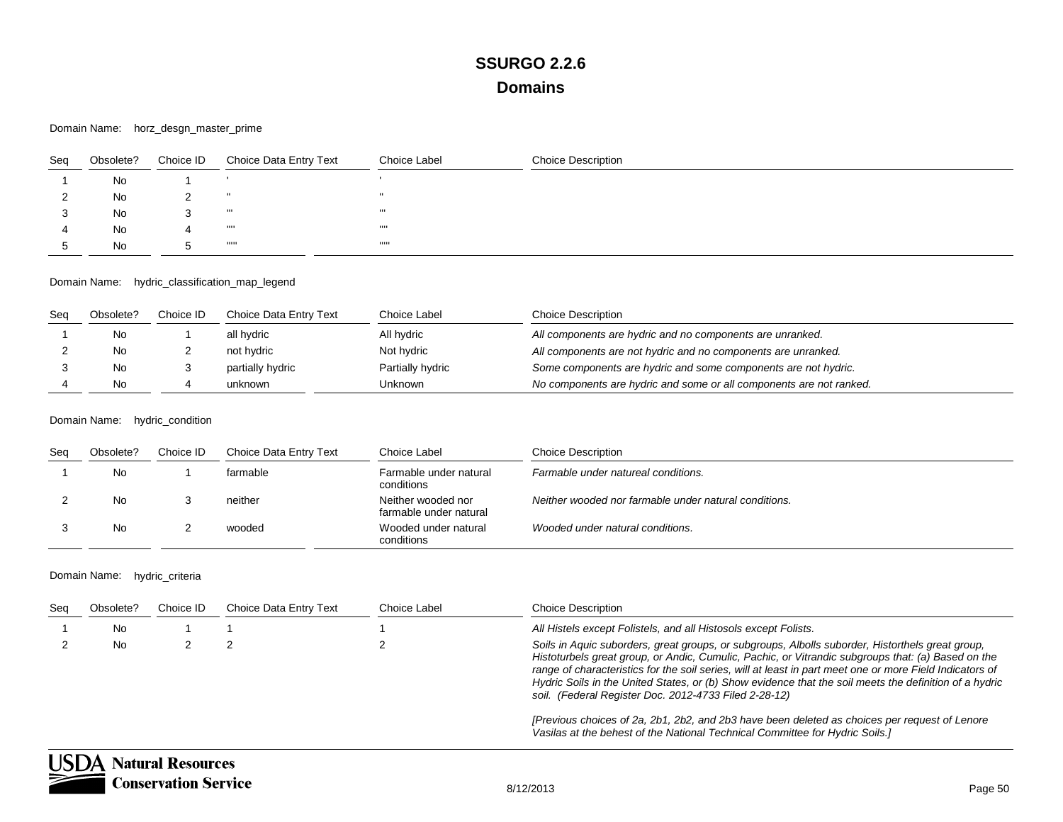# SSURGO 2.2.6

## Domains

Domain Name: horz_desgn_master_prime

| Seq | Obsolete? | Choice ID | Choice Data Entry Text | Choice Label | Choice Description |
|---|---|---|---|---|---|
| 1 | No | 1 | ' | ' | |
| 2 | No | 2 | '' | '' | |
| 3 | No | 3 | ''' | ''' | |
| 4 | No | 4 | '''' | '''' | |
| 5 | No | 5 | ''''' | ''''' | |

Domain Name: hydric_classification_map_legend

| Seq | Obsolete? | Choice ID | Choice Data Entry Text | Choice Label | Choice Description |
|---|---|---|---|---|---|
| 1 | No | 1 | all hydric | All hydric | *All components are hydric and no components are unranked.* |
| 2 | No | 2 | not hydric | Not hydric | *All components are not hydric and no components are unranked.* |
| 3 | No | 3 | partially hydric | Partially hydric | *Some components are hydric and some components are not hydric.* |
| 4 | No | 4 | unknown | Unknown | *No components are hydric and some or all components are not ranked.* |

Domain Name: hydric_condition

| Seq | Obsolete? | Choice ID | Choice Data Entry Text | Choice Label | Choice Description |
|---|---|---|---|---|---|
| 1 | No | 1 | farmable | Farmable under natural conditions | *Farmable under natureal conditions.* |
| 2 | No | 3 | neither | Neither wooded nor farmable under natural | *Neither wooded nor farmable under natural conditions.* |
| 3 | No | 2 | wooded | Wooded under natural conditions | *Wooded under natural conditions.* |

Domain Name: hydric_criteria

| Seq | Obsolete? | Choice ID | Choice Data Entry Text | Choice Label | Choice Description |
|---|---|---|---|---|---|
| 1 | No | 1 | 1 | 1 | *All Histels except Folistels, and all Histosols except Folists.* |
| 2 | No | 2 | 2 | 2 | *Soils in Aquic suborders, great groups, or subgroups, Albolls suborder, Historthels great group, Histoturbels great group, or Andic, Cumulic, Pachic, or Vitrandic subgroups that: (a) Based on the range of characteristics for the soil series, will at least in part meet one or more Field Indicators of Hydric Soils in the United States, or (b) Show evidence that the soil meets the definition of a hydric soil. (Federal Register Doc. 2012-4733 Filed 2-28-12)* *[Previous choices of 2a, 2b1, 2b2, and 2b3 have been deleted as choices per request of Lenore Vasilas at the behest of the National Technical Committee for Hydric Soils.]* |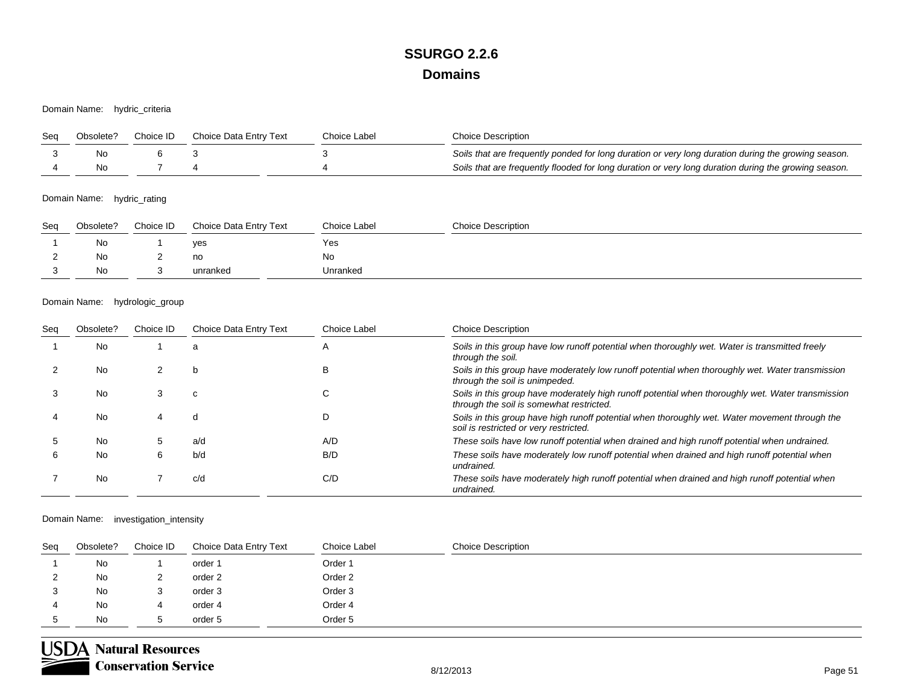# SSURGO 2.2.6

## Domains

Domain Name: hydric_criteria

| Seq | Obsolete? | Choice ID | Choice Data Entry Text | Choice Label | Choice Description |
|---|---|---|---|---|---|
| 3 | No | 6 | 3 | 3 | *Soils that are frequently ponded for long duration or very long duration during the growing season.* |
| 4 | No | 7 | 4 | 4 | *Soils that are frequently flooded for long duration or very long duration during the growing season.* |

Domain Name: hydric_rating

| Seq | Obsolete? | Choice ID | Choice Data Entry Text | Choice Label | Choice Description |
|---|---|---|---|---|---|
| 1 | No | 1 | yes | Yes | |
| 2 | No | 2 | no | No | |
| 3 | No | 3 | unranked | Unranked | |

Domain Name: hydrologic_group

| Seq | Obsolete? | Choice ID | Choice Data Entry Text | Choice Label | Choice Description |
|---|---|---|---|---|---|
| 1 | No | 1 | a | A | *Soils in this group have low runoff potential when thoroughly wet. Water is transmitted freely through the soil.* |
| 2 | No | 2 | b | B | *Soils in this group have moderately low runoff potential when thoroughly wet. Water transmission through the soil is unimpeded.* |
| 3 | No | 3 | c | C | *Soils in this group have moderately high runoff potential when thoroughly wet. Water transmission through the soil is somewhat restricted.* |
| 4 | No | 4 | d | D | *Soils in this group have high runoff potential when thoroughly wet. Water movement through the soil is restricted or very restricted.* |
| 5 | No | 5 | a/d | A/D | *These soils have low runoff potential when drained and high runoff potential when undrained.* |
| 6 | No | 6 | b/d | B/D | *These soils have moderately low runoff potential when drained and high runoff potential when undrained.* |
| 7 | No | 7 | c/d | C/D | *These soils have moderately high runoff potential when drained and high runoff potential when undrained.* |

Domain Name: investigation_intensity

| Seq | Obsolete? | Choice ID | Choice Data Entry Text | Choice Label | Choice Description |
|---|---|---|---|---|---|
| 1 | No | 1 | order 1 | Order 1 | |
| 2 | No | 2 | order 2 | Order 2 | |
| 3 | No | 3 | order 3 | Order 3 | |
| 4 | No | 4 | order 4 | Order 4 | |
| 5 | No | 5 | order 5 | Order 5 | |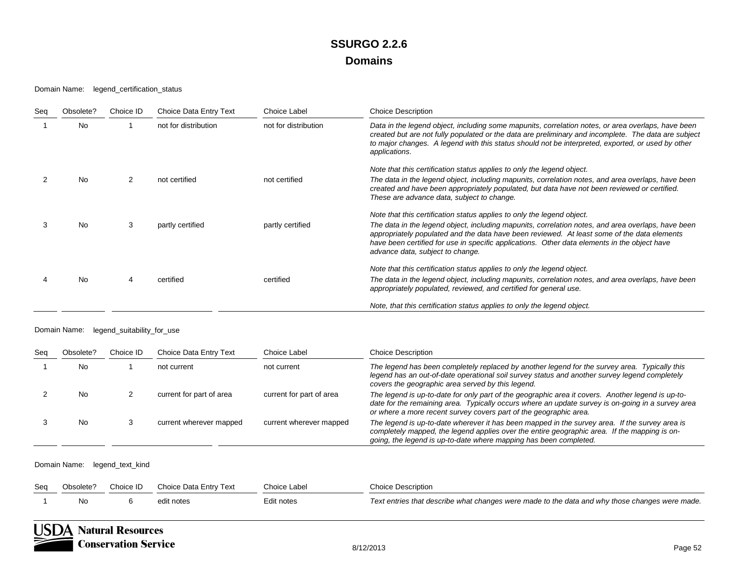# SSURGO 2.2.6

## Domains

Domain Name: legend_certification_status

| Seq | Obsolete? | Choice ID | Choice Data Entry Text | Choice Label | Choice Description |
|---|---|---|---|---|---|
| 1 | No | 1 | not for distribution | not for distribution | *Data in the legend object, including some mapunits, correlation notes, or area overlaps, have been created but are not fully populated or the data are preliminary and incomplete. The data are subject to major changes. A legend with this status should not be interpreted, exported, or used by other applications.<br><br>Note that this certification status applies to only the legend object.* |
| 2 | No | 2 | not certified | not certified | *The data in the legend object, including mapunits, correlation notes, and area overlaps, have been created and have been appropriately populated, but data have not been reviewed or certified. These are advance data, subject to change.<br><br>Note that this certification status applies to only the legend object.* |
| 3 | No | 3 | partly certified | partly certified | *The data in the legend object, including mapunits, correlation notes, and area overlaps, have been appropriately populated and the data have been reviewed. At least some of the data elements have been certified for use in specific applications. Other data elements in the object have advance data, subject to change.<br><br>Note that this certification status applies to only the legend object.* |
| 4 | No | 4 | certified | certified | *The data in the legend object, including mapunits, correlation notes, and area overlaps, have been appropriately populated, reviewed, and certified for general use.<br><br>Note, that this certification status applies to only the legend object.* |

Domain Name: legend_suitability_for_use

| Seq | Obsolete? | Choice ID | Choice Data Entry Text | Choice Label | Choice Description |
|---|---|---|---|---|---|
| 1 | No | 1 | not current | not current | *The legend has been completely replaced by another legend for the survey area. Typically this legend has an out-of-date operational soil survey status and another survey legend completely covers the geographic area served by this legend.* |
| 2 | No | 2 | current for part of area | current for part of area | *The legend is up-to-date for only part of the geographic area it covers. Another legend is up-to-date for the remaining area. Typically occurs where an update survey is on-going in a survey area or where a more recent survey covers part of the geographic area.* |
| 3 | No | 3 | current wherever mapped | current wherever mapped | *The legend is up-to-date wherever it has been mapped in the survey area. If the survey area is completely mapped, the legend applies over the entire geographic area. If the mapping is on-going, the legend is up-to-date where mapping has been completed.* |

Domain Name: legend_text_kind

| Seq | Obsolete? | Choice ID | Choice Data Entry Text | Choice Label | Choice Description |
|---|---|---|---|---|---|
| 1 | No | 6 | edit notes | Edit notes | *Text entries that describe what changes were made to the data and why those changes were made.* |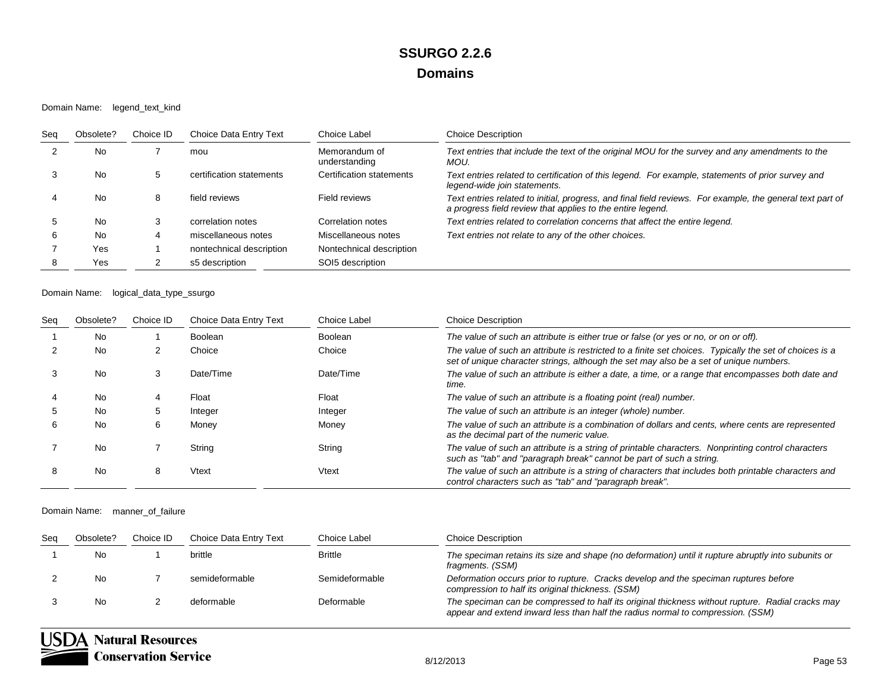# SSURGO 2.2.6

## Domains

Domain Name: legend_text_kind

| Seq | Obsolete? | Choice ID | Choice Data Entry Text | Choice Label | Choice Description |
|---|---|---|---|---|---|
| 2 | No | 7 | mou | Memorandum of understanding | *Text entries that include the text of the original MOU for the survey and any amendments to the MOU.* |
| 3 | No | 5 | certification statements | Certification statements | *Text entries related to certification of this legend. For example, statements of prior survey and legend-wide join statements.* |
| 4 | No | 8 | field reviews | Field reviews | *Text entries related to initial, progress, and final field reviews. For example, the general text part of a progress field review that applies to the entire legend.* |
| 5 | No | 3 | correlation notes | Correlation notes | *Text entries related to correlation concerns that affect the entire legend.* |
| 6 | No | 4 | miscellaneous notes | Miscellaneous notes | *Text entries not relate to any of the other choices.* |
| 7 | Yes | 1 | nontechnical description | Nontechnical description | |
| 8 | Yes | 2 | s5 description | SOI5 description | |

Domain Name: logical_data_type_ssurgo

| Seq | Obsolete? | Choice ID | Choice Data Entry Text | Choice Label | Choice Description |
|---|---|---|---|---|---|
| 1 | No | 1 | Boolean | Boolean | *The value of such an attribute is either true or false (or yes or no, or on or off).* |
| 2 | No | 2 | Choice | Choice | *The value of such an attribute is restricted to a finite set choices. Typically the set of choices is a set of unique character strings, although the set may also be a set of unique numbers.* |
| 3 | No | 3 | Date/Time | Date/Time | *The value of such an attribute is either a date, a time, or a range that encompasses both date and time.* |
| 4 | No | 4 | Float | Float | *The value of such an attribute is a floating point (real) number.* |
| 5 | No | 5 | Integer | Integer | *The value of such an attribute is an integer (whole) number.* |
| 6 | No | 6 | Money | Money | *The value of such an attribute is a combination of dollars and cents, where cents are represented as the decimal part of the numeric value.* |
| 7 | No | 7 | String | String | *The value of such an attribute is a string of printable characters. Nonprinting control characters such as "tab" and "paragraph break" cannot be part of such a string.* |
| 8 | No | 8 | Vtext | Vtext | *The value of such an attribute is a string of characters that includes both printable characters and control characters such as "tab" and "paragraph break".* |

Domain Name: manner_of_failure

| Seq | Obsolete? | Choice ID | Choice Data Entry Text | Choice Label | Choice Description |
|---|---|---|---|---|---|
| 1 | No | 1 | brittle | Brittle | *The speciman retains its size and shape (no deformation) until it rupture abruptly into subunits or fragments. (SSM)* |
| 2 | No | 7 | semideformable | Semideformable | *Deformation occurs prior to rupture. Cracks develop and the speciman ruptures before compression to half its original thickness. (SSM)* |
| 3 | No | 2 | deformable | Deformable | *The speciman can be compressed to half its original thickness without rupture. Radial cracks may appear and extend inward less than half the radius normal to compression. (SSM)* |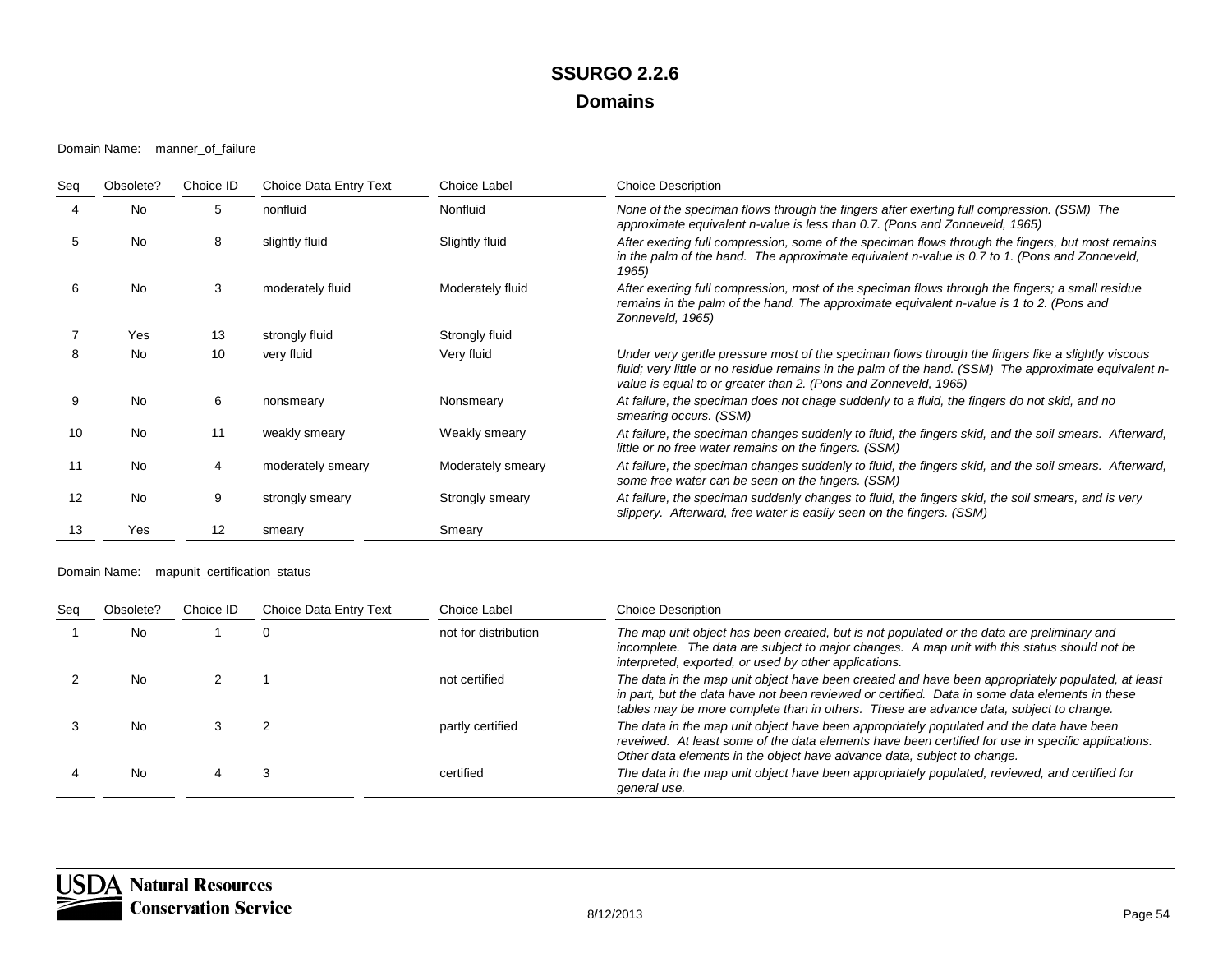# SSURGO 2.2.6

## Domains

Domain Name: manner_of_failure

| Seq | Obsolete? | Choice ID | Choice Data Entry Text | Choice Label | Choice Description |
|---|---|---|---|---|---|
| 4 | No | 5 | nonfluid | Nonfluid | *None of the speciman flows through the fingers after exerting full compression. (SSM) The approximate equivalent n-value is less than 0.7. (Pons and Zonneveld, 1965)* |
| 5 | No | 8 | slightly fluid | Slightly fluid | *After exerting full compression, some of the speciman flows through the fingers, but most remains in the palm of the hand. The approximate equivalent n-value is 0.7 to 1. (Pons and Zonneveld, 1965)* |
| 6 | No | 3 | moderately fluid | Moderately fluid | *After exerting full compression, most of the speciman flows through the fingers; a small residue remains in the palm of the hand. The approximate equivalent n-value is 1 to 2. (Pons and Zonneveld, 1965)* |
| 7 | Yes | 13 | strongly fluid | Strongly fluid | |
| 8 | No | 10 | very fluid | Very fluid | *Under very gentle pressure most of the speciman flows through the fingers like a slightly viscous fluid; very little or no residue remains in the palm of the hand. (SSM) The approximate equivalent n-value is equal to or greater than 2. (Pons and Zonneveld, 1965)* |
| 9 | No | 6 | nonsmeary | Nonsmeary | *At failure, the speciman does not chage suddenly to a fluid, the fingers do not skid, and no smearing occurs. (SSM)* |
| 10 | No | 11 | weakly smeary | Weakly smeary | *At failure, the speciman changes suddenly to fluid, the fingers skid, and the soil smears. Afterward, little or no free water remains on the fingers. (SSM)* |
| 11 | No | 4 | moderately smeary | Moderately smeary | *At failure, the speciman changes suddenly to fluid, the fingers skid, and the soil smears. Afterward, some free water can be seen on the fingers. (SSM)* |
| 12 | No | 9 | strongly smeary | Strongly smeary | *At failure, the speciman suddenly changes to fluid, the fingers skid, the soil smears, and is very slippery. Afterward, free water is easliy seen on the fingers. (SSM)* |
| 13 | Yes | 12 | smeary | Smeary | |

Domain Name: mapunit_certification_status

| Seq | Obsolete? | Choice ID | Choice Data Entry Text | Choice Label | Choice Description |
|---|---|---|---|---|---|
| 1 | No | 1 | 0 | not for distribution | *The map unit object has been created, but is not populated or the data are preliminary and incomplete. The data are subject to major changes. A map unit with this status should not be interpreted, exported, or used by other applications.* |
| 2 | No | 2 | 1 | not certified | *The data in the map unit object have been created and have been appropriately populated, at least in part, but the data have not been reviewed or certified. Data in some data elements in these tables may be more complete than in others. These are advance data, subject to change.* |
| 3 | No | 3 | 2 | partly certified | *The data in the map unit object have been appropriately populated and the data have been reveiwed. At least some of the data elements have been certified for use in specific applications. Other data elements in the object have advance data, subject to change.* |
| 4 | No | 4 | 3 | certified | *The data in the map unit object have been appropriately populated, reviewed, and certified for general use.* |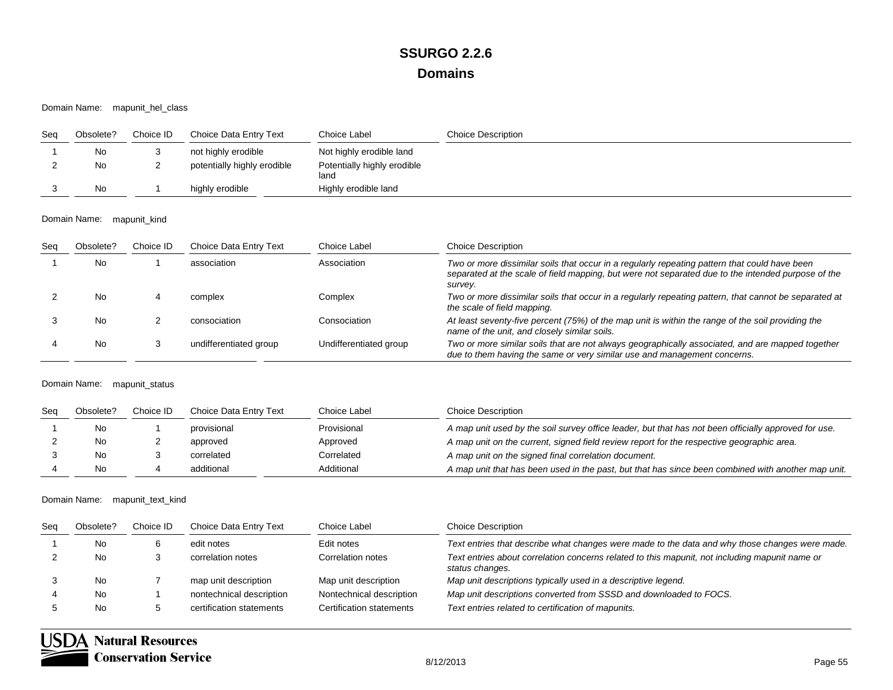# SSURGO 2.2.6

## Domains

Domain Name: mapunit_hel_class

| Seq | Obsolete? | Choice ID | Choice Data Entry Text | Choice Label | Choice Description |
|---|---|---|---|---|---|
| 1 | No | 3 | not highly erodible | Not highly erodible land | |
| 2 | No | 2 | potentially highly erodible | Potentially highly erodible land | |
| 3 | No | 1 | highly erodible | Highly erodible land | |

Domain Name: mapunit_kind

| Seq | Obsolete? | Choice ID | Choice Data Entry Text | Choice Label | Choice Description |
|---|---|---|---|---|---|
| 1 | No | 1 | association | Association | *Two or more dissimilar soils that occur in a regularly repeating pattern that could have been separated at the scale of field mapping, but were not separated due to the intended purpose of the survey.* |
| 2 | No | 4 | complex | Complex | *Two or more dissimilar soils that occur in a regularly repeating pattern, that cannot be separated at the scale of field mapping.* |
| 3 | No | 2 | consociation | Consociation | *At least seventy-five percent (75%) of the map unit is within the range of the soil providing the name of the unit, and closely similar soils.* |
| 4 | No | 3 | undifferentiated group | Undifferentiated group | *Two or more similar soils that are not always geographically associated, and are mapped together due to them having the same or very similar use and management concerns.* |

Domain Name: mapunit_status

| Seq | Obsolete? | Choice ID | Choice Data Entry Text | Choice Label | Choice Description |
|---|---|---|---|---|---|
| 1 | No | 1 | provisional | Provisional | *A map unit used by the soil survey office leader, but that has not been officially approved for use.* |
| 2 | No | 2 | approved | Approved | *A map unit on the current, signed field review report for the respective geographic area.* |
| 3 | No | 3 | correlated | Correlated | *A map unit on the signed final correlation document.* |
| 4 | No | 4 | additional | Additional | *A map unit that has been used in the past, but that has since been combined with another map unit.* |

Domain Name: mapunit_text_kind

| Seq | Obsolete? | Choice ID | Choice Data Entry Text | Choice Label | Choice Description |
|---|---|---|---|---|---|
| 1 | No | 6 | edit notes | Edit notes | *Text entries that describe what changes were made to the data and why those changes were made.* |
| 2 | No | 3 | correlation notes | Correlation notes | *Text entries about correlation concerns related to this mapunit, not including mapunit name or status changes.* |
| 3 | No | 7 | map unit description | Map unit description | *Map unit descriptions typically used in a descriptive legend.* |
| 4 | No | 1 | nontechnical description | Nontechnical description | *Map unit descriptions converted from SSSD and downloaded to FOCS.* |
| 5 | No | 5 | certification statements | Certification statements | *Text entries related to certification of mapunits.* |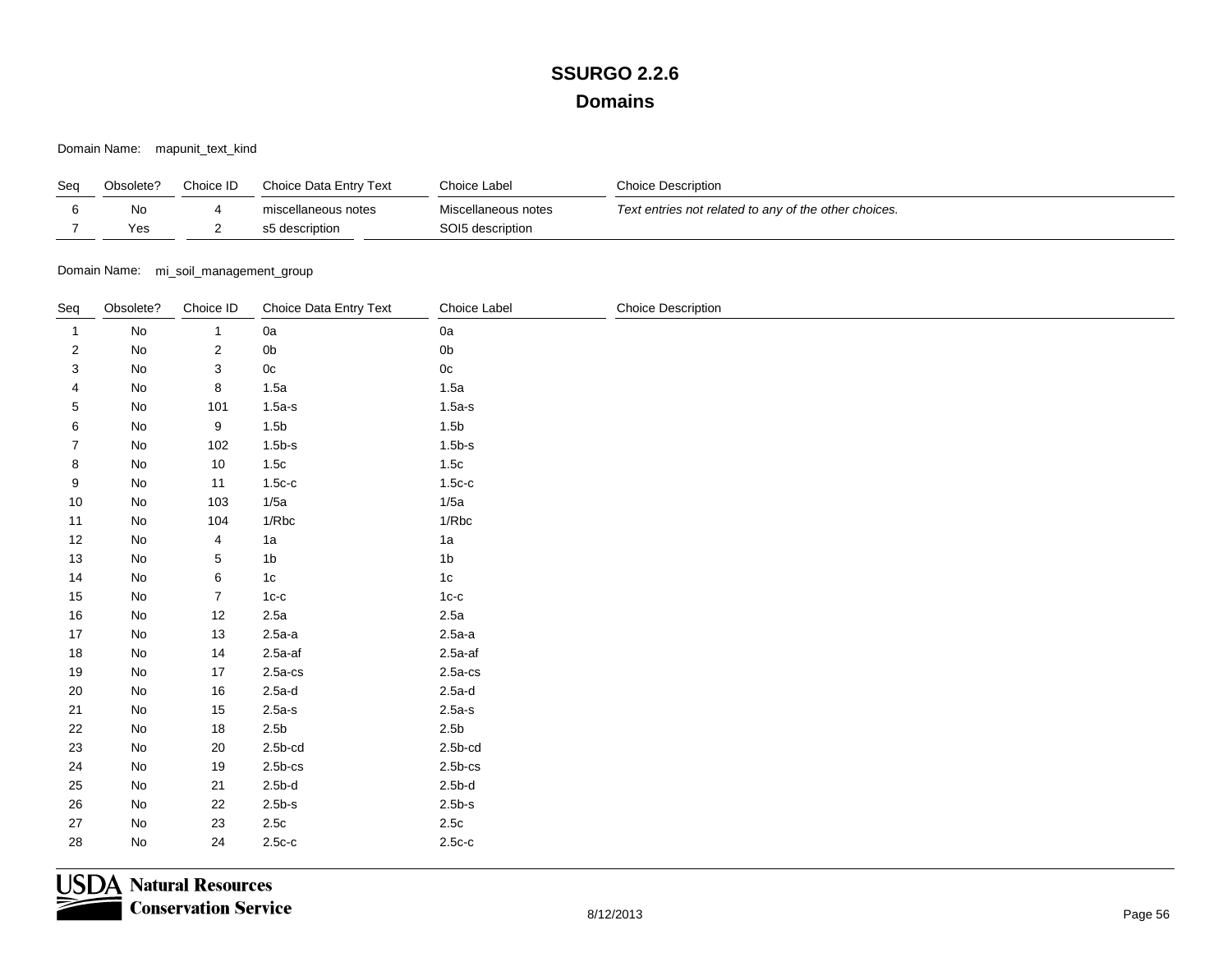# SSURGO 2.2.6

## Domains

Domain Name: mapunit_text_kind

| Seq | Obsolete? | Choice ID | Choice Data Entry Text | Choice Label | Choice Description |
|---|---|---|---|---|---|
| 6 | No | 4 | miscellaneous notes | Miscellaneous notes | *Text entries not related to any of the other choices.* |
| 7 | Yes | 2 | s5 description | SOI5 description | |

Domain Name: mi_soil_management_group

| Seq | Obsolete? | Choice ID | Choice Data Entry Text | Choice Label | Choice Description |
|---|---|---|---|---|---|
| 1 | No | 1 | 0a | 0a | |
| 2 | No | 2 | 0b | 0b | |
| 3 | No | 3 | 0c | 0c | |
| 4 | No | 8 | 1.5a | 1.5a | |
| 5 | No | 101 | 1.5a-s | 1.5a-s | |
| 6 | No | 9 | 1.5b | 1.5b | |
| 7 | No | 102 | 1.5b-s | 1.5b-s | |
| 8 | No | 10 | 1.5c | 1.5c | |
| 9 | No | 11 | 1.5c-c | 1.5c-c | |
| 10 | No | 103 | 1/5a | 1/5a | |
| 11 | No | 104 | 1/Rbc | 1/Rbc | |
| 12 | No | 4 | 1a | 1a | |
| 13 | No | 5 | 1b | 1b | |
| 14 | No | 6 | 1c | 1c | |
| 15 | No | 7 | 1c-c | 1c-c | |
| 16 | No | 12 | 2.5a | 2.5a | |
| 17 | No | 13 | 2.5a-a | 2.5a-a | |
| 18 | No | 14 | 2.5a-af | 2.5a-af | |
| 19 | No | 17 | 2.5a-cs | 2.5a-cs | |
| 20 | No | 16 | 2.5a-d | 2.5a-d | |
| 21 | No | 15 | 2.5a-s | 2.5a-s | |
| 22 | No | 18 | 2.5b | 2.5b | |
| 23 | No | 20 | 2.5b-cd | 2.5b-cd | |
| 24 | No | 19 | 2.5b-cs | 2.5b-cs | |
| 25 | No | 21 | 2.5b-d | 2.5b-d | |
| 26 | No | 22 | 2.5b-s | 2.5b-s | |
| 27 | No | 23 | 2.5c | 2.5c | |
| 28 | No | 24 | 2.5c-c | 2.5c-c | |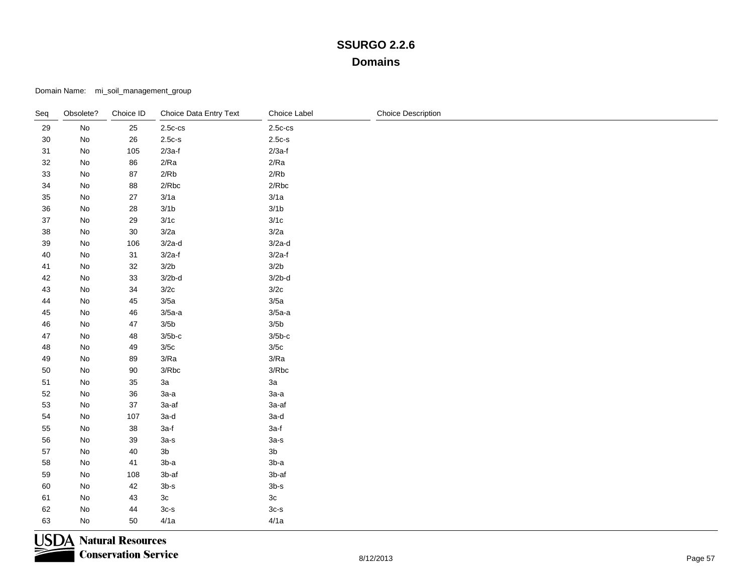# SSURGO 2.2.6

## Domains

Domain Name: mi_soil_management_group

| Seq | Obsolete? | Choice ID | Choice Data Entry Text | Choice Label | Choice Description |
|---|---|---|---|---|---|
| 29 | No | 25 | 2.5c-cs | 2.5c-cs | |
| 30 | No | 26 | 2.5c-s | 2.5c-s | |
| 31 | No | 105 | 2/3a-f | 2/3a-f | |
| 32 | No | 86 | 2/Ra | 2/Ra | |
| 33 | No | 87 | 2/Rb | 2/Rb | |
| 34 | No | 88 | 2/Rbc | 2/Rbc | |
| 35 | No | 27 | 3/1a | 3/1a | |
| 36 | No | 28 | 3/1b | 3/1b | |
| 37 | No | 29 | 3/1c | 3/1c | |
| 38 | No | 30 | 3/2a | 3/2a | |
| 39 | No | 106 | 3/2a-d | 3/2a-d | |
| 40 | No | 31 | 3/2a-f | 3/2a-f | |
| 41 | No | 32 | 3/2b | 3/2b | |
| 42 | No | 33 | 3/2b-d | 3/2b-d | |
| 43 | No | 34 | 3/2c | 3/2c | |
| 44 | No | 45 | 3/5a | 3/5a | |
| 45 | No | 46 | 3/5a-a | 3/5a-a | |
| 46 | No | 47 | 3/5b | 3/5b | |
| 47 | No | 48 | 3/5b-c | 3/5b-c | |
| 48 | No | 49 | 3/5c | 3/5c | |
| 49 | No | 89 | 3/Ra | 3/Ra | |
| 50 | No | 90 | 3/Rbc | 3/Rbc | |
| 51 | No | 35 | 3a | 3a | |
| 52 | No | 36 | 3a-a | 3a-a | |
| 53 | No | 37 | 3a-af | 3a-af | |
| 54 | No | 107 | 3a-d | 3a-d | |
| 55 | No | 38 | 3a-f | 3a-f | |
| 56 | No | 39 | 3a-s | 3a-s | |
| 57 | No | 40 | 3b | 3b | |
| 58 | No | 41 | 3b-a | 3b-a | |
| 59 | No | 108 | 3b-af | 3b-af | |
| 60 | No | 42 | 3b-s | 3b-s | |
| 61 | No | 43 | 3c | 3c | |
| 62 | No | 44 | 3c-s | 3c-s | |
| 63 | No | 50 | 4/1a | 4/1a | |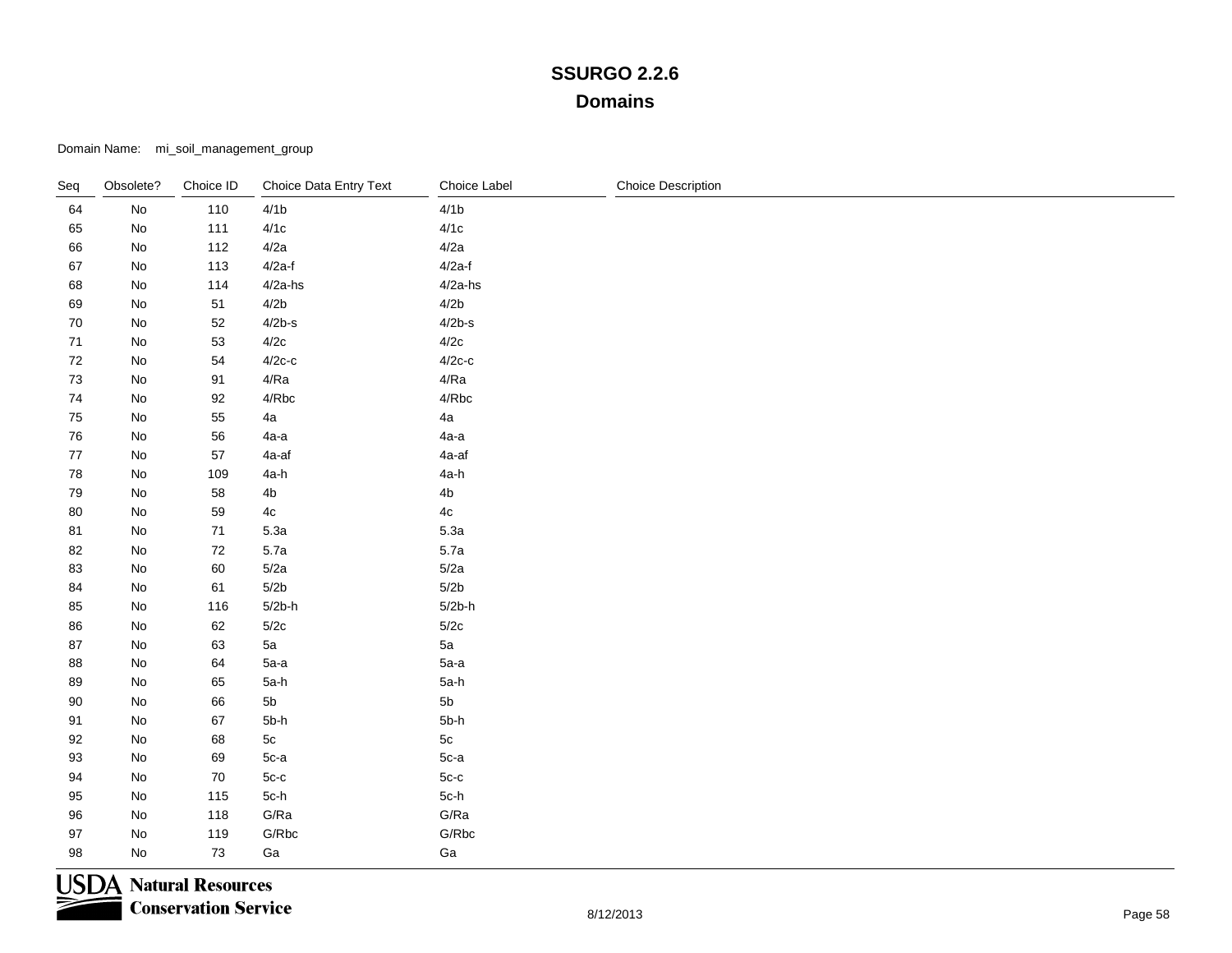# SSURGO 2.2.6

## Domains

Domain Name: mi_soil_management_group

| Seq | Obsolete? | Choice ID | Choice Data Entry Text | Choice Label | Choice Description |
|---|---|---|---|---|---|
| 64 | No | 110 | 4/1b | 4/1b | |
| 65 | No | 111 | 4/1c | 4/1c | |
| 66 | No | 112 | 4/2a | 4/2a | |
| 67 | No | 113 | 4/2a-f | 4/2a-f | |
| 68 | No | 114 | 4/2a-hs | 4/2a-hs | |
| 69 | No | 51 | 4/2b | 4/2b | |
| 70 | No | 52 | 4/2b-s | 4/2b-s | |
| 71 | No | 53 | 4/2c | 4/2c | |
| 72 | No | 54 | 4/2c-c | 4/2c-c | |
| 73 | No | 91 | 4/Ra | 4/Ra | |
| 74 | No | 92 | 4/Rbc | 4/Rbc | |
| 75 | No | 55 | 4a | 4a | |
| 76 | No | 56 | 4a-a | 4a-a | |
| 77 | No | 57 | 4a-af | 4a-af | |
| 78 | No | 109 | 4a-h | 4a-h | |
| 79 | No | 58 | 4b | 4b | |
| 80 | No | 59 | 4c | 4c | |
| 81 | No | 71 | 5.3a | 5.3a | |
| 82 | No | 72 | 5.7a | 5.7a | |
| 83 | No | 60 | 5/2a | 5/2a | |
| 84 | No | 61 | 5/2b | 5/2b | |
| 85 | No | 116 | 5/2b-h | 5/2b-h | |
| 86 | No | 62 | 5/2c | 5/2c | |
| 87 | No | 63 | 5a | 5a | |
| 88 | No | 64 | 5a-a | 5a-a | |
| 89 | No | 65 | 5a-h | 5a-h | |
| 90 | No | 66 | 5b | 5b | |
| 91 | No | 67 | 5b-h | 5b-h | |
| 92 | No | 68 | 5c | 5c | |
| 93 | No | 69 | 5c-a | 5c-a | |
| 94 | No | 70 | 5c-c | 5c-c | |
| 95 | No | 115 | 5c-h | 5c-h | |
| 96 | No | 118 | G/Ra | G/Ra | |
| 97 | No | 119 | G/Rbc | G/Rbc | |
| 98 | No | 73 | Ga | Ga | |

USDA Natural Resources Conservation Service

8/12/2013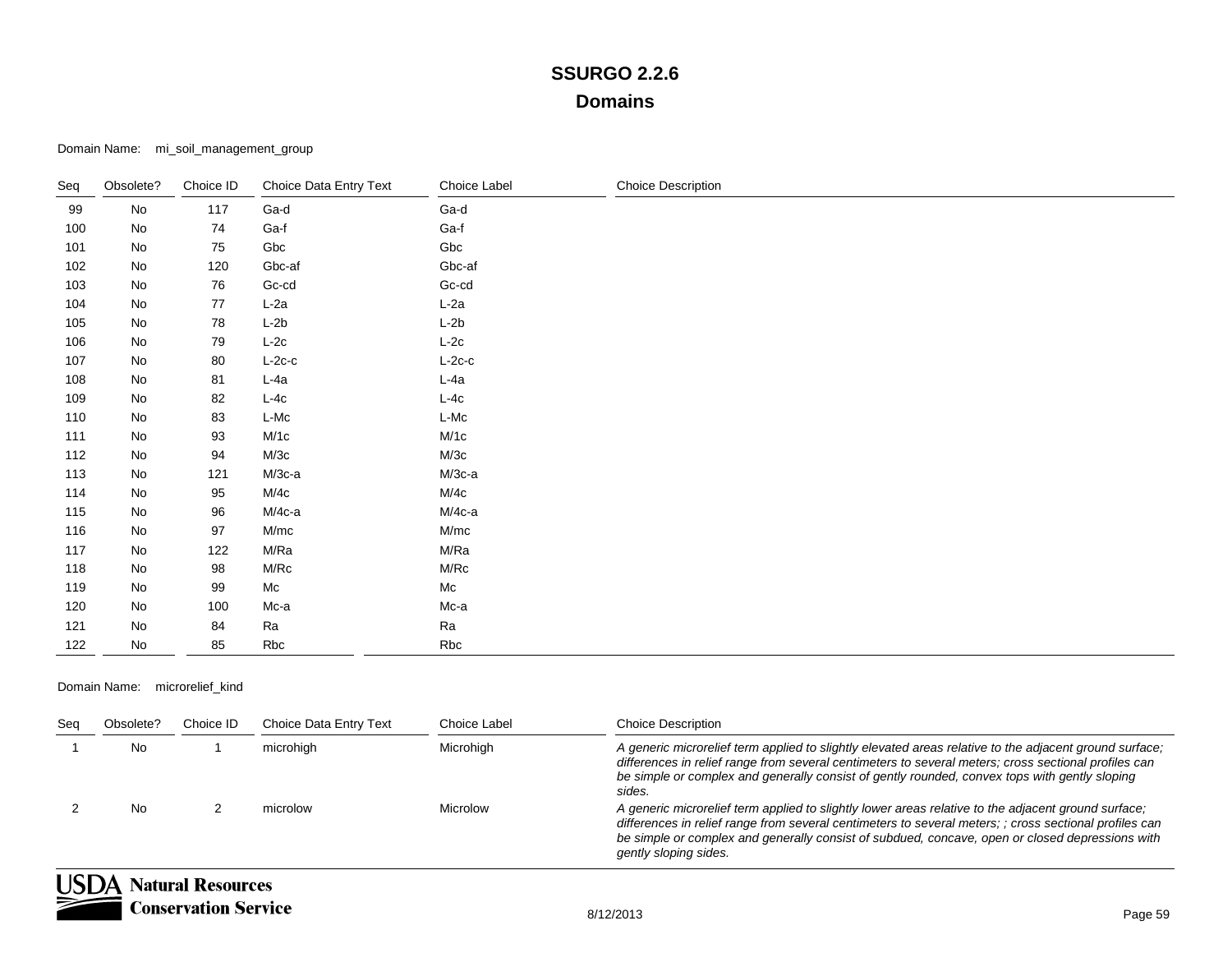# SSURGO 2.2.6

## Domains

Domain Name: mi_soil_management_group

| Seq | Obsolete? | Choice ID | Choice Data Entry Text | Choice Label | Choice Description |
|---|---|---|---|---|---|
| 99 | No | 117 | Ga-d | Ga-d | |
| 100 | No | 74 | Ga-f | Ga-f | |
| 101 | No | 75 | Gbc | Gbc | |
| 102 | No | 120 | Gbc-af | Gbc-af | |
| 103 | No | 76 | Gc-cd | Gc-cd | |
| 104 | No | 77 | L-2a | L-2a | |
| 105 | No | 78 | L-2b | L-2b | |
| 106 | No | 79 | L-2c | L-2c | |
| 107 | No | 80 | L-2c-c | L-2c-c | |
| 108 | No | 81 | L-4a | L-4a | |
| 109 | No | 82 | L-4c | L-4c | |
| 110 | No | 83 | L-Mc | L-Mc | |
| 111 | No | 93 | M/1c | M/1c | |
| 112 | No | 94 | M/3c | M/3c | |
| 113 | No | 121 | M/3c-a | M/3c-a | |
| 114 | No | 95 | M/4c | M/4c | |
| 115 | No | 96 | M/4c-a | M/4c-a | |
| 116 | No | 97 | M/mc | M/mc | |
| 117 | No | 122 | M/Ra | M/Ra | |
| 118 | No | 98 | M/Rc | M/Rc | |
| 119 | No | 99 | Mc | Mc | |
| 120 | No | 100 | Mc-a | Mc-a | |
| 121 | No | 84 | Ra | Ra | |
| 122 | No | 85 | Rbc | Rbc | |

Domain Name: microrelief_kind

| Seq | Obsolete? | Choice ID | Choice Data Entry Text | Choice Label | Choice Description |
|---|---|---|---|---|---|
| 1 | No | 1 | microhigh | Microhigh | *A generic microrelief term applied to slightly elevated areas relative to the adjacent ground surface; differences in relief range from several centimeters to several meters; cross sectional profiles can be simple or complex and generally consist of gently rounded, convex tops with gently sloping sides.* |
| 2 | No | 2 | microlow | Microlow | *A generic microrelief term applied to slightly lower areas relative to the adjacent ground surface; differences in relief range from several centimeters to several meters; ; cross sectional profiles can be simple or complex and generally consist of subdued, concave, open or closed depressions with gently sloping sides.* |

USDA Natural Resources Conservation Service

8/12/2013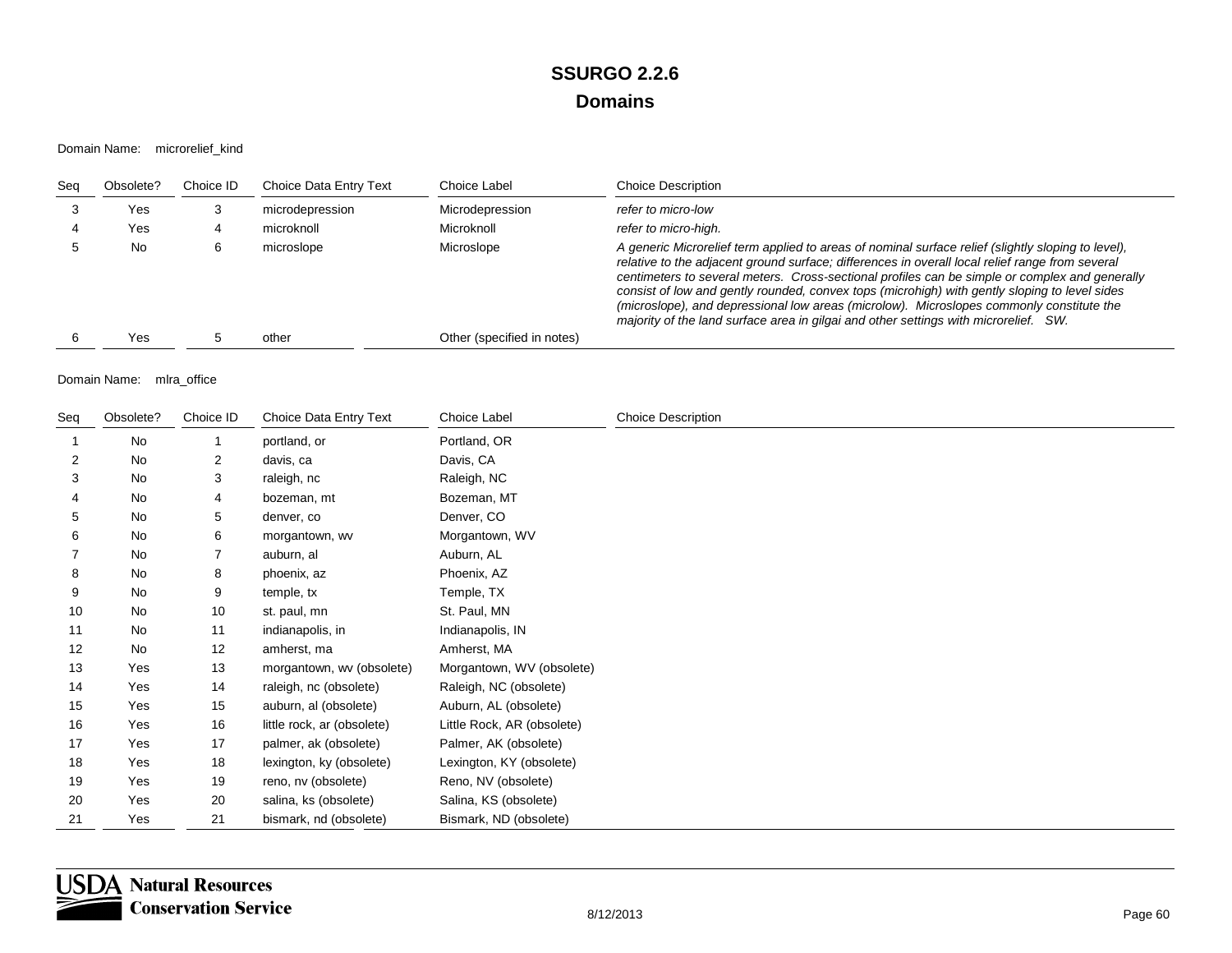# SSURGO 2.2.6

## Domains

Domain Name: microrelief_kind

| Seq | Obsolete? | Choice ID | Choice Data Entry Text | Choice Label | Choice Description |
|---|---|---|---|---|---|
| 3 | Yes | 3 | microdepression | Microdepression | *refer to micro-low* |
| 4 | Yes | 4 | microknoll | Microknoll | *refer to micro-high.* |
| 5 | No | 6 | microslope | Microslope | *A generic Microrelief term applied to areas of nominal surface relief (slightly sloping to level), relative to the adjacent ground surface; differences in overall local relief range from several centimeters to several meters. Cross-sectional profiles can be simple or complex and generally consist of low and gently rounded, convex tops (microhigh) with gently sloping to level sides (microslope), and depressional low areas (microlow). Microslopes commonly constitute the majority of the land surface area in gilgai and other settings with microrelief. SW.* |
| 6 | Yes | 5 | other | Other (specified in notes) | |

Domain Name: mlra_office

| Seq | Obsolete? | Choice ID | Choice Data Entry Text | Choice Label | Choice Description |
|---|---|---|---|---|---|
| 1 | No | 1 | portland, or | Portland, OR | |
| 2 | No | 2 | davis, ca | Davis, CA | |
| 3 | No | 3 | raleigh, nc | Raleigh, NC | |
| 4 | No | 4 | bozeman, mt | Bozeman, MT | |
| 5 | No | 5 | denver, co | Denver, CO | |
| 6 | No | 6 | morgantown, wv | Morgantown, WV | |
| 7 | No | 7 | auburn, al | Auburn, AL | |
| 8 | No | 8 | phoenix, az | Phoenix, AZ | |
| 9 | No | 9 | temple, tx | Temple, TX | |
| 10 | No | 10 | st. paul, mn | St. Paul, MN | |
| 11 | No | 11 | indianapolis, in | Indianapolis, IN | |
| 12 | No | 12 | amherst, ma | Amherst, MA | |
| 13 | Yes | 13 | morgantown, wv (obsolete) | Morgantown, WV (obsolete) | |
| 14 | Yes | 14 | raleigh, nc (obsolete) | Raleigh, NC (obsolete) | |
| 15 | Yes | 15 | auburn, al (obsolete) | Auburn, AL (obsolete) | |
| 16 | Yes | 16 | little rock, ar (obsolete) | Little Rock, AR (obsolete) | |
| 17 | Yes | 17 | palmer, ak (obsolete) | Palmer, AK (obsolete) | |
| 18 | Yes | 18 | lexington, ky (obsolete) | Lexington, KY (obsolete) | |
| 19 | Yes | 19 | reno, nv (obsolete) | Reno, NV (obsolete) | |
| 20 | Yes | 20 | salina, ks (obsolete) | Salina, KS (obsolete) | |
| 21 | Yes | 21 | bismark, nd (obsolete) | Bismark, ND (obsolete) | |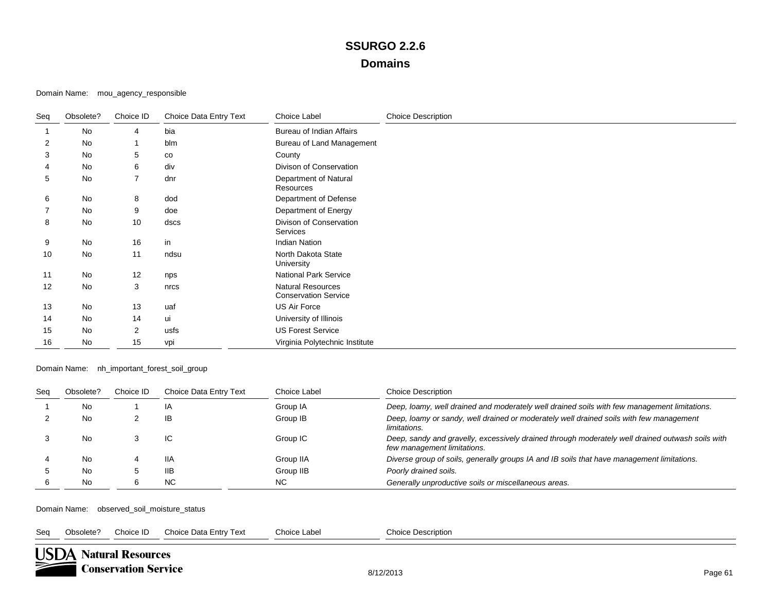# SSURGO 2.2.6
## Domains

Domain Name: mou_agency_responsible

| Seq | Obsolete? | Choice ID | Choice Data Entry Text | Choice Label | Choice Description |
|---|---|---|---|---|---|
| 1 | No | 4 | bia | Bureau of Indian Affairs | |
| 2 | No | 1 | blm | Bureau of Land Management | |
| 3 | No | 5 | co | County | |
| 4 | No | 6 | div | Divison of Conservation | |
| 5 | No | 7 | dnr | Department of Natural Resources | |
| 6 | No | 8 | dod | Department of Defense | |
| 7 | No | 9 | doe | Department of Energy | |
| 8 | No | 10 | dscs | Divison of Conservation Services | |
| 9 | No | 16 | in | Indian Nation | |
| 10 | No | 11 | ndsu | North Dakota State University | |
| 11 | No | 12 | nps | National Park Service | |
| 12 | No | 3 | nrcs | Natural Resources Conservation Service | |
| 13 | No | 13 | uaf | US Air Force | |
| 14 | No | 14 | ui | University of Illinois | |
| 15 | No | 2 | usfs | US Forest Service | |
| 16 | No | 15 | vpi | Virginia Polytechnic Institute | |

Domain Name: nh_important_forest_soil_group

| Seq | Obsolete? | Choice ID | Choice Data Entry Text | Choice Label | Choice Description |
|---|---|---|---|---|---|
| 1 | No | 1 | IA | Group IA | *Deep, loamy, well drained and moderately well drained soils with few management limitations.* |
| 2 | No | 2 | IB | Group IB | *Deep, loamy or sandy, well drained or moderately well drained soils with few management limitations.* |
| 3 | No | 3 | IC | Group IC | *Deep, sandy and gravelly, excessively drained through moderately well drained outwash soils with few management limitations.* |
| 4 | No | 4 | IIA | Group IIA | *Diverse group of soils, generally groups IA and IB soils that have management limitations.* |
| 5 | No | 5 | IIB | Group IIB | *Poorly drained soils.* |
| 6 | No | 6 | NC | NC | *Generally unproductive soils or miscellaneous areas.* |

Domain Name: observed_soil_moisture_status

| Seq | Obsolete? | Choice ID | Choice Data Entry Text | Choice Label | Choice Description |
|---|---|---|---|---|---|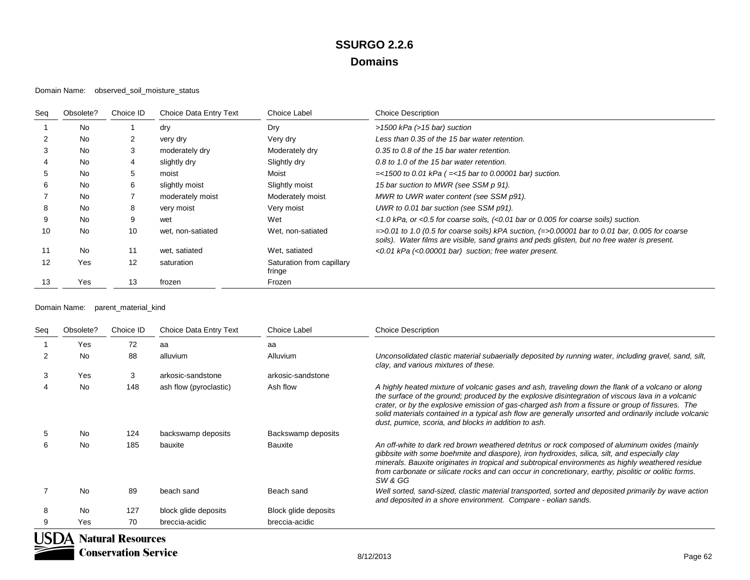# SSURGO 2.2.6

## Domains

Domain Name: observed_soil_moisture_status

| Seq | Obsolete? | Choice ID | Choice Data Entry Text | Choice Label | Choice Description |
|---|---|---|---|---|---|
| 1 | No | 1 | dry | Dry | *>1500 kPa (>15 bar) suction* |
| 2 | No | 2 | very dry | Very dry | *Less than 0.35 of the 15 bar water retention.* |
| 3 | No | 3 | moderately dry | Moderately dry | *0.35 to 0.8 of the 15 bar water retention.* |
| 4 | No | 4 | slightly dry | Slightly dry | *0.8 to 1.0 of the 15 bar water retention.* |
| 5 | No | 5 | moist | Moist | *=<1500 to 0.01 kPa ( =<15 bar to 0.00001 bar) suction.* |
| 6 | No | 6 | slightly moist | Slightly moist | *15 bar suction to MWR (see SSM p 91).* |
| 7 | No | 7 | moderately moist | Moderately moist | *MWR to UWR water content (see SSM p91).* |
| 8 | No | 8 | very moist | Very moist | *UWR to 0.01 bar suction (see SSM p91).* |
| 9 | No | 9 | wet | Wet | *<1.0 kPa, or <0.5 for coarse soils, (<0.01 bar or 0.005 for coarse soils) suction.* |
| 10 | No | 10 | wet, non-satiated | Wet, non-satiated | *=>0.01 to 1.0 (0.5 for coarse soils) kPA suction, (=>0.00001 bar to 0.01 bar, 0.005 for coarse soils). Water films are visible, sand grains and peds glisten, but no free water is present.* |
| 11 | No | 11 | wet, satiated | Wet, satiated | *<0.01 kPa (<0.00001 bar) suction; free water present.* |
| 12 | Yes | 12 | saturation | Saturation from capillary fringe | |
| 13 | Yes | 13 | frozen | Frozen | |

Domain Name: parent_material_kind

| Seq | Obsolete? | Choice ID | Choice Data Entry Text | Choice Label | Choice Description |
|---|---|---|---|---|---|
| 1 | Yes | 72 | aa | aa | |
| 2 | No | 88 | alluvium | Alluvium | *Unconsolidated clastic material subaerially deposited by running water, including gravel, sand, silt, clay, and various mixtures of these.* |
| 3 | Yes | 3 | arkosic-sandstone | arkosic-sandstone | |
| 4 | No | 148 | ash flow (pyroclastic) | Ash flow | *A highly heated mixture of volcanic gases and ash, traveling down the flank of a volcano or along the surface of the ground; produced by the explosive disintegration of viscous lava in a volcanic crater, or by the explosive emission of gas-charged ash from a fissure or group of fissures. The solid materials contained in a typical ash flow are generally unsorted and ordinarily include volcanic dust, pumice, scoria, and blocks in addition to ash.* |
| 5 | No | 124 | backswamp deposits | Backswamp deposits | |
| 6 | No | 185 | bauxite | Bauxite | *An off-white to dark red brown weathered detritus or rock composed of aluminum oxides (mainly gibbsite with some boehmite and diaspore), iron hydroxides, silica, silt, and especially clay minerals. Bauxite originates in tropical and subtropical environments as highly weathered residue from carbonate or silicate rocks and can occur in concretionary, earthy, pisolitic or oolitic forms. SW & GG* |
| 7 | No | 89 | beach sand | Beach sand | *Well sorted, sand-sized, clastic material transported, sorted and deposited primarily by wave action and deposited in a shore environment. Compare - eolian sands.* |
| 8 | No | 127 | block glide deposits | Block glide deposits | |
| 9 | Yes | 70 | breccia-acidic | breccia-acidic | |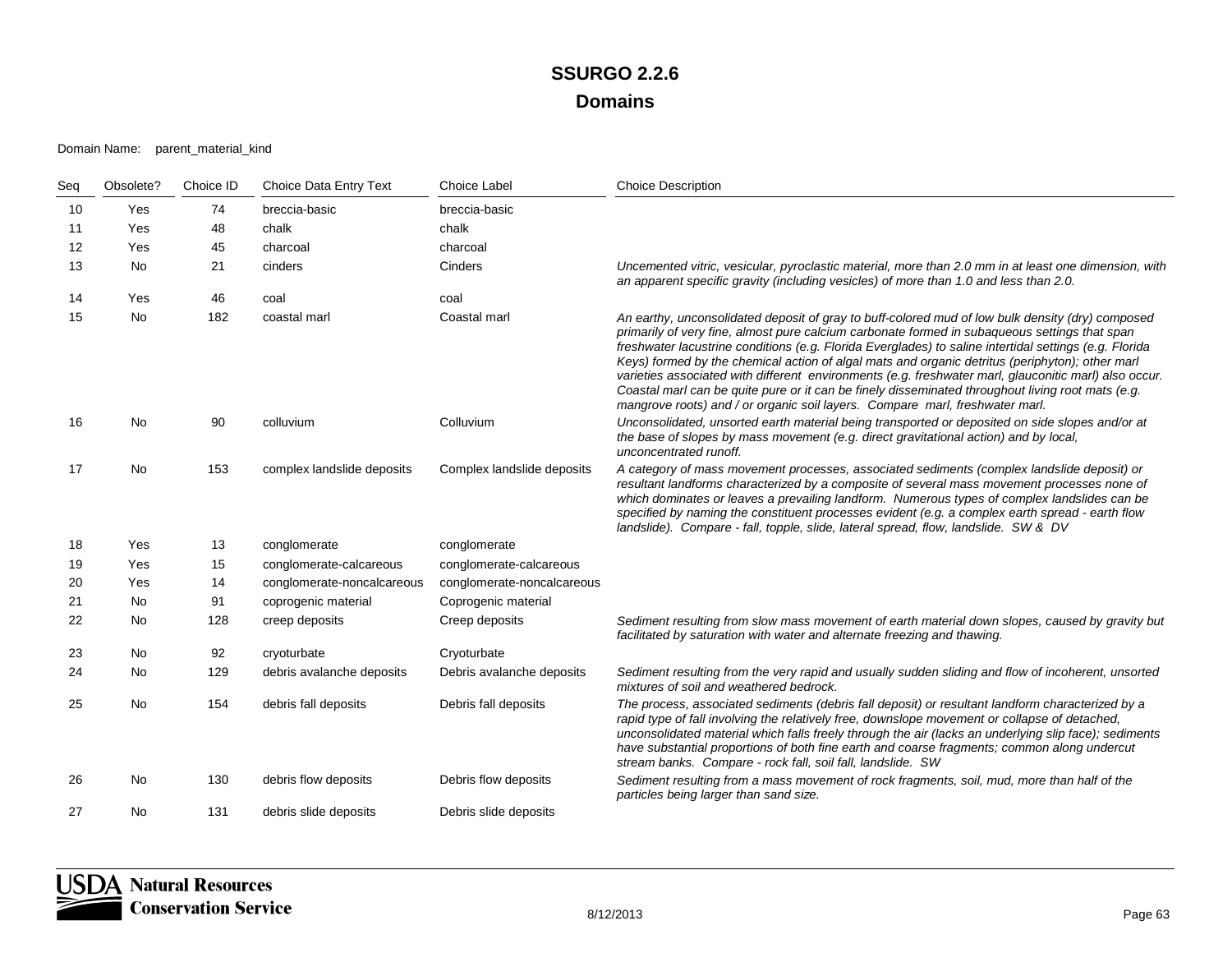# SSURGO 2.2.6

## Domains

Domain Name: parent_material_kind

| Seq | Obsolete? | Choice ID | Choice Data Entry Text | Choice Label | Choice Description |
|---|---|---|---|---|---|
| 10 | Yes | 74 | breccia-basic | breccia-basic | |
| 11 | Yes | 48 | chalk | chalk | |
| 12 | Yes | 45 | charcoal | charcoal | |
| 13 | No | 21 | cinders | Cinders | *Uncemented vitric, vesicular, pyroclastic material, more than 2.0 mm in at least one dimension, with an apparent specific gravity (including vesicles) of more than 1.0 and less than 2.0.* |
| 14 | Yes | 46 | coal | coal | |
| 15 | No | 182 | coastal marl | Coastal marl | *An earthy, unconsolidated deposit of gray to buff-colored mud of low bulk density (dry) composed primarily of very fine, almost pure calcium carbonate formed in subaqueous settings that span freshwater lacustrine conditions (e.g. Florida Everglades) to saline intertidal settings (e.g. Florida Keys) formed by the chemical action of algal mats and organic detritus (periphyton); other marl varieties associated with different environments (e.g. freshwater marl, glauconitic marl) also occur. Coastal marl can be quite pure or it can be finely disseminated throughout living root mats (e.g. mangrove roots) and / or organic soil layers. Compare marl, freshwater marl.* |
| 16 | No | 90 | colluvium | Colluvium | *Unconsolidated, unsorted earth material being transported or deposited on side slopes and/or at the base of slopes by mass movement (e.g. direct gravitational action) and by local, unconcentrated runoff.* |
| 17 | No | 153 | complex landslide deposits | Complex landslide deposits | *A category of mass movement processes, associated sediments (complex landslide deposit) or resultant landforms characterized by a composite of several mass movement processes none of which dominates or leaves a prevailing landform. Numerous types of complex landslides can be specified by naming the constituent processes evident (e.g. a complex earth spread - earth flow landslide). Compare - fall, topple, slide, lateral spread, flow, landslide. SW & DV* |
| 18 | Yes | 13 | conglomerate | conglomerate | |
| 19 | Yes | 15 | conglomerate-calcareous | conglomerate-calcareous | |
| 20 | Yes | 14 | conglomerate-noncalcareous | conglomerate-noncalcareous | |
| 21 | No | 91 | coprogenic material | Coprogenic material | |
| 22 | No | 128 | creep deposits | Creep deposits | *Sediment resulting from slow mass movement of earth material down slopes, caused by gravity but facilitated by saturation with water and alternate freezing and thawing.* |
| 23 | No | 92 | cryoturbate | Cryoturbate | |
| 24 | No | 129 | debris avalanche deposits | Debris avalanche deposits | *Sediment resulting from the very rapid and usually sudden sliding and flow of incoherent, unsorted mixtures of soil and weathered bedrock.* |
| 25 | No | 154 | debris fall deposits | Debris fall deposits | *The process, associated sediments (debris fall deposit) or resultant landform characterized by a rapid type of fall involving the relatively free, downslope movement or collapse of detached, unconsolidated material which falls freely through the air (lacks an underlying slip face); sediments have substantial proportions of both fine earth and coarse fragments; common along undercut stream banks. Compare - rock fall, soil fall, landslide. SW* |
| 26 | No | 130 | debris flow deposits | Debris flow deposits | *Sediment resulting from a mass movement of rock fragments, soil, mud, more than half of the particles being larger than sand size.* |
| 27 | No | 131 | debris slide deposits | Debris slide deposits | |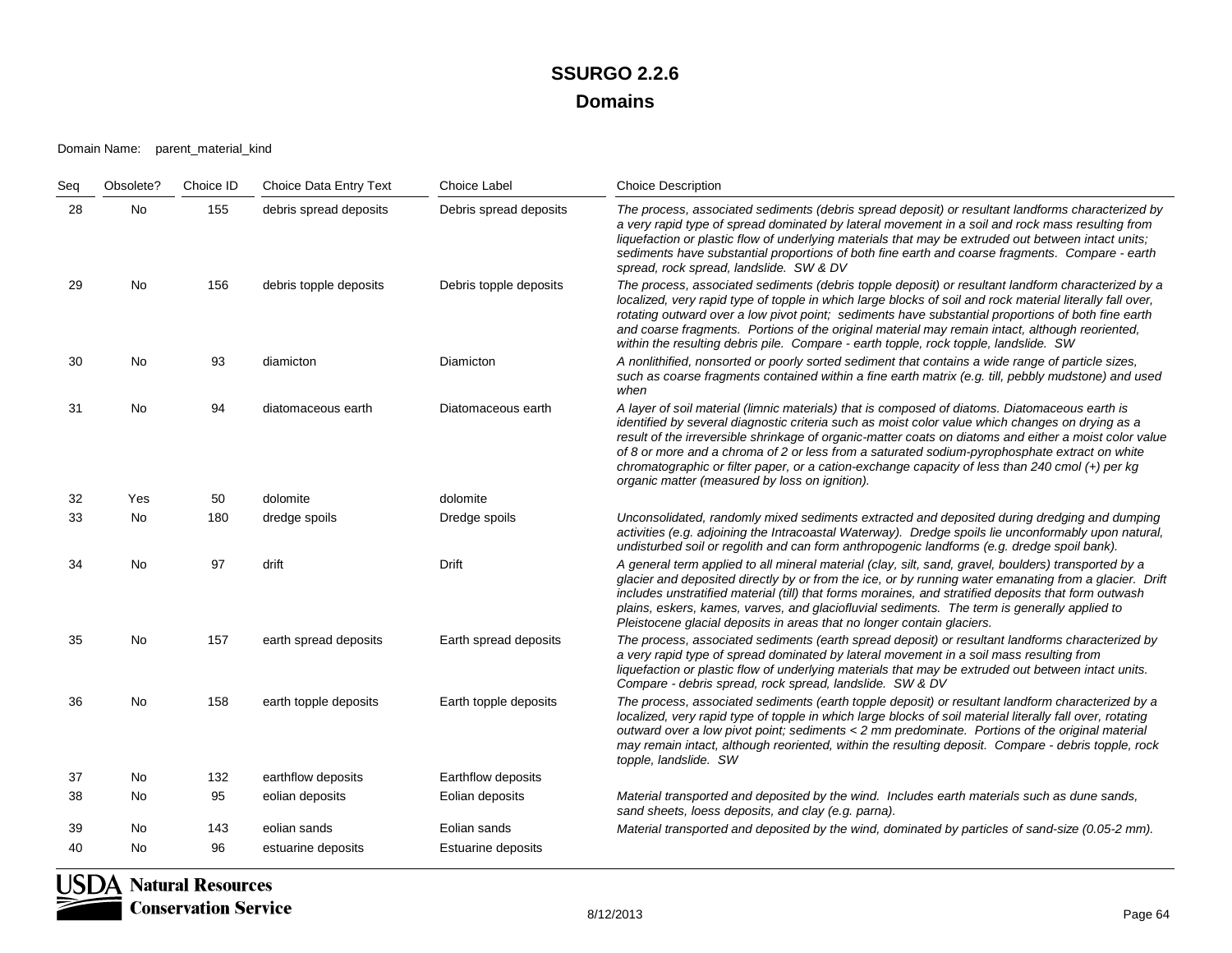# SSURGO 2.2.6

## Domains

Domain Name: parent_material_kind

| Seq | Obsolete? | Choice ID | Choice Data Entry Text | Choice Label | Choice Description |
|---|---|---|---|---|---|
| 28 | No | 155 | debris spread deposits | Debris spread deposits | *The process, associated sediments (debris spread deposit) or resultant landforms characterized by a very rapid type of spread dominated by lateral movement in a soil and rock mass resulting from liquefaction or plastic flow of underlying materials that may be extruded out between intact units; sediments have substantial proportions of both fine earth and coarse fragments. Compare - earth spread, rock spread, landslide. SW & DV* |
| 29 | No | 156 | debris topple deposits | Debris topple deposits | *The process, associated sediments (debris topple deposit) or resultant landform characterized by a localized, very rapid type of topple in which large blocks of soil and rock material literally fall over, rotating outward over a low pivot point; sediments have substantial proportions of both fine earth and coarse fragments. Portions of the original material may remain intact, although reoriented, within the resulting debris pile. Compare - earth topple, rock topple, landslide. SW* |
| 30 | No | 93 | diamicton | Diamicton | *A nonlithified, nonsorted or poorly sorted sediment that contains a wide range of particle sizes, such as coarse fragments contained within a fine earth matrix (e.g. till, pebbly mudstone) and used when* |
| 31 | No | 94 | diatomaceous earth | Diatomaceous earth | *A layer of soil material (limnic materials) that is composed of diatoms. Diatomaceous earth is identified by several diagnostic criteria such as moist color value which changes on drying as a result of the irreversible shrinkage of organic-matter coats on diatoms and either a moist color value of 8 or more and a chroma of 2 or less from a saturated sodium-pyrophosphate extract on white chromatographic or filter paper, or a cation-exchange capacity of less than 240 cmol (+) per kg organic matter (measured by loss on ignition).* |
| 32 | Yes | 50 | dolomite | dolomite | |
| 33 | No | 180 | dredge spoils | Dredge spoils | *Unconsolidated, randomly mixed sediments extracted and deposited during dredging and dumping activities (e.g. adjoining the Intracoastal Waterway). Dredge spoils lie unconformably upon natural, undisturbed soil or regolith and can form anthropogenic landforms (e.g. dredge spoil bank).* |
| 34 | No | 97 | drift | Drift | *A general term applied to all mineral material (clay, silt, sand, gravel, boulders) transported by a glacier and deposited directly by or from the ice, or by running water emanating from a glacier. Drift includes unstratified material (till) that forms moraines, and stratified deposits that form outwash plains, eskers, kames, varves, and glaciofluvial sediments. The term is generally applied to Pleistocene glacial deposits in areas that no longer contain glaciers.* |
| 35 | No | 157 | earth spread deposits | Earth spread deposits | *The process, associated sediments (earth spread deposit) or resultant landforms characterized by a very rapid type of spread dominated by lateral movement in a soil mass resulting from liquefaction or plastic flow of underlying materials that may be extruded out between intact units. Compare - debris spread, rock spread, landslide. SW & DV* |
| 36 | No | 158 | earth topple deposits | Earth topple deposits | *The process, associated sediments (earth topple deposit) or resultant landform characterized by a localized, very rapid type of topple in which large blocks of soil material literally fall over, rotating outward over a low pivot point; sediments < 2 mm predominate. Portions of the original material may remain intact, although reoriented, within the resulting deposit. Compare - debris topple, rock topple, landslide. SW* |
| 37 | No | 132 | earthflow deposits | Earthflow deposits | |
| 38 | No | 95 | eolian deposits | Eolian deposits | *Material transported and deposited by the wind. Includes earth materials such as dune sands, sand sheets, loess deposits, and clay (e.g. parna).* |
| 39 | No | 143 | eolian sands | Eolian sands | *Material transported and deposited by the wind, dominated by particles of sand-size (0.05-2 mm).* |
| 40 | No | 96 | estuarine deposits | Estuarine deposits | |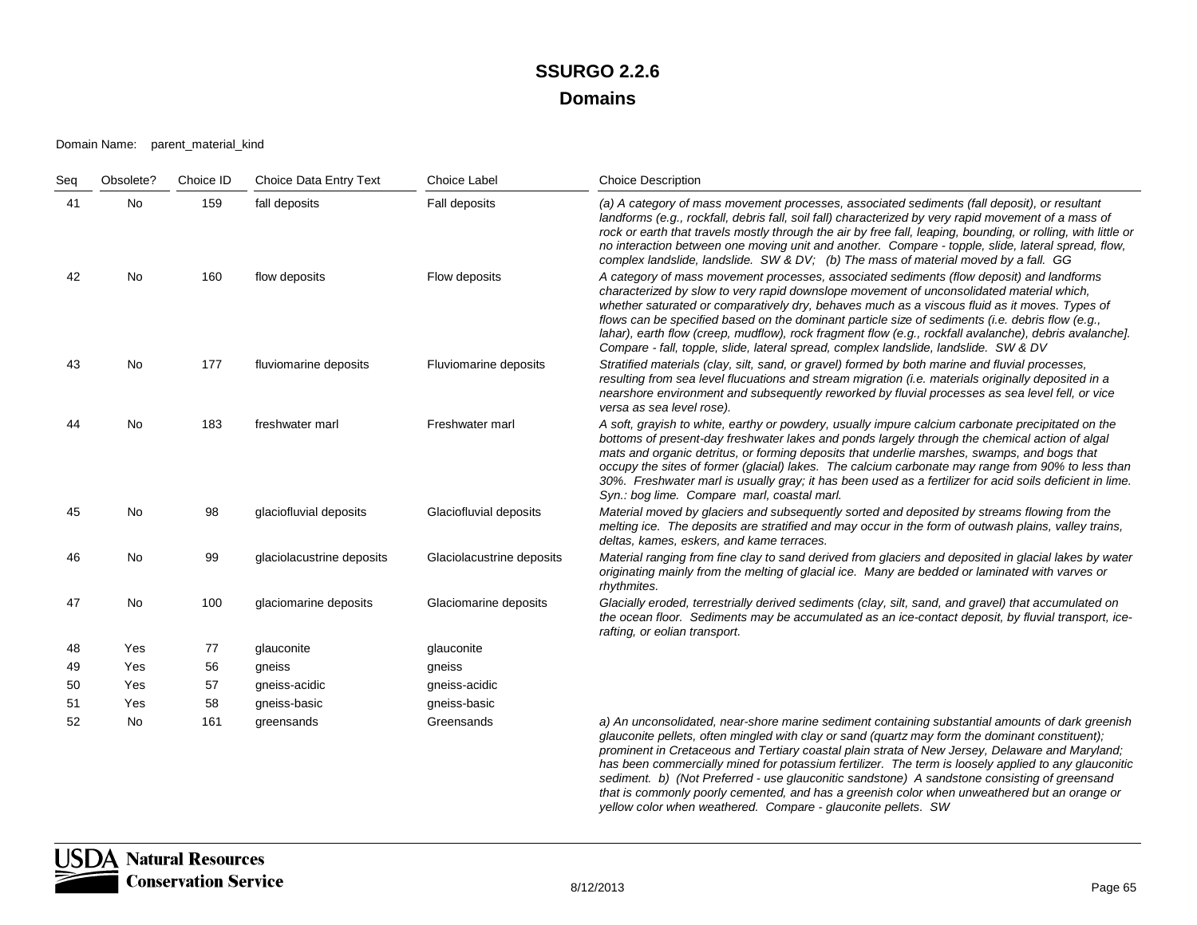# SSURGO 2.2.6

## Domains

Domain Name: parent_material_kind

| Seq | Obsolete? | Choice ID | Choice Data Entry Text | Choice Label | Choice Description |
|---|---|---|---|---|---|
| 41 | No | 159 | fall deposits | Fall deposits | *(a) A category of mass movement processes, associated sediments (fall deposit), or resultant landforms (e.g., rockfall, debris fall, soil fall) characterized by very rapid movement of a mass of rock or earth that travels mostly through the air by free fall, leaping, bounding, or rolling, with little or no interaction between one moving unit and another. Compare - topple, slide, lateral spread, flow, complex landslide, landslide. SW & DV; (b) The mass of material moved by a fall. GG* |
| 42 | No | 160 | flow deposits | Flow deposits | *A category of mass movement processes, associated sediments (flow deposit) and landforms characterized by slow to very rapid downslope movement of unconsolidated material which, whether saturated or comparatively dry, behaves much as a viscous fluid as it moves. Types of flows can be specified based on the dominant particle size of sediments (i.e. debris flow (e.g., lahar), earth flow (creep, mudflow), rock fragment flow (e.g., rockfall avalanche), debris avalanche]. Compare - fall, topple, slide, lateral spread, complex landslide, landslide. SW & DV* |
| 43 | No | 177 | fluviomarine deposits | Fluviomarine deposits | *Stratified materials (clay, silt, sand, or gravel) formed by both marine and fluvial processes, resulting from sea level flucuations and stream migration (i.e. materials originally deposited in a nearshore environment and subsequently reworked by fluvial processes as sea level fell, or vice versa as sea level rose).* |
| 44 | No | 183 | freshwater marl | Freshwater marl | *A soft, grayish to white, earthy or powdery, usually impure calcium carbonate precipitated on the bottoms of present-day freshwater lakes and ponds largely through the chemical action of algal mats and organic detritus, or forming deposits that underlie marshes, swamps, and bogs that occupy the sites of former (glacial) lakes. The calcium carbonate may range from 90% to less than 30%. Freshwater marl is usually gray; it has been used as a fertilizer for acid soils deficient in lime. Syn.: bog lime. Compare marl, coastal marl.* |
| 45 | No | 98 | glaciofluvial deposits | Glaciofluvial deposits | *Material moved by glaciers and subsequently sorted and deposited by streams flowing from the melting ice. The deposits are stratified and may occur in the form of outwash plains, valley trains, deltas, kames, eskers, and kame terraces.* |
| 46 | No | 99 | glaciolacustrine deposits | Glaciolacustrine deposits | *Material ranging from fine clay to sand derived from glaciers and deposited in glacial lakes by water originating mainly from the melting of glacial ice. Many are bedded or laminated with varves or rhythmites.* |
| 47 | No | 100 | glaciomarine deposits | Glaciomarine deposits | *Glacially eroded, terrestrially derived sediments (clay, silt, sand, and gravel) that accumulated on the ocean floor. Sediments may be accumulated as an ice-contact deposit, by fluvial transport, ice-rafting, or eolian transport.* |
| 48 | Yes | 77 | glauconite | glauconite | |
| 49 | Yes | 56 | gneiss | gneiss | |
| 50 | Yes | 57 | gneiss-acidic | gneiss-acidic | |
| 51 | Yes | 58 | gneiss-basic | gneiss-basic | |
| 52 | No | 161 | greensands | Greensands | *a) An unconsolidated, near-shore marine sediment containing substantial amounts of dark greenish glauconite pellets, often mingled with clay or sand (quartz may form the dominant constituent); prominent in Cretaceous and Tertiary coastal plain strata of New Jersey, Delaware and Maryland; has been commercially mined for potassium fertilizer. The term is loosely applied to any glauconitic sediment. b) (Not Preferred - use glauconitic sandstone) A sandstone consisting of greensand that is commonly poorly cemented, and has a greenish color when unweathered but an orange or yellow color when weathered. Compare - glauconite pellets. SW* |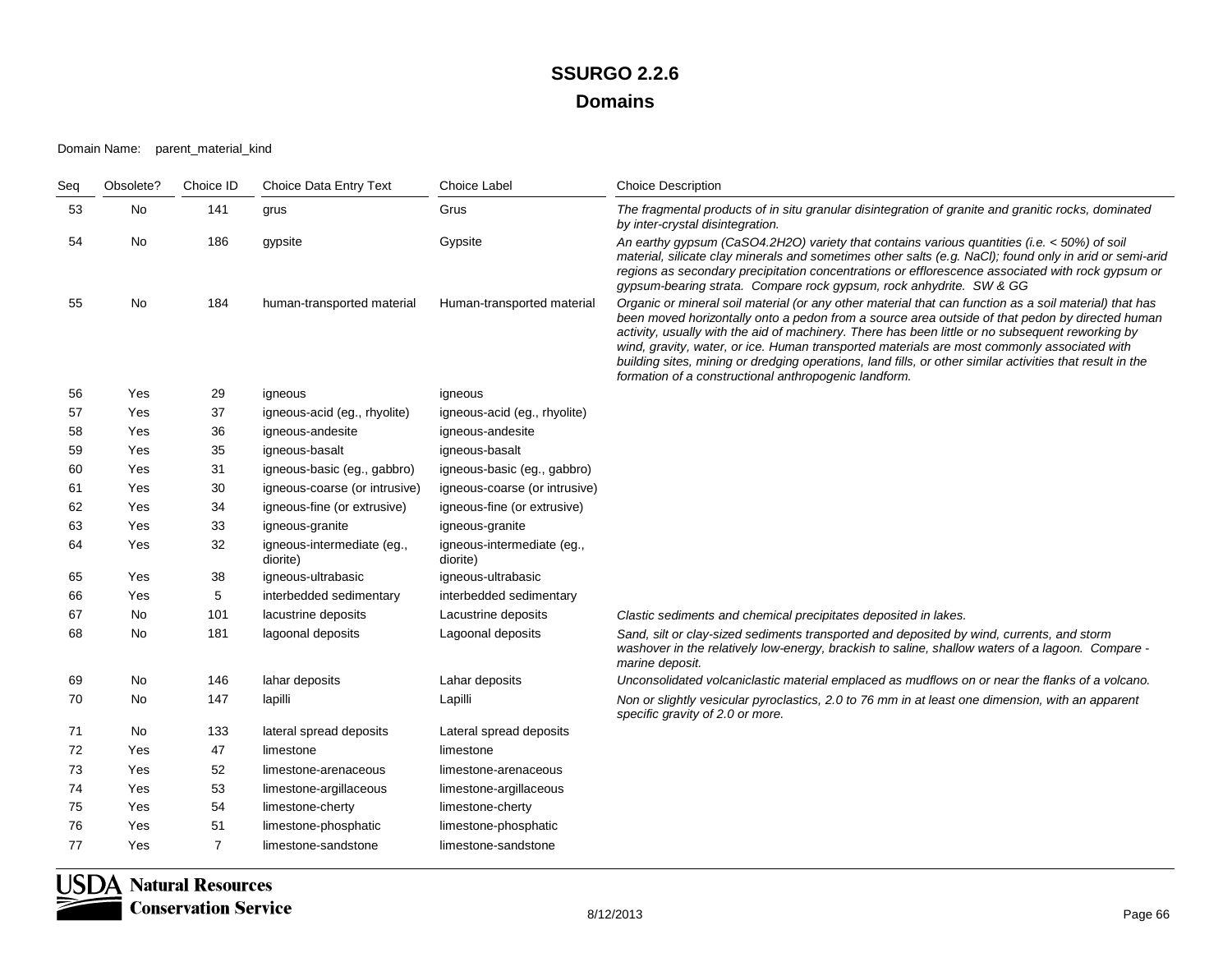# SSURGO 2.2.6

## Domains

Domain Name: parent_material_kind

| Seq | Obsolete? | Choice ID | Choice Data Entry Text | Choice Label | Choice Description |
|---|---|---|---|---|---|
| 53 | No | 141 | grus | Grus | *The fragmental products of in situ granular disintegration of granite and granitic rocks, dominated by inter-crystal disintegration.* |
| 54 | No | 186 | gypsite | Gypsite | *An earthy gypsum (CaSO4.2H2O) variety that contains various quantities (i.e. < 50%) of soil material, silicate clay minerals and sometimes other salts (e.g. NaCl); found only in arid or semi-arid regions as secondary precipitation concentrations or efflorescence associated with rock gypsum or gypsum-bearing strata. Compare rock gypsum, rock anhydrite. SW & GG* |
| 55 | No | 184 | human-transported material | Human-transported material | *Organic or mineral soil material (or any other material that can function as a soil material) that has been moved horizontally onto a pedon from a source area outside of that pedon by directed human activity, usually with the aid of machinery. There has been little or no subsequent reworking by wind, gravity, water, or ice. Human transported materials are most commonly associated with building sites, mining or dredging operations, land fills, or other similar activities that result in the formation of a constructional anthropogenic landform.* |
| 56 | Yes | 29 | igneous | igneous | |
| 57 | Yes | 37 | igneous-acid (eg., rhyolite) | igneous-acid (eg., rhyolite) | |
| 58 | Yes | 36 | igneous-andesite | igneous-andesite | |
| 59 | Yes | 35 | igneous-basalt | igneous-basalt | |
| 60 | Yes | 31 | igneous-basic (eg., gabbro) | igneous-basic (eg., gabbro) | |
| 61 | Yes | 30 | igneous-coarse (or intrusive) | igneous-coarse (or intrusive) | |
| 62 | Yes | 34 | igneous-fine (or extrusive) | igneous-fine (or extrusive) | |
| 63 | Yes | 33 | igneous-granite | igneous-granite | |
| 64 | Yes | 32 | igneous-intermediate (eg., diorite) | igneous-intermediate (eg., diorite) | |
| 65 | Yes | 38 | igneous-ultrabasic | igneous-ultrabasic | |
| 66 | Yes | 5 | interbedded sedimentary | interbedded sedimentary | |
| 67 | No | 101 | lacustrine deposits | Lacustrine deposits | *Clastic sediments and chemical precipitates deposited in lakes.* |
| 68 | No | 181 | lagoonal deposits | Lagoonal deposits | *Sand, silt or clay-sized sediments transported and deposited by wind, currents, and storm washover in the relatively low-energy, brackish to saline, shallow waters of a lagoon. Compare - marine deposit.* |
| 69 | No | 146 | lahar deposits | Lahar deposits | *Unconsolidated volcaniclastic material emplaced as mudflows on or near the flanks of a volcano.* |
| 70 | No | 147 | lapilli | Lapilli | *Non or slightly vesicular pyroclastics, 2.0 to 76 mm in at least one dimension, with an apparent specific gravity of 2.0 or more.* |
| 71 | No | 133 | lateral spread deposits | Lateral spread deposits | |
| 72 | Yes | 47 | limestone | limestone | |
| 73 | Yes | 52 | limestone-arenaceous | limestone-arenaceous | |
| 74 | Yes | 53 | limestone-argillaceous | limestone-argillaceous | |
| 75 | Yes | 54 | limestone-cherty | limestone-cherty | |
| 76 | Yes | 51 | limestone-phosphatic | limestone-phosphatic | |
| 77 | Yes | 7 | limestone-sandstone | limestone-sandstone | |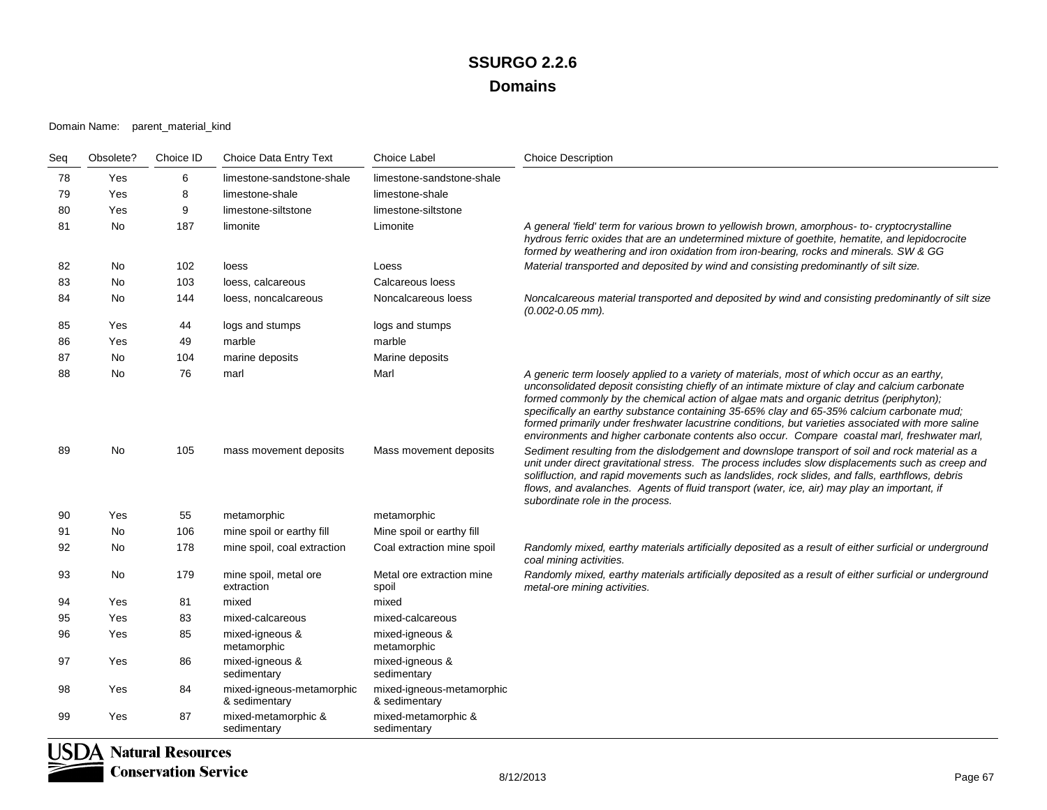# SSURGO 2.2.6

## Domains

Domain Name: parent_material_kind

| Seq | Obsolete? | Choice ID | Choice Data Entry Text | Choice Label | Choice Description |
|---|---|---|---|---|---|
| 78 | Yes | 6 | limestone-sandstone-shale | limestone-sandstone-shale | |
| 79 | Yes | 8 | limestone-shale | limestone-shale | |
| 80 | Yes | 9 | limestone-siltstone | limestone-siltstone | |
| 81 | No | 187 | limonite | Limonite | *A general 'field' term for various brown to yellowish brown, amorphous- to- cryptocrystalline hydrous ferric oxides that are an undetermined mixture of goethite, hematite, and lepidocrocite formed by weathering and iron oxidation from iron-bearing, rocks and minerals. SW & GG* |
| 82 | No | 102 | loess | Loess | *Material transported and deposited by wind and consisting predominantly of silt size.* |
| 83 | No | 103 | loess, calcareous | Calcareous loess | |
| 84 | No | 144 | loess, noncalcareous | Noncalcareous loess | *Noncalcareous material transported and deposited by wind and consisting predominantly of silt size (0.002-0.05 mm).* |
| 85 | Yes | 44 | logs and stumps | logs and stumps | |
| 86 | Yes | 49 | marble | marble | |
| 87 | No | 104 | marine deposits | Marine deposits | |
| 88 | No | 76 | marl | Marl | *A generic term loosely applied to a variety of materials, most of which occur as an earthy, unconsolidated deposit consisting chiefly of an intimate mixture of clay and calcium carbonate formed commonly by the chemical action of algae mats and organic detritus (periphyton); specifically an earthy substance containing 35-65% clay and 65-35% calcium carbonate mud; formed primarily under freshwater lacustrine conditions, but varieties associated with more saline environments and higher carbonate contents also occur. Compare coastal marl, freshwater marl,* |
| 89 | No | 105 | mass movement deposits | Mass movement deposits | *Sediment resulting from the dislodgement and downslope transport of soil and rock material as a unit under direct gravitational stress. The process includes slow displacements such as creep and solifluction, and rapid movements such as landslides, rock slides, and falls, earthflows, debris flows, and avalanches. Agents of fluid transport (water, ice, air) may play an important, if subordinate role in the process.* |
| 90 | Yes | 55 | metamorphic | metamorphic | |
| 91 | No | 106 | mine spoil or earthy fill | Mine spoil or earthy fill | |
| 92 | No | 178 | mine spoil, coal extraction | Coal extraction mine spoil | *Randomly mixed, earthy materials artificially deposited as a result of either surficial or underground coal mining activities.* |
| 93 | No | 179 | mine spoil, metal ore extraction | Metal ore extraction mine spoil | *Randomly mixed, earthy materials artificially deposited as a result of either surficial or underground metal-ore mining activities.* |
| 94 | Yes | 81 | mixed | mixed | |
| 95 | Yes | 83 | mixed-calcareous | mixed-calcareous | |
| 96 | Yes | 85 | mixed-igneous & metamorphic | mixed-igneous & metamorphic | |
| 97 | Yes | 86 | mixed-igneous & sedimentary | mixed-igneous & sedimentary | |
| 98 | Yes | 84 | mixed-igneous-metamorphic & sedimentary | mixed-igneous-metamorphic & sedimentary | |
| 99 | Yes | 87 | mixed-metamorphic & sedimentary | mixed-metamorphic & sedimentary | |

USDA Natural Resources Conservation Service

8/12/2013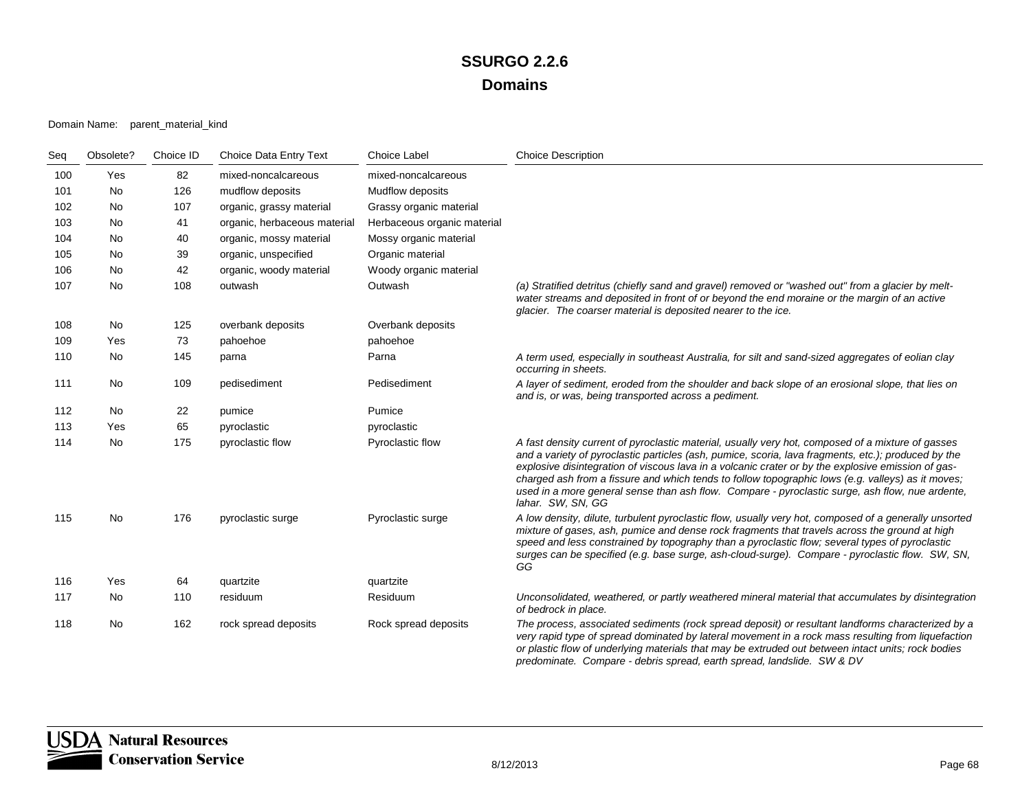# SSURGO 2.2.6

## Domains

Domain Name: parent_material_kind

| Seq | Obsolete? | Choice ID | Choice Data Entry Text | Choice Label | Choice Description |
|---|---|---|---|---|---|
| 100 | Yes | 82 | mixed-noncalcareous | mixed-noncalcareous | |
| 101 | No | 126 | mudflow deposits | Mudflow deposits | |
| 102 | No | 107 | organic, grassy material | Grassy organic material | |
| 103 | No | 41 | organic, herbaceous material | Herbaceous organic material | |
| 104 | No | 40 | organic, mossy material | Mossy organic material | |
| 105 | No | 39 | organic, unspecified | Organic material | |
| 106 | No | 42 | organic, woody material | Woody organic material | |
| 107 | No | 108 | outwash | Outwash | *(a) Stratified detritus (chiefly sand and gravel) removed or "washed out" from a glacier by melt-water streams and deposited in front of or beyond the end moraine or the margin of an active glacier. The coarser material is deposited nearer to the ice.* |
| 108 | No | 125 | overbank deposits | Overbank deposits | |
| 109 | Yes | 73 | pahoehoe | pahoehoe | |
| 110 | No | 145 | parna | Parna | *A term used, especially in southeast Australia, for silt and sand-sized aggregates of eolian clay occurring in sheets.* |
| 111 | No | 109 | pedisediment | Pedisediment | *A layer of sediment, eroded from the shoulder and back slope of an erosional slope, that lies on and is, or was, being transported across a pediment.* |
| 112 | No | 22 | pumice | Pumice | |
| 113 | Yes | 65 | pyroclastic | pyroclastic | |
| 114 | No | 175 | pyroclastic flow | Pyroclastic flow | *A fast density current of pyroclastic material, usually very hot, composed of a mixture of gasses and a variety of pyroclastic particles (ash, pumice, scoria, lava fragments, etc.); produced by the explosive disintegration of viscous lava in a volcanic crater or by the explosive emission of gas-charged ash from a fissure and which tends to follow topographic lows (e.g. valleys) as it moves; used in a more general sense than ash flow. Compare - pyroclastic surge, ash flow, nue ardente, lahar. SW, SN, GG* |
| 115 | No | 176 | pyroclastic surge | Pyroclastic surge | *A low density, dilute, turbulent pyroclastic flow, usually very hot, composed of a generally unsorted mixture of gases, ash, pumice and dense rock fragments that travels across the ground at high speed and less constrained by topography than a pyroclastic flow; several types of pyroclastic surges can be specified (e.g. base surge, ash-cloud-surge). Compare - pyroclastic flow. SW, SN, GG* |
| 116 | Yes | 64 | quartzite | quartzite | |
| 117 | No | 110 | residuum | Residuum | *Unconsolidated, weathered, or partly weathered mineral material that accumulates by disintegration of bedrock in place.* |
| 118 | No | 162 | rock spread deposits | Rock spread deposits | *The process, associated sediments (rock spread deposit) or resultant landforms characterized by a very rapid type of spread dominated by lateral movement in a rock mass resulting from liquefaction or plastic flow of underlying materials that may be extruded out between intact units; rock bodies predominate. Compare - debris spread, earth spread, landslide. SW & DV* |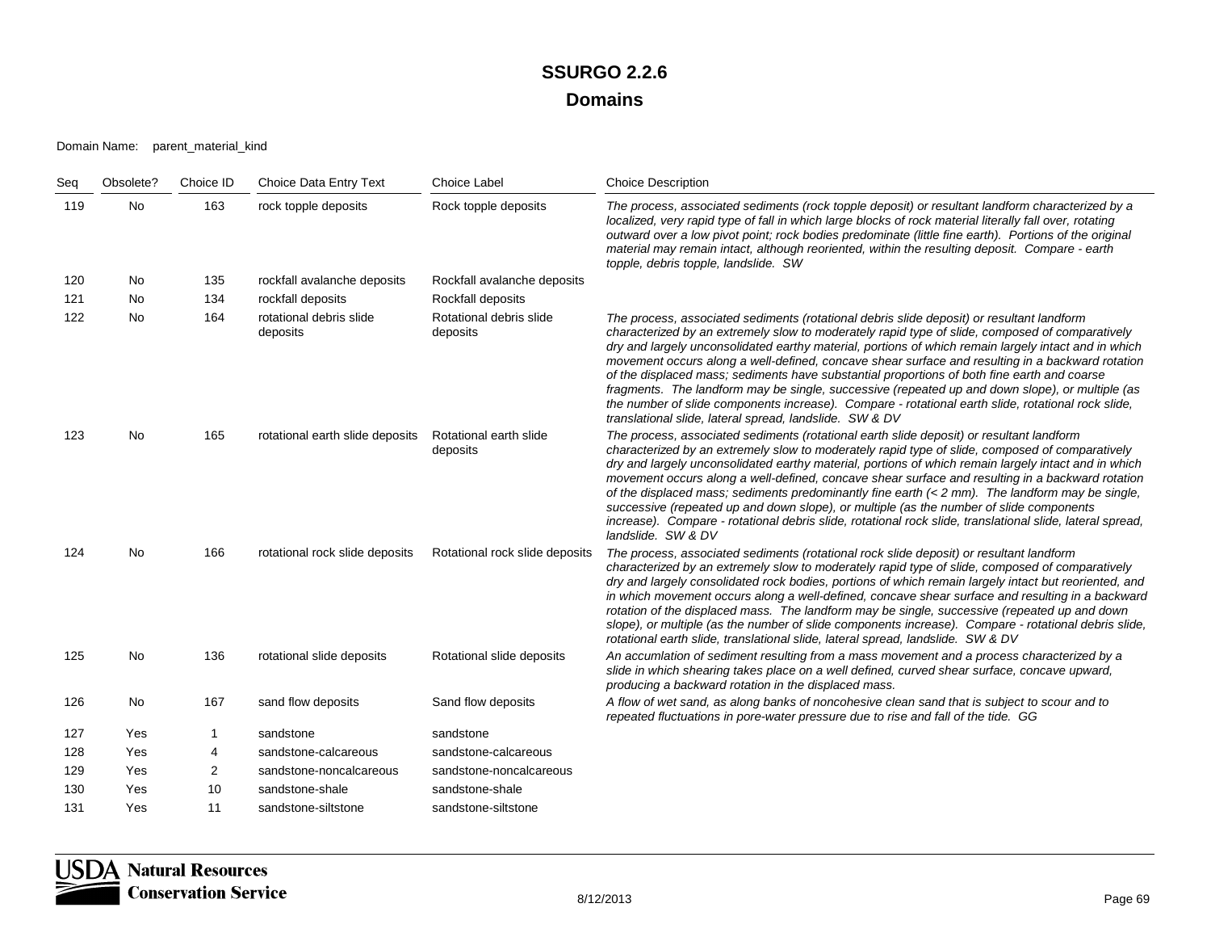# SSURGO 2.2.6

## Domains

Domain Name: parent_material_kind

| Seq | Obsolete? | Choice ID | Choice Data Entry Text | Choice Label | Choice Description |
|---|---|---|---|---|---|
| 119 | No | 163 | rock topple deposits | Rock topple deposits | *The process, associated sediments (rock topple deposit) or resultant landform characterized by a localized, very rapid type of fall in which large blocks of rock material literally fall over, rotating outward over a low pivot point; rock bodies predominate (little fine earth). Portions of the original material may remain intact, although reoriented, within the resulting deposit. Compare - earth topple, debris topple, landslide. SW* |
| 120 | No | 135 | rockfall avalanche deposits | Rockfall avalanche deposits | |
| 121 | No | 134 | rockfall deposits | Rockfall deposits | |
| 122 | No | 164 | rotational debris slide deposits | Rotational debris slide deposits | *The process, associated sediments (rotational debris slide deposit) or resultant landform characterized by an extremely slow to moderately rapid type of slide, composed of comparatively dry and largely unconsolidated earthy material, portions of which remain largely intact and in which movement occurs along a well-defined, concave shear surface and resulting in a backward rotation of the displaced mass; sediments have substantial proportions of both fine earth and coarse fragments. The landform may be single, successive (repeated up and down slope), or multiple (as the number of slide components increase). Compare - rotational earth slide, rotational rock slide, translational slide, lateral spread, landslide. SW & DV* |
| 123 | No | 165 | rotational earth slide deposits | Rotational earth slide deposits | *The process, associated sediments (rotational earth slide deposit) or resultant landform characterized by an extremely slow to moderately rapid type of slide, composed of comparatively dry and largely unconsolidated earthy material, portions of which remain largely intact and in which movement occurs along a well-defined, concave shear surface and resulting in a backward rotation of the displaced mass; sediments predominantly fine earth (< 2 mm). The landform may be single, successive (repeated up and down slope), or multiple (as the number of slide components increase). Compare - rotational debris slide, rotational rock slide, translational slide, lateral spread, landslide. SW & DV* |
| 124 | No | 166 | rotational rock slide deposits | Rotational rock slide deposits | *The process, associated sediments (rotational rock slide deposit) or resultant landform characterized by an extremely slow to moderately rapid type of slide, composed of comparatively dry and largely consolidated rock bodies, portions of which remain largely intact but reoriented, and in which movement occurs along a well-defined, concave shear surface and resulting in a backward rotation of the displaced mass. The landform may be single, successive (repeated up and down slope), or multiple (as the number of slide components increase). Compare - rotational debris slide, rotational earth slide, translational slide, lateral spread, landslide. SW & DV* |
| 125 | No | 136 | rotational slide deposits | Rotational slide deposits | *An accumlation of sediment resulting from a mass movement and a process characterized by a slide in which shearing takes place on a well defined, curved shear surface, concave upward, producing a backward rotation in the displaced mass.* |
| 126 | No | 167 | sand flow deposits | Sand flow deposits | *A flow of wet sand, as along banks of noncohesive clean sand that is subject to scour and to repeated fluctuations in pore-water pressure due to rise and fall of the tide. GG* |
| 127 | Yes | 1 | sandstone | sandstone | |
| 128 | Yes | 4 | sandstone-calcareous | sandstone-calcareous | |
| 129 | Yes | 2 | sandstone-noncalcareous | sandstone-noncalcareous | |
| 130 | Yes | 10 | sandstone-shale | sandstone-shale | |
| 131 | Yes | 11 | sandstone-siltstone | sandstone-siltstone | |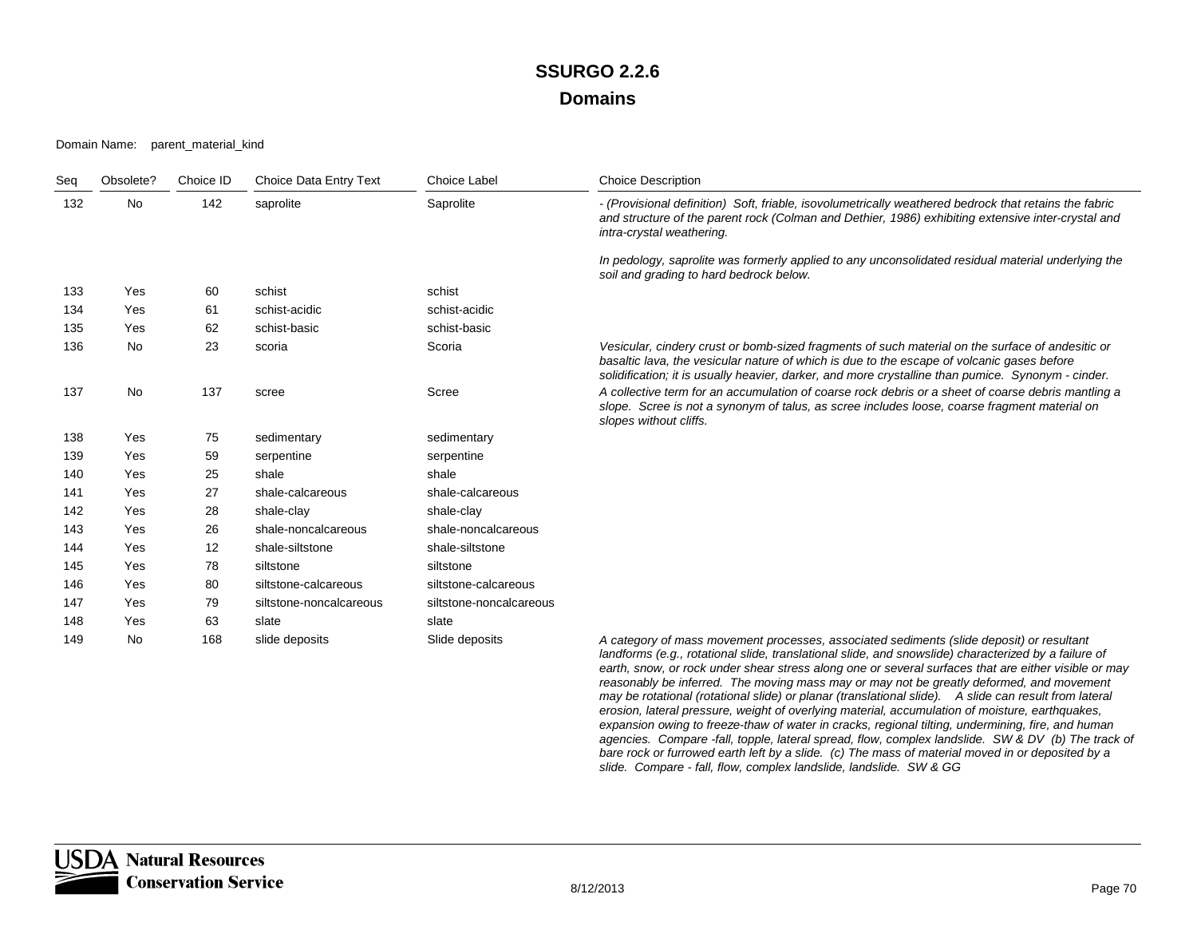# SSURGO 2.2.6

## Domains

Domain Name: parent_material_kind

| Seq | Obsolete? | Choice ID | Choice Data Entry Text | Choice Label | Choice Description |
|---|---|---|---|---|---|
| 132 | No | 142 | saprolite | Saprolite | *- (Provisional definition) Soft, friable, isovolumetrically weathered bedrock that retains the fabric and structure of the parent rock (Colman and Dethier, 1986) exhibiting extensive inter-crystal and intra-crystal weathering.*<br><br>*In pedology, saprolite was formerly applied to any unconsolidated residual material underlying the soil and grading to hard bedrock below.* |
| 133 | Yes | 60 | schist | schist | |
| 134 | Yes | 61 | schist-acidic | schist-acidic | |
| 135 | Yes | 62 | schist-basic | schist-basic | |
| 136 | No | 23 | scoria | Scoria | *Vesicular, cindery crust or bomb-sized fragments of such material on the surface of andesitic or basaltic lava, the vesicular nature of which is due to the escape of volcanic gases before solidification; it is usually heavier, darker, and more crystalline than pumice. Synonym - cinder.* |
| 137 | No | 137 | scree | Scree | *A collective term for an accumulation of coarse rock debris or a sheet of coarse debris mantling a slope. Scree is not a synonym of talus, as scree includes loose, coarse fragment material on slopes without cliffs.* |
| 138 | Yes | 75 | sedimentary | sedimentary | |
| 139 | Yes | 59 | serpentine | serpentine | |
| 140 | Yes | 25 | shale | shale | |
| 141 | Yes | 27 | shale-calcareous | shale-calcareous | |
| 142 | Yes | 28 | shale-clay | shale-clay | |
| 143 | Yes | 26 | shale-noncalcareous | shale-noncalcareous | |
| 144 | Yes | 12 | shale-siltstone | shale-siltstone | |
| 145 | Yes | 78 | siltstone | siltstone | |
| 146 | Yes | 80 | siltstone-calcareous | siltstone-calcareous | |
| 147 | Yes | 79 | siltstone-noncalcareous | siltstone-noncalcareous | |
| 148 | Yes | 63 | slate | slate | |
| 149 | No | 168 | slide deposits | Slide deposits | *A category of mass movement processes, associated sediments (slide deposit) or resultant landforms (e.g., rotational slide, translational slide, and snowslide) characterized by a failure of earth, snow, or rock under shear stress along one or several surfaces that are either visible or may reasonably be inferred. The moving mass may or may not be greatly deformed, and movement may be rotational (rotational slide) or planar (translational slide). A slide can result from lateral erosion, lateral pressure, weight of overlying material, accumulation of moisture, earthquakes, expansion owing to freeze-thaw of water in cracks, regional tilting, undermining, fire, and human agencies. Compare -fall, topple, lateral spread, flow, complex landslide. SW & DV (b) The track of bare rock or furrowed earth left by a slide. (c) The mass of material moved in or deposited by a slide. Compare - fall, flow, complex landslide, landslide. SW & GG* |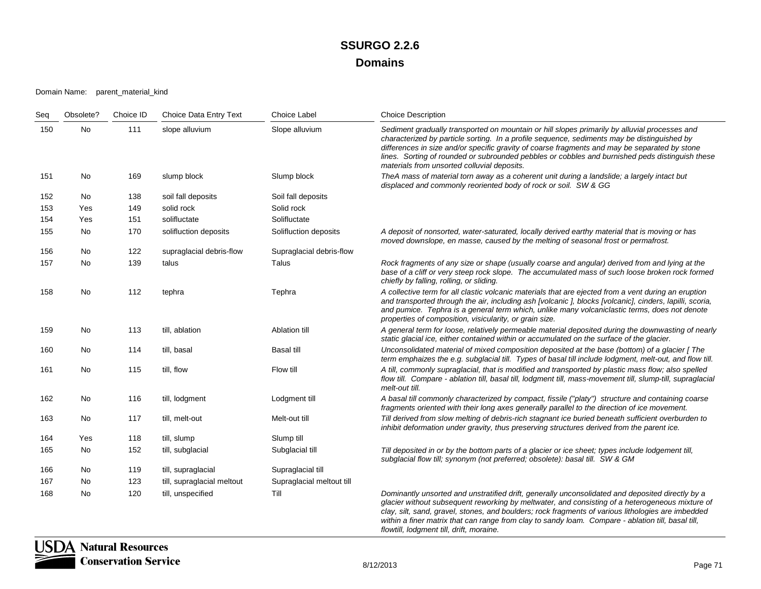# SSURGO 2.2.6

## Domains

Domain Name: parent_material_kind

| Seq | Obsolete? | Choice ID | Choice Data Entry Text | Choice Label | Choice Description |
|---|---|---|---|---|---|
| 150 | No | 111 | slope alluvium | Slope alluvium | *Sediment gradually transported on mountain or hill slopes primarily by alluvial processes and characterized by particle sorting. In a profile sequence, sediments may be distinguished by differences in size and/or specific gravity of coarse fragments and may be separated by stone lines. Sorting of rounded or subrounded pebbles or cobbles and burnished peds distinguish these materials from unsorted colluvial deposits.* |
| 151 | No | 169 | slump block | Slump block | *TheA mass of material torn away as a coherent unit during a landslide; a largely intact but displaced and commonly reoriented body of rock or soil. SW & GG* |
| 152 | No | 138 | soil fall deposits | Soil fall deposits | |
| 153 | Yes | 149 | solid rock | Solid rock | |
| 154 | Yes | 151 | solifluctate | Solifluctate | |
| 155 | No | 170 | solifluction deposits | Solifluction deposits | *A deposit of nonsorted, water-saturated, locally derived earthy material that is moving or has moved downslope, en masse, caused by the melting of seasonal frost or permafrost.* |
| 156 | No | 122 | supraglacial debris-flow | Supraglacial debris-flow | |
| 157 | No | 139 | talus | Talus | *Rock fragments of any size or shape (usually coarse and angular) derived from and lying at the base of a cliff or very steep rock slope. The accumulated mass of such loose broken rock formed chiefly by falling, rolling, or sliding.* |
| 158 | No | 112 | tephra | Tephra | *A collective term for all clastic volcanic materials that are ejected from a vent during an eruption and transported through the air, including ash [volcanic ], blocks [volcanic], cinders, lapilli, scoria, and pumice. Tephra is a general term which, unlike many volcaniclastic terms, does not denote properties of composition, visicularity, or grain size.* |
| 159 | No | 113 | till, ablation | Ablation till | *A general term for loose, relatively permeable material deposited during the downwasting of nearly static glacial ice, either contained within or accumulated on the surface of the glacier.* |
| 160 | No | 114 | till, basal | Basal till | *Unconsolidated material of mixed composition deposited at the base (bottom) of a glacier [ The term emphaizes the e.g. subglacial till. Types of basal till include lodgment, melt-out, and flow till.* |
| 161 | No | 115 | till, flow | Flow till | *A till, commonly supraglacial, that is modified and transported by plastic mass flow; also spelled flow till. Compare - ablation till, basal till, lodgment till, mass-movement till, slump-till, supraglacial melt-out till.* |
| 162 | No | 116 | till, lodgment | Lodgment till | *A basal till commonly characterized by compact, fissile ("platy") structure and containing coarse fragments oriented with their long axes generally parallel to the direction of ice movement.* |
| 163 | No | 117 | till, melt-out | Melt-out till | *Till derived from slow melting of debris-rich stagnant ice buried beneath sufficient overburden to inhibit deformation under gravity, thus preserving structures derived from the parent ice.* |
| 164 | Yes | 118 | till, slump | Slump till | |
| 165 | No | 152 | till, subglacial | Subglacial till | *Till deposited in or by the bottom parts of a glacier or ice sheet; types include lodgement till, subglacial flow till; synonym (not preferred; obsolete): basal till. SW & GM* |
| 166 | No | 119 | till, supraglacial | Supraglacial till | |
| 167 | No | 123 | till, supraglacial meltout | Supraglacial meltout till | |
| 168 | No | 120 | till, unspecified | Till | *Dominantly unsorted and unstratified drift, generally unconsolidated and deposited directly by a glacier without subsequent reworking by meltwater, and consisting of a heterogeneous mixture of clay, silt, sand, gravel, stones, and boulders; rock fragments of various lithologies are imbedded within a finer matrix that can range from clay to sandy loam. Compare - ablation till, basal till, flowtill, lodgment till, drift, moraine.* |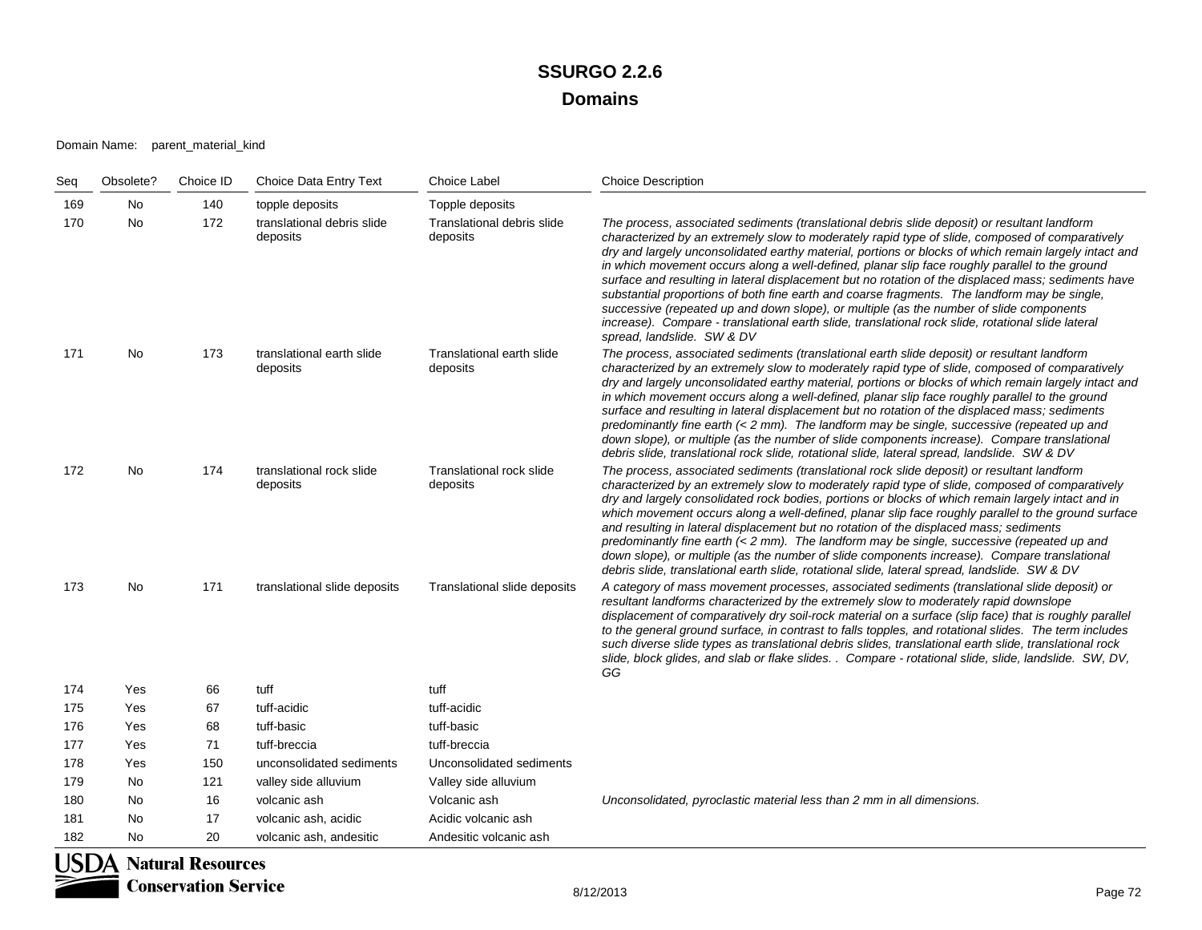# SSURGO 2.2.6

## Domains

Domain Name: parent_material_kind

| Seq | Obsolete? | Choice ID | Choice Data Entry Text | Choice Label | Choice Description |
|---|---|---|---|---|---|
| 169 | No | 140 | topple deposits | Topple deposits | |
| 170 | No | 172 | translational debris slide deposits | Translational debris slide deposits | *The process, associated sediments (translational debris slide deposit) or resultant landform characterized by an extremely slow to moderately rapid type of slide, composed of comparatively dry and largely unconsolidated earthy material, portions or blocks of which remain largely intact and in which movement occurs along a well-defined, planar slip face roughly parallel to the ground surface and resulting in lateral displacement but no rotation of the displaced mass; sediments have substantial proportions of both fine earth and coarse fragments. The landform may be single, successive (repeated up and down slope), or multiple (as the number of slide components increase). Compare - translational earth slide, translational rock slide, rotational slide lateral spread, landslide. SW & DV* |
| 171 | No | 173 | translational earth slide deposits | Translational earth slide deposits | *The process, associated sediments (translational earth slide deposit) or resultant landform characterized by an extremely slow to moderately rapid type of slide, composed of comparatively dry and largely unconsolidated earthy material, portions or blocks of which remain largely intact and in which movement occurs along a well-defined, planar slip face roughly parallel to the ground surface and resulting in lateral displacement but no rotation of the displaced mass; sediments predominantly fine earth (< 2 mm). The landform may be single, successive (repeated up and down slope), or multiple (as the number of slide components increase). Compare translational debris slide, translational rock slide, rotational slide, lateral spread, landslide. SW & DV* |
| 172 | No | 174 | translational rock slide deposits | Translational rock slide deposits | *The process, associated sediments (translational rock slide deposit) or resultant landform characterized by an extremely slow to moderately rapid type of slide, composed of comparatively dry and largely consolidated rock bodies, portions or blocks of which remain largely intact and in which movement occurs along a well-defined, planar slip face roughly parallel to the ground surface and resulting in lateral displacement but no rotation of the displaced mass; sediments predominantly fine earth (< 2 mm). The landform may be single, successive (repeated up and down slope), or multiple (as the number of slide components increase). Compare translational debris slide, translational earth slide, rotational slide, lateral spread, landslide. SW & DV* |
| 173 | No | 171 | translational slide deposits | Translational slide deposits | *A category of mass movement processes, associated sediments (translational slide deposit) or resultant landforms characterized by the extremely slow to moderately rapid downslope displacement of comparatively dry soil-rock material on a surface (slip face) that is roughly parallel to the general ground surface, in contrast to falls topples, and rotational slides. The term includes such diverse slide types as translational debris slides, translational earth slide, translational rock slide, block glides, and slab or flake slides. . Compare - rotational slide, slide, landslide. SW, DV, GG* |
| 174 | Yes | 66 | tuff | tuff | |
| 175 | Yes | 67 | tuff-acidic | tuff-acidic | |
| 176 | Yes | 68 | tuff-basic | tuff-basic | |
| 177 | Yes | 71 | tuff-breccia | tuff-breccia | |
| 178 | Yes | 150 | unconsolidated sediments | Unconsolidated sediments | |
| 179 | No | 121 | valley side alluvium | Valley side alluvium | |
| 180 | No | 16 | volcanic ash | Volcanic ash | *Unconsolidated, pyroclastic material less than 2 mm in all dimensions.* |
| 181 | No | 17 | volcanic ash, acidic | Acidic volcanic ash | |
| 182 | No | 20 | volcanic ash, andesitic | Andesitic volcanic ash | |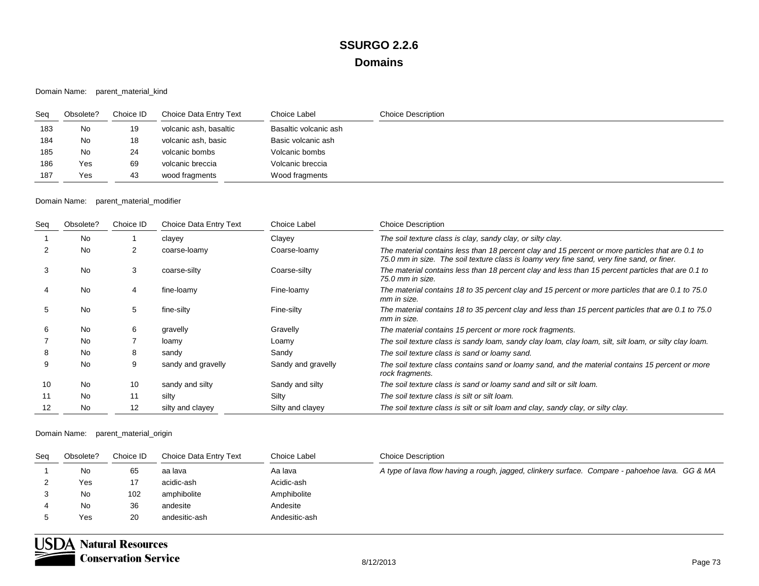# SSURGO 2.2.6

## Domains

Domain Name: parent_material_kind

| Seq | Obsolete? | Choice ID | Choice Data Entry Text | Choice Label | Choice Description |
|---|---|---|---|---|---|
| 183 | No | 19 | volcanic ash, basaltic | Basaltic volcanic ash | |
| 184 | No | 18 | volcanic ash, basic | Basic volcanic ash | |
| 185 | No | 24 | volcanic bombs | Volcanic bombs | |
| 186 | Yes | 69 | volcanic breccia | Volcanic breccia | |
| 187 | Yes | 43 | wood fragments | Wood fragments | |

Domain Name: parent_material_modifier

| Seq | Obsolete? | Choice ID | Choice Data Entry Text | Choice Label | Choice Description |
|---|---|---|---|---|---|
| 1 | No | 1 | clayey | Clayey | *The soil texture class is clay, sandy clay, or silty clay.* |
| 2 | No | 2 | coarse-loamy | Coarse-loamy | *The material contains less than 18 percent clay and 15 percent or more particles that are 0.1 to 75.0 mm in size. The soil texture class is loamy very fine sand, very fine sand, or finer.* |
| 3 | No | 3 | coarse-silty | Coarse-silty | *The material contains less than 18 percent clay and less than 15 percent particles that are 0.1 to 75.0 mm in size.* |
| 4 | No | 4 | fine-loamy | Fine-loamy | *The material contains 18 to 35 percent clay and 15 percent or more particles that are 0.1 to 75.0 mm in size.* |
| 5 | No | 5 | fine-silty | Fine-silty | *The material contains 18 to 35 percent clay and less than 15 percent particles that are 0.1 to 75.0 mm in size.* |
| 6 | No | 6 | gravelly | Gravelly | *The material contains 15 percent or more rock fragments.* |
| 7 | No | 7 | loamy | Loamy | *The soil texture class is sandy loam, sandy clay loam, clay loam, silt, silt loam, or silty clay loam.* |
| 8 | No | 8 | sandy | Sandy | *The soil texture class is sand or loamy sand.* |
| 9 | No | 9 | sandy and gravelly | Sandy and gravelly | *The soil texture class contains sand or loamy sand, and the material contains 15 percent or more rock fragments.* |
| 10 | No | 10 | sandy and silty | Sandy and silty | *The soil texture class is sand or loamy sand and silt or silt loam.* |
| 11 | No | 11 | silty | Silty | *The soil texture class is silt or silt loam.* |
| 12 | No | 12 | silty and clayey | Silty and clayey | *The soil texture class is silt or silt loam and clay, sandy clay, or silty clay.* |

Domain Name: parent_material_origin

| Seq | Obsolete? | Choice ID | Choice Data Entry Text | Choice Label | Choice Description |
|---|---|---|---|---|---|
| 1 | No | 65 | aa lava | Aa lava | *A type of lava flow having a rough, jagged, clinkery surface. Compare - pahoehoe lava. GG & MA* |
| 2 | Yes | 17 | acidic-ash | Acidic-ash | |
| 3 | No | 102 | amphibolite | Amphibolite | |
| 4 | No | 36 | andesite | Andesite | |
| 5 | Yes | 20 | andesitic-ash | Andesitic-ash | |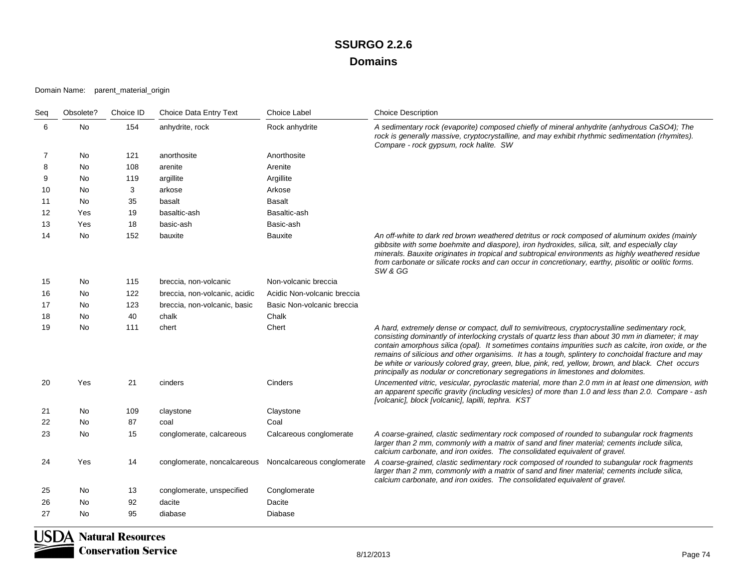# SSURGO 2.2.6

## Domains

Domain Name: parent_material_origin

| Seq | Obsolete? | Choice ID | Choice Data Entry Text | Choice Label | Choice Description |
|---|---|---|---|---|---|
| 6 | No | 154 | anhydrite, rock | Rock anhydrite | *A sedimentary rock (evaporite) composed chiefly of mineral anhydrite (anhydrous CaSO4); The rock is generally massive, cryptocrystalline, and may exhibit rhythmic sedimentation (rhymites). Compare - rock gypsum, rock halite. SW* |
| 7 | No | 121 | anorthosite | Anorthosite | |
| 8 | No | 108 | arenite | Arenite | |
| 9 | No | 119 | argillite | Argillite | |
| 10 | No | 3 | arkose | Arkose | |
| 11 | No | 35 | basalt | Basalt | |
| 12 | Yes | 19 | basaltic-ash | Basaltic-ash | |
| 13 | Yes | 18 | basic-ash | Basic-ash | |
| 14 | No | 152 | bauxite | Bauxite | *An off-white to dark red brown weathered detritus or rock composed of aluminum oxides (mainly gibbsite with some boehmite and diaspore), iron hydroxides, silica, silt, and especially clay minerals. Bauxite originates in tropical and subtropical environments as highly weathered residue from carbonate or silicate rocks and can occur in concretionary, earthy, pisolitic or oolitic forms. SW & GG* |
| 15 | No | 115 | breccia, non-volcanic | Non-volcanic breccia | |
| 16 | No | 122 | breccia, non-volcanic, acidic | Acidic Non-volcanic breccia | |
| 17 | No | 123 | breccia, non-volcanic, basic | Basic Non-volcanic breccia | |
| 18 | No | 40 | chalk | Chalk | |
| 19 | No | 111 | chert | Chert | *A hard, extremely dense or compact, dull to semivitreous, cryptocrystalline sedimentary rock, consisting dominantly of interlocking crystals of quartz less than about 30 mm in diameter; it may contain amorphous silica (opal). It sometimes contains impurities such as calcite, iron oxide, or the remains of silicious and other organisims. It has a tough, splintery to conchoidal fracture and may be white or variously colored gray, green, blue, pink, red, yellow, brown, and black. Chet occurs principally as nodular or concretionary segregations in limestones and dolomites.* |
| 20 | Yes | 21 | cinders | Cinders | *Uncemented vitric, vesicular, pyroclastic material, more than 2.0 mm in at least one dimension, with an apparent specific gravity (including vesicles) of more than 1.0 and less than 2.0. Compare - ash [volcanic], block [volcanic], lapilli, tephra. KST* |
| 21 | No | 109 | claystone | Claystone | |
| 22 | No | 87 | coal | Coal | |
| 23 | No | 15 | conglomerate, calcareous | Calcareous conglomerate | *A coarse-grained, clastic sedimentary rock composed of rounded to subangular rock fragments larger than 2 mm, commonly with a matrix of sand and finer material; cements include silica, calcium carbonate, and iron oxides. The consolidated equivalent of gravel.* |
| 24 | Yes | 14 | conglomerate, noncalcareous | Noncalcareous conglomerate | *A coarse-grained, clastic sedimentary rock composed of rounded to subangular rock fragments larger than 2 mm, commonly with a matrix of sand and finer material; cements include silica, calcium carbonate, and iron oxides. The consolidated equivalent of gravel.* |
| 25 | No | 13 | conglomerate, unspecified | Conglomerate | |
| 26 | No | 92 | dacite | Dacite | |
| 27 | No | 95 | diabase | Diabase | |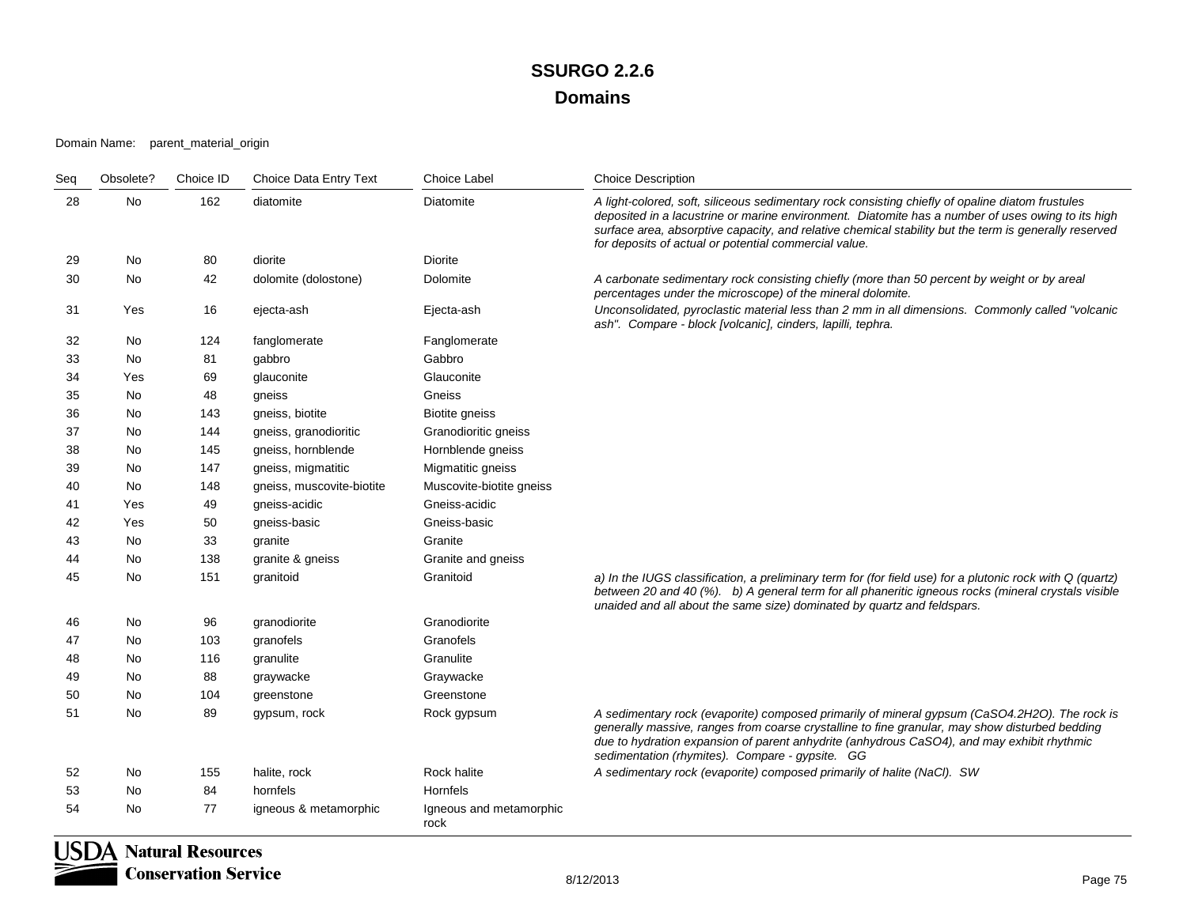# SSURGO 2.2.6

## Domains

Domain Name: parent_material_origin

| Seq | Obsolete? | Choice ID | Choice Data Entry Text | Choice Label | Choice Description |
|---|---|---|---|---|---|
| 28 | No | 162 | diatomite | Diatomite | *A light-colored, soft, siliceous sedimentary rock consisting chiefly of opaline diatom frustules deposited in a lacustrine or marine environment. Diatomite has a number of uses owing to its high surface area, absorptive capacity, and relative chemical stability but the term is generally reserved for deposits of actual or potential commercial value.* |
| 29 | No | 80 | diorite | Diorite | |
| 30 | No | 42 | dolomite (dolostone) | Dolomite | *A carbonate sedimentary rock consisting chiefly (more than 50 percent by weight or by areal percentages under the microscope) of the mineral dolomite.* |
| 31 | Yes | 16 | ejecta-ash | Ejecta-ash | *Unconsolidated, pyroclastic material less than 2 mm in all dimensions. Commonly called "volcanic ash". Compare - block [volcanic], cinders, lapilli, tephra.* |
| 32 | No | 124 | fanglomerate | Fanglomerate | |
| 33 | No | 81 | gabbro | Gabbro | |
| 34 | Yes | 69 | glauconite | Glauconite | |
| 35 | No | 48 | gneiss | Gneiss | |
| 36 | No | 143 | gneiss, biotite | Biotite gneiss | |
| 37 | No | 144 | gneiss, granodioritic | Granodioritic gneiss | |
| 38 | No | 145 | gneiss, hornblende | Hornblende gneiss | |
| 39 | No | 147 | gneiss, migmatitic | Migmatitic gneiss | |
| 40 | No | 148 | gneiss, muscovite-biotite | Muscovite-biotite gneiss | |
| 41 | Yes | 49 | gneiss-acidic | Gneiss-acidic | |
| 42 | Yes | 50 | gneiss-basic | Gneiss-basic | |
| 43 | No | 33 | granite | Granite | |
| 44 | No | 138 | granite & gneiss | Granite and gneiss | |
| 45 | No | 151 | granitoid | Granitoid | *a) In the IUGS classification, a preliminary term for (for field use) for a plutonic rock with Q (quartz) between 20 and 40 (%). b) A general term for all phaneritic igneous rocks (mineral crystals visible unaided and all about the same size) dominated by quartz and feldspars.* |
| 46 | No | 96 | granodiorite | Granodiorite | |
| 47 | No | 103 | granofels | Granofels | |
| 48 | No | 116 | granulite | Granulite | |
| 49 | No | 88 | graywacke | Graywacke | |
| 50 | No | 104 | greenstone | Greenstone | |
| 51 | No | 89 | gypsum, rock | Rock gypsum | *A sedimentary rock (evaporite) composed primarily of mineral gypsum ($CaSO_4.2H_2O$). The rock is generally massive, ranges from coarse crystalline to fine granular, may show disturbed bedding due to hydration expansion of parent anhydrite (anhydrous $CaSO_4$), and may exhibit rhythmic sedimentation (rhymites). Compare - gypsite. GG* |
| 52 | No | 155 | halite, rock | Rock halite | *A sedimentary rock (evaporite) composed primarily of halite (NaCl). SW* |
| 53 | No | 84 | hornfels | Hornfels | |
| 54 | No | 77 | igneous & metamorphic | Igneous and metamorphic rock | |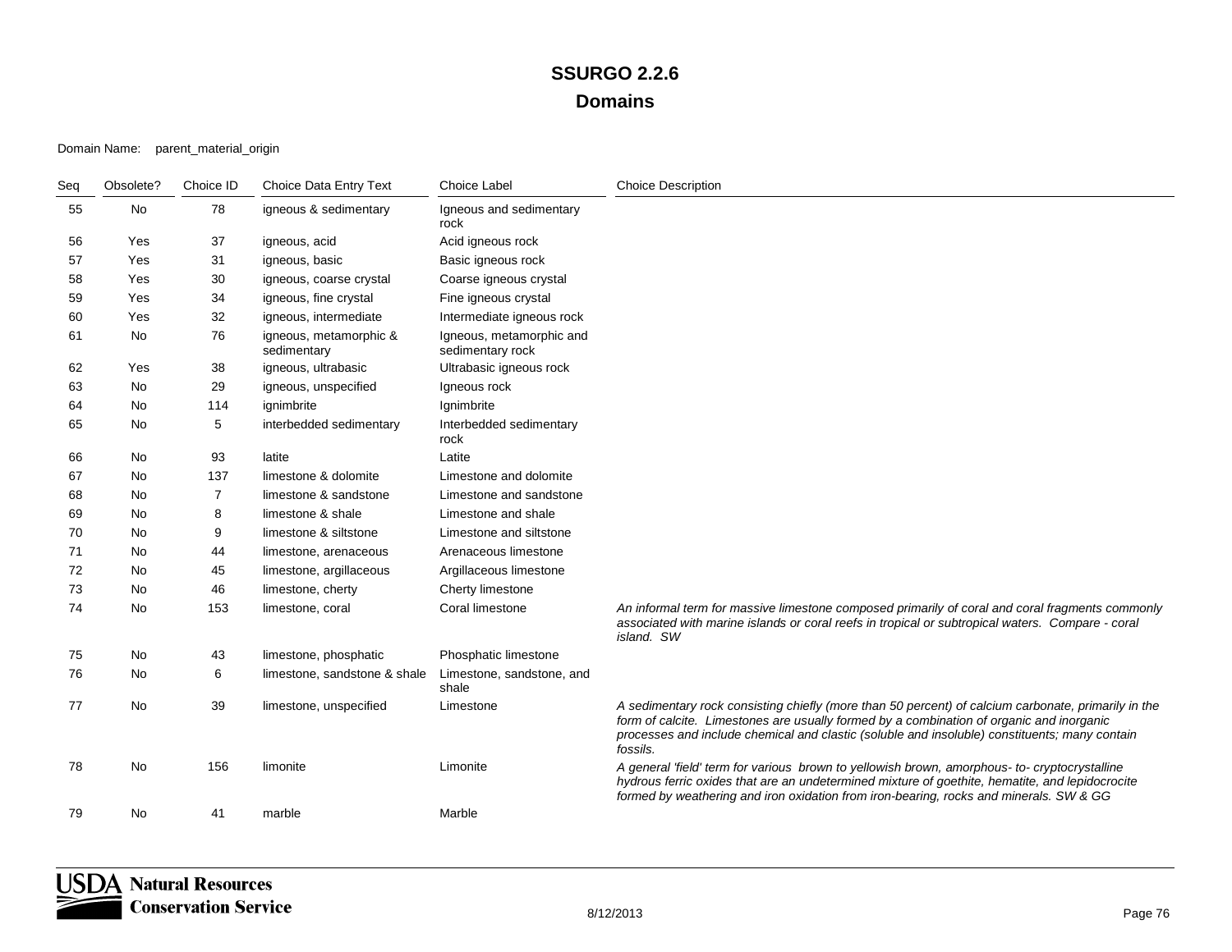# SSURGO 2.2.6

## Domains

Domain Name: parent_material_origin

| Seq | Obsolete? | Choice ID | Choice Data Entry Text | Choice Label | Choice Description |
|---|---|---|---|---|---|
| 55 | No | 78 | igneous & sedimentary | Igneous and sedimentary rock | |
| 56 | Yes | 37 | igneous, acid | Acid igneous rock | |
| 57 | Yes | 31 | igneous, basic | Basic igneous rock | |
| 58 | Yes | 30 | igneous, coarse crystal | Coarse igneous crystal | |
| 59 | Yes | 34 | igneous, fine crystal | Fine igneous crystal | |
| 60 | Yes | 32 | igneous, intermediate | Intermediate igneous rock | |
| 61 | No | 76 | igneous, metamorphic & sedimentary | Igneous, metamorphic and sedimentary rock | |
| 62 | Yes | 38 | igneous, ultrabasic | Ultrabasic igneous rock | |
| 63 | No | 29 | igneous, unspecified | Igneous rock | |
| 64 | No | 114 | ignimbrite | Ignimbrite | |
| 65 | No | 5 | interbedded sedimentary | Interbedded sedimentary rock | |
| 66 | No | 93 | latite | Latite | |
| 67 | No | 137 | limestone & dolomite | Limestone and dolomite | |
| 68 | No | 7 | limestone & sandstone | Limestone and sandstone | |
| 69 | No | 8 | limestone & shale | Limestone and shale | |
| 70 | No | 9 | limestone & siltstone | Limestone and siltstone | |
| 71 | No | 44 | limestone, arenaceous | Arenaceous limestone | |
| 72 | No | 45 | limestone, argillaceous | Argillaceous limestone | |
| 73 | No | 46 | limestone, cherty | Cherty limestone | |
| 74 | No | 153 | limestone, coral | Coral limestone | *An informal term for massive limestone composed primarily of coral and coral fragments commonly associated with marine islands or coral reefs in tropical or subtropical waters. Compare - coral island. SW* |
| 75 | No | 43 | limestone, phosphatic | Phosphatic limestone | |
| 76 | No | 6 | limestone, sandstone & shale | Limestone, sandstone, and shale | |
| 77 | No | 39 | limestone, unspecified | Limestone | *A sedimentary rock consisting chiefly (more than 50 percent) of calcium carbonate, primarily in the form of calcite. Limestones are usually formed by a combination of organic and inorganic processes and include chemical and clastic (soluble and insoluble) constituents; many contain fossils.* |
| 78 | No | 156 | limonite | Limonite | *A general 'field' term for various brown to yellowish brown, amorphous- to- cryptocrystalline hydrous ferric oxides that are an undetermined mixture of goethite, hematite, and lepidocrocite formed by weathering and iron oxidation from iron-bearing, rocks and minerals. SW & GG* |
| 79 | No | 41 | marble | Marble | |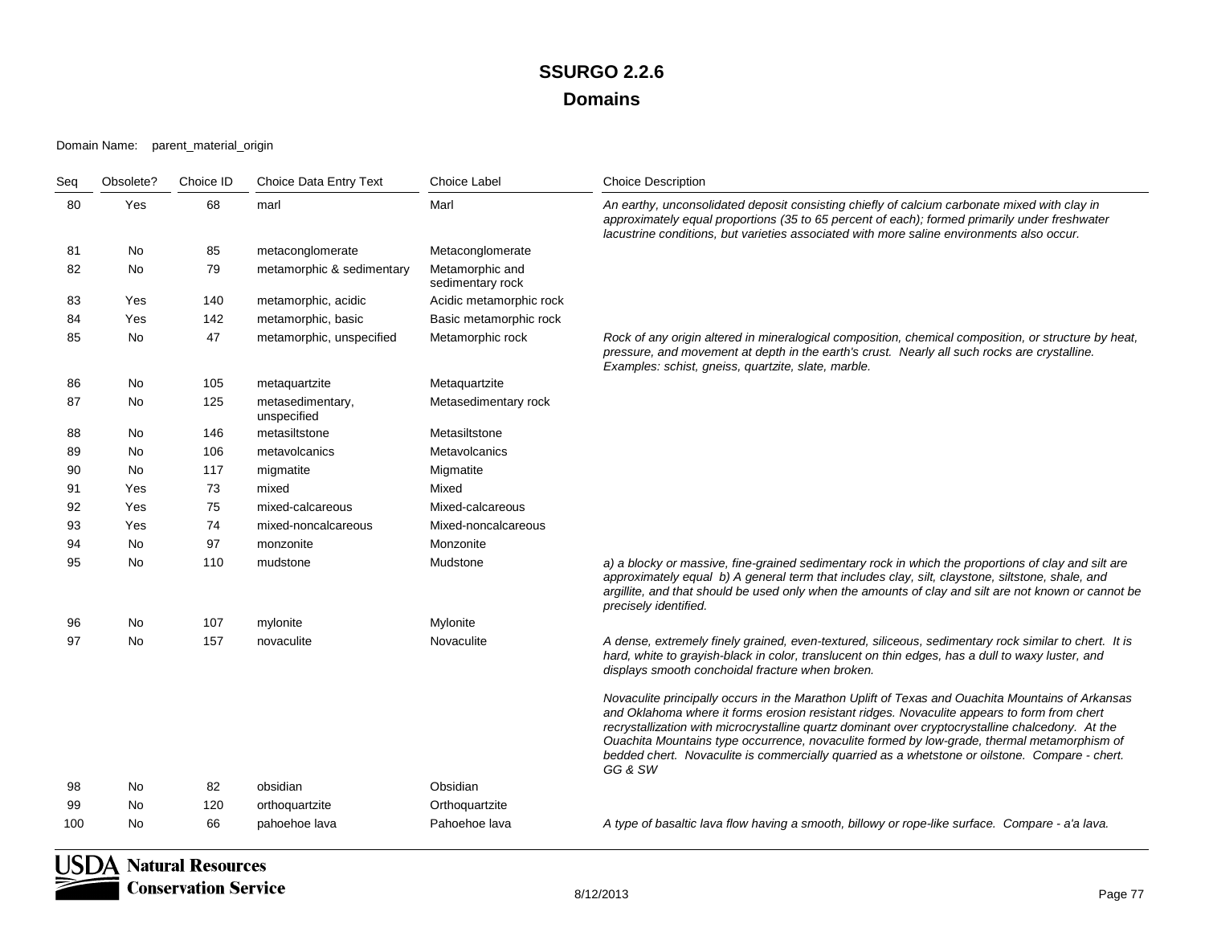# SSURGO 2.2.6

## Domains

Domain Name: parent_material_origin

| Seq | Obsolete? | Choice ID | Choice Data Entry Text | Choice Label | Choice Description |
|---|---|---|---|---|---|
| 80 | Yes | 68 | marl | Marl | *An earthy, unconsolidated deposit consisting chiefly of calcium carbonate mixed with clay in approximately equal proportions (35 to 65 percent of each); formed primarily under freshwater lacustrine conditions, but varieties associated with more saline environments also occur.* |
| 81 | No | 85 | metaconglomerate | Metaconglomerate | |
| 82 | No | 79 | metamorphic & sedimentary | Metamorphic and sedimentary rock | |
| 83 | Yes | 140 | metamorphic, acidic | Acidic metamorphic rock | |
| 84 | Yes | 142 | metamorphic, basic | Basic metamorphic rock | |
| 85 | No | 47 | metamorphic, unspecified | Metamorphic rock | *Rock of any origin altered in mineralogical composition, chemical composition, or structure by heat, pressure, and movement at depth in the earth's crust. Nearly all such rocks are crystalline. Examples: schist, gneiss, quartzite, slate, marble.* |
| 86 | No | 105 | metaquartzite | Metaquartzite | |
| 87 | No | 125 | metasedimentary, unspecified | Metasedimentary rock | |
| 88 | No | 146 | metasiltstone | Metasiltstone | |
| 89 | No | 106 | metavolcanics | Metavolcanics | |
| 90 | No | 117 | migmatite | Migmatite | |
| 91 | Yes | 73 | mixed | Mixed | |
| 92 | Yes | 75 | mixed-calcareous | Mixed-calcareous | |
| 93 | Yes | 74 | mixed-noncalcareous | Mixed-noncalcareous | |
| 94 | No | 97 | monzonite | Monzonite | |
| 95 | No | 110 | mudstone | Mudstone | *a) a blocky or massive, fine-grained sedimentary rock in which the proportions of clay and silt are approximately equal b) A general term that includes clay, silt, claystone, siltstone, shale, and argillite, and that should be used only when the amounts of clay and silt are not known or cannot be precisely identified.* |
| 96 | No | 107 | mylonite | Mylonite | |
| 97 | No | 157 | novaculite | Novaculite | *A dense, extremely finely grained, even-textured, siliceous, sedimentary rock similar to chert. It is hard, white to grayish-black in color, translucent on thin edges, has a dull to waxy luster, and displays smooth conchoidal fracture when broken.*<br><br>*Novaculite principally occurs in the Marathon Uplift of Texas and Ouachita Mountains of Arkansas and Oklahoma where it forms erosion resistant ridges. Novaculite appears to form from chert recrystallization with microcrystalline quartz dominant over cryptocrystalline chalcedony. At the Ouachita Mountains type occurrence, novaculite formed by low-grade, thermal metamorphism of bedded chert. Novaculite is commercially quarried as a whetstone or oilstone. Compare - chert. GG & SW* |
| 98 | No | 82 | obsidian | Obsidian | |
| 99 | No | 120 | orthoquartzite | Orthoquartzite | |
| 100 | No | 66 | pahoehoe lava | Pahoehoe lava | *A type of basaltic lava flow having a smooth, billowy or rope-like surface. Compare - a'a lava.* |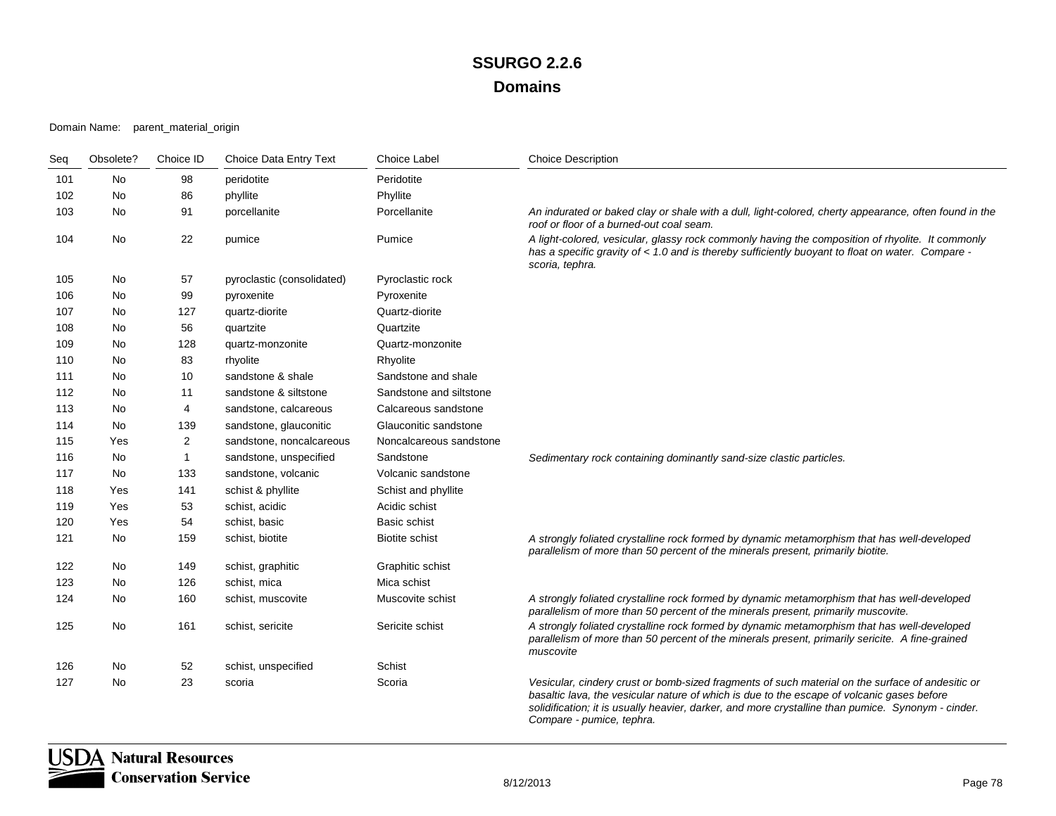# SSURGO 2.2.6

## Domains

Domain Name: parent_material_origin

| Seq | Obsolete? | Choice ID | Choice Data Entry Text | Choice Label | Choice Description |
|---|---|---|---|---|---|
| 101 | No | 98 | peridotite | Peridotite | |
| 102 | No | 86 | phyllite | Phyllite | |
| 103 | No | 91 | porcellanite | Porcellanite | *An indurated or baked clay or shale with a dull, light-colored, cherty appearance, often found in the roof or floor of a burned-out coal seam.* |
| 104 | No | 22 | pumice | Pumice | *A light-colored, vesicular, glassy rock commonly having the composition of rhyolite. It commonly has a specific gravity of < 1.0 and is thereby sufficiently buoyant to float on water. Compare - scoria, tephra.* |
| 105 | No | 57 | pyroclastic (consolidated) | Pyroclastic rock | |
| 106 | No | 99 | pyroxenite | Pyroxenite | |
| 107 | No | 127 | quartz-diorite | Quartz-diorite | |
| 108 | No | 56 | quartzite | Quartzite | |
| 109 | No | 128 | quartz-monzonite | Quartz-monzonite | |
| 110 | No | 83 | rhyolite | Rhyolite | |
| 111 | No | 10 | sandstone & shale | Sandstone and shale | |
| 112 | No | 11 | sandstone & siltstone | Sandstone and siltstone | |
| 113 | No | 4 | sandstone, calcareous | Calcareous sandstone | |
| 114 | No | 139 | sandstone, glauconitic | Glauconitic sandstone | |
| 115 | Yes | 2 | sandstone, noncalcareous | Noncalcareous sandstone | |
| 116 | No | 1 | sandstone, unspecified | Sandstone | *Sedimentary rock containing dominantly sand-size clastic particles.* |
| 117 | No | 133 | sandstone, volcanic | Volcanic sandstone | |
| 118 | Yes | 141 | schist & phyllite | Schist and phyllite | |
| 119 | Yes | 53 | schist, acidic | Acidic schist | |
| 120 | Yes | 54 | schist, basic | Basic schist | |
| 121 | No | 159 | schist, biotite | Biotite schist | *A strongly foliated crystalline rock formed by dynamic metamorphism that has well-developed parallelism of more than 50 percent of the minerals present, primarily biotite.* |
| 122 | No | 149 | schist, graphitic | Graphitic schist | |
| 123 | No | 126 | schist, mica | Mica schist | |
| 124 | No | 160 | schist, muscovite | Muscovite schist | *A strongly foliated crystalline rock formed by dynamic metamorphism that has well-developed parallelism of more than 50 percent of the minerals present, primarily muscovite.* |
| 125 | No | 161 | schist, sericite | Sericite schist | *A strongly foliated crystalline rock formed by dynamic metamorphism that has well-developed parallelism of more than 50 percent of the minerals present, primarily sericite. A fine-grained muscovite* |
| 126 | No | 52 | schist, unspecified | Schist | |
| 127 | No | 23 | scoria | Scoria | *Vesicular, cindery crust or bomb-sized fragments of such material on the surface of andesitic or basaltic lava, the vesicular nature of which is due to the escape of volcanic gases before solidification; it is usually heavier, darker, and more crystalline than pumice. Synonym - cinder. Compare - pumice, tephra.* |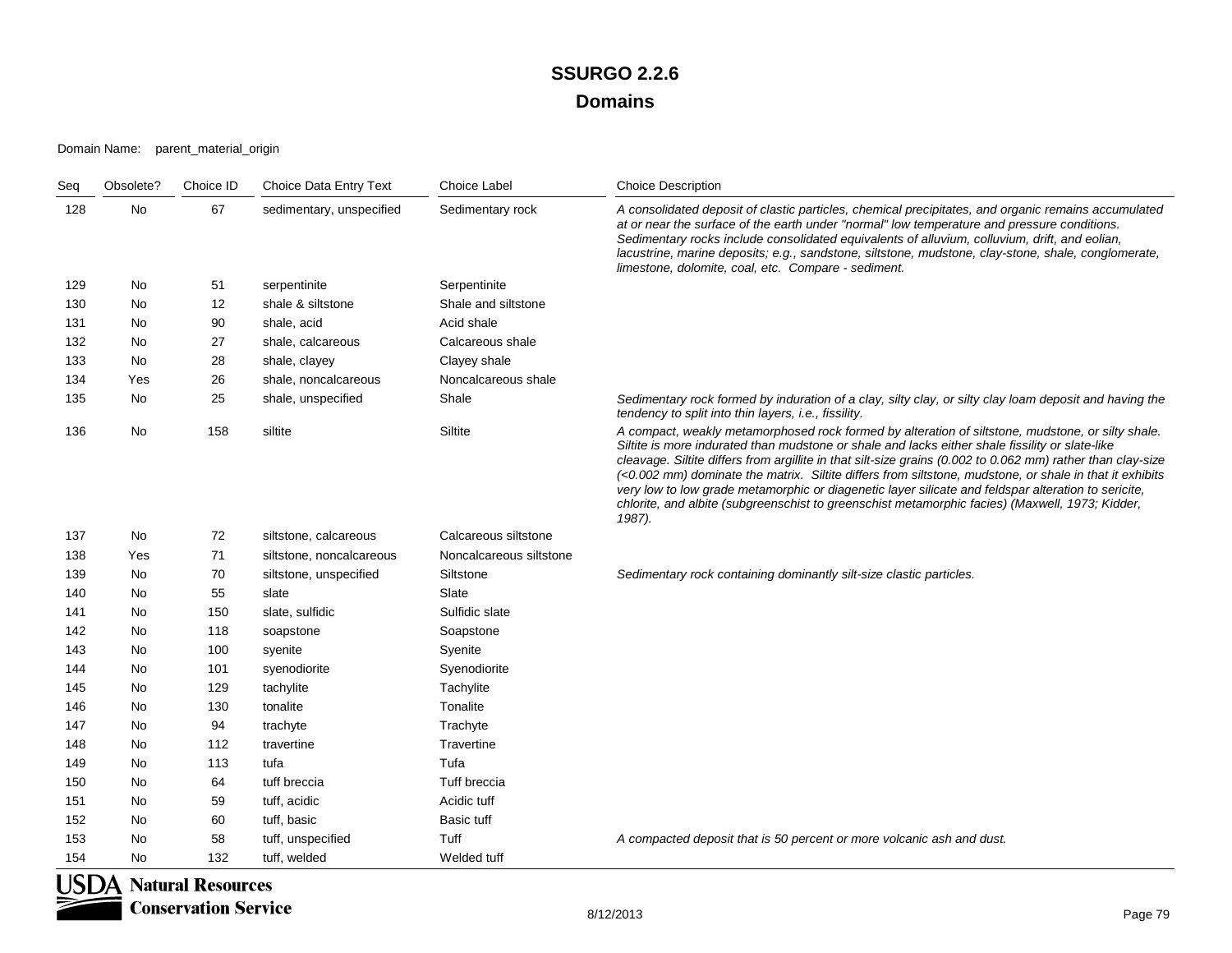# SSURGO 2.2.6

## Domains

Domain Name: parent_material_origin

| Seq | Obsolete? | Choice ID | Choice Data Entry Text | Choice Label | Choice Description |
|---|---|---|---|---|---|
| 128 | No | 67 | sedimentary, unspecified | Sedimentary rock | *A consolidated deposit of clastic particles, chemical precipitates, and organic remains accumulated at or near the surface of the earth under "normal" low temperature and pressure conditions. Sedimentary rocks include consolidated equivalents of alluvium, colluvium, drift, and eolian, lacustrine, marine deposits; e.g., sandstone, siltstone, mudstone, clay-stone, shale, conglomerate, limestone, dolomite, coal, etc. Compare - sediment.* |
| 129 | No | 51 | serpentinite | Serpentinite | |
| 130 | No | 12 | shale & siltstone | Shale and siltstone | |
| 131 | No | 90 | shale, acid | Acid shale | |
| 132 | No | 27 | shale, calcareous | Calcareous shale | |
| 133 | No | 28 | shale, clayey | Clayey shale | |
| 134 | Yes | 26 | shale, noncalcareous | Noncalcareous shale | |
| 135 | No | 25 | shale, unspecified | Shale | *Sedimentary rock formed by induration of a clay, silty clay, or silty clay loam deposit and having the tendency to split into thin layers, i.e., fissility.* |
| 136 | No | 158 | siltite | Siltite | *A compact, weakly metamorphosed rock formed by alteration of siltstone, mudstone, or silty shale. Siltite is more indurated than mudstone or shale and lacks either shale fissility or slate-like cleavage. Siltite differs from argillite in that silt-size grains (0.002 to 0.062 mm) rather than clay-size (<0.002 mm) dominate the matrix. Siltite differs from siltstone, mudstone, or shale in that it exhibits very low to low grade metamorphic or diagenetic layer silicate and feldspar alteration to sericite, chlorite, and albite (subgreenschist to greenschist metamorphic facies) (Maxwell, 1973; Kidder, 1987).* |
| 137 | No | 72 | siltstone, calcareous | Calcareous siltstone | |
| 138 | Yes | 71 | siltstone, noncalcareous | Noncalcareous siltstone | |
| 139 | No | 70 | siltstone, unspecified | Siltstone | *Sedimentary rock containing dominantly silt-size clastic particles.* |
| 140 | No | 55 | slate | Slate | |
| 141 | No | 150 | slate, sulfidic | Sulfidic slate | |
| 142 | No | 118 | soapstone | Soapstone | |
| 143 | No | 100 | syenite | Syenite | |
| 144 | No | 101 | syenodiorite | Syenodiorite | |
| 145 | No | 129 | tachylite | Tachylite | |
| 146 | No | 130 | tonalite | Tonalite | |
| 147 | No | 94 | trachyte | Trachyte | |
| 148 | No | 112 | travertine | Travertine | |
| 149 | No | 113 | tufa | Tufa | |
| 150 | No | 64 | tuff breccia | Tuff breccia | |
| 151 | No | 59 | tuff, acidic | Acidic tuff | |
| 152 | No | 60 | tuff, basic | Basic tuff | |
| 153 | No | 58 | tuff, unspecified | Tuff | *A compacted deposit that is 50 percent or more volcanic ash and dust.* |
| 154 | No | 132 | tuff, welded | Welded tuff | |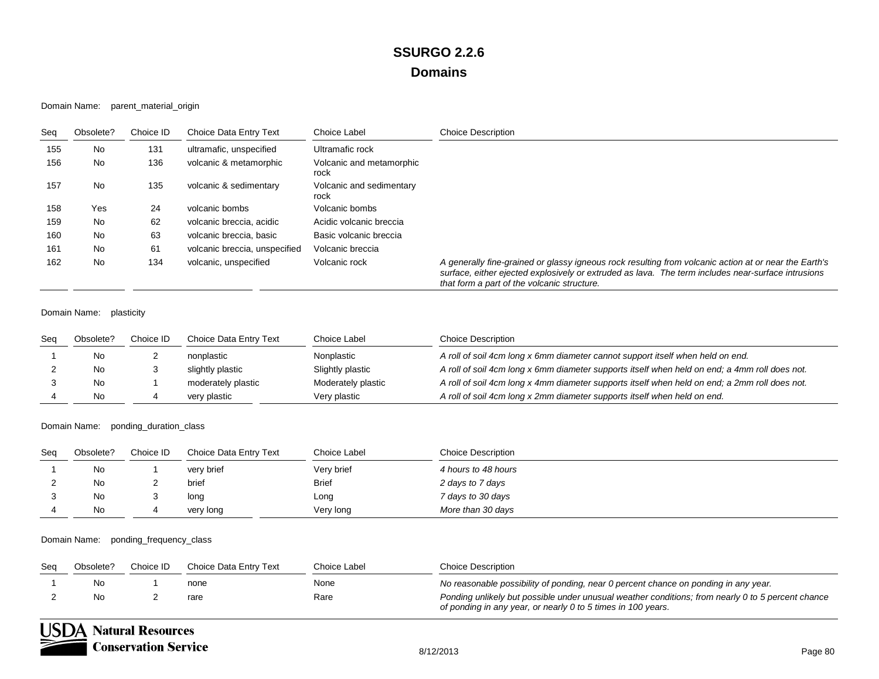# SSURGO 2.2.6

## Domains

Domain Name: parent_material_origin

| Seq | Obsolete? | Choice ID | Choice Data Entry Text | Choice Label | Choice Description |
| --- | --- | --- | --- | --- | --- |
| 155 | No | 131 | ultramafic, unspecified | Ultramafic rock | |
| 156 | No | 136 | volcanic & metamorphic | Volcanic and metamorphic rock | |
| 157 | No | 135 | volcanic & sedimentary | Volcanic and sedimentary rock | |
| 158 | Yes | 24 | volcanic bombs | Volcanic bombs | |
| 159 | No | 62 | volcanic breccia, acidic | Acidic volcanic breccia | |
| 160 | No | 63 | volcanic breccia, basic | Basic volcanic breccia | |
| 161 | No | 61 | volcanic breccia, unspecified | Volcanic breccia | |
| 162 | No | 134 | volcanic, unspecified | Volcanic rock | *A generally fine-grained or glassy igneous rock resulting from volcanic action at or near the Earth's surface, either ejected explosively or extruded as lava. The term includes near-surface intrusions that form a part of the volcanic structure.* |

Domain Name: plasticity

| Seq | Obsolete? | Choice ID | Choice Data Entry Text | Choice Label | Choice Description |
| --- | --- | --- | --- | --- | --- |
| 1 | No | 2 | nonplastic | Nonplastic | *A roll of soil 4cm long x 6mm diameter cannot support itself when held on end.* |
| 2 | No | 3 | slightly plastic | Slightly plastic | *A roll of soil 4cm long x 6mm diameter supports itself when held on end; a 4mm roll does not.* |
| 3 | No | 1 | moderately plastic | Moderately plastic | *A roll of soil 4cm long x 4mm diameter supports itself when held on end; a 2mm roll does not.* |
| 4 | No | 4 | very plastic | Very plastic | *A roll of soil 4cm long x 2mm diameter supports itself when held on end.* |

Domain Name: ponding_duration_class

| Seq | Obsolete? | Choice ID | Choice Data Entry Text | Choice Label | Choice Description |
| --- | --- | --- | --- | --- | --- |
| 1 | No | 1 | very brief | Very brief | *4 hours to 48 hours* |
| 2 | No | 2 | brief | Brief | *2 days to 7 days* |
| 3 | No | 3 | long | Long | *7 days to 30 days* |
| 4 | No | 4 | very long | Very long | *More than 30 days* |

Domain Name: ponding_frequency_class

| Seq | Obsolete? | Choice ID | Choice Data Entry Text | Choice Label | Choice Description |
| --- | --- | --- | --- | --- | --- |
| 1 | No | 1 | none | None | *No reasonable possibility of ponding, near 0 percent chance on ponding in any year.* |
| 2 | No | 2 | rare | Rare | *Ponding unlikely but possible under unusual weather conditions; from nearly 0 to 5 percent chance of ponding in any year, or nearly 0 to 5 times in 100 years.* |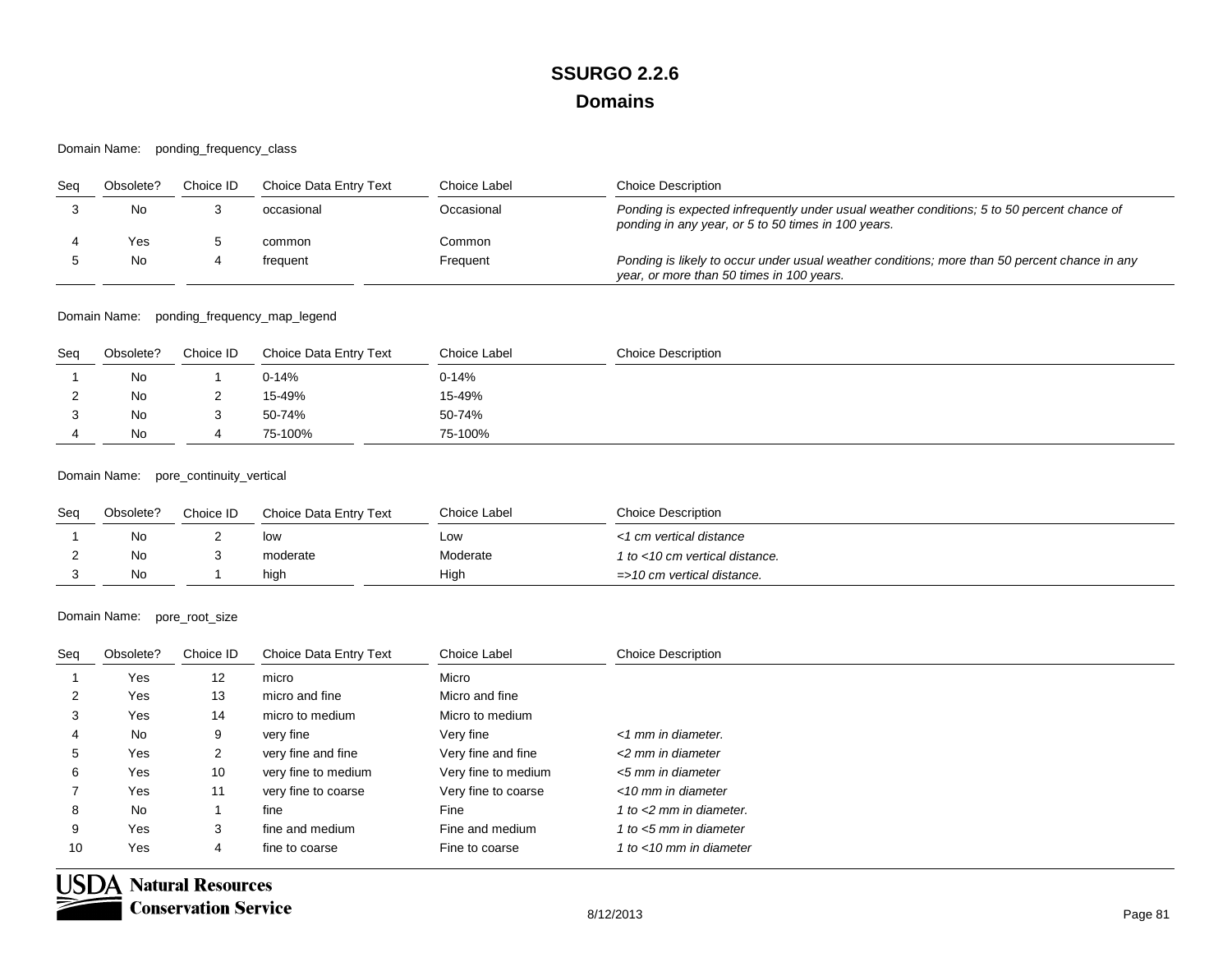# SSURGO 2.2.6

## Domains

Domain Name: ponding_frequency_class

| Seq | Obsolete? | Choice ID | Choice Data Entry Text | Choice Label | Choice Description |
|---|---|---|---|---|---|
| 3 | No | 3 | occasional | Occasional | *Ponding is expected infrequently under usual weather conditions; 5 to 50 percent chance of ponding in any year, or 5 to 50 times in 100 years.* |
| 4 | Yes | 5 | common | Common | |
| 5 | No | 4 | frequent | Frequent | *Ponding is likely to occur under usual weather conditions; more than 50 percent chance in any year, or more than 50 times in 100 years.* |

Domain Name: ponding_frequency_map_legend

| Seq | Obsolete? | Choice ID | Choice Data Entry Text | Choice Label | Choice Description |
|---|---|---|---|---|---|
| 1 | No | 1 | 0-14% | 0-14% | |
| 2 | No | 2 | 15-49% | 15-49% | |
| 3 | No | 3 | 50-74% | 50-74% | |
| 4 | No | 4 | 75-100% | 75-100% | |

Domain Name: pore_continuity_vertical

| Seq | Obsolete? | Choice ID | Choice Data Entry Text | Choice Label | Choice Description |
|---|---|---|---|---|---|
| 1 | No | 2 | low | Low | *<1 cm vertical distance* |
| 2 | No | 3 | moderate | Moderate | *1 to <10 cm vertical distance.* |
| 3 | No | 1 | high | High | *=>10 cm vertical distance.* |

Domain Name: pore_root_size

| Seq | Obsolete? | Choice ID | Choice Data Entry Text | Choice Label | Choice Description |
|---|---|---|---|---|---|
| 1 | Yes | 12 | micro | Micro | |
| 2 | Yes | 13 | micro and fine | Micro and fine | |
| 3 | Yes | 14 | micro to medium | Micro to medium | |
| 4 | No | 9 | very fine | Very fine | *<1 mm in diameter.* |
| 5 | Yes | 2 | very fine and fine | Very fine and fine | *<2 mm in diameter* |
| 6 | Yes | 10 | very fine to medium | Very fine to medium | *<5 mm in diameter* |
| 7 | Yes | 11 | very fine to coarse | Very fine to coarse | *<10 mm in diameter* |
| 8 | No | 1 | fine | Fine | *1 to <2 mm in diameter.* |
| 9 | Yes | 3 | fine and medium | Fine and medium | *1 to <5 mm in diameter* |
| 10 | Yes | 4 | fine to coarse | Fine to coarse | *1 to <10 mm in diameter* |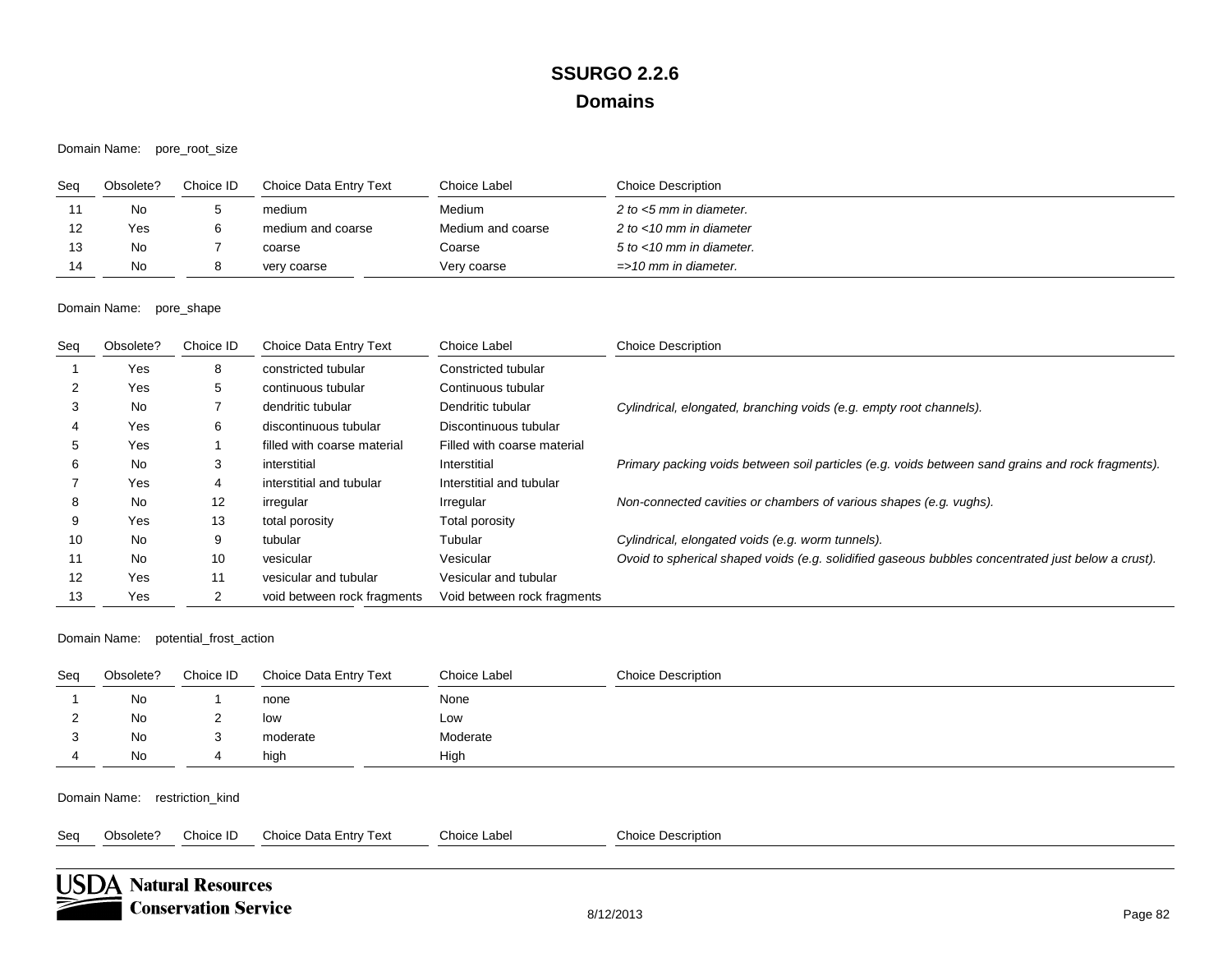# SSURGO 2.2.6

## Domains

Domain Name: pore_root_size

| Seq | Obsolete? | Choice ID | Choice Data Entry Text | Choice Label | Choice Description |
|---|---|---|---|---|---|
| 11 | No | 5 | medium | Medium | *2 to <5 mm in diameter.* |
| 12 | Yes | 6 | medium and coarse | Medium and coarse | *2 to <10 mm in diameter* |
| 13 | No | 7 | coarse | Coarse | *5 to <10 mm in diameter.* |
| 14 | No | 8 | very coarse | Very coarse | *=>10 mm in diameter.* |

Domain Name: pore_shape

| Seq | Obsolete? | Choice ID | Choice Data Entry Text | Choice Label | Choice Description |
|---|---|---|---|---|---|
| 1 | Yes | 8 | constricted tubular | Constricted tubular | |
| 2 | Yes | 5 | continuous tubular | Continuous tubular | |
| 3 | No | 7 | dendritic tubular | Dendritic tubular | *Cylindrical, elongated, branching voids (e.g. empty root channels).* |
| 4 | Yes | 6 | discontinuous tubular | Discontinuous tubular | |
| 5 | Yes | 1 | filled with coarse material | Filled with coarse material | |
| 6 | No | 3 | interstitial | Interstitial | *Primary packing voids between soil particles (e.g. voids between sand grains and rock fragments).* |
| 7 | Yes | 4 | interstitial and tubular | Interstitial and tubular | |
| 8 | No | 12 | irregular | Irregular | *Non-connected cavities or chambers of various shapes (e.g. vughs).* |
| 9 | Yes | 13 | total porosity | Total porosity | |
| 10 | No | 9 | tubular | Tubular | *Cylindrical, elongated voids (e.g. worm tunnels).* |
| 11 | No | 10 | vesicular | Vesicular | *Ovoid to spherical shaped voids (e.g. solidified gaseous bubbles concentrated just below a crust).* |
| 12 | Yes | 11 | vesicular and tubular | Vesicular and tubular | |
| 13 | Yes | 2 | void between rock fragments | Void between rock fragments | |

Domain Name: potential_frost_action

| Seq | Obsolete? | Choice ID | Choice Data Entry Text | Choice Label | Choice Description |
|---|---|---|---|---|---|
| 1 | No | 1 | none | None | |
| 2 | No | 2 | low | Low | |
| 3 | No | 3 | moderate | Moderate | |
| 4 | No | 4 | high | High | |

Domain Name: restriction_kind

| Seq | Obsolete? | Choice ID | Choice Data Entry Text | Choice Label | Choice Description |
|---|---|---|---|---|---|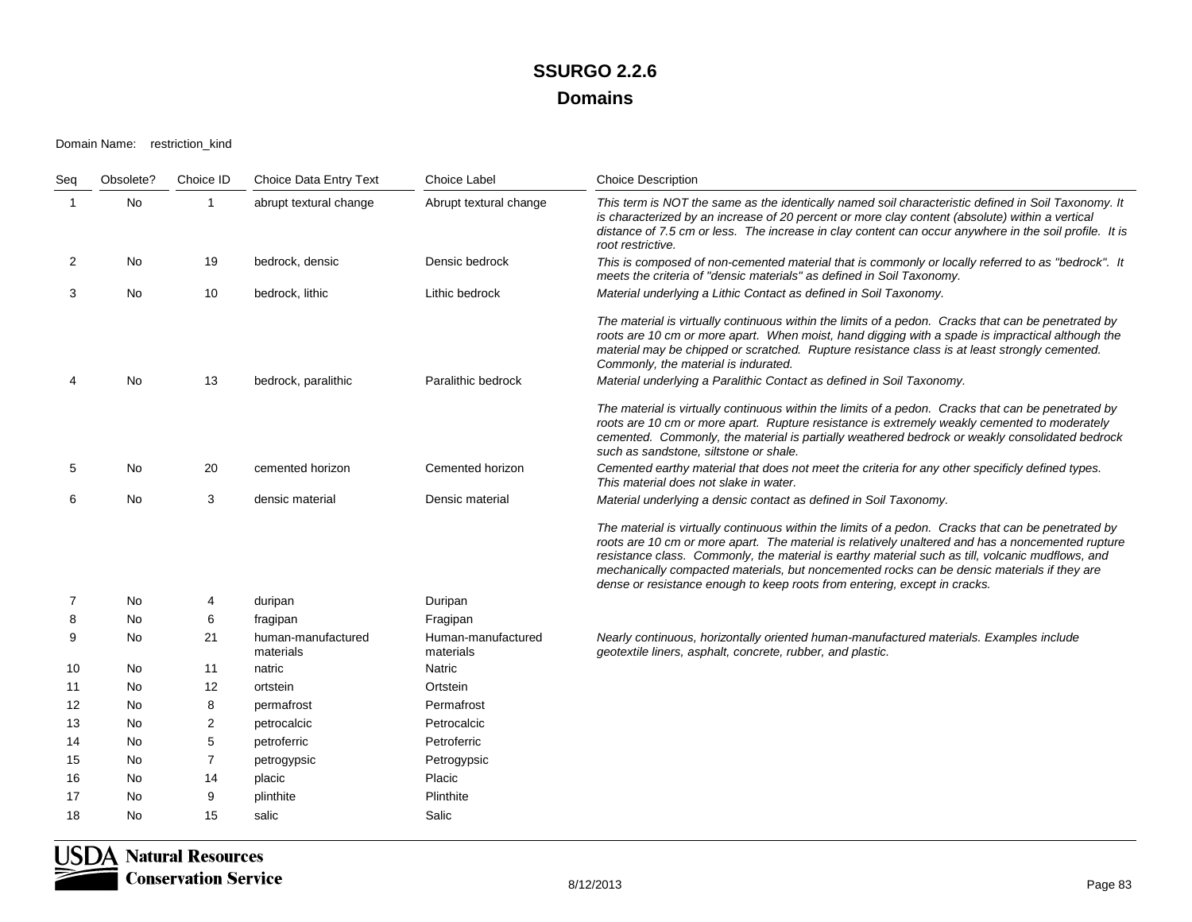# SSURGO 2.2.6

## Domains

Domain Name: restriction_kind

| Seq | Obsolete? | Choice ID | Choice Data Entry Text | Choice Label | Choice Description |
|---|---|---|---|---|---|
| 1 | No | 1 | abrupt textural change | Abrupt textural change | *This term is NOT the same as the identically named soil characteristic defined in Soil Taxonomy. It is characterized by an increase of 20 percent or more clay content (absolute) within a vertical distance of 7.5 cm or less. The increase in clay content can occur anywhere in the soil profile. It is root restrictive.* |
| 2 | No | 19 | bedrock, densic | Densic bedrock | *This is composed of non-cemented material that is commonly or locally referred to as "bedrock". It meets the criteria of "densic materials" as defined in Soil Taxonomy.* |
| 3 | No | 10 | bedrock, lithic | Lithic bedrock | *Material underlying a Lithic Contact as defined in Soil Taxonomy.* <br><br> *The material is virtually continuous within the limits of a pedon. Cracks that can be penetrated by roots are 10 cm or more apart. When moist, hand digging with a spade is impractical although the material may be chipped or scratched. Rupture resistance class is at least strongly cemented. Commonly, the material is indurated.* |
| 4 | No | 13 | bedrock, paralithic | Paralithic bedrock | *Material underlying a Paralithic Contact as defined in Soil Taxonomy.* <br><br> *The material is virtually continuous within the limits of a pedon. Cracks that can be penetrated by roots are 10 cm or more apart. Rupture resistance is extremely weakly cemented to moderately cemented. Commonly, the material is partially weathered bedrock or weakly consolidated bedrock such as sandstone, siltstone or shale.* |
| 5 | No | 20 | cemented horizon | Cemented horizon | *Cemented earthy material that does not meet the criteria for any other specificly defined types. This material does not slake in water.* |
| 6 | No | 3 | densic material | Densic material | *Material underlying a densic contact as defined in Soil Taxonomy.* <br><br> *The material is virtually continuous within the limits of a pedon. Cracks that can be penetrated by roots are 10 cm or more apart. The material is relatively unaltered and has a noncemented rupture resistance class. Commonly, the material is earthy material such as till, volcanic mudflows, and mechanically compacted materials, but noncemented rocks can be densic materials if they are dense or resistance enough to keep roots from entering, except in cracks.* |
| 7 | No | 4 | duripan | Duripan | |
| 8 | No | 6 | fragipan | Fragipan | |
| 9 | No | 21 | human-manufactured materials | Human-manufactured materials | *Nearly continuous, horizontally oriented human-manufactured materials. Examples include geotextile liners, asphalt, concrete, rubber, and plastic.* |
| 10 | No | 11 | natric | Natric | |
| 11 | No | 12 | ortstein | Ortstein | |
| 12 | No | 8 | permafrost | Permafrost | |
| 13 | No | 2 | petrocalcic | Petrocalcic | |
| 14 | No | 5 | petroferric | Petroferric | |
| 15 | No | 7 | petrogypsic | Petrogypsic | |
| 16 | No | 14 | placic | Placic | |
| 17 | No | 9 | plinthite | Plinthite | |
| 18 | No | 15 | salic | Salic | |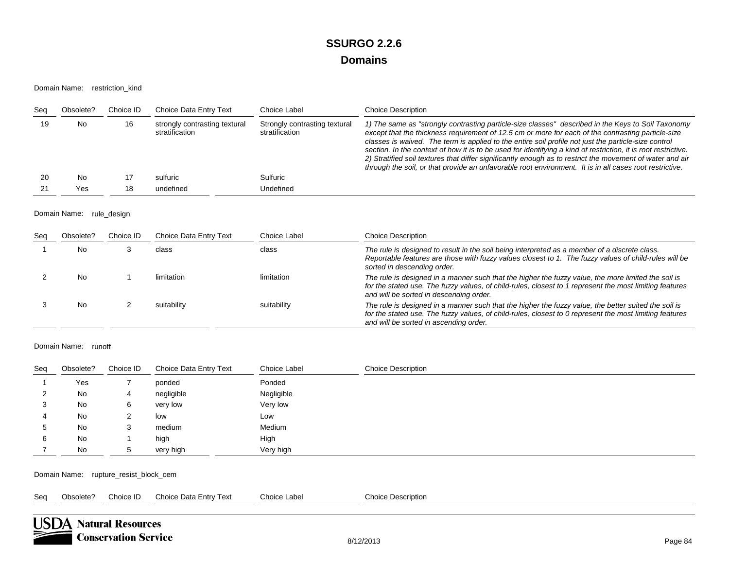# SSURGO 2.2.6

# Domains

Domain Name: restriction_kind

| Seq | Obsolete? | Choice ID | Choice Data Entry Text | Choice Label | Choice Description |
|---|---|---|---|---|---|
| 19 | No | 16 | strongly contrasting textural stratification | Strongly contrasting textural stratification | *1) The same as "strongly contrasting particle-size classes" described in the Keys to Soil Taxonomy except that the thickness requirement of 12.5 cm or more for each of the contrasting particle-size classes is waived. The term is applied to the entire soil profile not just the particle-size control section. In the context of how it is to be used for identifying a kind of restriction, it is root restrictive. 2) Stratified soil textures that differ significantly enough as to restrict the movement of water and air through the soil, or that provide an unfavorable root environment. It is in all cases root restrictive.* |
| 20 | No | 17 | sulfuric | Sulfuric | |
| 21 | Yes | 18 | undefined | Undefined | |

Domain Name: rule_design

| Seq | Obsolete? | Choice ID | Choice Data Entry Text | Choice Label | Choice Description |
|---|---|---|---|---|---|
| 1 | No | 3 | class | class | *The rule is designed to result in the soil being interpreted as a member of a discrete class. Reportable features are those with fuzzy values closest to 1. The fuzzy values of child-rules will be sorted in descending order.* |
| 2 | No | 1 | limitation | limitation | *The rule is designed in a manner such that the higher the fuzzy value, the more limited the soil is for the stated use. The fuzzy values, of child-rules, closest to 1 represent the most limiting features and will be sorted in descending order.* |
| 3 | No | 2 | suitability | suitability | *The rule is designed in a manner such that the higher the fuzzy value, the better suited the soil is for the stated use. The fuzzy values of child-rules, closest to 0 represent the most limiting features and will be sorted in ascending order.* |

Domain Name: runoff

| Seq | Obsolete? | Choice ID | Choice Data Entry Text | Choice Label | Choice Description |
|---|---|---|---|---|---|
| 1 | Yes | 7 | ponded | Ponded | |
| 2 | No | 4 | negligible | Negligible | |
| 3 | No | 6 | very low | Very low | |
| 4 | No | 2 | low | Low | |
| 5 | No | 3 | medium | Medium | |
| 6 | No | 1 | high | High | |
| 7 | No | 5 | very high | Very high | |

Domain Name: rupture_resist_block_cem

| Seq | Obsolete? | Choice ID | Choice Data Entry Text | Choice Label | Choice Description |
|---|---|---|---|---|---|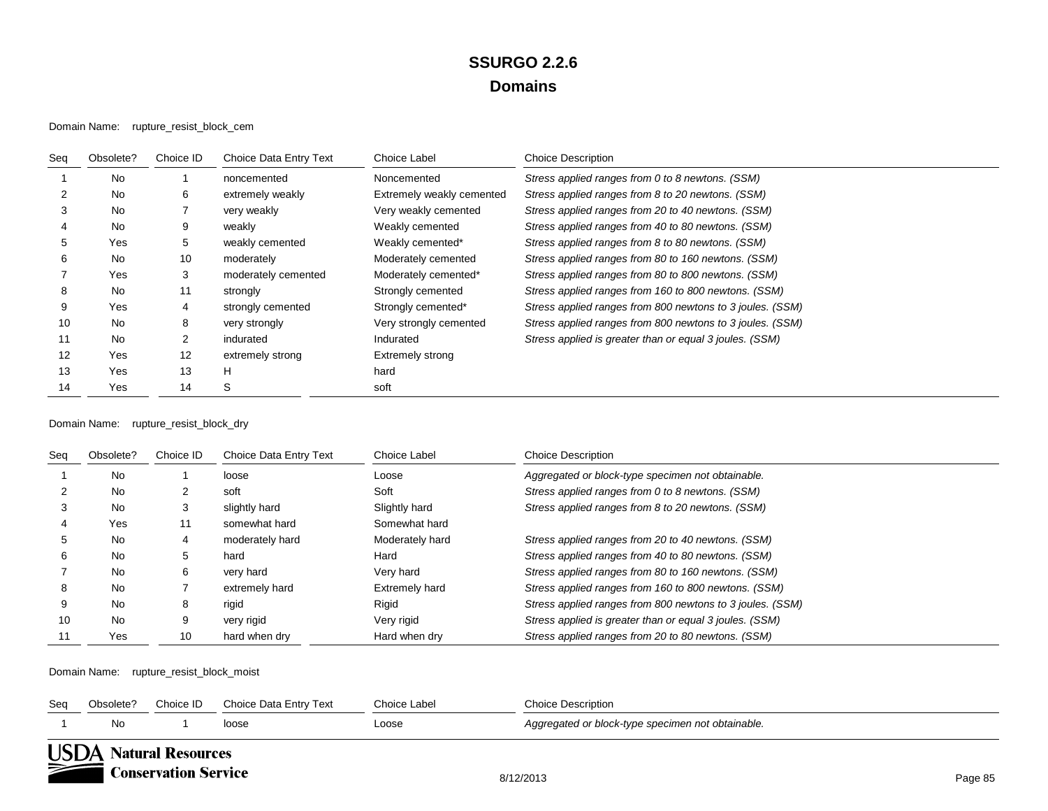# SSURGO 2.2.6

## Domains

Domain Name: rupture_resist_block_cem

| Seq | Obsolete? | Choice ID | Choice Data Entry Text | Choice Label | Choice Description |
|---|---|---|---|---|---|
| 1 | No | 1 | noncemented | Noncemented | *Stress applied ranges from 0 to 8 newtons. (SSM)* |
| 2 | No | 6 | extremely weakly | Extremely weakly cemented | *Stress applied ranges from 8 to 20 newtons. (SSM)* |
| 3 | No | 7 | very weakly | Very weakly cemented | *Stress applied ranges from 20 to 40 newtons. (SSM)* |
| 4 | No | 9 | weakly | Weakly cemented | *Stress applied ranges from 40 to 80 newtons. (SSM)* |
| 5 | Yes | 5 | weakly cemented | Weakly cemented* | *Stress applied ranges from 8 to 80 newtons. (SSM)* |
| 6 | No | 10 | moderately | Moderately cemented | *Stress applied ranges from 80 to 160 newtons. (SSM)* |
| 7 | Yes | 3 | moderately cemented | Moderately cemented* | *Stress applied ranges from 80 to 800 newtons. (SSM)* |
| 8 | No | 11 | strongly | Strongly cemented | *Stress applied ranges from 160 to 800 newtons. (SSM)* |
| 9 | Yes | 4 | strongly cemented | Strongly cemented* | *Stress applied ranges from 800 newtons to 3 joules. (SSM)* |
| 10 | No | 8 | very strongly | Very strongly cemented | *Stress applied ranges from 800 newtons to 3 joules. (SSM)* |
| 11 | No | 2 | indurated | Indurated | *Stress applied is greater than or equal 3 joules. (SSM)* |
| 12 | Yes | 12 | extremely strong | Extremely strong | |
| 13 | Yes | 13 | H | hard | |
| 14 | Yes | 14 | S | soft | |

Domain Name: rupture_resist_block_dry

| Seq | Obsolete? | Choice ID | Choice Data Entry Text | Choice Label | Choice Description |
|---|---|---|---|---|---|
| 1 | No | 1 | loose | Loose | *Aggregated or block-type specimen not obtainable.* |
| 2 | No | 2 | soft | Soft | *Stress applied ranges from 0 to 8 newtons. (SSM)* |
| 3 | No | 3 | slightly hard | Slightly hard | *Stress applied ranges from 8 to 20 newtons. (SSM)* |
| 4 | Yes | 11 | somewhat hard | Somewhat hard | |
| 5 | No | 4 | moderately hard | Moderately hard | *Stress applied ranges from 20 to 40 newtons. (SSM)* |
| 6 | No | 5 | hard | Hard | *Stress applied ranges from 40 to 80 newtons. (SSM)* |
| 7 | No | 6 | very hard | Very hard | *Stress applied ranges from 80 to 160 newtons. (SSM)* |
| 8 | No | 7 | extremely hard | Extremely hard | *Stress applied ranges from 160 to 800 newtons. (SSM)* |
| 9 | No | 8 | rigid | Rigid | *Stress applied ranges from 800 newtons to 3 joules. (SSM)* |
| 10 | No | 9 | very rigid | Very rigid | *Stress applied is greater than or equal 3 joules. (SSM)* |
| 11 | Yes | 10 | hard when dry | Hard when dry | *Stress applied ranges from 20 to 80 newtons. (SSM)* |

Domain Name: rupture_resist_block_moist

| Seq | Obsolete? | Choice ID | Choice Data Entry Text | Choice Label | Choice Description |
|---|---|---|---|---|---|
| 1 | No | 1 | loose | Loose | *Aggregated or block-type specimen not obtainable.* |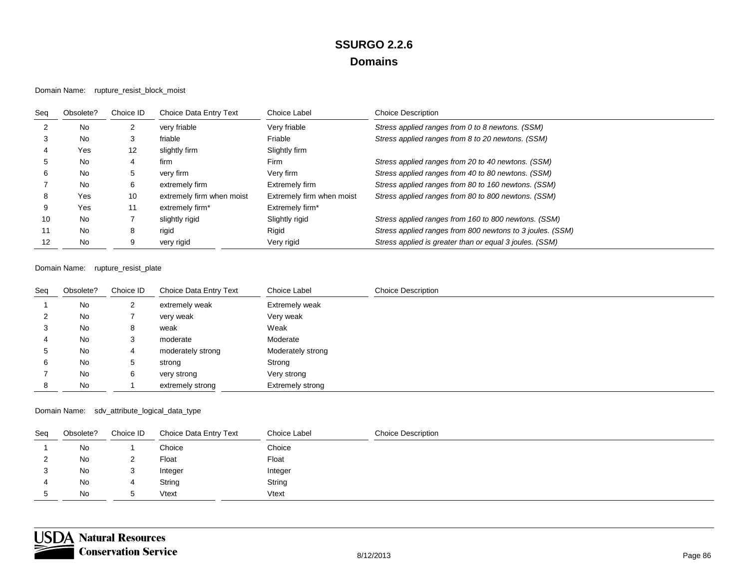# SSURGO 2.2.6
## Domains

Domain Name: rupture_resist_block_moist

| Seq | Obsolete? | Choice ID | Choice Data Entry Text | Choice Label | Choice Description |
|---|---|---|---|---|---|
| 2 | No | 2 | very friable | Very friable | *Stress applied ranges from 0 to 8 newtons. (SSM)* |
| 3 | No | 3 | friable | Friable | *Stress applied ranges from 8 to 20 newtons. (SSM)* |
| 4 | Yes | 12 | slightly firm | Slightly firm | |
| 5 | No | 4 | firm | Firm | *Stress applied ranges from 20 to 40 newtons. (SSM)* |
| 6 | No | 5 | very firm | Very firm | *Stress applied ranges from 40 to 80 newtons. (SSM)* |
| 7 | No | 6 | extremely firm | Extremely firm | *Stress applied ranges from 80 to 160 newtons. (SSM)* |
| 8 | Yes | 10 | extremely firm when moist | Extremely firm when moist | *Stress applied ranges from 80 to 800 newtons. (SSM)* |
| 9 | Yes | 11 | extremely firm* | Extremely firm* | |
| 10 | No | 7 | slightly rigid | Slightly rigid | *Stress applied ranges from 160 to 800 newtons. (SSM)* |
| 11 | No | 8 | rigid | Rigid | *Stress applied ranges from 800 newtons to 3 joules. (SSM)* |
| 12 | No | 9 | very rigid | Very rigid | *Stress applied is greater than or equal 3 joules. (SSM)* |

Domain Name: rupture_resist_plate

| Seq | Obsolete? | Choice ID | Choice Data Entry Text | Choice Label | Choice Description |
|---|---|---|---|---|---|
| 1 | No | 2 | extremely weak | Extremely weak | |
| 2 | No | 7 | very weak | Very weak | |
| 3 | No | 8 | weak | Weak | |
| 4 | No | 3 | moderate | Moderate | |
| 5 | No | 4 | moderately strong | Moderately strong | |
| 6 | No | 5 | strong | Strong | |
| 7 | No | 6 | very strong | Very strong | |
| 8 | No | 1 | extremely strong | Extremely strong | |

Domain Name: sdv_attribute_logical_data_type

| Seq | Obsolete? | Choice ID | Choice Data Entry Text | Choice Label | Choice Description |
|---|---|---|---|---|---|
| 1 | No | 1 | Choice | Choice | |
| 2 | No | 2 | Float | Float | |
| 3 | No | 3 | Integer | Integer | |
| 4 | No | 4 | String | String | |
| 5 | No | 5 | Vtext | Vtext | |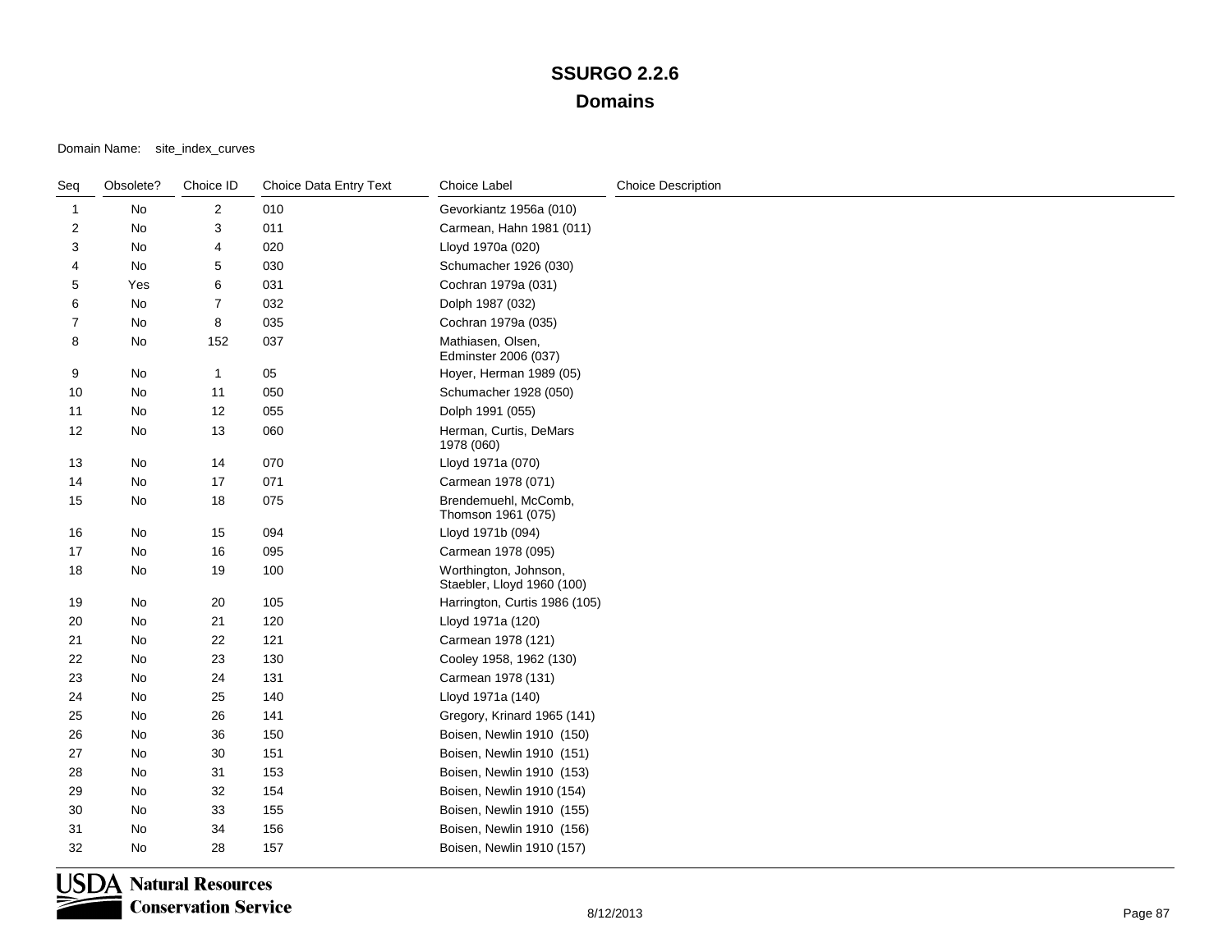# SSURGO 2.2.6

## Domains

Domain Name: site_index_curves

| Seq | Obsolete? | Choice ID | Choice Data Entry Text | Choice Label | Choice Description |
|---|---|---|---|---|---|
| 1 | No | 2 | 010 | Gevorkiantz 1956a (010) | |
| 2 | No | 3 | 011 | Carmean, Hahn 1981 (011) | |
| 3 | No | 4 | 020 | Lloyd 1970a (020) | |
| 4 | No | 5 | 030 | Schumacher 1926 (030) | |
| 5 | Yes | 6 | 031 | Cochran 1979a (031) | |
| 6 | No | 7 | 032 | Dolph 1987 (032) | |
| 7 | No | 8 | 035 | Cochran 1979a (035) | |
| 8 | No | 152 | 037 | Mathiasen, Olsen, Edminster 2006 (037) | |
| 9 | No | 1 | 05 | Hoyer, Herman 1989 (05) | |
| 10 | No | 11 | 050 | Schumacher 1928 (050) | |
| 11 | No | 12 | 055 | Dolph 1991 (055) | |
| 12 | No | 13 | 060 | Herman, Curtis, DeMars 1978 (060) | |
| 13 | No | 14 | 070 | Lloyd 1971a (070) | |
| 14 | No | 17 | 071 | Carmean 1978 (071) | |
| 15 | No | 18 | 075 | Brendemuehl, McComb, Thomson 1961 (075) | |
| 16 | No | 15 | 094 | Lloyd 1971b (094) | |
| 17 | No | 16 | 095 | Carmean 1978 (095) | |
| 18 | No | 19 | 100 | Worthington, Johnson, Staebler, Lloyd 1960 (100) | |
| 19 | No | 20 | 105 | Harrington, Curtis 1986 (105) | |
| 20 | No | 21 | 120 | Lloyd 1971a (120) | |
| 21 | No | 22 | 121 | Carmean 1978 (121) | |
| 22 | No | 23 | 130 | Cooley 1958, 1962 (130) | |
| 23 | No | 24 | 131 | Carmean 1978 (131) | |
| 24 | No | 25 | 140 | Lloyd 1971a (140) | |
| 25 | No | 26 | 141 | Gregory, Krinard 1965 (141) | |
| 26 | No | 36 | 150 | Boisen, Newlin 1910 (150) | |
| 27 | No | 30 | 151 | Boisen, Newlin 1910 (151) | |
| 28 | No | 31 | 153 | Boisen, Newlin 1910 (153) | |
| 29 | No | 32 | 154 | Boisen, Newlin 1910 (154) | |
| 30 | No | 33 | 155 | Boisen, Newlin 1910 (155) | |
| 31 | No | 34 | 156 | Boisen, Newlin 1910 (156) | |
| 32 | No | 28 | 157 | Boisen, Newlin 1910 (157) | |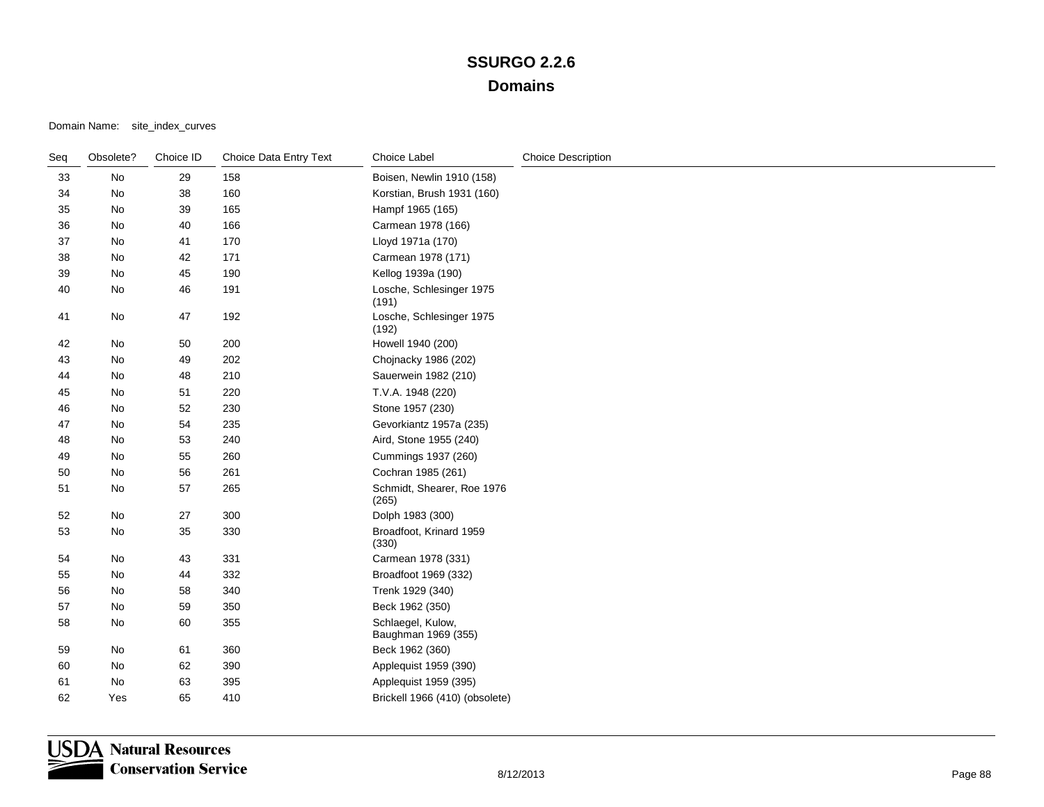# SSURGO 2.2.6

## Domains

Domain Name: site_index_curves

| Seq | Obsolete? | Choice ID | Choice Data Entry Text | Choice Label | Choice Description |
|---|---|---|---|---|---|
| 33 | No | 29 | 158 | Boisen, Newlin 1910 (158) | |
| 34 | No | 38 | 160 | Korstian, Brush 1931 (160) | |
| 35 | No | 39 | 165 | Hampf 1965 (165) | |
| 36 | No | 40 | 166 | Carmean 1978 (166) | |
| 37 | No | 41 | 170 | Lloyd 1971a (170) | |
| 38 | No | 42 | 171 | Carmean 1978 (171) | |
| 39 | No | 45 | 190 | Kellog 1939a (190) | |
| 40 | No | 46 | 191 | Losche, Schlesinger 1975 (191) | |
| 41 | No | 47 | 192 | Losche, Schlesinger 1975 (192) | |
| 42 | No | 50 | 200 | Howell 1940 (200) | |
| 43 | No | 49 | 202 | Chojnacky 1986 (202) | |
| 44 | No | 48 | 210 | Sauerwein 1982 (210) | |
| 45 | No | 51 | 220 | T.V.A. 1948 (220) | |
| 46 | No | 52 | 230 | Stone 1957 (230) | |
| 47 | No | 54 | 235 | Gevorkiantz 1957a (235) | |
| 48 | No | 53 | 240 | Aird, Stone 1955 (240) | |
| 49 | No | 55 | 260 | Cummings 1937 (260) | |
| 50 | No | 56 | 261 | Cochran 1985 (261) | |
| 51 | No | 57 | 265 | Schmidt, Shearer, Roe 1976 (265) | |
| 52 | No | 27 | 300 | Dolph 1983 (300) | |
| 53 | No | 35 | 330 | Broadfoot, Krinard 1959 (330) | |
| 54 | No | 43 | 331 | Carmean 1978 (331) | |
| 55 | No | 44 | 332 | Broadfoot 1969 (332) | |
| 56 | No | 58 | 340 | Trenk 1929 (340) | |
| 57 | No | 59 | 350 | Beck 1962 (350) | |
| 58 | No | 60 | 355 | Schlaegel, Kulow, Baughman 1969 (355) | |
| 59 | No | 61 | 360 | Beck 1962 (360) | |
| 60 | No | 62 | 390 | Applequist 1959 (390) | |
| 61 | No | 63 | 395 | Applequist 1959 (395) | |
| 62 | Yes | 65 | 410 | Brickell 1966 (410) (obsolete) | |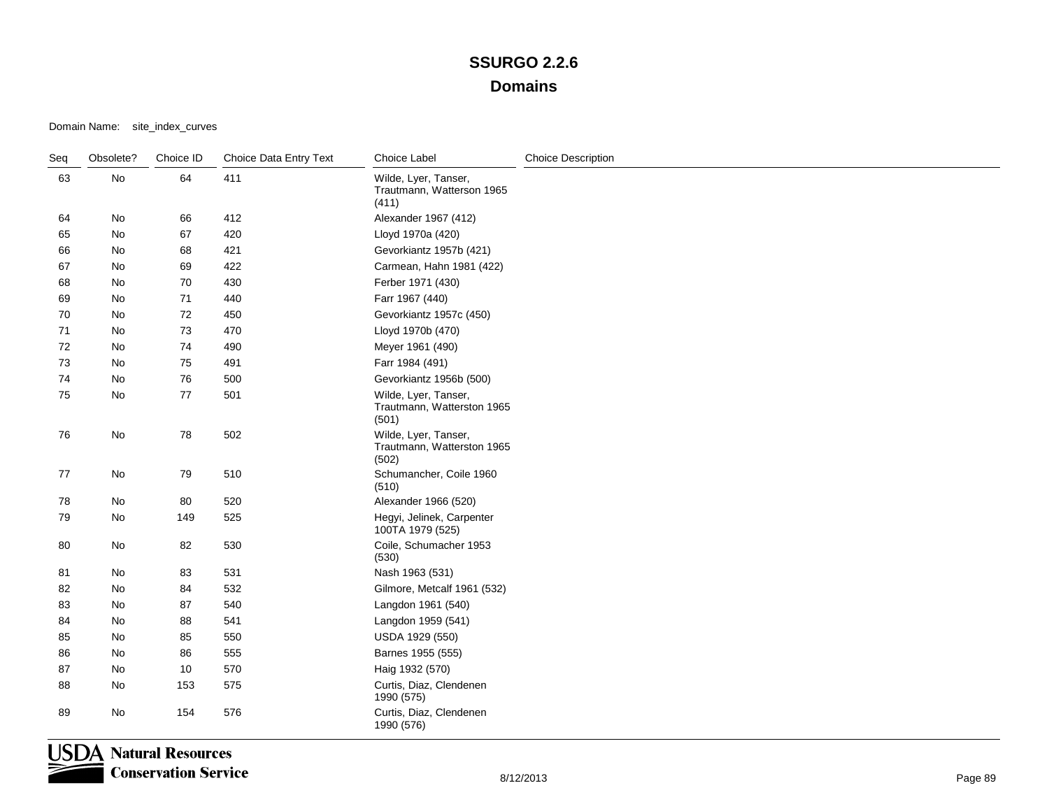# SSURGO 2.2.6

## Domains

Domain Name: site_index_curves

| Seq | Obsolete? | Choice ID | Choice Data Entry Text | Choice Label | Choice Description |
|---|---|---|---|---|---|
| 63 | No | 64 | 411 | Wilde, Lyer, Tanser, Trautmann, Watterson 1965 (411) | |
| 64 | No | 66 | 412 | Alexander 1967 (412) | |
| 65 | No | 67 | 420 | Lloyd 1970a (420) | |
| 66 | No | 68 | 421 | Gevorkiantz 1957b (421) | |
| 67 | No | 69 | 422 | Carmean, Hahn 1981 (422) | |
| 68 | No | 70 | 430 | Ferber 1971 (430) | |
| 69 | No | 71 | 440 | Farr 1967 (440) | |
| 70 | No | 72 | 450 | Gevorkiantz 1957c (450) | |
| 71 | No | 73 | 470 | Lloyd 1970b (470) | |
| 72 | No | 74 | 490 | Meyer 1961 (490) | |
| 73 | No | 75 | 491 | Farr 1984 (491) | |
| 74 | No | 76 | 500 | Gevorkiantz 1956b (500) | |
| 75 | No | 77 | 501 | Wilde, Lyer, Tanser, Trautmann, Watterston 1965 (501) | |
| 76 | No | 78 | 502 | Wilde, Lyer, Tanser, Trautmann, Watterston 1965 (502) | |
| 77 | No | 79 | 510 | Schumancher, Coile 1960 (510) | |
| 78 | No | 80 | 520 | Alexander 1966 (520) | |
| 79 | No | 149 | 525 | Hegyi, Jelinek, Carpenter 100TA 1979 (525) | |
| 80 | No | 82 | 530 | Coile, Schumacher 1953 (530) | |
| 81 | No | 83 | 531 | Nash 1963 (531) | |
| 82 | No | 84 | 532 | Gilmore, Metcalf 1961 (532) | |
| 83 | No | 87 | 540 | Langdon 1961 (540) | |
| 84 | No | 88 | 541 | Langdon 1959 (541) | |
| 85 | No | 85 | 550 | USDA 1929 (550) | |
| 86 | No | 86 | 555 | Barnes 1955 (555) | |
| 87 | No | 10 | 570 | Haig 1932 (570) | |
| 88 | No | 153 | 575 | Curtis, Diaz, Clendenen 1990 (575) | |
| 89 | No | 154 | 576 | Curtis, Diaz, Clendenen 1990 (576) | |

8/12/2013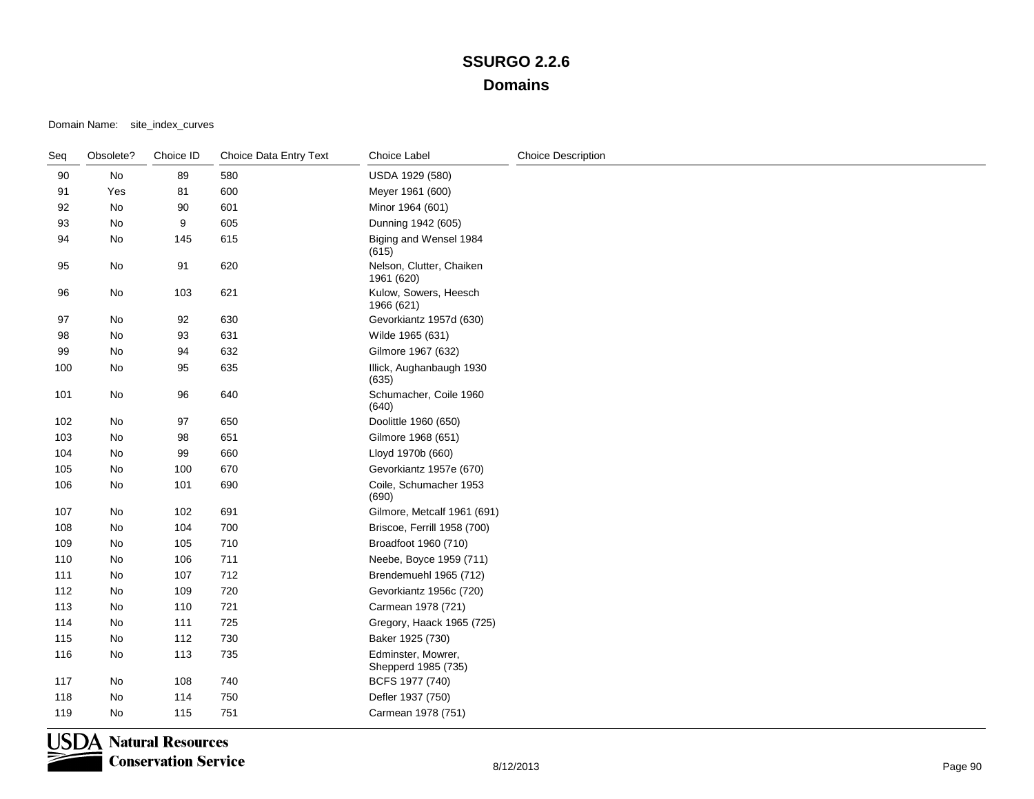# SSURGO 2.2.6

## Domains

Domain Name: site_index_curves

| Seq | Obsolete? | Choice ID | Choice Data Entry Text | Choice Label | Choice Description |
|---|---|---|---|---|---|
| 90 | No | 89 | 580 | USDA 1929 (580) | |
| 91 | Yes | 81 | 600 | Meyer 1961 (600) | |
| 92 | No | 90 | 601 | Minor 1964 (601) | |
| 93 | No | 9 | 605 | Dunning 1942 (605) | |
| 94 | No | 145 | 615 | Biging and Wensel 1984 (615) | |
| 95 | No | 91 | 620 | Nelson, Clutter, Chaiken 1961 (620) | |
| 96 | No | 103 | 621 | Kulow, Sowers, Heesch 1966 (621) | |
| 97 | No | 92 | 630 | Gevorkiantz 1957d (630) | |
| 98 | No | 93 | 631 | Wilde 1965 (631) | |
| 99 | No | 94 | 632 | Gilmore 1967 (632) | |
| 100 | No | 95 | 635 | Illick, Aughanbaugh 1930 (635) | |
| 101 | No | 96 | 640 | Schumacher, Coile 1960 (640) | |
| 102 | No | 97 | 650 | Doolittle 1960 (650) | |
| 103 | No | 98 | 651 | Gilmore 1968 (651) | |
| 104 | No | 99 | 660 | Lloyd 1970b (660) | |
| 105 | No | 100 | 670 | Gevorkiantz 1957e (670) | |
| 106 | No | 101 | 690 | Coile, Schumacher 1953 (690) | |
| 107 | No | 102 | 691 | Gilmore, Metcalf 1961 (691) | |
| 108 | No | 104 | 700 | Briscoe, Ferrill 1958 (700) | |
| 109 | No | 105 | 710 | Broadfoot 1960 (710) | |
| 110 | No | 106 | 711 | Neebe, Boyce 1959 (711) | |
| 111 | No | 107 | 712 | Brendemuehl 1965 (712) | |
| 112 | No | 109 | 720 | Gevorkiantz 1956c (720) | |
| 113 | No | 110 | 721 | Carmean 1978 (721) | |
| 114 | No | 111 | 725 | Gregory, Haack 1965 (725) | |
| 115 | No | 112 | 730 | Baker 1925 (730) | |
| 116 | No | 113 | 735 | Edminster, Mowrer, Shepperd 1985 (735) | |
| 117 | No | 108 | 740 | BCFS 1977 (740) | |
| 118 | No | 114 | 750 | Defler 1937 (750) | |
| 119 | No | 115 | 751 | Carmean 1978 (751) | |

8/12/2013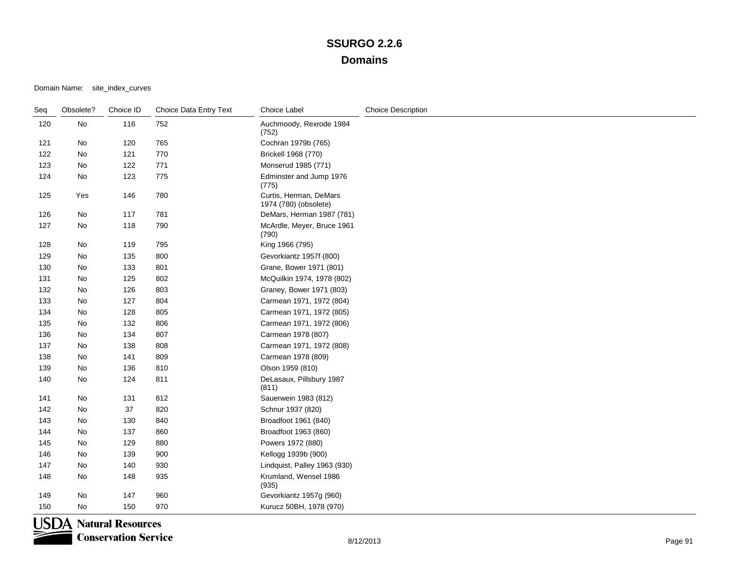# SSURGO 2.2.6

## Domains

Domain Name: site_index_curves

| Seq | Obsolete? | Choice ID | Choice Data Entry Text | Choice Label | Choice Description |
|---|---|---|---|---|---|
| 120 | No | 116 | 752 | Auchmoody, Rexrode 1984 (752) | |
| 121 | No | 120 | 765 | Cochran 1979b (765) | |
| 122 | No | 121 | 770 | Brickell 1968 (770) | |
| 123 | No | 122 | 771 | Monserud 1985 (771) | |
| 124 | No | 123 | 775 | Edminster and Jump 1976 (775) | |
| 125 | Yes | 146 | 780 | Curtis, Herman, DeMars 1974 (780) (obsolete) | |
| 126 | No | 117 | 781 | DeMars, Herman 1987 (781) | |
| 127 | No | 118 | 790 | McArdle, Meyer, Bruce 1961 (790) | |
| 128 | No | 119 | 795 | King 1966 (795) | |
| 129 | No | 135 | 800 | Gevorkiantz 1957f (800) | |
| 130 | No | 133 | 801 | Grane, Bower 1971 (801) | |
| 131 | No | 125 | 802 | McQuilkin 1974, 1978 (802) | |
| 132 | No | 126 | 803 | Graney, Bower 1971 (803) | |
| 133 | No | 127 | 804 | Carmean 1971, 1972 (804) | |
| 134 | No | 128 | 805 | Carmean 1971, 1972 (805) | |
| 135 | No | 132 | 806 | Carmean 1971, 1972 (806) | |
| 136 | No | 134 | 807 | Carmean 1978 (807) | |
| 137 | No | 138 | 808 | Carmean 1971, 1972 (808) | |
| 138 | No | 141 | 809 | Carmean 1978 (809) | |
| 139 | No | 136 | 810 | Olson 1959 (810) | |
| 140 | No | 124 | 811 | DeLasaux, Pillsbury 1987 (811) | |
| 141 | No | 131 | 812 | Sauerwein 1983 (812) | |
| 142 | No | 37 | 820 | Schnur 1937 (820) | |
| 143 | No | 130 | 840 | Broadfoot 1961 (840) | |
| 144 | No | 137 | 860 | Broadfoot 1963 (860) | |
| 145 | No | 129 | 880 | Powers 1972 (880) | |
| 146 | No | 139 | 900 | Kellogg 1939b (900) | |
| 147 | No | 140 | 930 | Lindquist, Palley 1963 (930) | |
| 148 | No | 148 | 935 | Krumland, Wensel 1986 (935) | |
| 149 | No | 147 | 960 | Gevorkiantz 1957g (960) | |
| 150 | No | 150 | 970 | Kurucz 50BH, 1978 (970) | |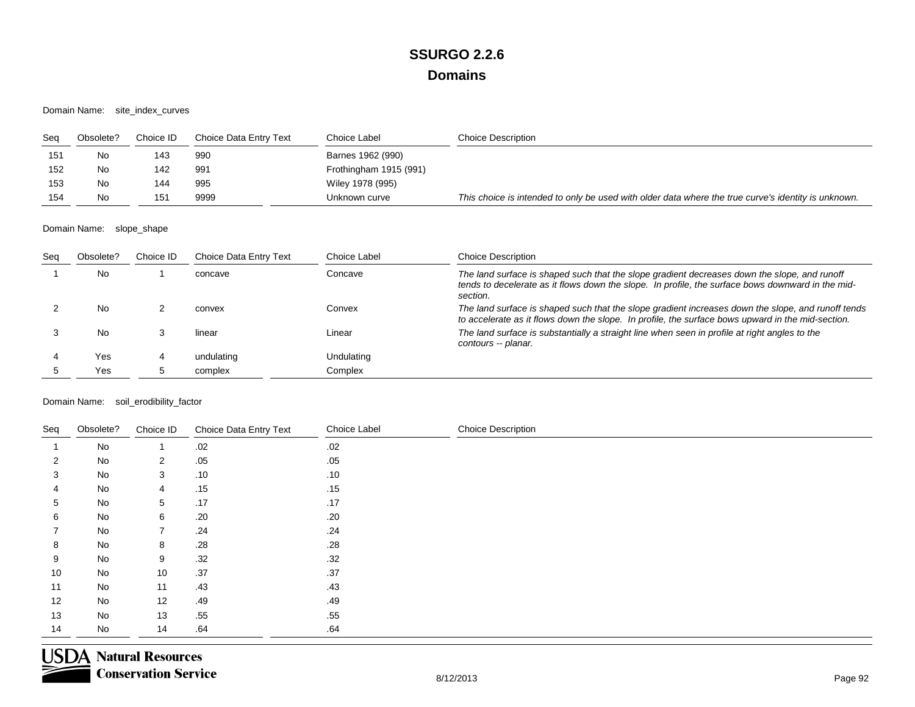# SSURGO 2.2.6

## Domains

Domain Name: site_index_curves

| Seq | Obsolete? | Choice ID | Choice Data Entry Text | Choice Label | Choice Description |
|---|---|---|---|---|---|
| 151 | No | 143 | 990 | Barnes 1962 (990) | |
| 152 | No | 142 | 991 | Frothingham 1915 (991) | |
| 153 | No | 144 | 995 | Wiley 1978 (995) | |
| 154 | No | 151 | 9999 | Unknown curve | *This choice is intended to only be used with older data where the true curve's identity is unknown.* |

Domain Name: slope_shape

| Seq | Obsolete? | Choice ID | Choice Data Entry Text | Choice Label | Choice Description |
|---|---|---|---|---|---|
| 1 | No | 1 | concave | Concave | *The land surface is shaped such that the slope gradient decreases down the slope, and runoff tends to decelerate as it flows down the slope. In profile, the surface bows downward in the mid-section.* |
| 2 | No | 2 | convex | Convex | *The land surface is shaped such that the slope gradient increases down the slope, and runoff tends to accelerate as it flows down the slope. In profile, the surface bows upward in the mid-section.* |
| 3 | No | 3 | linear | Linear | *The land surface is substantially a straight line when seen in profile at right angles to the contours -- planar.* |
| 4 | Yes | 4 | undulating | Undulating | |
| 5 | Yes | 5 | complex | Complex | |

Domain Name: soil_erodibility_factor

| Seq | Obsolete? | Choice ID | Choice Data Entry Text | Choice Label | Choice Description |
|---|---|---|---|---|---|
| 1 | No | 1 | .02 | .02 | |
| 2 | No | 2 | .05 | .05 | |
| 3 | No | 3 | .10 | .10 | |
| 4 | No | 4 | .15 | .15 | |
| 5 | No | 5 | .17 | .17 | |
| 6 | No | 6 | .20 | .20 | |
| 7 | No | 7 | .24 | .24 | |
| 8 | No | 8 | .28 | .28 | |
| 9 | No | 9 | .32 | .32 | |
| 10 | No | 10 | .37 | .37 | |
| 11 | No | 11 | .43 | .43 | |
| 12 | No | 12 | .49 | .49 | |
| 13 | No | 13 | .55 | .55 | |
| 14 | No | 14 | .64 | .64 | |

USDA Natural Resources Conservation Service

8/12/2013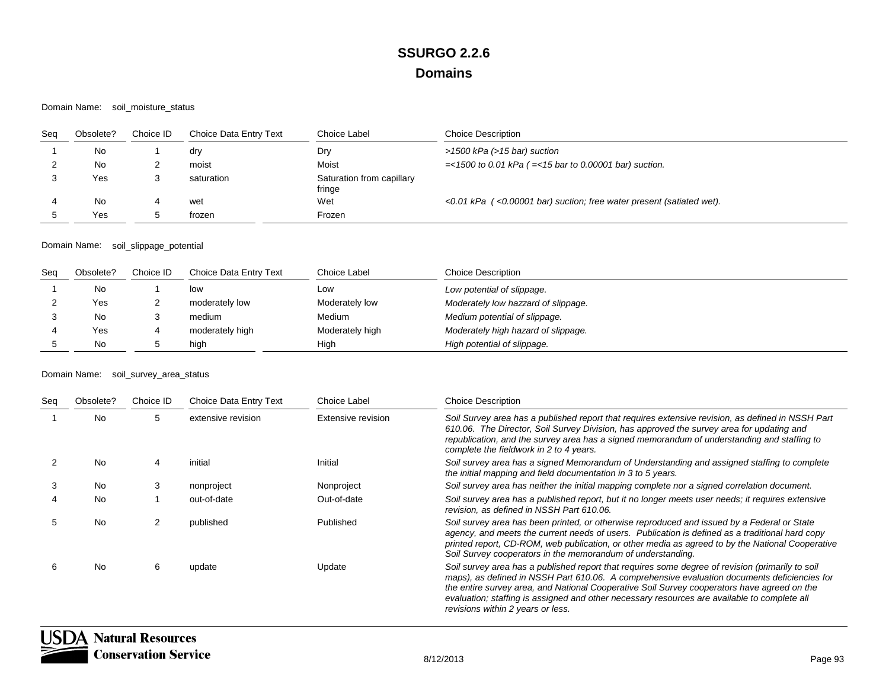# SSURGO 2.2.6

## Domains

Domain Name: soil_moisture_status

| Seq | Obsolete? | Choice ID | Choice Data Entry Text | Choice Label | Choice Description |
|---|---|---|---|---|---|
| 1 | No | 1 | dry | Dry | *>1500 kPa (>15 bar) suction* |
| 2 | No | 2 | moist | Moist | *=<1500 to 0.01 kPa ( =<15 bar to 0.00001 bar) suction.* |
| 3 | Yes | 3 | saturation | Saturation from capillary fringe | |
| 4 | No | 4 | wet | Wet | *<0.01 kPa ( <0.00001 bar) suction; free water present (satiated wet).* |
| 5 | Yes | 5 | frozen | Frozen | |

Domain Name: soil_slippage_potential

| Seq | Obsolete? | Choice ID | Choice Data Entry Text | Choice Label | Choice Description |
|---|---|---|---|---|---|
| 1 | No | 1 | low | Low | *Low potential of slippage.* |
| 2 | Yes | 2 | moderately low | Moderately low | *Moderately low hazzard of slippage.* |
| 3 | No | 3 | medium | Medium | *Medium potential of slippage.* |
| 4 | Yes | 4 | moderately high | Moderately high | *Moderately high hazard of slippage.* |
| 5 | No | 5 | high | High | *High potential of slippage.* |

Domain Name: soil_survey_area_status

| Seq | Obsolete? | Choice ID | Choice Data Entry Text | Choice Label | Choice Description |
|---|---|---|---|---|---|
| 1 | No | 5 | extensive revision | Extensive revision | *Soil Survey area has a published report that requires extensive revision, as defined in NSSH Part 610.06. The Director, Soil Survey Division, has approved the survey area for updating and republication, and the survey area has a signed memorandum of understanding and staffing to complete the fieldwork in 2 to 4 years.* |
| 2 | No | 4 | initial | Initial | *Soil survey area has a signed Memorandum of Understanding and assigned staffing to complete the initial mapping and field documentation in 3 to 5 years.* |
| 3 | No | 3 | nonproject | Nonproject | *Soil survey area has neither the initial mapping complete nor a signed correlation document.* |
| 4 | No | 1 | out-of-date | Out-of-date | *Soil survey area has a published report, but it no longer meets user needs; it requires extensive revision, as defined in NSSH Part 610.06.* |
| 5 | No | 2 | published | Published | *Soil survey area has been printed, or otherwise reproduced and issued by a Federal or State agency, and meets the current needs of users. Publication is defined as a traditional hard copy printed report, CD-ROM, web publication, or other media as agreed to by the National Cooperative Soil Survey cooperators in the memorandum of understanding.* |
| 6 | No | 6 | update | Update | *Soil survey area has a published report that requires some degree of revision (primarily to soil maps), as defined in NSSH Part 610.06. A comprehensive evaluation documents deficiencies for the entire survey area, and National Cooperative Soil Survey cooperators have agreed on the evaluation; staffing is assigned and other necessary resources are available to complete all revisions within 2 years or less.* |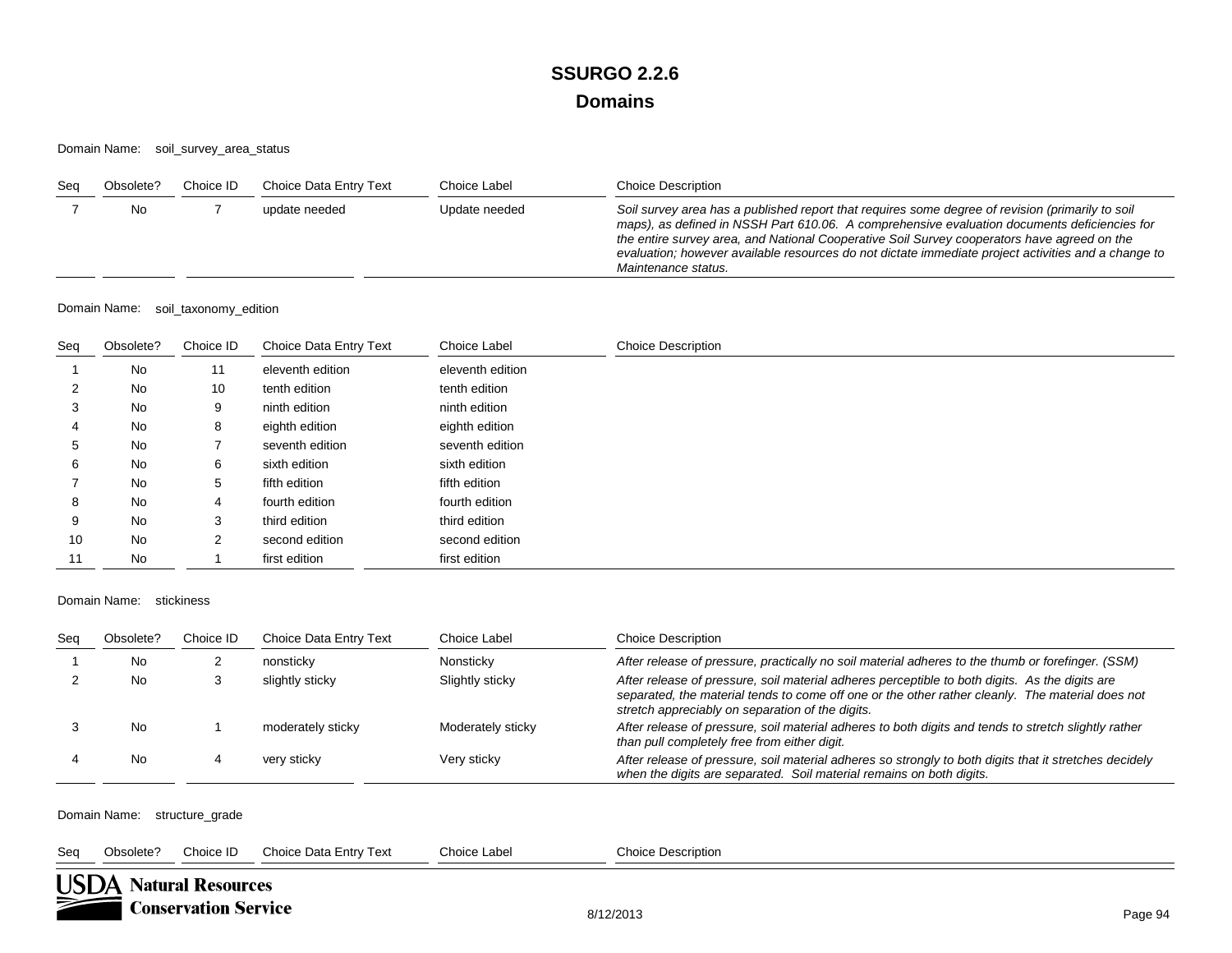# SSURGO 2.2.6

## Domains

Domain Name: soil_survey_area_status

| Seq | Obsolete? | Choice ID | Choice Data Entry Text | Choice Label | Choice Description |
|---|---|---|---|---|---|
| 7 | No | 7 | update needed | Update needed | *Soil survey area has a published report that requires some degree of revision (primarily to soil maps), as defined in NSSH Part 610.06. A comprehensive evaluation documents deficiencies for the entire survey area, and National Cooperative Soil Survey cooperators have agreed on the evaluation; however available resources do not dictate immediate project activities and a change to Maintenance status.* |

Domain Name: soil_taxonomy_edition

| Seq | Obsolete? | Choice ID | Choice Data Entry Text | Choice Label | Choice Description |
|---|---|---|---|---|---|
| 1 | No | 11 | eleventh edition | eleventh edition | |
| 2 | No | 10 | tenth edition | tenth edition | |
| 3 | No | 9 | ninth edition | ninth edition | |
| 4 | No | 8 | eighth edition | eighth edition | |
| 5 | No | 7 | seventh edition | seventh edition | |
| 6 | No | 6 | sixth edition | sixth edition | |
| 7 | No | 5 | fifth edition | fifth edition | |
| 8 | No | 4 | fourth edition | fourth edition | |
| 9 | No | 3 | third edition | third edition | |
| 10 | No | 2 | second edition | second edition | |
| 11 | No | 1 | first edition | first edition | |

Domain Name: stickiness

| Seq | Obsolete? | Choice ID | Choice Data Entry Text | Choice Label | Choice Description |
|---|---|---|---|---|---|
| 1 | No | 2 | nonsticky | Nonsticky | *After release of pressure, practically no soil material adheres to the thumb or forefinger. (SSM)* |
| 2 | No | 3 | slightly sticky | Slightly sticky | *After release of pressure, soil material adheres perceptible to both digits. As the digits are separated, the material tends to come off one or the other rather cleanly. The material does not stretch appreciably on separation of the digits.* |
| 3 | No | 1 | moderately sticky | Moderately sticky | *After release of pressure, soil material adheres to both digits and tends to stretch slightly rather than pull completely free from either digit.* |
| 4 | No | 4 | very sticky | Very sticky | *After release of pressure, soil material adheres so strongly to both digits that it stretches decidely when the digits are separated. Soil material remains on both digits.* |

Domain Name: structure_grade

| Seq | Obsolete? | Choice ID | Choice Data Entry Text | Choice Label | Choice Description |
|---|---|---|---|---|---|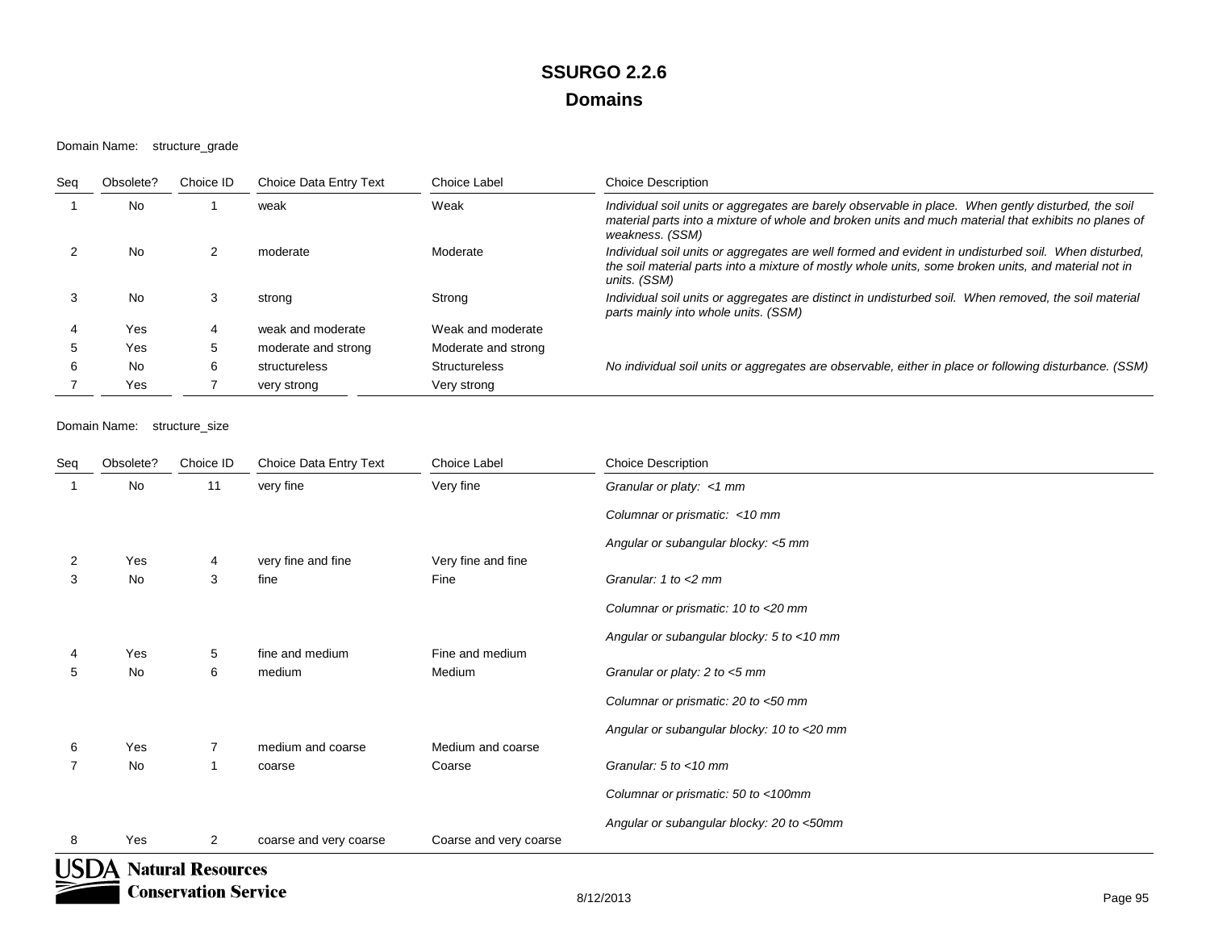# SSURGO 2.2.6
## Domains

Domain Name: structure_grade

| Seq | Obsolete? | Choice ID | Choice Data Entry Text | Choice Label | Choice Description |
|---|---|---|---|---|---|
| 1 | No | 1 | weak | Weak | *Individual soil units or aggregates are barely observable in place. When gently disturbed, the soil material parts into a mixture of whole and broken units and much material that exhibits no planes of weakness. (SSM)* |
| 2 | No | 2 | moderate | Moderate | *Individual soil units or aggregates are well formed and evident in undisturbed soil. When disturbed, the soil material parts into a mixture of mostly whole units, some broken units, and material not in units. (SSM)* |
| 3 | No | 3 | strong | Strong | *Individual soil units or aggregates are distinct in undisturbed soil. When removed, the soil material parts mainly into whole units. (SSM)* |
| 4 | Yes | 4 | weak and moderate | Weak and moderate | |
| 5 | Yes | 5 | moderate and strong | Moderate and strong | |
| 6 | No | 6 | structureless | Structureless | *No individual soil units or aggregates are observable, either in place or following disturbance. (SSM)* |
| 7 | Yes | 7 | very strong | Very strong | |

Domain Name: structure_size

| Seq | Obsolete? | Choice ID | Choice Data Entry Text | Choice Label | Choice Description |
|---|---|---|---|---|---|
| 1 | No | 11 | very fine | Very fine | *Granular or platy: <1 mm*<br><br>*Columnar or prismatic: <10 mm*<br><br>*Angular or subangular blocky: <5 mm* |
| 2 | Yes | 4 | very fine and fine | Very fine and fine | |
| 3 | No | 3 | fine | Fine | *Granular: 1 to <2 mm*<br><br>*Columnar or prismatic: 10 to <20 mm*<br><br>*Angular or subangular blocky: 5 to <10 mm* |
| 4 | Yes | 5 | fine and medium | Fine and medium | |
| 5 | No | 6 | medium | Medium | *Granular or platy: 2 to <5 mm*<br><br>*Columnar or prismatic: 20 to <50 mm*<br><br>*Angular or subangular blocky: 10 to <20 mm* |
| 6 | Yes | 7 | medium and coarse | Medium and coarse | |
| 7 | No | 1 | coarse | Coarse | *Granular: 5 to <10 mm*<br><br>*Columnar or prismatic: 50 to <100mm*<br><br>*Angular or subangular blocky: 20 to <50mm* |
| 8 | Yes | 2 | coarse and very coarse | Coarse and very coarse | |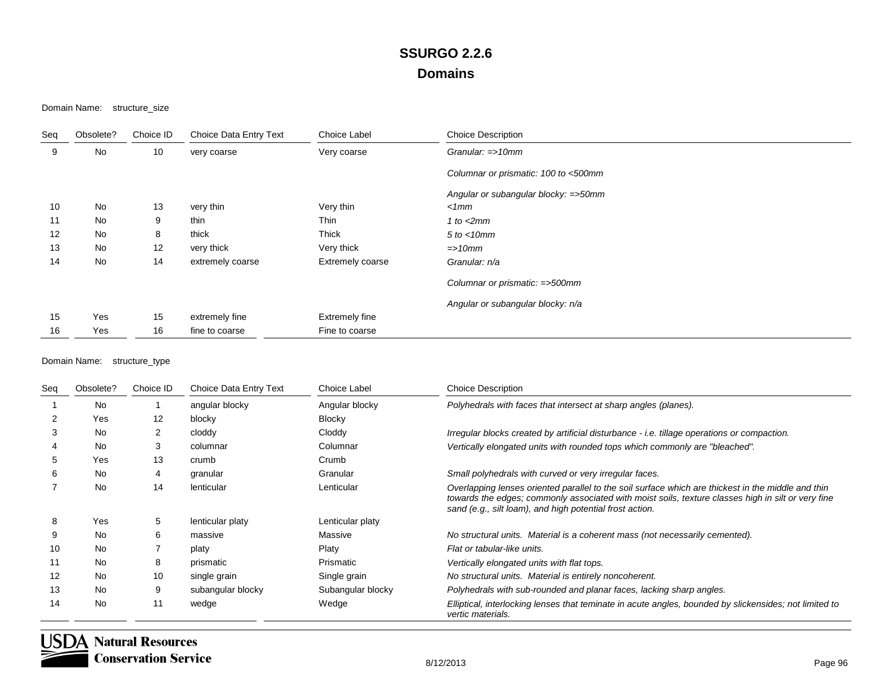# SSURGO 2.2.6

## Domains

Domain Name: structure_size

| Seq | Obsolete? | Choice ID | Choice Data Entry Text | Choice Label | Choice Description |
|---|---|---|---|---|---|
| 9 | No | 10 | very coarse | Very coarse | *Granular: =>10mm*<br><br>*Columnar or prismatic: 100 to <500mm*<br><br>*Angular or subangular blocky: =>50mm* |
| 10 | No | 13 | very thin | Very thin | *<1mm* |
| 11 | No | 9 | thin | Thin | *1 to <2mm* |
| 12 | No | 8 | thick | Thick | *5 to <10mm* |
| 13 | No | 12 | very thick | Very thick | *=>10mm* |
| 14 | No | 14 | extremely coarse | Extremely coarse | *Granular: n/a*<br><br>*Columnar or prismatic: =>500mm*<br><br>*Angular or subangular blocky: n/a* |
| 15 | Yes | 15 | extremely fine | Extremely fine | |
| 16 | Yes | 16 | fine to coarse | Fine to coarse | |

Domain Name: structure_type

| Seq | Obsolete? | Choice ID | Choice Data Entry Text | Choice Label | Choice Description |
|---|---|---|---|---|---|
| 1 | No | 1 | angular blocky | Angular blocky | *Polyhedrals with faces that intersect at sharp angles (planes).* |
| 2 | Yes | 12 | blocky | Blocky | |
| 3 | No | 2 | cloddy | Cloddy | *Irregular blocks created by artificial disturbance - i.e. tillage operations or compaction.* |
| 4 | No | 3 | columnar | Columnar | *Vertically elongated units with rounded tops which commonly are "bleached".* |
| 5 | Yes | 13 | crumb | Crumb | |
| 6 | No | 4 | granular | Granular | *Small polyhedrals with curved or very irregular faces.* |
| 7 | No | 14 | lenticular | Lenticular | *Overlapping lenses oriented parallel to the soil surface which are thickest in the middle and thin towards the edges; commonly associated with moist soils, texture classes high in silt or very fine sand (e.g., silt loam), and high potential frost action.* |
| 8 | Yes | 5 | lenticular platy | Lenticular platy | |
| 9 | No | 6 | massive | Massive | *No structural units. Material is a coherent mass (not necessarily cemented).* |
| 10 | No | 7 | platy | Platy | *Flat or tabular-like units.* |
| 11 | No | 8 | prismatic | Prismatic | *Vertically elongated units with flat tops.* |
| 12 | No | 10 | single grain | Single grain | *No structural units. Material is entirely noncoherent.* |
| 13 | No | 9 | subangular blocky | Subangular blocky | *Polyhedrals with sub-rounded and planar faces, lacking sharp angles.* |
| 14 | No | 11 | wedge | Wedge | *Elliptical, interlocking lenses that teminate in acute angles, bounded by slickensides; not limited to vertic materials.* |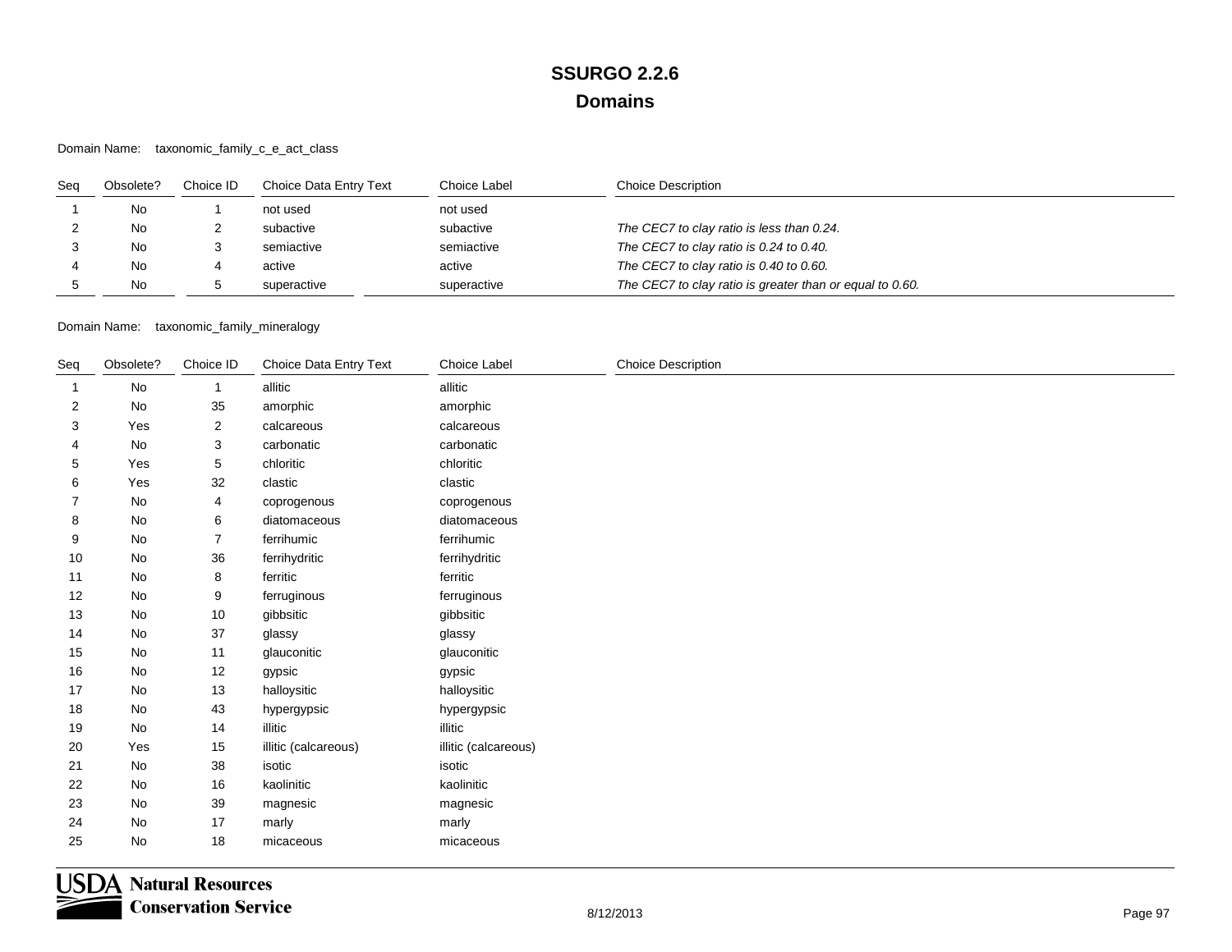# SSURGO 2.2.6

## Domains

Domain Name: taxonomic_family_c_e_act_class

| Seq | Obsolete? | Choice ID | Choice Data Entry Text | Choice Label | Choice Description |
|---|---|---|---|---|---|
| 1 | No | 1 | not used | not used | |
| 2 | No | 2 | subactive | subactive | *The CEC7 to clay ratio is less than 0.24.* |
| 3 | No | 3 | semiactive | semiactive | *The CEC7 to clay ratio is 0.24 to 0.40.* |
| 4 | No | 4 | active | active | *The CEC7 to clay ratio is 0.40 to 0.60.* |
| 5 | No | 5 | superactive | superactive | *The CEC7 to clay ratio is greater than or equal to 0.60.* |

Domain Name: taxonomic_family_mineralogy

| Seq | Obsolete? | Choice ID | Choice Data Entry Text | Choice Label | Choice Description |
|---|---|---|---|---|---|
| 1 | No | 1 | allitic | allitic | |
| 2 | No | 35 | amorphic | amorphic | |
| 3 | Yes | 2 | calcareous | calcareous | |
| 4 | No | 3 | carbonatic | carbonatic | |
| 5 | Yes | 5 | chloritic | chloritic | |
| 6 | Yes | 32 | clastic | clastic | |
| 7 | No | 4 | coprogenous | coprogenous | |
| 8 | No | 6 | diatomaceous | diatomaceous | |
| 9 | No | 7 | ferrihumic | ferrihumic | |
| 10 | No | 36 | ferrihydritic | ferrihydritic | |
| 11 | No | 8 | ferritic | ferritic | |
| 12 | No | 9 | ferruginous | ferruginous | |
| 13 | No | 10 | gibbsitic | gibbsitic | |
| 14 | No | 37 | glassy | glassy | |
| 15 | No | 11 | glauconitic | glauconitic | |
| 16 | No | 12 | gypsic | gypsic | |
| 17 | No | 13 | halloysitic | halloysitic | |
| 18 | No | 43 | hypergypsic | hypergypsic | |
| 19 | No | 14 | illitic | illitic | |
| 20 | Yes | 15 | illitic (calcareous) | illitic (calcareous) | |
| 21 | No | 38 | isotic | isotic | |
| 22 | No | 16 | kaolinitic | kaolinitic | |
| 23 | No | 39 | magnesic | magnesic | |
| 24 | No | 17 | marly | marly | |
| 25 | No | 18 | micaceous | micaceous | |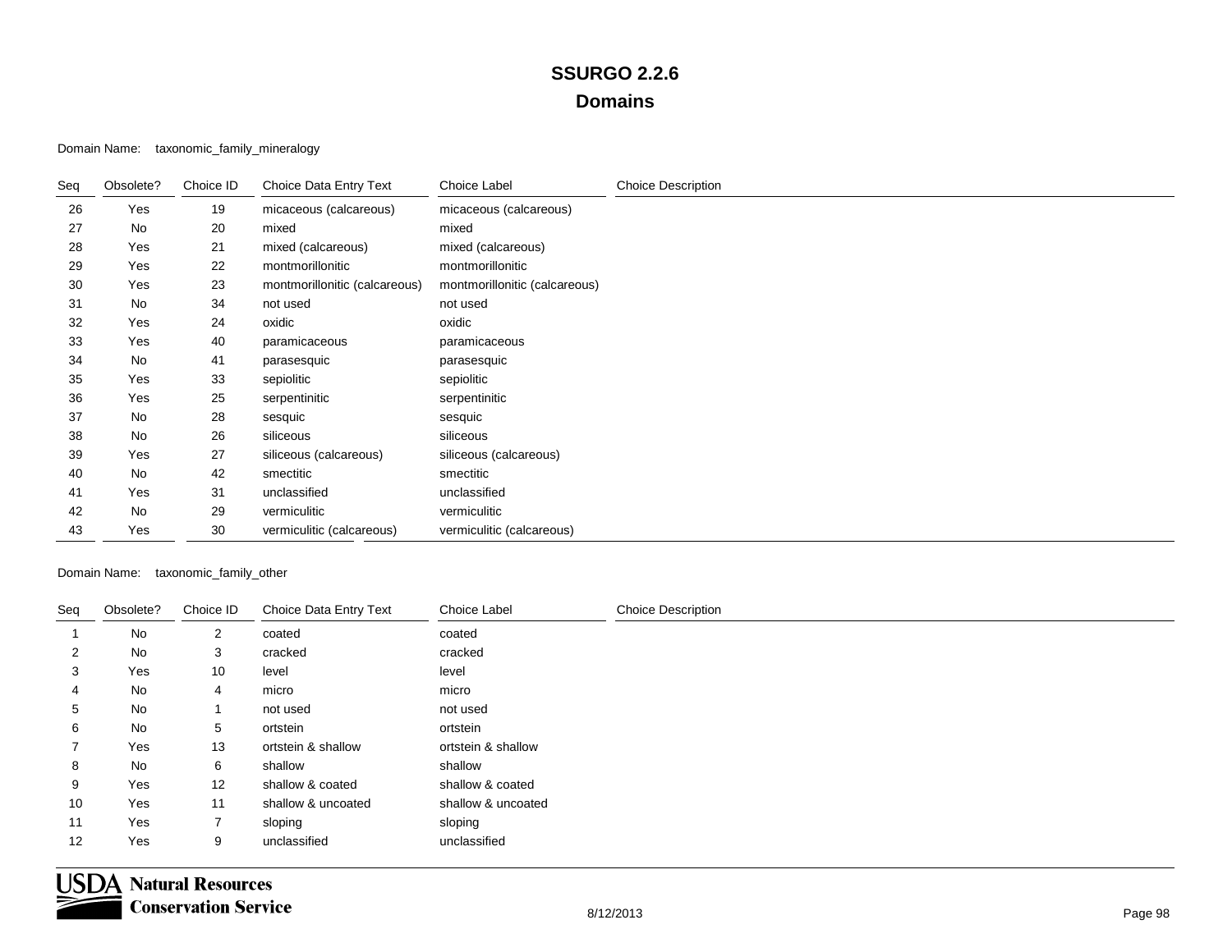# SSURGO 2.2.6

## Domains

Domain Name: taxonomic_family_mineralogy

| Seq | Obsolete? | Choice ID | Choice Data Entry Text | Choice Label | Choice Description |
|---|---|---|---|---|---|
| 26 | Yes | 19 | micaceous (calcareous) | micaceous (calcareous) | |
| 27 | No | 20 | mixed | mixed | |
| 28 | Yes | 21 | mixed (calcareous) | mixed (calcareous) | |
| 29 | Yes | 22 | montmorillonitic | montmorillonitic | |
| 30 | Yes | 23 | montmorillonitic (calcareous) | montmorillonitic (calcareous) | |
| 31 | No | 34 | not used | not used | |
| 32 | Yes | 24 | oxidic | oxidic | |
| 33 | Yes | 40 | paramicaceous | paramicaceous | |
| 34 | No | 41 | parasesquic | parasesquic | |
| 35 | Yes | 33 | sepiolitic | sepiolitic | |
| 36 | Yes | 25 | serpentinitic | serpentinitic | |
| 37 | No | 28 | sesquic | sesquic | |
| 38 | No | 26 | siliceous | siliceous | |
| 39 | Yes | 27 | siliceous (calcareous) | siliceous (calcareous) | |
| 40 | No | 42 | smectitic | smectitic | |
| 41 | Yes | 31 | unclassified | unclassified | |
| 42 | No | 29 | vermiculitic | vermiculitic | |
| 43 | Yes | 30 | vermiculitic (calcareous) | vermiculitic (calcareous) | |

Domain Name: taxonomic_family_other

| Seq | Obsolete? | Choice ID | Choice Data Entry Text | Choice Label | Choice Description |
|---|---|---|---|---|---|
| 1 | No | 2 | coated | coated | |
| 2 | No | 3 | cracked | cracked | |
| 3 | Yes | 10 | level | level | |
| 4 | No | 4 | micro | micro | |
| 5 | No | 1 | not used | not used | |
| 6 | No | 5 | ortstein | ortstein | |
| 7 | Yes | 13 | ortstein & shallow | ortstein & shallow | |
| 8 | No | 6 | shallow | shallow | |
| 9 | Yes | 12 | shallow & coated | shallow & coated | |
| 10 | Yes | 11 | shallow & uncoated | shallow & uncoated | |
| 11 | Yes | 7 | sloping | sloping | |
| 12 | Yes | 9 | unclassified | unclassified | |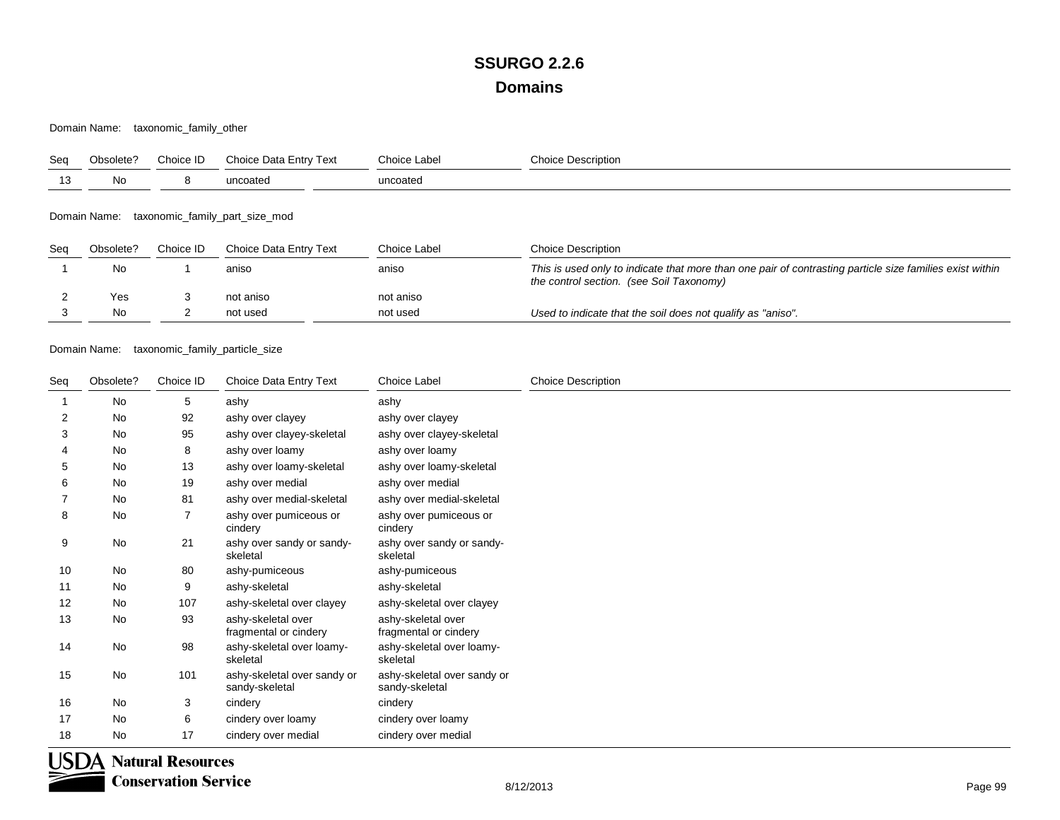# SSURGO 2.2.6

## Domains

Domain Name: taxonomic_family_other

| Seq | Obsolete? | Choice ID | Choice Data Entry Text | Choice Label | Choice Description |
|---|---|---|---|---|---|
| 13 | No | 8 | uncoated | uncoated | |

Domain Name: taxonomic_family_part_size_mod

| Seq | Obsolete? | Choice ID | Choice Data Entry Text | Choice Label | Choice Description |
|---|---|---|---|---|---|
| 1 | No | 1 | aniso | aniso | *This is used only to indicate that more than one pair of contrasting particle size families exist within the control section. (see Soil Taxonomy)* |
| 2 | Yes | 3 | not aniso | not aniso | |
| 3 | No | 2 | not used | not used | *Used to indicate that the soil does not qualify as "aniso".* |

Domain Name: taxonomic_family_particle_size

| Seq | Obsolete? | Choice ID | Choice Data Entry Text | Choice Label | Choice Description |
|---|---|---|---|---|---|
| 1 | No | 5 | ashy | ashy | |
| 2 | No | 92 | ashy over clayey | ashy over clayey | |
| 3 | No | 95 | ashy over clayey-skeletal | ashy over clayey-skeletal | |
| 4 | No | 8 | ashy over loamy | ashy over loamy | |
| 5 | No | 13 | ashy over loamy-skeletal | ashy over loamy-skeletal | |
| 6 | No | 19 | ashy over medial | ashy over medial | |
| 7 | No | 81 | ashy over medial-skeletal | ashy over medial-skeletal | |
| 8 | No | 7 | ashy over pumiceous or cindery | ashy over pumiceous or cindery | |
| 9 | No | 21 | ashy over sandy or sandy-skeletal | ashy over sandy or sandy-skeletal | |
| 10 | No | 80 | ashy-pumiceous | ashy-pumiceous | |
| 11 | No | 9 | ashy-skeletal | ashy-skeletal | |
| 12 | No | 107 | ashy-skeletal over clayey | ashy-skeletal over clayey | |
| 13 | No | 93 | ashy-skeletal over fragmental or cindery | ashy-skeletal over fragmental or cindery | |
| 14 | No | 98 | ashy-skeletal over loamy-skeletal | ashy-skeletal over loamy-skeletal | |
| 15 | No | 101 | ashy-skeletal over sandy or sandy-skeletal | ashy-skeletal over sandy or sandy-skeletal | |
| 16 | No | 3 | cindery | cindery | |
| 17 | No | 6 | cindery over loamy | cindery over loamy | |
| 18 | No | 17 | cindery over medial | cindery over medial | |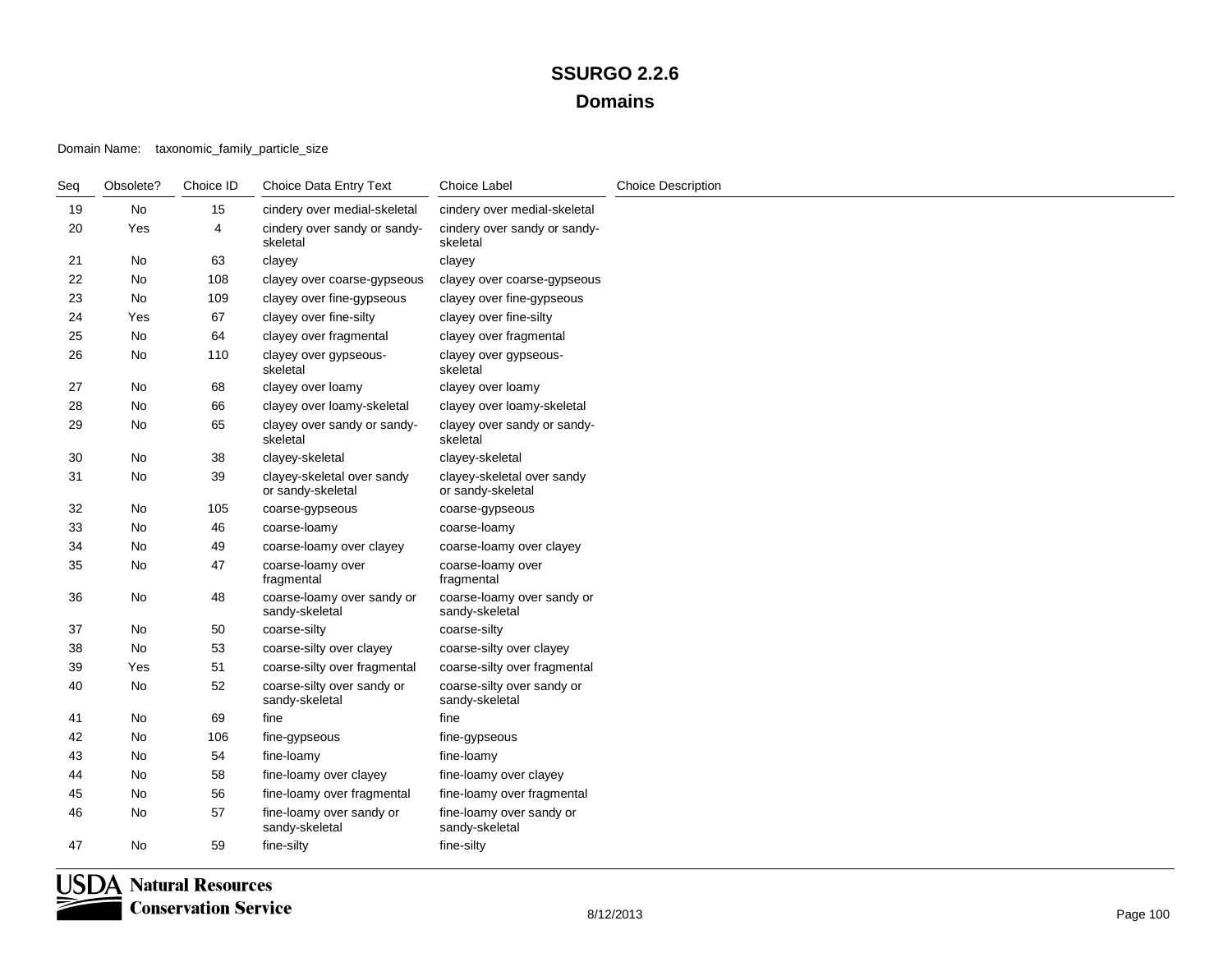# SSURGO 2.2.6

## Domains

Domain Name: taxonomic_family_particle_size

| Seq | Obsolete? | Choice ID | Choice Data Entry Text | Choice Label | Choice Description |
|---|---|---|---|---|---|
| 19 | No | 15 | cindery over medial-skeletal | cindery over medial-skeletal | |
| 20 | Yes | 4 | cindery over sandy or sandy-skeletal | cindery over sandy or sandy-skeletal | |
| 21 | No | 63 | clayey | clayey | |
| 22 | No | 108 | clayey over coarse-gypseous | clayey over coarse-gypseous | |
| 23 | No | 109 | clayey over fine-gypseous | clayey over fine-gypseous | |
| 24 | Yes | 67 | clayey over fine-silty | clayey over fine-silty | |
| 25 | No | 64 | clayey over fragmental | clayey over fragmental | |
| 26 | No | 110 | clayey over gypseous-skeletal | clayey over gypseous-skeletal | |
| 27 | No | 68 | clayey over loamy | clayey over loamy | |
| 28 | No | 66 | clayey over loamy-skeletal | clayey over loamy-skeletal | |
| 29 | No | 65 | clayey over sandy or sandy-skeletal | clayey over sandy or sandy-skeletal | |
| 30 | No | 38 | clayey-skeletal | clayey-skeletal | |
| 31 | No | 39 | clayey-skeletal over sandy or sandy-skeletal | clayey-skeletal over sandy or sandy-skeletal | |
| 32 | No | 105 | coarse-gypseous | coarse-gypseous | |
| 33 | No | 46 | coarse-loamy | coarse-loamy | |
| 34 | No | 49 | coarse-loamy over clayey | coarse-loamy over clayey | |
| 35 | No | 47 | coarse-loamy over fragmental | coarse-loamy over fragmental | |
| 36 | No | 48 | coarse-loamy over sandy or sandy-skeletal | coarse-loamy over sandy or sandy-skeletal | |
| 37 | No | 50 | coarse-silty | coarse-silty | |
| 38 | No | 53 | coarse-silty over clayey | coarse-silty over clayey | |
| 39 | Yes | 51 | coarse-silty over fragmental | coarse-silty over fragmental | |
| 40 | No | 52 | coarse-silty over sandy or sandy-skeletal | coarse-silty over sandy or sandy-skeletal | |
| 41 | No | 69 | fine | fine | |
| 42 | No | 106 | fine-gypseous | fine-gypseous | |
| 43 | No | 54 | fine-loamy | fine-loamy | |
| 44 | No | 58 | fine-loamy over clayey | fine-loamy over clayey | |
| 45 | No | 56 | fine-loamy over fragmental | fine-loamy over fragmental | |
| 46 | No | 57 | fine-loamy over sandy or sandy-skeletal | fine-loamy over sandy or sandy-skeletal | |
| 47 | No | 59 | fine-silty | fine-silty | |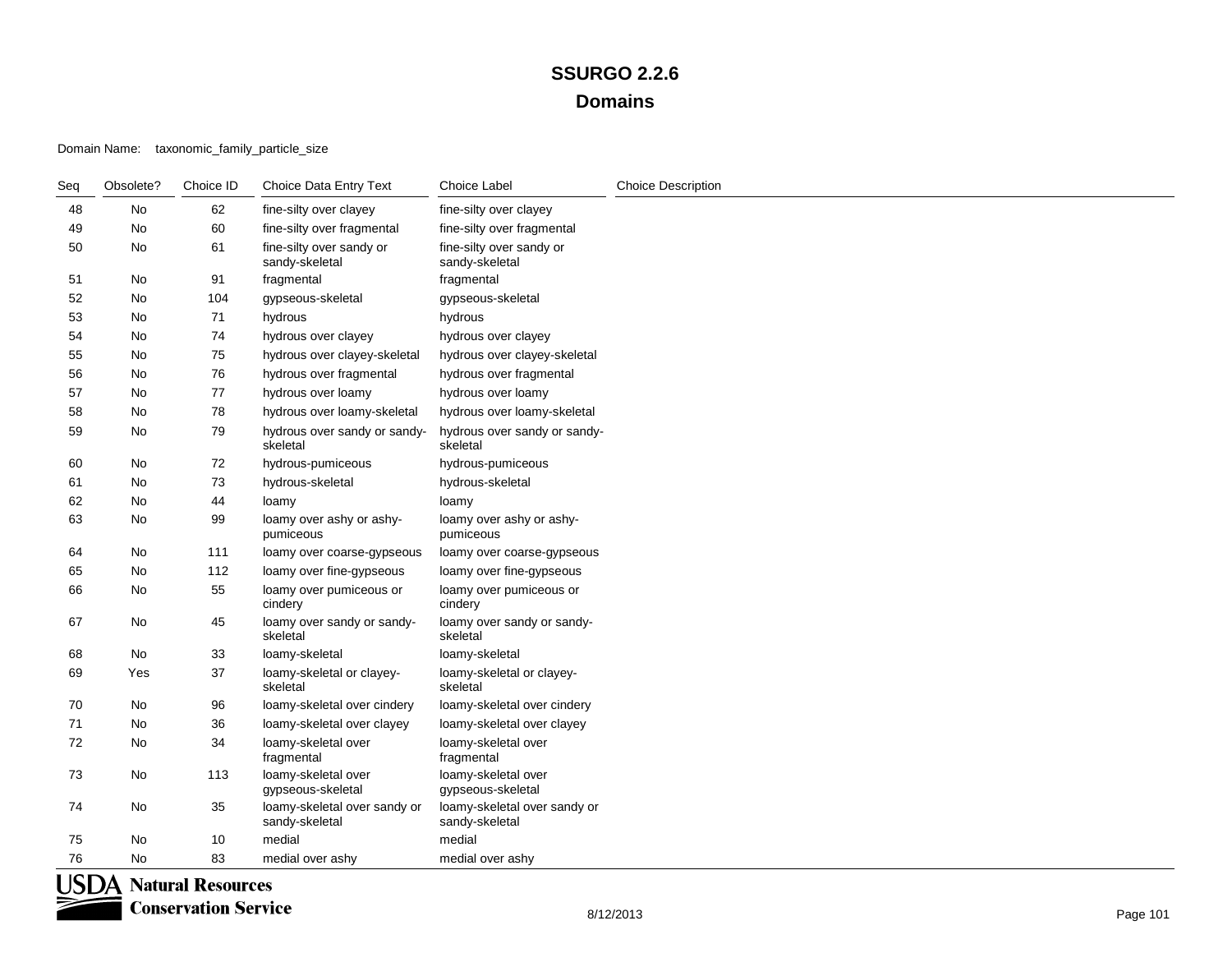# SSURGO 2.2.6

## Domains

Domain Name: taxonomic_family_particle_size

| Seq | Obsolete? | Choice ID | Choice Data Entry Text | Choice Label | Choice Description |
|---|---|---|---|---|---|
| 48 | No | 62 | fine-silty over clayey | fine-silty over clayey | |
| 49 | No | 60 | fine-silty over fragmental | fine-silty over fragmental | |
| 50 | No | 61 | fine-silty over sandy or sandy-skeletal | fine-silty over sandy or sandy-skeletal | |
| 51 | No | 91 | fragmental | fragmental | |
| 52 | No | 104 | gypseous-skeletal | gypseous-skeletal | |
| 53 | No | 71 | hydrous | hydrous | |
| 54 | No | 74 | hydrous over clayey | hydrous over clayey | |
| 55 | No | 75 | hydrous over clayey-skeletal | hydrous over clayey-skeletal | |
| 56 | No | 76 | hydrous over fragmental | hydrous over fragmental | |
| 57 | No | 77 | hydrous over loamy | hydrous over loamy | |
| 58 | No | 78 | hydrous over loamy-skeletal | hydrous over loamy-skeletal | |
| 59 | No | 79 | hydrous over sandy or sandy-skeletal | hydrous over sandy or sandy-skeletal | |
| 60 | No | 72 | hydrous-pumiceous | hydrous-pumiceous | |
| 61 | No | 73 | hydrous-skeletal | hydrous-skeletal | |
| 62 | No | 44 | loamy | loamy | |
| 63 | No | 99 | loamy over ashy or ashy-pumiceous | loamy over ashy or ashy-pumiceous | |
| 64 | No | 111 | loamy over coarse-gypseous | loamy over coarse-gypseous | |
| 65 | No | 112 | loamy over fine-gypseous | loamy over fine-gypseous | |
| 66 | No | 55 | loamy over pumiceous or cindery | loamy over pumiceous or cindery | |
| 67 | No | 45 | loamy over sandy or sandy-skeletal | loamy over sandy or sandy-skeletal | |
| 68 | No | 33 | loamy-skeletal | loamy-skeletal | |
| 69 | Yes | 37 | loamy-skeletal or clayey-skeletal | loamy-skeletal or clayey-skeletal | |
| 70 | No | 96 | loamy-skeletal over cindery | loamy-skeletal over cindery | |
| 71 | No | 36 | loamy-skeletal over clayey | loamy-skeletal over clayey | |
| 72 | No | 34 | loamy-skeletal over fragmental | loamy-skeletal over fragmental | |
| 73 | No | 113 | loamy-skeletal over gypseous-skeletal | loamy-skeletal over gypseous-skeletal | |
| 74 | No | 35 | loamy-skeletal over sandy or sandy-skeletal | loamy-skeletal over sandy or sandy-skeletal | |
| 75 | No | 10 | medial | medial | |
| 76 | No | 83 | medial over ashy | medial over ashy | |

USDA Natural Resources Conservation Service

8/12/2013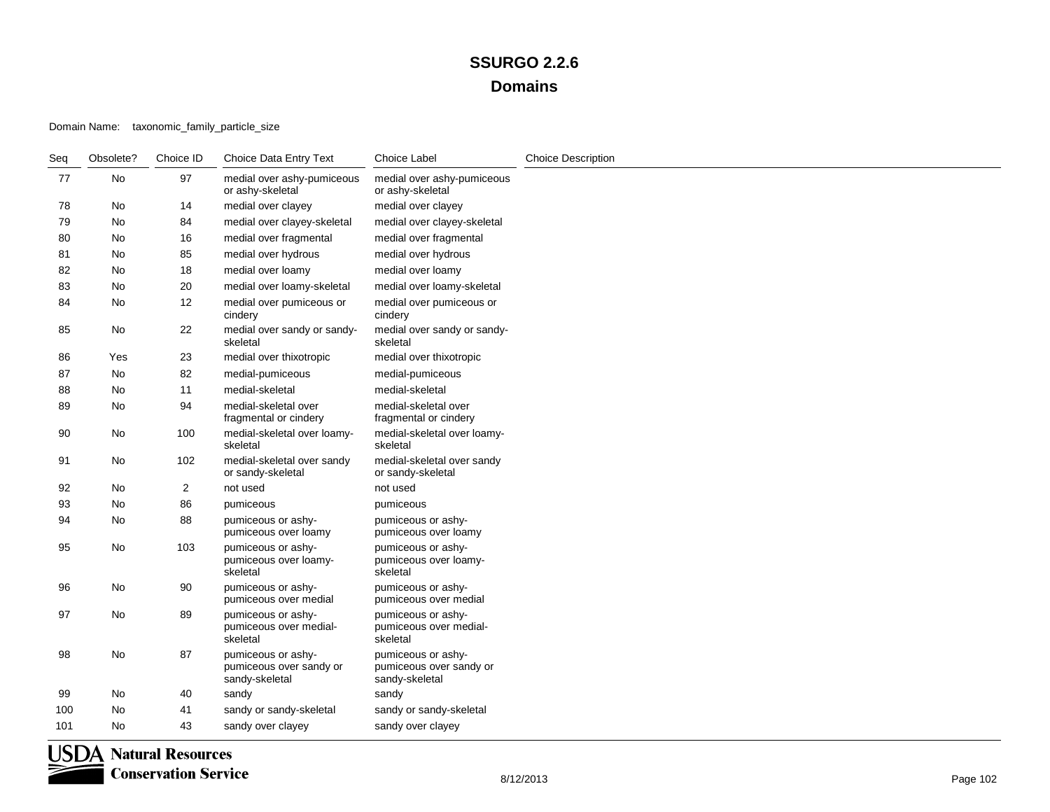# SSURGO 2.2.6

## Domains

Domain Name: taxonomic_family_particle_size

| Seq | Obsolete? | Choice ID | Choice Data Entry Text | Choice Label | Choice Description |
|---|---|---|---|---|---|
| 77 | No | 97 | medial over ashy-pumiceous or ashy-skeletal | medial over ashy-pumiceous or ashy-skeletal | |
| 78 | No | 14 | medial over clayey | medial over clayey | |
| 79 | No | 84 | medial over clayey-skeletal | medial over clayey-skeletal | |
| 80 | No | 16 | medial over fragmental | medial over fragmental | |
| 81 | No | 85 | medial over hydrous | medial over hydrous | |
| 82 | No | 18 | medial over loamy | medial over loamy | |
| 83 | No | 20 | medial over loamy-skeletal | medial over loamy-skeletal | |
| 84 | No | 12 | medial over pumiceous or cindery | medial over pumiceous or cindery | |
| 85 | No | 22 | medial over sandy or sandy-skeletal | medial over sandy or sandy-skeletal | |
| 86 | Yes | 23 | medial over thixotropic | medial over thixotropic | |
| 87 | No | 82 | medial-pumiceous | medial-pumiceous | |
| 88 | No | 11 | medial-skeletal | medial-skeletal | |
| 89 | No | 94 | medial-skeletal over fragmental or cindery | medial-skeletal over fragmental or cindery | |
| 90 | No | 100 | medial-skeletal over loamy-skeletal | medial-skeletal over loamy-skeletal | |
| 91 | No | 102 | medial-skeletal over sandy or sandy-skeletal | medial-skeletal over sandy or sandy-skeletal | |
| 92 | No | 2 | not used | not used | |
| 93 | No | 86 | pumiceous | pumiceous | |
| 94 | No | 88 | pumiceous or ashy-pumiceous over loamy | pumiceous or ashy-pumiceous over loamy | |
| 95 | No | 103 | pumiceous or ashy-pumiceous over loamy-skeletal | pumiceous or ashy-pumiceous over loamy-skeletal | |
| 96 | No | 90 | pumiceous or ashy-pumiceous over medial | pumiceous or ashy-pumiceous over medial | |
| 97 | No | 89 | pumiceous or ashy-pumiceous over medial-skeletal | pumiceous or ashy-pumiceous over medial-skeletal | |
| 98 | No | 87 | pumiceous or ashy-pumiceous over sandy or sandy-skeletal | pumiceous or ashy-pumiceous over sandy or sandy-skeletal | |
| 99 | No | 40 | sandy | sandy | |
| 100 | No | 41 | sandy or sandy-skeletal | sandy or sandy-skeletal | |
| 101 | No | 43 | sandy over clayey | sandy over clayey | |

USDA Natural Resources Conservation Service

8/12/2013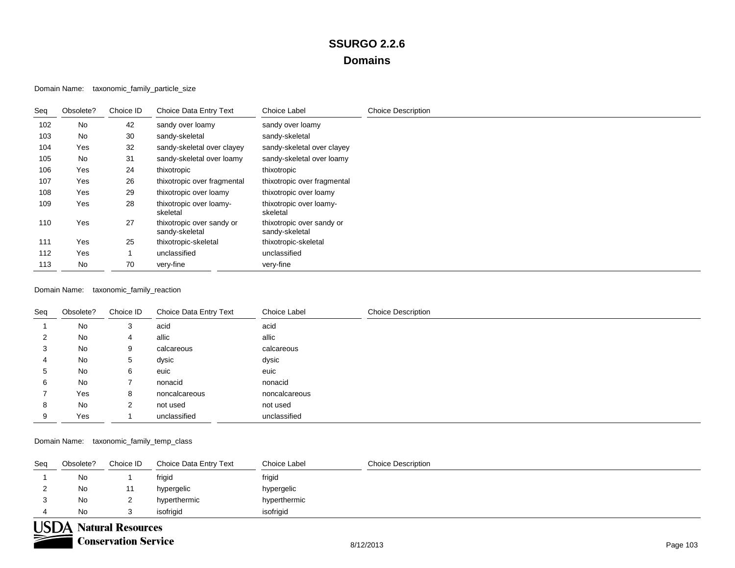# SSURGO 2.2.6

## Domains

Domain Name: taxonomic_family_particle_size

| Seq | Obsolete? | Choice ID | Choice Data Entry Text | Choice Label | Choice Description |
|---|---|---|---|---|---|
| 102 | No | 42 | sandy over loamy | sandy over loamy | |
| 103 | No | 30 | sandy-skeletal | sandy-skeletal | |
| 104 | Yes | 32 | sandy-skeletal over clayey | sandy-skeletal over clayey | |
| 105 | No | 31 | sandy-skeletal over loamy | sandy-skeletal over loamy | |
| 106 | Yes | 24 | thixotropic | thixotropic | |
| 107 | Yes | 26 | thixotropic over fragmental | thixotropic over fragmental | |
| 108 | Yes | 29 | thixotropic over loamy | thixotropic over loamy | |
| 109 | Yes | 28 | thixotropic over loamy-skeletal | thixotropic over loamy-skeletal | |
| 110 | Yes | 27 | thixotropic over sandy or sandy-skeletal | thixotropic over sandy or sandy-skeletal | |
| 111 | Yes | 25 | thixotropic-skeletal | thixotropic-skeletal | |
| 112 | Yes | 1 | unclassified | unclassified | |
| 113 | No | 70 | very-fine | very-fine | |

Domain Name: taxonomic_family_reaction

| Seq | Obsolete? | Choice ID | Choice Data Entry Text | Choice Label | Choice Description |
|---|---|---|---|---|---|
| 1 | No | 3 | acid | acid | |
| 2 | No | 4 | allic | allic | |
| 3 | No | 9 | calcareous | calcareous | |
| 4 | No | 5 | dysic | dysic | |
| 5 | No | 6 | euic | euic | |
| 6 | No | 7 | nonacid | nonacid | |
| 7 | Yes | 8 | noncalcareous | noncalcareous | |
| 8 | No | 2 | not used | not used | |
| 9 | Yes | 1 | unclassified | unclassified | |

Domain Name: taxonomic_family_temp_class

| Seq | Obsolete? | Choice ID | Choice Data Entry Text | Choice Label | Choice Description |
|---|---|---|---|---|---|
| 1 | No | 1 | frigid | frigid | |
| 2 | No | 11 | hypergelic | hypergelic | |
| 3 | No | 2 | hyperthermic | hyperthermic | |
| 4 | No | 3 | isofrigid | isofrigid | |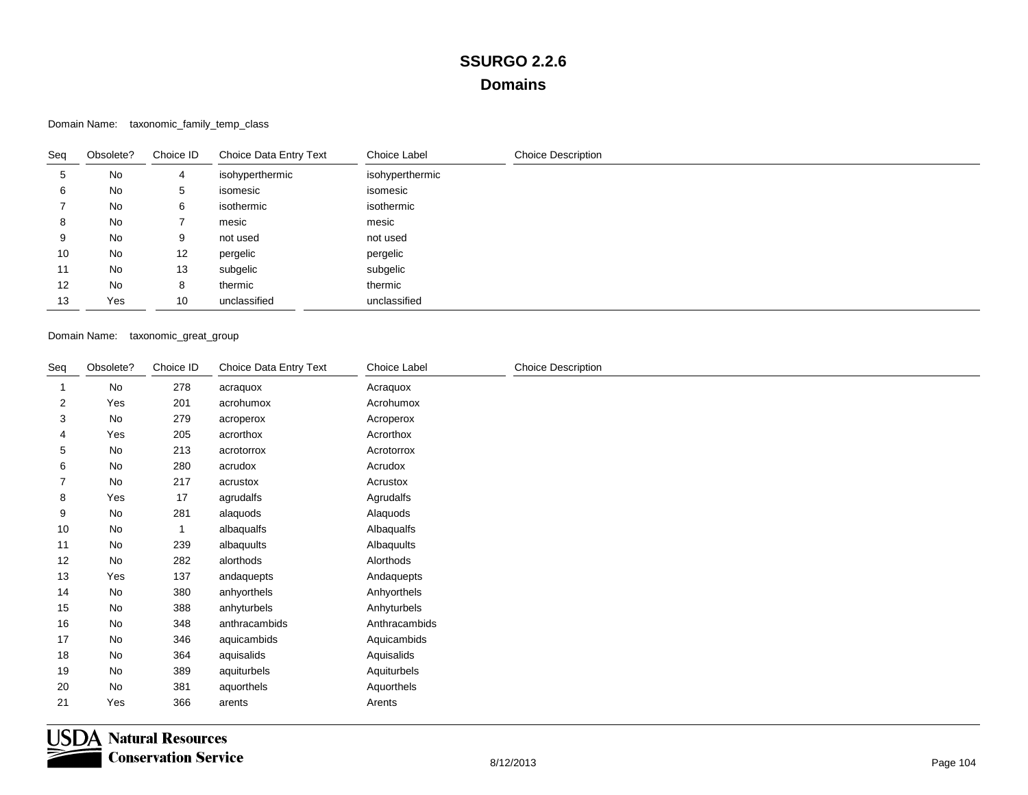# SSURGO 2.2.6

## Domains

Domain Name: taxonomic_family_temp_class

| Seq | Obsolete? | Choice ID | Choice Data Entry Text | Choice Label | Choice Description |
|---|---|---|---|---|---|
| 5 | No | 4 | isohyperthermic | isohyperthermic | |
| 6 | No | 5 | isomesic | isomesic | |
| 7 | No | 6 | isothermic | isothermic | |
| 8 | No | 7 | mesic | mesic | |
| 9 | No | 9 | not used | not used | |
| 10 | No | 12 | pergelic | pergelic | |
| 11 | No | 13 | subgelic | subgelic | |
| 12 | No | 8 | thermic | thermic | |
| 13 | Yes | 10 | unclassified | unclassified | |

Domain Name: taxonomic_great_group

| Seq | Obsolete? | Choice ID | Choice Data Entry Text | Choice Label | Choice Description |
|---|---|---|---|---|---|
| 1 | No | 278 | acraquox | Acraquox | |
| 2 | Yes | 201 | acrohumox | Acrohumox | |
| 3 | No | 279 | acroperox | Acroperox | |
| 4 | Yes | 205 | acrorthox | Acrorthox | |
| 5 | No | 213 | acrotorrox | Acrotorrox | |
| 6 | No | 280 | acrudox | Acrudox | |
| 7 | No | 217 | acrustox | Acrustox | |
| 8 | Yes | 17 | agrudalfs | Agrudalfs | |
| 9 | No | 281 | alaquods | Alaquods | |
| 10 | No | 1 | albaqualfs | Albaqualfs | |
| 11 | No | 239 | albaquults | Albaquults | |
| 12 | No | 282 | alorthods | Alorthods | |
| 13 | Yes | 137 | andaquepts | Andaquepts | |
| 14 | No | 380 | anhyorthels | Anhyorthels | |
| 15 | No | 388 | anhyturbels | Anhyturbels | |
| 16 | No | 348 | anthracambids | Anthracambids | |
| 17 | No | 346 | aquicambids | Aquicambids | |
| 18 | No | 364 | aquisalids | Aquisalids | |
| 19 | No | 389 | aquiturbels | Aquiturbels | |
| 20 | No | 381 | aquorthels | Aquorthels | |
| 21 | Yes | 366 | arents | Arents | |

8/12/2013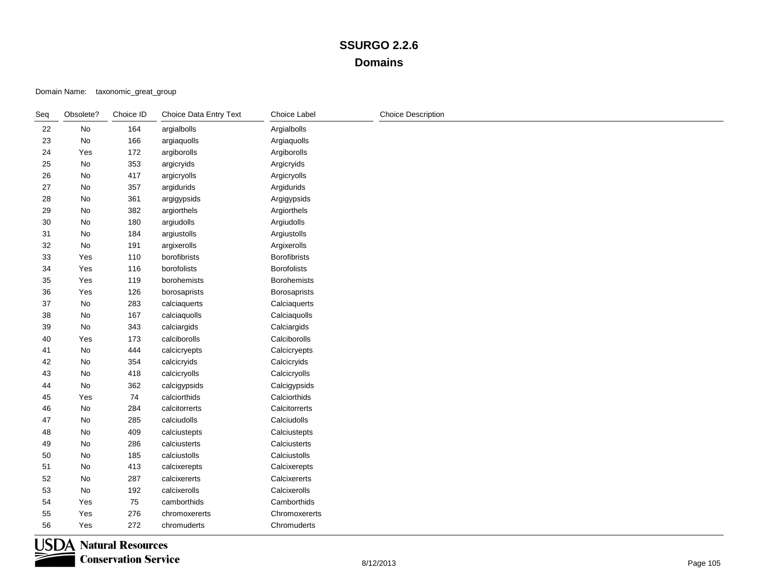# SSURGO 2.2.6

## Domains

Domain Name: taxonomic_great_group

| Seq | Obsolete? | Choice ID | Choice Data Entry Text | Choice Label | Choice Description |
|---|---|---|---|---|---|
| 22 | No | 164 | argialbolls | Argialbolls | |
| 23 | No | 166 | argiaquolls | Argiaquolls | |
| 24 | Yes | 172 | argiborolls | Argiborolls | |
| 25 | No | 353 | argicryids | Argicryids | |
| 26 | No | 417 | argicryolls | Argicryolls | |
| 27 | No | 357 | argidurids | Argidurids | |
| 28 | No | 361 | argigypsids | Argigypsids | |
| 29 | No | 382 | argiorthels | Argiorthels | |
| 30 | No | 180 | argiudolls | Argiudolls | |
| 31 | No | 184 | argiustolls | Argiustolls | |
| 32 | No | 191 | argixerolls | Argixerolls | |
| 33 | Yes | 110 | borofibrists | Borofibrists | |
| 34 | Yes | 116 | borofolists | Borofolists | |
| 35 | Yes | 119 | borohemists | Borohemists | |
| 36 | Yes | 126 | borosaprists | Borosaprists | |
| 37 | No | 283 | calciaquerts | Calciaquerts | |
| 38 | No | 167 | calciaquolls | Calciaquolls | |
| 39 | No | 343 | calciargids | Calciargids | |
| 40 | Yes | 173 | calciborolls | Calciborolls | |
| 41 | No | 444 | calcicryepts | Calcicryepts | |
| 42 | No | 354 | calcicryids | Calcicryids | |
| 43 | No | 418 | calcicryolls | Calcicryolls | |
| 44 | No | 362 | calcigypsids | Calcigypsids | |
| 45 | Yes | 74 | calciorthids | Calciorthids | |
| 46 | No | 284 | calcitorrerts | Calcitorrerts | |
| 47 | No | 285 | calciudolls | Calciudolls | |
| 48 | No | 409 | calciustepts | Calciustepts | |
| 49 | No | 286 | calciusterts | Calciusterts | |
| 50 | No | 185 | calciustolls | Calciustolls | |
| 51 | No | 413 | calcixerepts | Calcixerepts | |
| 52 | No | 287 | calcixererts | Calcixererts | |
| 53 | No | 192 | calcixerolls | Calcixerolls | |
| 54 | Yes | 75 | camborthids | Camborthids | |
| 55 | Yes | 276 | chromoxererts | Chromoxererts | |
| 56 | Yes | 272 | chromuderts | Chromuderts | |

USDA Natural Resources Conservation Service

8/12/2013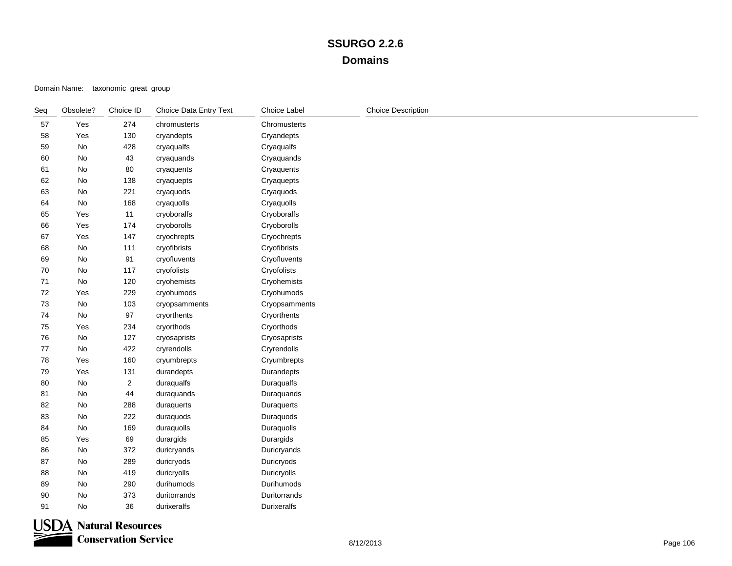# SSURGO 2.2.6

## Domains

Domain Name: taxonomic_great_group

| Seq | Obsolete? | Choice ID | Choice Data Entry Text | Choice Label | Choice Description |
|---|---|---|---|---|---|
| 57 | Yes | 274 | chromusterts | Chromusterts | |
| 58 | Yes | 130 | cryandepts | Cryandepts | |
| 59 | No | 428 | cryaqualfs | Cryaqualfs | |
| 60 | No | 43 | cryaquands | Cryaquands | |
| 61 | No | 80 | cryaquents | Cryaquents | |
| 62 | No | 138 | cryaquepts | Cryaquepts | |
| 63 | No | 221 | cryaquods | Cryaquods | |
| 64 | No | 168 | cryaquolls | Cryaquolls | |
| 65 | Yes | 11 | cryoboralfs | Cryoboralfs | |
| 66 | Yes | 174 | cryoborolls | Cryoborolls | |
| 67 | Yes | 147 | cryochrepts | Cryochrepts | |
| 68 | No | 111 | cryofibrists | Cryofibrists | |
| 69 | No | 91 | cryofluvents | Cryofluvents | |
| 70 | No | 117 | cryofolists | Cryofolists | |
| 71 | No | 120 | cryohemists | Cryohemists | |
| 72 | Yes | 229 | cryohumods | Cryohumods | |
| 73 | No | 103 | cryopsamments | Cryopsamments | |
| 74 | No | 97 | cryorthents | Cryorthents | |
| 75 | Yes | 234 | cryorthods | Cryorthods | |
| 76 | No | 127 | cryosaprists | Cryosaprists | |
| 77 | No | 422 | cryrendolls | Cryrendolls | |
| 78 | Yes | 160 | cryumbrepts | Cryumbrepts | |
| 79 | Yes | 131 | durandepts | Durandepts | |
| 80 | No | 2 | duraqualfs | Duraqualfs | |
| 81 | No | 44 | duraquands | Duraquands | |
| 82 | No | 288 | duraquerts | Duraquerts | |
| 83 | No | 222 | duraquods | Duraquods | |
| 84 | No | 169 | duraquolls | Duraquolls | |
| 85 | Yes | 69 | durargids | Durargids | |
| 86 | No | 372 | duricryands | Duricryands | |
| 87 | No | 289 | duricryods | Duricryods | |
| 88 | No | 419 | duricryolls | Duricryolls | |
| 89 | No | 290 | durihumods | Durihumods | |
| 90 | No | 373 | duritorrands | Duritorrands | |
| 91 | No | 36 | durixeralfs | Durixeralfs | |

USDA Natural Resources Conservation Service

8/12/2013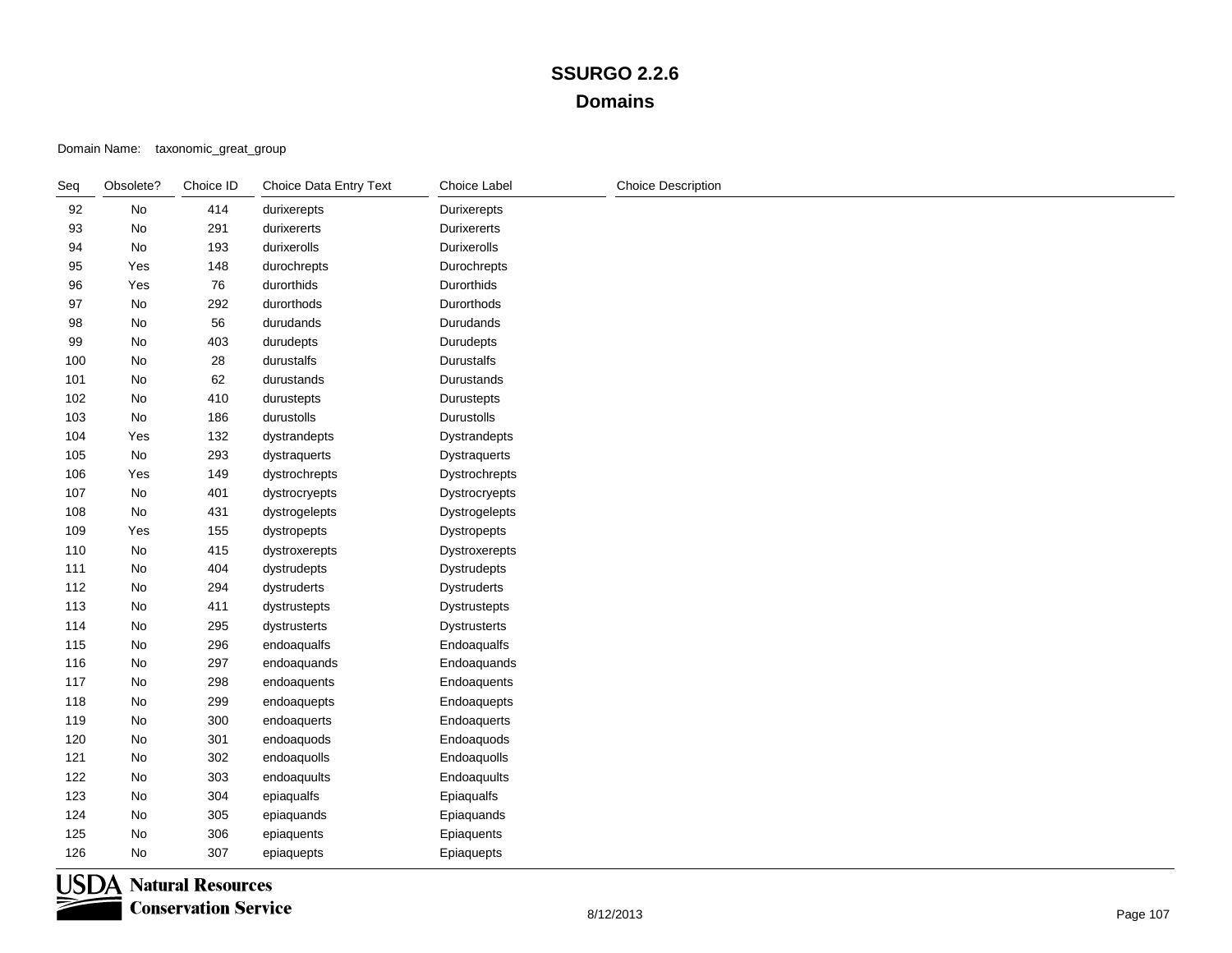# SSURGO 2.2.6

## Domains

Domain Name: taxonomic_great_group

| Seq | Obsolete? | Choice ID | Choice Data Entry Text | Choice Label | Choice Description |
|---|---|---|---|---|---|
| 92 | No | 414 | durixerepts | Durixerepts | |
| 93 | No | 291 | durixererts | Durixererts | |
| 94 | No | 193 | durixerolls | Durixerolls | |
| 95 | Yes | 148 | durochrepts | Durochrepts | |
| 96 | Yes | 76 | durorthids | Durorthids | |
| 97 | No | 292 | durorthods | Durorthods | |
| 98 | No | 56 | durudands | Durudands | |
| 99 | No | 403 | durudepts | Durudepts | |
| 100 | No | 28 | durustalfs | Durustalfs | |
| 101 | No | 62 | durustands | Durustands | |
| 102 | No | 410 | durustepts | Durustepts | |
| 103 | No | 186 | durustolls | Durustolls | |
| 104 | Yes | 132 | dystrandepts | Dystrandepts | |
| 105 | No | 293 | dystraquerts | Dystraquerts | |
| 106 | Yes | 149 | dystrochrepts | Dystrochrepts | |
| 107 | No | 401 | dystrocryepts | Dystrocryepts | |
| 108 | No | 431 | dystrogelepts | Dystrogelepts | |
| 109 | Yes | 155 | dystropepts | Dystropepts | |
| 110 | No | 415 | dystroxerepts | Dystroxerepts | |
| 111 | No | 404 | dystrudepts | Dystrudepts | |
| 112 | No | 294 | dystruderts | Dystruderts | |
| 113 | No | 411 | dystrustepts | Dystrustepts | |
| 114 | No | 295 | dystrusterts | Dystrusterts | |
| 115 | No | 296 | endoaqualfs | Endoaqualfs | |
| 116 | No | 297 | endoaquands | Endoaquands | |
| 117 | No | 298 | endoaquents | Endoaquents | |
| 118 | No | 299 | endoaquepts | Endoaquepts | |
| 119 | No | 300 | endoaquerts | Endoaquerts | |
| 120 | No | 301 | endoaquods | Endoaquods | |
| 121 | No | 302 | endoaquolls | Endoaquolls | |
| 122 | No | 303 | endoaquults | Endoaquults | |
| 123 | No | 304 | epiaqualfs | Epiaqualfs | |
| 124 | No | 305 | epiaquands | Epiaquands | |
| 125 | No | 306 | epiaquents | Epiaquents | |
| 126 | No | 307 | epiaquepts | Epiaquepts | |

USDA Natural Resources Conservation Service

8/12/2013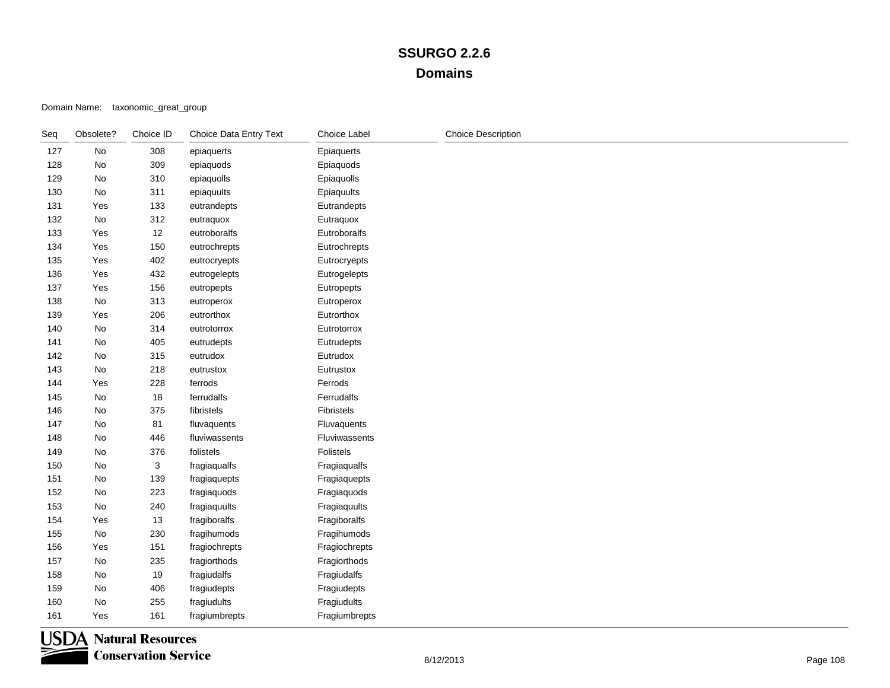# SSURGO 2.2.6

## Domains

Domain Name: taxonomic_great_group

| Seq | Obsolete? | Choice ID | Choice Data Entry Text | Choice Label | Choice Description |
|---|---|---|---|---|---|
| 127 | No | 308 | epiaquerts | Epiaquerts | |
| 128 | No | 309 | epiaquods | Epiaquods | |
| 129 | No | 310 | epiaquolls | Epiaquolls | |
| 130 | No | 311 | epiaquults | Epiaquults | |
| 131 | Yes | 133 | eutrandepts | Eutrandepts | |
| 132 | No | 312 | eutraquox | Eutraquox | |
| 133 | Yes | 12 | eutroboralfs | Eutroboralfs | |
| 134 | Yes | 150 | eutrochrepts | Eutrochrepts | |
| 135 | Yes | 402 | eutrocryepts | Eutrocryepts | |
| 136 | Yes | 432 | eutrogelepts | Eutrogelepts | |
| 137 | Yes | 156 | eutropepts | Eutropepts | |
| 138 | No | 313 | eutroperox | Eutroperox | |
| 139 | Yes | 206 | eutrorthox | Eutrorthox | |
| 140 | No | 314 | eutrotorrox | Eutrotorrox | |
| 141 | No | 405 | eutrudepts | Eutrudepts | |
| 142 | No | 315 | eutrudox | Eutrudox | |
| 143 | No | 218 | eutrustox | Eutrustox | |
| 144 | Yes | 228 | ferrods | Ferrods | |
| 145 | No | 18 | ferrudalfs | Ferrudalfs | |
| 146 | No | 375 | fibristels | Fibristels | |
| 147 | No | 81 | fluvaquents | Fluvaquents | |
| 148 | No | 446 | fluviwassents | Fluviwassents | |
| 149 | No | 376 | folistels | Folistels | |
| 150 | No | 3 | fragiaqualfs | Fragiaqualfs | |
| 151 | No | 139 | fragiaquepts | Fragiaquepts | |
| 152 | No | 223 | fragiaquods | Fragiaquods | |
| 153 | No | 240 | fragiaquults | Fragiaquults | |
| 154 | Yes | 13 | fragiboralfs | Fragiboralfs | |
| 155 | No | 230 | fragihumods | Fragihumods | |
| 156 | Yes | 151 | fragiochrepts | Fragiochrepts | |
| 157 | No | 235 | fragiorthods | Fragiorthods | |
| 158 | No | 19 | fragiudalfs | Fragiudalfs | |
| 159 | No | 406 | fragiudepts | Fragiudepts | |
| 160 | No | 255 | fragiudults | Fragiudults | |
| 161 | Yes | 161 | fragiumbrepts | Fragiumbrepts | |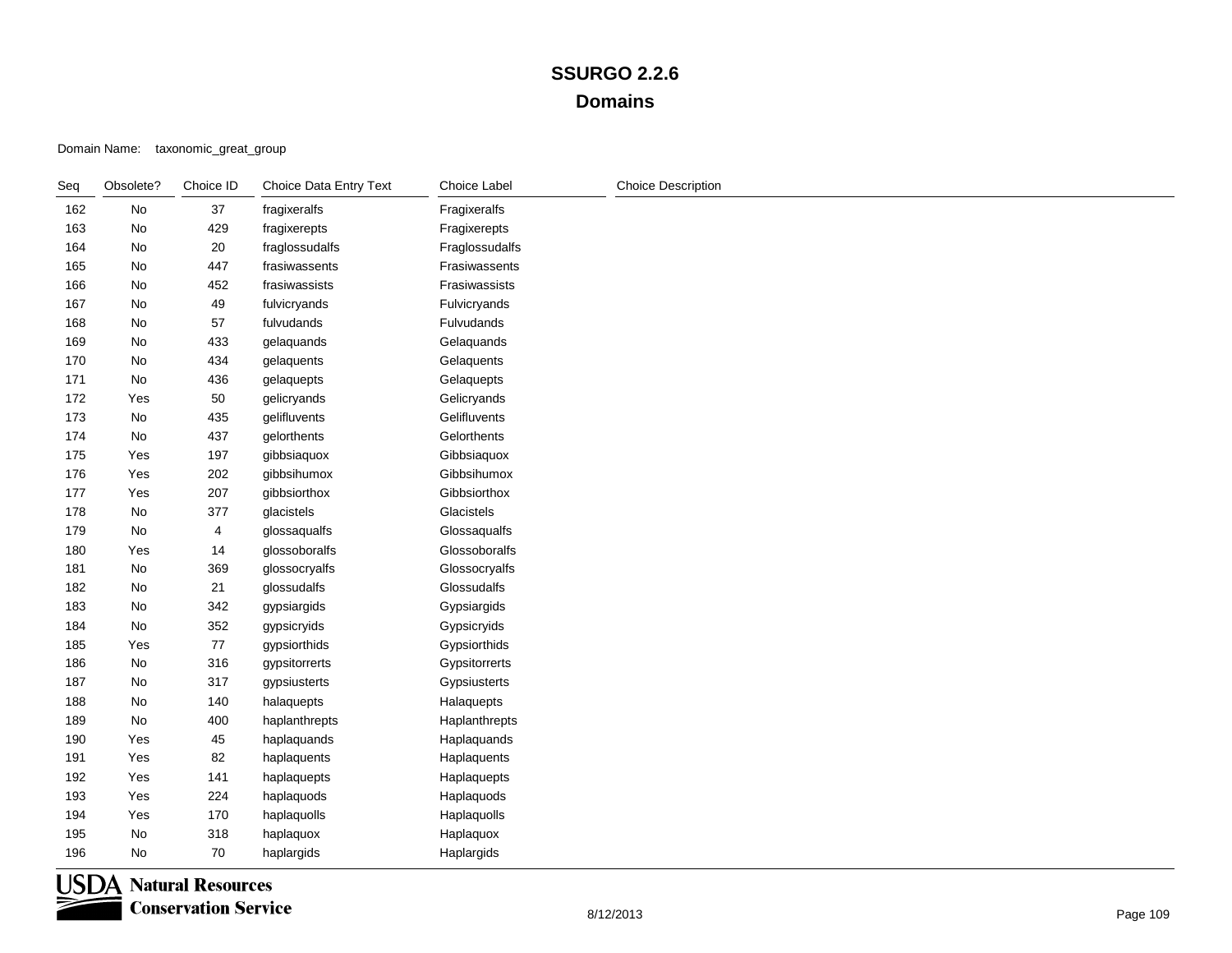# SSURGO 2.2.6

## Domains

Domain Name: taxonomic_great_group

| Seq | Obsolete? | Choice ID | Choice Data Entry Text | Choice Label | Choice Description |
|---|---|---|---|---|---|
| 162 | No | 37 | fragixeralfs | Fragixeralfs | |
| 163 | No | 429 | fragixerepts | Fragixerepts | |
| 164 | No | 20 | fraglossudalfs | Fraglossudalfs | |
| 165 | No | 447 | frasiwassents | Frasiwassents | |
| 166 | No | 452 | frasiwassists | Frasiwassists | |
| 167 | No | 49 | fulvicryands | Fulvicryands | |
| 168 | No | 57 | fulvudands | Fulvudands | |
| 169 | No | 433 | gelaquands | Gelaquands | |
| 170 | No | 434 | gelaquents | Gelaquents | |
| 171 | No | 436 | gelaquepts | Gelaquepts | |
| 172 | Yes | 50 | gelicryands | Gelicryands | |
| 173 | No | 435 | gelifluvents | Gelifluvents | |
| 174 | No | 437 | gelorthents | Gelorthents | |
| 175 | Yes | 197 | gibbsiaquox | Gibbsiaquox | |
| 176 | Yes | 202 | gibbsihumox | Gibbsihumox | |
| 177 | Yes | 207 | gibbsiorthox | Gibbsiorthox | |
| 178 | No | 377 | glacistels | Glacistels | |
| 179 | No | 4 | glossaqualfs | Glossaqualfs | |
| 180 | Yes | 14 | glossoboralfs | Glossoboralfs | |
| 181 | No | 369 | glossocryalfs | Glossocryalfs | |
| 182 | No | 21 | glossudalfs | Glossudalfs | |
| 183 | No | 342 | gypsiargids | Gypsiargids | |
| 184 | No | 352 | gypsicryids | Gypsicryids | |
| 185 | Yes | 77 | gypsiorthids | Gypsiorthids | |
| 186 | No | 316 | gypsitorrerts | Gypsitorrerts | |
| 187 | No | 317 | gypsiusterts | Gypsiusterts | |
| 188 | No | 140 | halaquepts | Halaquepts | |
| 189 | No | 400 | haplanthrepts | Haplanthrepts | |
| 190 | Yes | 45 | haplaquands | Haplaquands | |
| 191 | Yes | 82 | haplaquents | Haplaquents | |
| 192 | Yes | 141 | haplaquepts | Haplaquepts | |
| 193 | Yes | 224 | haplaquods | Haplaquods | |
| 194 | Yes | 170 | haplaquolls | Haplaquolls | |
| 195 | No | 318 | haplaquox | Haplaquox | |
| 196 | No | 70 | haplargids | Haplargids | |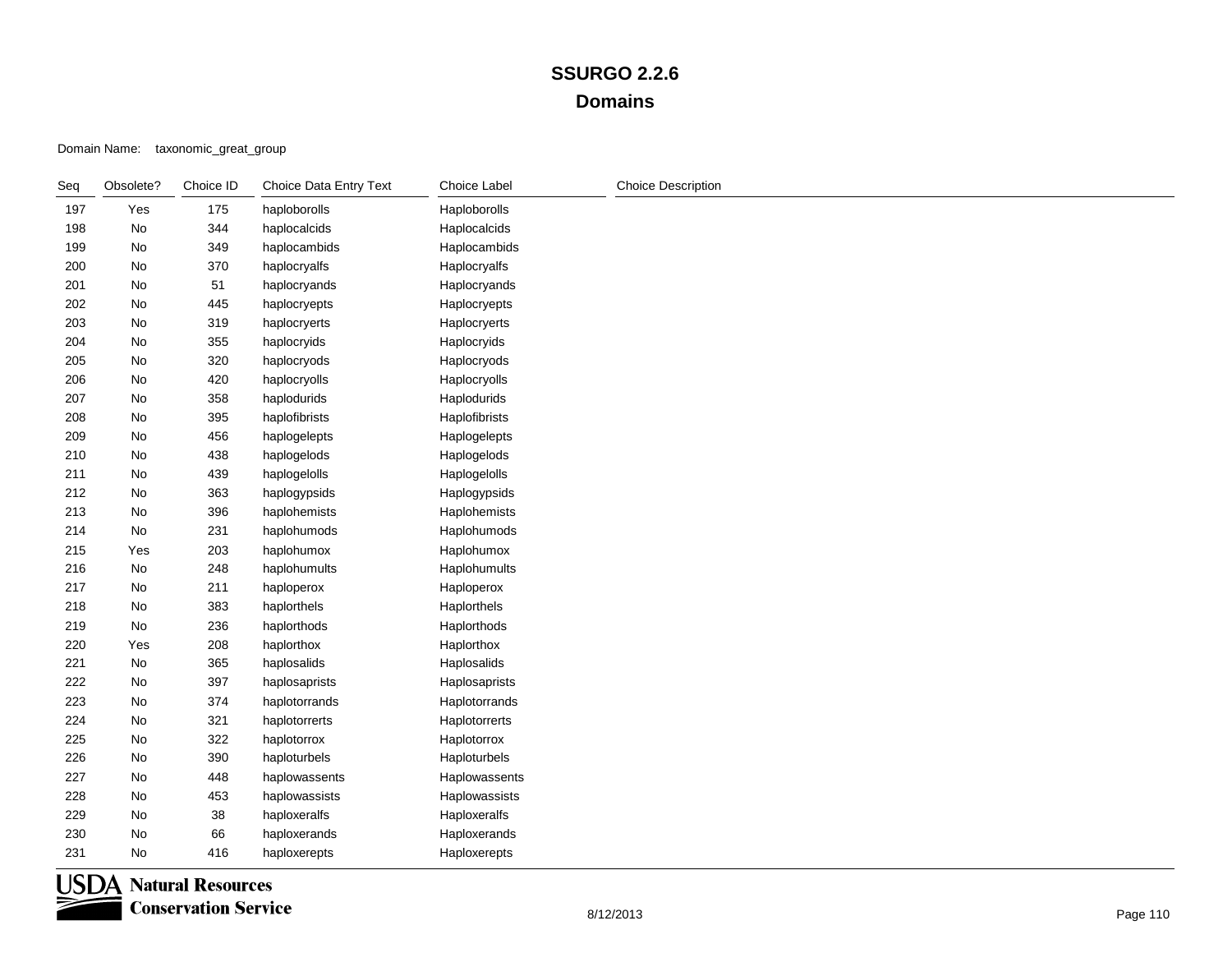# SSURGO 2.2.6

## Domains

Domain Name: taxonomic_great_group

| Seq | Obsolete? | Choice ID | Choice Data Entry Text | Choice Label | Choice Description |
|---|---|---|---|---|---|
| 197 | Yes | 175 | haploborolls | Haploborolls | |
| 198 | No | 344 | haplocalcids | Haplocalcids | |
| 199 | No | 349 | haplocambids | Haplocambids | |
| 200 | No | 370 | haplocryalfs | Haplocryalfs | |
| 201 | No | 51 | haplocryands | Haplocryands | |
| 202 | No | 445 | haplocryepts | Haplocryepts | |
| 203 | No | 319 | haplocryerts | Haplocryerts | |
| 204 | No | 355 | haplocryids | Haplocryids | |
| 205 | No | 320 | haplocryods | Haplocryods | |
| 206 | No | 420 | haplocryolls | Haplocryolls | |
| 207 | No | 358 | haplodurids | Haplodurids | |
| 208 | No | 395 | haplofibrists | Haplofibrists | |
| 209 | No | 456 | haplogelepts | Haplogelepts | |
| 210 | No | 438 | haplogelods | Haplogelods | |
| 211 | No | 439 | haplogelolls | Haplogelolls | |
| 212 | No | 363 | haplogypsids | Haplogypsids | |
| 213 | No | 396 | haplohemists | Haplohemists | |
| 214 | No | 231 | haplohumods | Haplohumods | |
| 215 | Yes | 203 | haplohumox | Haplohumox | |
| 216 | No | 248 | haplohumults | Haplohumults | |
| 217 | No | 211 | haploperox | Haploperox | |
| 218 | No | 383 | haplorthels | Haplorthels | |
| 219 | No | 236 | haplorthods | Haplorthods | |
| 220 | Yes | 208 | haplorthox | Haplorthox | |
| 221 | No | 365 | haplosalids | Haplosalids | |
| 222 | No | 397 | haplosaprists | Haplosaprists | |
| 223 | No | 374 | haplotorrands | Haplotorrands | |
| 224 | No | 321 | haplotorrerts | Haplotorrerts | |
| 225 | No | 322 | haplotorrox | Haplotorrox | |
| 226 | No | 390 | haploturbels | Haploturbels | |
| 227 | No | 448 | haplowassents | Haplowassents | |
| 228 | No | 453 | haplowassists | Haplowassists | |
| 229 | No | 38 | haploxeralfs | Haploxeralfs | |
| 230 | No | 66 | haploxerands | Haploxerands | |
| 231 | No | 416 | haploxerepts | Haploxerepts | |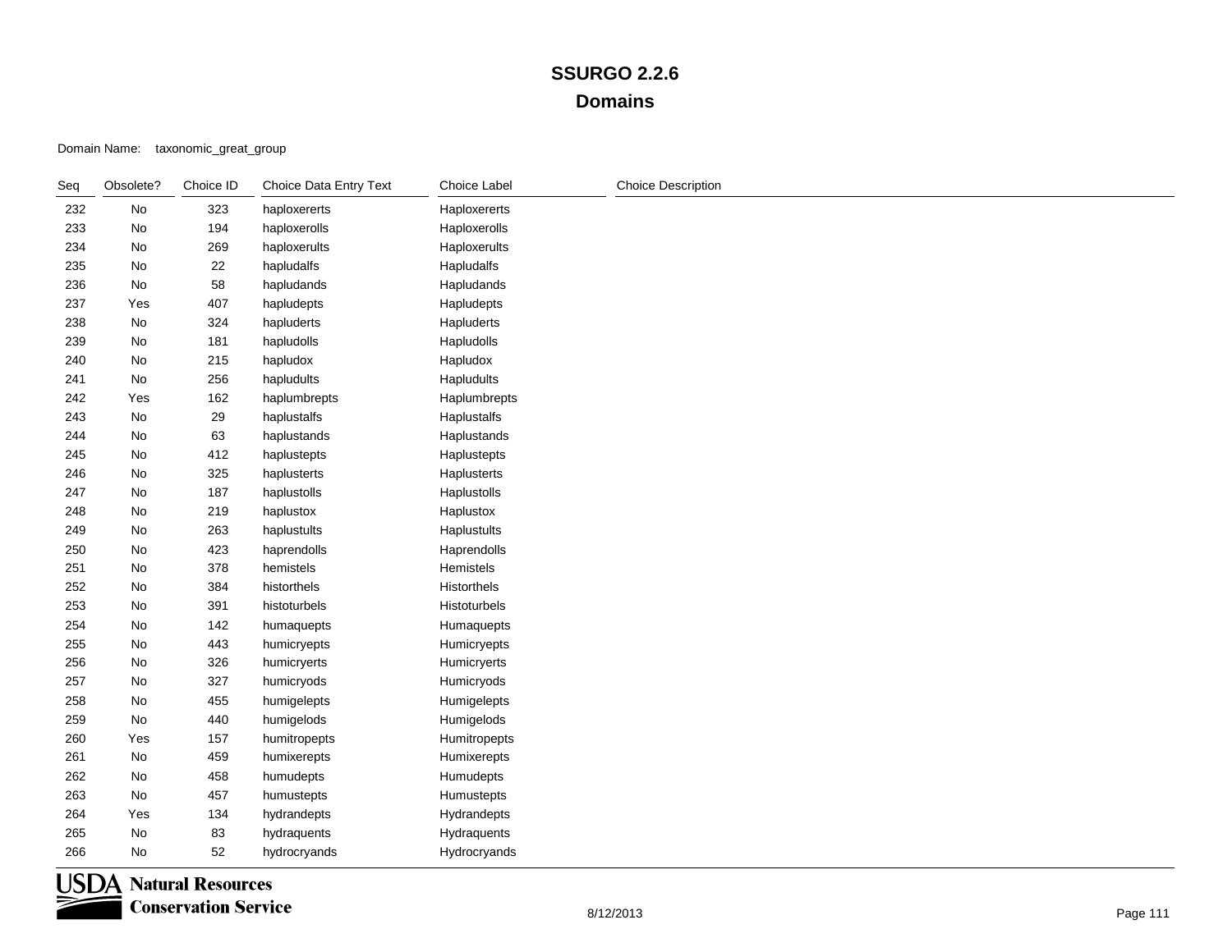# SSURGO 2.2.6

## Domains

Domain Name: taxonomic_great_group

| Seq | Obsolete? | Choice ID | Choice Data Entry Text | Choice Label | Choice Description |
|---|---|---|---|---|---|
| 232 | No | 323 | haploxererts | Haploxererts | |
| 233 | No | 194 | haploxerolls | Haploxerolls | |
| 234 | No | 269 | haploxerults | Haploxerults | |
| 235 | No | 22 | hapludalfs | Hapludalfs | |
| 236 | No | 58 | hapludands | Hapludands | |
| 237 | Yes | 407 | hapludepts | Hapludepts | |
| 238 | No | 324 | hapluderts | Hapluderts | |
| 239 | No | 181 | hapludolls | Hapludolls | |
| 240 | No | 215 | hapludox | Hapludox | |
| 241 | No | 256 | hapludults | Hapludults | |
| 242 | Yes | 162 | haplumbrepts | Haplumbrepts | |
| 243 | No | 29 | haplustalfs | Haplustalfs | |
| 244 | No | 63 | haplustands | Haplustands | |
| 245 | No | 412 | haplustepts | Haplustepts | |
| 246 | No | 325 | haplusterts | Haplusterts | |
| 247 | No | 187 | haplustolls | Haplustolls | |
| 248 | No | 219 | haplustox | Haplustox | |
| 249 | No | 263 | haplustults | Haplustults | |
| 250 | No | 423 | haprendolls | Haprendolls | |
| 251 | No | 378 | hemistels | Hemistels | |
| 252 | No | 384 | historthels | Historthels | |
| 253 | No | 391 | histoturbels | Histoturbels | |
| 254 | No | 142 | humaquepts | Humaquepts | |
| 255 | No | 443 | humicryepts | Humicryepts | |
| 256 | No | 326 | humicryerts | Humicryerts | |
| 257 | No | 327 | humicryods | Humicryods | |
| 258 | No | 455 | humigelepts | Humigelepts | |
| 259 | No | 440 | humigelods | Humigelods | |
| 260 | Yes | 157 | humitropepts | Humitropepts | |
| 261 | No | 459 | humixerepts | Humixerepts | |
| 262 | No | 458 | humudepts | Humudepts | |
| 263 | No | 457 | humustepts | Humustepts | |
| 264 | Yes | 134 | hydrandepts | Hydrandepts | |
| 265 | No | 83 | hydraquents | Hydraquents | |
| 266 | No | 52 | hydrocryands | Hydrocryands | |

USDA Natural Resources Conservation Service

8/12/2013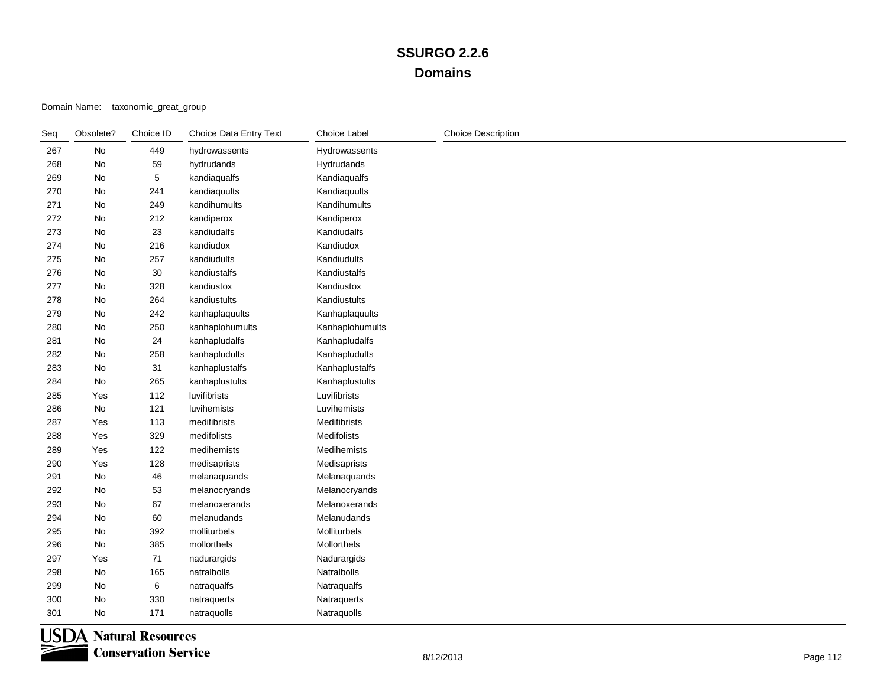# SSURGO 2.2.6

## Domains

Domain Name: taxonomic_great_group

| Seq | Obsolete? | Choice ID | Choice Data Entry Text | Choice Label | Choice Description |
|---|---|---|---|---|---|
| 267 | No | 449 | hydrowassents | Hydrowassents | |
| 268 | No | 59 | hydrudands | Hydrudands | |
| 269 | No | 5 | kandiaqualfs | Kandiaqualfs | |
| 270 | No | 241 | kandiaquults | Kandiaquults | |
| 271 | No | 249 | kandihumults | Kandihumults | |
| 272 | No | 212 | kandiperox | Kandiperox | |
| 273 | No | 23 | kandiudalfs | Kandiudalfs | |
| 274 | No | 216 | kandiudox | Kandiudox | |
| 275 | No | 257 | kandiudults | Kandiudults | |
| 276 | No | 30 | kandiustalfs | Kandiustalfs | |
| 277 | No | 328 | kandiustox | Kandiustox | |
| 278 | No | 264 | kandiustults | Kandiustults | |
| 279 | No | 242 | kanhaplaquults | Kanhaplaquults | |
| 280 | No | 250 | kanhaplohumults | Kanhaplohumults | |
| 281 | No | 24 | kanhapludalfs | Kanhapludalfs | |
| 282 | No | 258 | kanhapludults | Kanhapludults | |
| 283 | No | 31 | kanhaplustalfs | Kanhaplustalfs | |
| 284 | No | 265 | kanhaplustults | Kanhaplustults | |
| 285 | Yes | 112 | luvifibrists | Luvifibrists | |
| 286 | No | 121 | luvihemists | Luvihemists | |
| 287 | Yes | 113 | medifibrists | Medifibrists | |
| 288 | Yes | 329 | medifolists | Medifolists | |
| 289 | Yes | 122 | medihemists | Medihemists | |
| 290 | Yes | 128 | medisaprists | Medisaprists | |
| 291 | No | 46 | melanaquands | Melanaquands | |
| 292 | No | 53 | melanocryands | Melanocryands | |
| 293 | No | 67 | melanoxerands | Melanoxerands | |
| 294 | No | 60 | melanudands | Melanudands | |
| 295 | No | 392 | molliturbels | Molliturbels | |
| 296 | No | 385 | mollorthels | Mollorthels | |
| 297 | Yes | 71 | nadurargids | Nadurargids | |
| 298 | No | 165 | natralbolls | Natralbolls | |
| 299 | No | 6 | natraqualfs | Natraqualfs | |
| 300 | No | 330 | natraquerts | Natraquerts | |
| 301 | No | 171 | natraquolls | Natraquolls | |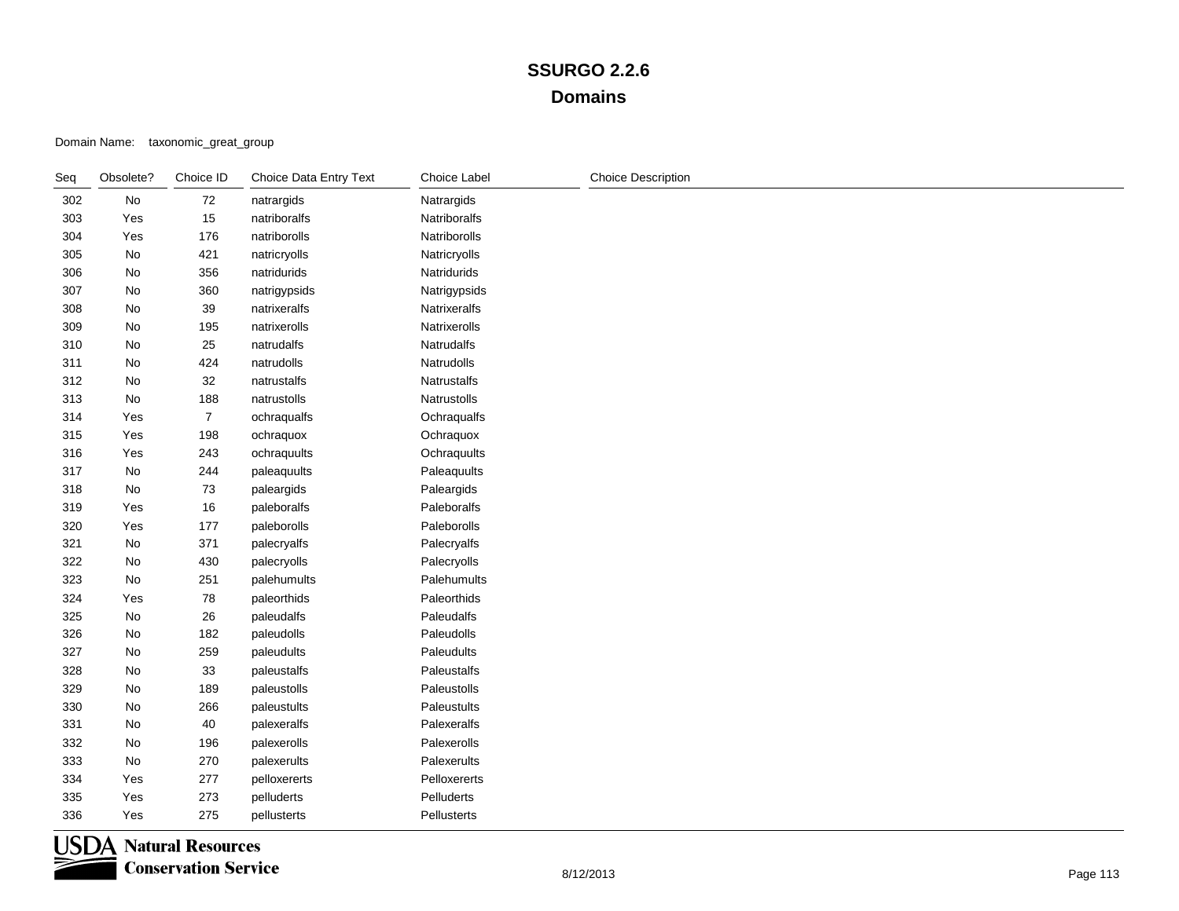# SSURGO 2.2.6

## Domains

Domain Name: taxonomic_great_group

| Seq | Obsolete? | Choice ID | Choice Data Entry Text | Choice Label | Choice Description |
|---|---|---|---|---|---|
| 302 | No | 72 | natrargids | Natrargids | |
| 303 | Yes | 15 | natriboralfs | Natriboralfs | |
| 304 | Yes | 176 | natriborolls | Natriborolls | |
| 305 | No | 421 | natricryolls | Natricryolls | |
| 306 | No | 356 | natridurids | Natridurids | |
| 307 | No | 360 | natrigypsids | Natrigypsids | |
| 308 | No | 39 | natrixeralfs | Natrixeralfs | |
| 309 | No | 195 | natrixerolls | Natrixerolls | |
| 310 | No | 25 | natrudalfs | Natrudalfs | |
| 311 | No | 424 | natrudolls | Natrudolls | |
| 312 | No | 32 | natrustalfs | Natrustalfs | |
| 313 | No | 188 | natrustolls | Natrustolls | |
| 314 | Yes | 7 | ochraqualfs | Ochraqualfs | |
| 315 | Yes | 198 | ochraquox | Ochraquox | |
| 316 | Yes | 243 | ochraquults | Ochraquults | |
| 317 | No | 244 | paleaquults | Paleaquults | |
| 318 | No | 73 | paleargids | Paleargids | |
| 319 | Yes | 16 | paleboralfs | Paleboralfs | |
| 320 | Yes | 177 | paleborolls | Paleborolls | |
| 321 | No | 371 | palecryalfs | Palecryalfs | |
| 322 | No | 430 | palecryolls | Palecryolls | |
| 323 | No | 251 | palehumults | Palehumults | |
| 324 | Yes | 78 | paleorthids | Paleorthids | |
| 325 | No | 26 | paleudalfs | Paleudalfs | |
| 326 | No | 182 | paleudolls | Paleudolls | |
| 327 | No | 259 | paleudults | Paleudults | |
| 328 | No | 33 | paleustalfs | Paleustalfs | |
| 329 | No | 189 | paleustolls | Paleustolls | |
| 330 | No | 266 | paleustults | Paleustults | |
| 331 | No | 40 | palexeralfs | Palexeralfs | |
| 332 | No | 196 | palexerolls | Palexerolls | |
| 333 | No | 270 | palexerults | Palexerults | |
| 334 | Yes | 277 | pelloxererts | Pelloxererts | |
| 335 | Yes | 273 | pelluderts | Pelluderts | |
| 336 | Yes | 275 | pellusterts | Pellusterts | |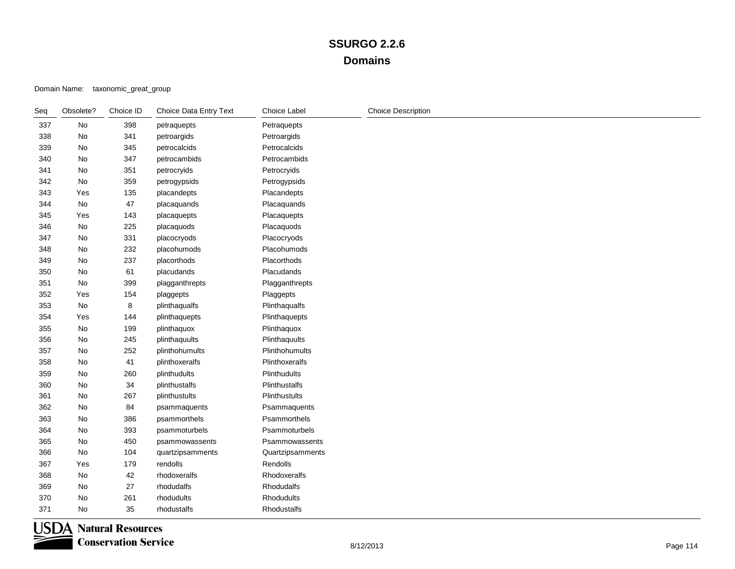# SSURGO 2.2.6

## Domains

Domain Name: taxonomic_great_group

| Seq | Obsolete? | Choice ID | Choice Data Entry Text | Choice Label | Choice Description |
|---|---|---|---|---|---|
| 337 | No | 398 | petraquepts | Petraquepts | |
| 338 | No | 341 | petroargids | Petroargids | |
| 339 | No | 345 | petrocalcids | Petrocalcids | |
| 340 | No | 347 | petrocambids | Petrocambids | |
| 341 | No | 351 | petrocryids | Petrocryids | |
| 342 | No | 359 | petrogypsids | Petrogypsids | |
| 343 | Yes | 135 | placandepts | Placandepts | |
| 344 | No | 47 | placaquands | Placaquands | |
| 345 | Yes | 143 | placaquepts | Placaquepts | |
| 346 | No | 225 | placaquods | Placaquods | |
| 347 | No | 331 | placocryods | Placocryods | |
| 348 | No | 232 | placohumods | Placohumods | |
| 349 | No | 237 | placorthods | Placorthods | |
| 350 | No | 61 | placudands | Placudands | |
| 351 | No | 399 | plagganthrepts | Plagganthrepts | |
| 352 | Yes | 154 | plaggepts | Plaggepts | |
| 353 | No | 8 | plinthaqualfs | Plinthaqualfs | |
| 354 | Yes | 144 | plinthaquepts | Plinthaquepts | |
| 355 | No | 199 | plinthaquox | Plinthaquox | |
| 356 | No | 245 | plinthaquults | Plinthaquults | |
| 357 | No | 252 | plinthohumults | Plinthohumults | |
| 358 | No | 41 | plinthoxeralfs | Plinthoxeralfs | |
| 359 | No | 260 | plinthudults | Plinthudults | |
| 360 | No | 34 | plinthustalfs | Plinthustalfs | |
| 361 | No | 267 | plinthustults | Plinthustults | |
| 362 | No | 84 | psammaquents | Psammaquents | |
| 363 | No | 386 | psammorthels | Psammorthels | |
| 364 | No | 393 | psammoturbels | Psammoturbels | |
| 365 | No | 450 | psammowassents | Psammowassents | |
| 366 | No | 104 | quartzipsamments | Quartzipsamments | |
| 367 | Yes | 179 | rendolls | Rendolls | |
| 368 | No | 42 | rhodoxeralfs | Rhodoxeralfs | |
| 369 | No | 27 | rhodudalfs | Rhodudalfs | |
| 370 | No | 261 | rhodudults | Rhodudults | |
| 371 | No | 35 | rhodustalfs | Rhodustalfs | |

USDA Natural Resources Conservation Service

8/12/2013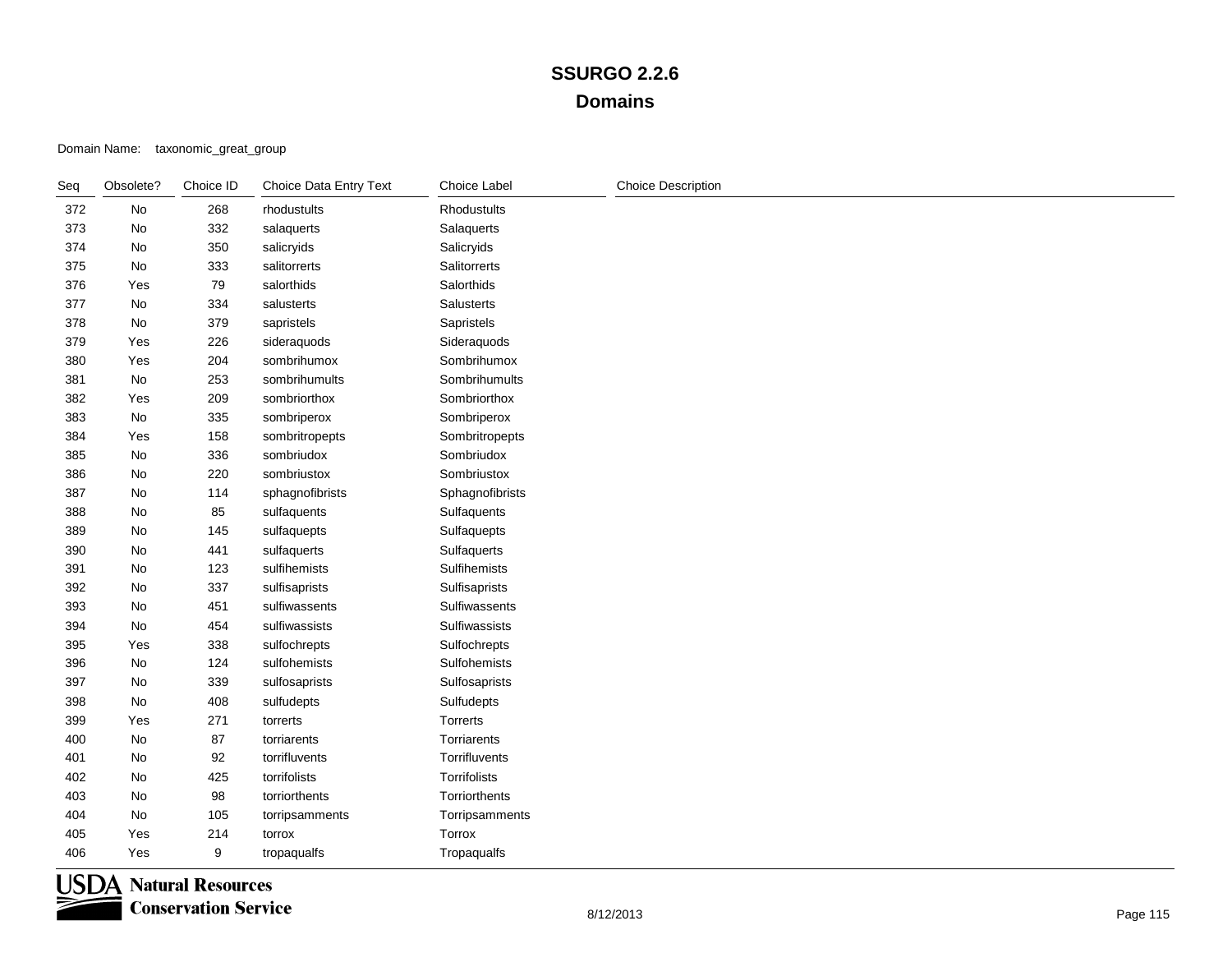# SSURGO 2.2.6

## Domains

Domain Name: taxonomic_great_group

| Seq | Obsolete? | Choice ID | Choice Data Entry Text | Choice Label | Choice Description |
|---|---|---|---|---|---|
| 372 | No | 268 | rhodustults | Rhodustults | |
| 373 | No | 332 | salaquerts | Salaquerts | |
| 374 | No | 350 | salicryids | Salicryids | |
| 375 | No | 333 | salitorrerts | Salitorrerts | |
| 376 | Yes | 79 | salorthids | Salorthids | |
| 377 | No | 334 | salusterts | Salusterts | |
| 378 | No | 379 | sapristels | Sapristels | |
| 379 | Yes | 226 | sideraquods | Sideraquods | |
| 380 | Yes | 204 | sombrihumox | Sombrihumox | |
| 381 | No | 253 | sombrihumults | Sombrihumults | |
| 382 | Yes | 209 | sombriorthox | Sombriorthox | |
| 383 | No | 335 | sombriperox | Sombriperox | |
| 384 | Yes | 158 | sombritropepts | Sombritropepts | |
| 385 | No | 336 | sombriudox | Sombriudox | |
| 386 | No | 220 | sombriustox | Sombriustox | |
| 387 | No | 114 | sphagnofibrists | Sphagnofibrists | |
| 388 | No | 85 | sulfaquents | Sulfaquents | |
| 389 | No | 145 | sulfaquepts | Sulfaquepts | |
| 390 | No | 441 | sulfaquerts | Sulfaquerts | |
| 391 | No | 123 | sulfihemists | Sulfihemists | |
| 392 | No | 337 | sulfisaprists | Sulfisaprists | |
| 393 | No | 451 | sulfiwassents | Sulfiwassents | |
| 394 | No | 454 | sulfiwassists | Sulfiwassists | |
| 395 | Yes | 338 | sulfochrepts | Sulfochrepts | |
| 396 | No | 124 | sulfohemists | Sulfohemists | |
| 397 | No | 339 | sulfosaprists | Sulfosaprists | |
| 398 | No | 408 | sulfudepts | Sulfudepts | |
| 399 | Yes | 271 | torrerts | Torrerts | |
| 400 | No | 87 | torriarents | Torriarents | |
| 401 | No | 92 | torrifluvents | Torrifluvents | |
| 402 | No | 425 | torrifolists | Torrifolists | |
| 403 | No | 98 | torriorthents | Torriorthents | |
| 404 | No | 105 | torripsamments | Torripsamments | |
| 405 | Yes | 214 | torrox | Torrox | |
| 406 | Yes | 9 | tropaqualfs | Tropaqualfs | |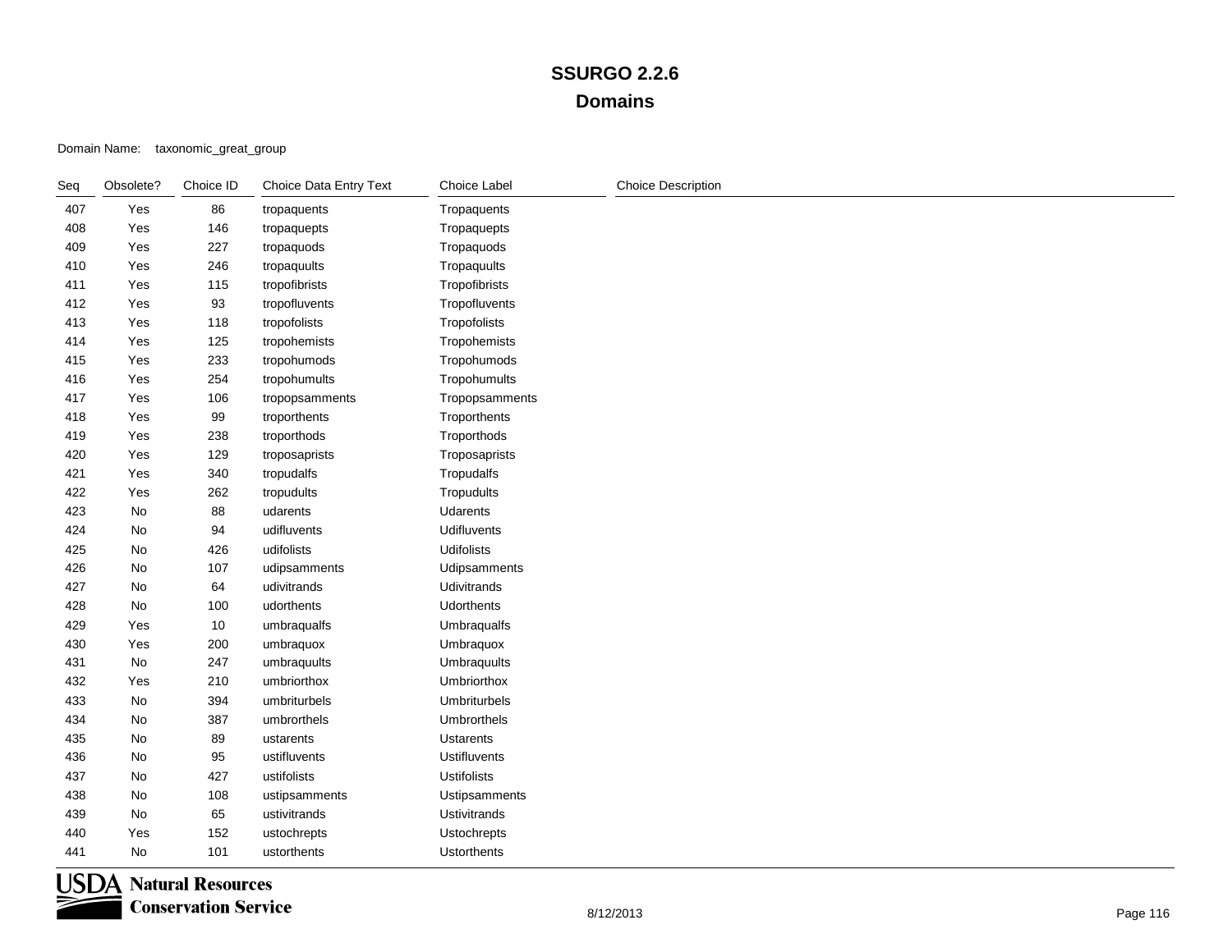# SSURGO 2.2.6

## Domains

Domain Name: taxonomic_great_group

| Seq | Obsolete? | Choice ID | Choice Data Entry Text | Choice Label | Choice Description |
|---|---|---|---|---|---|
| 407 | Yes | 86 | tropaquents | Tropaquents | |
| 408 | Yes | 146 | tropaquepts | Tropaquepts | |
| 409 | Yes | 227 | tropaquods | Tropaquods | |
| 410 | Yes | 246 | tropaquults | Tropaquults | |
| 411 | Yes | 115 | tropofibrists | Tropofibrists | |
| 412 | Yes | 93 | tropofluvents | Tropofluvents | |
| 413 | Yes | 118 | tropofolists | Tropofolists | |
| 414 | Yes | 125 | tropohemists | Tropohemists | |
| 415 | Yes | 233 | tropohumods | Tropohumods | |
| 416 | Yes | 254 | tropohumults | Tropohumults | |
| 417 | Yes | 106 | tropopsamments | Tropopsamments | |
| 418 | Yes | 99 | troporthents | Troporthents | |
| 419 | Yes | 238 | troporthods | Troporthods | |
| 420 | Yes | 129 | troposaprists | Troposaprists | |
| 421 | Yes | 340 | tropudalfs | Tropudalfs | |
| 422 | Yes | 262 | tropudults | Tropudults | |
| 423 | No | 88 | udarents | Udarents | |
| 424 | No | 94 | udifluvents | Udifluvents | |
| 425 | No | 426 | udifolists | Udifolists | |
| 426 | No | 107 | udipsamments | Udipsamments | |
| 427 | No | 64 | udivitrands | Udivitrands | |
| 428 | No | 100 | udorthents | Udorthents | |
| 429 | Yes | 10 | umbraqualfs | Umbraqualfs | |
| 430 | Yes | 200 | umbraquox | Umbraquox | |
| 431 | No | 247 | umbraquults | Umbraquults | |
| 432 | Yes | 210 | umbriorthox | Umbriorthox | |
| 433 | No | 394 | umbriturbels | Umbriturbels | |
| 434 | No | 387 | umbrorthels | Umbrorthels | |
| 435 | No | 89 | ustarents | Ustarents | |
| 436 | No | 95 | ustifluvents | Ustifluvents | |
| 437 | No | 427 | ustifolists | Ustifolists | |
| 438 | No | 108 | ustipsamments | Ustipsamments | |
| 439 | No | 65 | ustivitrands | Ustivitrands | |
| 440 | Yes | 152 | ustochrepts | Ustochrepts | |
| 441 | No | 101 | ustorthents | Ustorthents | |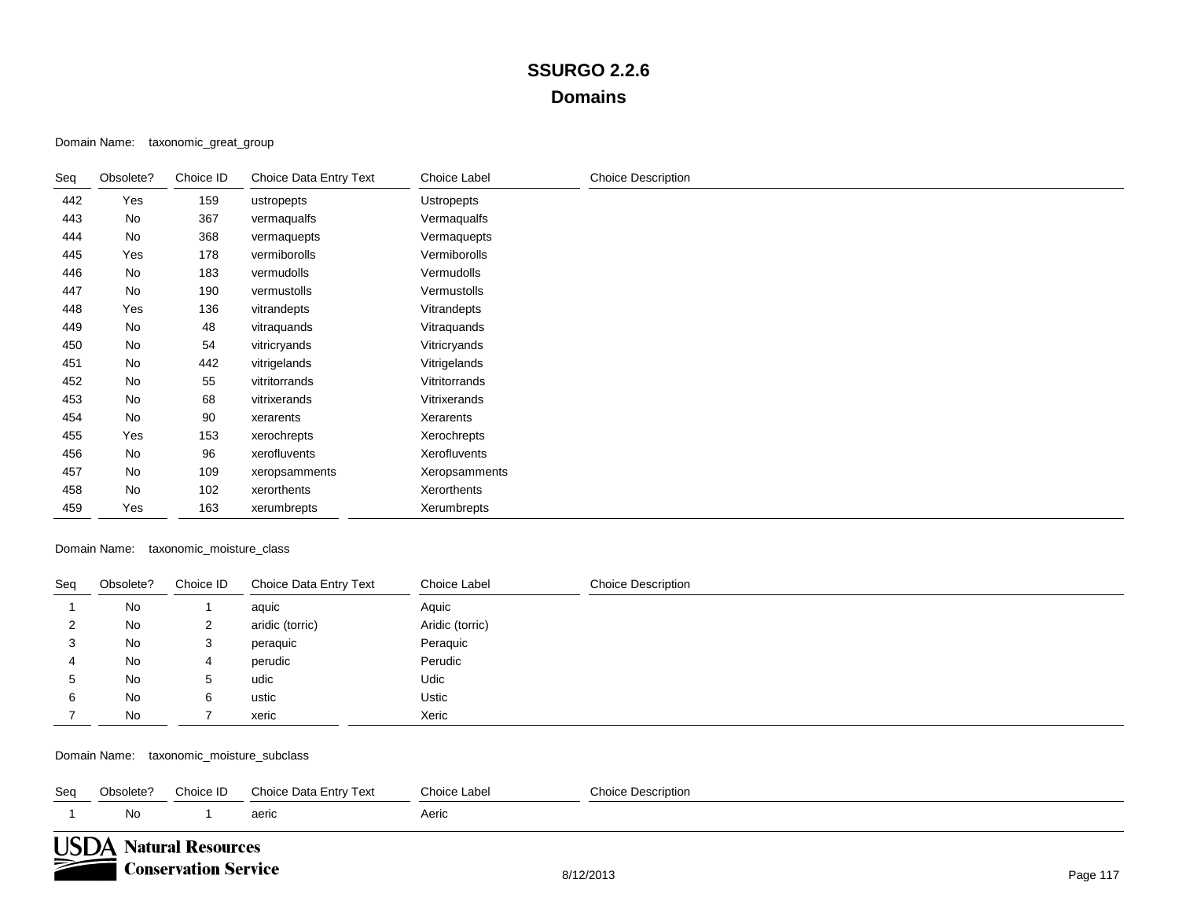# SSURGO 2.2.6

## Domains

Domain Name: taxonomic_great_group

| Seq | Obsolete? | Choice ID | Choice Data Entry Text | Choice Label | Choice Description |
|---|---|---|---|---|---|
| 442 | Yes | 159 | ustropepts | Ustropepts | |
| 443 | No | 367 | vermaqualfs | Vermaqualfs | |
| 444 | No | 368 | vermaquepts | Vermaquepts | |
| 445 | Yes | 178 | vermiborolls | Vermiborolls | |
| 446 | No | 183 | vermudolls | Vermudolls | |
| 447 | No | 190 | vermustolls | Vermustolls | |
| 448 | Yes | 136 | vitrandepts | Vitrandepts | |
| 449 | No | 48 | vitraquands | Vitraquands | |
| 450 | No | 54 | vitricryands | Vitricryands | |
| 451 | No | 442 | vitrigelands | Vitrigelands | |
| 452 | No | 55 | vitritorrands | Vitritorrands | |
| 453 | No | 68 | vitrixerands | Vitrixerands | |
| 454 | No | 90 | xerarents | Xerarents | |
| 455 | Yes | 153 | xerochrepts | Xerochrepts | |
| 456 | No | 96 | xerofluvents | Xerofluvents | |
| 457 | No | 109 | xeropsamments | Xeropsamments | |
| 458 | No | 102 | xerorthents | Xerorthents | |
| 459 | Yes | 163 | xerumbrepts | Xerumbrepts | |

Domain Name: taxonomic_moisture_class

| Seq | Obsolete? | Choice ID | Choice Data Entry Text | Choice Label | Choice Description |
|---|---|---|---|---|---|
| 1 | No | 1 | aquic | Aquic | |
| 2 | No | 2 | aridic (torric) | Aridic (torric) | |
| 3 | No | 3 | peraquic | Peraquic | |
| 4 | No | 4 | perudic | Perudic | |
| 5 | No | 5 | udic | Udic | |
| 6 | No | 6 | ustic | Ustic | |
| 7 | No | 7 | xeric | Xeric | |

Domain Name: taxonomic_moisture_subclass

| Seq | Obsolete? | Choice ID | Choice Data Entry Text | Choice Label | Choice Description |
|---|---|---|---|---|---|
| 1 | No | 1 | aeric | Aeric | |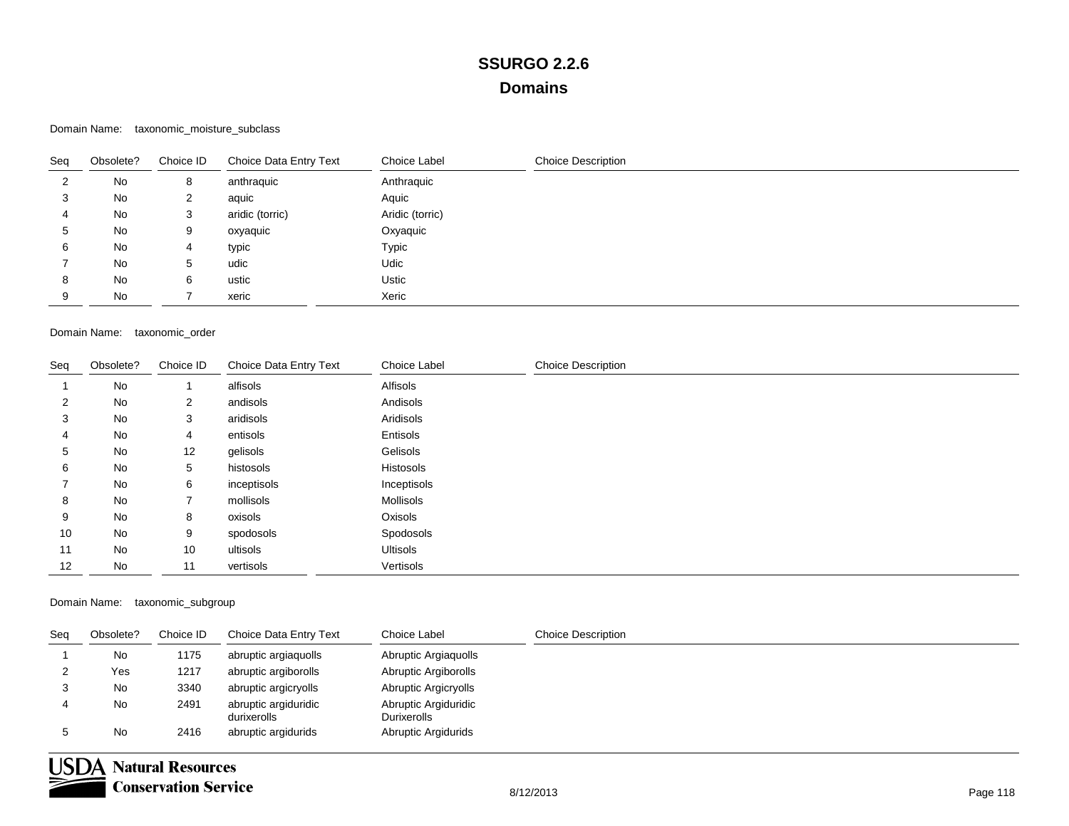# SSURGO 2.2.6

## Domains

Domain Name: taxonomic_moisture_subclass

| Seq | Obsolete? | Choice ID | Choice Data Entry Text | Choice Label | Choice Description |
|---|---|---|---|---|---|
| 2 | No | 8 | anthraquic | Anthraquic | |
| 3 | No | 2 | aquic | Aquic | |
| 4 | No | 3 | aridic (torric) | Aridic (torric) | |
| 5 | No | 9 | oxyaquic | Oxyaquic | |
| 6 | No | 4 | typic | Typic | |
| 7 | No | 5 | udic | Udic | |
| 8 | No | 6 | ustic | Ustic | |
| 9 | No | 7 | xeric | Xeric | |

Domain Name: taxonomic_order

| Seq | Obsolete? | Choice ID | Choice Data Entry Text | Choice Label | Choice Description |
|---|---|---|---|---|---|
| 1 | No | 1 | alfisols | Alfisols | |
| 2 | No | 2 | andisols | Andisols | |
| 3 | No | 3 | aridisols | Aridisols | |
| 4 | No | 4 | entisols | Entisols | |
| 5 | No | 12 | gelisols | Gelisols | |
| 6 | No | 5 | histosols | Histosols | |
| 7 | No | 6 | inceptisols | Inceptisols | |
| 8 | No | 7 | mollisols | Mollisols | |
| 9 | No | 8 | oxisols | Oxisols | |
| 10 | No | 9 | spodosols | Spodosols | |
| 11 | No | 10 | ultisols | Ultisols | |
| 12 | No | 11 | vertisols | Vertisols | |

Domain Name: taxonomic_subgroup

| Seq | Obsolete? | Choice ID | Choice Data Entry Text | Choice Label | Choice Description |
|---|---|---|---|---|---|
| 1 | No | 1175 | abruptic argiaquolls | Abruptic Argiaquolls | |
| 2 | Yes | 1217 | abruptic argiborolls | Abruptic Argiborolls | |
| 3 | No | 3340 | abruptic argicryolls | Abruptic Argicryolls | |
| 4 | No | 2491 | abruptic argiduridic durixerolls | Abruptic Argiduridic Durixerolls | |
| 5 | No | 2416 | abruptic argidurids | Abruptic Argidurids | |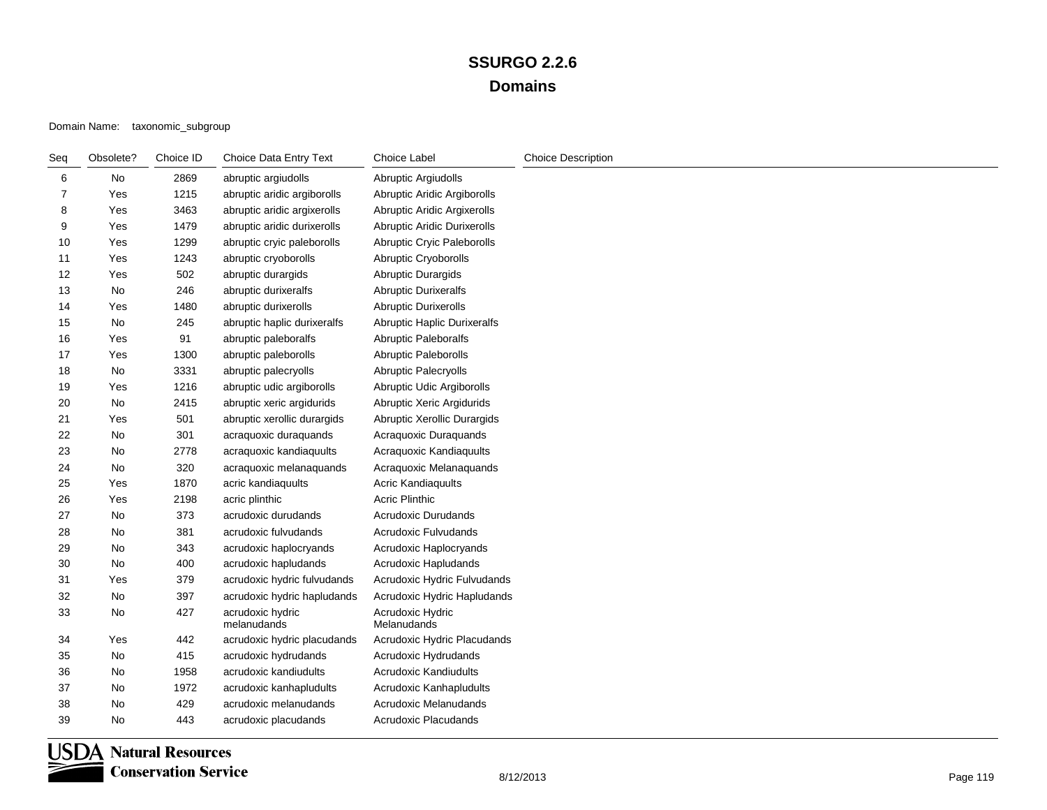# SSURGO 2.2.6
## Domains

Domain Name: taxonomic_subgroup

| Seq | Obsolete? | Choice ID | Choice Data Entry Text | Choice Label | Choice Description |
|---|---|---|---|---|---|
| 6 | No | 2869 | abruptic argiudolls | Abruptic Argiudolls | |
| 7 | Yes | 1215 | abruptic aridic argiborolls | Abruptic Aridic Argiborolls | |
| 8 | Yes | 3463 | abruptic aridic argixerolls | Abruptic Aridic Argixerolls | |
| 9 | Yes | 1479 | abruptic aridic durixerolls | Abruptic Aridic Durixerolls | |
| 10 | Yes | 1299 | abruptic cryic paleborolls | Abruptic Cryic Paleborolls | |
| 11 | Yes | 1243 | abruptic cryoborolls | Abruptic Cryoborolls | |
| 12 | Yes | 502 | abruptic durargids | Abruptic Durargids | |
| 13 | No | 246 | abruptic durixeralfs | Abruptic Durixeralfs | |
| 14 | Yes | 1480 | abruptic durixerolls | Abruptic Durixerolls | |
| 15 | No | 245 | abruptic haplic durixeralfs | Abruptic Haplic Durixeralfs | |
| 16 | Yes | 91 | abruptic paleboralfs | Abruptic Paleboralfs | |
| 17 | Yes | 1300 | abruptic paleborolls | Abruptic Paleborolls | |
| 18 | No | 3331 | abruptic palecryolls | Abruptic Palecryolls | |
| 19 | Yes | 1216 | abruptic udic argiborolls | Abruptic Udic Argiborolls | |
| 20 | No | 2415 | abruptic xeric argidurids | Abruptic Xeric Argidurids | |
| 21 | Yes | 501 | abruptic xerollic durargids | Abruptic Xerollic Durargids | |
| 22 | No | 301 | acraquoxic duraquands | Acraquoxic Duraquands | |
| 23 | No | 2778 | acraquoxic kandiaquults | Acraquoxic Kandiaquults | |
| 24 | No | 320 | acraquoxic melanaquands | Acraquoxic Melanaquands | |
| 25 | Yes | 1870 | acric kandiaquults | Acric Kandiaquults | |
| 26 | Yes | 2198 | acric plinthic | Acric Plinthic | |
| 27 | No | 373 | acrudoxic durudands | Acrudoxic Durudands | |
| 28 | No | 381 | acrudoxic fulvudands | Acrudoxic Fulvudands | |
| 29 | No | 343 | acrudoxic haplocryands | Acrudoxic Haplocryands | |
| 30 | No | 400 | acrudoxic hapludands | Acrudoxic Hapludands | |
| 31 | Yes | 379 | acrudoxic hydric fulvudands | Acrudoxic Hydric Fulvudands | |
| 32 | No | 397 | acrudoxic hydric hapludands | Acrudoxic Hydric Hapludands | |
| 33 | No | 427 | acrudoxic hydric melanudands | Acrudoxic Hydric Melanudands | |
| 34 | Yes | 442 | acrudoxic hydric placudands | Acrudoxic Hydric Placudands | |
| 35 | No | 415 | acrudoxic hydrudands | Acrudoxic Hydrudands | |
| 36 | No | 1958 | acrudoxic kandiudults | Acrudoxic Kandiudults | |
| 37 | No | 1972 | acrudoxic kanhapludults | Acrudoxic Kanhapludults | |
| 38 | No | 429 | acrudoxic melanudands | Acrudoxic Melanudands | |
| 39 | No | 443 | acrudoxic placudands | Acrudoxic Placudands | |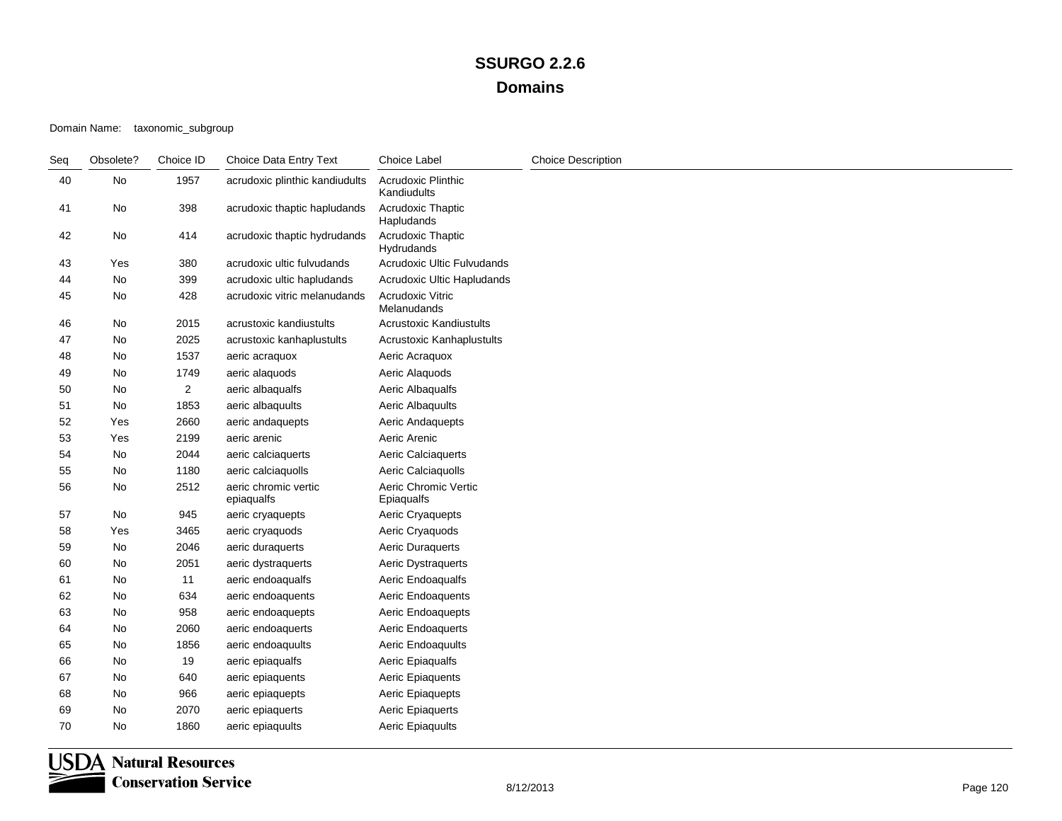# SSURGO 2.2.6

## Domains

Domain Name: taxonomic_subgroup

| Seq | Obsolete? | Choice ID | Choice Data Entry Text | Choice Label | Choice Description |
|---|---|---|---|---|---|
| 40 | No | 1957 | acrudoxic plinthic kandiudults | Acrudoxic Plinthic Kandiudults | |
| 41 | No | 398 | acrudoxic thaptic hapludands | Acrudoxic Thaptic Hapludands | |
| 42 | No | 414 | acrudoxic thaptic hydrudands | Acrudoxic Thaptic Hydrudands | |
| 43 | Yes | 380 | acrudoxic ultic fulvudands | Acrudoxic Ultic Fulvudands | |
| 44 | No | 399 | acrudoxic ultic hapludands | Acrudoxic Ultic Hapludands | |
| 45 | No | 428 | acrudoxic vitric melanudands | Acrudoxic Vitric Melanudands | |
| 46 | No | 2015 | acrustoxic kandiustults | Acrustoxic Kandiustults | |
| 47 | No | 2025 | acrustoxic kanhaplustults | Acrustoxic Kanhaplustults | |
| 48 | No | 1537 | aeric acraquox | Aeric Acraquox | |
| 49 | No | 1749 | aeric alaquods | Aeric Alaquods | |
| 50 | No | 2 | aeric albaqualfs | Aeric Albaqualfs | |
| 51 | No | 1853 | aeric albaquults | Aeric Albaquults | |
| 52 | Yes | 2660 | aeric andaquepts | Aeric Andaquepts | |
| 53 | Yes | 2199 | aeric arenic | Aeric Arenic | |
| 54 | No | 2044 | aeric calciaquerts | Aeric Calciaquerts | |
| 55 | No | 1180 | aeric calciaquolls | Aeric Calciaquolls | |
| 56 | No | 2512 | aeric chromic vertic epiaqualfs | Aeric Chromic Vertic Epiaqualfs | |
| 57 | No | 945 | aeric cryaquepts | Aeric Cryaquepts | |
| 58 | Yes | 3465 | aeric cryaquods | Aeric Cryaquods | |
| 59 | No | 2046 | aeric duraquerts | Aeric Duraquerts | |
| 60 | No | 2051 | aeric dystraquerts | Aeric Dystraquerts | |
| 61 | No | 11 | aeric endoaqualfs | Aeric Endoaqualfs | |
| 62 | No | 634 | aeric endoaquents | Aeric Endoaquents | |
| 63 | No | 958 | aeric endoaquepts | Aeric Endoaquepts | |
| 64 | No | 2060 | aeric endoaquerts | Aeric Endoaquerts | |
| 65 | No | 1856 | aeric endoaquults | Aeric Endoaquults | |
| 66 | No | 19 | aeric epiaqualfs | Aeric Epiaqualfs | |
| 67 | No | 640 | aeric epiaquents | Aeric Epiaquents | |
| 68 | No | 966 | aeric epiaquepts | Aeric Epiaquepts | |
| 69 | No | 2070 | aeric epiaquerts | Aeric Epiaquerts | |
| 70 | No | 1860 | aeric epiaquults | Aeric Epiaquults | |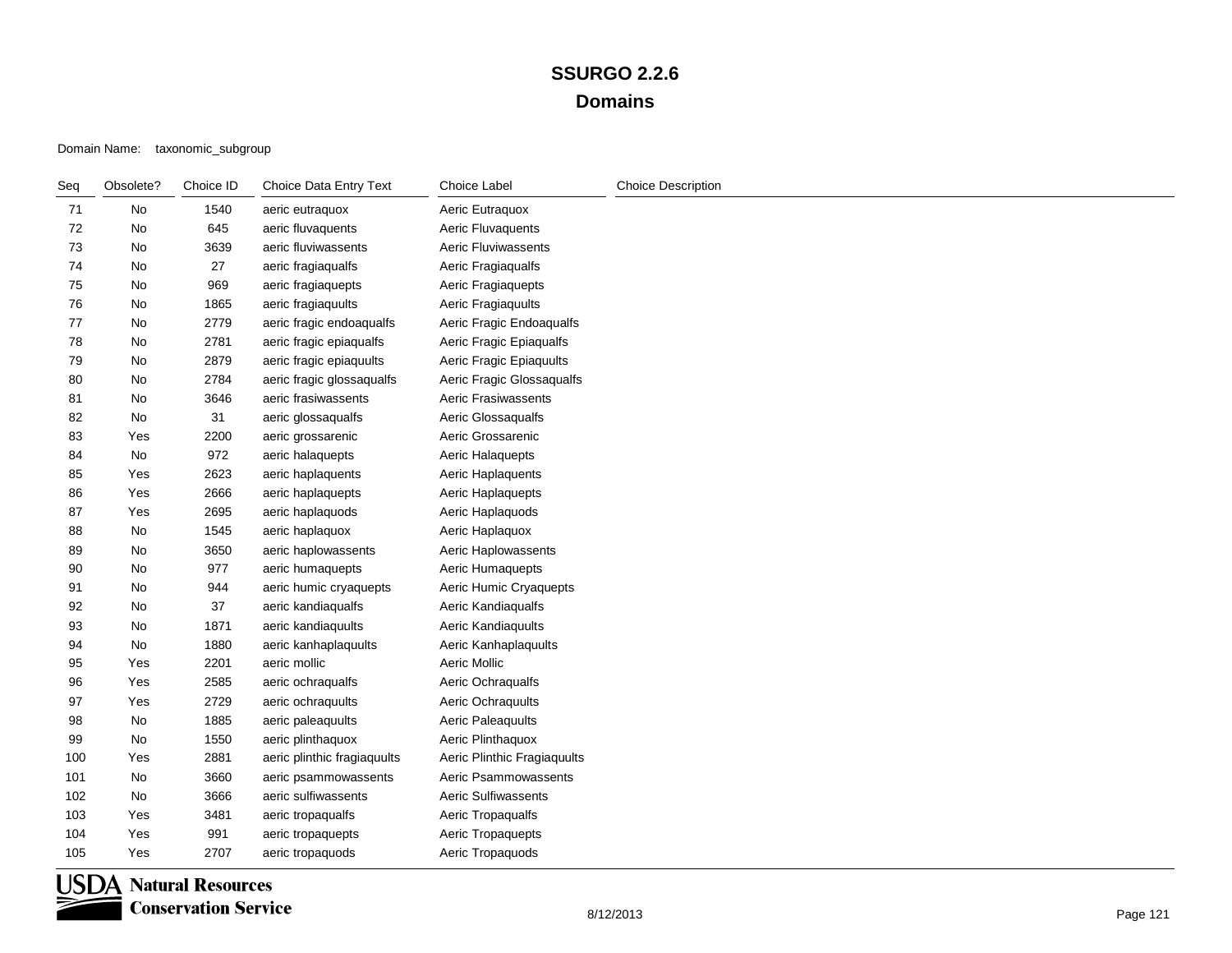# SSURGO 2.2.6

## Domains

Domain Name: taxonomic_subgroup

| Seq | Obsolete? | Choice ID | Choice Data Entry Text | Choice Label | Choice Description |
|---|---|---|---|---|---|
| 71 | No | 1540 | aeric eutraquox | Aeric Eutraquox | |
| 72 | No | 645 | aeric fluvaquents | Aeric Fluvaquents | |
| 73 | No | 3639 | aeric fluviwassents | Aeric Fluviwassents | |
| 74 | No | 27 | aeric fragiaqualfs | Aeric Fragiaqualfs | |
| 75 | No | 969 | aeric fragiaquepts | Aeric Fragiaquepts | |
| 76 | No | 1865 | aeric fragiaquults | Aeric Fragiaquults | |
| 77 | No | 2779 | aeric fragic endoaqualfs | Aeric Fragic Endoaqualfs | |
| 78 | No | 2781 | aeric fragic epiaqualfs | Aeric Fragic Epiaqualfs | |
| 79 | No | 2879 | aeric fragic epiaquults | Aeric Fragic Epiaquults | |
| 80 | No | 2784 | aeric fragic glossaqualfs | Aeric Fragic Glossaqualfs | |
| 81 | No | 3646 | aeric frasiwassents | Aeric Frasiwassents | |
| 82 | No | 31 | aeric glossaqualfs | Aeric Glossaqualfs | |
| 83 | Yes | 2200 | aeric grossarenic | Aeric Grossarenic | |
| 84 | No | 972 | aeric halaquepts | Aeric Halaquepts | |
| 85 | Yes | 2623 | aeric haplaquents | Aeric Haplaquents | |
| 86 | Yes | 2666 | aeric haplaquepts | Aeric Haplaquepts | |
| 87 | Yes | 2695 | aeric haplaquods | Aeric Haplaquods | |
| 88 | No | 1545 | aeric haplaquox | Aeric Haplaquox | |
| 89 | No | 3650 | aeric haplowassents | Aeric Haplowassents | |
| 90 | No | 977 | aeric humaquepts | Aeric Humaquepts | |
| 91 | No | 944 | aeric humic cryaquepts | Aeric Humic Cryaquepts | |
| 92 | No | 37 | aeric kandiaqualfs | Aeric Kandiaqualfs | |
| 93 | No | 1871 | aeric kandiaquults | Aeric Kandiaquults | |
| 94 | No | 1880 | aeric kanhaplaquults | Aeric Kanhaplaquults | |
| 95 | Yes | 2201 | aeric mollic | Aeric Mollic | |
| 96 | Yes | 2585 | aeric ochraqualfs | Aeric Ochraqualfs | |
| 97 | Yes | 2729 | aeric ochraquults | Aeric Ochraquults | |
| 98 | No | 1885 | aeric paleaquults | Aeric Paleaquults | |
| 99 | No | 1550 | aeric plinthaquox | Aeric Plinthaquox | |
| 100 | Yes | 2881 | aeric plinthic fragiaquults | Aeric Plinthic Fragiaquults | |
| 101 | No | 3660 | aeric psammowassents | Aeric Psammowassents | |
| 102 | No | 3666 | aeric sulfiwassents | Aeric Sulfiwassents | |
| 103 | Yes | 3481 | aeric tropaqualfs | Aeric Tropaqualfs | |
| 104 | Yes | 991 | aeric tropaquepts | Aeric Tropaquepts | |
| 105 | Yes | 2707 | aeric tropaquods | Aeric Tropaquods | |

USDA Natural Resources Conservation Service

8/12/2013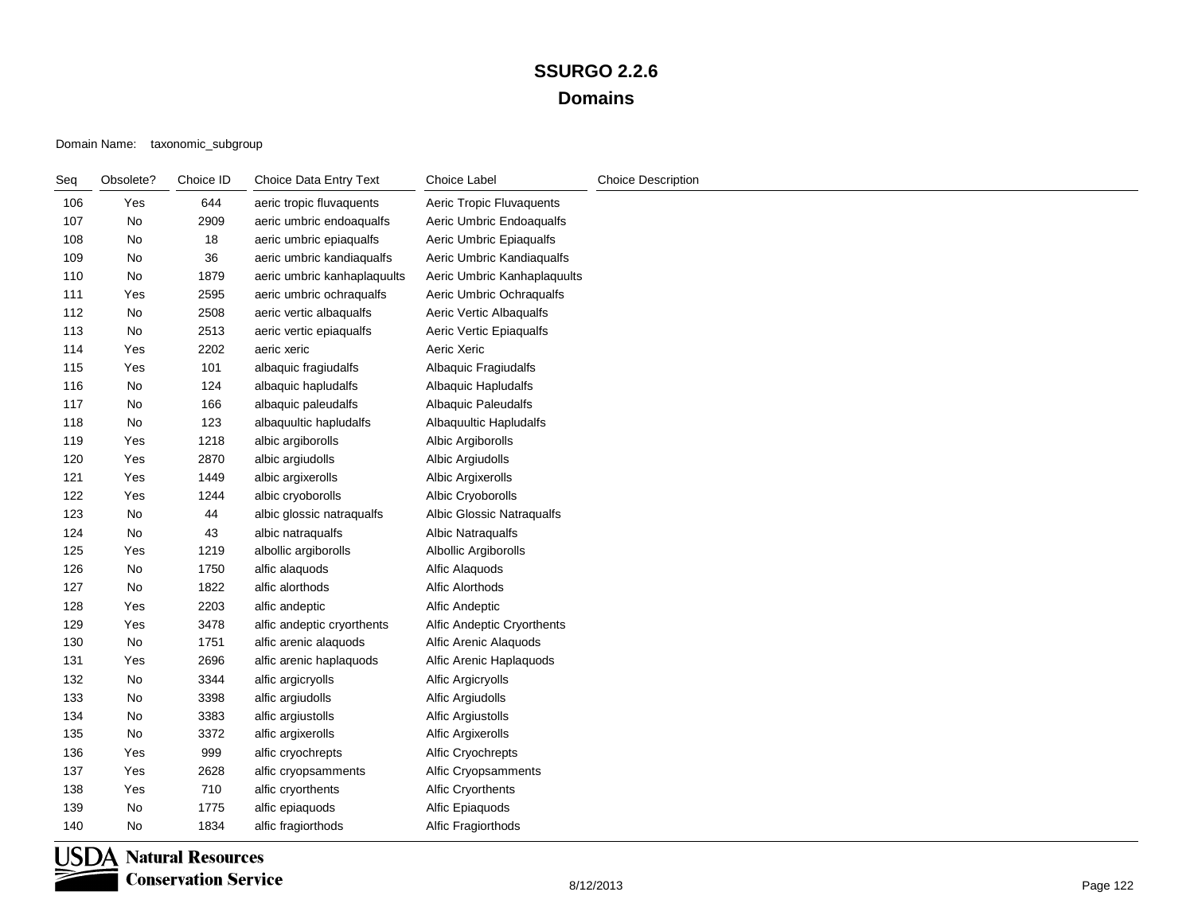# SSURGO 2.2.6

## Domains

Domain Name: taxonomic_subgroup

| Seq | Obsolete? | Choice ID | Choice Data Entry Text | Choice Label | Choice Description |
|---|---|---|---|---|---|
| 106 | Yes | 644 | aeric tropic fluvaquents | Aeric Tropic Fluvaquents | |
| 107 | No | 2909 | aeric umbric endoaqualfs | Aeric Umbric Endoaqualfs | |
| 108 | No | 18 | aeric umbric epiaqualfs | Aeric Umbric Epiaqualfs | |
| 109 | No | 36 | aeric umbric kandiaqualfs | Aeric Umbric Kandiaqualfs | |
| 110 | No | 1879 | aeric umbric kanhaplaquults | Aeric Umbric Kanhaplaquults | |
| 111 | Yes | 2595 | aeric umbric ochraqualfs | Aeric Umbric Ochraqualfs | |
| 112 | No | 2508 | aeric vertic albaqualfs | Aeric Vertic Albaqualfs | |
| 113 | No | 2513 | aeric vertic epiaqualfs | Aeric Vertic Epiaqualfs | |
| 114 | Yes | 2202 | aeric xeric | Aeric Xeric | |
| 115 | Yes | 101 | albaquic fragiudalfs | Albaquic Fragiudalfs | |
| 116 | No | 124 | albaquic hapludalfs | Albaquic Hapludalfs | |
| 117 | No | 166 | albaquic paleudalfs | Albaquic Paleudalfs | |
| 118 | No | 123 | albaquultic hapludalfs | Albaquultic Hapludalfs | |
| 119 | Yes | 1218 | albic argiborolls | Albic Argiborolls | |
| 120 | Yes | 2870 | albic argiudolls | Albic Argiudolls | |
| 121 | Yes | 1449 | albic argixerolls | Albic Argixerolls | |
| 122 | Yes | 1244 | albic cryoborolls | Albic Cryoborolls | |
| 123 | No | 44 | albic glossic natraqualfs | Albic Glossic Natraqualfs | |
| 124 | No | 43 | albic natraqualfs | Albic Natraqualfs | |
| 125 | Yes | 1219 | albollic argiborolls | Albollic Argiborolls | |
| 126 | No | 1750 | alfic alaquods | Alfic Alaquods | |
| 127 | No | 1822 | alfic alorthods | Alfic Alorthods | |
| 128 | Yes | 2203 | alfic andeptic | Alfic Andeptic | |
| 129 | Yes | 3478 | alfic andeptic cryorthents | Alfic Andeptic Cryorthents | |
| 130 | No | 1751 | alfic arenic alaquods | Alfic Arenic Alaquods | |
| 131 | Yes | 2696 | alfic arenic haplaquods | Alfic Arenic Haplaquods | |
| 132 | No | 3344 | alfic argicryolls | Alfic Argicryolls | |
| 133 | No | 3398 | alfic argiudolls | Alfic Argiudolls | |
| 134 | No | 3383 | alfic argiustolls | Alfic Argiustolls | |
| 135 | No | 3372 | alfic argixerolls | Alfic Argixerolls | |
| 136 | Yes | 999 | alfic cryochrepts | Alfic Cryochrepts | |
| 137 | Yes | 2628 | alfic cryopsamments | Alfic Cryopsamments | |
| 138 | Yes | 710 | alfic cryorthents | Alfic Cryorthents | |
| 139 | No | 1775 | alfic epiaquods | Alfic Epiaquods | |
| 140 | No | 1834 | alfic fragiorthods | Alfic Fragiorthods | |

USDA Natural Resources Conservation Service

8/12/2013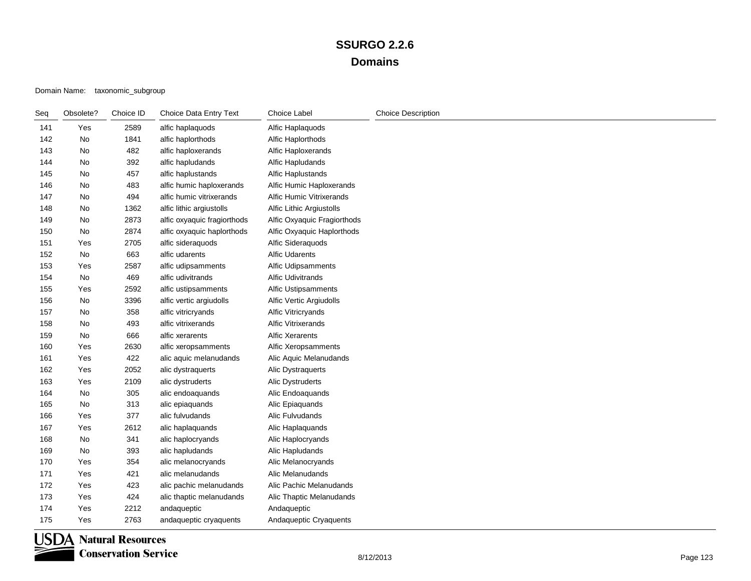# SSURGO 2.2.6

## Domains

Domain Name: taxonomic_subgroup

| Seq | Obsolete? | Choice ID | Choice Data Entry Text | Choice Label | Choice Description |
|---|---|---|---|---|---|
| 141 | Yes | 2589 | alfic haplaquods | Alfic Haplaquods | |
| 142 | No | 1841 | alfic haplorthods | Alfic Haplorthods | |
| 143 | No | 482 | alfic haploxerands | Alfic Haploxerands | |
| 144 | No | 392 | alfic hapludands | Alfic Hapludands | |
| 145 | No | 457 | alfic haplustands | Alfic Haplustands | |
| 146 | No | 483 | alfic humic haploxerands | Alfic Humic Haploxerands | |
| 147 | No | 494 | alfic humic vitrixerands | Alfic Humic Vitrixerands | |
| 148 | No | 1362 | alfic lithic argiustolls | Alfic Lithic Argiustolls | |
| 149 | No | 2873 | alfic oxyaquic fragiorthods | Alfic Oxyaquic Fragiorthods | |
| 150 | No | 2874 | alfic oxyaquic haplorthods | Alfic Oxyaquic Haplorthods | |
| 151 | Yes | 2705 | alfic sideraquods | Alfic Sideraquods | |
| 152 | No | 663 | alfic udarents | Alfic Udarents | |
| 153 | Yes | 2587 | alfic udipsamments | Alfic Udipsamments | |
| 154 | No | 469 | alfic udivitrands | Alfic Udivitrands | |
| 155 | Yes | 2592 | alfic ustipsamments | Alfic Ustipsamments | |
| 156 | No | 3396 | alfic vertic argiudolls | Alfic Vertic Argiudolls | |
| 157 | No | 358 | alfic vitricryands | Alfic Vitricryands | |
| 158 | No | 493 | alfic vitrixerands | Alfic Vitrixerands | |
| 159 | No | 666 | alfic xerarents | Alfic Xerarents | |
| 160 | Yes | 2630 | alfic xeropsamments | Alfic Xeropsamments | |
| 161 | Yes | 422 | alic aquic melanudands | Alic Aquic Melanudands | |
| 162 | Yes | 2052 | alic dystraquerts | Alic Dystraquerts | |
| 163 | Yes | 2109 | alic dystruderts | Alic Dystruderts | |
| 164 | No | 305 | alic endoaquands | Alic Endoaquands | |
| 165 | No | 313 | alic epiaquands | Alic Epiaquands | |
| 166 | Yes | 377 | alic fulvudands | Alic Fulvudands | |
| 167 | Yes | 2612 | alic haplaquands | Alic Haplaquands | |
| 168 | No | 341 | alic haplocryands | Alic Haplocryands | |
| 169 | No | 393 | alic hapludands | Alic Hapludands | |
| 170 | Yes | 354 | alic melanocryands | Alic Melanocryands | |
| 171 | Yes | 421 | alic melanudands | Alic Melanudands | |
| 172 | Yes | 423 | alic pachic melanudands | Alic Pachic Melanudands | |
| 173 | Yes | 424 | alic thaptic melanudands | Alic Thaptic Melanudands | |
| 174 | Yes | 2212 | andaqueptic | Andaqueptic | |
| 175 | Yes | 2763 | andaqueptic cryaquents | Andaqueptic Cryaquents | |

8/12/2013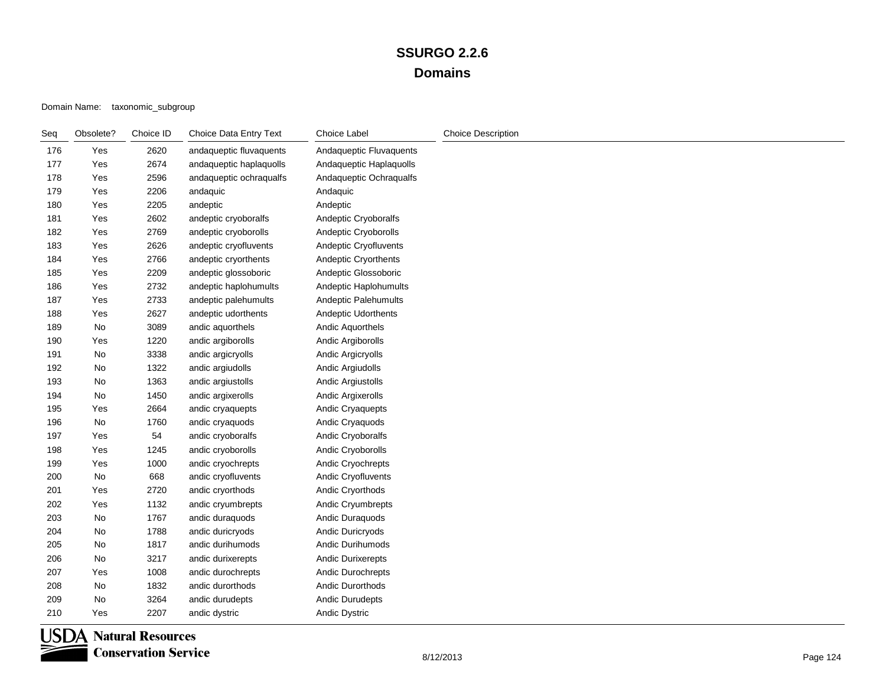# SSURGO 2.2.6

## Domains

Domain Name: taxonomic_subgroup

| Seq | Obsolete? | Choice ID | Choice Data Entry Text | Choice Label | Choice Description |
|---|---|---|---|---|---|
| 176 | Yes | 2620 | andaqueptic fluvaquents | Andaqueptic Fluvaquents | |
| 177 | Yes | 2674 | andaqueptic haplaquolls | Andaqueptic Haplaquolls | |
| 178 | Yes | 2596 | andaqueptic ochraqualfs | Andaqueptic Ochraqualfs | |
| 179 | Yes | 2206 | andaquic | Andaquic | |
| 180 | Yes | 2205 | andeptic | Andeptic | |
| 181 | Yes | 2602 | andeptic cryoboralfs | Andeptic Cryoboralfs | |
| 182 | Yes | 2769 | andeptic cryoborolls | Andeptic Cryoborolls | |
| 183 | Yes | 2626 | andeptic cryofluvents | Andeptic Cryofluvents | |
| 184 | Yes | 2766 | andeptic cryorthents | Andeptic Cryorthents | |
| 185 | Yes | 2209 | andeptic glossoboric | Andeptic Glossoboric | |
| 186 | Yes | 2732 | andeptic haplohumults | Andeptic Haplohumults | |
| 187 | Yes | 2733 | andeptic palehumults | Andeptic Palehumults | |
| 188 | Yes | 2627 | andeptic udorthents | Andeptic Udorthents | |
| 189 | No | 3089 | andic aquorthels | Andic Aquorthels | |
| 190 | Yes | 1220 | andic argiborolls | Andic Argiborolls | |
| 191 | No | 3338 | andic argicryolls | Andic Argicryolls | |
| 192 | No | 1322 | andic argiudolls | Andic Argiudolls | |
| 193 | No | 1363 | andic argiustolls | Andic Argiustolls | |
| 194 | No | 1450 | andic argixerolls | Andic Argixerolls | |
| 195 | Yes | 2664 | andic cryaquepts | Andic Cryaquepts | |
| 196 | No | 1760 | andic cryaquods | Andic Cryaquods | |
| 197 | Yes | 54 | andic cryoboralfs | Andic Cryoboralfs | |
| 198 | Yes | 1245 | andic cryoborolls | Andic Cryoborolls | |
| 199 | Yes | 1000 | andic cryochrepts | Andic Cryochrepts | |
| 200 | No | 668 | andic cryofluvents | Andic Cryofluvents | |
| 201 | Yes | 2720 | andic cryorthods | Andic Cryorthods | |
| 202 | Yes | 1132 | andic cryumbrepts | Andic Cryumbrepts | |
| 203 | No | 1767 | andic duraquods | Andic Duraquods | |
| 204 | No | 1788 | andic duricryods | Andic Duricryods | |
| 205 | No | 1817 | andic durihumods | Andic Durihumods | |
| 206 | No | 3217 | andic durixerepts | Andic Durixerepts | |
| 207 | Yes | 1008 | andic durochrepts | Andic Durochrepts | |
| 208 | No | 1832 | andic durorthods | Andic Durorthods | |
| 209 | No | 3264 | andic durudepts | Andic Durudepts | |
| 210 | Yes | 2207 | andic dystric | Andic Dystric | |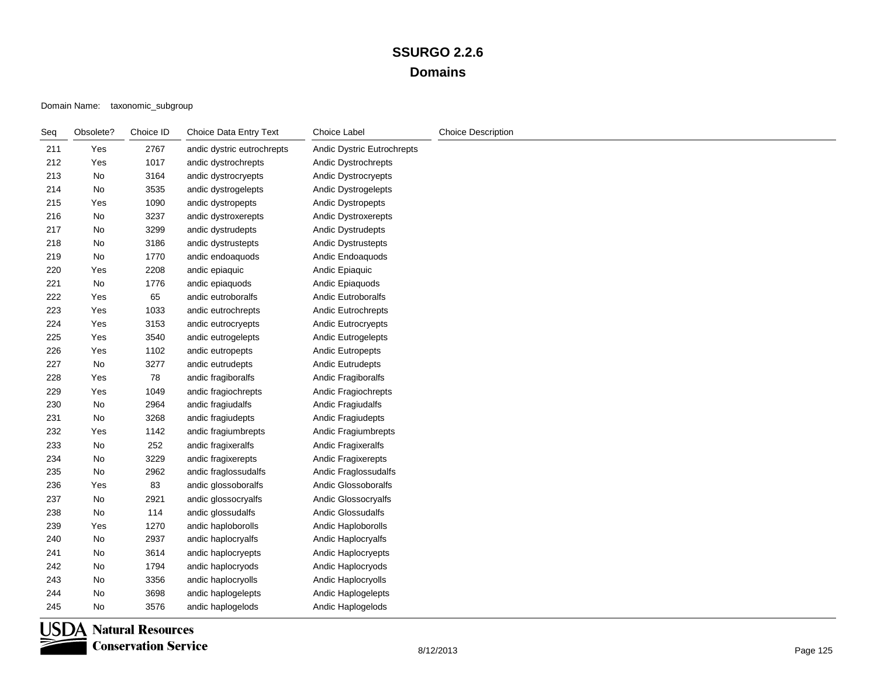# SSURGO 2.2.6

## Domains

Domain Name: taxonomic_subgroup

| Seq | Obsolete? | Choice ID | Choice Data Entry Text | Choice Label | Choice Description |
|---|---|---|---|---|---|
| 211 | Yes | 2767 | andic dystric eutrochrepts | Andic Dystric Eutrochrepts | |
| 212 | Yes | 1017 | andic dystrochrepts | Andic Dystrochrepts | |
| 213 | No | 3164 | andic dystrocryepts | Andic Dystrocryepts | |
| 214 | No | 3535 | andic dystrogelepts | Andic Dystrogelepts | |
| 215 | Yes | 1090 | andic dystropepts | Andic Dystropepts | |
| 216 | No | 3237 | andic dystroxerepts | Andic Dystroxerepts | |
| 217 | No | 3299 | andic dystrudepts | Andic Dystrudepts | |
| 218 | No | 3186 | andic dystrustepts | Andic Dystrustepts | |
| 219 | No | 1770 | andic endoaquods | Andic Endoaquods | |
| 220 | Yes | 2208 | andic epiaquic | Andic Epiaquic | |
| 221 | No | 1776 | andic epiaquods | Andic Epiaquods | |
| 222 | Yes | 65 | andic eutroboralfs | Andic Eutroboralfs | |
| 223 | Yes | 1033 | andic eutrochrepts | Andic Eutrochrepts | |
| 224 | Yes | 3153 | andic eutrocryepts | Andic Eutrocryepts | |
| 225 | Yes | 3540 | andic eutrogelepts | Andic Eutrogelepts | |
| 226 | Yes | 1102 | andic eutropepts | Andic Eutropepts | |
| 227 | No | 3277 | andic eutrudepts | Andic Eutrudepts | |
| 228 | Yes | 78 | andic fragiboralfs | Andic Fragiboralfs | |
| 229 | Yes | 1049 | andic fragiochrepts | Andic Fragiochrepts | |
| 230 | No | 2964 | andic fragiudalfs | Andic Fragiudalfs | |
| 231 | No | 3268 | andic fragiudepts | Andic Fragiudepts | |
| 232 | Yes | 1142 | andic fragiumbrepts | Andic Fragiumbrepts | |
| 233 | No | 252 | andic fragixeralfs | Andic Fragixeralfs | |
| 234 | No | 3229 | andic fragixerepts | Andic Fragixerepts | |
| 235 | No | 2962 | andic fraglossudalfs | Andic Fraglossudalfs | |
| 236 | Yes | 83 | andic glossoboralfs | Andic Glossoboralfs | |
| 237 | No | 2921 | andic glossocryalfs | Andic Glossocryalfs | |
| 238 | No | 114 | andic glossudalfs | Andic Glossudalfs | |
| 239 | Yes | 1270 | andic haploborolls | Andic Haploborolls | |
| 240 | No | 2937 | andic haplocryalfs | Andic Haplocryalfs | |
| 241 | No | 3614 | andic haplocryepts | Andic Haplocryepts | |
| 242 | No | 1794 | andic haplocryods | Andic Haplocryods | |
| 243 | No | 3356 | andic haplocryolls | Andic Haplocryolls | |
| 244 | No | 3698 | andic haplogelepts | Andic Haplogelepts | |
| 245 | No | 3576 | andic haplogelods | Andic Haplogelods | |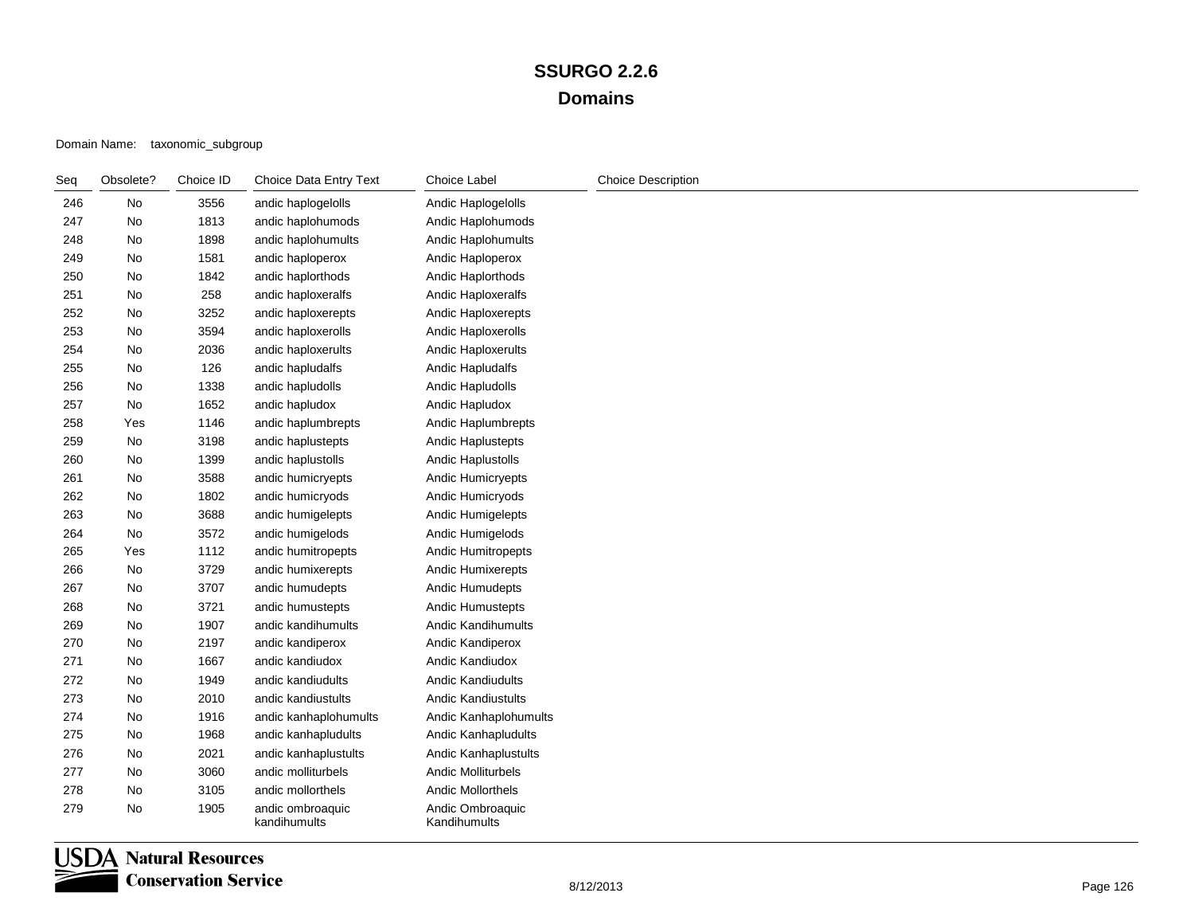# SSURGO 2.2.6

## Domains

Domain Name: taxonomic_subgroup

| Seq | Obsolete? | Choice ID | Choice Data Entry Text | Choice Label | Choice Description |
|---|---|---|---|---|---|
| 246 | No | 3556 | andic haplogelolls | Andic Haplogelolls | |
| 247 | No | 1813 | andic haplohumods | Andic Haplohumods | |
| 248 | No | 1898 | andic haplohumults | Andic Haplohumults | |
| 249 | No | 1581 | andic haploperox | Andic Haploperox | |
| 250 | No | 1842 | andic haplorthods | Andic Haplorthods | |
| 251 | No | 258 | andic haploxeralfs | Andic Haploxeralfs | |
| 252 | No | 3252 | andic haploxerepts | Andic Haploxerepts | |
| 253 | No | 3594 | andic haploxerolls | Andic Haploxerolls | |
| 254 | No | 2036 | andic haploxerults | Andic Haploxerults | |
| 255 | No | 126 | andic hapludalfs | Andic Hapludalfs | |
| 256 | No | 1338 | andic hapludolls | Andic Hapludolls | |
| 257 | No | 1652 | andic hapludox | Andic Hapludox | |
| 258 | Yes | 1146 | andic haplumbrepts | Andic Haplumbrepts | |
| 259 | No | 3198 | andic haplustepts | Andic Haplustepts | |
| 260 | No | 1399 | andic haplustolls | Andic Haplustolls | |
| 261 | No | 3588 | andic humicryepts | Andic Humicryepts | |
| 262 | No | 1802 | andic humicryods | Andic Humicryods | |
| 263 | No | 3688 | andic humigelepts | Andic Humigelepts | |
| 264 | No | 3572 | andic humigelods | Andic Humigelods | |
| 265 | Yes | 1112 | andic humitropepts | Andic Humitropepts | |
| 266 | No | 3729 | andic humixerepts | Andic Humixerepts | |
| 267 | No | 3707 | andic humudepts | Andic Humudepts | |
| 268 | No | 3721 | andic humustepts | Andic Humustepts | |
| 269 | No | 1907 | andic kandihumults | Andic Kandihumults | |
| 270 | No | 2197 | andic kandiperox | Andic Kandiperox | |
| 271 | No | 1667 | andic kandiudox | Andic Kandiudox | |
| 272 | No | 1949 | andic kandiudults | Andic Kandiudults | |
| 273 | No | 2010 | andic kandiustults | Andic Kandiustults | |
| 274 | No | 1916 | andic kanhaplohumults | Andic Kanhaplohumults | |
| 275 | No | 1968 | andic kanhapludults | Andic Kanhapludults | |
| 276 | No | 2021 | andic kanhaplustults | Andic Kanhaplustults | |
| 277 | No | 3060 | andic molliturbels | Andic Molliturbels | |
| 278 | No | 3105 | andic mollorthels | Andic Mollorthels | |
| 279 | No | 1905 | andic ombroaquic kandihumults | Andic Ombroaquic Kandihumults | |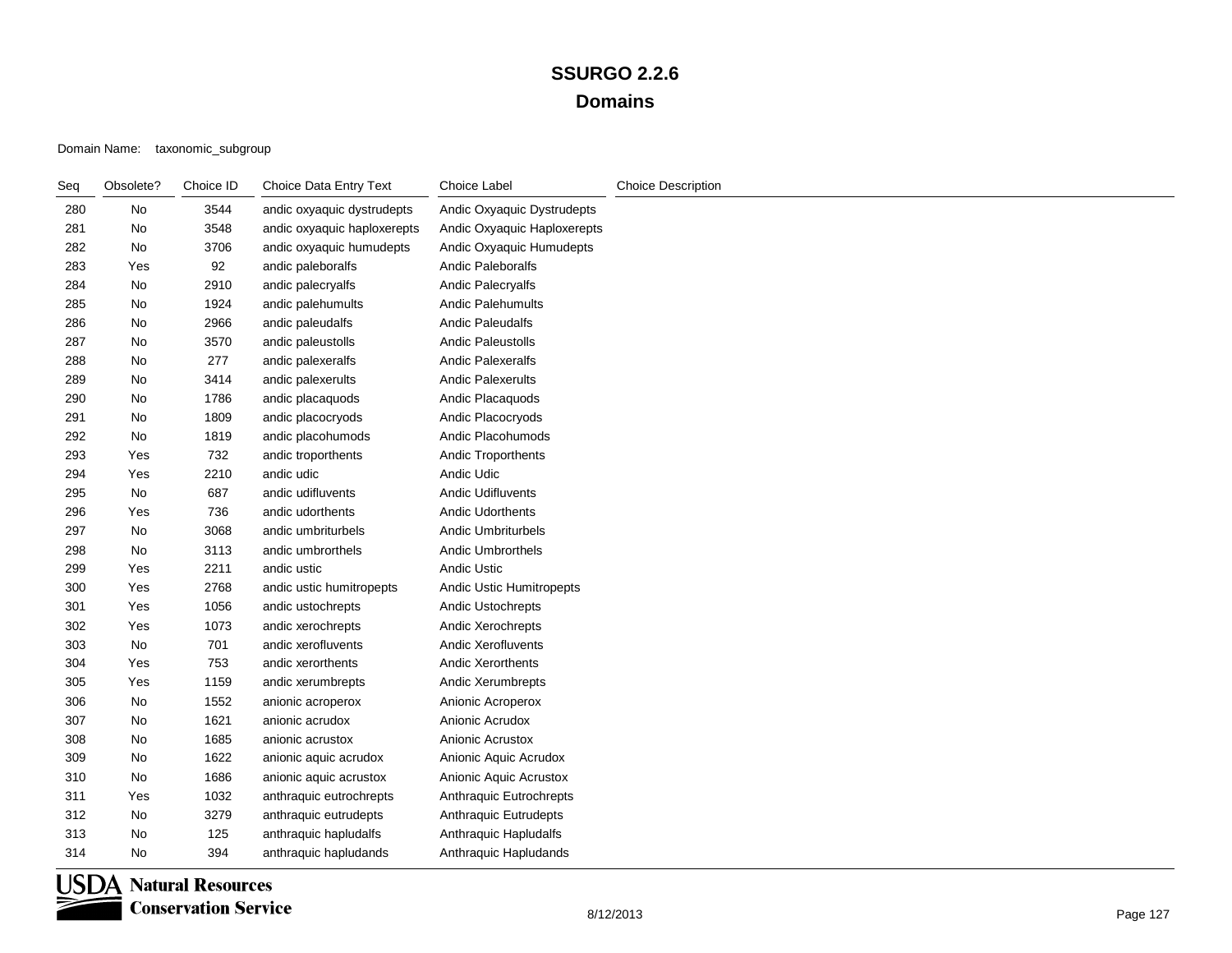# SSURGO 2.2.6

## Domains

Domain Name: taxonomic_subgroup

| Seq | Obsolete? | Choice ID | Choice Data Entry Text | Choice Label | Choice Description |
|---|---|---|---|---|---|
| 280 | No | 3544 | andic oxyaquic dystrudepts | Andic Oxyaquic Dystrudepts | |
| 281 | No | 3548 | andic oxyaquic haploxerepts | Andic Oxyaquic Haploxerepts | |
| 282 | No | 3706 | andic oxyaquic humudepts | Andic Oxyaquic Humudepts | |
| 283 | Yes | 92 | andic paleboralfs | Andic Paleboralfs | |
| 284 | No | 2910 | andic palecryalfs | Andic Palecryalfs | |
| 285 | No | 1924 | andic palehumults | Andic Palehumults | |
| 286 | No | 2966 | andic paleudalfs | Andic Paleudalfs | |
| 287 | No | 3570 | andic paleustolls | Andic Paleustolls | |
| 288 | No | 277 | andic palexeralfs | Andic Palexeralfs | |
| 289 | No | 3414 | andic palexerults | Andic Palexerults | |
| 290 | No | 1786 | andic placaquods | Andic Placaquods | |
| 291 | No | 1809 | andic placocryods | Andic Placocryods | |
| 292 | No | 1819 | andic placohumods | Andic Placohumods | |
| 293 | Yes | 732 | andic troporthents | Andic Troporthents | |
| 294 | Yes | 2210 | andic udic | Andic Udic | |
| 295 | No | 687 | andic udifluvents | Andic Udifluvents | |
| 296 | Yes | 736 | andic udorthents | Andic Udorthents | |
| 297 | No | 3068 | andic umbriturbels | Andic Umbriturbels | |
| 298 | No | 3113 | andic umbrorthels | Andic Umbrorthels | |
| 299 | Yes | 2211 | andic ustic | Andic Ustic | |
| 300 | Yes | 2768 | andic ustic humitropepts | Andic Ustic Humitropepts | |
| 301 | Yes | 1056 | andic ustochrepts | Andic Ustochrepts | |
| 302 | Yes | 1073 | andic xerochrepts | Andic Xerochrepts | |
| 303 | No | 701 | andic xerofluvents | Andic Xerofluvents | |
| 304 | Yes | 753 | andic xerorthents | Andic Xerorthents | |
| 305 | Yes | 1159 | andic xerumbrepts | Andic Xerumbrepts | |
| 306 | No | 1552 | anionic acroperox | Anionic Acroperox | |
| 307 | No | 1621 | anionic acrudox | Anionic Acrudox | |
| 308 | No | 1685 | anionic acrustox | Anionic Acrustox | |
| 309 | No | 1622 | anionic aquic acrudox | Anionic Aquic Acrudox | |
| 310 | No | 1686 | anionic aquic acrustox | Anionic Aquic Acrustox | |
| 311 | Yes | 1032 | anthraquic eutrochrepts | Anthraquic Eutrochrepts | |
| 312 | No | 3279 | anthraquic eutrudepts | Anthraquic Eutrudepts | |
| 313 | No | 125 | anthraquic hapludalfs | Anthraquic Hapludalfs | |
| 314 | No | 394 | anthraquic hapludands | Anthraquic Hapludands | |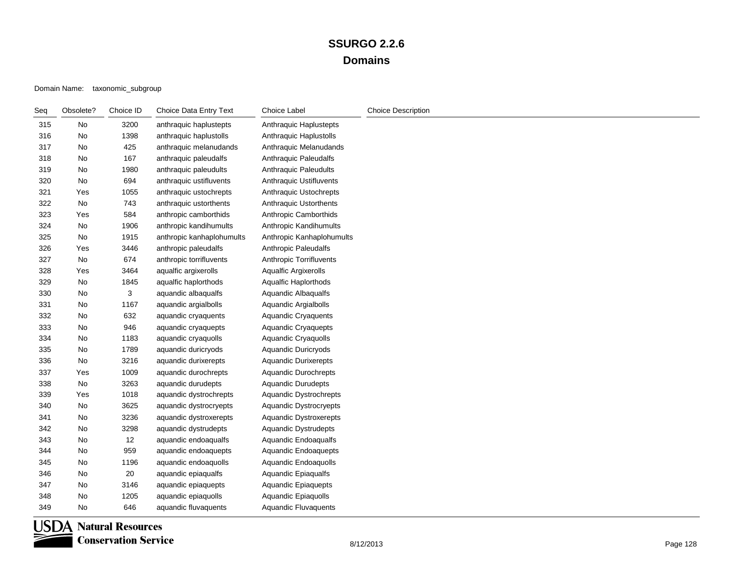# SSURGO 2.2.6

## Domains

Domain Name: taxonomic_subgroup

| Seq | Obsolete? | Choice ID | Choice Data Entry Text | Choice Label | Choice Description |
| --- | --- | --- | --- | --- | --- |
| 315 | No | 3200 | anthraquic haplustepts | Anthraquic Haplustepts | |
| 316 | No | 1398 | anthraquic haplustolls | Anthraquic Haplustolls | |
| 317 | No | 425 | anthraquic melanudands | Anthraquic Melanudands | |
| 318 | No | 167 | anthraquic paleudalfs | Anthraquic Paleudalfs | |
| 319 | No | 1980 | anthraquic paleudults | Anthraquic Paleudults | |
| 320 | No | 694 | anthraquic ustifluvents | Anthraquic Ustifluvents | |
| 321 | Yes | 1055 | anthraquic ustochrepts | Anthraquic Ustochrepts | |
| 322 | No | 743 | anthraquic ustorthents | Anthraquic Ustorthents | |
| 323 | Yes | 584 | anthropic camborthids | Anthropic Camborthids | |
| 324 | No | 1906 | anthropic kandihumults | Anthropic Kandihumults | |
| 325 | No | 1915 | anthropic kanhaplohumults | Anthropic Kanhaplohumults | |
| 326 | Yes | 3446 | anthropic paleudalfs | Anthropic Paleudalfs | |
| 327 | No | 674 | anthropic torrifluvents | Anthropic Torrifluvents | |
| 328 | Yes | 3464 | aqualfic argixerolls | Aqualfic Argixerolls | |
| 329 | No | 1845 | aqualfic haplorthods | Aqualfic Haplorthods | |
| 330 | No | 3 | aquandic albaqualfs | Aquandic Albaqualfs | |
| 331 | No | 1167 | aquandic argialbolls | Aquandic Argialbolls | |
| 332 | No | 632 | aquandic cryaquents | Aquandic Cryaquents | |
| 333 | No | 946 | aquandic cryaquepts | Aquandic Cryaquepts | |
| 334 | No | 1183 | aquandic cryaquolls | Aquandic Cryaquolls | |
| 335 | No | 1789 | aquandic duricryods | Aquandic Duricryods | |
| 336 | No | 3216 | aquandic durixerepts | Aquandic Durixerepts | |
| 337 | Yes | 1009 | aquandic durochrepts | Aquandic Durochrepts | |
| 338 | No | 3263 | aquandic durudepts | Aquandic Durudepts | |
| 339 | Yes | 1018 | aquandic dystrochrepts | Aquandic Dystrochrepts | |
| 340 | No | 3625 | aquandic dystrocryepts | Aquandic Dystrocryepts | |
| 341 | No | 3236 | aquandic dystroxerepts | Aquandic Dystroxerepts | |
| 342 | No | 3298 | aquandic dystrudepts | Aquandic Dystrudepts | |
| 343 | No | 12 | aquandic endoaqualfs | Aquandic Endoaqualfs | |
| 344 | No | 959 | aquandic endoaquepts | Aquandic Endoaquepts | |
| 345 | No | 1196 | aquandic endoaquolls | Aquandic Endoaquolls | |
| 346 | No | 20 | aquandic epiaqualfs | Aquandic Epiaqualfs | |
| 347 | No | 3146 | aquandic epiaquepts | Aquandic Epiaquepts | |
| 348 | No | 1205 | aquandic epiaquolls | Aquandic Epiaquolls | |
| 349 | No | 646 | aquandic fluvaquents | Aquandic Fluvaquents | |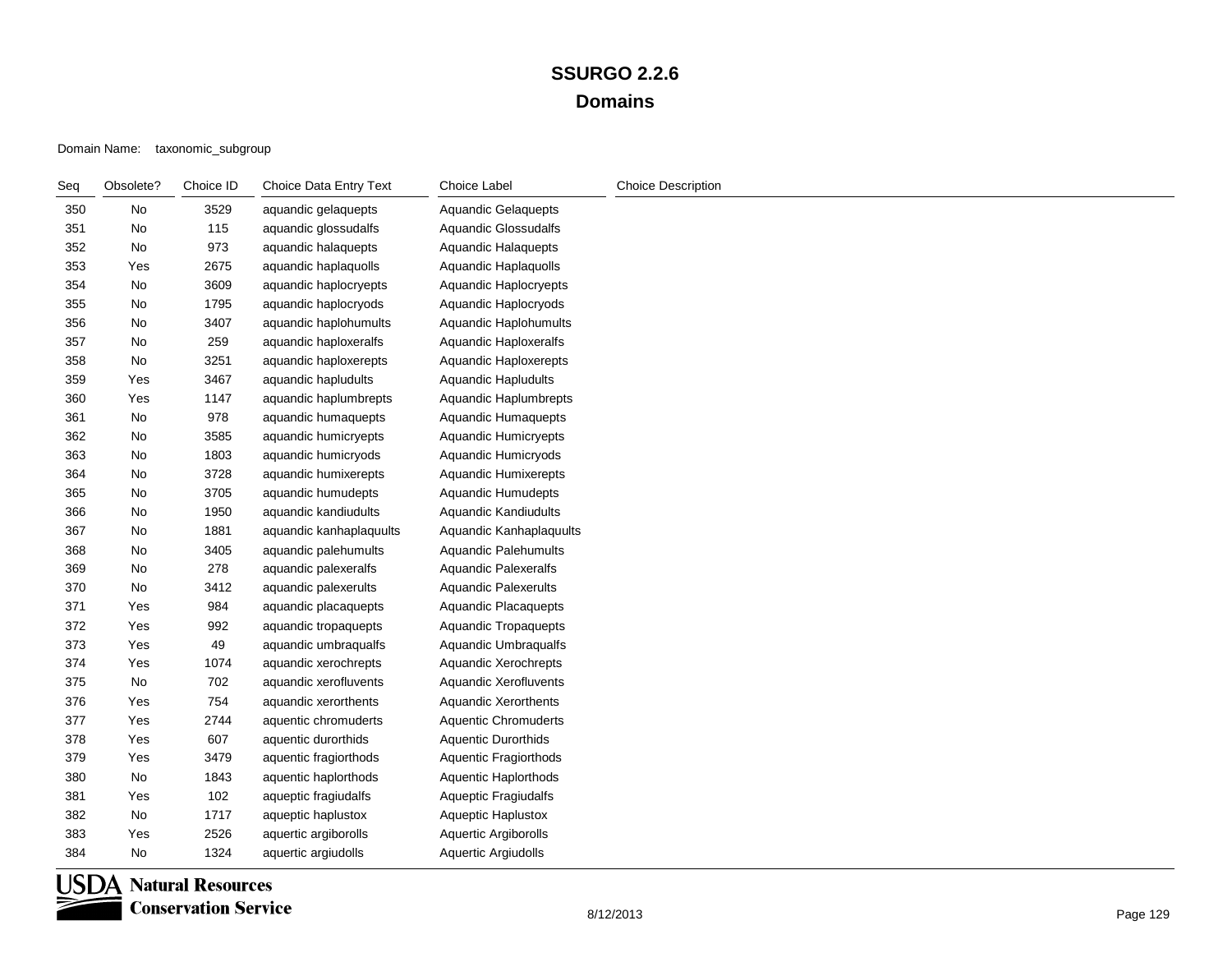# SSURGO 2.2.6

## Domains

Domain Name: taxonomic_subgroup

| Seq | Obsolete? | Choice ID | Choice Data Entry Text | Choice Label | Choice Description |
|---|---|---|---|---|---|
| 350 | No | 3529 | aquandic gelaquepts | Aquandic Gelaquepts | |
| 351 | No | 115 | aquandic glossudalfs | Aquandic Glossudalfs | |
| 352 | No | 973 | aquandic halaquepts | Aquandic Halaquepts | |
| 353 | Yes | 2675 | aquandic haplaquolls | Aquandic Haplaquolls | |
| 354 | No | 3609 | aquandic haplocryepts | Aquandic Haplocryepts | |
| 355 | No | 1795 | aquandic haplocryods | Aquandic Haplocryods | |
| 356 | No | 3407 | aquandic haplohumults | Aquandic Haplohumults | |
| 357 | No | 259 | aquandic haploxeralfs | Aquandic Haploxeralfs | |
| 358 | No | 3251 | aquandic haploxerepts | Aquandic Haploxerepts | |
| 359 | Yes | 3467 | aquandic hapludults | Aquandic Hapludults | |
| 360 | Yes | 1147 | aquandic haplumbrepts | Aquandic Haplumbrepts | |
| 361 | No | 978 | aquandic humaquepts | Aquandic Humaquepts | |
| 362 | No | 3585 | aquandic humicryepts | Aquandic Humicryepts | |
| 363 | No | 1803 | aquandic humicryods | Aquandic Humicryods | |
| 364 | No | 3728 | aquandic humixerepts | Aquandic Humixerepts | |
| 365 | No | 3705 | aquandic humudepts | Aquandic Humudepts | |
| 366 | No | 1950 | aquandic kandiudults | Aquandic Kandiudults | |
| 367 | No | 1881 | aquandic kanhaplaquults | Aquandic Kanhaplaquults | |
| 368 | No | 3405 | aquandic palehumults | Aquandic Palehumults | |
| 369 | No | 278 | aquandic palexeralfs | Aquandic Palexeralfs | |
| 370 | No | 3412 | aquandic palexerults | Aquandic Palexerults | |
| 371 | Yes | 984 | aquandic placaquepts | Aquandic Placaquepts | |
| 372 | Yes | 992 | aquandic tropaquepts | Aquandic Tropaquepts | |
| 373 | Yes | 49 | aquandic umbraqualfs | Aquandic Umbraqualfs | |
| 374 | Yes | 1074 | aquandic xerochrepts | Aquandic Xerochrepts | |
| 375 | No | 702 | aquandic xerofluvents | Aquandic Xerofluvents | |
| 376 | Yes | 754 | aquandic xerorthents | Aquandic Xerorthents | |
| 377 | Yes | 2744 | aquentic chromuderts | Aquentic Chromuderts | |
| 378 | Yes | 607 | aquentic durorthids | Aquentic Durorthids | |
| 379 | Yes | 3479 | aquentic fragiorthods | Aquentic Fragiorthods | |
| 380 | No | 1843 | aquentic haplorthods | Aquentic Haplorthods | |
| 381 | Yes | 102 | aqueptic fragiudalfs | Aqueptic Fragiudalfs | |
| 382 | No | 1717 | aqueptic haplustox | Aqueptic Haplustox | |
| 383 | Yes | 2526 | aquertic argiborolls | Aquertic Argiborolls | |
| 384 | No | 1324 | aquertic argiudolls | Aquertic Argiudolls | |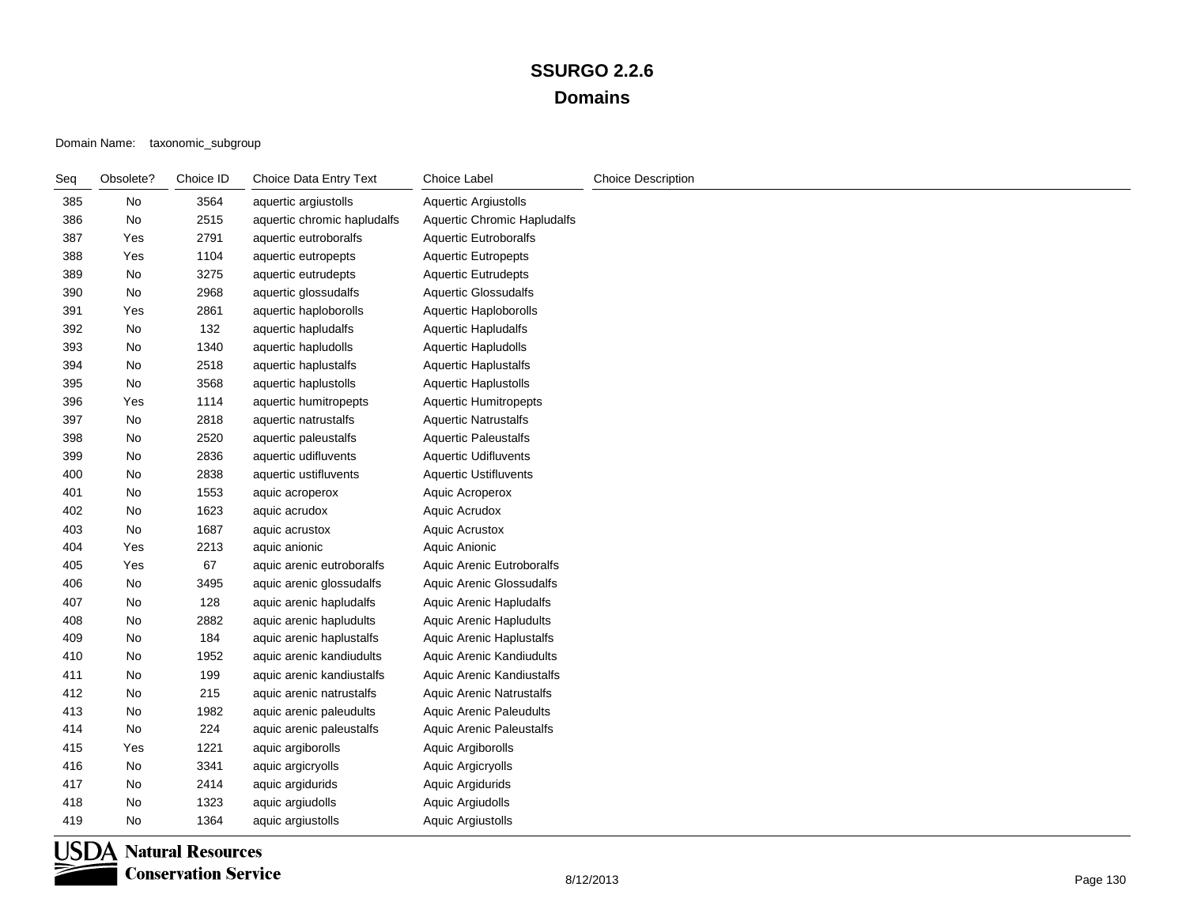# SSURGO 2.2.6

## Domains

Domain Name: taxonomic_subgroup

| Seq | Obsolete? | Choice ID | Choice Data Entry Text | Choice Label | Choice Description |
|---|---|---|---|---|---|
| 385 | No | 3564 | aquertic argiustolls | Aquertic Argiustolls | |
| 386 | No | 2515 | aquertic chromic hapludalfs | Aquertic Chromic Hapludalfs | |
| 387 | Yes | 2791 | aquertic eutroboralfs | Aquertic Eutroboralfs | |
| 388 | Yes | 1104 | aquertic eutropepts | Aquertic Eutropepts | |
| 389 | No | 3275 | aquertic eutrudepts | Aquertic Eutrudepts | |
| 390 | No | 2968 | aquertic glossudalfs | Aquertic Glossudalfs | |
| 391 | Yes | 2861 | aquertic haploborolls | Aquertic Haploborolls | |
| 392 | No | 132 | aquertic hapludalfs | Aquertic Hapludalfs | |
| 393 | No | 1340 | aquertic hapludolls | Aquertic Hapludolls | |
| 394 | No | 2518 | aquertic haplustalfs | Aquertic Haplustalfs | |
| 395 | No | 3568 | aquertic haplustolls | Aquertic Haplustolls | |
| 396 | Yes | 1114 | aquertic humitropepts | Aquertic Humitropepts | |
| 397 | No | 2818 | aquertic natrustalfs | Aquertic Natrustalfs | |
| 398 | No | 2520 | aquertic paleustalfs | Aquertic Paleustalfs | |
| 399 | No | 2836 | aquertic udifluvents | Aquertic Udifluvents | |
| 400 | No | 2838 | aquertic ustifluvents | Aquertic Ustifluvents | |
| 401 | No | 1553 | aquic acroperox | Aquic Acroperox | |
| 402 | No | 1623 | aquic acrudox | Aquic Acrudox | |
| 403 | No | 1687 | aquic acrustox | Aquic Acrustox | |
| 404 | Yes | 2213 | aquic anionic | Aquic Anionic | |
| 405 | Yes | 67 | aquic arenic eutroboralfs | Aquic Arenic Eutroboralfs | |
| 406 | No | 3495 | aquic arenic glossudalfs | Aquic Arenic Glossudalfs | |
| 407 | No | 128 | aquic arenic hapludalfs | Aquic Arenic Hapludalfs | |
| 408 | No | 2882 | aquic arenic hapludults | Aquic Arenic Hapludults | |
| 409 | No | 184 | aquic arenic haplustalfs | Aquic Arenic Haplustalfs | |
| 410 | No | 1952 | aquic arenic kandiudults | Aquic Arenic Kandiudults | |
| 411 | No | 199 | aquic arenic kandiustalfs | Aquic Arenic Kandiustalfs | |
| 412 | No | 215 | aquic arenic natrustalfs | Aquic Arenic Natrustalfs | |
| 413 | No | 1982 | aquic arenic paleudults | Aquic Arenic Paleudults | |
| 414 | No | 224 | aquic arenic paleustalfs | Aquic Arenic Paleustalfs | |
| 415 | Yes | 1221 | aquic argiborolls | Aquic Argiborolls | |
| 416 | No | 3341 | aquic argicryolls | Aquic Argicryolls | |
| 417 | No | 2414 | aquic argidurids | Aquic Argidurids | |
| 418 | No | 1323 | aquic argiudolls | Aquic Argiudolls | |
| 419 | No | 1364 | aquic argiustolls | Aquic Argiustolls | |

USDA Natural Resources Conservation Service

8/12/2013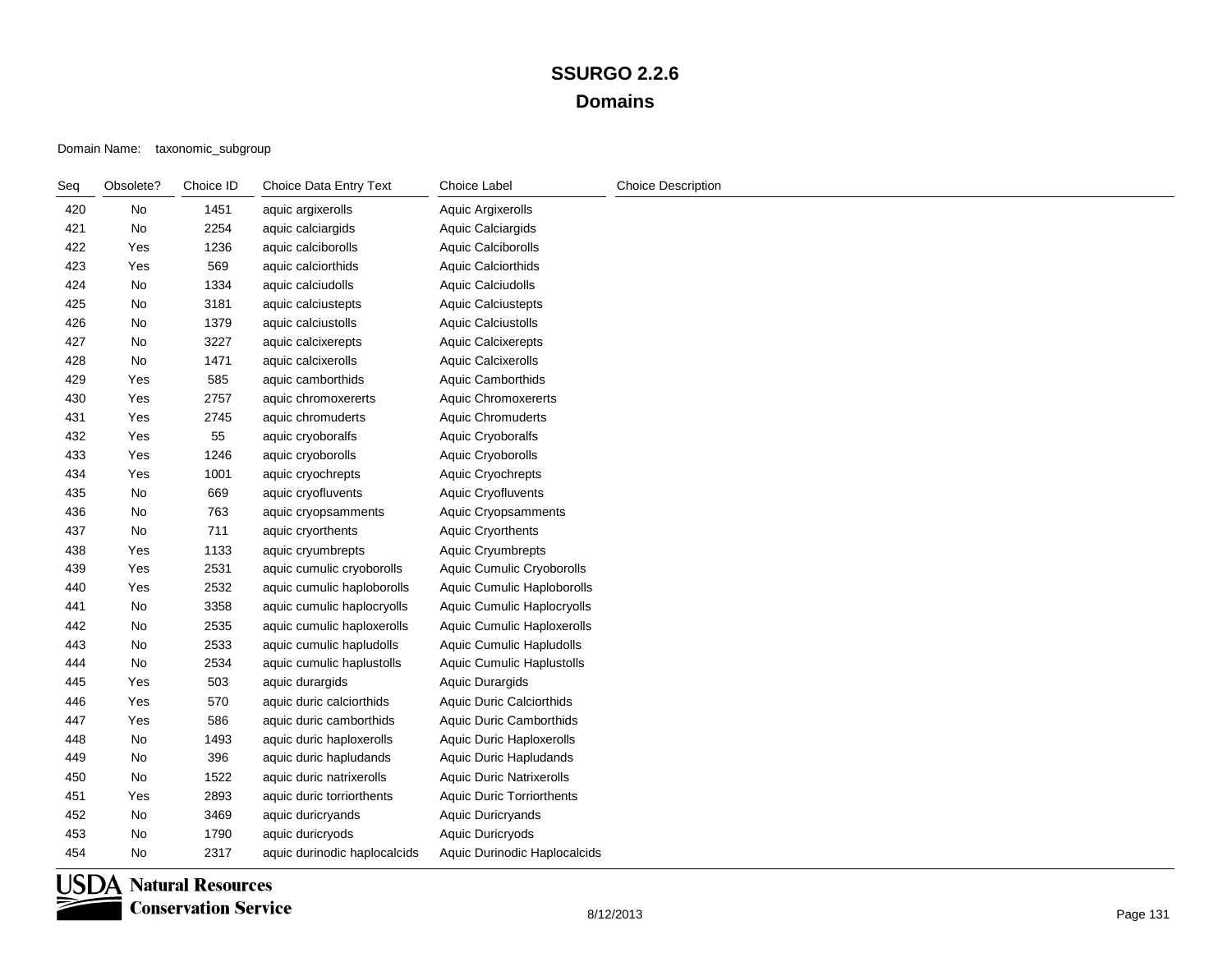# SSURGO 2.2.6

## Domains

Domain Name: taxonomic_subgroup

| Seq | Obsolete? | Choice ID | Choice Data Entry Text | Choice Label | Choice Description |
|---|---|---|---|---|---|
| 420 | No | 1451 | aquic argixerolls | Aquic Argixerolls | |
| 421 | No | 2254 | aquic calciargids | Aquic Calciargids | |
| 422 | Yes | 1236 | aquic calciborolls | Aquic Calciborolls | |
| 423 | Yes | 569 | aquic calciorthids | Aquic Calciorthids | |
| 424 | No | 1334 | aquic calciudolls | Aquic Calciudolls | |
| 425 | No | 3181 | aquic calciustepts | Aquic Calciustepts | |
| 426 | No | 1379 | aquic calciustolls | Aquic Calciustolls | |
| 427 | No | 3227 | aquic calcixerepts | Aquic Calcixerepts | |
| 428 | No | 1471 | aquic calcixerolls | Aquic Calcixerolls | |
| 429 | Yes | 585 | aquic camborthids | Aquic Camborthids | |
| 430 | Yes | 2757 | aquic chromoxererts | Aquic Chromoxererts | |
| 431 | Yes | 2745 | aquic chromuderts | Aquic Chromuderts | |
| 432 | Yes | 55 | aquic cryoboralfs | Aquic Cryoboralfs | |
| 433 | Yes | 1246 | aquic cryoborolls | Aquic Cryoborolls | |
| 434 | Yes | 1001 | aquic cryochrepts | Aquic Cryochrepts | |
| 435 | No | 669 | aquic cryofluvents | Aquic Cryofluvents | |
| 436 | No | 763 | aquic cryopsamments | Aquic Cryopsamments | |
| 437 | No | 711 | aquic cryorthents | Aquic Cryorthents | |
| 438 | Yes | 1133 | aquic cryumbrepts | Aquic Cryumbrepts | |
| 439 | Yes | 2531 | aquic cumulic cryoborolls | Aquic Cumulic Cryoborolls | |
| 440 | Yes | 2532 | aquic cumulic haploborolls | Aquic Cumulic Haploborolls | |
| 441 | No | 3358 | aquic cumulic haplocryolls | Aquic Cumulic Haplocryolls | |
| 442 | No | 2535 | aquic cumulic haploxerolls | Aquic Cumulic Haploxerolls | |
| 443 | No | 2533 | aquic cumulic hapludolls | Aquic Cumulic Hapludolls | |
| 444 | No | 2534 | aquic cumulic haplustolls | Aquic Cumulic Haplustolls | |
| 445 | Yes | 503 | aquic durargids | Aquic Durargids | |
| 446 | Yes | 570 | aquic duric calciorthids | Aquic Duric Calciorthids | |
| 447 | Yes | 586 | aquic duric camborthids | Aquic Duric Camborthids | |
| 448 | No | 1493 | aquic duric haploxerolls | Aquic Duric Haploxerolls | |
| 449 | No | 396 | aquic duric hapludands | Aquic Duric Hapludands | |
| 450 | No | 1522 | aquic duric natrixerolls | Aquic Duric Natrixerolls | |
| 451 | Yes | 2893 | aquic duric torriorthents | Aquic Duric Torriorthents | |
| 452 | No | 3469 | aquic duricryands | Aquic Duricryands | |
| 453 | No | 1790 | aquic duricryods | Aquic Duricryods | |
| 454 | No | 2317 | aquic durinodic haplocalcids | Aquic Durinodic Haplocalcids | |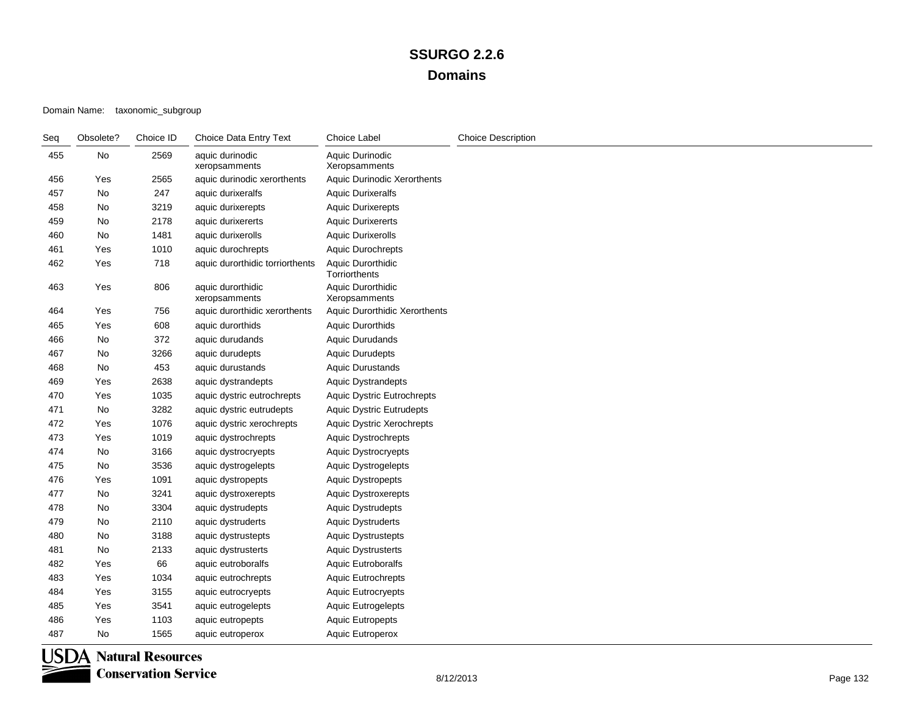# SSURGO 2.2.6

## Domains

Domain Name: taxonomic_subgroup

| Seq | Obsolete? | Choice ID | Choice Data Entry Text | Choice Label | Choice Description |
|---|---|---|---|---|---|
| 455 | No | 2569 | aquic durinodic xeropsamments | Aquic Durinodic Xeropsamments | |
| 456 | Yes | 2565 | aquic durinodic xerorthents | Aquic Durinodic Xerorthents | |
| 457 | No | 247 | aquic durixeralfs | Aquic Durixeralfs | |
| 458 | No | 3219 | aquic durixerepts | Aquic Durixerepts | |
| 459 | No | 2178 | aquic durixererts | Aquic Durixererts | |
| 460 | No | 1481 | aquic durixerolls | Aquic Durixerolls | |
| 461 | Yes | 1010 | aquic durochrepts | Aquic Durochrepts | |
| 462 | Yes | 718 | aquic durorthidic torriorthents | Aquic Durorthidic Torriorthents | |
| 463 | Yes | 806 | aquic durorthidic xeropsamments | Aquic Durorthidic Xeropsamments | |
| 464 | Yes | 756 | aquic durorthidic xerorthents | Aquic Durorthidic Xerorthents | |
| 465 | Yes | 608 | aquic durorthids | Aquic Durorthids | |
| 466 | No | 372 | aquic durudands | Aquic Durudands | |
| 467 | No | 3266 | aquic durudepts | Aquic Durudepts | |
| 468 | No | 453 | aquic durustands | Aquic Durustands | |
| 469 | Yes | 2638 | aquic dystrandepts | Aquic Dystrandepts | |
| 470 | Yes | 1035 | aquic dystric eutrochrepts | Aquic Dystric Eutrochrepts | |
| 471 | No | 3282 | aquic dystric eutrudepts | Aquic Dystric Eutrudepts | |
| 472 | Yes | 1076 | aquic dystric xerochrepts | Aquic Dystric Xerochrepts | |
| 473 | Yes | 1019 | aquic dystrochrepts | Aquic Dystrochrepts | |
| 474 | No | 3166 | aquic dystrocryepts | Aquic Dystrocryepts | |
| 475 | No | 3536 | aquic dystrogelepts | Aquic Dystrogelepts | |
| 476 | Yes | 1091 | aquic dystropepts | Aquic Dystropepts | |
| 477 | No | 3241 | aquic dystroxerepts | Aquic Dystroxerepts | |
| 478 | No | 3304 | aquic dystrudepts | Aquic Dystrudepts | |
| 479 | No | 2110 | aquic dystruderts | Aquic Dystruderts | |
| 480 | No | 3188 | aquic dystrustepts | Aquic Dystrustepts | |
| 481 | No | 2133 | aquic dystrusterts | Aquic Dystrusterts | |
| 482 | Yes | 66 | aquic eutroboralfs | Aquic Eutroboralfs | |
| 483 | Yes | 1034 | aquic eutrochrepts | Aquic Eutrochrepts | |
| 484 | Yes | 3155 | aquic eutrocryepts | Aquic Eutrocryepts | |
| 485 | Yes | 3541 | aquic eutrogelepts | Aquic Eutrogelepts | |
| 486 | Yes | 1103 | aquic eutropepts | Aquic Eutropepts | |
| 487 | No | 1565 | aquic eutroperox | Aquic Eutroperox | |

USDA Natural Resources Conservation Service

8/12/2013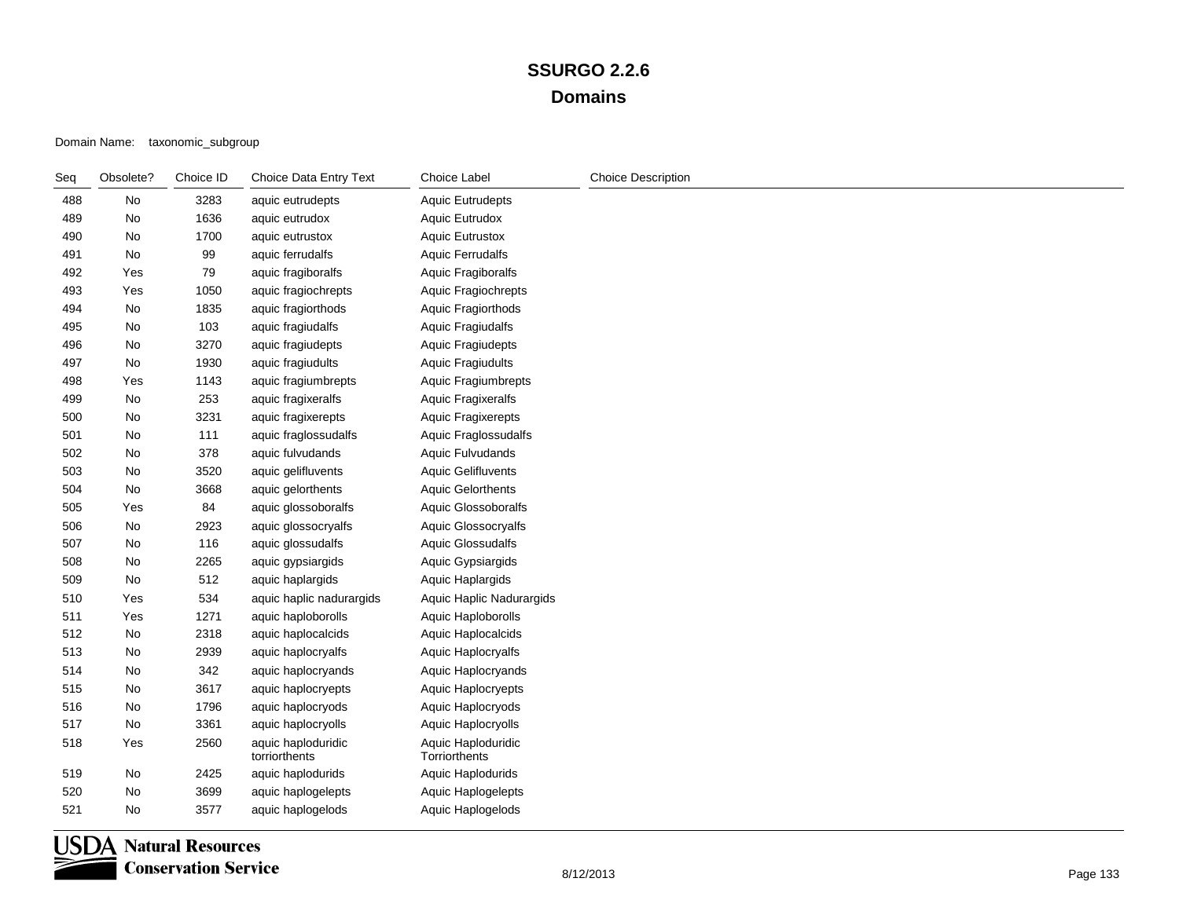# SSURGO 2.2.6

## Domains

Domain Name: taxonomic_subgroup

| Seq | Obsolete? | Choice ID | Choice Data Entry Text | Choice Label | Choice Description |
|---|---|---|---|---|---|
| 488 | No | 3283 | aquic eutrudepts | Aquic Eutrudepts | |
| 489 | No | 1636 | aquic eutrudox | Aquic Eutrudox | |
| 490 | No | 1700 | aquic eutrustox | Aquic Eutrustox | |
| 491 | No | 99 | aquic ferrudalfs | Aquic Ferrudalfs | |
| 492 | Yes | 79 | aquic fragiboralfs | Aquic Fragiboralfs | |
| 493 | Yes | 1050 | aquic fragiochrepts | Aquic Fragiochrepts | |
| 494 | No | 1835 | aquic fragiorthods | Aquic Fragiorthods | |
| 495 | No | 103 | aquic fragiudalfs | Aquic Fragiudalfs | |
| 496 | No | 3270 | aquic fragiudepts | Aquic Fragiudepts | |
| 497 | No | 1930 | aquic fragiudults | Aquic Fragiudults | |
| 498 | Yes | 1143 | aquic fragiumbrepts | Aquic Fragiumbrepts | |
| 499 | No | 253 | aquic fragixeralfs | Aquic Fragixeralfs | |
| 500 | No | 3231 | aquic fragixerepts | Aquic Fragixerepts | |
| 501 | No | 111 | aquic fraglossudalfs | Aquic Fraglossudalfs | |
| 502 | No | 378 | aquic fulvudands | Aquic Fulvudands | |
| 503 | No | 3520 | aquic gelifluvents | Aquic Gelifluvents | |
| 504 | No | 3668 | aquic gelorthents | Aquic Gelorthents | |
| 505 | Yes | 84 | aquic glossoboralfs | Aquic Glossoboralfs | |
| 506 | No | 2923 | aquic glossocryalfs | Aquic Glossocryalfs | |
| 507 | No | 116 | aquic glossudalfs | Aquic Glossudalfs | |
| 508 | No | 2265 | aquic gypsiargids | Aquic Gypsiargids | |
| 509 | No | 512 | aquic haplargids | Aquic Haplargids | |
| 510 | Yes | 534 | aquic haplic nadurargids | Aquic Haplic Nadurargids | |
| 511 | Yes | 1271 | aquic haploborolls | Aquic Haploborolls | |
| 512 | No | 2318 | aquic haplocalcids | Aquic Haplocalcids | |
| 513 | No | 2939 | aquic haplocryalfs | Aquic Haplocryalfs | |
| 514 | No | 342 | aquic haplocryands | Aquic Haplocryands | |
| 515 | No | 3617 | aquic haplocryepts | Aquic Haplocryepts | |
| 516 | No | 1796 | aquic haplocryods | Aquic Haplocryods | |
| 517 | No | 3361 | aquic haplocryolls | Aquic Haplocryolls | |
| 518 | Yes | 2560 | aquic haploduridic torriorthents | Aquic Haploduridic Torriorthents | |
| 519 | No | 2425 | aquic haplodurids | Aquic Haplodurids | |
| 520 | No | 3699 | aquic haplogelepts | Aquic Haplogelepts | |
| 521 | No | 3577 | aquic haplogelods | Aquic Haplogelods | |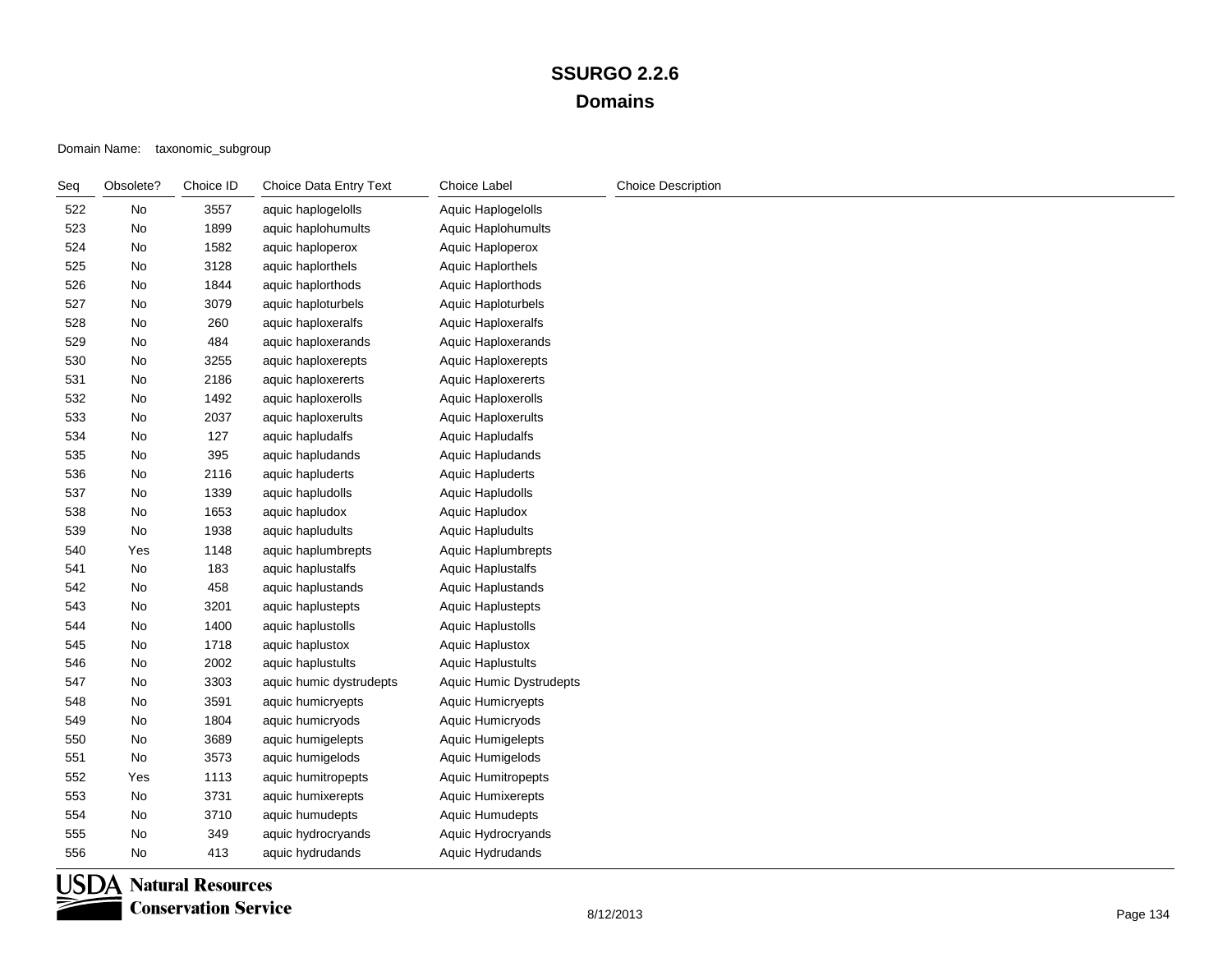# SSURGO 2.2.6

## Domains

Domain Name: taxonomic_subgroup

| Seq | Obsolete? | Choice ID | Choice Data Entry Text | Choice Label | Choice Description |
|---|---|---|---|---|---|
| 522 | No | 3557 | aquic haplogelolls | Aquic Haplogelolls | |
| 523 | No | 1899 | aquic haplohumults | Aquic Haplohumults | |
| 524 | No | 1582 | aquic haploperox | Aquic Haploperox | |
| 525 | No | 3128 | aquic haplorthels | Aquic Haplorthels | |
| 526 | No | 1844 | aquic haplorthods | Aquic Haplorthods | |
| 527 | No | 3079 | aquic haploturbels | Aquic Haploturbels | |
| 528 | No | 260 | aquic haploxeralfs | Aquic Haploxeralfs | |
| 529 | No | 484 | aquic haploxerands | Aquic Haploxerands | |
| 530 | No | 3255 | aquic haploxerepts | Aquic Haploxerepts | |
| 531 | No | 2186 | aquic haploxererts | Aquic Haploxererts | |
| 532 | No | 1492 | aquic haploxerolls | Aquic Haploxerolls | |
| 533 | No | 2037 | aquic haploxerults | Aquic Haploxerults | |
| 534 | No | 127 | aquic hapludalfs | Aquic Hapludalfs | |
| 535 | No | 395 | aquic hapludands | Aquic Hapludands | |
| 536 | No | 2116 | aquic hapluderts | Aquic Hapluderts | |
| 537 | No | 1339 | aquic hapludolls | Aquic Hapludolls | |
| 538 | No | 1653 | aquic hapludox | Aquic Hapludox | |
| 539 | No | 1938 | aquic hapludults | Aquic Hapludults | |
| 540 | Yes | 1148 | aquic haplumbrepts | Aquic Haplumbrepts | |
| 541 | No | 183 | aquic haplustalfs | Aquic Haplustalfs | |
| 542 | No | 458 | aquic haplustands | Aquic Haplustands | |
| 543 | No | 3201 | aquic haplustepts | Aquic Haplustepts | |
| 544 | No | 1400 | aquic haplustolls | Aquic Haplustolls | |
| 545 | No | 1718 | aquic haplustox | Aquic Haplustox | |
| 546 | No | 2002 | aquic haplustults | Aquic Haplustults | |
| 547 | No | 3303 | aquic humic dystrudepts | Aquic Humic Dystrudepts | |
| 548 | No | 3591 | aquic humicryepts | Aquic Humicryepts | |
| 549 | No | 1804 | aquic humicryods | Aquic Humicryods | |
| 550 | No | 3689 | aquic humigelepts | Aquic Humigelepts | |
| 551 | No | 3573 | aquic humigelods | Aquic Humigelods | |
| 552 | Yes | 1113 | aquic humitropepts | Aquic Humitropepts | |
| 553 | No | 3731 | aquic humixerepts | Aquic Humixerepts | |
| 554 | No | 3710 | aquic humudepts | Aquic Humudepts | |
| 555 | No | 349 | aquic hydrocryands | Aquic Hydrocryands | |
| 556 | No | 413 | aquic hydrudands | Aquic Hydrudands | |

USDA Natural Resources Conservation Service

8/12/2013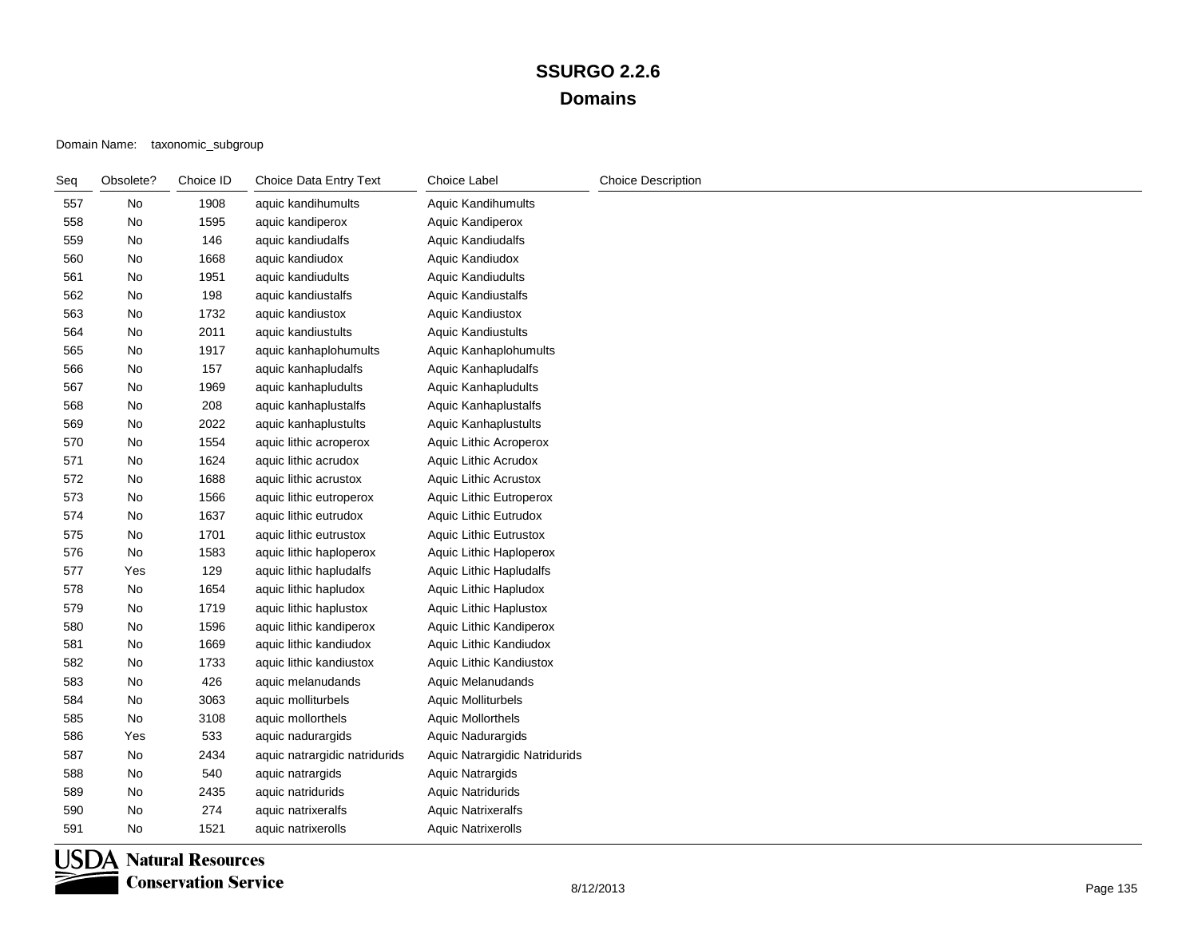# SSURGO 2.2.6

## Domains

Domain Name: taxonomic_subgroup

| Seq | Obsolete? | Choice ID | Choice Data Entry Text | Choice Label | Choice Description |
|---|---|---|---|---|---|
| 557 | No | 1908 | aquic kandihumults | Aquic Kandihumults | |
| 558 | No | 1595 | aquic kandiperox | Aquic Kandiperox | |
| 559 | No | 146 | aquic kandiudalfs | Aquic Kandiudalfs | |
| 560 | No | 1668 | aquic kandiudox | Aquic Kandiudox | |
| 561 | No | 1951 | aquic kandiudults | Aquic Kandiudults | |
| 562 | No | 198 | aquic kandiustalfs | Aquic Kandiustalfs | |
| 563 | No | 1732 | aquic kandiustox | Aquic Kandiustox | |
| 564 | No | 2011 | aquic kandiustults | Aquic Kandiustults | |
| 565 | No | 1917 | aquic kanhaplohumults | Aquic Kanhaplohumults | |
| 566 | No | 157 | aquic kanhapludalfs | Aquic Kanhapludalfs | |
| 567 | No | 1969 | aquic kanhapludults | Aquic Kanhapludults | |
| 568 | No | 208 | aquic kanhaplustalfs | Aquic Kanhaplustalfs | |
| 569 | No | 2022 | aquic kanhaplustults | Aquic Kanhaplustults | |
| 570 | No | 1554 | aquic lithic acroperox | Aquic Lithic Acroperox | |
| 571 | No | 1624 | aquic lithic acrudox | Aquic Lithic Acrudox | |
| 572 | No | 1688 | aquic lithic acrustox | Aquic Lithic Acrustox | |
| 573 | No | 1566 | aquic lithic eutroperox | Aquic Lithic Eutroperox | |
| 574 | No | 1637 | aquic lithic eutrudox | Aquic Lithic Eutrudox | |
| 575 | No | 1701 | aquic lithic eutrustox | Aquic Lithic Eutrustox | |
| 576 | No | 1583 | aquic lithic haploperox | Aquic Lithic Haploperox | |
| 577 | Yes | 129 | aquic lithic hapludalfs | Aquic Lithic Hapludalfs | |
| 578 | No | 1654 | aquic lithic hapludox | Aquic Lithic Hapludox | |
| 579 | No | 1719 | aquic lithic haplustox | Aquic Lithic Haplustox | |
| 580 | No | 1596 | aquic lithic kandiperox | Aquic Lithic Kandiperox | |
| 581 | No | 1669 | aquic lithic kandiudox | Aquic Lithic Kandiudox | |
| 582 | No | 1733 | aquic lithic kandiustox | Aquic Lithic Kandiustox | |
| 583 | No | 426 | aquic melanudands | Aquic Melanudands | |
| 584 | No | 3063 | aquic molliturbels | Aquic Molliturbels | |
| 585 | No | 3108 | aquic mollorthels | Aquic Mollorthels | |
| 586 | Yes | 533 | aquic nadurargids | Aquic Nadurargids | |
| 587 | No | 2434 | aquic natrargidic natridurids | Aquic Natrargidic Natridurids | |
| 588 | No | 540 | aquic natrargids | Aquic Natrargids | |
| 589 | No | 2435 | aquic natridurids | Aquic Natridurids | |
| 590 | No | 274 | aquic natrixeralfs | Aquic Natrixeralfs | |
| 591 | No | 1521 | aquic natrixerolls | Aquic Natrixerolls | |

USDA Natural Resources Conservation Service

8/12/2013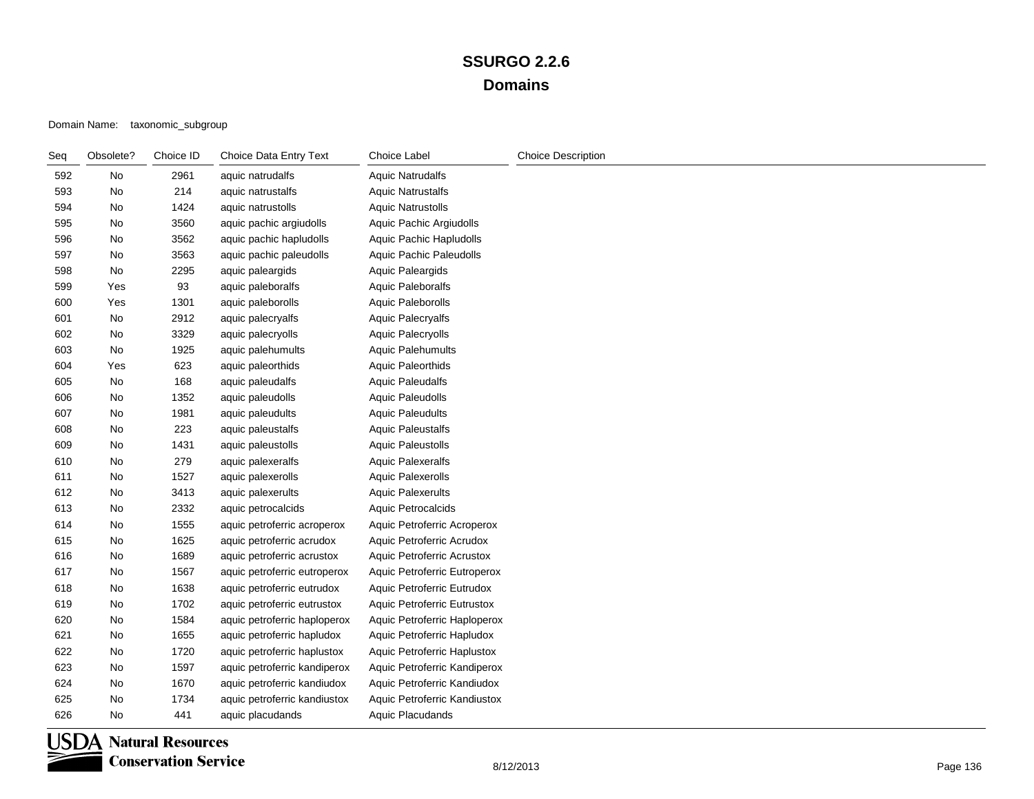# SSURGO 2.2.6

## Domains

Domain Name: taxonomic_subgroup

| Seq | Obsolete? | Choice ID | Choice Data Entry Text | Choice Label | Choice Description |
|---|---|---|---|---|---|
| 592 | No | 2961 | aquic natrudalfs | Aquic Natrudalfs | |
| 593 | No | 214 | aquic natrustalfs | Aquic Natrustalfs | |
| 594 | No | 1424 | aquic natrustolls | Aquic Natrustolls | |
| 595 | No | 3560 | aquic pachic argiudolls | Aquic Pachic Argiudolls | |
| 596 | No | 3562 | aquic pachic hapludolls | Aquic Pachic Hapludolls | |
| 597 | No | 3563 | aquic pachic paleudolls | Aquic Pachic Paleudolls | |
| 598 | No | 2295 | aquic paleargids | Aquic Paleargids | |
| 599 | Yes | 93 | aquic paleboralfs | Aquic Paleboralfs | |
| 600 | Yes | 1301 | aquic paleborolls | Aquic Paleborolls | |
| 601 | No | 2912 | aquic palecryalfs | Aquic Palecryalfs | |
| 602 | No | 3329 | aquic palecryolls | Aquic Palecryolls | |
| 603 | No | 1925 | aquic palehumults | Aquic Palehumults | |
| 604 | Yes | 623 | aquic paleorthids | Aquic Paleorthids | |
| 605 | No | 168 | aquic paleudalfs | Aquic Paleudalfs | |
| 606 | No | 1352 | aquic paleudolls | Aquic Paleudolls | |
| 607 | No | 1981 | aquic paleudults | Aquic Paleudults | |
| 608 | No | 223 | aquic paleustalfs | Aquic Paleustalfs | |
| 609 | No | 1431 | aquic paleustolls | Aquic Paleustolls | |
| 610 | No | 279 | aquic palexeralfs | Aquic Palexeralfs | |
| 611 | No | 1527 | aquic palexerolls | Aquic Palexerolls | |
| 612 | No | 3413 | aquic palexerults | Aquic Palexerults | |
| 613 | No | 2332 | aquic petrocalcids | Aquic Petrocalcids | |
| 614 | No | 1555 | aquic petroferric acroperox | Aquic Petroferric Acroperox | |
| 615 | No | 1625 | aquic petroferric acrudox | Aquic Petroferric Acrudox | |
| 616 | No | 1689 | aquic petroferric acrustox | Aquic Petroferric Acrustox | |
| 617 | No | 1567 | aquic petroferric eutroperox | Aquic Petroferric Eutroperox | |
| 618 | No | 1638 | aquic petroferric eutrudox | Aquic Petroferric Eutrudox | |
| 619 | No | 1702 | aquic petroferric eutrustox | Aquic Petroferric Eutrustox | |
| 620 | No | 1584 | aquic petroferric haploperox | Aquic Petroferric Haploperox | |
| 621 | No | 1655 | aquic petroferric hapludox | Aquic Petroferric Hapludox | |
| 622 | No | 1720 | aquic petroferric haplustox | Aquic Petroferric Haplustox | |
| 623 | No | 1597 | aquic petroferric kandiperox | Aquic Petroferric Kandiperox | |
| 624 | No | 1670 | aquic petroferric kandiudox | Aquic Petroferric Kandiudox | |
| 625 | No | 1734 | aquic petroferric kandiustox | Aquic Petroferric Kandiustox | |
| 626 | No | 441 | aquic placudands | Aquic Placudands | |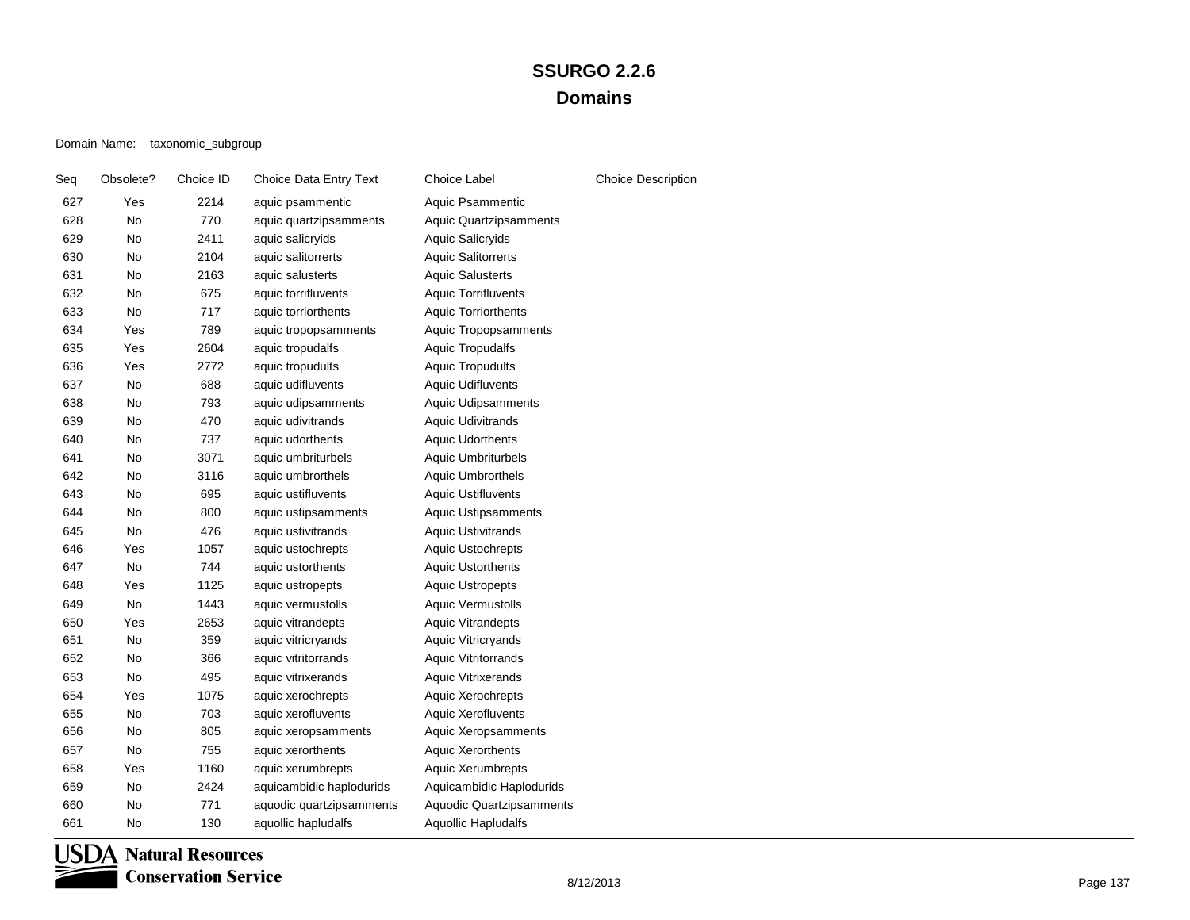# SSURGO 2.2.6

## Domains

Domain Name: taxonomic_subgroup

| Seq | Obsolete? | Choice ID | Choice Data Entry Text | Choice Label | Choice Description |
|---|---|---|---|---|---|
| 627 | Yes | 2214 | aquic psammentic | Aquic Psammentic | |
| 628 | No | 770 | aquic quartzipsamments | Aquic Quartzipsamments | |
| 629 | No | 2411 | aquic salicryids | Aquic Salicryids | |
| 630 | No | 2104 | aquic salitorrerts | Aquic Salitorrerts | |
| 631 | No | 2163 | aquic salusterts | Aquic Salusterts | |
| 632 | No | 675 | aquic torrifluvents | Aquic Torrifluvents | |
| 633 | No | 717 | aquic torriorthents | Aquic Torriorthents | |
| 634 | Yes | 789 | aquic tropopsamments | Aquic Tropopsamments | |
| 635 | Yes | 2604 | aquic tropudalfs | Aquic Tropudalfs | |
| 636 | Yes | 2772 | aquic tropudults | Aquic Tropudults | |
| 637 | No | 688 | aquic udifluvents | Aquic Udifluvents | |
| 638 | No | 793 | aquic udipsamments | Aquic Udipsamments | |
| 639 | No | 470 | aquic udivitrands | Aquic Udivitrands | |
| 640 | No | 737 | aquic udorthents | Aquic Udorthents | |
| 641 | No | 3071 | aquic umbriturbels | Aquic Umbriturbels | |
| 642 | No | 3116 | aquic umbrorthels | Aquic Umbrorthels | |
| 643 | No | 695 | aquic ustifluvents | Aquic Ustifluvents | |
| 644 | No | 800 | aquic ustipsamments | Aquic Ustipsamments | |
| 645 | No | 476 | aquic ustivitrands | Aquic Ustivitrands | |
| 646 | Yes | 1057 | aquic ustochrepts | Aquic Ustochrepts | |
| 647 | No | 744 | aquic ustorthents | Aquic Ustorthents | |
| 648 | Yes | 1125 | aquic ustropepts | Aquic Ustropepts | |
| 649 | No | 1443 | aquic vermustolls | Aquic Vermustolls | |
| 650 | Yes | 2653 | aquic vitrandepts | Aquic Vitrandepts | |
| 651 | No | 359 | aquic vitricryands | Aquic Vitricryands | |
| 652 | No | 366 | aquic vitritorrands | Aquic Vitritorrands | |
| 653 | No | 495 | aquic vitrixerands | Aquic Vitrixerands | |
| 654 | Yes | 1075 | aquic xerochrepts | Aquic Xerochrepts | |
| 655 | No | 703 | aquic xerofluvents | Aquic Xerofluvents | |
| 656 | No | 805 | aquic xeropsamments | Aquic Xeropsamments | |
| 657 | No | 755 | aquic xerorthents | Aquic Xerorthents | |
| 658 | Yes | 1160 | aquic xerumbrepts | Aquic Xerumbrepts | |
| 659 | No | 2424 | aquicambidic haplodurids | Aquicambidic Haplodurids | |
| 660 | No | 771 | aquodic quartzipsamments | Aquodic Quartzipsamments | |
| 661 | No | 130 | aquollic hapludalfs | Aquollic Hapludalfs | |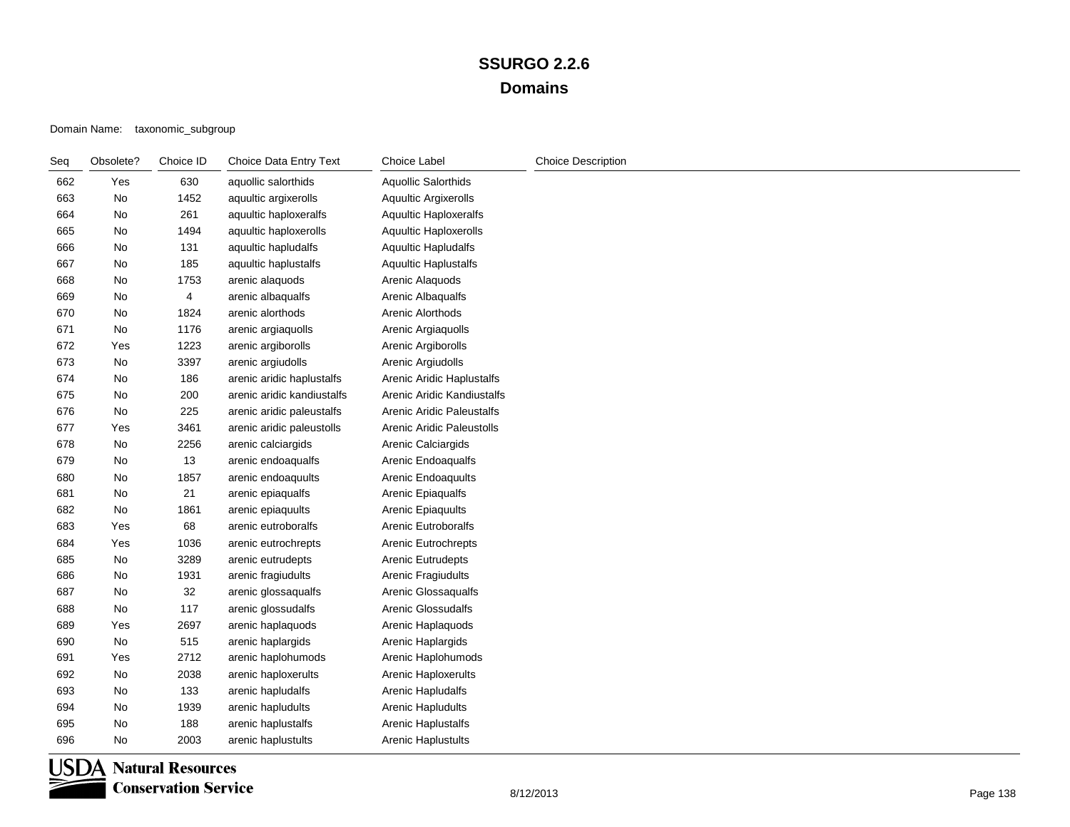# SSURGO 2.2.6

## Domains

Domain Name: taxonomic_subgroup

| Seq | Obsolete? | Choice ID | Choice Data Entry Text | Choice Label | Choice Description |
|---|---|---|---|---|---|
| 662 | Yes | 630 | aquollic salorthids | Aquollic Salorthids | |
| 663 | No | 1452 | aquultic argixerolls | Aquultic Argixerolls | |
| 664 | No | 261 | aquultic haploxeralfs | Aquultic Haploxeralfs | |
| 665 | No | 1494 | aquultic haploxerolls | Aquultic Haploxerolls | |
| 666 | No | 131 | aquultic hapludalfs | Aquultic Hapludalfs | |
| 667 | No | 185 | aquultic haplustalfs | Aquultic Haplustalfs | |
| 668 | No | 1753 | arenic alaquods | Arenic Alaquods | |
| 669 | No | 4 | arenic albaqualfs | Arenic Albaqualfs | |
| 670 | No | 1824 | arenic alorthods | Arenic Alorthods | |
| 671 | No | 1176 | arenic argiaquolls | Arenic Argiaquolls | |
| 672 | Yes | 1223 | arenic argiborolls | Arenic Argiborolls | |
| 673 | No | 3397 | arenic argiudolls | Arenic Argiudolls | |
| 674 | No | 186 | arenic aridic haplustalfs | Arenic Aridic Haplustalfs | |
| 675 | No | 200 | arenic aridic kandiustalfs | Arenic Aridic Kandiustalfs | |
| 676 | No | 225 | arenic aridic paleustalfs | Arenic Aridic Paleustalfs | |
| 677 | Yes | 3461 | arenic aridic paleustolls | Arenic Aridic Paleustolls | |
| 678 | No | 2256 | arenic calciargids | Arenic Calciargids | |
| 679 | No | 13 | arenic endoaqualfs | Arenic Endoaqualfs | |
| 680 | No | 1857 | arenic endoaquults | Arenic Endoaquults | |
| 681 | No | 21 | arenic epiaqualfs | Arenic Epiaqualfs | |
| 682 | No | 1861 | arenic epiaquults | Arenic Epiaquults | |
| 683 | Yes | 68 | arenic eutroboralfs | Arenic Eutroboralfs | |
| 684 | Yes | 1036 | arenic eutrochrepts | Arenic Eutrochrepts | |
| 685 | No | 3289 | arenic eutrudepts | Arenic Eutrudepts | |
| 686 | No | 1931 | arenic fragiudults | Arenic Fragiudults | |
| 687 | No | 32 | arenic glossaqualfs | Arenic Glossaqualfs | |
| 688 | No | 117 | arenic glossudalfs | Arenic Glossudalfs | |
| 689 | Yes | 2697 | arenic haplaquods | Arenic Haplaquods | |
| 690 | No | 515 | arenic haplargids | Arenic Haplargids | |
| 691 | Yes | 2712 | arenic haplohumods | Arenic Haplohumods | |
| 692 | No | 2038 | arenic haploxerults | Arenic Haploxerults | |
| 693 | No | 133 | arenic hapludalfs | Arenic Hapludalfs | |
| 694 | No | 1939 | arenic hapludults | Arenic Hapludults | |
| 695 | No | 188 | arenic haplustalfs | Arenic Haplustalfs | |
| 696 | No | 2003 | arenic haplustults | Arenic Haplustults | |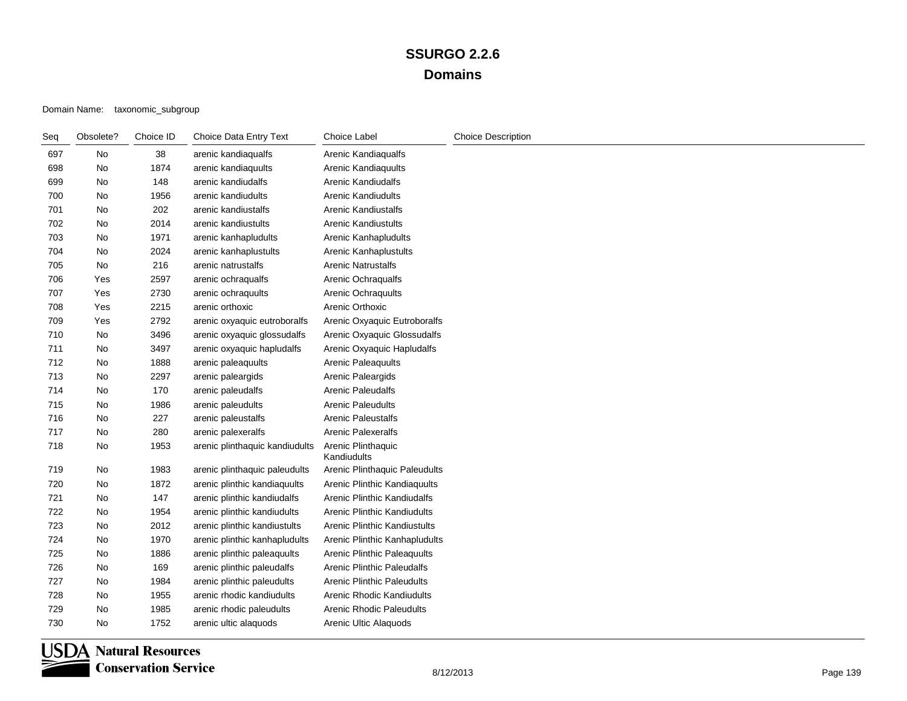# SSURGO 2.2.6

## Domains

Domain Name: taxonomic_subgroup

| Seq | Obsolete? | Choice ID | Choice Data Entry Text | Choice Label | Choice Description |
|---|---|---|---|---|---|
| 697 | No | 38 | arenic kandiaqualfs | Arenic Kandiaqualfs | |
| 698 | No | 1874 | arenic kandiaquults | Arenic Kandiaquults | |
| 699 | No | 148 | arenic kandiudalfs | Arenic Kandiudalfs | |
| 700 | No | 1956 | arenic kandiudults | Arenic Kandiudults | |
| 701 | No | 202 | arenic kandiustalfs | Arenic Kandiustalfs | |
| 702 | No | 2014 | arenic kandiustults | Arenic Kandiustults | |
| 703 | No | 1971 | arenic kanhapludults | Arenic Kanhapludults | |
| 704 | No | 2024 | arenic kanhaplustults | Arenic Kanhaplustults | |
| 705 | No | 216 | arenic natrustalfs | Arenic Natrustalfs | |
| 706 | Yes | 2597 | arenic ochraqualfs | Arenic Ochraqualfs | |
| 707 | Yes | 2730 | arenic ochraquults | Arenic Ochraquults | |
| 708 | Yes | 2215 | arenic orthoxic | Arenic Orthoxic | |
| 709 | Yes | 2792 | arenic oxyaquic eutroboralfs | Arenic Oxyaquic Eutroboralfs | |
| 710 | No | 3496 | arenic oxyaquic glossudalfs | Arenic Oxyaquic Glossudalfs | |
| 711 | No | 3497 | arenic oxyaquic hapludalfs | Arenic Oxyaquic Hapludalfs | |
| 712 | No | 1888 | arenic paleaquults | Arenic Paleaquults | |
| 713 | No | 2297 | arenic paleargids | Arenic Paleargids | |
| 714 | No | 170 | arenic paleudalfs | Arenic Paleudalfs | |
| 715 | No | 1986 | arenic paleudults | Arenic Paleudults | |
| 716 | No | 227 | arenic paleustalfs | Arenic Paleustalfs | |
| 717 | No | 280 | arenic palexeralfs | Arenic Palexeralfs | |
| 718 | No | 1953 | arenic plinthaquic kandiudults | Arenic Plinthaquic Kandiudults | |
| 719 | No | 1983 | arenic plinthaquic paleudults | Arenic Plinthaquic Paleudults | |
| 720 | No | 1872 | arenic plinthic kandiaquults | Arenic Plinthic Kandiaquults | |
| 721 | No | 147 | arenic plinthic kandiudalfs | Arenic Plinthic Kandiudalfs | |
| 722 | No | 1954 | arenic plinthic kandiudults | Arenic Plinthic Kandiudults | |
| 723 | No | 2012 | arenic plinthic kandiustults | Arenic Plinthic Kandiustults | |
| 724 | No | 1970 | arenic plinthic kanhapludults | Arenic Plinthic Kanhapludults | |
| 725 | No | 1886 | arenic plinthic paleaquults | Arenic Plinthic Paleaquults | |
| 726 | No | 169 | arenic plinthic paleudalfs | Arenic Plinthic Paleudalfs | |
| 727 | No | 1984 | arenic plinthic paleudults | Arenic Plinthic Paleudults | |
| 728 | No | 1955 | arenic rhodic kandiudults | Arenic Rhodic Kandiudults | |
| 729 | No | 1985 | arenic rhodic paleudults | Arenic Rhodic Paleudults | |
| 730 | No | 1752 | arenic ultic alaquods | Arenic Ultic Alaquods | |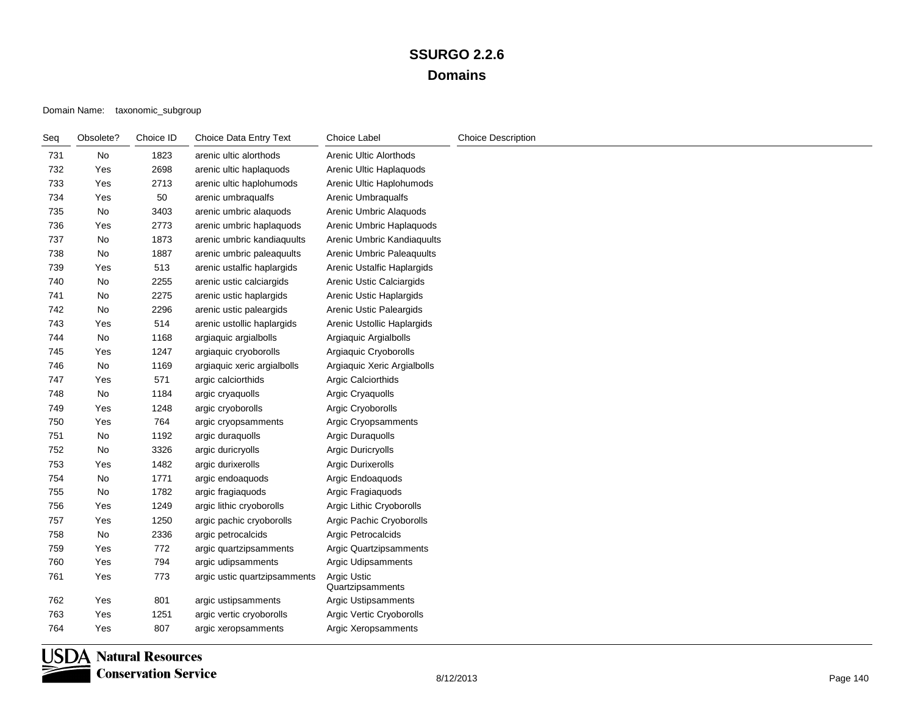# SSURGO 2.2.6

## Domains

Domain Name: taxonomic_subgroup

| Seq | Obsolete? | Choice ID | Choice Data Entry Text | Choice Label | Choice Description |
|---|---|---|---|---|---|
| 731 | No | 1823 | arenic ultic alorthods | Arenic Ultic Alorthods | |
| 732 | Yes | 2698 | arenic ultic haplaquods | Arenic Ultic Haplaquods | |
| 733 | Yes | 2713 | arenic ultic haplohumods | Arenic Ultic Haplohumods | |
| 734 | Yes | 50 | arenic umbraqualfs | Arenic Umbraqualfs | |
| 735 | No | 3403 | arenic umbric alaquods | Arenic Umbric Alaquods | |
| 736 | Yes | 2773 | arenic umbric haplaquods | Arenic Umbric Haplaquods | |
| 737 | No | 1873 | arenic umbric kandiaquults | Arenic Umbric Kandiaquults | |
| 738 | No | 1887 | arenic umbric paleaquults | Arenic Umbric Paleaquults | |
| 739 | Yes | 513 | arenic ustalfic haplargids | Arenic Ustalfic Haplargids | |
| 740 | No | 2255 | arenic ustic calciargids | Arenic Ustic Calciargids | |
| 741 | No | 2275 | arenic ustic haplargids | Arenic Ustic Haplargids | |
| 742 | No | 2296 | arenic ustic paleargids | Arenic Ustic Paleargids | |
| 743 | Yes | 514 | arenic ustollic haplargids | Arenic Ustollic Haplargids | |
| 744 | No | 1168 | argiaquic argialbolls | Argiaquic Argialbolls | |
| 745 | Yes | 1247 | argiaquic cryoborolls | Argiaquic Cryoborolls | |
| 746 | No | 1169 | argiaquic xeric argialbolls | Argiaquic Xeric Argialbolls | |
| 747 | Yes | 571 | argic calciorthids | Argic Calciorthids | |
| 748 | No | 1184 | argic cryaquolls | Argic Cryaquolls | |
| 749 | Yes | 1248 | argic cryoborolls | Argic Cryoborolls | |
| 750 | Yes | 764 | argic cryopsamments | Argic Cryopsamments | |
| 751 | No | 1192 | argic duraquolls | Argic Duraquolls | |
| 752 | No | 3326 | argic duricryolls | Argic Duricryolls | |
| 753 | Yes | 1482 | argic durixerolls | Argic Durixerolls | |
| 754 | No | 1771 | argic endoaquods | Argic Endoaquods | |
| 755 | No | 1782 | argic fragiaquods | Argic Fragiaquods | |
| 756 | Yes | 1249 | argic lithic cryoborolls | Argic Lithic Cryoborolls | |
| 757 | Yes | 1250 | argic pachic cryoborolls | Argic Pachic Cryoborolls | |
| 758 | No | 2336 | argic petrocalcids | Argic Petrocalcids | |
| 759 | Yes | 772 | argic quartzipsamments | Argic Quartzipsamments | |
| 760 | Yes | 794 | argic udipsamments | Argic Udipsamments | |
| 761 | Yes | 773 | argic ustic quartzipsamments | Argic Ustic Quartzipsamments | |
| 762 | Yes | 801 | argic ustipsamments | Argic Ustipsamments | |
| 763 | Yes | 1251 | argic vertic cryoborolls | Argic Vertic Cryoborolls | |
| 764 | Yes | 807 | argic xeropsamments | Argic Xeropsamments | |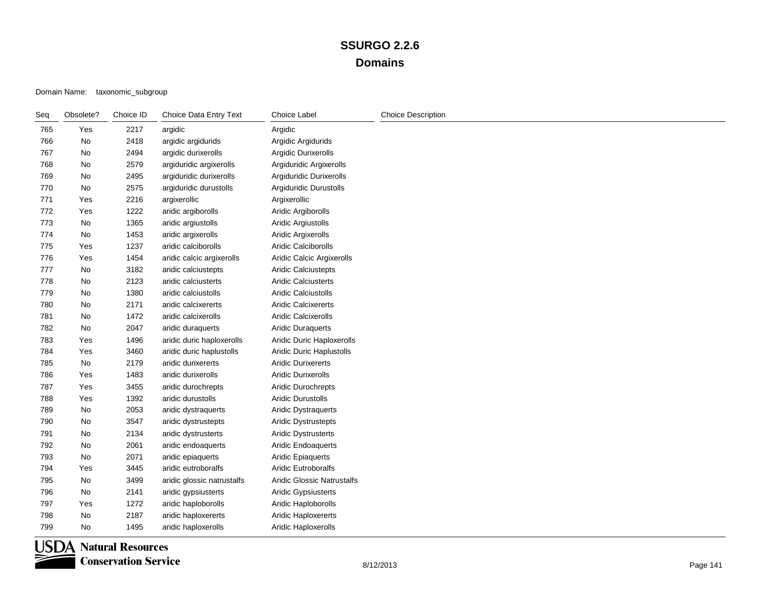# SSURGO 2.2.6

## Domains

Domain Name: taxonomic_subgroup

| Seq | Obsolete? | Choice ID | Choice Data Entry Text | Choice Label | Choice Description |
|---|---|---|---|---|---|
| 765 | Yes | 2217 | argidic | Argidic | |
| 766 | No | 2418 | argidic argidurids | Argidic Argidurids | |
| 767 | No | 2494 | argidic durixerolls | Argidic Durixerolls | |
| 768 | No | 2579 | argiduridic argixerolls | Argiduridic Argixerolls | |
| 769 | No | 2495 | argiduridic durixerolls | Argiduridic Durixerolls | |
| 770 | No | 2575 | argiduridic durustolls | Argiduridic Durustolls | |
| 771 | Yes | 2216 | argixerollic | Argixerollic | |
| 772 | Yes | 1222 | aridic argiborolls | Aridic Argiborolls | |
| 773 | No | 1365 | aridic argiustolls | Aridic Argiustolls | |
| 774 | No | 1453 | aridic argixerolls | Aridic Argixerolls | |
| 775 | Yes | 1237 | aridic calciborolls | Aridic Calciborolls | |
| 776 | Yes | 1454 | aridic calcic argixerolls | Aridic Calcic Argixerolls | |
| 777 | No | 3182 | aridic calciustepts | Aridic Calciustepts | |
| 778 | No | 2123 | aridic calciusterts | Aridic Calciusterts | |
| 779 | No | 1380 | aridic calciustolls | Aridic Calciustolls | |
| 780 | No | 2171 | aridic calcixererts | Aridic Calcixererts | |
| 781 | No | 1472 | aridic calcixerolls | Aridic Calcixerolls | |
| 782 | No | 2047 | aridic duraquerts | Aridic Duraquerts | |
| 783 | Yes | 1496 | aridic duric haploxerolls | Aridic Duric Haploxerolls | |
| 784 | Yes | 3460 | aridic duric haplustolls | Aridic Duric Haplustolls | |
| 785 | No | 2179 | aridic durixererts | Aridic Durixererts | |
| 786 | Yes | 1483 | aridic durixerolls | Aridic Durixerolls | |
| 787 | Yes | 3455 | aridic durochrepts | Aridic Durochrepts | |
| 788 | Yes | 1392 | aridic durustolls | Aridic Durustolls | |
| 789 | No | 2053 | aridic dystraquerts | Aridic Dystraquerts | |
| 790 | No | 3547 | aridic dystrustepts | Aridic Dystrustepts | |
| 791 | No | 2134 | aridic dystrusterts | Aridic Dystrusterts | |
| 792 | No | 2061 | aridic endoaquerts | Aridic Endoaquerts | |
| 793 | No | 2071 | aridic epiaquerts | Aridic Epiaquerts | |
| 794 | Yes | 3445 | aridic eutroboralfs | Aridic Eutroboralfs | |
| 795 | No | 3499 | aridic glossic natrustalfs | Aridic Glossic Natrustalfs | |
| 796 | No | 2141 | aridic gypsiusterts | Aridic Gypsiusterts | |
| 797 | Yes | 1272 | aridic haploborolls | Aridic Haploborolls | |
| 798 | No | 2187 | aridic haploxererts | Aridic Haploxererts | |
| 799 | No | 1495 | aridic haploxerolls | Aridic Haploxerolls | |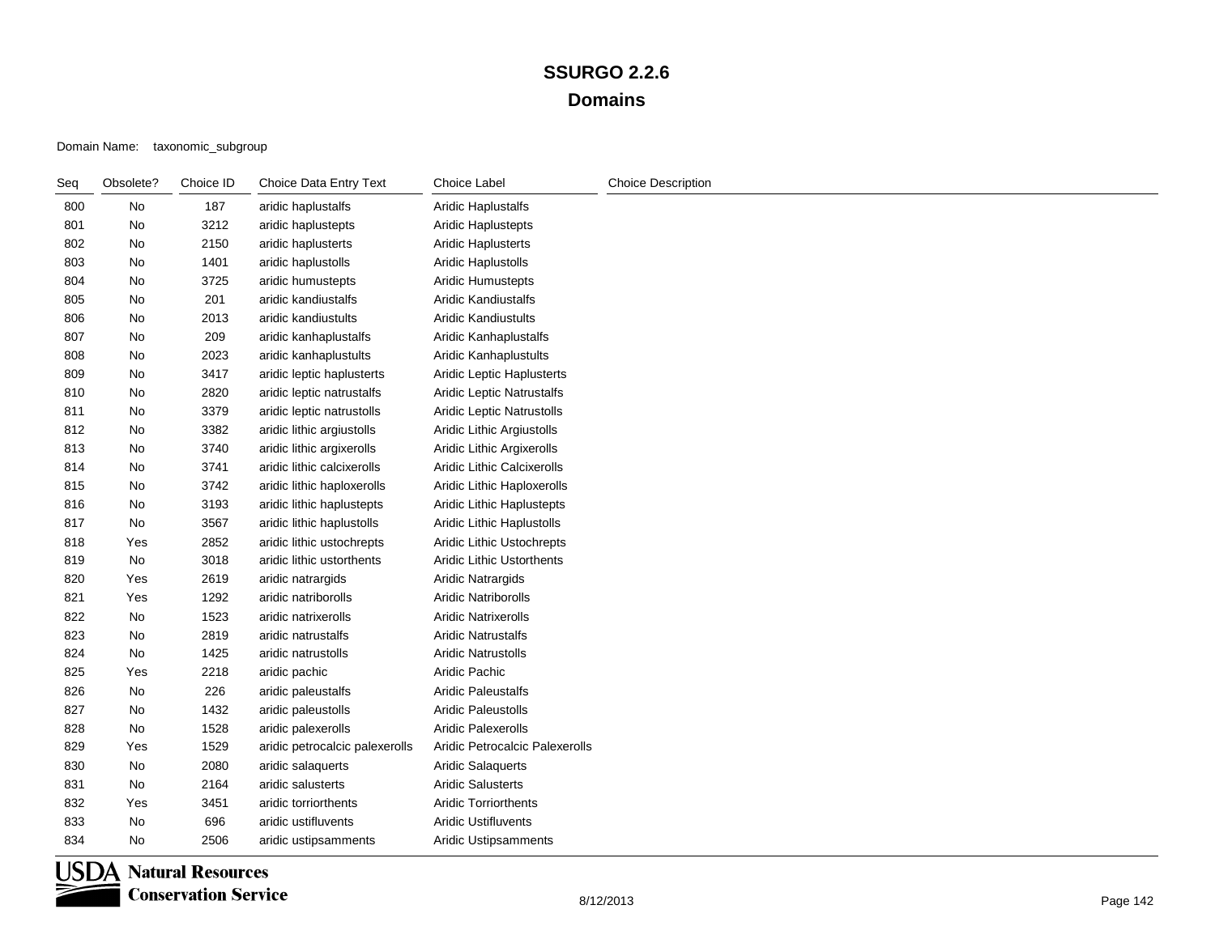# SSURGO 2.2.6

## Domains

Domain Name: taxonomic_subgroup

| Seq | Obsolete? | Choice ID | Choice Data Entry Text | Choice Label | Choice Description |
|---|---|---|---|---|---|
| 800 | No | 187 | aridic haplustalfs | Aridic Haplustalfs | |
| 801 | No | 3212 | aridic haplustepts | Aridic Haplustepts | |
| 802 | No | 2150 | aridic haplusterts | Aridic Haplusterts | |
| 803 | No | 1401 | aridic haplustolls | Aridic Haplustolls | |
| 804 | No | 3725 | aridic humustepts | Aridic Humustepts | |
| 805 | No | 201 | aridic kandiustalfs | Aridic Kandiustalfs | |
| 806 | No | 2013 | aridic kandiustults | Aridic Kandiustults | |
| 807 | No | 209 | aridic kanhaplustalfs | Aridic Kanhaplustalfs | |
| 808 | No | 2023 | aridic kanhaplustults | Aridic Kanhaplustults | |
| 809 | No | 3417 | aridic leptic haplusterts | Aridic Leptic Haplusterts | |
| 810 | No | 2820 | aridic leptic natrustalfs | Aridic Leptic Natrustalfs | |
| 811 | No | 3379 | aridic leptic natrustolls | Aridic Leptic Natrustolls | |
| 812 | No | 3382 | aridic lithic argiustolls | Aridic Lithic Argiustolls | |
| 813 | No | 3740 | aridic lithic argixerolls | Aridic Lithic Argixerolls | |
| 814 | No | 3741 | aridic lithic calcixerolls | Aridic Lithic Calcixerolls | |
| 815 | No | 3742 | aridic lithic haploxerolls | Aridic Lithic Haploxerolls | |
| 816 | No | 3193 | aridic lithic haplustepts | Aridic Lithic Haplustepts | |
| 817 | No | 3567 | aridic lithic haplustolls | Aridic Lithic Haplustolls | |
| 818 | Yes | 2852 | aridic lithic ustochrepts | Aridic Lithic Ustochrepts | |
| 819 | No | 3018 | aridic lithic ustorthents | Aridic Lithic Ustorthents | |
| 820 | Yes | 2619 | aridic natrargids | Aridic Natrargids | |
| 821 | Yes | 1292 | aridic natriborolls | Aridic Natriborolls | |
| 822 | No | 1523 | aridic natrixerolls | Aridic Natrixerolls | |
| 823 | No | 2819 | aridic natrustalfs | Aridic Natrustalfs | |
| 824 | No | 1425 | aridic natrustolls | Aridic Natrustolls | |
| 825 | Yes | 2218 | aridic pachic | Aridic Pachic | |
| 826 | No | 226 | aridic paleustalfs | Aridic Paleustalfs | |
| 827 | No | 1432 | aridic paleustolls | Aridic Paleustolls | |
| 828 | No | 1528 | aridic palexerolls | Aridic Palexerolls | |
| 829 | Yes | 1529 | aridic petrocalcic palexerolls | Aridic Petrocalcic Palexerolls | |
| 830 | No | 2080 | aridic salaquerts | Aridic Salaquerts | |
| 831 | No | 2164 | aridic salusterts | Aridic Salusterts | |
| 832 | Yes | 3451 | aridic torriorthents | Aridic Torriorthents | |
| 833 | No | 696 | aridic ustifluvents | Aridic Ustifluvents | |
| 834 | No | 2506 | aridic ustipsamments | Aridic Ustipsamments | |

USDA Natural Resources Conservation Service

8/12/2013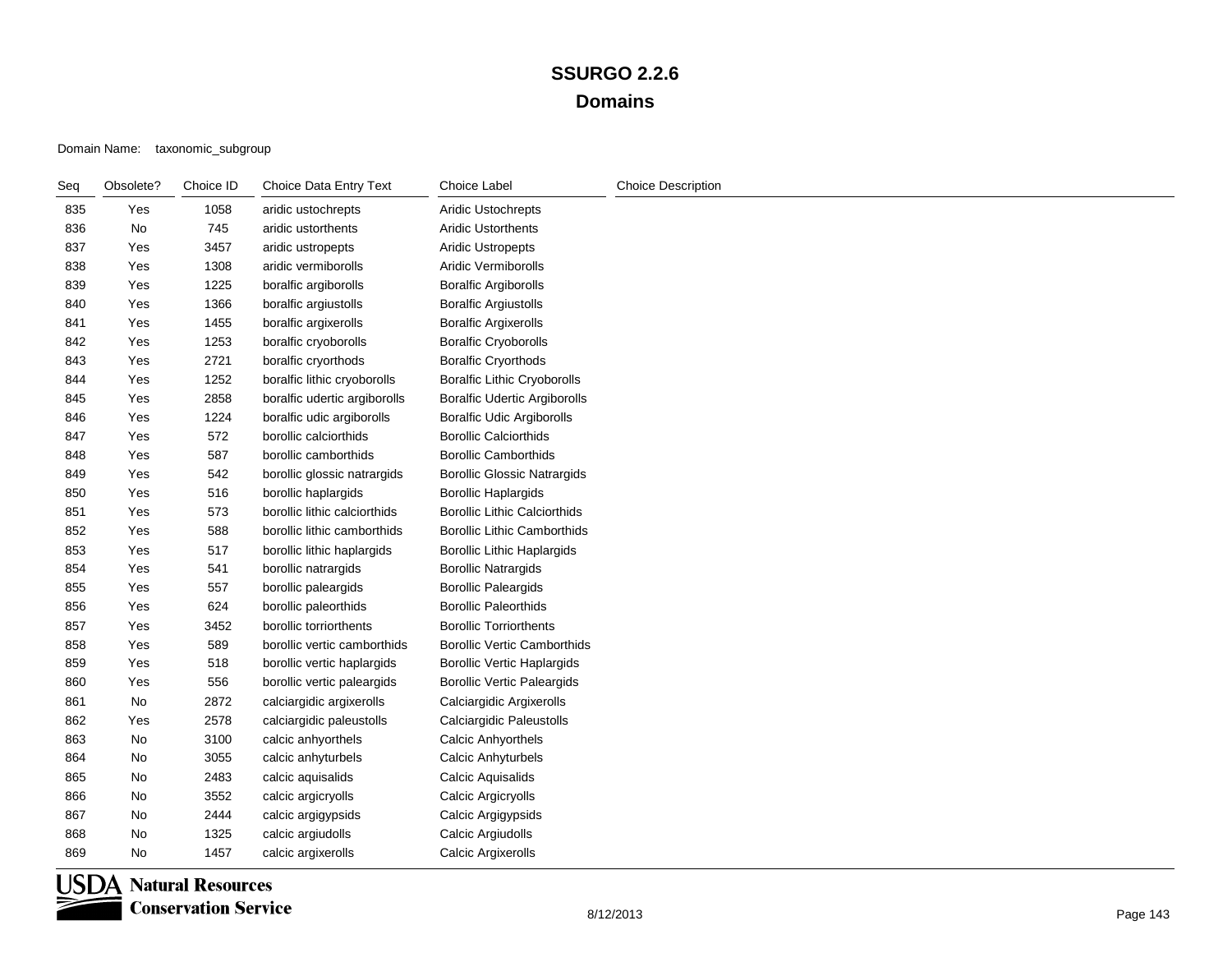# SSURGO 2.2.6

## Domains

Domain Name: taxonomic_subgroup

| Seq | Obsolete? | Choice ID | Choice Data Entry Text | Choice Label | Choice Description |
|---|---|---|---|---|---|
| 835 | Yes | 1058 | aridic ustochrepts | Aridic Ustochrepts | |
| 836 | No | 745 | aridic ustorthents | Aridic Ustorthents | |
| 837 | Yes | 3457 | aridic ustropepts | Aridic Ustropepts | |
| 838 | Yes | 1308 | aridic vermiborolls | Aridic Vermiborolls | |
| 839 | Yes | 1225 | boralfic argiborolls | Boralfic Argiborolls | |
| 840 | Yes | 1366 | boralfic argiustolls | Boralfic Argiustolls | |
| 841 | Yes | 1455 | boralfic argixerolls | Boralfic Argixerolls | |
| 842 | Yes | 1253 | boralfic cryoborolls | Boralfic Cryoborolls | |
| 843 | Yes | 2721 | boralfic cryorthods | Boralfic Cryorthods | |
| 844 | Yes | 1252 | boralfic lithic cryoborolls | Boralfic Lithic Cryoborolls | |
| 845 | Yes | 2858 | boralfic udertic argiborolls | Boralfic Udertic Argiborolls | |
| 846 | Yes | 1224 | boralfic udic argiborolls | Boralfic Udic Argiborolls | |
| 847 | Yes | 572 | borollic calciorthids | Borollic Calciorthids | |
| 848 | Yes | 587 | borollic camborthids | Borollic Camborthids | |
| 849 | Yes | 542 | borollic glossic natrargids | Borollic Glossic Natrargids | |
| 850 | Yes | 516 | borollic haplargids | Borollic Haplargids | |
| 851 | Yes | 573 | borollic lithic calciorthids | Borollic Lithic Calciorthids | |
| 852 | Yes | 588 | borollic lithic camborthids | Borollic Lithic Camborthids | |
| 853 | Yes | 517 | borollic lithic haplargids | Borollic Lithic Haplargids | |
| 854 | Yes | 541 | borollic natrargids | Borollic Natrargids | |
| 855 | Yes | 557 | borollic paleargids | Borollic Paleargids | |
| 856 | Yes | 624 | borollic paleorthids | Borollic Paleorthids | |
| 857 | Yes | 3452 | borollic torriorthents | Borollic Torriorthents | |
| 858 | Yes | 589 | borollic vertic camborthids | Borollic Vertic Camborthids | |
| 859 | Yes | 518 | borollic vertic haplargids | Borollic Vertic Haplargids | |
| 860 | Yes | 556 | borollic vertic paleargids | Borollic Vertic Paleargids | |
| 861 | No | 2872 | calciargidic argixerolls | Calciargidic Argixerolls | |
| 862 | Yes | 2578 | calciargidic paleustolls | Calciargidic Paleustolls | |
| 863 | No | 3100 | calcic anhyorthels | Calcic Anhyorthels | |
| 864 | No | 3055 | calcic anhyturbels | Calcic Anhyturbels | |
| 865 | No | 2483 | calcic aquisalids | Calcic Aquisalids | |
| 866 | No | 3552 | calcic argicryolls | Calcic Argicryolls | |
| 867 | No | 2444 | calcic argigypsids | Calcic Argigypsids | |
| 868 | No | 1325 | calcic argiudolls | Calcic Argiudolls | |
| 869 | No | 1457 | calcic argixerolls | Calcic Argixerolls | |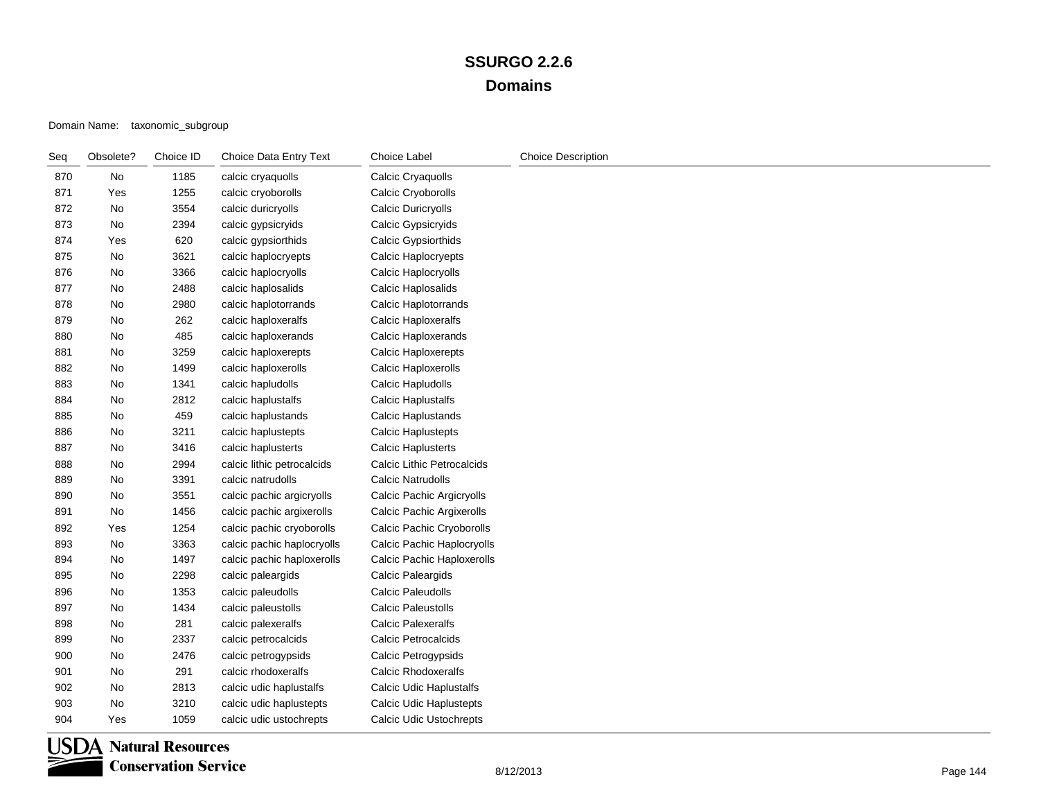# SSURGO 2.2.6

## Domains

Domain Name: taxonomic_subgroup

| Seq | Obsolete? | Choice ID | Choice Data Entry Text | Choice Label | Choice Description |
|---|---|---|---|---|---|
| 870 | No | 1185 | calcic cryaquolls | Calcic Cryaquolls | |
| 871 | Yes | 1255 | calcic cryoborolls | Calcic Cryoborolls | |
| 872 | No | 3554 | calcic duricryolls | Calcic Duricryolls | |
| 873 | No | 2394 | calcic gypsicryids | Calcic Gypsicryids | |
| 874 | Yes | 620 | calcic gypsiorthids | Calcic Gypsiorthids | |
| 875 | No | 3621 | calcic haplocryepts | Calcic Haplocryepts | |
| 876 | No | 3366 | calcic haplocryolls | Calcic Haplocryolls | |
| 877 | No | 2488 | calcic haplosalids | Calcic Haplosalids | |
| 878 | No | 2980 | calcic haplotorrands | Calcic Haplotorrands | |
| 879 | No | 262 | calcic haploxeralfs | Calcic Haploxeralfs | |
| 880 | No | 485 | calcic haploxerands | Calcic Haploxerands | |
| 881 | No | 3259 | calcic haploxerepts | Calcic Haploxerepts | |
| 882 | No | 1499 | calcic haploxerolls | Calcic Haploxerolls | |
| 883 | No | 1341 | calcic hapludolls | Calcic Hapludolls | |
| 884 | No | 2812 | calcic haplustalfs | Calcic Haplustalfs | |
| 885 | No | 459 | calcic haplustands | Calcic Haplustands | |
| 886 | No | 3211 | calcic haplustepts | Calcic Haplustepts | |
| 887 | No | 3416 | calcic haplusterts | Calcic Haplusterts | |
| 888 | No | 2994 | calcic lithic petrocalcids | Calcic Lithic Petrocalcids | |
| 889 | No | 3391 | calcic natrudolls | Calcic Natrudolls | |
| 890 | No | 3551 | calcic pachic argicryolls | Calcic Pachic Argicryolls | |
| 891 | No | 1456 | calcic pachic argixerolls | Calcic Pachic Argixerolls | |
| 892 | Yes | 1254 | calcic pachic cryoborolls | Calcic Pachic Cryoborolls | |
| 893 | No | 3363 | calcic pachic haplocryolls | Calcic Pachic Haplocryolls | |
| 894 | No | 1497 | calcic pachic haploxerolls | Calcic Pachic Haploxerolls | |
| 895 | No | 2298 | calcic paleargids | Calcic Paleargids | |
| 896 | No | 1353 | calcic paleudolls | Calcic Paleudolls | |
| 897 | No | 1434 | calcic paleustolls | Calcic Paleustolls | |
| 898 | No | 281 | calcic palexeralfs | Calcic Palexeralfs | |
| 899 | No | 2337 | calcic petrocalcids | Calcic Petrocalcids | |
| 900 | No | 2476 | calcic petrogypsids | Calcic Petrogypsids | |
| 901 | No | 291 | calcic rhodoxeralfs | Calcic Rhodoxeralfs | |
| 902 | No | 2813 | calcic udic haplustalfs | Calcic Udic Haplustalfs | |
| 903 | No | 3210 | calcic udic haplustepts | Calcic Udic Haplustepts | |
| 904 | Yes | 1059 | calcic udic ustochrepts | Calcic Udic Ustochrepts | |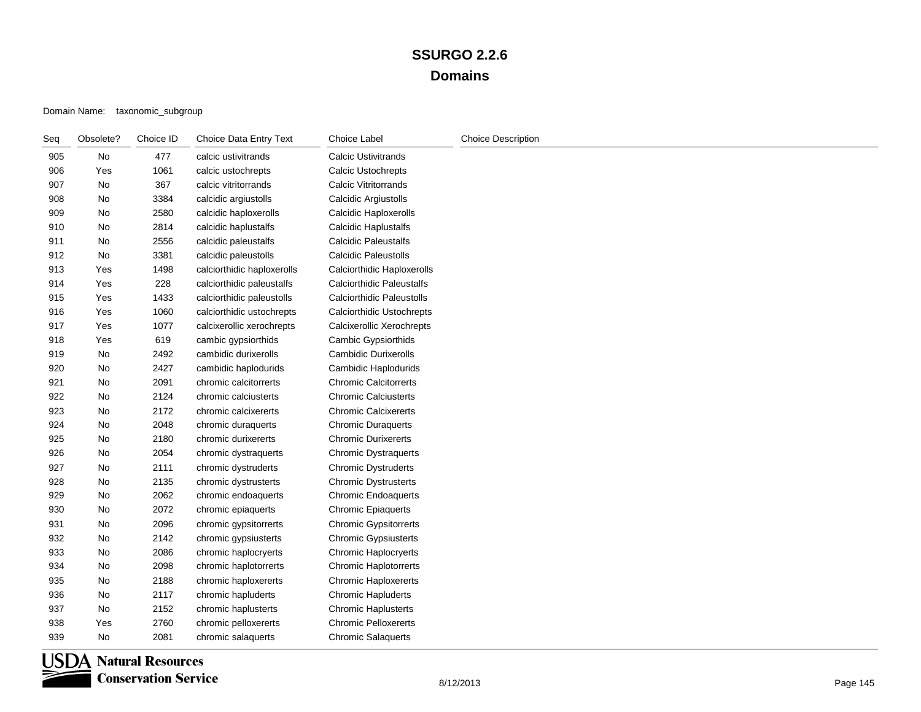# SSURGO 2.2.6

## Domains

Domain Name: taxonomic_subgroup

| Seq | Obsolete? | Choice ID | Choice Data Entry Text | Choice Label | Choice Description |
|---|---|---|---|---|---|
| 905 | No | 477 | calcic ustivitrands | Calcic Ustivitrands | |
| 906 | Yes | 1061 | calcic ustochrepts | Calcic Ustochrepts | |
| 907 | No | 367 | calcic vitritorrands | Calcic Vitritorrands | |
| 908 | No | 3384 | calcidic argiustolls | Calcidic Argiustolls | |
| 909 | No | 2580 | calcidic haploxerolls | Calcidic Haploxerolls | |
| 910 | No | 2814 | calcidic haplustalfs | Calcidic Haplustalfs | |
| 911 | No | 2556 | calcidic paleustalfs | Calcidic Paleustalfs | |
| 912 | No | 3381 | calcidic paleustolls | Calcidic Paleustolls | |
| 913 | Yes | 1498 | calciorthidic haploxerolls | Calciorthidic Haploxerolls | |
| 914 | Yes | 228 | calciorthidic paleustalfs | Calciorthidic Paleustalfs | |
| 915 | Yes | 1433 | calciorthidic paleustolls | Calciorthidic Paleustolls | |
| 916 | Yes | 1060 | calciorthidic ustochrepts | Calciorthidic Ustochrepts | |
| 917 | Yes | 1077 | calcixerollic xerochrepts | Calcixerollic Xerochrepts | |
| 918 | Yes | 619 | cambic gypsiorthids | Cambic Gypsiorthids | |
| 919 | No | 2492 | cambidic durixerolls | Cambidic Durixerolls | |
| 920 | No | 2427 | cambidic haplodurids | Cambidic Haplodurids | |
| 921 | No | 2091 | chromic calcitorrerts | Chromic Calcitorrerts | |
| 922 | No | 2124 | chromic calciusterts | Chromic Calciusterts | |
| 923 | No | 2172 | chromic calcixererts | Chromic Calcixererts | |
| 924 | No | 2048 | chromic duraquerts | Chromic Duraquerts | |
| 925 | No | 2180 | chromic durixererts | Chromic Durixererts | |
| 926 | No | 2054 | chromic dystraquerts | Chromic Dystraquerts | |
| 927 | No | 2111 | chromic dystruderts | Chromic Dystruderts | |
| 928 | No | 2135 | chromic dystrusterts | Chromic Dystrusterts | |
| 929 | No | 2062 | chromic endoaquerts | Chromic Endoaquerts | |
| 930 | No | 2072 | chromic epiaquerts | Chromic Epiaquerts | |
| 931 | No | 2096 | chromic gypsitorrerts | Chromic Gypsitorrerts | |
| 932 | No | 2142 | chromic gypsiusterts | Chromic Gypsiusterts | |
| 933 | No | 2086 | chromic haplocryerts | Chromic Haplocryerts | |
| 934 | No | 2098 | chromic haplotorrerts | Chromic Haplotorrerts | |
| 935 | No | 2188 | chromic haploxererts | Chromic Haploxererts | |
| 936 | No | 2117 | chromic hapluderts | Chromic Hapluderts | |
| 937 | No | 2152 | chromic haplusterts | Chromic Haplusterts | |
| 938 | Yes | 2760 | chromic pelloxererts | Chromic Pelloxererts | |
| 939 | No | 2081 | chromic salaquerts | Chromic Salaquerts | |

USDA Natural Resources Conservation Service

8/12/2013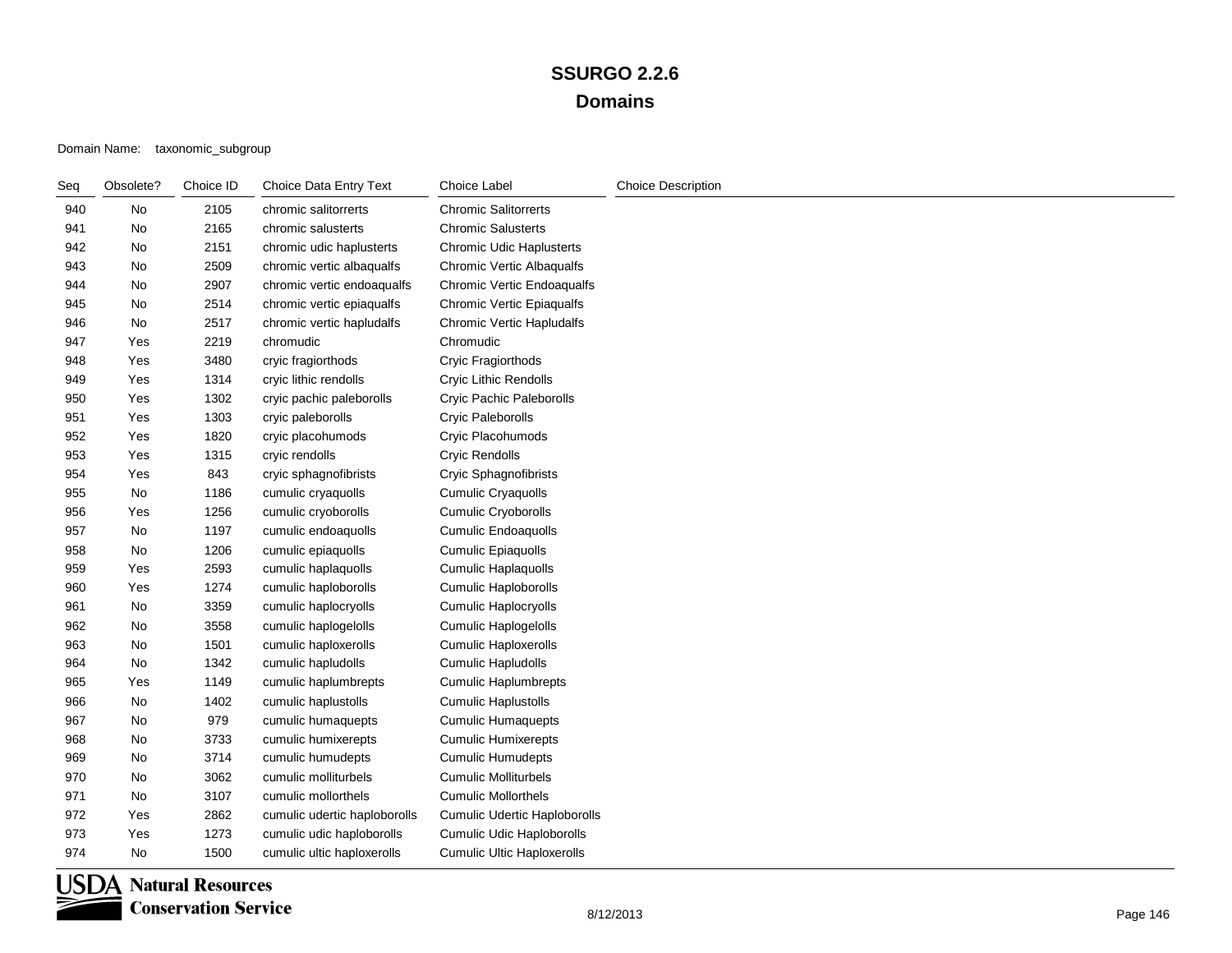# SSURGO 2.2.6

## Domains

Domain Name: taxonomic_subgroup

| Seq | Obsolete? | Choice ID | Choice Data Entry Text | Choice Label | Choice Description |
|---|---|---|---|---|---|
| 940 | No | 2105 | chromic salitorrerts | Chromic Salitorrerts | |
| 941 | No | 2165 | chromic salusterts | Chromic Salusterts | |
| 942 | No | 2151 | chromic udic haplusterts | Chromic Udic Haplusterts | |
| 943 | No | 2509 | chromic vertic albaqualfs | Chromic Vertic Albaqualfs | |
| 944 | No | 2907 | chromic vertic endoaqualfs | Chromic Vertic Endoaqualfs | |
| 945 | No | 2514 | chromic vertic epiaqualfs | Chromic Vertic Epiaqualfs | |
| 946 | No | 2517 | chromic vertic hapludalfs | Chromic Vertic Hapludalfs | |
| 947 | Yes | 2219 | chromudic | Chromudic | |
| 948 | Yes | 3480 | cryic fragiorthods | Cryic Fragiorthods | |
| 949 | Yes | 1314 | cryic lithic rendolls | Cryic Lithic Rendolls | |
| 950 | Yes | 1302 | cryic pachic paleborolls | Cryic Pachic Paleborolls | |
| 951 | Yes | 1303 | cryic paleborolls | Cryic Paleborolls | |
| 952 | Yes | 1820 | cryic placohumods | Cryic Placohumods | |
| 953 | Yes | 1315 | cryic rendolls | Cryic Rendolls | |
| 954 | Yes | 843 | cryic sphagnofibrists | Cryic Sphagnofibrists | |
| 955 | No | 1186 | cumulic cryaquolls | Cumulic Cryaquolls | |
| 956 | Yes | 1256 | cumulic cryoborolls | Cumulic Cryoborolls | |
| 957 | No | 1197 | cumulic endoaquolls | Cumulic Endoaquolls | |
| 958 | No | 1206 | cumulic epiaquolls | Cumulic Epiaquolls | |
| 959 | Yes | 2593 | cumulic haplaquolls | Cumulic Haplaquolls | |
| 960 | Yes | 1274 | cumulic haploborolls | Cumulic Haploborolls | |
| 961 | No | 3359 | cumulic haplocryolls | Cumulic Haplocryolls | |
| 962 | No | 3558 | cumulic haplogelolls | Cumulic Haplogelolls | |
| 963 | No | 1501 | cumulic haploxerolls | Cumulic Haploxerolls | |
| 964 | No | 1342 | cumulic hapludolls | Cumulic Hapludolls | |
| 965 | Yes | 1149 | cumulic haplumbrepts | Cumulic Haplumbrepts | |
| 966 | No | 1402 | cumulic haplustolls | Cumulic Haplustolls | |
| 967 | No | 979 | cumulic humaquepts | Cumulic Humaquepts | |
| 968 | No | 3733 | cumulic humixerepts | Cumulic Humixerepts | |
| 969 | No | 3714 | cumulic humudepts | Cumulic Humudepts | |
| 970 | No | 3062 | cumulic molliturbels | Cumulic Molliturbels | |
| 971 | No | 3107 | cumulic mollorthels | Cumulic Mollorthels | |
| 972 | Yes | 2862 | cumulic udertic haploborolls | Cumulic Udertic Haploborolls | |
| 973 | Yes | 1273 | cumulic udic haploborolls | Cumulic Udic Haploborolls | |
| 974 | No | 1500 | cumulic ultic haploxerolls | Cumulic Ultic Haploxerolls | |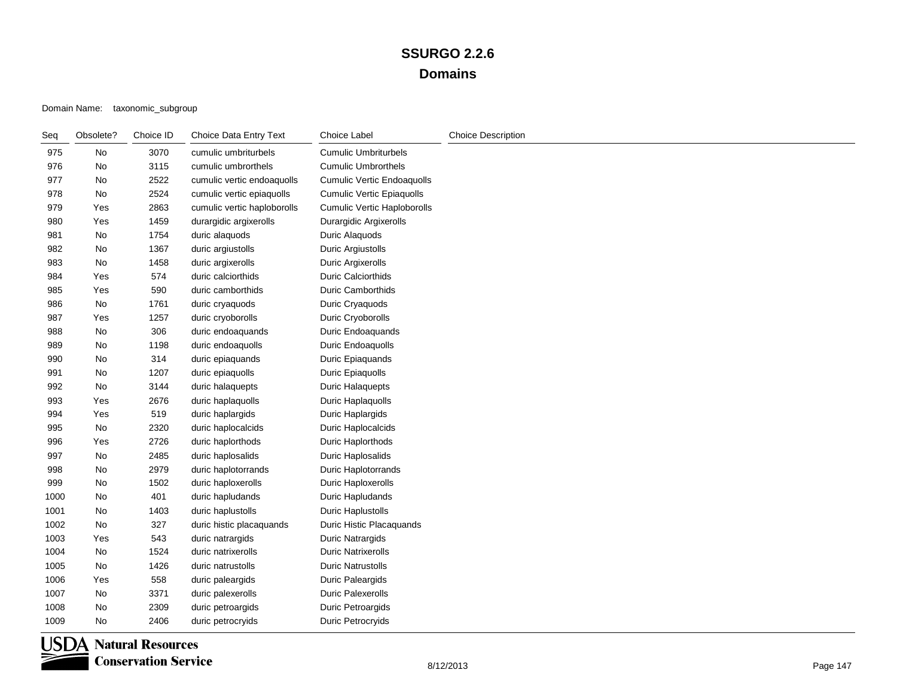# SSURGO 2.2.6

## Domains

Domain Name: taxonomic_subgroup

| Seq | Obsolete? | Choice ID | Choice Data Entry Text | Choice Label | Choice Description |
|---|---|---|---|---|---|
| 975 | No | 3070 | cumulic umbriturbels | Cumulic Umbriturbels | |
| 976 | No | 3115 | cumulic umbrorthels | Cumulic Umbrorthels | |
| 977 | No | 2522 | cumulic vertic endoaquolls | Cumulic Vertic Endoaquolls | |
| 978 | No | 2524 | cumulic vertic epiaquolls | Cumulic Vertic Epiaquolls | |
| 979 | Yes | 2863 | cumulic vertic haploborolls | Cumulic Vertic Haploborolls | |
| 980 | Yes | 1459 | durargidic argixerolls | Durargidic Argixerolls | |
| 981 | No | 1754 | duric alaquods | Duric Alaquods | |
| 982 | No | 1367 | duric argiustolls | Duric Argiustolls | |
| 983 | No | 1458 | duric argixerolls | Duric Argixerolls | |
| 984 | Yes | 574 | duric calciorthids | Duric Calciorthids | |
| 985 | Yes | 590 | duric camborthids | Duric Camborthids | |
| 986 | No | 1761 | duric cryaquods | Duric Cryaquods | |
| 987 | Yes | 1257 | duric cryoborolls | Duric Cryoborolls | |
| 988 | No | 306 | duric endoaquands | Duric Endoaquands | |
| 989 | No | 1198 | duric endoaquolls | Duric Endoaquolls | |
| 990 | No | 314 | duric epiaquands | Duric Epiaquands | |
| 991 | No | 1207 | duric epiaquolls | Duric Epiaquolls | |
| 992 | No | 3144 | duric halaquepts | Duric Halaquepts | |
| 993 | Yes | 2676 | duric haplaquolls | Duric Haplaquolls | |
| 994 | Yes | 519 | duric haplargids | Duric Haplargids | |
| 995 | No | 2320 | duric haplocalcids | Duric Haplocalcids | |
| 996 | Yes | 2726 | duric haplorthods | Duric Haplorthods | |
| 997 | No | 2485 | duric haplosalids | Duric Haplosalids | |
| 998 | No | 2979 | duric haplotorrands | Duric Haplotorrands | |
| 999 | No | 1502 | duric haploxerolls | Duric Haploxerolls | |
| 1000 | No | 401 | duric hapludands | Duric Hapludands | |
| 1001 | No | 1403 | duric haplustolls | Duric Haplustolls | |
| 1002 | No | 327 | duric histic placaquands | Duric Histic Placaquands | |
| 1003 | Yes | 543 | duric natrargids | Duric Natrargids | |
| 1004 | No | 1524 | duric natrixerolls | Duric Natrixerolls | |
| 1005 | No | 1426 | duric natrustolls | Duric Natrustolls | |
| 1006 | Yes | 558 | duric paleargids | Duric Paleargids | |
| 1007 | No | 3371 | duric palexerolls | Duric Palexerolls | |
| 1008 | No | 2309 | duric petroargids | Duric Petroargids | |
| 1009 | No | 2406 | duric petrocryids | Duric Petrocryids | |

USDA Natural Resources Conservation Service

8/12/2013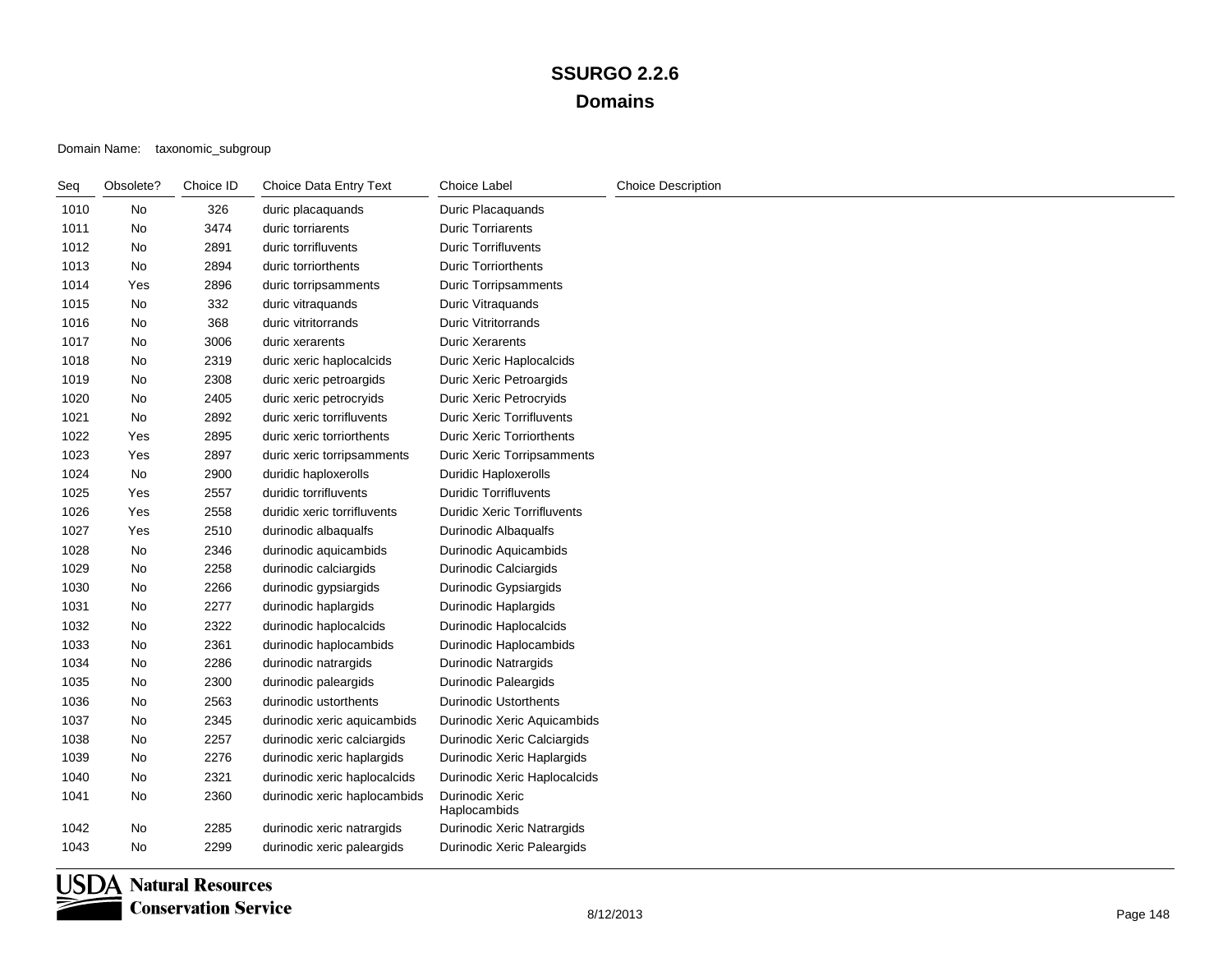# SSURGO 2.2.6

## Domains

Domain Name: taxonomic_subgroup

| Seq | Obsolete? | Choice ID | Choice Data Entry Text | Choice Label | Choice Description |
|---|---|---|---|---|---|
| 1010 | No | 326 | duric placaquands | Duric Placaquands | |
| 1011 | No | 3474 | duric torriarents | Duric Torriarents | |
| 1012 | No | 2891 | duric torrifluvents | Duric Torrifluvents | |
| 1013 | No | 2894 | duric torriorthents | Duric Torriorthents | |
| 1014 | Yes | 2896 | duric torripsamments | Duric Torripsamments | |
| 1015 | No | 332 | duric vitraquands | Duric Vitraquands | |
| 1016 | No | 368 | duric vitritorrands | Duric Vitritorrands | |
| 1017 | No | 3006 | duric xerarents | Duric Xerarents | |
| 1018 | No | 2319 | duric xeric haplocalcids | Duric Xeric Haplocalcids | |
| 1019 | No | 2308 | duric xeric petroargids | Duric Xeric Petroargids | |
| 1020 | No | 2405 | duric xeric petrocryids | Duric Xeric Petrocryids | |
| 1021 | No | 2892 | duric xeric torrifluvents | Duric Xeric Torrifluvents | |
| 1022 | Yes | 2895 | duric xeric torriorthents | Duric Xeric Torriorthents | |
| 1023 | Yes | 2897 | duric xeric torripsamments | Duric Xeric Torripsamments | |
| 1024 | No | 2900 | duridic haploxerolls | Duridic Haploxerolls | |
| 1025 | Yes | 2557 | duridic torrifluvents | Duridic Torrifluvents | |
| 1026 | Yes | 2558 | duridic xeric torrifluvents | Duridic Xeric Torrifluvents | |
| 1027 | Yes | 2510 | durinodic albaqualfs | Durinodic Albaqualfs | |
| 1028 | No | 2346 | durinodic aquicambids | Durinodic Aquicambids | |
| 1029 | No | 2258 | durinodic calciargids | Durinodic Calciargids | |
| 1030 | No | 2266 | durinodic gypsiargids | Durinodic Gypsiargids | |
| 1031 | No | 2277 | durinodic haplargids | Durinodic Haplargids | |
| 1032 | No | 2322 | durinodic haplocalcids | Durinodic Haplocalcids | |
| 1033 | No | 2361 | durinodic haplocambids | Durinodic Haplocambids | |
| 1034 | No | 2286 | durinodic natrargids | Durinodic Natrargids | |
| 1035 | No | 2300 | durinodic paleargids | Durinodic Paleargids | |
| 1036 | No | 2563 | durinodic ustorthents | Durinodic Ustorthents | |
| 1037 | No | 2345 | durinodic xeric aquicambids | Durinodic Xeric Aquicambids | |
| 1038 | No | 2257 | durinodic xeric calciargids | Durinodic Xeric Calciargids | |
| 1039 | No | 2276 | durinodic xeric haplargids | Durinodic Xeric Haplargids | |
| 1040 | No | 2321 | durinodic xeric haplocalcids | Durinodic Xeric Haplocalcids | |
| 1041 | No | 2360 | durinodic xeric haplocambids | Durinodic Xeric Haplocambids | |
| 1042 | No | 2285 | durinodic xeric natrargids | Durinodic Xeric Natrargids | |
| 1043 | No | 2299 | durinodic xeric paleargids | Durinodic Xeric Paleargids | |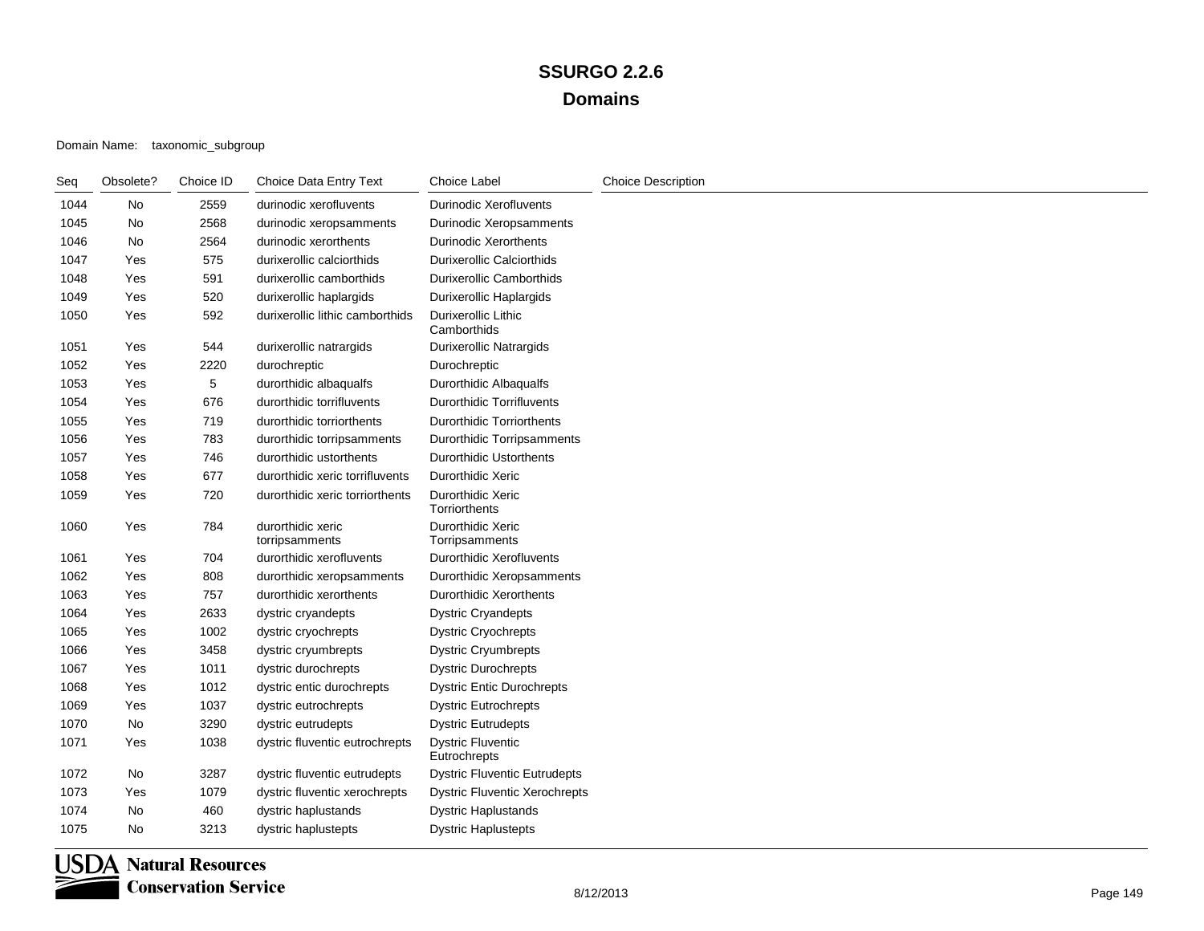# SSURGO 2.2.6

## Domains

Domain Name: taxonomic_subgroup

| Seq | Obsolete? | Choice ID | Choice Data Entry Text | Choice Label | Choice Description |
|---|---|---|---|---|---|
| 1044 | No | 2559 | durinodic xerofluvents | Durinodic Xerofluvents | |
| 1045 | No | 2568 | durinodic xeropsamments | Durinodic Xeropsamments | |
| 1046 | No | 2564 | durinodic xerorthents | Durinodic Xerorthents | |
| 1047 | Yes | 575 | durixerollic calciorthids | Durixerollic Calciorthids | |
| 1048 | Yes | 591 | durixerollic camborthids | Durixerollic Camborthids | |
| 1049 | Yes | 520 | durixerollic haplargids | Durixerollic Haplargids | |
| 1050 | Yes | 592 | durixerollic lithic camborthids | Durixerollic Lithic Camborthids | |
| 1051 | Yes | 544 | durixerollic natrargids | Durixerollic Natrargids | |
| 1052 | Yes | 2220 | durochreptic | Durochreptic | |
| 1053 | Yes | 5 | durorthidic albaqualfs | Durorthidic Albaqualfs | |
| 1054 | Yes | 676 | durorthidic torrifluvents | Durorthidic Torrifluvents | |
| 1055 | Yes | 719 | durorthidic torriorthents | Durorthidic Torriorthents | |
| 1056 | Yes | 783 | durorthidic torripsamments | Durorthidic Torripsamments | |
| 1057 | Yes | 746 | durorthidic ustorthents | Durorthidic Ustorthents | |
| 1058 | Yes | 677 | durorthidic xeric torrifluvents | Durorthidic Xeric | |
| 1059 | Yes | 720 | durorthidic xeric torriorthents | Durorthidic Xeric Torriorthents | |
| 1060 | Yes | 784 | durorthidic xeric torripsamments | Durorthidic Xeric Torripsamments | |
| 1061 | Yes | 704 | durorthidic xerofluvents | Durorthidic Xerofluvents | |
| 1062 | Yes | 808 | durorthidic xeropsamments | Durorthidic Xeropsamments | |
| 1063 | Yes | 757 | durorthidic xerorthents | Durorthidic Xerorthents | |
| 1064 | Yes | 2633 | dystric cryandepts | Dystric Cryandepts | |
| 1065 | Yes | 1002 | dystric cryochrepts | Dystric Cryochrepts | |
| 1066 | Yes | 3458 | dystric cryumbrepts | Dystric Cryumbrepts | |
| 1067 | Yes | 1011 | dystric durochrepts | Dystric Durochrepts | |
| 1068 | Yes | 1012 | dystric entic durochrepts | Dystric Entic Durochrepts | |
| 1069 | Yes | 1037 | dystric eutrochrepts | Dystric Eutrochrepts | |
| 1070 | No | 3290 | dystric eutrudepts | Dystric Eutrudepts | |
| 1071 | Yes | 1038 | dystric fluventic eutrochrepts | Dystric Fluventic Eutrochrepts | |
| 1072 | No | 3287 | dystric fluventic eutrudepts | Dystric Fluventic Eutrudepts | |
| 1073 | Yes | 1079 | dystric fluventic xerochrepts | Dystric Fluventic Xerochrepts | |
| 1074 | No | 460 | dystric haplustands | Dystric Haplustands | |
| 1075 | No | 3213 | dystric haplustepts | Dystric Haplustepts | |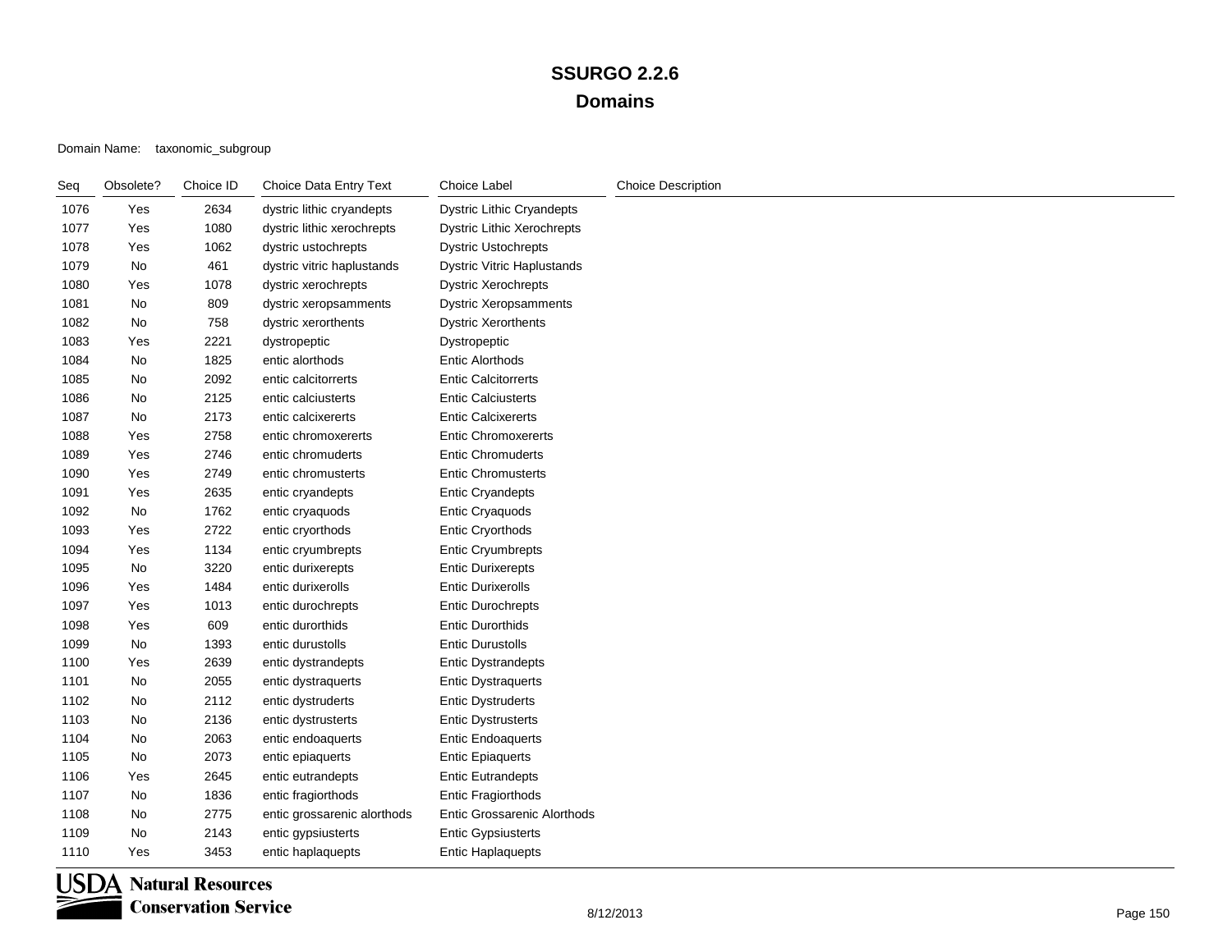# SSURGO 2.2.6

## Domains

Domain Name: taxonomic_subgroup

| Seq | Obsolete? | Choice ID | Choice Data Entry Text | Choice Label | Choice Description |
|---|---|---|---|---|---|
| 1076 | Yes | 2634 | dystric lithic cryandepts | Dystric Lithic Cryandepts | |
| 1077 | Yes | 1080 | dystric lithic xerochrepts | Dystric Lithic Xerochrepts | |
| 1078 | Yes | 1062 | dystric ustochrepts | Dystric Ustochrepts | |
| 1079 | No | 461 | dystric vitric haplustands | Dystric Vitric Haplustands | |
| 1080 | Yes | 1078 | dystric xerochrepts | Dystric Xerochrepts | |
| 1081 | No | 809 | dystric xeropsamments | Dystric Xeropsamments | |
| 1082 | No | 758 | dystric xerorthents | Dystric Xerorthents | |
| 1083 | Yes | 2221 | dystropeptic | Dystropeptic | |
| 1084 | No | 1825 | entic alorthods | Entic Alorthods | |
| 1085 | No | 2092 | entic calcitorrerts | Entic Calcitorrerts | |
| 1086 | No | 2125 | entic calciusterts | Entic Calciusterts | |
| 1087 | No | 2173 | entic calcixererts | Entic Calcixererts | |
| 1088 | Yes | 2758 | entic chromoxererts | Entic Chromoxererts | |
| 1089 | Yes | 2746 | entic chromuderts | Entic Chromuderts | |
| 1090 | Yes | 2749 | entic chromusterts | Entic Chromusterts | |
| 1091 | Yes | 2635 | entic cryandepts | Entic Cryandepts | |
| 1092 | No | 1762 | entic cryaquods | Entic Cryaquods | |
| 1093 | Yes | 2722 | entic cryorthods | Entic Cryorthods | |
| 1094 | Yes | 1134 | entic cryumbrepts | Entic Cryumbrepts | |
| 1095 | No | 3220 | entic durixerepts | Entic Durixerepts | |
| 1096 | Yes | 1484 | entic durixerolls | Entic Durixerolls | |
| 1097 | Yes | 1013 | entic durochrepts | Entic Durochrepts | |
| 1098 | Yes | 609 | entic durorthids | Entic Durorthids | |
| 1099 | No | 1393 | entic durustolls | Entic Durustolls | |
| 1100 | Yes | 2639 | entic dystrandepts | Entic Dystrandepts | |
| 1101 | No | 2055 | entic dystraquerts | Entic Dystraquerts | |
| 1102 | No | 2112 | entic dystruderts | Entic Dystruderts | |
| 1103 | No | 2136 | entic dystrusterts | Entic Dystrusterts | |
| 1104 | No | 2063 | entic endoaquerts | Entic Endoaquerts | |
| 1105 | No | 2073 | entic epiaquerts | Entic Epiaquerts | |
| 1106 | Yes | 2645 | entic eutrandepts | Entic Eutrandepts | |
| 1107 | No | 1836 | entic fragiorthods | Entic Fragiorthods | |
| 1108 | No | 2775 | entic grossarenic alorthods | Entic Grossarenic Alorthods | |
| 1109 | No | 2143 | entic gypsiusterts | Entic Gypsiusterts | |
| 1110 | Yes | 3453 | entic haplaquepts | Entic Haplaquepts | |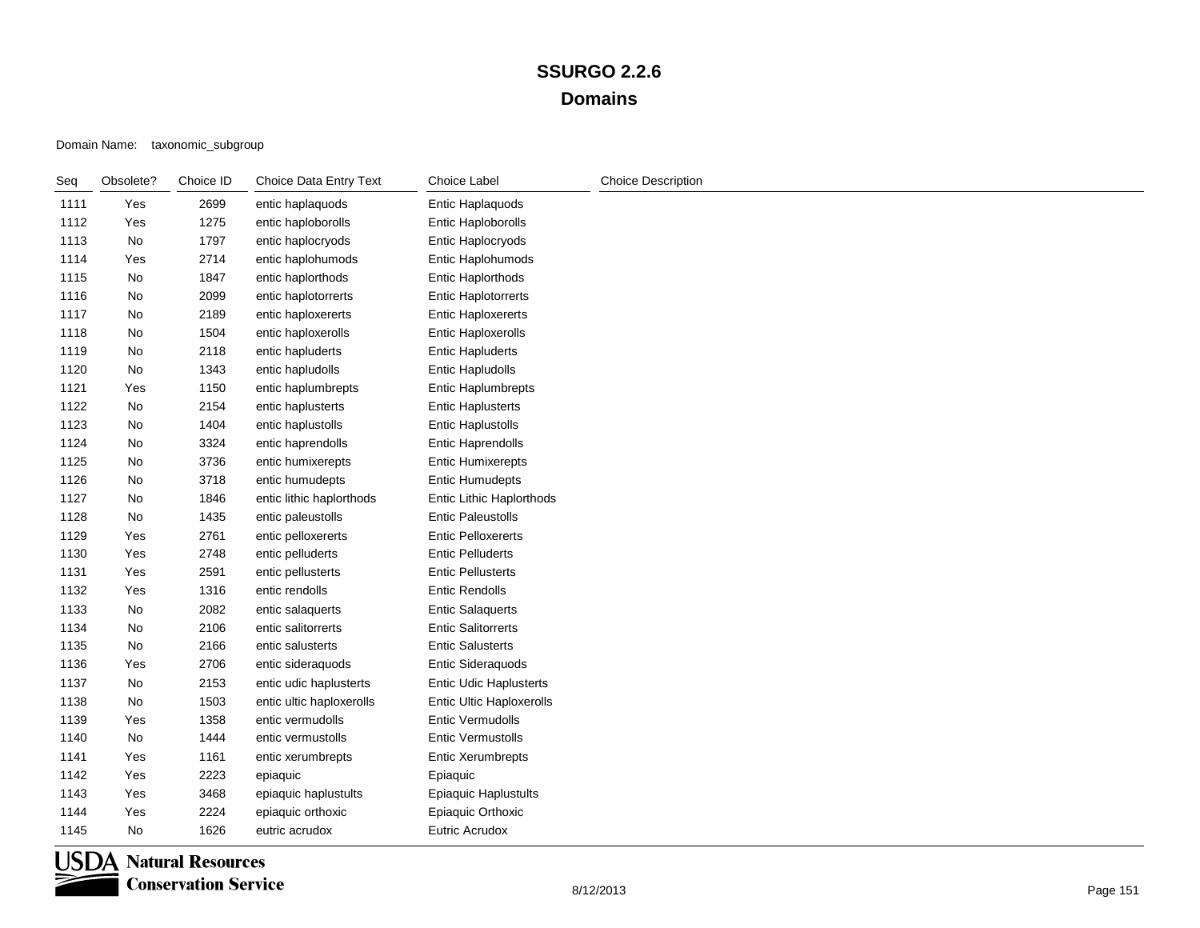# SSURGO 2.2.6

## Domains

Domain Name: taxonomic_subgroup

| Seq | Obsolete? | Choice ID | Choice Data Entry Text | Choice Label | Choice Description |
|---|---|---|---|---|---|
| 1111 | Yes | 2699 | entic haplaquods | Entic Haplaquods | |
| 1112 | Yes | 1275 | entic haploborolls | Entic Haploborolls | |
| 1113 | No | 1797 | entic haplocryods | Entic Haplocryods | |
| 1114 | Yes | 2714 | entic haplohumods | Entic Haplohumods | |
| 1115 | No | 1847 | entic haplorthods | Entic Haplorthods | |
| 1116 | No | 2099 | entic haplotorrerts | Entic Haplotorrerts | |
| 1117 | No | 2189 | entic haploxererts | Entic Haploxererts | |
| 1118 | No | 1504 | entic haploxerolls | Entic Haploxerolls | |
| 1119 | No | 2118 | entic hapluderts | Entic Hapluderts | |
| 1120 | No | 1343 | entic hapludolls | Entic Hapludolls | |
| 1121 | Yes | 1150 | entic haplumbrepts | Entic Haplumbrepts | |
| 1122 | No | 2154 | entic haplusterts | Entic Haplusterts | |
| 1123 | No | 1404 | entic haplustolls | Entic Haplustolls | |
| 1124 | No | 3324 | entic haprendolls | Entic Haprendolls | |
| 1125 | No | 3736 | entic humixerepts | Entic Humixerepts | |
| 1126 | No | 3718 | entic humudepts | Entic Humudepts | |
| 1127 | No | 1846 | entic lithic haplorthods | Entic Lithic Haplorthods | |
| 1128 | No | 1435 | entic paleustolls | Entic Paleustolls | |
| 1129 | Yes | 2761 | entic pelloxererts | Entic Pelloxererts | |
| 1130 | Yes | 2748 | entic pelluderts | Entic Pelluderts | |
| 1131 | Yes | 2591 | entic pellusterts | Entic Pellusterts | |
| 1132 | Yes | 1316 | entic rendolls | Entic Rendolls | |
| 1133 | No | 2082 | entic salaquerts | Entic Salaquerts | |
| 1134 | No | 2106 | entic salitorrerts | Entic Salitorrerts | |
| 1135 | No | 2166 | entic salusterts | Entic Salusterts | |
| 1136 | Yes | 2706 | entic sideraquods | Entic Sideraquods | |
| 1137 | No | 2153 | entic udic haplusterts | Entic Udic Haplusterts | |
| 1138 | No | 1503 | entic ultic haploxerolls | Entic Ultic Haploxerolls | |
| 1139 | Yes | 1358 | entic vermudolls | Entic Vermudolls | |
| 1140 | No | 1444 | entic vermustolls | Entic Vermustolls | |
| 1141 | Yes | 1161 | entic xerumbrepts | Entic Xerumbrepts | |
| 1142 | Yes | 2223 | epiaquic | Epiaquic | |
| 1143 | Yes | 3468 | epiaquic haplustults | Epiaquic Haplustults | |
| 1144 | Yes | 2224 | epiaquic orthoxic | Epiaquic Orthoxic | |
| 1145 | No | 1626 | eutric acrudox | Eutric Acrudox | |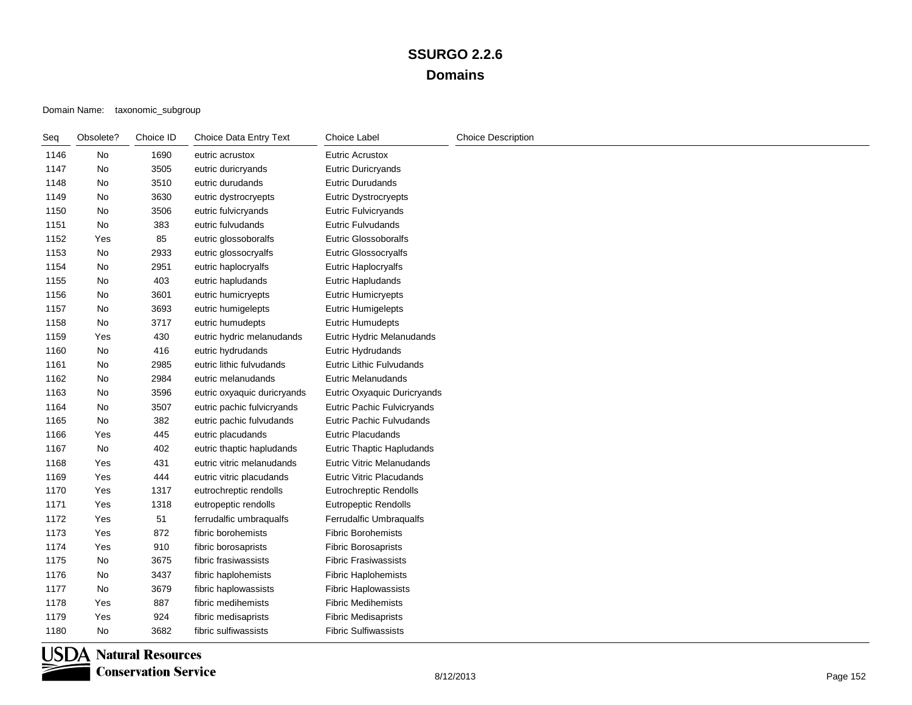# SSURGO 2.2.6

## Domains

Domain Name: taxonomic_subgroup

| Seq | Obsolete? | Choice ID | Choice Data Entry Text | Choice Label | Choice Description |
|---|---|---|---|---|---|
| 1146 | No | 1690 | eutric acrustox | Eutric Acrustox | |
| 1147 | No | 3505 | eutric duricryands | Eutric Duricryands | |
| 1148 | No | 3510 | eutric durudands | Eutric Durudands | |
| 1149 | No | 3630 | eutric dystrocryepts | Eutric Dystrocryepts | |
| 1150 | No | 3506 | eutric fulvicryands | Eutric Fulvicryands | |
| 1151 | No | 383 | eutric fulvudands | Eutric Fulvudands | |
| 1152 | Yes | 85 | eutric glossoboralfs | Eutric Glossoboralfs | |
| 1153 | No | 2933 | eutric glossocryalfs | Eutric Glossocryalfs | |
| 1154 | No | 2951 | eutric haplocryalfs | Eutric Haplocryalfs | |
| 1155 | No | 403 | eutric hapludands | Eutric Hapludands | |
| 1156 | No | 3601 | eutric humicryepts | Eutric Humicryepts | |
| 1157 | No | 3693 | eutric humigelepts | Eutric Humigelepts | |
| 1158 | No | 3717 | eutric humudepts | Eutric Humudepts | |
| 1159 | Yes | 430 | eutric hydric melanudands | Eutric Hydric Melanudands | |
| 1160 | No | 416 | eutric hydrudands | Eutric Hydrudands | |
| 1161 | No | 2985 | eutric lithic fulvudands | Eutric Lithic Fulvudands | |
| 1162 | No | 2984 | eutric melanudands | Eutric Melanudands | |
| 1163 | No | 3596 | eutric oxyaquic duricryands | Eutric Oxyaquic Duricryands | |
| 1164 | No | 3507 | eutric pachic fulvicryands | Eutric Pachic Fulvicryands | |
| 1165 | No | 382 | eutric pachic fulvudands | Eutric Pachic Fulvudands | |
| 1166 | Yes | 445 | eutric placudands | Eutric Placudands | |
| 1167 | No | 402 | eutric thaptic hapludands | Eutric Thaptic Hapludands | |
| 1168 | Yes | 431 | eutric vitric melanudands | Eutric Vitric Melanudands | |
| 1169 | Yes | 444 | eutric vitric placudands | Eutric Vitric Placudands | |
| 1170 | Yes | 1317 | eutrochreptic rendolls | Eutrochreptic Rendolls | |
| 1171 | Yes | 1318 | eutropeptic rendolls | Eutropeptic Rendolls | |
| 1172 | Yes | 51 | ferrudalfic umbraqualfs | Ferrudalfic Umbraqualfs | |
| 1173 | Yes | 872 | fibric borohemists | Fibric Borohemists | |
| 1174 | Yes | 910 | fibric borosaprists | Fibric Borosaprists | |
| 1175 | No | 3675 | fibric frasiwassists | Fibric Frasiwassists | |
| 1176 | No | 3437 | fibric haplohemists | Fibric Haplohemists | |
| 1177 | No | 3679 | fibric haplowassists | Fibric Haplowassists | |
| 1178 | Yes | 887 | fibric medihemists | Fibric Medihemists | |
| 1179 | Yes | 924 | fibric medisaprists | Fibric Medisaprists | |
| 1180 | No | 3682 | fibric sulfiwassists | Fibric Sulfiwassists | |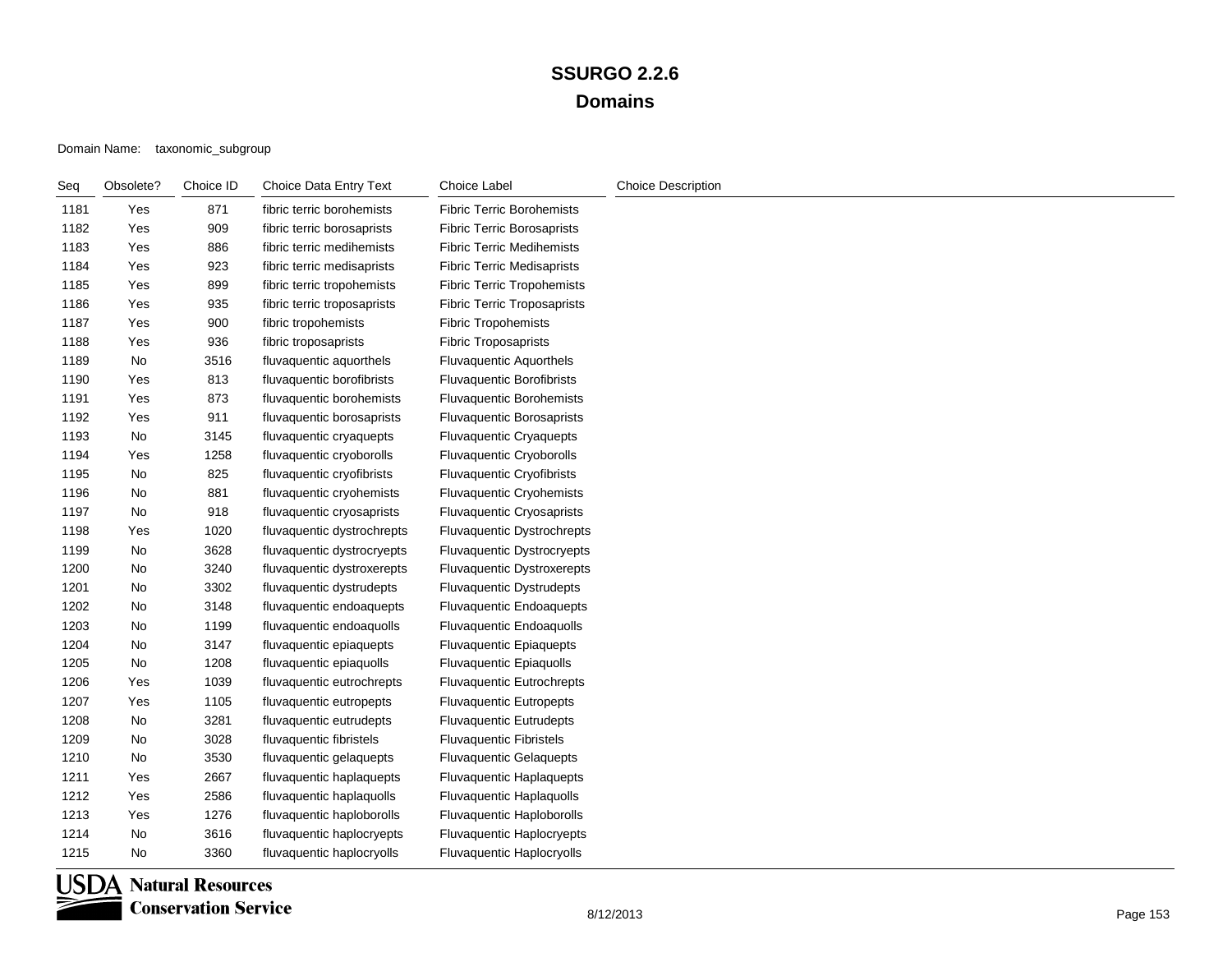# SSURGO 2.2.6

## Domains

Domain Name: taxonomic_subgroup

| Seq | Obsolete? | Choice ID | Choice Data Entry Text | Choice Label | Choice Description |
|---|---|---|---|---|---|
| 1181 | Yes | 871 | fibric terric borohemists | Fibric Terric Borohemists | |
| 1182 | Yes | 909 | fibric terric borosaprists | Fibric Terric Borosaprists | |
| 1183 | Yes | 886 | fibric terric medihemists | Fibric Terric Medihemists | |
| 1184 | Yes | 923 | fibric terric medisaprists | Fibric Terric Medisaprists | |
| 1185 | Yes | 899 | fibric terric tropohemists | Fibric Terric Tropohemists | |
| 1186 | Yes | 935 | fibric terric troposaprists | Fibric Terric Troposaprists | |
| 1187 | Yes | 900 | fibric tropohemists | Fibric Tropohemists | |
| 1188 | Yes | 936 | fibric troposaprists | Fibric Troposaprists | |
| 1189 | No | 3516 | fluvaquentic aquorthels | Fluvaquentic Aquorthels | |
| 1190 | Yes | 813 | fluvaquentic borofibrists | Fluvaquentic Borofibrists | |
| 1191 | Yes | 873 | fluvaquentic borohemists | Fluvaquentic Borohemists | |
| 1192 | Yes | 911 | fluvaquentic borosaprists | Fluvaquentic Borosaprists | |
| 1193 | No | 3145 | fluvaquentic cryaquepts | Fluvaquentic Cryaquepts | |
| 1194 | Yes | 1258 | fluvaquentic cryoborolls | Fluvaquentic Cryoborolls | |
| 1195 | No | 825 | fluvaquentic cryofibrists | Fluvaquentic Cryofibrists | |
| 1196 | No | 881 | fluvaquentic cryohemists | Fluvaquentic Cryohemists | |
| 1197 | No | 918 | fluvaquentic cryosaprists | Fluvaquentic Cryosaprists | |
| 1198 | Yes | 1020 | fluvaquentic dystrochrepts | Fluvaquentic Dystrochrepts | |
| 1199 | No | 3628 | fluvaquentic dystrocryepts | Fluvaquentic Dystrocryepts | |
| 1200 | No | 3240 | fluvaquentic dystroxerepts | Fluvaquentic Dystroxerepts | |
| 1201 | No | 3302 | fluvaquentic dystrudepts | Fluvaquentic Dystrudepts | |
| 1202 | No | 3148 | fluvaquentic endoaquepts | Fluvaquentic Endoaquepts | |
| 1203 | No | 1199 | fluvaquentic endoaquolls | Fluvaquentic Endoaquolls | |
| 1204 | No | 3147 | fluvaquentic epiaquepts | Fluvaquentic Epiaquepts | |
| 1205 | No | 1208 | fluvaquentic epiaquolls | Fluvaquentic Epiaquolls | |
| 1206 | Yes | 1039 | fluvaquentic eutrochrepts | Fluvaquentic Eutrochrepts | |
| 1207 | Yes | 1105 | fluvaquentic eutropepts | Fluvaquentic Eutropepts | |
| 1208 | No | 3281 | fluvaquentic eutrudepts | Fluvaquentic Eutrudepts | |
| 1209 | No | 3028 | fluvaquentic fibristels | Fluvaquentic Fibristels | |
| 1210 | No | 3530 | fluvaquentic gelaquepts | Fluvaquentic Gelaquepts | |
| 1211 | Yes | 2667 | fluvaquentic haplaquepts | Fluvaquentic Haplaquepts | |
| 1212 | Yes | 2586 | fluvaquentic haplaquolls | Fluvaquentic Haplaquolls | |
| 1213 | Yes | 1276 | fluvaquentic haploborolls | Fluvaquentic Haploborolls | |
| 1214 | No | 3616 | fluvaquentic haplocryepts | Fluvaquentic Haplocryepts | |
| 1215 | No | 3360 | fluvaquentic haplocryolls | Fluvaquentic Haplocryolls | |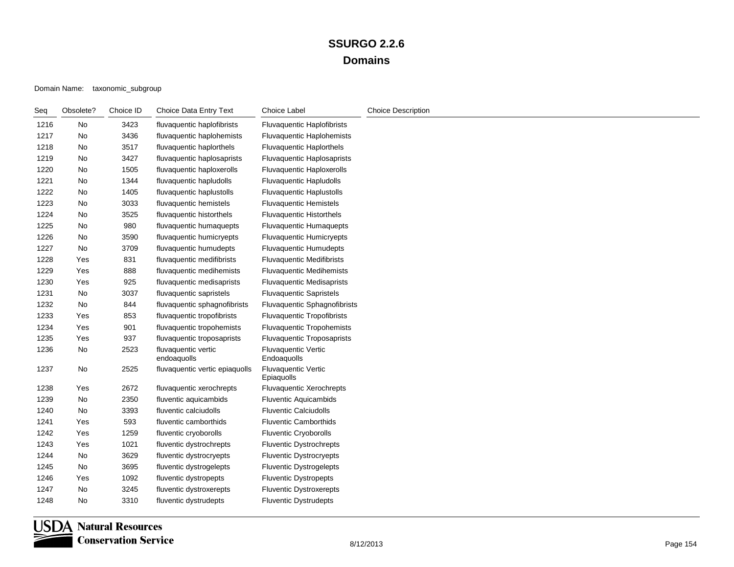# SSURGO 2.2.6

## Domains

Domain Name: taxonomic_subgroup

| Seq | Obsolete? | Choice ID | Choice Data Entry Text | Choice Label | Choice Description |
|---|---|---|---|---|---|
| 1216 | No | 3423 | fluvaquentic haplofibrists | Fluvaquentic Haplofibrists | |
| 1217 | No | 3436 | fluvaquentic haplohemists | Fluvaquentic Haplohemists | |
| 1218 | No | 3517 | fluvaquentic haplorthels | Fluvaquentic Haplorthels | |
| 1219 | No | 3427 | fluvaquentic haplosaprists | Fluvaquentic Haplosaprists | |
| 1220 | No | 1505 | fluvaquentic haploxerolls | Fluvaquentic Haploxerolls | |
| 1221 | No | 1344 | fluvaquentic hapludolls | Fluvaquentic Hapludolls | |
| 1222 | No | 1405 | fluvaquentic haplustolls | Fluvaquentic Haplustolls | |
| 1223 | No | 3033 | fluvaquentic hemistels | Fluvaquentic Hemistels | |
| 1224 | No | 3525 | fluvaquentic historthels | Fluvaquentic Historthels | |
| 1225 | No | 980 | fluvaquentic humaquepts | Fluvaquentic Humaquepts | |
| 1226 | No | 3590 | fluvaquentic humicryepts | Fluvaquentic Humicryepts | |
| 1227 | No | 3709 | fluvaquentic humudepts | Fluvaquentic Humudepts | |
| 1228 | Yes | 831 | fluvaquentic medifibrists | Fluvaquentic Medifibrists | |
| 1229 | Yes | 888 | fluvaquentic medihemists | Fluvaquentic Medihemists | |
| 1230 | Yes | 925 | fluvaquentic medisaprists | Fluvaquentic Medisaprists | |
| 1231 | No | 3037 | fluvaquentic sapristels | Fluvaquentic Sapristels | |
| 1232 | No | 844 | fluvaquentic sphagnofibrists | Fluvaquentic Sphagnofibrists | |
| 1233 | Yes | 853 | fluvaquentic tropofibrists | Fluvaquentic Tropofibrists | |
| 1234 | Yes | 901 | fluvaquentic tropohemists | Fluvaquentic Tropohemists | |
| 1235 | Yes | 937 | fluvaquentic troposaprists | Fluvaquentic Troposaprists | |
| 1236 | No | 2523 | fluvaquentic vertic endoaquolls | Fluvaquentic Vertic Endoaquolls | |
| 1237 | No | 2525 | fluvaquentic vertic epiaquolls | Fluvaquentic Vertic Epiaquolls | |
| 1238 | Yes | 2672 | fluvaquentic xerochrepts | Fluvaquentic Xerochrepts | |
| 1239 | No | 2350 | fluventic aquicambids | Fluventic Aquicambids | |
| 1240 | No | 3393 | fluventic calciudolls | Fluventic Calciudolls | |
| 1241 | Yes | 593 | fluventic camborthids | Fluventic Camborthids | |
| 1242 | Yes | 1259 | fluventic cryoborolls | Fluventic Cryoborolls | |
| 1243 | Yes | 1021 | fluventic dystrochrepts | Fluventic Dystrochrepts | |
| 1244 | No | 3629 | fluventic dystrocryepts | Fluventic Dystrocryepts | |
| 1245 | No | 3695 | fluventic dystrogelepts | Fluventic Dystrogelepts | |
| 1246 | Yes | 1092 | fluventic dystropepts | Fluventic Dystropepts | |
| 1247 | No | 3245 | fluventic dystroxerepts | Fluventic Dystroxerepts | |
| 1248 | No | 3310 | fluventic dystrudepts | Fluventic Dystrudepts | |

USDA Natural Resources Conservation Service

8/12/2013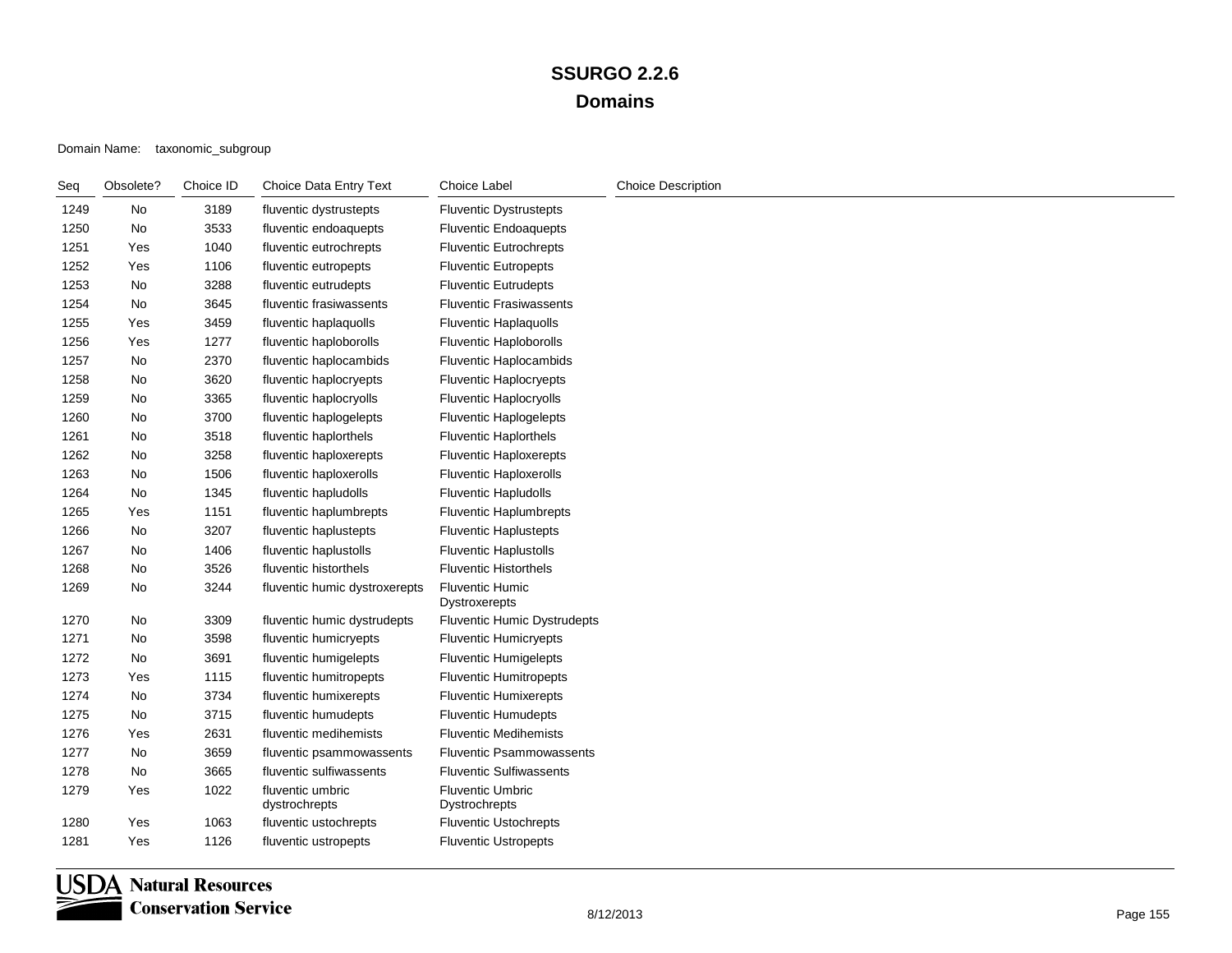# SSURGO 2.2.6

## Domains

Domain Name: taxonomic_subgroup

| Seq | Obsolete? | Choice ID | Choice Data Entry Text | Choice Label | Choice Description |
|---|---|---|---|---|---|
| 1249 | No | 3189 | fluventic dystrustepts | Fluventic Dystrustepts | |
| 1250 | No | 3533 | fluventic endoaquepts | Fluventic Endoaquepts | |
| 1251 | Yes | 1040 | fluventic eutrochrepts | Fluventic Eutrochrepts | |
| 1252 | Yes | 1106 | fluventic eutropepts | Fluventic Eutropepts | |
| 1253 | No | 3288 | fluventic eutrudepts | Fluventic Eutrudepts | |
| 1254 | No | 3645 | fluventic frasiwassents | Fluventic Frasiwassents | |
| 1255 | Yes | 3459 | fluventic haplaquolls | Fluventic Haplaquolls | |
| 1256 | Yes | 1277 | fluventic haploborolls | Fluventic Haploborolls | |
| 1257 | No | 2370 | fluventic haplocambids | Fluventic Haplocambids | |
| 1258 | No | 3620 | fluventic haplocryepts | Fluventic Haplocryepts | |
| 1259 | No | 3365 | fluventic haplocryolls | Fluventic Haplocryolls | |
| 1260 | No | 3700 | fluventic haplogelepts | Fluventic Haplogelepts | |
| 1261 | No | 3518 | fluventic haplorthels | Fluventic Haplorthels | |
| 1262 | No | 3258 | fluventic haploxerepts | Fluventic Haploxerepts | |
| 1263 | No | 1506 | fluventic haploxerolls | Fluventic Haploxerolls | |
| 1264 | No | 1345 | fluventic hapludolls | Fluventic Hapludolls | |
| 1265 | Yes | 1151 | fluventic haplumbrepts | Fluventic Haplumbrepts | |
| 1266 | No | 3207 | fluventic haplustepts | Fluventic Haplustepts | |
| 1267 | No | 1406 | fluventic haplustolls | Fluventic Haplustolls | |
| 1268 | No | 3526 | fluventic historthels | Fluventic Historthels | |
| 1269 | No | 3244 | fluventic humic dystroxerepts | Fluventic Humic Dystroxerepts | |
| 1270 | No | 3309 | fluventic humic dystrudepts | Fluventic Humic Dystrudepts | |
| 1271 | No | 3598 | fluventic humicryepts | Fluventic Humicryepts | |
| 1272 | No | 3691 | fluventic humigelepts | Fluventic Humigelepts | |
| 1273 | Yes | 1115 | fluventic humitropepts | Fluventic Humitropepts | |
| 1274 | No | 3734 | fluventic humixerepts | Fluventic Humixerepts | |
| 1275 | No | 3715 | fluventic humudepts | Fluventic Humudepts | |
| 1276 | Yes | 2631 | fluventic medihemists | Fluventic Medihemists | |
| 1277 | No | 3659 | fluventic psammowassents | Fluventic Psammowassents | |
| 1278 | No | 3665 | fluventic sulfiwassents | Fluventic Sulfiwassents | |
| 1279 | Yes | 1022 | fluventic umbric dystrochrepts | Fluventic Umbric Dystrochrepts | |
| 1280 | Yes | 1063 | fluventic ustochrepts | Fluventic Ustochrepts | |
| 1281 | Yes | 1126 | fluventic ustropepts | Fluventic Ustropepts | |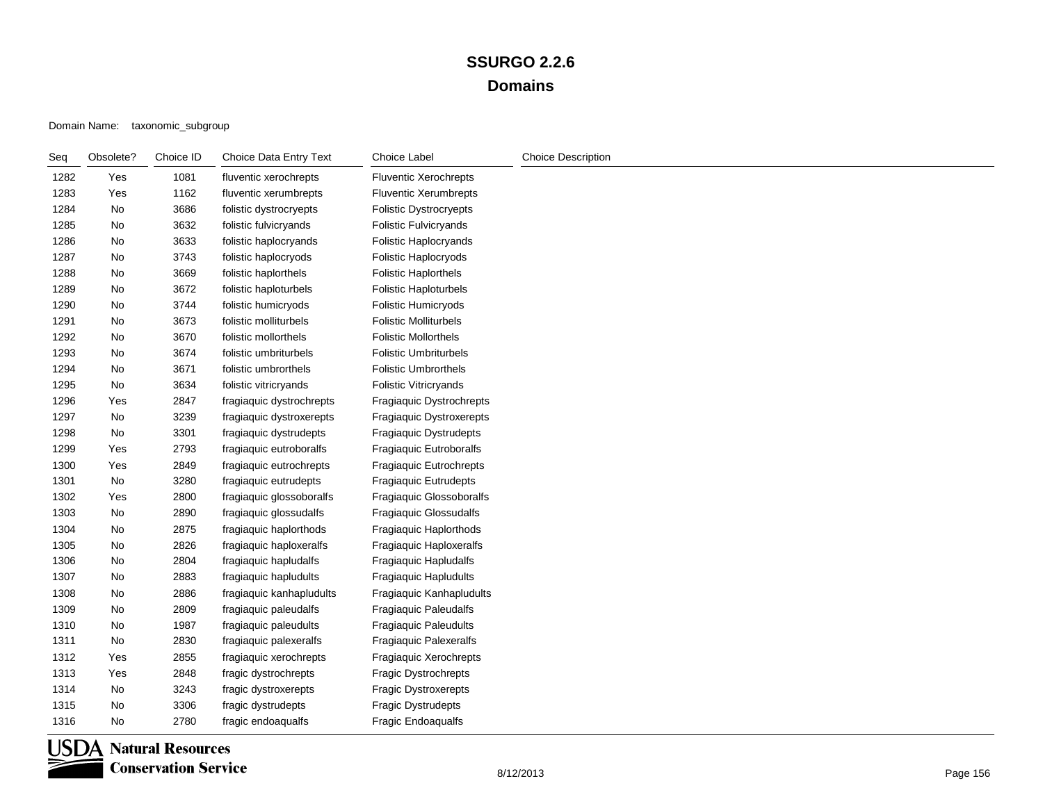# SSURGO 2.2.6

## Domains

Domain Name: taxonomic_subgroup

| Seq | Obsolete? | Choice ID | Choice Data Entry Text | Choice Label | Choice Description |
|---|---|---|---|---|---|
| 1282 | Yes | 1081 | fluventic xerochrepts | Fluventic Xerochrepts | |
| 1283 | Yes | 1162 | fluventic xerumbrepts | Fluventic Xerumbrepts | |
| 1284 | No | 3686 | folistic dystrocryepts | Folistic Dystrocryepts | |
| 1285 | No | 3632 | folistic fulvicryands | Folistic Fulvicryands | |
| 1286 | No | 3633 | folistic haplocryands | Folistic Haplocryands | |
| 1287 | No | 3743 | folistic haplocryods | Folistic Haplocryods | |
| 1288 | No | 3669 | folistic haplorthels | Folistic Haplorthels | |
| 1289 | No | 3672 | folistic haploturbels | Folistic Haploturbels | |
| 1290 | No | 3744 | folistic humicryods | Folistic Humicryods | |
| 1291 | No | 3673 | folistic molliturbels | Folistic Molliturbels | |
| 1292 | No | 3670 | folistic mollorthels | Folistic Mollorthels | |
| 1293 | No | 3674 | folistic umbriturbels | Folistic Umbriturbels | |
| 1294 | No | 3671 | folistic umbrorthels | Folistic Umbrorthels | |
| 1295 | No | 3634 | folistic vitricryands | Folistic Vitricryands | |
| 1296 | Yes | 2847 | fragiaquic dystrochrepts | Fragiaquic Dystrochrepts | |
| 1297 | No | 3239 | fragiaquic dystroxerepts | Fragiaquic Dystroxerepts | |
| 1298 | No | 3301 | fragiaquic dystrudepts | Fragiaquic Dystrudepts | |
| 1299 | Yes | 2793 | fragiaquic eutroboralfs | Fragiaquic Eutroboralfs | |
| 1300 | Yes | 2849 | fragiaquic eutrochrepts | Fragiaquic Eutrochrepts | |
| 1301 | No | 3280 | fragiaquic eutrudepts | Fragiaquic Eutrudepts | |
| 1302 | Yes | 2800 | fragiaquic glossoboralfs | Fragiaquic Glossoboralfs | |
| 1303 | No | 2890 | fragiaquic glossudalfs | Fragiaquic Glossudalfs | |
| 1304 | No | 2875 | fragiaquic haplorthods | Fragiaquic Haplorthods | |
| 1305 | No | 2826 | fragiaquic haploxeralfs | Fragiaquic Haploxeralfs | |
| 1306 | No | 2804 | fragiaquic hapludalfs | Fragiaquic Hapludalfs | |
| 1307 | No | 2883 | fragiaquic hapludults | Fragiaquic Hapludults | |
| 1308 | No | 2886 | fragiaquic kanhapludults | Fragiaquic Kanhapludults | |
| 1309 | No | 2809 | fragiaquic paleudalfs | Fragiaquic Paleudalfs | |
| 1310 | No | 1987 | fragiaquic paleudults | Fragiaquic Paleudults | |
| 1311 | No | 2830 | fragiaquic palexeralfs | Fragiaquic Palexeralfs | |
| 1312 | Yes | 2855 | fragiaquic xerochrepts | Fragiaquic Xerochrepts | |
| 1313 | Yes | 2848 | fragic dystrochrepts | Fragic Dystrochrepts | |
| 1314 | No | 3243 | fragic dystroxerepts | Fragic Dystroxerepts | |
| 1315 | No | 3306 | fragic dystrudepts | Fragic Dystrudepts | |
| 1316 | No | 2780 | fragic endoaqualfs | Fragic Endoaqualfs | |

8/12/2013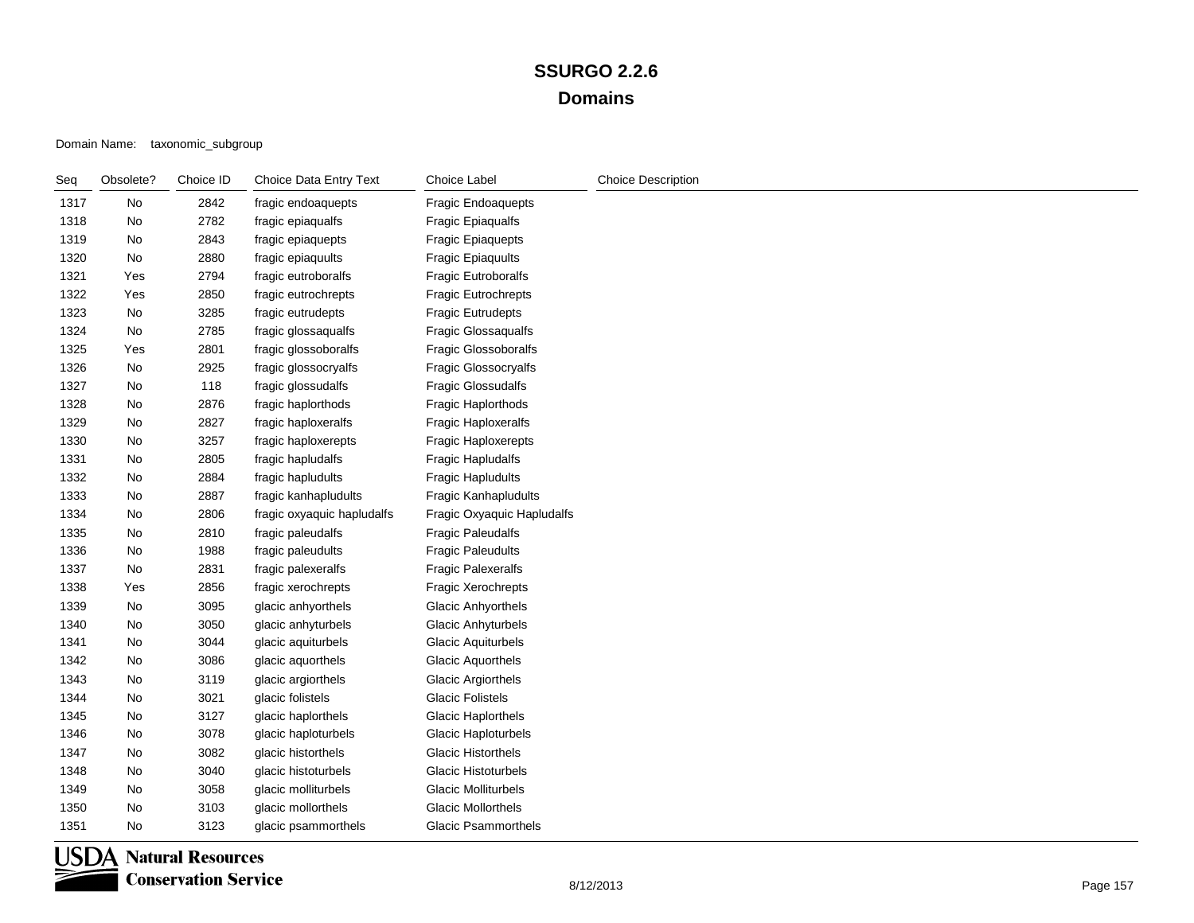# SSURGO 2.2.6
## Domains

Domain Name: taxonomic_subgroup

| Seq | Obsolete? | Choice ID | Choice Data Entry Text | Choice Label | Choice Description |
|---|---|---|---|---|---|
| 1317 | No | 2842 | fragic endoaquepts | Fragic Endoaquepts | |
| 1318 | No | 2782 | fragic epiaqualfs | Fragic Epiaqualfs | |
| 1319 | No | 2843 | fragic epiaquepts | Fragic Epiaquepts | |
| 1320 | No | 2880 | fragic epiaquults | Fragic Epiaquults | |
| 1321 | Yes | 2794 | fragic eutroboralfs | Fragic Eutroboralfs | |
| 1322 | Yes | 2850 | fragic eutrochrepts | Fragic Eutrochrepts | |
| 1323 | No | 3285 | fragic eutrudepts | Fragic Eutrudepts | |
| 1324 | No | 2785 | fragic glossaqualfs | Fragic Glossaqualfs | |
| 1325 | Yes | 2801 | fragic glossoboralfs | Fragic Glossoboralfs | |
| 1326 | No | 2925 | fragic glossocryalfs | Fragic Glossocryalfs | |
| 1327 | No | 118 | fragic glossudalfs | Fragic Glossudalfs | |
| 1328 | No | 2876 | fragic haplorthods | Fragic Haplorthods | |
| 1329 | No | 2827 | fragic haploxeralfs | Fragic Haploxeralfs | |
| 1330 | No | 3257 | fragic haploxerepts | Fragic Haploxerepts | |
| 1331 | No | 2805 | fragic hapludalfs | Fragic Hapludalfs | |
| 1332 | No | 2884 | fragic hapludults | Fragic Hapludults | |
| 1333 | No | 2887 | fragic kanhapludults | Fragic Kanhapludults | |
| 1334 | No | 2806 | fragic oxyaquic hapludalfs | Fragic Oxyaquic Hapludalfs | |
| 1335 | No | 2810 | fragic paleudalfs | Fragic Paleudalfs | |
| 1336 | No | 1988 | fragic paleudults | Fragic Paleudults | |
| 1337 | No | 2831 | fragic palexeralfs | Fragic Palexeralfs | |
| 1338 | Yes | 2856 | fragic xerochrepts | Fragic Xerochrepts | |
| 1339 | No | 3095 | glacic anhyorthels | Glacic Anhyorthels | |
| 1340 | No | 3050 | glacic anhyturbels | Glacic Anhyturbels | |
| 1341 | No | 3044 | glacic aquiturbels | Glacic Aquiturbels | |
| 1342 | No | 3086 | glacic aquorthels | Glacic Aquorthels | |
| 1343 | No | 3119 | glacic argiorthels | Glacic Argiorthels | |
| 1344 | No | 3021 | glacic folistels | Glacic Folistels | |
| 1345 | No | 3127 | glacic haplorthels | Glacic Haplorthels | |
| 1346 | No | 3078 | glacic haploturbels | Glacic Haploturbels | |
| 1347 | No | 3082 | glacic historthels | Glacic Historthels | |
| 1348 | No | 3040 | glacic histoturbels | Glacic Histoturbels | |
| 1349 | No | 3058 | glacic molliturbels | Glacic Molliturbels | |
| 1350 | No | 3103 | glacic mollorthels | Glacic Mollorthels | |
| 1351 | No | 3123 | glacic psammorthels | Glacic Psammorthels | |

USDA Natural Resources Conservation Service

8/12/2013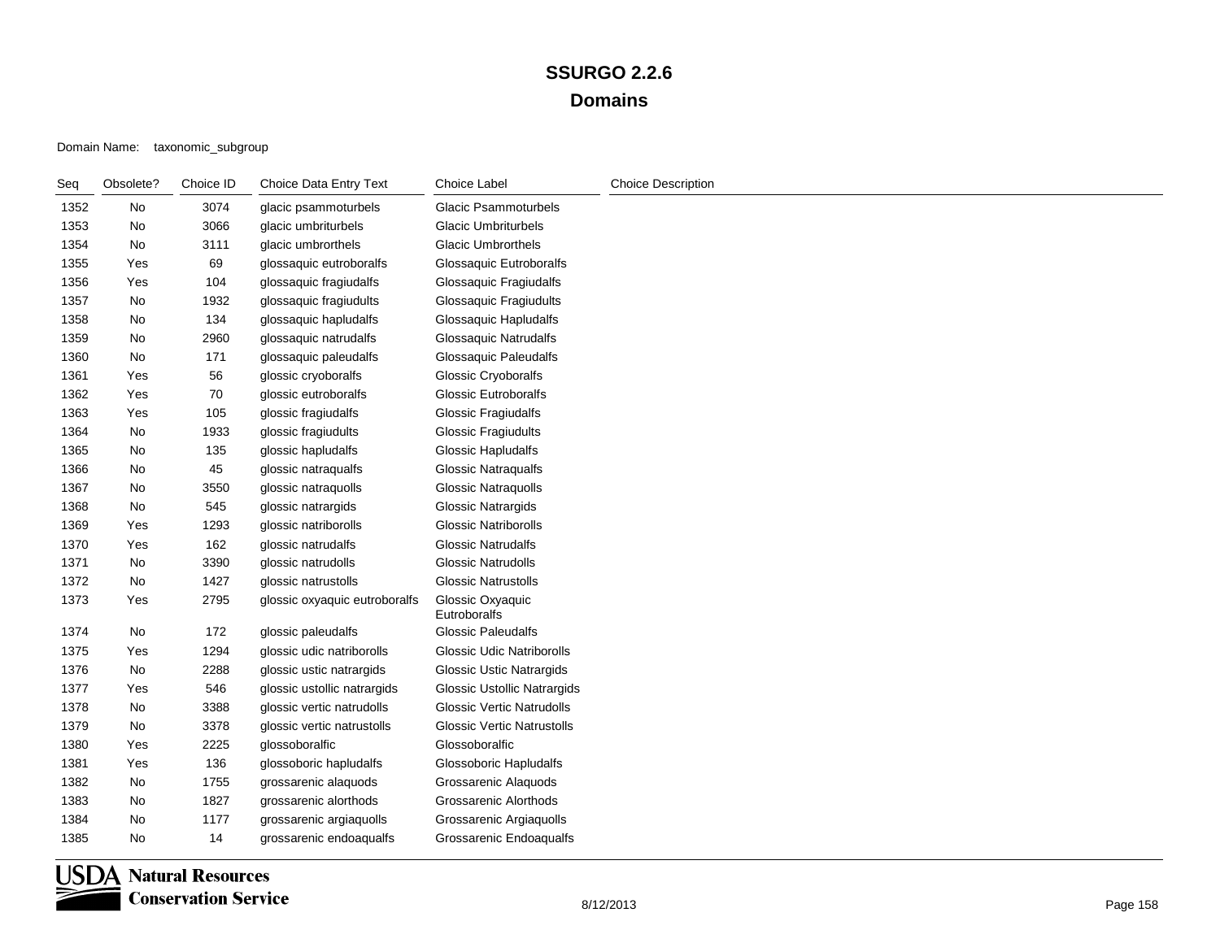# SSURGO 2.2.6

## Domains

Domain Name: taxonomic_subgroup

| Seq | Obsolete? | Choice ID | Choice Data Entry Text | Choice Label | Choice Description |
|---|---|---|---|---|---|
| 1352 | No | 3074 | glacic psammoturbels | Glacic Psammoturbels | |
| 1353 | No | 3066 | glacic umbriturbels | Glacic Umbriturbels | |
| 1354 | No | 3111 | glacic umbrorthels | Glacic Umbrorthels | |
| 1355 | Yes | 69 | glossaquic eutroboralfs | Glossaquic Eutroboralfs | |
| 1356 | Yes | 104 | glossaquic fragiudalfs | Glossaquic Fragiudalfs | |
| 1357 | No | 1932 | glossaquic fragiudults | Glossaquic Fragiudults | |
| 1358 | No | 134 | glossaquic hapludalfs | Glossaquic Hapludalfs | |
| 1359 | No | 2960 | glossaquic natrudalfs | Glossaquic Natrudalfs | |
| 1360 | No | 171 | glossaquic paleudalfs | Glossaquic Paleudalfs | |
| 1361 | Yes | 56 | glossic cryoboralfs | Glossic Cryoboralfs | |
| 1362 | Yes | 70 | glossic eutroboralfs | Glossic Eutroboralfs | |
| 1363 | Yes | 105 | glossic fragiudalfs | Glossic Fragiudalfs | |
| 1364 | No | 1933 | glossic fragiudults | Glossic Fragiudults | |
| 1365 | No | 135 | glossic hapludalfs | Glossic Hapludalfs | |
| 1366 | No | 45 | glossic natraqualfs | Glossic Natraqualfs | |
| 1367 | No | 3550 | glossic natraquolls | Glossic Natraquolls | |
| 1368 | No | 545 | glossic natrargids | Glossic Natrargids | |
| 1369 | Yes | 1293 | glossic natriborolls | Glossic Natriborolls | |
| 1370 | Yes | 162 | glossic natrudalfs | Glossic Natrudalfs | |
| 1371 | No | 3390 | glossic natrudolls | Glossic Natrudolls | |
| 1372 | No | 1427 | glossic natrustolls | Glossic Natrustolls | |
| 1373 | Yes | 2795 | glossic oxyaquic eutroboralfs | Glossic Oxyaquic Eutroboralfs | |
| 1374 | No | 172 | glossic paleudalfs | Glossic Paleudalfs | |
| 1375 | Yes | 1294 | glossic udic natriborolls | Glossic Udic Natriborolls | |
| 1376 | No | 2288 | glossic ustic natrargids | Glossic Ustic Natrargids | |
| 1377 | Yes | 546 | glossic ustollic natrargids | Glossic Ustollic Natrargids | |
| 1378 | No | 3388 | glossic vertic natrudolls | Glossic Vertic Natrudolls | |
| 1379 | No | 3378 | glossic vertic natrustolls | Glossic Vertic Natrustolls | |
| 1380 | Yes | 2225 | glossoboralfic | Glossoboralfic | |
| 1381 | Yes | 136 | glossoboric hapludalfs | Glossoboric Hapludalfs | |
| 1382 | No | 1755 | grossarenic alaquods | Grossarenic Alaquods | |
| 1383 | No | 1827 | grossarenic alorthods | Grossarenic Alorthods | |
| 1384 | No | 1177 | grossarenic argiaquolls | Grossarenic Argiaquolls | |
| 1385 | No | 14 | grossarenic endoaqualfs | Grossarenic Endoaqualfs | |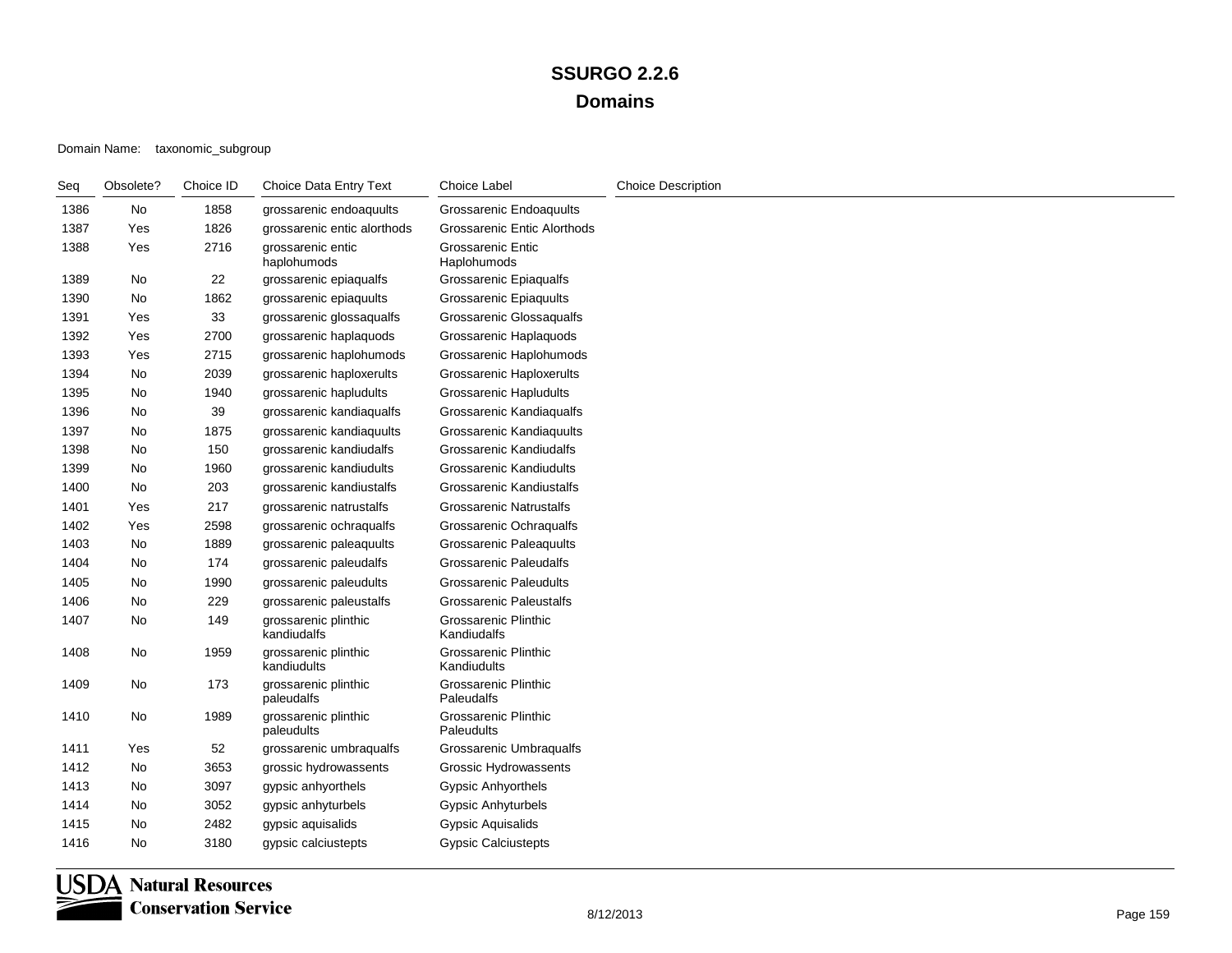# SSURGO 2.2.6
## Domains

Domain Name: taxonomic_subgroup

| Seq | Obsolete? | Choice ID | Choice Data Entry Text | Choice Label | Choice Description |
|---|---|---|---|---|---|
| 1386 | No | 1858 | grossarenic endoaquults | Grossarenic Endoaquults | |
| 1387 | Yes | 1826 | grossarenic entic alorthods | Grossarenic Entic Alorthods | |
| 1388 | Yes | 2716 | grossarenic entic haplohumods | Grossarenic Entic Haplohumods | |
| 1389 | No | 22 | grossarenic epiaqualfs | Grossarenic Epiaqualfs | |
| 1390 | No | 1862 | grossarenic epiaquults | Grossarenic Epiaquults | |
| 1391 | Yes | 33 | grossarenic glossaqualfs | Grossarenic Glossaqualfs | |
| 1392 | Yes | 2700 | grossarenic haplaquods | Grossarenic Haplaquods | |
| 1393 | Yes | 2715 | grossarenic haplohumods | Grossarenic Haplohumods | |
| 1394 | No | 2039 | grossarenic haploxerults | Grossarenic Haploxerults | |
| 1395 | No | 1940 | grossarenic hapludults | Grossarenic Hapludults | |
| 1396 | No | 39 | grossarenic kandiaqualfs | Grossarenic Kandiaqualfs | |
| 1397 | No | 1875 | grossarenic kandiaquults | Grossarenic Kandiaquults | |
| 1398 | No | 150 | grossarenic kandiudalfs | Grossarenic Kandiudalfs | |
| 1399 | No | 1960 | grossarenic kandiudults | Grossarenic Kandiudults | |
| 1400 | No | 203 | grossarenic kandiustalfs | Grossarenic Kandiustalfs | |
| 1401 | Yes | 217 | grossarenic natrustalfs | Grossarenic Natrustalfs | |
| 1402 | Yes | 2598 | grossarenic ochraqualfs | Grossarenic Ochraqualfs | |
| 1403 | No | 1889 | grossarenic paleaquults | Grossarenic Paleaquults | |
| 1404 | No | 174 | grossarenic paleudalfs | Grossarenic Paleudalfs | |
| 1405 | No | 1990 | grossarenic paleudults | Grossarenic Paleudults | |
| 1406 | No | 229 | grossarenic paleustalfs | Grossarenic Paleustalfs | |
| 1407 | No | 149 | grossarenic plinthic kandiudalfs | Grossarenic Plinthic Kandiudalfs | |
| 1408 | No | 1959 | grossarenic plinthic kandiudults | Grossarenic Plinthic Kandiudults | |
| 1409 | No | 173 | grossarenic plinthic paleudalfs | Grossarenic Plinthic Paleudalfs | |
| 1410 | No | 1989 | grossarenic plinthic paleudults | Grossarenic Plinthic Paleudults | |
| 1411 | Yes | 52 | grossarenic umbraqualfs | Grossarenic Umbraqualfs | |
| 1412 | No | 3653 | grossic hydrowassents | Grossic Hydrowassents | |
| 1413 | No | 3097 | gypsic anhyorthels | Gypsic Anhyorthels | |
| 1414 | No | 3052 | gypsic anhyturbels | Gypsic Anhyturbels | |
| 1415 | No | 2482 | gypsic aquisalids | Gypsic Aquisalids | |
| 1416 | No | 3180 | gypsic calciustepts | Gypsic Calciustepts | |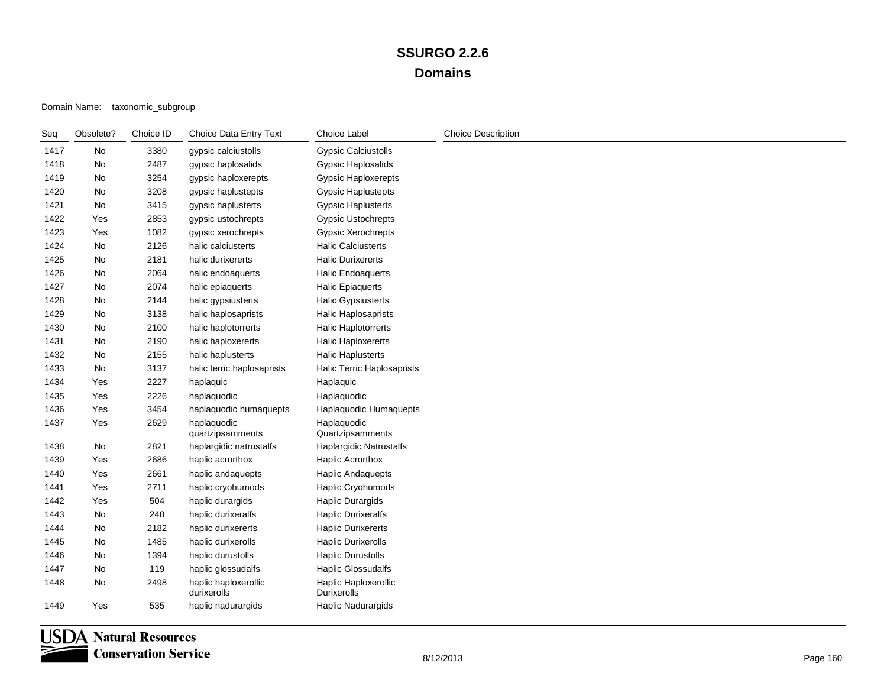# SSURGO 2.2.6

## Domains

Domain Name: taxonomic_subgroup

| Seq | Obsolete? | Choice ID | Choice Data Entry Text | Choice Label | Choice Description |
|---|---|---|---|---|---|
| 1417 | No | 3380 | gypsic calciustolls | Gypsic Calciustolls | |
| 1418 | No | 2487 | gypsic haplosalids | Gypsic Haplosalids | |
| 1419 | No | 3254 | gypsic haploxerepts | Gypsic Haploxerepts | |
| 1420 | No | 3208 | gypsic haplustepts | Gypsic Haplustepts | |
| 1421 | No | 3415 | gypsic haplusterts | Gypsic Haplusterts | |
| 1422 | Yes | 2853 | gypsic ustochrepts | Gypsic Ustochrepts | |
| 1423 | Yes | 1082 | gypsic xerochrepts | Gypsic Xerochrepts | |
| 1424 | No | 2126 | halic calciusterts | Halic Calciusterts | |
| 1425 | No | 2181 | halic durixererts | Halic Durixererts | |
| 1426 | No | 2064 | halic endoaquerts | Halic Endoaquerts | |
| 1427 | No | 2074 | halic epiaquerts | Halic Epiaquerts | |
| 1428 | No | 2144 | halic gypsiusterts | Halic Gypsiusterts | |
| 1429 | No | 3138 | halic haplosaprists | Halic Haplosaprists | |
| 1430 | No | 2100 | halic haplotorrerts | Halic Haplotorrerts | |
| 1431 | No | 2190 | halic haploxererts | Halic Haploxererts | |
| 1432 | No | 2155 | halic haplusterts | Halic Haplusterts | |
| 1433 | No | 3137 | halic terric haplosaprists | Halic Terric Haplosaprists | |
| 1434 | Yes | 2227 | haplaquic | Haplaquic | |
| 1435 | Yes | 2226 | haplaquodic | Haplaquodic | |
| 1436 | Yes | 3454 | haplaquodic humaquepts | Haplaquodic Humaquepts | |
| 1437 | Yes | 2629 | haplaquodic quartzipsamments | Haplaquodic Quartzipsamments | |
| 1438 | No | 2821 | haplargidic natrustalfs | Haplargidic Natrustalfs | |
| 1439 | Yes | 2686 | haplic acrorthox | Haplic Acrorthox | |
| 1440 | Yes | 2661 | haplic andaquepts | Haplic Andaquepts | |
| 1441 | Yes | 2711 | haplic cryohumods | Haplic Cryohumods | |
| 1442 | Yes | 504 | haplic durargids | Haplic Durargids | |
| 1443 | No | 248 | haplic durixeralfs | Haplic Durixeralfs | |
| 1444 | No | 2182 | haplic durixererts | Haplic Durixererts | |
| 1445 | No | 1485 | haplic durixerolls | Haplic Durixerolls | |
| 1446 | No | 1394 | haplic durustolls | Haplic Durustolls | |
| 1447 | No | 119 | haplic glossudalfs | Haplic Glossudalfs | |
| 1448 | No | 2498 | haplic haploxerollic durixerolls | Haplic Haploxerollic Durixerolls | |
| 1449 | Yes | 535 | haplic nadurargids | Haplic Nadurargids | |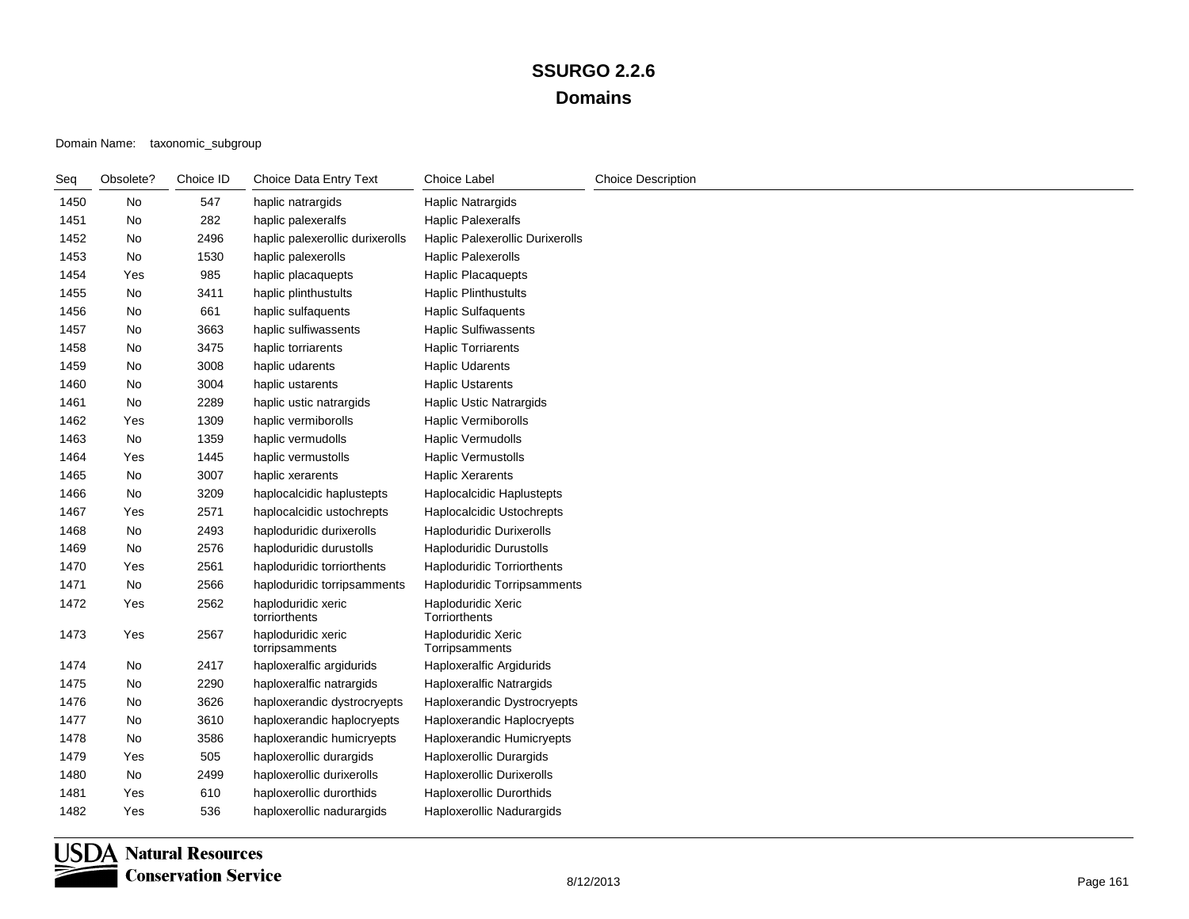# SSURGO 2.2.6

## Domains

Domain Name: taxonomic_subgroup

| Seq | Obsolete? | Choice ID | Choice Data Entry Text | Choice Label | Choice Description |
|---|---|---|---|---|---|
| 1450 | No | 547 | haplic natrargids | Haplic Natrargids | |
| 1451 | No | 282 | haplic palexeralfs | Haplic Palexeralfs | |
| 1452 | No | 2496 | haplic palexerollic durixerolls | Haplic Palexerollic Durixerolls | |
| 1453 | No | 1530 | haplic palexerolls | Haplic Palexerolls | |
| 1454 | Yes | 985 | haplic placaquepts | Haplic Placaquepts | |
| 1455 | No | 3411 | haplic plinthustults | Haplic Plinthustults | |
| 1456 | No | 661 | haplic sulfaquents | Haplic Sulfaquents | |
| 1457 | No | 3663 | haplic sulfiwassents | Haplic Sulfiwassents | |
| 1458 | No | 3475 | haplic torriarents | Haplic Torriarents | |
| 1459 | No | 3008 | haplic udarents | Haplic Udarents | |
| 1460 | No | 3004 | haplic ustarents | Haplic Ustarents | |
| 1461 | No | 2289 | haplic ustic natrargids | Haplic Ustic Natrargids | |
| 1462 | Yes | 1309 | haplic vermiborolls | Haplic Vermiborolls | |
| 1463 | No | 1359 | haplic vermudolls | Haplic Vermudolls | |
| 1464 | Yes | 1445 | haplic vermustolls | Haplic Vermustolls | |
| 1465 | No | 3007 | haplic xerarents | Haplic Xerarents | |
| 1466 | No | 3209 | haplocalcidic haplustepts | Haplocalcidic Haplustepts | |
| 1467 | Yes | 2571 | haplocalcidic ustochrepts | Haplocalcidic Ustochrepts | |
| 1468 | No | 2493 | haploduridic durixerolls | Haploduridic Durixerolls | |
| 1469 | No | 2576 | haploduridic durustolls | Haploduridic Durustolls | |
| 1470 | Yes | 2561 | haploduridic torriorthents | Haploduridic Torriorthents | |
| 1471 | No | 2566 | haploduridic torripsamments | Haploduridic Torripsamments | |
| 1472 | Yes | 2562 | haploduridic xeric torriorthents | Haploduridic Xeric Torriorthents | |
| 1473 | Yes | 2567 | haploduridic xeric torripsamments | Haploduridic Xeric Torripsamments | |
| 1474 | No | 2417 | haploxeralfic argidurids | Haploxeralfic Argidurids | |
| 1475 | No | 2290 | haploxeralfic natrargids | Haploxeralfic Natrargids | |
| 1476 | No | 3626 | haploxerandic dystrocryepts | Haploxerandic Dystrocryepts | |
| 1477 | No | 3610 | haploxerandic haplocryepts | Haploxerandic Haplocryepts | |
| 1478 | No | 3586 | haploxerandic humicryepts | Haploxerandic Humicryepts | |
| 1479 | Yes | 505 | haploxerollic durargids | Haploxerollic Durargids | |
| 1480 | No | 2499 | haploxerollic durixerolls | Haploxerollic Durixerolls | |
| 1481 | Yes | 610 | haploxerollic durorthids | Haploxerollic Durorthids | |
| 1482 | Yes | 536 | haploxerollic nadurargids | Haploxerollic Nadurargids | |

USDA Natural Resources Conservation Service

8/12/2013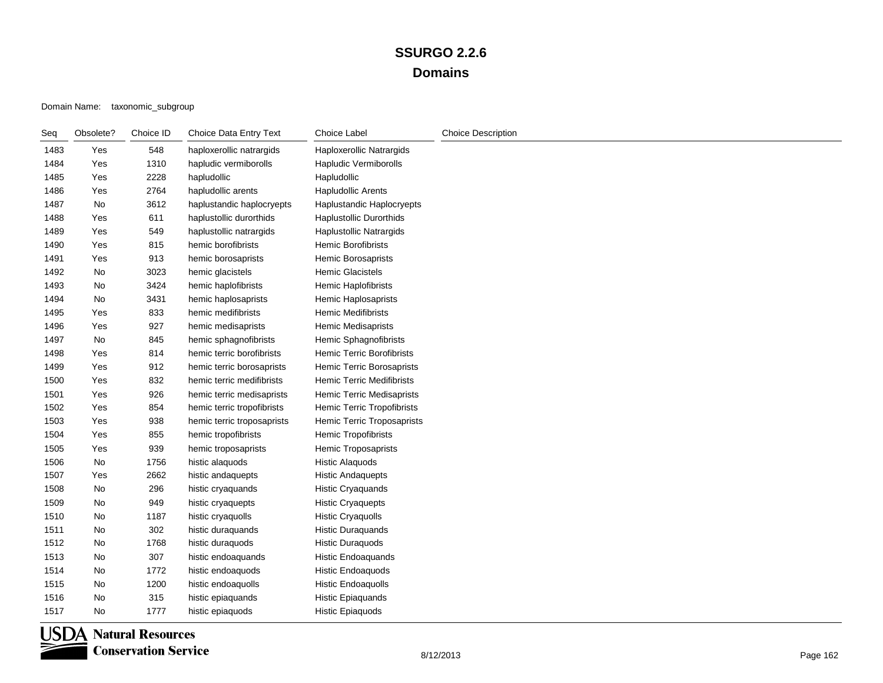# SSURGO 2.2.6

## Domains

Domain Name: taxonomic_subgroup

| Seq | Obsolete? | Choice ID | Choice Data Entry Text | Choice Label | Choice Description |
|---|---|---|---|---|---|
| 1483 | Yes | 548 | haploxerollic natrargids | Haploxerollic Natrargids | |
| 1484 | Yes | 1310 | hapludic vermiborolls | Hapludic Vermiborolls | |
| 1485 | Yes | 2228 | hapludollic | Hapludollic | |
| 1486 | Yes | 2764 | hapludollic arents | Hapludollic Arents | |
| 1487 | No | 3612 | haplustandic haplocryepts | Haplustandic Haplocryepts | |
| 1488 | Yes | 611 | haplustollic durorthids | Haplustollic Durorthids | |
| 1489 | Yes | 549 | haplustollic natrargids | Haplustollic Natrargids | |
| 1490 | Yes | 815 | hemic borofibrists | Hemic Borofibrists | |
| 1491 | Yes | 913 | hemic borosaprists | Hemic Borosaprists | |
| 1492 | No | 3023 | hemic glacistels | Hemic Glacistels | |
| 1493 | No | 3424 | hemic haplofibrists | Hemic Haplofibrists | |
| 1494 | No | 3431 | hemic haplosaprists | Hemic Haplosaprists | |
| 1495 | Yes | 833 | hemic medifibrists | Hemic Medifibrists | |
| 1496 | Yes | 927 | hemic medisaprists | Hemic Medisaprists | |
| 1497 | No | 845 | hemic sphagnofibrists | Hemic Sphagnofibrists | |
| 1498 | Yes | 814 | hemic terric borofibrists | Hemic Terric Borofibrists | |
| 1499 | Yes | 912 | hemic terric borosaprists | Hemic Terric Borosaprists | |
| 1500 | Yes | 832 | hemic terric medifibrists | Hemic Terric Medifibrists | |
| 1501 | Yes | 926 | hemic terric medisaprists | Hemic Terric Medisaprists | |
| 1502 | Yes | 854 | hemic terric tropofibrists | Hemic Terric Tropofibrists | |
| 1503 | Yes | 938 | hemic terric troposaprists | Hemic Terric Troposaprists | |
| 1504 | Yes | 855 | hemic tropofibrists | Hemic Tropofibrists | |
| 1505 | Yes | 939 | hemic troposaprists | Hemic Troposaprists | |
| 1506 | No | 1756 | histic alaquods | Histic Alaquods | |
| 1507 | Yes | 2662 | histic andaquepts | Histic Andaquepts | |
| 1508 | No | 296 | histic cryaquands | Histic Cryaquands | |
| 1509 | No | 949 | histic cryaquepts | Histic Cryaquepts | |
| 1510 | No | 1187 | histic cryaquolls | Histic Cryaquolls | |
| 1511 | No | 302 | histic duraquands | Histic Duraquands | |
| 1512 | No | 1768 | histic duraquods | Histic Duraquods | |
| 1513 | No | 307 | histic endoaquands | Histic Endoaquands | |
| 1514 | No | 1772 | histic endoaquods | Histic Endoaquods | |
| 1515 | No | 1200 | histic endoaquolls | Histic Endoaquolls | |
| 1516 | No | 315 | histic epiaquands | Histic Epiaquands | |
| 1517 | No | 1777 | histic epiaquods | Histic Epiaquods | |

USDA Natural Resources Conservation Service

8/12/2013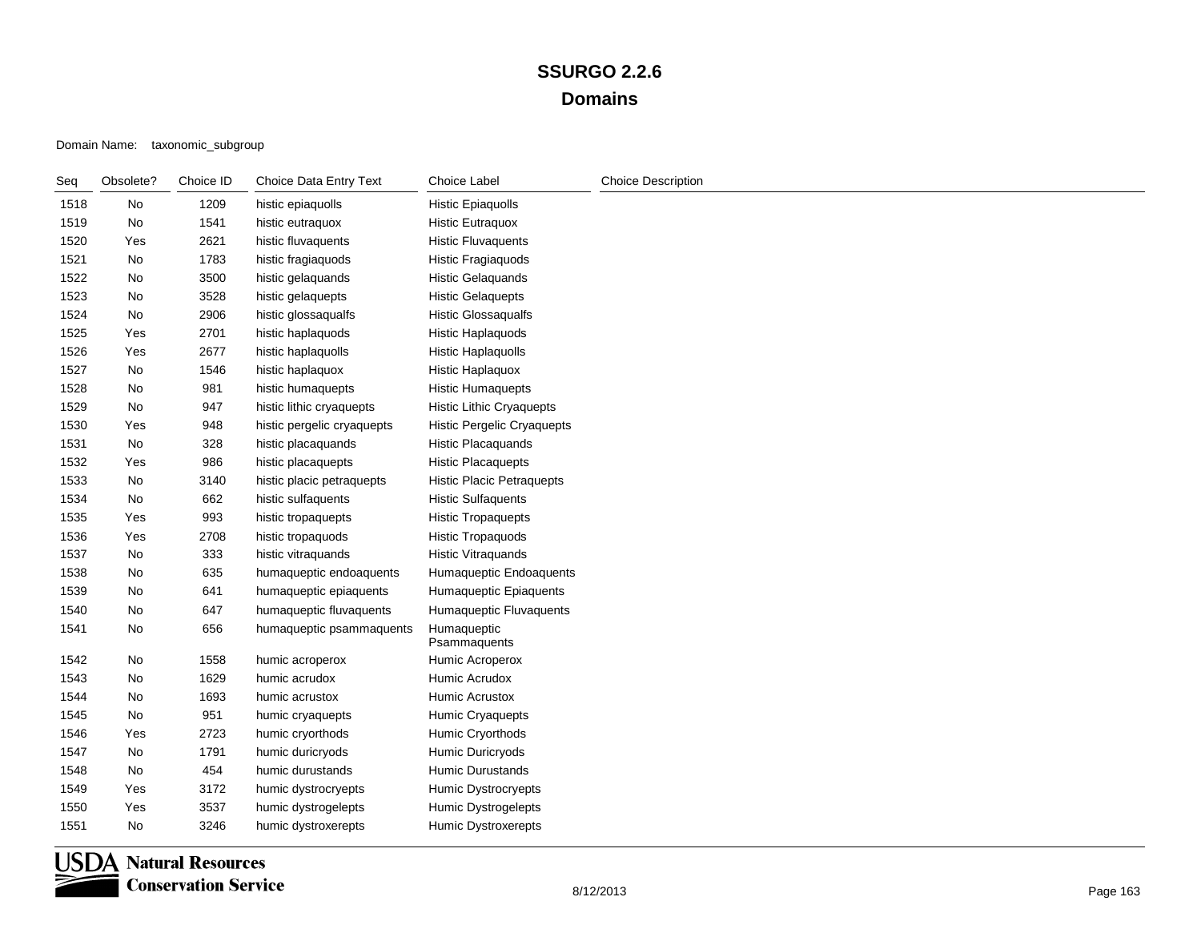# SSURGO 2.2.6

## Domains

Domain Name: taxonomic_subgroup

| Seq | Obsolete? | Choice ID | Choice Data Entry Text | Choice Label | Choice Description |
|---|---|---|---|---|---|
| 1518 | No | 1209 | histic epiaquolls | Histic Epiaquolls | |
| 1519 | No | 1541 | histic eutraquox | Histic Eutraquox | |
| 1520 | Yes | 2621 | histic fluvaquents | Histic Fluvaquents | |
| 1521 | No | 1783 | histic fragiaquods | Histic Fragiaquods | |
| 1522 | No | 3500 | histic gelaquands | Histic Gelaquands | |
| 1523 | No | 3528 | histic gelaquepts | Histic Gelaquepts | |
| 1524 | No | 2906 | histic glossaqualfs | Histic Glossaqualfs | |
| 1525 | Yes | 2701 | histic haplaquods | Histic Haplaquods | |
| 1526 | Yes | 2677 | histic haplaquolls | Histic Haplaquolls | |
| 1527 | No | 1546 | histic haplaquox | Histic Haplaquox | |
| 1528 | No | 981 | histic humaquepts | Histic Humaquepts | |
| 1529 | No | 947 | histic lithic cryaquepts | Histic Lithic Cryaquepts | |
| 1530 | Yes | 948 | histic pergelic cryaquepts | Histic Pergelic Cryaquepts | |
| 1531 | No | 328 | histic placaquands | Histic Placaquands | |
| 1532 | Yes | 986 | histic placaquepts | Histic Placaquepts | |
| 1533 | No | 3140 | histic placic petraquepts | Histic Placic Petraquepts | |
| 1534 | No | 662 | histic sulfaquents | Histic Sulfaquents | |
| 1535 | Yes | 993 | histic tropaquepts | Histic Tropaquepts | |
| 1536 | Yes | 2708 | histic tropaquods | Histic Tropaquods | |
| 1537 | No | 333 | histic vitraquands | Histic Vitraquands | |
| 1538 | No | 635 | humaqueptic endoaquents | Humaqueptic Endoaquents | |
| 1539 | No | 641 | humaqueptic epiaquents | Humaqueptic Epiaquents | |
| 1540 | No | 647 | humaqueptic fluvaquents | Humaqueptic Fluvaquents | |
| 1541 | No | 656 | humaqueptic psammaquents | Humaqueptic Psammaquents | |
| 1542 | No | 1558 | humic acroperox | Humic Acroperox | |
| 1543 | No | 1629 | humic acrudox | Humic Acrudox | |
| 1544 | No | 1693 | humic acrustox | Humic Acrustox | |
| 1545 | No | 951 | humic cryaquepts | Humic Cryaquepts | |
| 1546 | Yes | 2723 | humic cryorthods | Humic Cryorthods | |
| 1547 | No | 1791 | humic duricryods | Humic Duricryods | |
| 1548 | No | 454 | humic durustands | Humic Durustands | |
| 1549 | Yes | 3172 | humic dystrocryepts | Humic Dystrocryepts | |
| 1550 | Yes | 3537 | humic dystrogelepts | Humic Dystrogelepts | |
| 1551 | No | 3246 | humic dystroxerepts | Humic Dystroxerepts | |

8/12/2013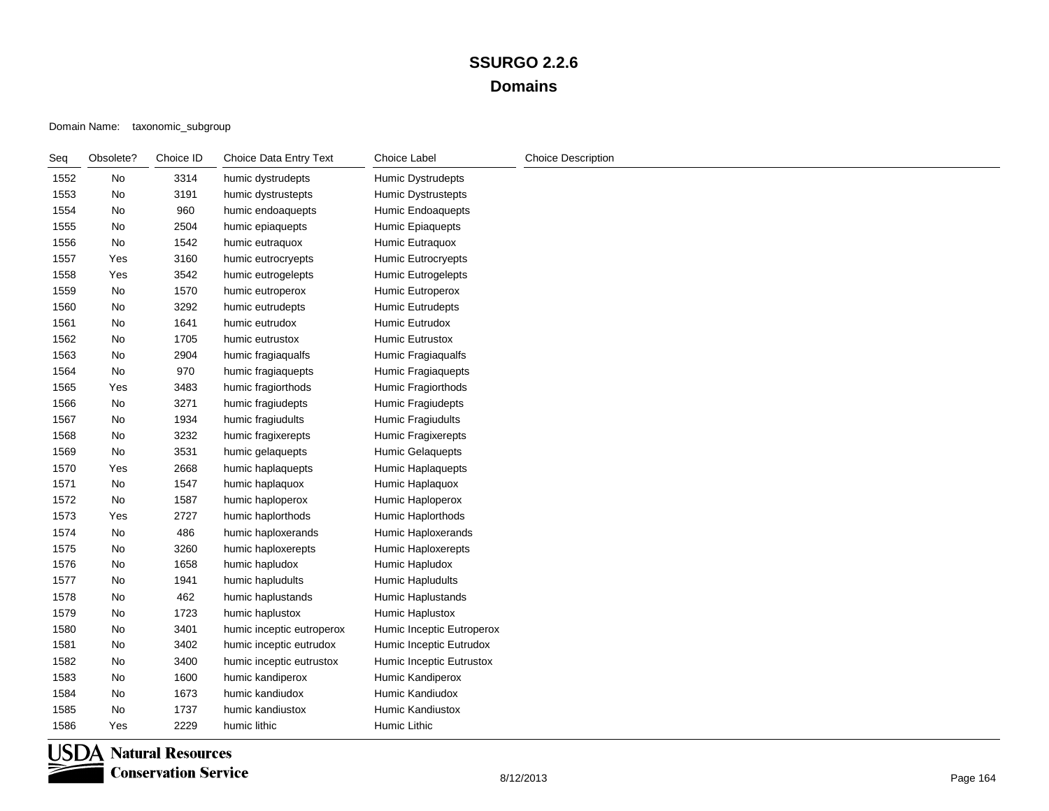# SSURGO 2.2.6

## Domains

Domain Name: taxonomic_subgroup

| Seq | Obsolete? | Choice ID | Choice Data Entry Text | Choice Label | Choice Description |
|---|---|---|---|---|---|
| 1552 | No | 3314 | humic dystrudepts | Humic Dystrudepts | |
| 1553 | No | 3191 | humic dystrustepts | Humic Dystrustepts | |
| 1554 | No | 960 | humic endoaquepts | Humic Endoaquepts | |
| 1555 | No | 2504 | humic epiaquepts | Humic Epiaquepts | |
| 1556 | No | 1542 | humic eutraquox | Humic Eutraquox | |
| 1557 | Yes | 3160 | humic eutrocryepts | Humic Eutrocryepts | |
| 1558 | Yes | 3542 | humic eutrogelepts | Humic Eutrogelepts | |
| 1559 | No | 1570 | humic eutroperox | Humic Eutroperox | |
| 1560 | No | 3292 | humic eutrudepts | Humic Eutrudepts | |
| 1561 | No | 1641 | humic eutrudox | Humic Eutrudox | |
| 1562 | No | 1705 | humic eutrustox | Humic Eutrustox | |
| 1563 | No | 2904 | humic fragiaqualfs | Humic Fragiaqualfs | |
| 1564 | No | 970 | humic fragiaquepts | Humic Fragiaquepts | |
| 1565 | Yes | 3483 | humic fragiorthods | Humic Fragiorthods | |
| 1566 | No | 3271 | humic fragiudepts | Humic Fragiudepts | |
| 1567 | No | 1934 | humic fragiudults | Humic Fragiudults | |
| 1568 | No | 3232 | humic fragixerepts | Humic Fragixerepts | |
| 1569 | No | 3531 | humic gelaquepts | Humic Gelaquepts | |
| 1570 | Yes | 2668 | humic haplaquepts | Humic Haplaquepts | |
| 1571 | No | 1547 | humic haplaquox | Humic Haplaquox | |
| 1572 | No | 1587 | humic haploperox | Humic Haploperox | |
| 1573 | Yes | 2727 | humic haplorthods | Humic Haplorthods | |
| 1574 | No | 486 | humic haploxerands | Humic Haploxerands | |
| 1575 | No | 3260 | humic haploxerepts | Humic Haploxerepts | |
| 1576 | No | 1658 | humic hapludox | Humic Hapludox | |
| 1577 | No | 1941 | humic hapludults | Humic Hapludults | |
| 1578 | No | 462 | humic haplustands | Humic Haplustands | |
| 1579 | No | 1723 | humic haplustox | Humic Haplustox | |
| 1580 | No | 3401 | humic inceptic eutroperox | Humic Inceptic Eutroperox | |
| 1581 | No | 3402 | humic inceptic eutrudox | Humic Inceptic Eutrudox | |
| 1582 | No | 3400 | humic inceptic eutrustox | Humic Inceptic Eutrustox | |
| 1583 | No | 1600 | humic kandiperox | Humic Kandiperox | |
| 1584 | No | 1673 | humic kandiudox | Humic Kandiudox | |
| 1585 | No | 1737 | humic kandiustox | Humic Kandiustox | |
| 1586 | Yes | 2229 | humic lithic | Humic Lithic | |

USDA Natural Resources Conservation Service

8/12/2013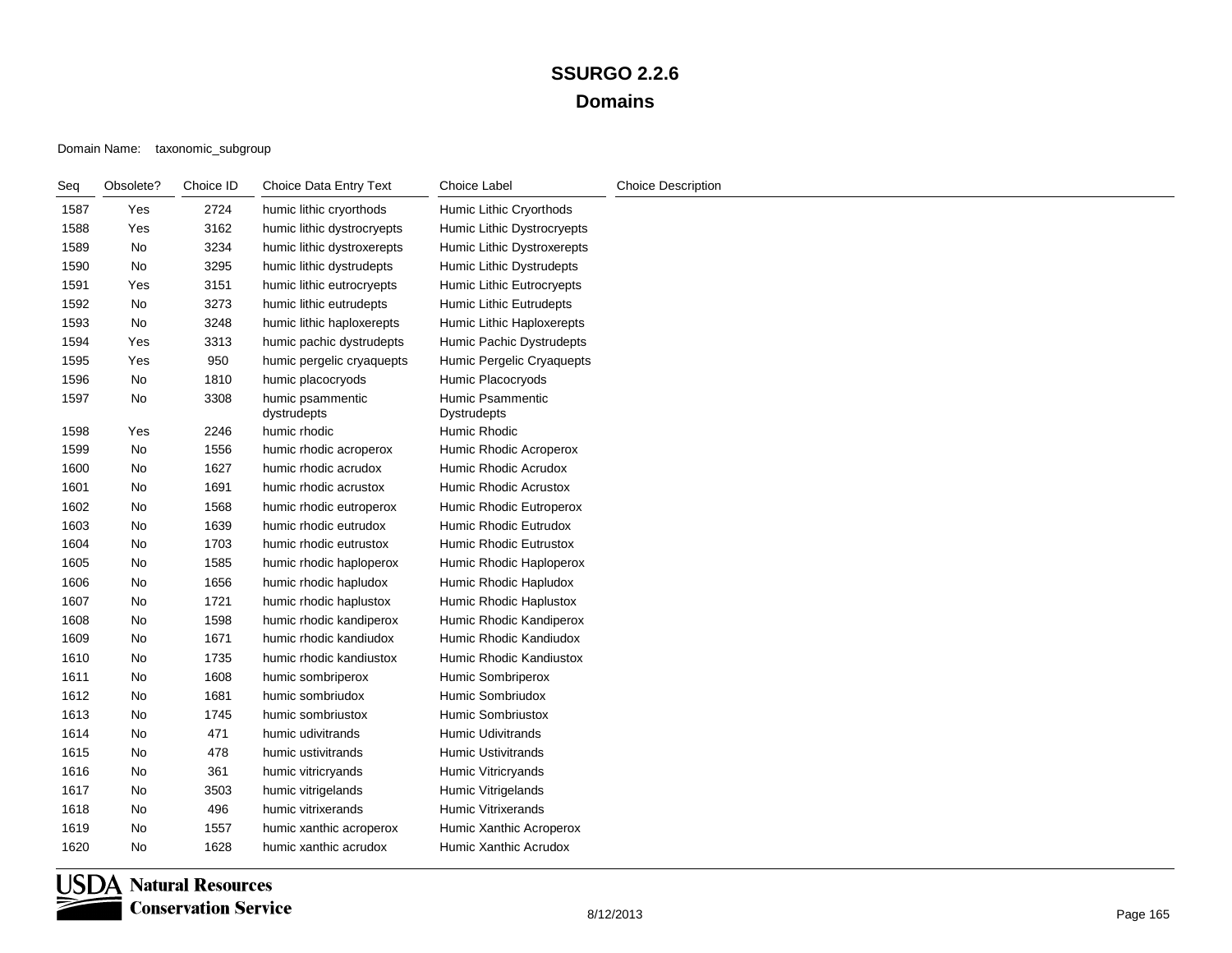# SSURGO 2.2.6

## Domains

Domain Name: taxonomic_subgroup

| Seq | Obsolete? | Choice ID | Choice Data Entry Text | Choice Label | Choice Description |
|---|---|---|---|---|---|
| 1587 | Yes | 2724 | humic lithic cryorthods | Humic Lithic Cryorthods | |
| 1588 | Yes | 3162 | humic lithic dystrocryepts | Humic Lithic Dystrocryepts | |
| 1589 | No | 3234 | humic lithic dystroxerepts | Humic Lithic Dystroxerepts | |
| 1590 | No | 3295 | humic lithic dystrudepts | Humic Lithic Dystrudepts | |
| 1591 | Yes | 3151 | humic lithic eutrocryepts | Humic Lithic Eutrocryepts | |
| 1592 | No | 3273 | humic lithic eutrudepts | Humic Lithic Eutrudepts | |
| 1593 | No | 3248 | humic lithic haploxerepts | Humic Lithic Haploxerepts | |
| 1594 | Yes | 3313 | humic pachic dystrudepts | Humic Pachic Dystrudepts | |
| 1595 | Yes | 950 | humic pergelic cryaquepts | Humic Pergelic Cryaquepts | |
| 1596 | No | 1810 | humic placocryods | Humic Placocryods | |
| 1597 | No | 3308 | humic psammentic dystrudepts | Humic Psammentic Dystrudepts | |
| 1598 | Yes | 2246 | humic rhodic | Humic Rhodic | |
| 1599 | No | 1556 | humic rhodic acroperox | Humic Rhodic Acroperox | |
| 1600 | No | 1627 | humic rhodic acrudox | Humic Rhodic Acrudox | |
| 1601 | No | 1691 | humic rhodic acrustox | Humic Rhodic Acrustox | |
| 1602 | No | 1568 | humic rhodic eutroperox | Humic Rhodic Eutroperox | |
| 1603 | No | 1639 | humic rhodic eutrudox | Humic Rhodic Eutrudox | |
| 1604 | No | 1703 | humic rhodic eutrustox | Humic Rhodic Eutrustox | |
| 1605 | No | 1585 | humic rhodic haploperox | Humic Rhodic Haploperox | |
| 1606 | No | 1656 | humic rhodic hapludox | Humic Rhodic Hapludox | |
| 1607 | No | 1721 | humic rhodic haplustox | Humic Rhodic Haplustox | |
| 1608 | No | 1598 | humic rhodic kandiperox | Humic Rhodic Kandiperox | |
| 1609 | No | 1671 | humic rhodic kandiudox | Humic Rhodic Kandiudox | |
| 1610 | No | 1735 | humic rhodic kandiustox | Humic Rhodic Kandiustox | |
| 1611 | No | 1608 | humic sombriperox | Humic Sombriperox | |
| 1612 | No | 1681 | humic sombriudox | Humic Sombriudox | |
| 1613 | No | 1745 | humic sombriustox | Humic Sombriustox | |
| 1614 | No | 471 | humic udivitrands | Humic Udivitrands | |
| 1615 | No | 478 | humic ustivitrands | Humic Ustivitrands | |
| 1616 | No | 361 | humic vitricryands | Humic Vitricryands | |
| 1617 | No | 3503 | humic vitrigelands | Humic Vitrigelands | |
| 1618 | No | 496 | humic vitrixerands | Humic Vitrixerands | |
| 1619 | No | 1557 | humic xanthic acroperox | Humic Xanthic Acroperox | |
| 1620 | No | 1628 | humic xanthic acrudox | Humic Xanthic Acrudox | |

USDA Natural Resources Conservation Service

8/12/2013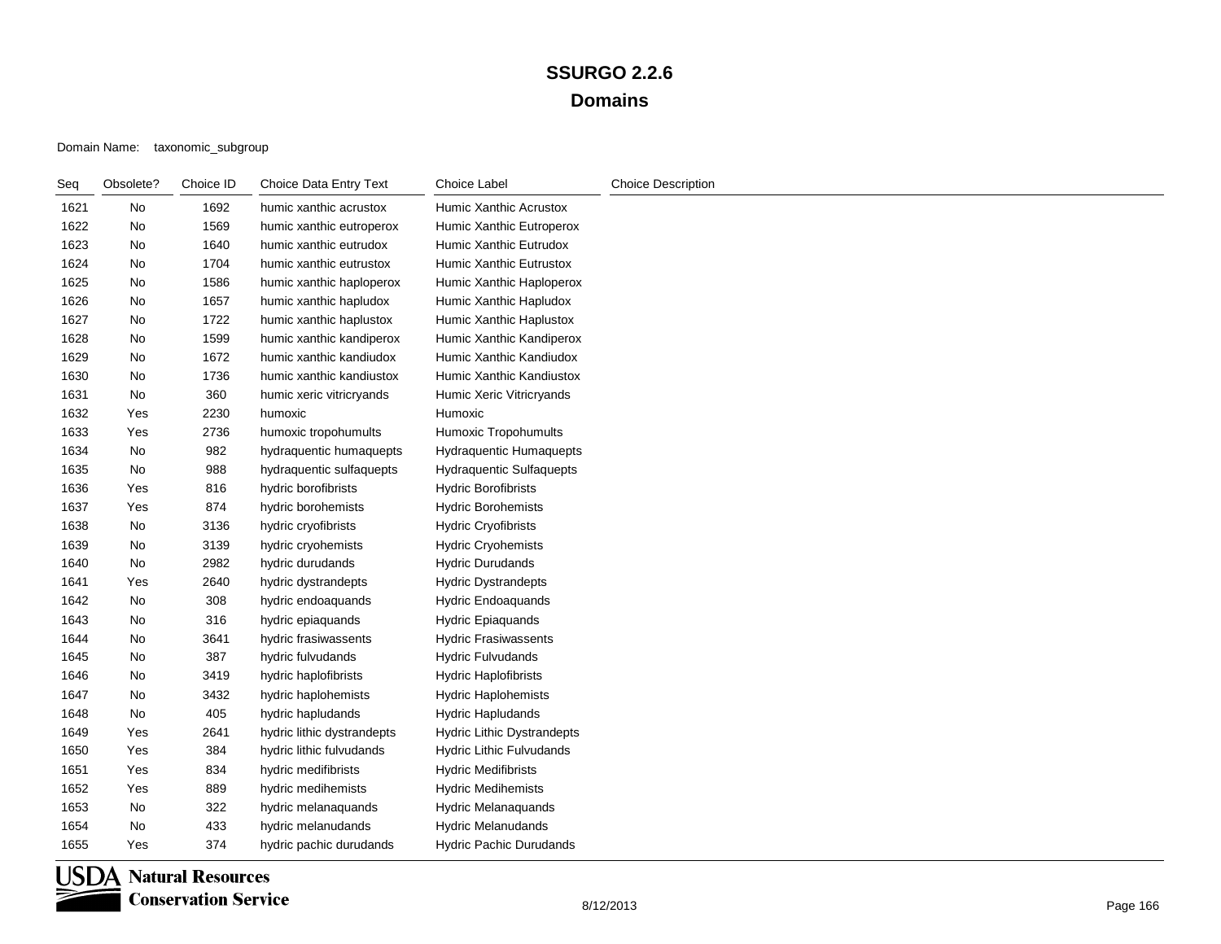# SSURGO 2.2.6

## Domains

Domain Name: taxonomic_subgroup

| Seq | Obsolete? | Choice ID | Choice Data Entry Text | Choice Label | Choice Description |
|---|---|---|---|---|---|
| 1621 | No | 1692 | humic xanthic acrustox | Humic Xanthic Acrustox | |
| 1622 | No | 1569 | humic xanthic eutroperox | Humic Xanthic Eutroperox | |
| 1623 | No | 1640 | humic xanthic eutrudox | Humic Xanthic Eutrudox | |
| 1624 | No | 1704 | humic xanthic eutrustox | Humic Xanthic Eutrustox | |
| 1625 | No | 1586 | humic xanthic haploperox | Humic Xanthic Haploperox | |
| 1626 | No | 1657 | humic xanthic hapludox | Humic Xanthic Hapludox | |
| 1627 | No | 1722 | humic xanthic haplustox | Humic Xanthic Haplustox | |
| 1628 | No | 1599 | humic xanthic kandiperox | Humic Xanthic Kandiperox | |
| 1629 | No | 1672 | humic xanthic kandiudox | Humic Xanthic Kandiudox | |
| 1630 | No | 1736 | humic xanthic kandiustox | Humic Xanthic Kandiustox | |
| 1631 | No | 360 | humic xeric vitricryands | Humic Xeric Vitricryands | |
| 1632 | Yes | 2230 | humoxic | Humoxic | |
| 1633 | Yes | 2736 | humoxic tropohumults | Humoxic Tropohumults | |
| 1634 | No | 982 | hydraquentic humaquepts | Hydraquentic Humaquepts | |
| 1635 | No | 988 | hydraquentic sulfaquepts | Hydraquentic Sulfaquepts | |
| 1636 | Yes | 816 | hydric borofibrists | Hydric Borofibrists | |
| 1637 | Yes | 874 | hydric borohemists | Hydric Borohemists | |
| 1638 | No | 3136 | hydric cryofibrists | Hydric Cryofibrists | |
| 1639 | No | 3139 | hydric cryohemists | Hydric Cryohemists | |
| 1640 | No | 2982 | hydric durudands | Hydric Durudands | |
| 1641 | Yes | 2640 | hydric dystrandepts | Hydric Dystrandepts | |
| 1642 | No | 308 | hydric endoaquands | Hydric Endoaquands | |
| 1643 | No | 316 | hydric epiaquands | Hydric Epiaquands | |
| 1644 | No | 3641 | hydric frasiwassents | Hydric Frasiwassents | |
| 1645 | No | 387 | hydric fulvudands | Hydric Fulvudands | |
| 1646 | No | 3419 | hydric haplofibrists | Hydric Haplofibrists | |
| 1647 | No | 3432 | hydric haplohemists | Hydric Haplohemists | |
| 1648 | No | 405 | hydric hapludands | Hydric Hapludands | |
| 1649 | Yes | 2641 | hydric lithic dystrandepts | Hydric Lithic Dystrandepts | |
| 1650 | Yes | 384 | hydric lithic fulvudands | Hydric Lithic Fulvudands | |
| 1651 | Yes | 834 | hydric medifibrists | Hydric Medifibrists | |
| 1652 | Yes | 889 | hydric medihemists | Hydric Medihemists | |
| 1653 | No | 322 | hydric melanaquands | Hydric Melanaquands | |
| 1654 | No | 433 | hydric melanudands | Hydric Melanudands | |
| 1655 | Yes | 374 | hydric pachic durudands | Hydric Pachic Durudands | |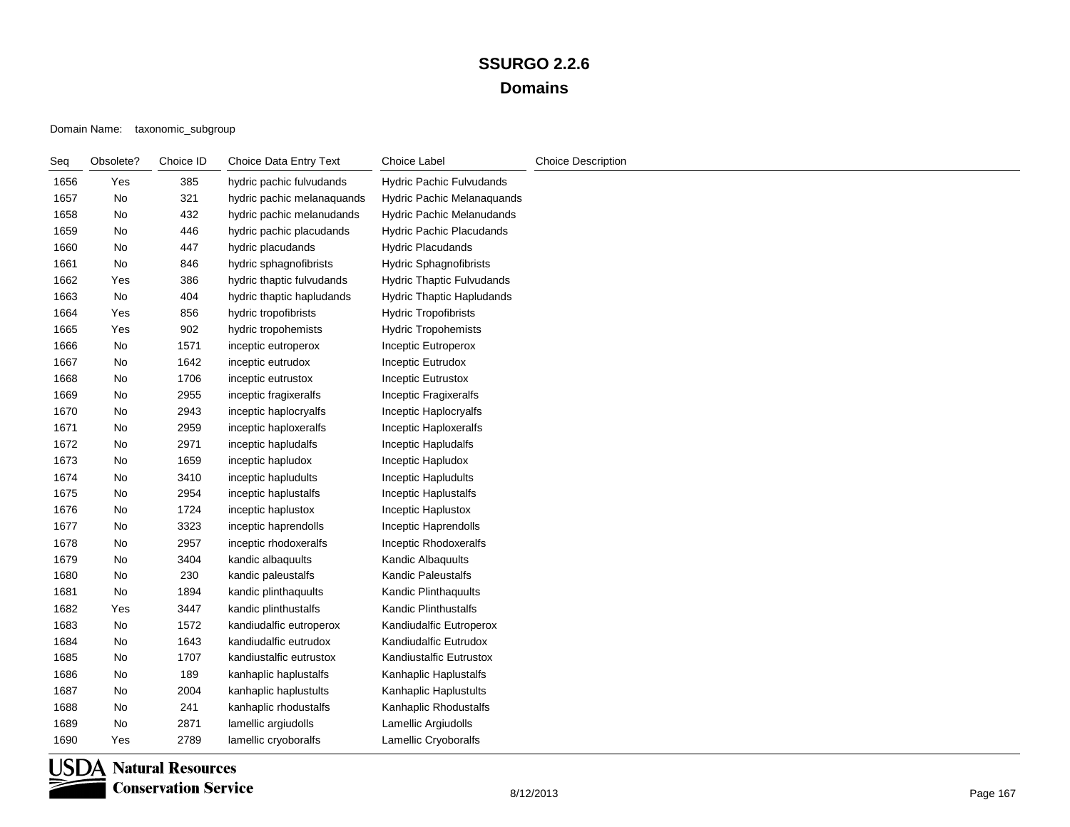# SSURGO 2.2.6

## Domains

Domain Name: taxonomic_subgroup

| Seq | Obsolete? | Choice ID | Choice Data Entry Text | Choice Label | Choice Description |
|---|---|---|---|---|---|
| 1656 | Yes | 385 | hydric pachic fulvudands | Hydric Pachic Fulvudands | |
| 1657 | No | 321 | hydric pachic melanaquands | Hydric Pachic Melanaquands | |
| 1658 | No | 432 | hydric pachic melanudands | Hydric Pachic Melanudands | |
| 1659 | No | 446 | hydric pachic placudands | Hydric Pachic Placudands | |
| 1660 | No | 447 | hydric placudands | Hydric Placudands | |
| 1661 | No | 846 | hydric sphagnofibrists | Hydric Sphagnofibrists | |
| 1662 | Yes | 386 | hydric thaptic fulvudands | Hydric Thaptic Fulvudands | |
| 1663 | No | 404 | hydric thaptic hapludands | Hydric Thaptic Hapludands | |
| 1664 | Yes | 856 | hydric tropofibrists | Hydric Tropofibrists | |
| 1665 | Yes | 902 | hydric tropohemists | Hydric Tropohemists | |
| 1666 | No | 1571 | inceptic eutroperox | Inceptic Eutroperox | |
| 1667 | No | 1642 | inceptic eutrudox | Inceptic Eutrudox | |
| 1668 | No | 1706 | inceptic eutrustox | Inceptic Eutrustox | |
| 1669 | No | 2955 | inceptic fragixeralfs | Inceptic Fragixeralfs | |
| 1670 | No | 2943 | inceptic haplocryalfs | Inceptic Haplocryalfs | |
| 1671 | No | 2959 | inceptic haploxeralfs | Inceptic Haploxeralfs | |
| 1672 | No | 2971 | inceptic hapludalfs | Inceptic Hapludalfs | |
| 1673 | No | 1659 | inceptic hapludox | Inceptic Hapludox | |
| 1674 | No | 3410 | inceptic hapludults | Inceptic Hapludults | |
| 1675 | No | 2954 | inceptic haplustalfs | Inceptic Haplustalfs | |
| 1676 | No | 1724 | inceptic haplustox | Inceptic Haplustox | |
| 1677 | No | 3323 | inceptic haprendolls | Inceptic Haprendolls | |
| 1678 | No | 2957 | inceptic rhodoxeralfs | Inceptic Rhodoxeralfs | |
| 1679 | No | 3404 | kandic albaquults | Kandic Albaquults | |
| 1680 | No | 230 | kandic paleustalfs | Kandic Paleustalfs | |
| 1681 | No | 1894 | kandic plinthaquults | Kandic Plinthaquults | |
| 1682 | Yes | 3447 | kandic plinthustalfs | Kandic Plinthustalfs | |
| 1683 | No | 1572 | kandiudalfic eutroperox | Kandiudalfic Eutroperox | |
| 1684 | No | 1643 | kandiudalfic eutrudox | Kandiudalfic Eutrudox | |
| 1685 | No | 1707 | kandiustalfic eutrustox | Kandiustalfic Eutrustox | |
| 1686 | No | 189 | kanhaplic haplustalfs | Kanhaplic Haplustalfs | |
| 1687 | No | 2004 | kanhaplic haplustults | Kanhaplic Haplustults | |
| 1688 | No | 241 | kanhaplic rhodustalfs | Kanhaplic Rhodustalfs | |
| 1689 | No | 2871 | lamellic argiudolls | Lamellic Argiudolls | |
| 1690 | Yes | 2789 | lamellic cryoboralfs | Lamellic Cryoboralfs | |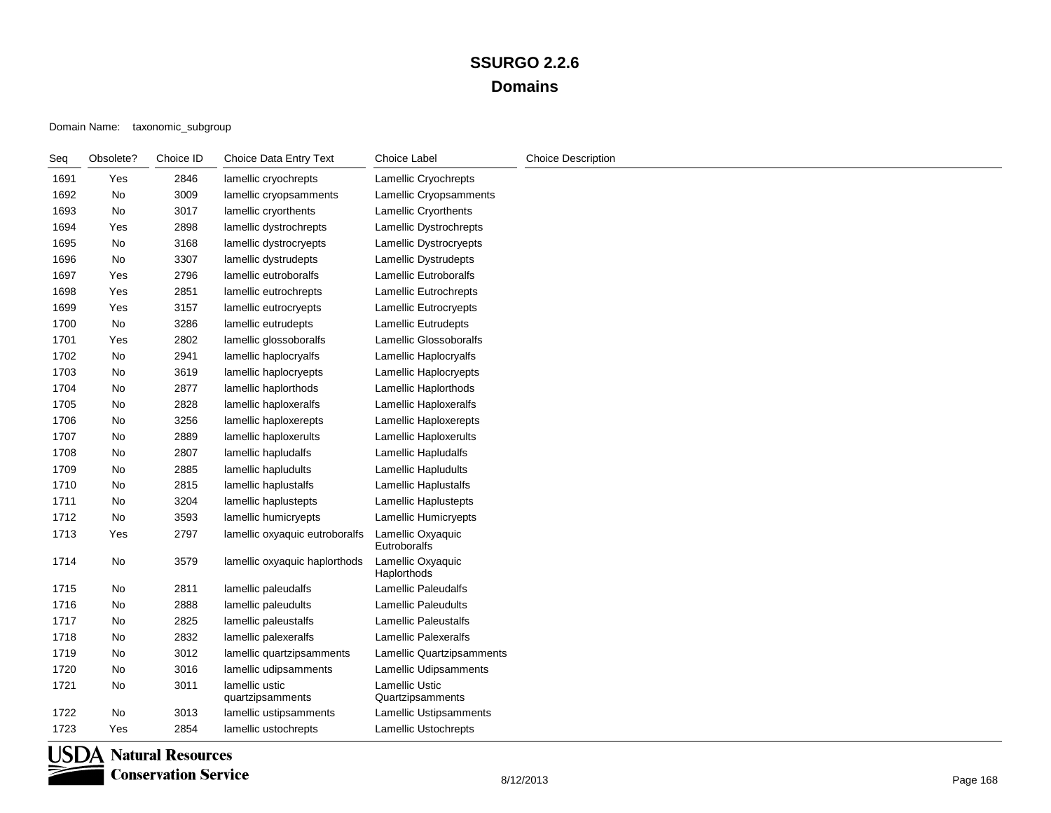# SSURGO 2.2.6

## Domains

Domain Name: taxonomic_subgroup

| Seq | Obsolete? | Choice ID | Choice Data Entry Text | Choice Label | Choice Description |
|---|---|---|---|---|---|
| 1691 | Yes | 2846 | lamellic cryochrepts | Lamellic Cryochrepts | |
| 1692 | No | 3009 | lamellic cryopsamments | Lamellic Cryopsamments | |
| 1693 | No | 3017 | lamellic cryorthents | Lamellic Cryorthents | |
| 1694 | Yes | 2898 | lamellic dystrochrepts | Lamellic Dystrochrepts | |
| 1695 | No | 3168 | lamellic dystrocryepts | Lamellic Dystrocryepts | |
| 1696 | No | 3307 | lamellic dystrudepts | Lamellic Dystrudepts | |
| 1697 | Yes | 2796 | lamellic eutroboralfs | Lamellic Eutroboralfs | |
| 1698 | Yes | 2851 | lamellic eutrochrepts | Lamellic Eutrochrepts | |
| 1699 | Yes | 3157 | lamellic eutrocryepts | Lamellic Eutrocryepts | |
| 1700 | No | 3286 | lamellic eutrudepts | Lamellic Eutrudepts | |
| 1701 | Yes | 2802 | lamellic glossoboralfs | Lamellic Glossoboralfs | |
| 1702 | No | 2941 | lamellic haplocryalfs | Lamellic Haplocryalfs | |
| 1703 | No | 3619 | lamellic haplocryepts | Lamellic Haplocryepts | |
| 1704 | No | 2877 | lamellic haplorthods | Lamellic Haplorthods | |
| 1705 | No | 2828 | lamellic haploxeralfs | Lamellic Haploxeralfs | |
| 1706 | No | 3256 | lamellic haploxerepts | Lamellic Haploxerepts | |
| 1707 | No | 2889 | lamellic haploxerults | Lamellic Haploxerults | |
| 1708 | No | 2807 | lamellic hapludalfs | Lamellic Hapludalfs | |
| 1709 | No | 2885 | lamellic hapludults | Lamellic Hapludults | |
| 1710 | No | 2815 | lamellic haplustalfs | Lamellic Haplustalfs | |
| 1711 | No | 3204 | lamellic haplustepts | Lamellic Haplustepts | |
| 1712 | No | 3593 | lamellic humicryepts | Lamellic Humicryepts | |
| 1713 | Yes | 2797 | lamellic oxyaquic eutroboralfs | Lamellic Oxyaquic Eutroboralfs | |
| 1714 | No | 3579 | lamellic oxyaquic haplorthods | Lamellic Oxyaquic Haplorthods | |
| 1715 | No | 2811 | lamellic paleudalfs | Lamellic Paleudalfs | |
| 1716 | No | 2888 | lamellic paleudults | Lamellic Paleudults | |
| 1717 | No | 2825 | lamellic paleustalfs | Lamellic Paleustalfs | |
| 1718 | No | 2832 | lamellic palexeralfs | Lamellic Palexeralfs | |
| 1719 | No | 3012 | lamellic quartzipsamments | Lamellic Quartzipsamments | |
| 1720 | No | 3016 | lamellic udipsamments | Lamellic Udipsamments | |
| 1721 | No | 3011 | lamellic ustic quartzipsamments | Lamellic Ustic Quartzipsamments | |
| 1722 | No | 3013 | lamellic ustipsamments | Lamellic Ustipsamments | |
| 1723 | Yes | 2854 | lamellic ustochrepts | Lamellic Ustochrepts | |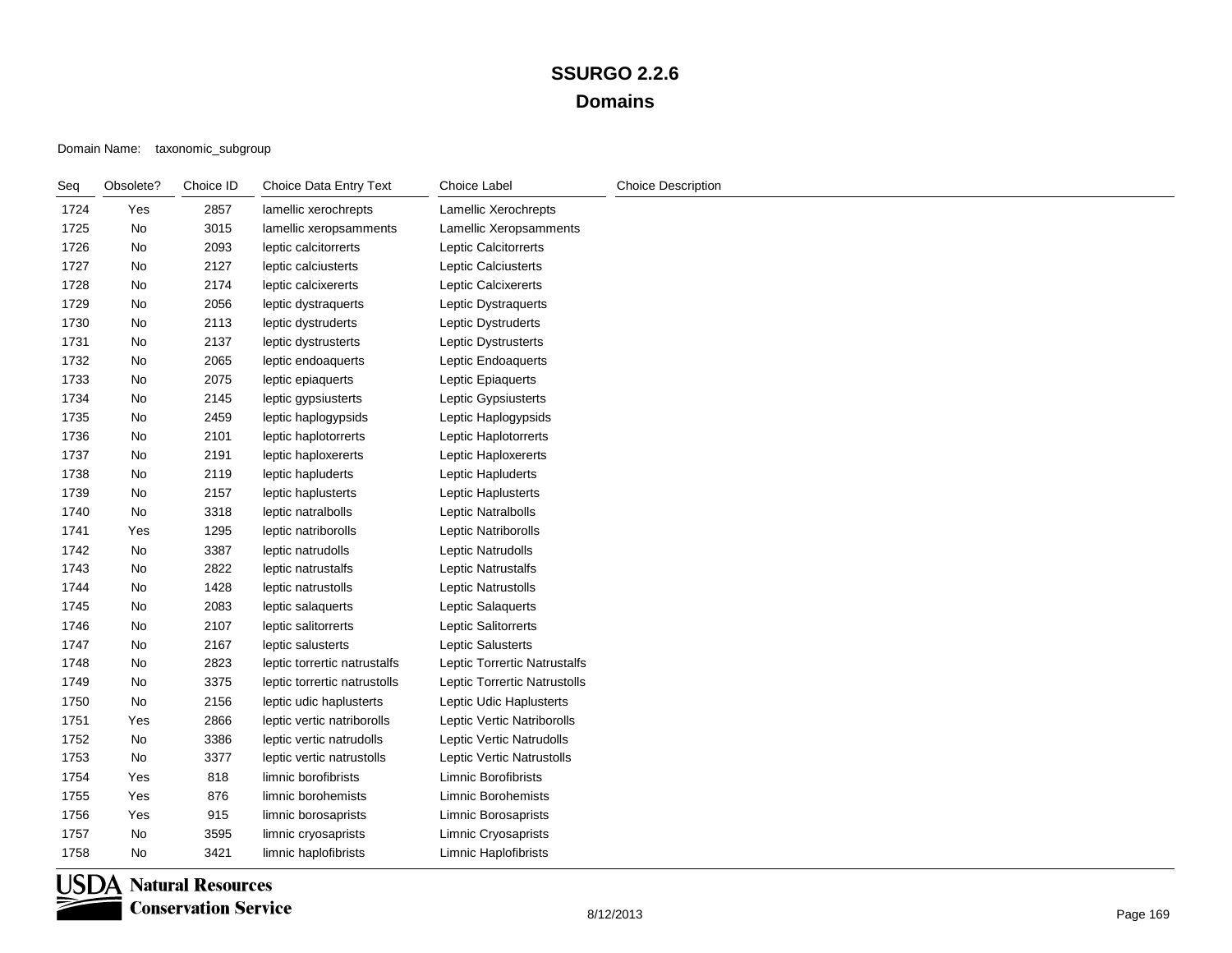# SSURGO 2.2.6

## Domains

Domain Name: taxonomic_subgroup

| Seq | Obsolete? | Choice ID | Choice Data Entry Text | Choice Label | Choice Description |
|---|---|---|---|---|---|
| 1724 | Yes | 2857 | lamellic xerochrepts | Lamellic Xerochrepts | |
| 1725 | No | 3015 | lamellic xeropsamments | Lamellic Xeropsamments | |
| 1726 | No | 2093 | leptic calcitorrerts | Leptic Calcitorrerts | |
| 1727 | No | 2127 | leptic calciusterts | Leptic Calciusterts | |
| 1728 | No | 2174 | leptic calcixererts | Leptic Calcixererts | |
| 1729 | No | 2056 | leptic dystraquerts | Leptic Dystraquerts | |
| 1730 | No | 2113 | leptic dystruderts | Leptic Dystruderts | |
| 1731 | No | 2137 | leptic dystrusterts | Leptic Dystrusterts | |
| 1732 | No | 2065 | leptic endoaquerts | Leptic Endoaquerts | |
| 1733 | No | 2075 | leptic epiaquerts | Leptic Epiaquerts | |
| 1734 | No | 2145 | leptic gypsiusterts | Leptic Gypsiusterts | |
| 1735 | No | 2459 | leptic haplogypsids | Leptic Haplogypsids | |
| 1736 | No | 2101 | leptic haplotorrerts | Leptic Haplotorrerts | |
| 1737 | No | 2191 | leptic haploxererts | Leptic Haploxererts | |
| 1738 | No | 2119 | leptic hapluderts | Leptic Hapluderts | |
| 1739 | No | 2157 | leptic haplusterts | Leptic Haplusterts | |
| 1740 | No | 3318 | leptic natralbolls | Leptic Natralbolls | |
| 1741 | Yes | 1295 | leptic natriborolls | Leptic Natriborolls | |
| 1742 | No | 3387 | leptic natrudolls | Leptic Natrudolls | |
| 1743 | No | 2822 | leptic natrustalfs | Leptic Natrustalfs | |
| 1744 | No | 1428 | leptic natrustolls | Leptic Natrustolls | |
| 1745 | No | 2083 | leptic salaquerts | Leptic Salaquerts | |
| 1746 | No | 2107 | leptic salitorrerts | Leptic Salitorrerts | |
| 1747 | No | 2167 | leptic salusterts | Leptic Salusterts | |
| 1748 | No | 2823 | leptic torrertic natrustalfs | Leptic Torrertic Natrustalfs | |
| 1749 | No | 3375 | leptic torrertic natrustolls | Leptic Torrertic Natrustolls | |
| 1750 | No | 2156 | leptic udic haplusterts | Leptic Udic Haplusterts | |
| 1751 | Yes | 2866 | leptic vertic natriborolls | Leptic Vertic Natriborolls | |
| 1752 | No | 3386 | leptic vertic natrudolls | Leptic Vertic Natrudolls | |
| 1753 | No | 3377 | leptic vertic natrustolls | Leptic Vertic Natrustolls | |
| 1754 | Yes | 818 | limnic borofibrists | Limnic Borofibrists | |
| 1755 | Yes | 876 | limnic borohemists | Limnic Borohemists | |
| 1756 | Yes | 915 | limnic borosaprists | Limnic Borosaprists | |
| 1757 | No | 3595 | limnic cryosaprists | Limnic Cryosaprists | |
| 1758 | No | 3421 | limnic haplofibrists | Limnic Haplofibrists | |

USDA Natural Resources Conservation Service

8/12/2013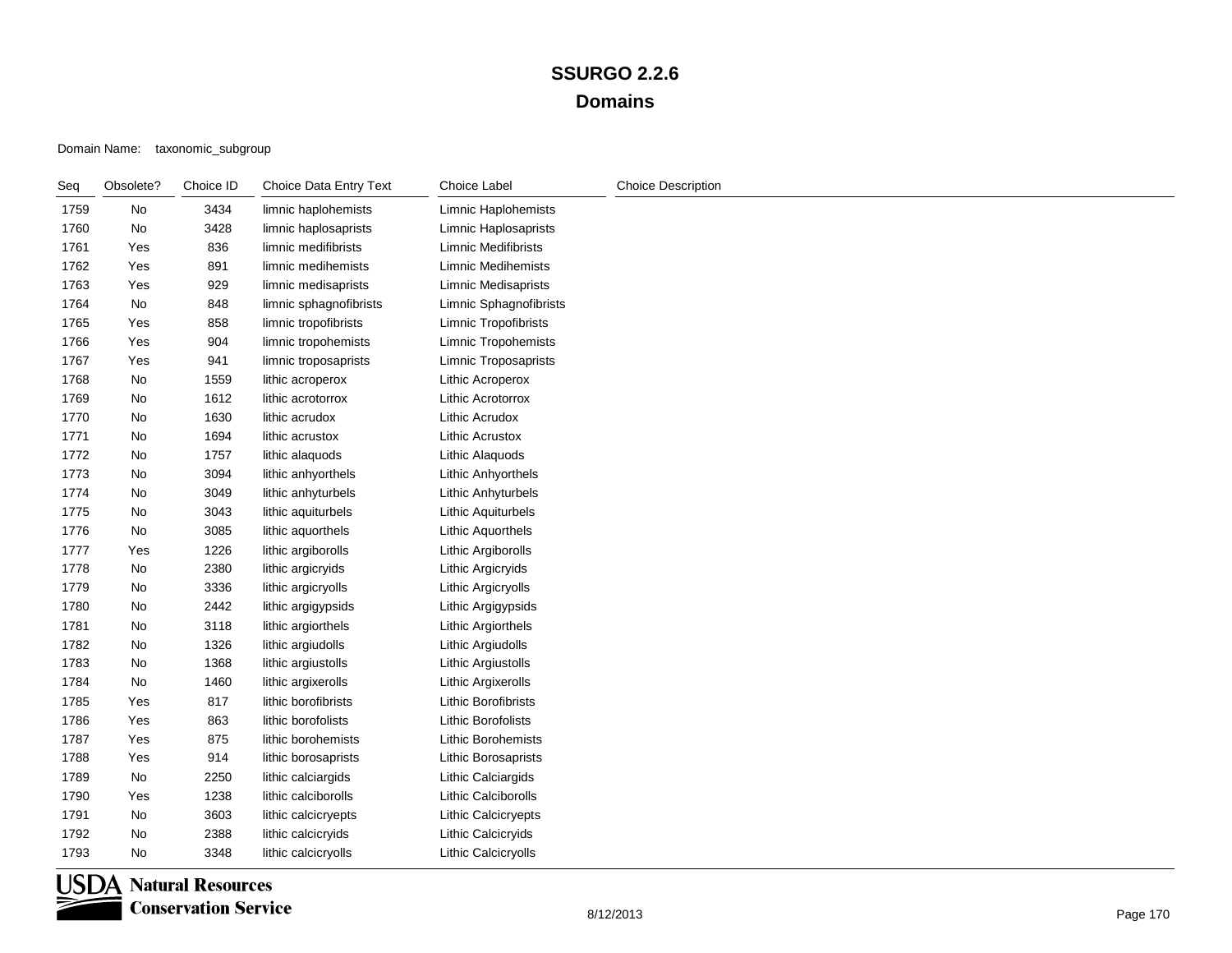# SSURGO 2.2.6

## Domains

Domain Name: taxonomic_subgroup

| Seq | Obsolete? | Choice ID | Choice Data Entry Text | Choice Label | Choice Description |
|---|---|---|---|---|---|
| 1759 | No | 3434 | limnic haplohemists | Limnic Haplohemists | |
| 1760 | No | 3428 | limnic haplosaprists | Limnic Haplosaprists | |
| 1761 | Yes | 836 | limnic medifibrists | Limnic Medifibrists | |
| 1762 | Yes | 891 | limnic medihemists | Limnic Medihemists | |
| 1763 | Yes | 929 | limnic medisaprists | Limnic Medisaprists | |
| 1764 | No | 848 | limnic sphagnofibrists | Limnic Sphagnofibrists | |
| 1765 | Yes | 858 | limnic tropofibrists | Limnic Tropofibrists | |
| 1766 | Yes | 904 | limnic tropohemists | Limnic Tropohemists | |
| 1767 | Yes | 941 | limnic troposaprists | Limnic Troposaprists | |
| 1768 | No | 1559 | lithic acroperox | Lithic Acroperox | |
| 1769 | No | 1612 | lithic acrotorrox | Lithic Acrotorrox | |
| 1770 | No | 1630 | lithic acrudox | Lithic Acrudox | |
| 1771 | No | 1694 | lithic acrustox | Lithic Acrustox | |
| 1772 | No | 1757 | lithic alaquods | Lithic Alaquods | |
| 1773 | No | 3094 | lithic anhyorthels | Lithic Anhyorthels | |
| 1774 | No | 3049 | lithic anhyturbels | Lithic Anhyturbels | |
| 1775 | No | 3043 | lithic aquiturbels | Lithic Aquiturbels | |
| 1776 | No | 3085 | lithic aquorthels | Lithic Aquorthels | |
| 1777 | Yes | 1226 | lithic argiborolls | Lithic Argiborolls | |
| 1778 | No | 2380 | lithic argicryids | Lithic Argicryids | |
| 1779 | No | 3336 | lithic argicryolls | Lithic Argicryolls | |
| 1780 | No | 2442 | lithic argigypsids | Lithic Argigypsids | |
| 1781 | No | 3118 | lithic argiorthels | Lithic Argiorthels | |
| 1782 | No | 1326 | lithic argiudolls | Lithic Argiudolls | |
| 1783 | No | 1368 | lithic argiustolls | Lithic Argiustolls | |
| 1784 | No | 1460 | lithic argixerolls | Lithic Argixerolls | |
| 1785 | Yes | 817 | lithic borofibrists | Lithic Borofibrists | |
| 1786 | Yes | 863 | lithic borofolists | Lithic Borofolists | |
| 1787 | Yes | 875 | lithic borohemists | Lithic Borohemists | |
| 1788 | Yes | 914 | lithic borosaprists | Lithic Borosaprists | |
| 1789 | No | 2250 | lithic calciargids | Lithic Calciargids | |
| 1790 | Yes | 1238 | lithic calciborolls | Lithic Calciborolls | |
| 1791 | No | 3603 | lithic calcicryepts | Lithic Calcicryepts | |
| 1792 | No | 2388 | lithic calcicryids | Lithic Calcicryids | |
| 1793 | No | 3348 | lithic calcicryolls | Lithic Calcicryolls | |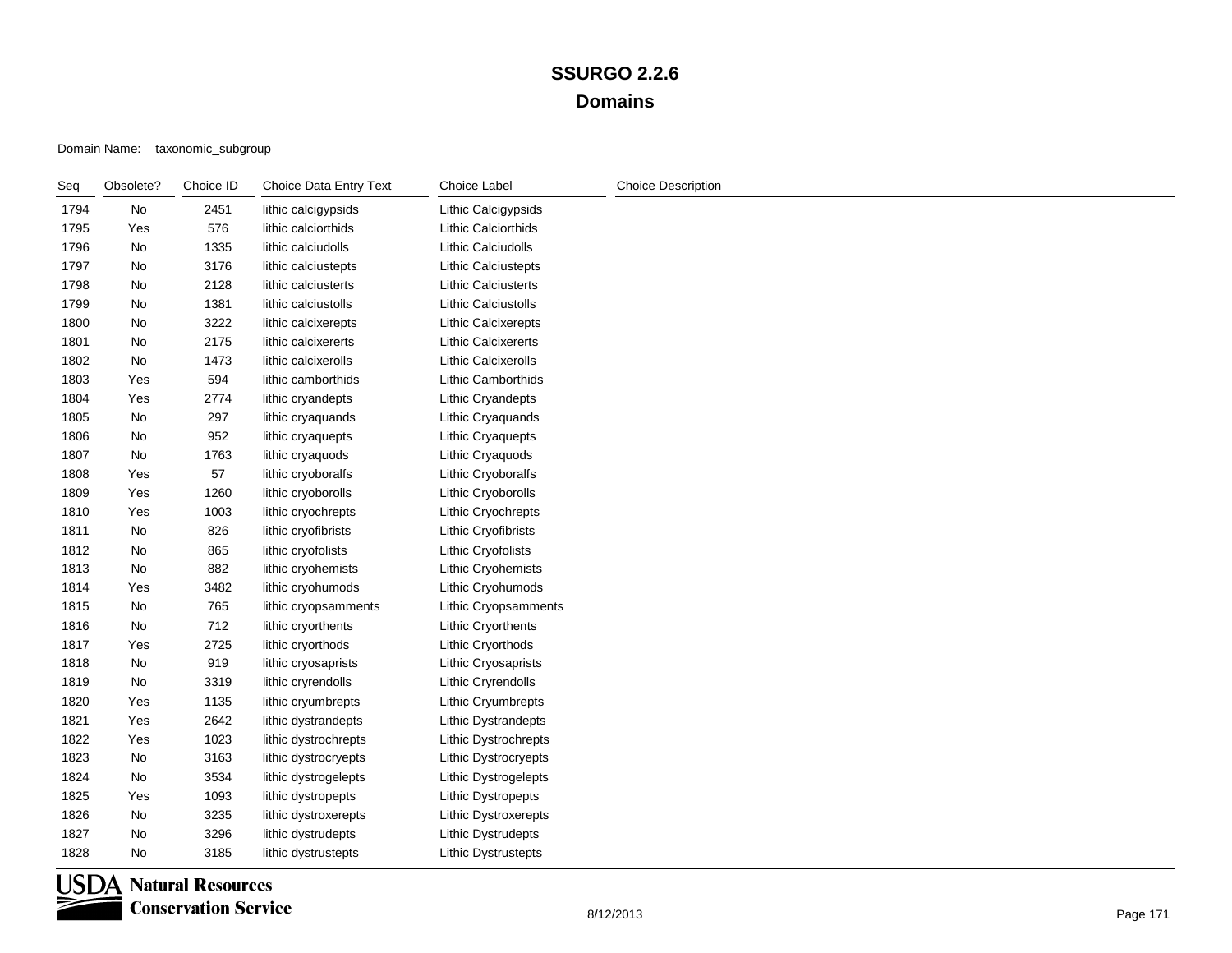# SSURGO 2.2.6

## Domains

Domain Name: taxonomic_subgroup

| Seq | Obsolete? | Choice ID | Choice Data Entry Text | Choice Label | Choice Description |
|---|---|---|---|---|---|
| 1794 | No | 2451 | lithic calcigypsids | Lithic Calcigypsids | |
| 1795 | Yes | 576 | lithic calciorthids | Lithic Calciorthids | |
| 1796 | No | 1335 | lithic calciudolls | Lithic Calciudolls | |
| 1797 | No | 3176 | lithic calciustepts | Lithic Calciustepts | |
| 1798 | No | 2128 | lithic calciusterts | Lithic Calciusterts | |
| 1799 | No | 1381 | lithic calciustolls | Lithic Calciustolls | |
| 1800 | No | 3222 | lithic calcixerepts | Lithic Calcixerepts | |
| 1801 | No | 2175 | lithic calcixererts | Lithic Calcixererts | |
| 1802 | No | 1473 | lithic calcixerolls | Lithic Calcixerolls | |
| 1803 | Yes | 594 | lithic camborthids | Lithic Camborthids | |
| 1804 | Yes | 2774 | lithic cryandepts | Lithic Cryandepts | |
| 1805 | No | 297 | lithic cryaquands | Lithic Cryaquands | |
| 1806 | No | 952 | lithic cryaquepts | Lithic Cryaquepts | |
| 1807 | No | 1763 | lithic cryaquods | Lithic Cryaquods | |
| 1808 | Yes | 57 | lithic cryoboralfs | Lithic Cryoboralfs | |
| 1809 | Yes | 1260 | lithic cryoborolls | Lithic Cryoborolls | |
| 1810 | Yes | 1003 | lithic cryochrepts | Lithic Cryochrepts | |
| 1811 | No | 826 | lithic cryofibrists | Lithic Cryofibrists | |
| 1812 | No | 865 | lithic cryofolists | Lithic Cryofolists | |
| 1813 | No | 882 | lithic cryohemists | Lithic Cryohemists | |
| 1814 | Yes | 3482 | lithic cryohumods | Lithic Cryohumods | |
| 1815 | No | 765 | lithic cryopsamments | Lithic Cryopsamments | |
| 1816 | No | 712 | lithic cryorthents | Lithic Cryorthents | |
| 1817 | Yes | 2725 | lithic cryorthods | Lithic Cryorthods | |
| 1818 | No | 919 | lithic cryosaprists | Lithic Cryosaprists | |
| 1819 | No | 3319 | lithic cryrendolls | Lithic Cryrendolls | |
| 1820 | Yes | 1135 | lithic cryumbrepts | Lithic Cryumbrepts | |
| 1821 | Yes | 2642 | lithic dystrandepts | Lithic Dystrandepts | |
| 1822 | Yes | 1023 | lithic dystrochrepts | Lithic Dystrochrepts | |
| 1823 | No | 3163 | lithic dystrocryepts | Lithic Dystrocryepts | |
| 1824 | No | 3534 | lithic dystrogelepts | Lithic Dystrogelepts | |
| 1825 | Yes | 1093 | lithic dystropepts | Lithic Dystropepts | |
| 1826 | No | 3235 | lithic dystroxerepts | Lithic Dystroxerepts | |
| 1827 | No | 3296 | lithic dystrudepts | Lithic Dystrudepts | |
| 1828 | No | 3185 | lithic dystrustepts | Lithic Dystrustepts | |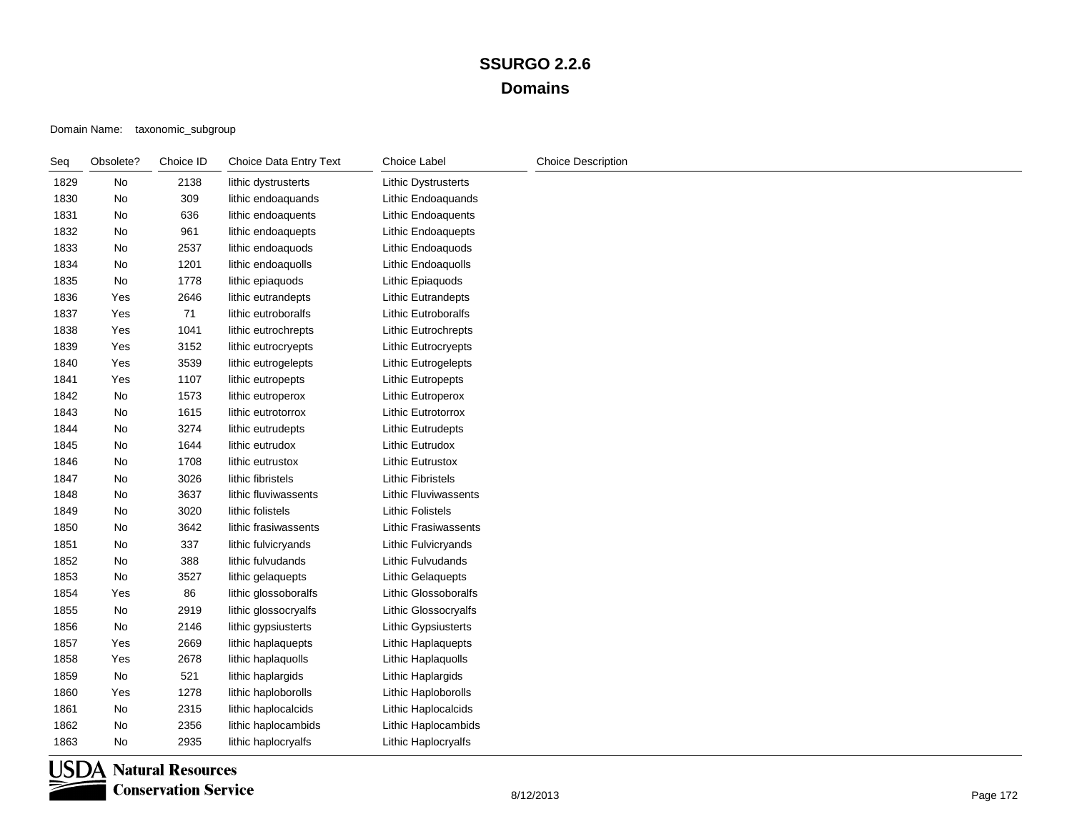# SSURGO 2.2.6
## Domains

Domain Name: taxonomic_subgroup

| Seq | Obsolete? | Choice ID | Choice Data Entry Text | Choice Label | Choice Description |
|---|---|---|---|---|---|
| 1829 | No | 2138 | lithic dystrusterts | Lithic Dystrusterts | |
| 1830 | No | 309 | lithic endoaquands | Lithic Endoaquands | |
| 1831 | No | 636 | lithic endoaquents | Lithic Endoaquents | |
| 1832 | No | 961 | lithic endoaquepts | Lithic Endoaquepts | |
| 1833 | No | 2537 | lithic endoaquods | Lithic Endoaquods | |
| 1834 | No | 1201 | lithic endoaquolls | Lithic Endoaquolls | |
| 1835 | No | 1778 | lithic epiaquods | Lithic Epiaquods | |
| 1836 | Yes | 2646 | lithic eutrandepts | Lithic Eutrandepts | |
| 1837 | Yes | 71 | lithic eutroboralfs | Lithic Eutroboralfs | |
| 1838 | Yes | 1041 | lithic eutrochrepts | Lithic Eutrochrepts | |
| 1839 | Yes | 3152 | lithic eutrocryepts | Lithic Eutrocryepts | |
| 1840 | Yes | 3539 | lithic eutrogelepts | Lithic Eutrogelepts | |
| 1841 | Yes | 1107 | lithic eutropepts | Lithic Eutropepts | |
| 1842 | No | 1573 | lithic eutroperox | Lithic Eutroperox | |
| 1843 | No | 1615 | lithic eutrotorrox | Lithic Eutrotorrox | |
| 1844 | No | 3274 | lithic eutrudepts | Lithic Eutrudepts | |
| 1845 | No | 1644 | lithic eutrudox | Lithic Eutrudox | |
| 1846 | No | 1708 | lithic eutrustox | Lithic Eutrustox | |
| 1847 | No | 3026 | lithic fibristels | Lithic Fibristels | |
| 1848 | No | 3637 | lithic fluviwassents | Lithic Fluviwassents | |
| 1849 | No | 3020 | lithic folistels | Lithic Folistels | |
| 1850 | No | 3642 | lithic frasiwassents | Lithic Frasiwassents | |
| 1851 | No | 337 | lithic fulvicryands | Lithic Fulvicryands | |
| 1852 | No | 388 | lithic fulvudands | Lithic Fulvudands | |
| 1853 | No | 3527 | lithic gelaquepts | Lithic Gelaquepts | |
| 1854 | Yes | 86 | lithic glossoboralfs | Lithic Glossoboralfs | |
| 1855 | No | 2919 | lithic glossocryalfs | Lithic Glossocryalfs | |
| 1856 | No | 2146 | lithic gypsiusterts | Lithic Gypsiusterts | |
| 1857 | Yes | 2669 | lithic haplaquepts | Lithic Haplaquepts | |
| 1858 | Yes | 2678 | lithic haplaquolls | Lithic Haplaquolls | |
| 1859 | No | 521 | lithic haplargids | Lithic Haplargids | |
| 1860 | Yes | 1278 | lithic haploborolls | Lithic Haploborolls | |
| 1861 | No | 2315 | lithic haplocalcids | Lithic Haplocalcids | |
| 1862 | No | 2356 | lithic haplocambids | Lithic Haplocambids | |
| 1863 | No | 2935 | lithic haplocryalfs | Lithic Haplocryalfs | |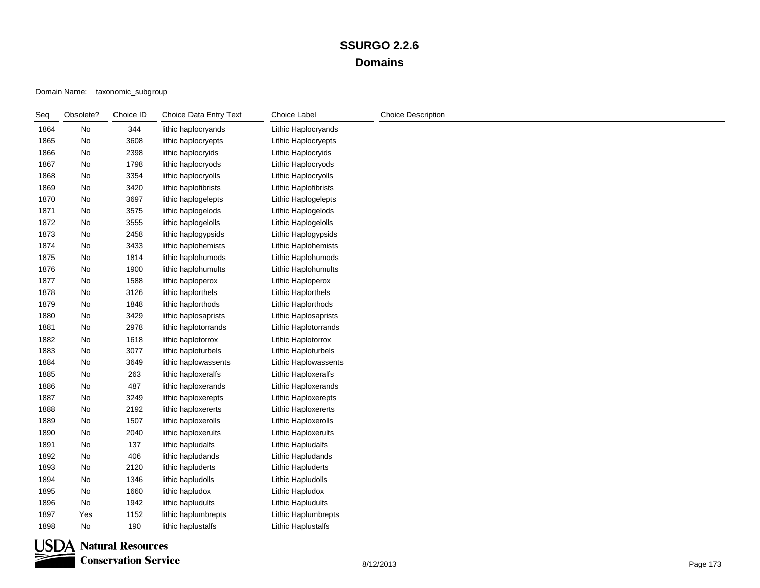# SSURGO 2.2.6

## Domains

Domain Name: taxonomic_subgroup

| Seq | Obsolete? | Choice ID | Choice Data Entry Text | Choice Label | Choice Description |
|---|---|---|---|---|---|
| 1864 | No | 344 | lithic haplocryands | Lithic Haplocryands | |
| 1865 | No | 3608 | lithic haplocryepts | Lithic Haplocryepts | |
| 1866 | No | 2398 | lithic haplocryids | Lithic Haplocryids | |
| 1867 | No | 1798 | lithic haplocryods | Lithic Haplocryods | |
| 1868 | No | 3354 | lithic haplocryolls | Lithic Haplocryolls | |
| 1869 | No | 3420 | lithic haplofibrists | Lithic Haplofibrists | |
| 1870 | No | 3697 | lithic haplogelepts | Lithic Haplogelepts | |
| 1871 | No | 3575 | lithic haplogelods | Lithic Haplogelods | |
| 1872 | No | 3555 | lithic haplogelolls | Lithic Haplogelolls | |
| 1873 | No | 2458 | lithic haplogypsids | Lithic Haplogypsids | |
| 1874 | No | 3433 | lithic haplohemists | Lithic Haplohemists | |
| 1875 | No | 1814 | lithic haplohumods | Lithic Haplohumods | |
| 1876 | No | 1900 | lithic haplohumults | Lithic Haplohumults | |
| 1877 | No | 1588 | lithic haploperox | Lithic Haploperox | |
| 1878 | No | 3126 | lithic haplorthels | Lithic Haplorthels | |
| 1879 | No | 1848 | lithic haplorthods | Lithic Haplorthods | |
| 1880 | No | 3429 | lithic haplosaprists | Lithic Haplosaprists | |
| 1881 | No | 2978 | lithic haplotorrands | Lithic Haplotorrands | |
| 1882 | No | 1618 | lithic haplotorrox | Lithic Haplotorrox | |
| 1883 | No | 3077 | lithic haploturbels | Lithic Haploturbels | |
| 1884 | No | 3649 | lithic haplowassents | Lithic Haplowassents | |
| 1885 | No | 263 | lithic haploxeralfs | Lithic Haploxeralfs | |
| 1886 | No | 487 | lithic haploxerands | Lithic Haploxerands | |
| 1887 | No | 3249 | lithic haploxerepts | Lithic Haploxerepts | |
| 1888 | No | 2192 | lithic haploxererts | Lithic Haploxererts | |
| 1889 | No | 1507 | lithic haploxerolls | Lithic Haploxerolls | |
| 1890 | No | 2040 | lithic haploxerults | Lithic Haploxerults | |
| 1891 | No | 137 | lithic hapludalfs | Lithic Hapludalfs | |
| 1892 | No | 406 | lithic hapludands | Lithic Hapludands | |
| 1893 | No | 2120 | lithic hapluderts | Lithic Hapluderts | |
| 1894 | No | 1346 | lithic hapludolls | Lithic Hapludolls | |
| 1895 | No | 1660 | lithic hapludox | Lithic Hapludox | |
| 1896 | No | 1942 | lithic hapludults | Lithic Hapludults | |
| 1897 | Yes | 1152 | lithic haplumbrepts | Lithic Haplumbrepts | |
| 1898 | No | 190 | lithic haplustalfs | Lithic Haplustalfs | |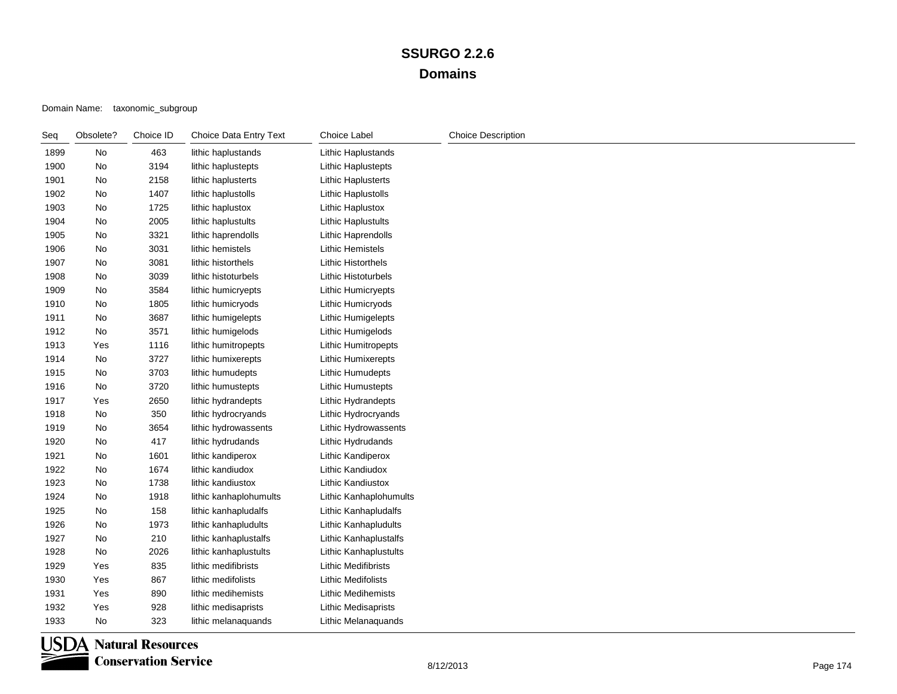# SSURGO 2.2.6

## Domains

Domain Name: taxonomic_subgroup

| Seq | Obsolete? | Choice ID | Choice Data Entry Text | Choice Label | Choice Description |
|---|---|---|---|---|---|
| 1899 | No | 463 | lithic haplustands | Lithic Haplustands | |
| 1900 | No | 3194 | lithic haplustepts | Lithic Haplustepts | |
| 1901 | No | 2158 | lithic haplusterts | Lithic Haplusterts | |
| 1902 | No | 1407 | lithic haplustolls | Lithic Haplustolls | |
| 1903 | No | 1725 | lithic haplustox | Lithic Haplustox | |
| 1904 | No | 2005 | lithic haplustults | Lithic Haplustults | |
| 1905 | No | 3321 | lithic haprendolls | Lithic Haprendolls | |
| 1906 | No | 3031 | lithic hemistels | Lithic Hemistels | |
| 1907 | No | 3081 | lithic historthels | Lithic Historthels | |
| 1908 | No | 3039 | lithic histoturbels | Lithic Histoturbels | |
| 1909 | No | 3584 | lithic humicryepts | Lithic Humicryepts | |
| 1910 | No | 1805 | lithic humicryods | Lithic Humicryods | |
| 1911 | No | 3687 | lithic humigelepts | Lithic Humigelepts | |
| 1912 | No | 3571 | lithic humigelods | Lithic Humigelods | |
| 1913 | Yes | 1116 | lithic humitropepts | Lithic Humitropepts | |
| 1914 | No | 3727 | lithic humixerepts | Lithic Humixerepts | |
| 1915 | No | 3703 | lithic humudepts | Lithic Humudepts | |
| 1916 | No | 3720 | lithic humustepts | Lithic Humustepts | |
| 1917 | Yes | 2650 | lithic hydrandepts | Lithic Hydrandepts | |
| 1918 | No | 350 | lithic hydrocryands | Lithic Hydrocryands | |
| 1919 | No | 3654 | lithic hydrowassents | Lithic Hydrowassents | |
| 1920 | No | 417 | lithic hydrudands | Lithic Hydrudands | |
| 1921 | No | 1601 | lithic kandiperox | Lithic Kandiperox | |
| 1922 | No | 1674 | lithic kandiudox | Lithic Kandiudox | |
| 1923 | No | 1738 | lithic kandiustox | Lithic Kandiustox | |
| 1924 | No | 1918 | lithic kanhaplohumults | Lithic Kanhaplohumults | |
| 1925 | No | 158 | lithic kanhapludalfs | Lithic Kanhapludalfs | |
| 1926 | No | 1973 | lithic kanhapludults | Lithic Kanhapludults | |
| 1927 | No | 210 | lithic kanhaplustalfs | Lithic Kanhaplustalfs | |
| 1928 | No | 2026 | lithic kanhaplustults | Lithic Kanhaplustults | |
| 1929 | Yes | 835 | lithic medifibrists | Lithic Medifibrists | |
| 1930 | Yes | 867 | lithic medifolists | Lithic Medifolists | |
| 1931 | Yes | 890 | lithic medihemists | Lithic Medihemists | |
| 1932 | Yes | 928 | lithic medisaprists | Lithic Medisaprists | |
| 1933 | No | 323 | lithic melanaquands | Lithic Melanaquands | |

USDA Natural Resources Conservation Service

8/12/2013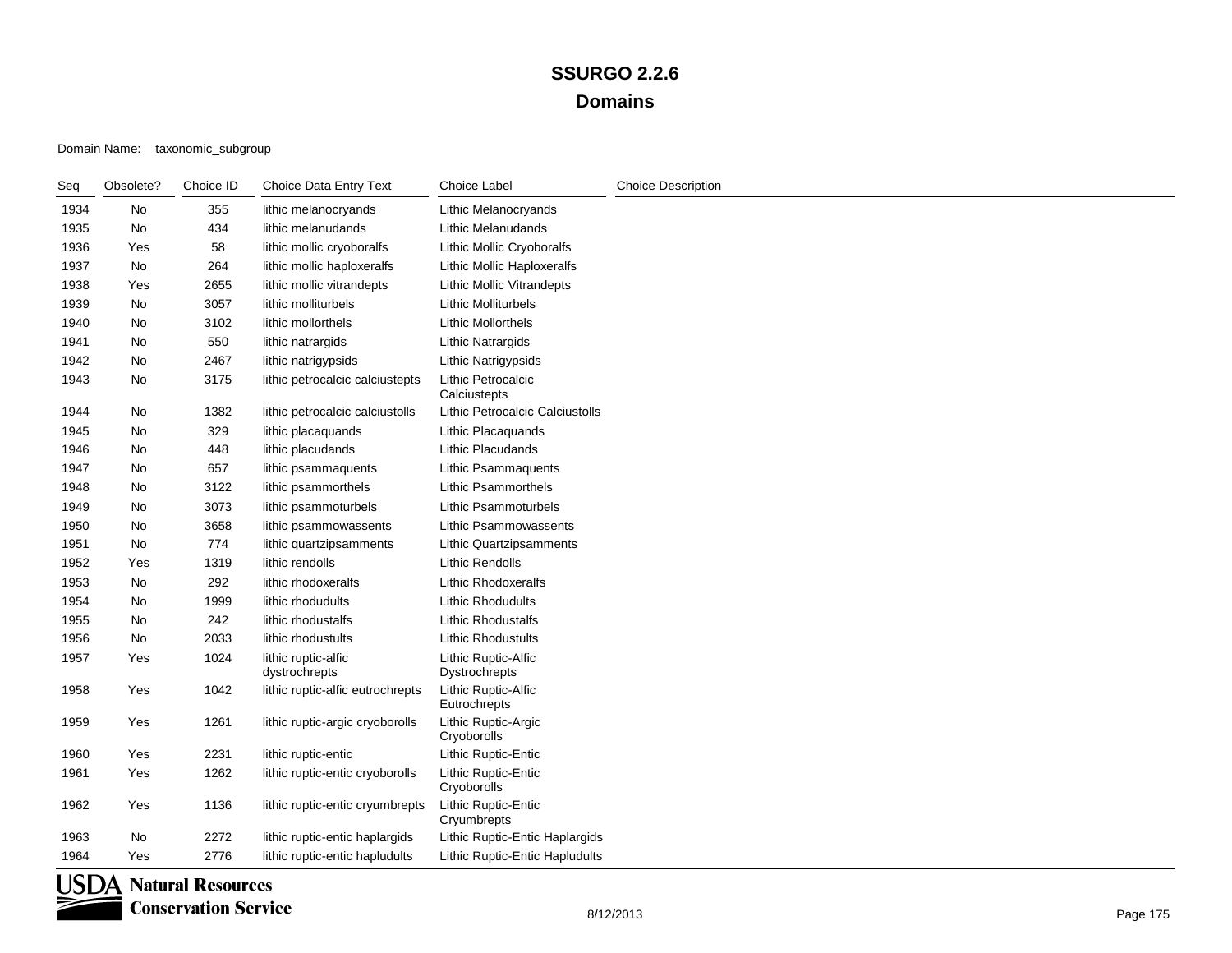# SSURGO 2.2.6

## Domains

Domain Name: taxonomic_subgroup

| Seq | Obsolete? | Choice ID | Choice Data Entry Text | Choice Label | Choice Description |
|---|---|---|---|---|---|
| 1934 | No | 355 | lithic melanocryands | Lithic Melanocryands | |
| 1935 | No | 434 | lithic melanudands | Lithic Melanudands | |
| 1936 | Yes | 58 | lithic mollic cryoboralfs | Lithic Mollic Cryoboralfs | |
| 1937 | No | 264 | lithic mollic haploxeralfs | Lithic Mollic Haploxeralfs | |
| 1938 | Yes | 2655 | lithic mollic vitrandepts | Lithic Mollic Vitrandepts | |
| 1939 | No | 3057 | lithic molliturbels | Lithic Molliturbels | |
| 1940 | No | 3102 | lithic mollorthels | Lithic Mollorthels | |
| 1941 | No | 550 | lithic natrargids | Lithic Natrargids | |
| 1942 | No | 2467 | lithic natrigypsids | Lithic Natrigypsids | |
| 1943 | No | 3175 | lithic petrocalcic calciustepts | Lithic Petrocalcic Calciustepts | |
| 1944 | No | 1382 | lithic petrocalcic calciustolls | Lithic Petrocalcic Calciustolls | |
| 1945 | No | 329 | lithic placaquands | Lithic Placaquands | |
| 1946 | No | 448 | lithic placudands | Lithic Placudands | |
| 1947 | No | 657 | lithic psammaquents | Lithic Psammaquents | |
| 1948 | No | 3122 | lithic psammorthels | Lithic Psammorthels | |
| 1949 | No | 3073 | lithic psammoturbels | Lithic Psammoturbels | |
| 1950 | No | 3658 | lithic psammowassents | Lithic Psammowassents | |
| 1951 | No | 774 | lithic quartzipsamments | Lithic Quartzipsamments | |
| 1952 | Yes | 1319 | lithic rendolls | Lithic Rendolls | |
| 1953 | No | 292 | lithic rhodoxeralfs | Lithic Rhodoxeralfs | |
| 1954 | No | 1999 | lithic rhodudults | Lithic Rhodudults | |
| 1955 | No | 242 | lithic rhodustalfs | Lithic Rhodustalfs | |
| 1956 | No | 2033 | lithic rhodustults | Lithic Rhodustults | |
| 1957 | Yes | 1024 | lithic ruptic-alfic dystrochrepts | Lithic Ruptic-Alfic Dystrochrepts | |
| 1958 | Yes | 1042 | lithic ruptic-alfic eutrochrepts | Lithic Ruptic-Alfic Eutrochrepts | |
| 1959 | Yes | 1261 | lithic ruptic-argic cryoborolls | Lithic Ruptic-Argic Cryoborolls | |
| 1960 | Yes | 2231 | lithic ruptic-entic | Lithic Ruptic-Entic | |
| 1961 | Yes | 1262 | lithic ruptic-entic cryoborolls | Lithic Ruptic-Entic Cryoborolls | |
| 1962 | Yes | 1136 | lithic ruptic-entic cryumbrepts | Lithic Ruptic-Entic Cryumbrepts | |
| 1963 | No | 2272 | lithic ruptic-entic haplargids | Lithic Ruptic-Entic Haplargids | |
| 1964 | Yes | 2776 | lithic ruptic-entic hapludults | Lithic Ruptic-Entic Hapludults | |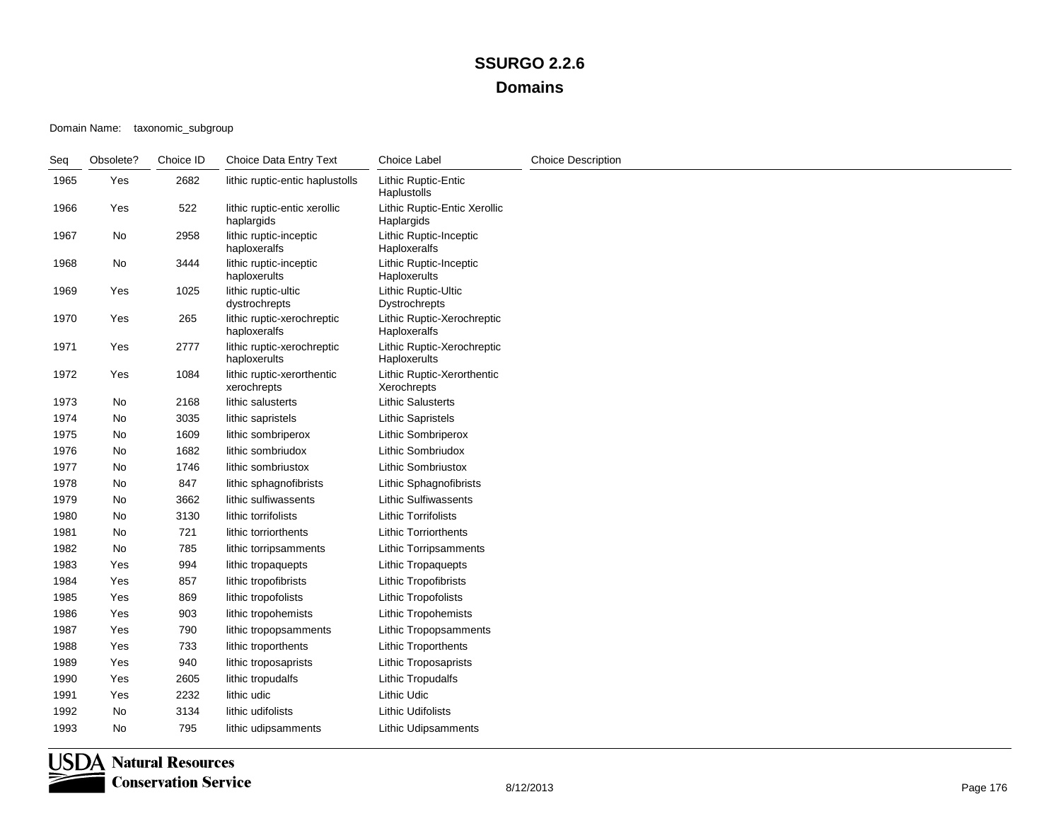# SSURGO 2.2.6

## Domains

Domain Name: taxonomic_subgroup

| Seq | Obsolete? | Choice ID | Choice Data Entry Text | Choice Label | Choice Description |
|---|---|---|---|---|---|
| 1965 | Yes | 2682 | lithic ruptic-entic haplustolls | Lithic Ruptic-Entic Haplustolls | |
| 1966 | Yes | 522 | lithic ruptic-entic xerollic haplargids | Lithic Ruptic-Entic Xerollic Haplargids | |
| 1967 | No | 2958 | lithic ruptic-inceptic haploxeralfs | Lithic Ruptic-Inceptic Haploxeralfs | |
| 1968 | No | 3444 | lithic ruptic-inceptic haploxerults | Lithic Ruptic-Inceptic Haploxerults | |
| 1969 | Yes | 1025 | lithic ruptic-ultic dystrochrepts | Lithic Ruptic-Ultic Dystrochrepts | |
| 1970 | Yes | 265 | lithic ruptic-xerochreptic haploxeralfs | Lithic Ruptic-Xerochreptic Haploxeralfs | |
| 1971 | Yes | 2777 | lithic ruptic-xerochreptic haploxerults | Lithic Ruptic-Xerochreptic Haploxerults | |
| 1972 | Yes | 1084 | lithic ruptic-xerorthentic xerochrepts | Lithic Ruptic-Xerorthentic Xerochrepts | |
| 1973 | No | 2168 | lithic salusterts | Lithic Salusterts | |
| 1974 | No | 3035 | lithic sapristels | Lithic Sapristels | |
| 1975 | No | 1609 | lithic sombriperox | Lithic Sombriperox | |
| 1976 | No | 1682 | lithic sombriudox | Lithic Sombriudox | |
| 1977 | No | 1746 | lithic sombriustox | Lithic Sombriustox | |
| 1978 | No | 847 | lithic sphagnofibrists | Lithic Sphagnofibrists | |
| 1979 | No | 3662 | lithic sulfiwassents | Lithic Sulfiwassents | |
| 1980 | No | 3130 | lithic torrifolists | Lithic Torrifolists | |
| 1981 | No | 721 | lithic torriorthents | Lithic Torriorthents | |
| 1982 | No | 785 | lithic torripsamments | Lithic Torripsamments | |
| 1983 | Yes | 994 | lithic tropaquepts | Lithic Tropaquepts | |
| 1984 | Yes | 857 | lithic tropofibrists | Lithic Tropofibrists | |
| 1985 | Yes | 869 | lithic tropofolists | Lithic Tropofolists | |
| 1986 | Yes | 903 | lithic tropohemists | Lithic Tropohemists | |
| 1987 | Yes | 790 | lithic tropopsamments | Lithic Tropopsamments | |
| 1988 | Yes | 733 | lithic troporthents | Lithic Troporthents | |
| 1989 | Yes | 940 | lithic troposaprists | Lithic Troposaprists | |
| 1990 | Yes | 2605 | lithic tropudalfs | Lithic Tropudalfs | |
| 1991 | Yes | 2232 | lithic udic | Lithic Udic | |
| 1992 | No | 3134 | lithic udifolists | Lithic Udifolists | |
| 1993 | No | 795 | lithic udipsamments | Lithic Udipsamments | |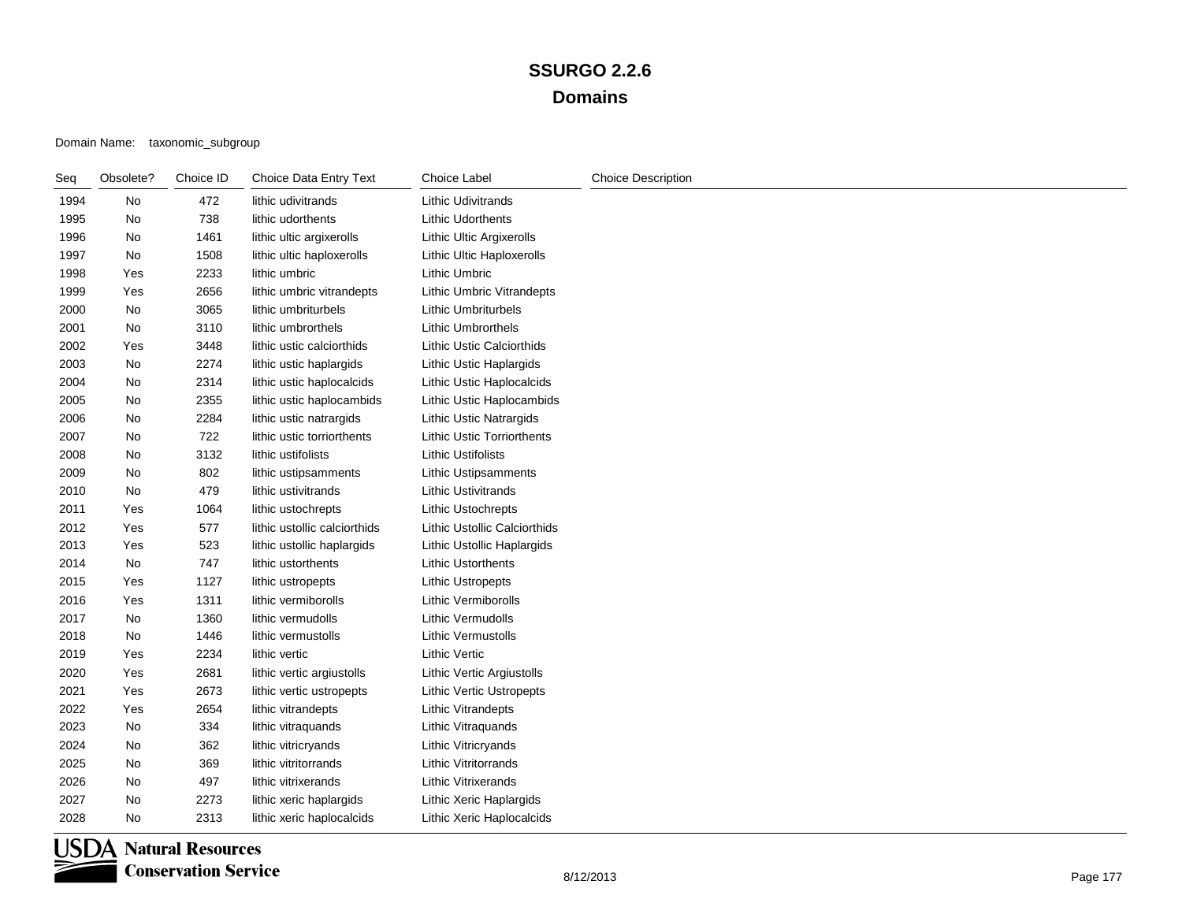# SSURGO 2.2.6

## Domains

Domain Name: taxonomic_subgroup

| Seq | Obsolete? | Choice ID | Choice Data Entry Text | Choice Label | Choice Description |
|---|---|---|---|---|---|
| 1994 | No | 472 | lithic udivitrands | Lithic Udivitrands | |
| 1995 | No | 738 | lithic udorthents | Lithic Udorthents | |
| 1996 | No | 1461 | lithic ultic argixerolls | Lithic Ultic Argixerolls | |
| 1997 | No | 1508 | lithic ultic haploxerolls | Lithic Ultic Haploxerolls | |
| 1998 | Yes | 2233 | lithic umbric | Lithic Umbric | |
| 1999 | Yes | 2656 | lithic umbric vitrandepts | Lithic Umbric Vitrandepts | |
| 2000 | No | 3065 | lithic umbriturbels | Lithic Umbriturbels | |
| 2001 | No | 3110 | lithic umbrorthels | Lithic Umbrorthels | |
| 2002 | Yes | 3448 | lithic ustic calciorthids | Lithic Ustic Calciorthids | |
| 2003 | No | 2274 | lithic ustic haplargids | Lithic Ustic Haplargids | |
| 2004 | No | 2314 | lithic ustic haplocalcids | Lithic Ustic Haplocalcids | |
| 2005 | No | 2355 | lithic ustic haplocambids | Lithic Ustic Haplocambids | |
| 2006 | No | 2284 | lithic ustic natrargids | Lithic Ustic Natrargids | |
| 2007 | No | 722 | lithic ustic torriorthents | Lithic Ustic Torriorthents | |
| 2008 | No | 3132 | lithic ustifolists | Lithic Ustifolists | |
| 2009 | No | 802 | lithic ustipsamments | Lithic Ustipsamments | |
| 2010 | No | 479 | lithic ustivitrands | Lithic Ustivitrands | |
| 2011 | Yes | 1064 | lithic ustochrepts | Lithic Ustochrepts | |
| 2012 | Yes | 577 | lithic ustollic calciorthids | Lithic Ustollic Calciorthids | |
| 2013 | Yes | 523 | lithic ustollic haplargids | Lithic Ustollic Haplargids | |
| 2014 | No | 747 | lithic ustorthents | Lithic Ustorthents | |
| 2015 | Yes | 1127 | lithic ustropepts | Lithic Ustropepts | |
| 2016 | Yes | 1311 | lithic vermiborolls | Lithic Vermiborolls | |
| 2017 | No | 1360 | lithic vermudolls | Lithic Vermudolls | |
| 2018 | No | 1446 | lithic vermustolls | Lithic Vermustolls | |
| 2019 | Yes | 2234 | lithic vertic | Lithic Vertic | |
| 2020 | Yes | 2681 | lithic vertic argiustolls | Lithic Vertic Argiustolls | |
| 2021 | Yes | 2673 | lithic vertic ustropepts | Lithic Vertic Ustropepts | |
| 2022 | Yes | 2654 | lithic vitrandepts | Lithic Vitrandepts | |
| 2023 | No | 334 | lithic vitraquands | Lithic Vitraquands | |
| 2024 | No | 362 | lithic vitricryands | Lithic Vitricryands | |
| 2025 | No | 369 | lithic vitritorrands | Lithic Vitritorrands | |
| 2026 | No | 497 | lithic vitrixerands | Lithic Vitrixerands | |
| 2027 | No | 2273 | lithic xeric haplargids | Lithic Xeric Haplargids | |
| 2028 | No | 2313 | lithic xeric haplocalcids | Lithic Xeric Haplocalcids | |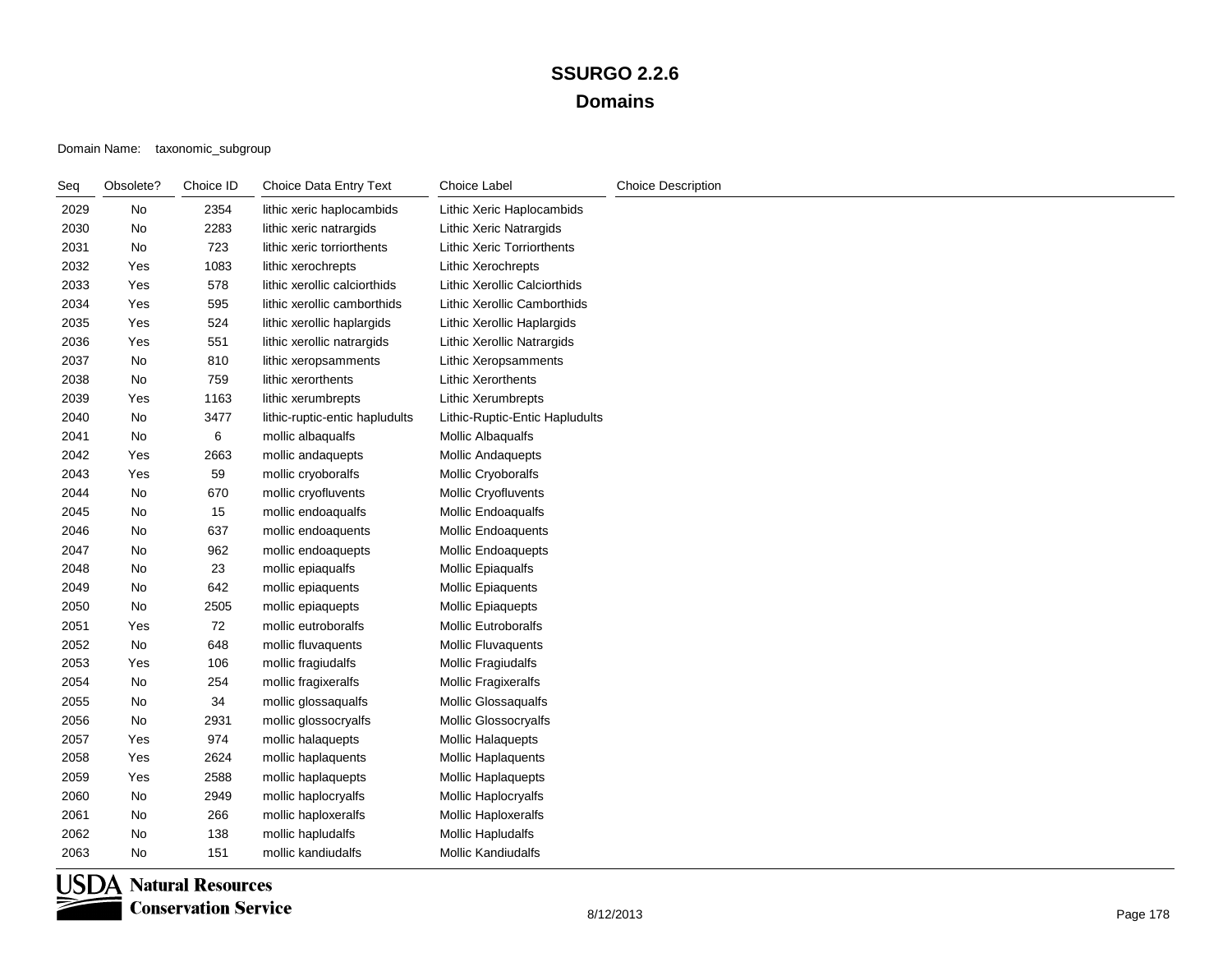# SSURGO 2.2.6

## Domains

Domain Name: taxonomic_subgroup

| Seq | Obsolete? | Choice ID | Choice Data Entry Text | Choice Label | Choice Description |
|---|---|---|---|---|---|
| 2029 | No | 2354 | lithic xeric haplocambids | Lithic Xeric Haplocambids | |
| 2030 | No | 2283 | lithic xeric natrargids | Lithic Xeric Natrargids | |
| 2031 | No | 723 | lithic xeric torriorthents | Lithic Xeric Torriorthents | |
| 2032 | Yes | 1083 | lithic xerochrepts | Lithic Xerochrepts | |
| 2033 | Yes | 578 | lithic xerollic calciorthids | Lithic Xerollic Calciorthids | |
| 2034 | Yes | 595 | lithic xerollic camborthids | Lithic Xerollic Camborthids | |
| 2035 | Yes | 524 | lithic xerollic haplargids | Lithic Xerollic Haplargids | |
| 2036 | Yes | 551 | lithic xerollic natrargids | Lithic Xerollic Natrargids | |
| 2037 | No | 810 | lithic xeropsamments | Lithic Xeropsamments | |
| 2038 | No | 759 | lithic xerorthents | Lithic Xerorthents | |
| 2039 | Yes | 1163 | lithic xerumbrepts | Lithic Xerumbrepts | |
| 2040 | No | 3477 | lithic-ruptic-entic hapludults | Lithic-Ruptic-Entic Hapludults | |
| 2041 | No | 6 | mollic albaqualfs | Mollic Albaqualfs | |
| 2042 | Yes | 2663 | mollic andaquepts | Mollic Andaquepts | |
| 2043 | Yes | 59 | mollic cryoboralfs | Mollic Cryoboralfs | |
| 2044 | No | 670 | mollic cryofluvents | Mollic Cryofluvents | |
| 2045 | No | 15 | mollic endoaqualfs | Mollic Endoaqualfs | |
| 2046 | No | 637 | mollic endoaquents | Mollic Endoaquents | |
| 2047 | No | 962 | mollic endoaquepts | Mollic Endoaquepts | |
| 2048 | No | 23 | mollic epiaqualfs | Mollic Epiaqualfs | |
| 2049 | No | 642 | mollic epiaquents | Mollic Epiaquents | |
| 2050 | No | 2505 | mollic epiaquepts | Mollic Epiaquepts | |
| 2051 | Yes | 72 | mollic eutroboralfs | Mollic Eutroboralfs | |
| 2052 | No | 648 | mollic fluvaquents | Mollic Fluvaquents | |
| 2053 | Yes | 106 | mollic fragiudalfs | Mollic Fragiudalfs | |
| 2054 | No | 254 | mollic fragixeralfs | Mollic Fragixeralfs | |
| 2055 | No | 34 | mollic glossaqualfs | Mollic Glossaqualfs | |
| 2056 | No | 2931 | mollic glossocryalfs | Mollic Glossocryalfs | |
| 2057 | Yes | 974 | mollic halaquepts | Mollic Halaquepts | |
| 2058 | Yes | 2624 | mollic haplaquents | Mollic Haplaquents | |
| 2059 | Yes | 2588 | mollic haplaquepts | Mollic Haplaquepts | |
| 2060 | No | 2949 | mollic haplocryalfs | Mollic Haplocryalfs | |
| 2061 | No | 266 | mollic haploxeralfs | Mollic Haploxeralfs | |
| 2062 | No | 138 | mollic hapludalfs | Mollic Hapludalfs | |
| 2063 | No | 151 | mollic kandiudalfs | Mollic Kandiudalfs | |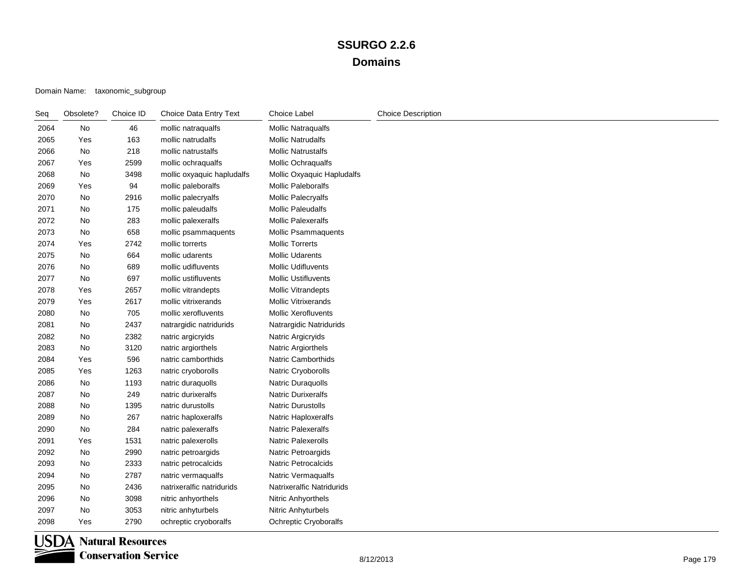# SSURGO 2.2.6

## Domains

Domain Name: taxonomic_subgroup

| Seq | Obsolete? | Choice ID | Choice Data Entry Text | Choice Label | Choice Description |
|---|---|---|---|---|---|
| 2064 | No | 46 | mollic natraqualfs | Mollic Natraqualfs | |
| 2065 | Yes | 163 | mollic natrudalfs | Mollic Natrudalfs | |
| 2066 | No | 218 | mollic natrustalfs | Mollic Natrustalfs | |
| 2067 | Yes | 2599 | mollic ochraqualfs | Mollic Ochraqualfs | |
| 2068 | No | 3498 | mollic oxyaquic hapludalfs | Mollic Oxyaquic Hapludalfs | |
| 2069 | Yes | 94 | mollic paleboralfs | Mollic Paleboralfs | |
| 2070 | No | 2916 | mollic palecryalfs | Mollic Palecryalfs | |
| 2071 | No | 175 | mollic paleudalfs | Mollic Paleudalfs | |
| 2072 | No | 283 | mollic palexeralfs | Mollic Palexeralfs | |
| 2073 | No | 658 | mollic psammaquents | Mollic Psammaquents | |
| 2074 | Yes | 2742 | mollic torrerts | Mollic Torrerts | |
| 2075 | No | 664 | mollic udarents | Mollic Udarents | |
| 2076 | No | 689 | mollic udifluvents | Mollic Udifluvents | |
| 2077 | No | 697 | mollic ustifluvents | Mollic Ustifluvents | |
| 2078 | Yes | 2657 | mollic vitrandepts | Mollic Vitrandepts | |
| 2079 | Yes | 2617 | mollic vitrixerands | Mollic Vitrixerands | |
| 2080 | No | 705 | mollic xerofluvents | Mollic Xerofluvents | |
| 2081 | No | 2437 | natrargidic natridurids | Natrargidic Natridurids | |
| 2082 | No | 2382 | natric argicryids | Natric Argicryids | |
| 2083 | No | 3120 | natric argiorthels | Natric Argiorthels | |
| 2084 | Yes | 596 | natric camborthids | Natric Camborthids | |
| 2085 | Yes | 1263 | natric cryoborolls | Natric Cryoborolls | |
| 2086 | No | 1193 | natric duraquolls | Natric Duraquolls | |
| 2087 | No | 249 | natric durixeralfs | Natric Durixeralfs | |
| 2088 | No | 1395 | natric durustolls | Natric Durustolls | |
| 2089 | No | 267 | natric haploxeralfs | Natric Haploxeralfs | |
| 2090 | No | 284 | natric palexeralfs | Natric Palexeralfs | |
| 2091 | Yes | 1531 | natric palexerolls | Natric Palexerolls | |
| 2092 | No | 2990 | natric petroargids | Natric Petroargids | |
| 2093 | No | 2333 | natric petrocalcids | Natric Petrocalcids | |
| 2094 | No | 2787 | natric vermaqualfs | Natric Vermaqualfs | |
| 2095 | No | 2436 | natrixeralfic natridurids | Natrixeralfic Natridurids | |
| 2096 | No | 3098 | nitric anhyorthels | Nitric Anhyorthels | |
| 2097 | No | 3053 | nitric anhyturbels | Nitric Anhyturbels | |
| 2098 | Yes | 2790 | ochreptic cryoboralfs | Ochreptic Cryoboralfs | |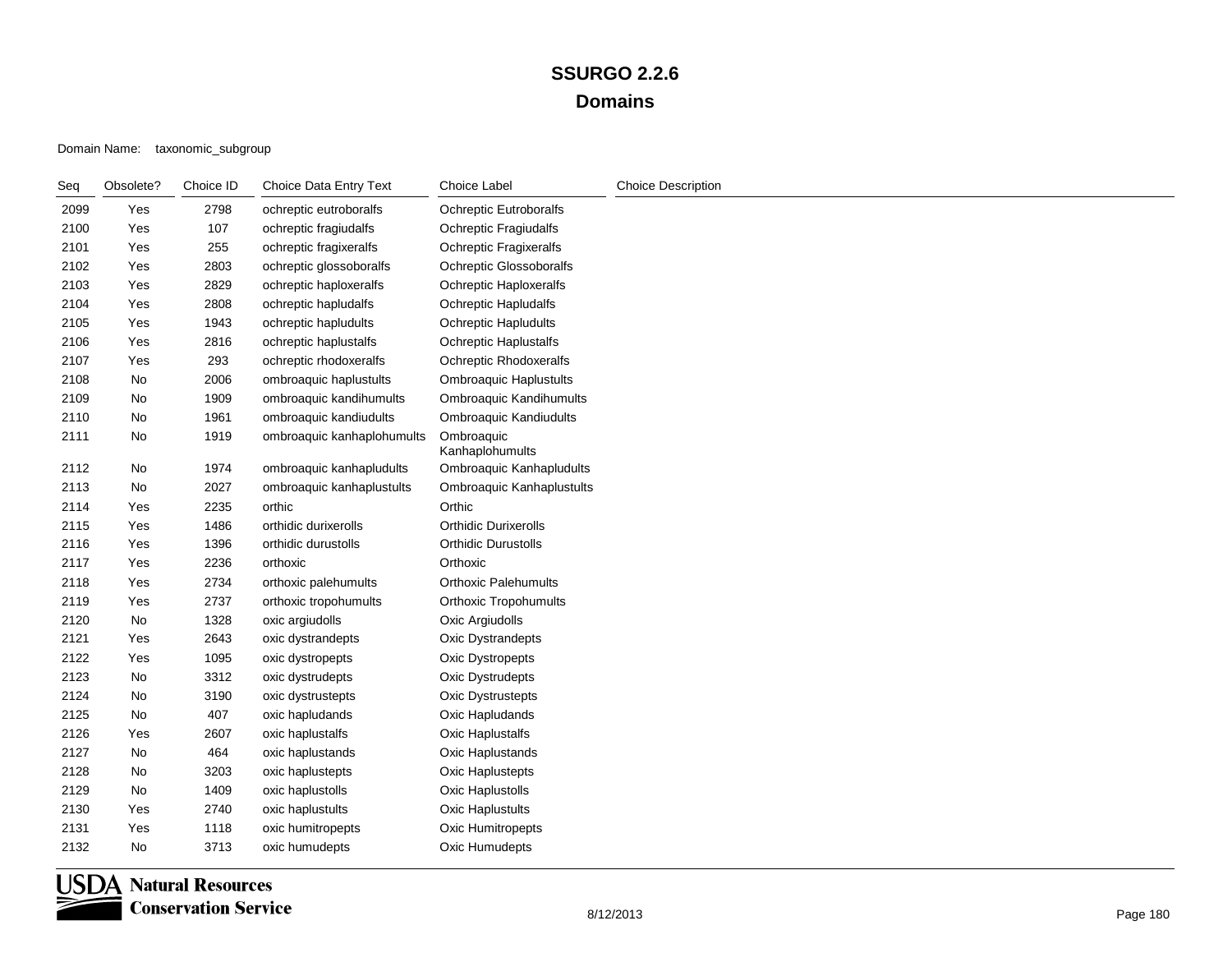# SSURGO 2.2.6

## Domains

Domain Name: taxonomic_subgroup

| Seq | Obsolete? | Choice ID | Choice Data Entry Text | Choice Label | Choice Description |
|---|---|---|---|---|---|
| 2099 | Yes | 2798 | ochreptic eutroboralfs | Ochreptic Eutroboralfs | |
| 2100 | Yes | 107 | ochreptic fragiudalfs | Ochreptic Fragiudalfs | |
| 2101 | Yes | 255 | ochreptic fragixeralfs | Ochreptic Fragixeralfs | |
| 2102 | Yes | 2803 | ochreptic glossoboralfs | Ochreptic Glossoboralfs | |
| 2103 | Yes | 2829 | ochreptic haploxeralfs | Ochreptic Haploxeralfs | |
| 2104 | Yes | 2808 | ochreptic hapludalfs | Ochreptic Hapludalfs | |
| 2105 | Yes | 1943 | ochreptic hapludults | Ochreptic Hapludults | |
| 2106 | Yes | 2816 | ochreptic haplustalfs | Ochreptic Haplustalfs | |
| 2107 | Yes | 293 | ochreptic rhodoxeralfs | Ochreptic Rhodoxeralfs | |
| 2108 | No | 2006 | ombroaquic haplustults | Ombroaquic Haplustults | |
| 2109 | No | 1909 | ombroaquic kandihumults | Ombroaquic Kandihumults | |
| 2110 | No | 1961 | ombroaquic kandiudults | Ombroaquic Kandiudults | |
| 2111 | No | 1919 | ombroaquic kanhaplohumults | Ombroaquic Kanhaplohumults | |
| 2112 | No | 1974 | ombroaquic kanhapludults | Ombroaquic Kanhapludults | |
| 2113 | No | 2027 | ombroaquic kanhaplustults | Ombroaquic Kanhaplustults | |
| 2114 | Yes | 2235 | orthic | Orthic | |
| 2115 | Yes | 1486 | orthidic durixerolls | Orthidic Durixerolls | |
| 2116 | Yes | 1396 | orthidic durustolls | Orthidic Durustolls | |
| 2117 | Yes | 2236 | orthoxic | Orthoxic | |
| 2118 | Yes | 2734 | orthoxic palehumults | Orthoxic Palehumults | |
| 2119 | Yes | 2737 | orthoxic tropohumults | Orthoxic Tropohumults | |
| 2120 | No | 1328 | oxic argiudolls | Oxic Argiudolls | |
| 2121 | Yes | 2643 | oxic dystrandepts | Oxic Dystrandepts | |
| 2122 | Yes | 1095 | oxic dystropepts | Oxic Dystropepts | |
| 2123 | No | 3312 | oxic dystrudepts | Oxic Dystrudepts | |
| 2124 | No | 3190 | oxic dystrustepts | Oxic Dystrustepts | |
| 2125 | No | 407 | oxic hapludands | Oxic Hapludands | |
| 2126 | Yes | 2607 | oxic haplustalfs | Oxic Haplustalfs | |
| 2127 | No | 464 | oxic haplustands | Oxic Haplustands | |
| 2128 | No | 3203 | oxic haplustepts | Oxic Haplustepts | |
| 2129 | No | 1409 | oxic haplustolls | Oxic Haplustolls | |
| 2130 | Yes | 2740 | oxic haplustults | Oxic Haplustults | |
| 2131 | Yes | 1118 | oxic humitropepts | Oxic Humitropepts | |
| 2132 | No | 3713 | oxic humudepts | Oxic Humudepts | |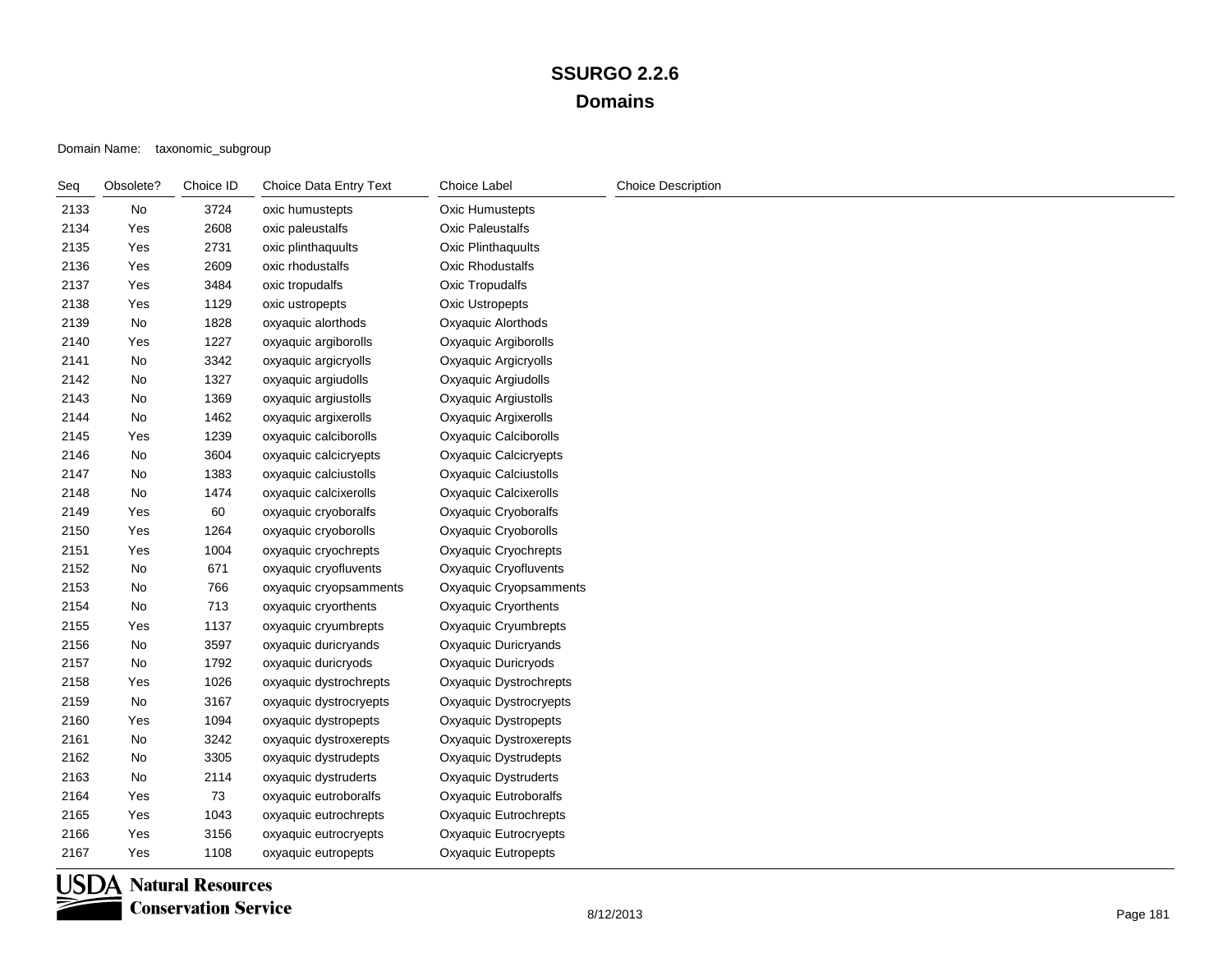# SSURGO 2.2.6

## Domains

Domain Name: taxonomic_subgroup

| Seq | Obsolete? | Choice ID | Choice Data Entry Text | Choice Label | Choice Description |
|---|---|---|---|---|---|
| 2133 | No | 3724 | oxic humustepts | Oxic Humustepts | |
| 2134 | Yes | 2608 | oxic paleustalfs | Oxic Paleustalfs | |
| 2135 | Yes | 2731 | oxic plinthaquults | Oxic Plinthaquults | |
| 2136 | Yes | 2609 | oxic rhodustalfs | Oxic Rhodustalfs | |
| 2137 | Yes | 3484 | oxic tropudalfs | Oxic Tropudalfs | |
| 2138 | Yes | 1129 | oxic ustropepts | Oxic Ustropepts | |
| 2139 | No | 1828 | oxyaquic alorthods | Oxyaquic Alorthods | |
| 2140 | Yes | 1227 | oxyaquic argiborolls | Oxyaquic Argiborolls | |
| 2141 | No | 3342 | oxyaquic argicryolls | Oxyaquic Argicryolls | |
| 2142 | No | 1327 | oxyaquic argiudolls | Oxyaquic Argiudolls | |
| 2143 | No | 1369 | oxyaquic argiustolls | Oxyaquic Argiustolls | |
| 2144 | No | 1462 | oxyaquic argixerolls | Oxyaquic Argixerolls | |
| 2145 | Yes | 1239 | oxyaquic calciborolls | Oxyaquic Calciborolls | |
| 2146 | No | 3604 | oxyaquic calcicryepts | Oxyaquic Calcicryepts | |
| 2147 | No | 1383 | oxyaquic calciustolls | Oxyaquic Calciustolls | |
| 2148 | No | 1474 | oxyaquic calcixerolls | Oxyaquic Calcixerolls | |
| 2149 | Yes | 60 | oxyaquic cryoboralfs | Oxyaquic Cryoboralfs | |
| 2150 | Yes | 1264 | oxyaquic cryoborolls | Oxyaquic Cryoborolls | |
| 2151 | Yes | 1004 | oxyaquic cryochrepts | Oxyaquic Cryochrepts | |
| 2152 | No | 671 | oxyaquic cryofluvents | Oxyaquic Cryofluvents | |
| 2153 | No | 766 | oxyaquic cryopsamments | Oxyaquic Cryopsamments | |
| 2154 | No | 713 | oxyaquic cryorthents | Oxyaquic Cryorthents | |
| 2155 | Yes | 1137 | oxyaquic cryumbrepts | Oxyaquic Cryumbrepts | |
| 2156 | No | 3597 | oxyaquic duricryands | Oxyaquic Duricryands | |
| 2157 | No | 1792 | oxyaquic duricryods | Oxyaquic Duricryods | |
| 2158 | Yes | 1026 | oxyaquic dystrochrepts | Oxyaquic Dystrochrepts | |
| 2159 | No | 3167 | oxyaquic dystrocryepts | Oxyaquic Dystrocryepts | |
| 2160 | Yes | 1094 | oxyaquic dystropepts | Oxyaquic Dystropepts | |
| 2161 | No | 3242 | oxyaquic dystroxerepts | Oxyaquic Dystroxerepts | |
| 2162 | No | 3305 | oxyaquic dystrudepts | Oxyaquic Dystrudepts | |
| 2163 | No | 2114 | oxyaquic dystruderts | Oxyaquic Dystruderts | |
| 2164 | Yes | 73 | oxyaquic eutroboralfs | Oxyaquic Eutroboralfs | |
| 2165 | Yes | 1043 | oxyaquic eutrochrepts | Oxyaquic Eutrochrepts | |
| 2166 | Yes | 3156 | oxyaquic eutrocryepts | Oxyaquic Eutrocryepts | |
| 2167 | Yes | 1108 | oxyaquic eutropepts | Oxyaquic Eutropepts | |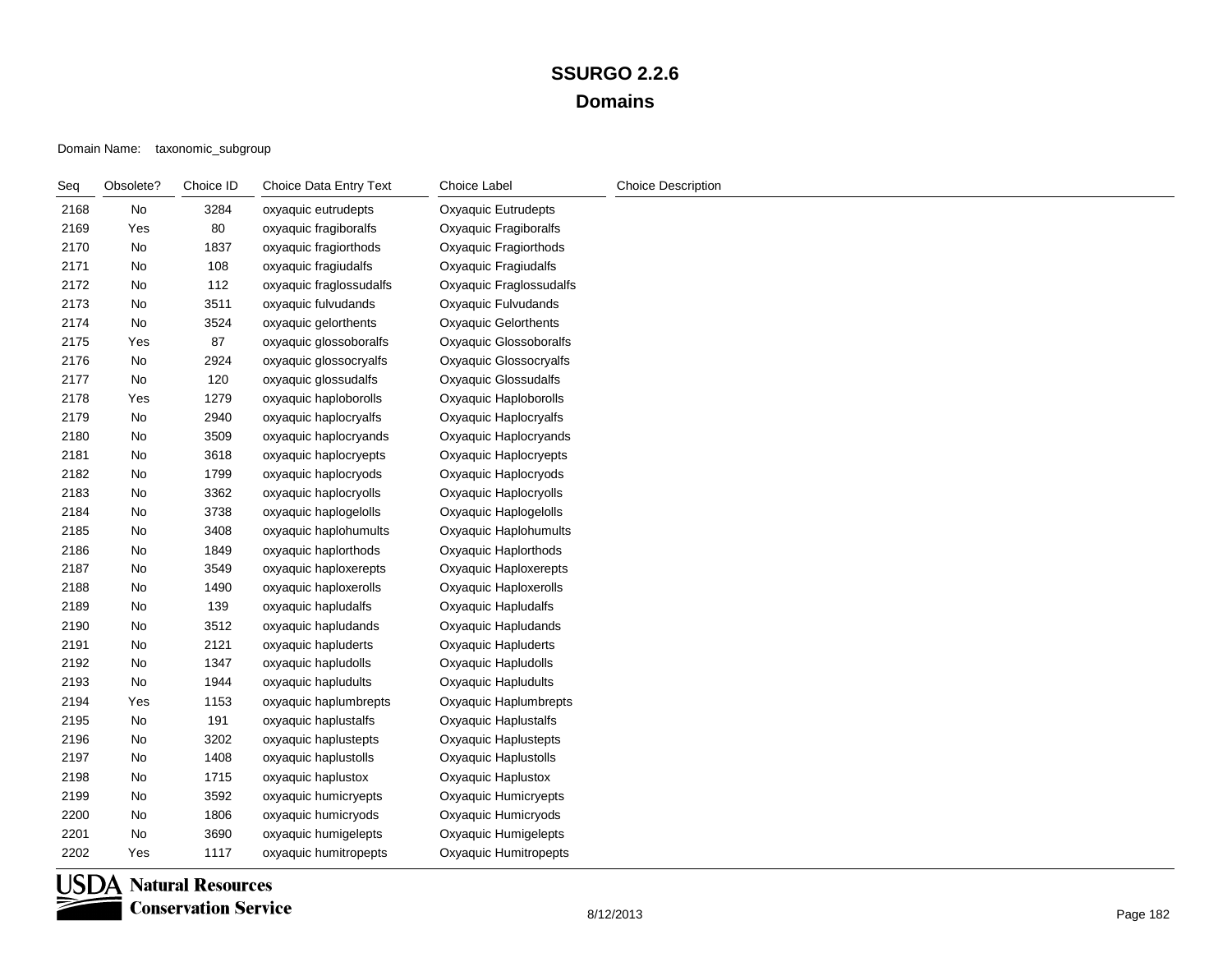# SSURGO 2.2.6

## Domains

Domain Name: taxonomic_subgroup

| Seq | Obsolete? | Choice ID | Choice Data Entry Text | Choice Label | Choice Description |
|---|---|---|---|---|---|
| 2168 | No | 3284 | oxyaquic eutrudepts | Oxyaquic Eutrudepts | |
| 2169 | Yes | 80 | oxyaquic fragiboralfs | Oxyaquic Fragiboralfs | |
| 2170 | No | 1837 | oxyaquic fragiorthods | Oxyaquic Fragiorthods | |
| 2171 | No | 108 | oxyaquic fragiudalfs | Oxyaquic Fragiudalfs | |
| 2172 | No | 112 | oxyaquic fraglossudalfs | Oxyaquic Fraglossudalfs | |
| 2173 | No | 3511 | oxyaquic fulvudands | Oxyaquic Fulvudands | |
| 2174 | No | 3524 | oxyaquic gelorthents | Oxyaquic Gelorthents | |
| 2175 | Yes | 87 | oxyaquic glossoboralfs | Oxyaquic Glossoboralfs | |
| 2176 | No | 2924 | oxyaquic glossocryalfs | Oxyaquic Glossocryalfs | |
| 2177 | No | 120 | oxyaquic glossudalfs | Oxyaquic Glossudalfs | |
| 2178 | Yes | 1279 | oxyaquic haploborolls | Oxyaquic Haploborolls | |
| 2179 | No | 2940 | oxyaquic haplocryalfs | Oxyaquic Haplocryalfs | |
| 2180 | No | 3509 | oxyaquic haplocryands | Oxyaquic Haplocryands | |
| 2181 | No | 3618 | oxyaquic haplocryepts | Oxyaquic Haplocryepts | |
| 2182 | No | 1799 | oxyaquic haplocryods | Oxyaquic Haplocryods | |
| 2183 | No | 3362 | oxyaquic haplocryolls | Oxyaquic Haplocryolls | |
| 2184 | No | 3738 | oxyaquic haplogelolls | Oxyaquic Haplogelolls | |
| 2185 | No | 3408 | oxyaquic haplohumults | Oxyaquic Haplohumults | |
| 2186 | No | 1849 | oxyaquic haplorthods | Oxyaquic Haplorthods | |
| 2187 | No | 3549 | oxyaquic haploxerepts | Oxyaquic Haploxerepts | |
| 2188 | No | 1490 | oxyaquic haploxerolls | Oxyaquic Haploxerolls | |
| 2189 | No | 139 | oxyaquic hapludalfs | Oxyaquic Hapludalfs | |
| 2190 | No | 3512 | oxyaquic hapludands | Oxyaquic Hapludands | |
| 2191 | No | 2121 | oxyaquic hapluderts | Oxyaquic Hapluderts | |
| 2192 | No | 1347 | oxyaquic hapludolls | Oxyaquic Hapludolls | |
| 2193 | No | 1944 | oxyaquic hapludults | Oxyaquic Hapludults | |
| 2194 | Yes | 1153 | oxyaquic haplumbrepts | Oxyaquic Haplumbrepts | |
| 2195 | No | 191 | oxyaquic haplustalfs | Oxyaquic Haplustalfs | |
| 2196 | No | 3202 | oxyaquic haplustepts | Oxyaquic Haplustepts | |
| 2197 | No | 1408 | oxyaquic haplustolls | Oxyaquic Haplustolls | |
| 2198 | No | 1715 | oxyaquic haplustox | Oxyaquic Haplustox | |
| 2199 | No | 3592 | oxyaquic humicryepts | Oxyaquic Humicryepts | |
| 2200 | No | 1806 | oxyaquic humicryods | Oxyaquic Humicryods | |
| 2201 | No | 3690 | oxyaquic humigelepts | Oxyaquic Humigelepts | |
| 2202 | Yes | 1117 | oxyaquic humitropepts | Oxyaquic Humitropepts | |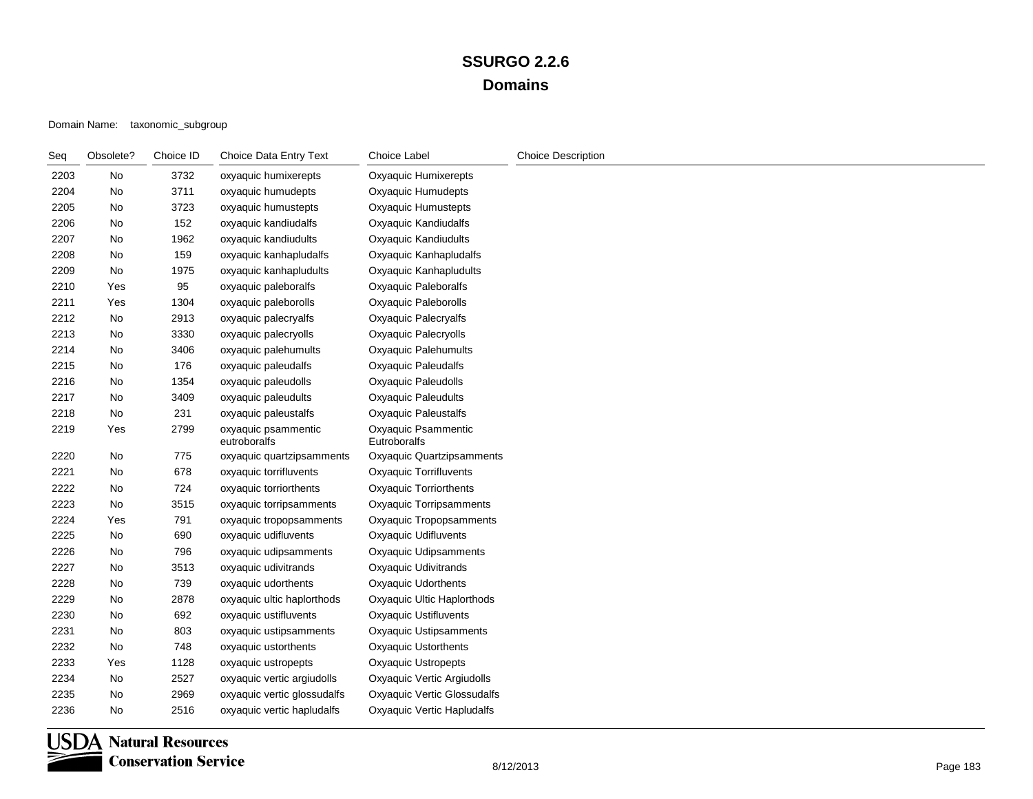# SSURGO 2.2.6

## Domains

Domain Name: taxonomic_subgroup

| Seq | Obsolete? | Choice ID | Choice Data Entry Text | Choice Label | Choice Description |
|---|---|---|---|---|---|
| 2203 | No | 3732 | oxyaquic humixerepts | Oxyaquic Humixerepts | |
| 2204 | No | 3711 | oxyaquic humudepts | Oxyaquic Humudepts | |
| 2205 | No | 3723 | oxyaquic humustepts | Oxyaquic Humustepts | |
| 2206 | No | 152 | oxyaquic kandiudalfs | Oxyaquic Kandiudalfs | |
| 2207 | No | 1962 | oxyaquic kandiudults | Oxyaquic Kandiudults | |
| 2208 | No | 159 | oxyaquic kanhapludalfs | Oxyaquic Kanhapludalfs | |
| 2209 | No | 1975 | oxyaquic kanhapludults | Oxyaquic Kanhapludults | |
| 2210 | Yes | 95 | oxyaquic paleboralfs | Oxyaquic Paleboralfs | |
| 2211 | Yes | 1304 | oxyaquic paleborolls | Oxyaquic Paleborolls | |
| 2212 | No | 2913 | oxyaquic palecryalfs | Oxyaquic Palecryalfs | |
| 2213 | No | 3330 | oxyaquic palecryolls | Oxyaquic Palecryolls | |
| 2214 | No | 3406 | oxyaquic palehumults | Oxyaquic Palehumults | |
| 2215 | No | 176 | oxyaquic paleudalfs | Oxyaquic Paleudalfs | |
| 2216 | No | 1354 | oxyaquic paleudolls | Oxyaquic Paleudolls | |
| 2217 | No | 3409 | oxyaquic paleudults | Oxyaquic Paleudults | |
| 2218 | No | 231 | oxyaquic paleustalfs | Oxyaquic Paleustalfs | |
| 2219 | Yes | 2799 | oxyaquic psammentic eutroboralfs | Oxyaquic Psammentic Eutroboralfs | |
| 2220 | No | 775 | oxyaquic quartzipsamments | Oxyaquic Quartzipsamments | |
| 2221 | No | 678 | oxyaquic torrifluvents | Oxyaquic Torrifluvents | |
| 2222 | No | 724 | oxyaquic torriorthents | Oxyaquic Torriorthents | |
| 2223 | No | 3515 | oxyaquic torripsamments | Oxyaquic Torripsamments | |
| 2224 | Yes | 791 | oxyaquic tropopsamments | Oxyaquic Tropopsamments | |
| 2225 | No | 690 | oxyaquic udifluvents | Oxyaquic Udifluvents | |
| 2226 | No | 796 | oxyaquic udipsamments | Oxyaquic Udipsamments | |
| 2227 | No | 3513 | oxyaquic udivitrands | Oxyaquic Udivitrands | |
| 2228 | No | 739 | oxyaquic udorthents | Oxyaquic Udorthents | |
| 2229 | No | 2878 | oxyaquic ultic haplorthods | Oxyaquic Ultic Haplorthods | |
| 2230 | No | 692 | oxyaquic ustifluvents | Oxyaquic Ustifluvents | |
| 2231 | No | 803 | oxyaquic ustipsamments | Oxyaquic Ustipsamments | |
| 2232 | No | 748 | oxyaquic ustorthents | Oxyaquic Ustorthents | |
| 2233 | Yes | 1128 | oxyaquic ustropepts | Oxyaquic Ustropepts | |
| 2234 | No | 2527 | oxyaquic vertic argiudolls | Oxyaquic Vertic Argiudolls | |
| 2235 | No | 2969 | oxyaquic vertic glossudalfs | Oxyaquic Vertic Glossudalfs | |
| 2236 | No | 2516 | oxyaquic vertic hapludalfs | Oxyaquic Vertic Hapludalfs | |

USDA Natural Resources Conservation Service

8/12/2013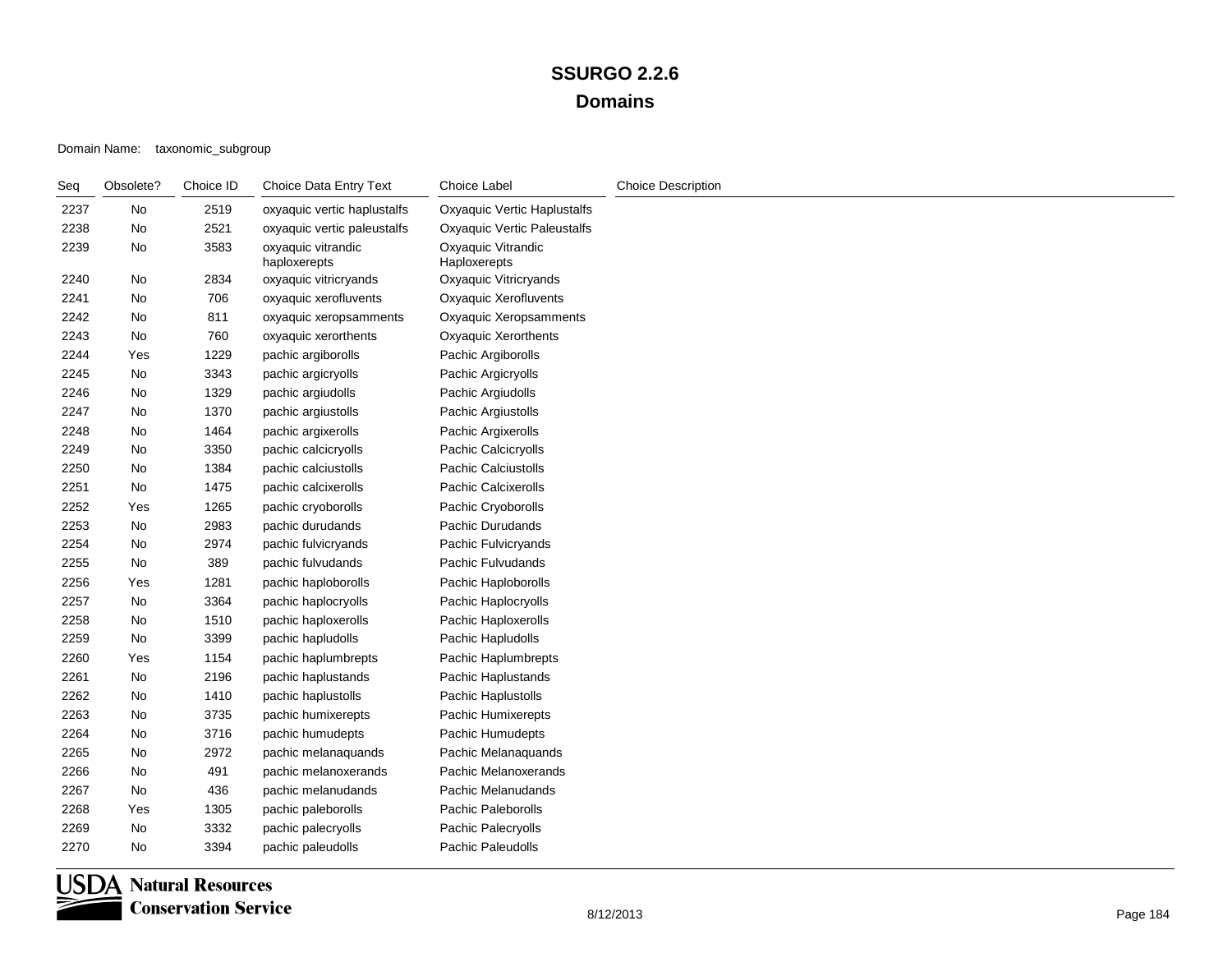# SSURGO 2.2.6

## Domains

Domain Name: taxonomic_subgroup

| Seq | Obsolete? | Choice ID | Choice Data Entry Text | Choice Label | Choice Description |
|---|---|---|---|---|---|
| 2237 | No | 2519 | oxyaquic vertic haplustalfs | Oxyaquic Vertic Haplustalfs | |
| 2238 | No | 2521 | oxyaquic vertic paleustalfs | Oxyaquic Vertic Paleustalfs | |
| 2239 | No | 3583 | oxyaquic vitrandic haploxerepts | Oxyaquic Vitrandic Haploxerepts | |
| 2240 | No | 2834 | oxyaquic vitricryands | Oxyaquic Vitricryands | |
| 2241 | No | 706 | oxyaquic xerofluvents | Oxyaquic Xerofluvents | |
| 2242 | No | 811 | oxyaquic xeropsamments | Oxyaquic Xeropsamments | |
| 2243 | No | 760 | oxyaquic xerorthents | Oxyaquic Xerorthents | |
| 2244 | Yes | 1229 | pachic argiborolls | Pachic Argiborolls | |
| 2245 | No | 3343 | pachic argicryolls | Pachic Argicryolls | |
| 2246 | No | 1329 | pachic argiudolls | Pachic Argiudolls | |
| 2247 | No | 1370 | pachic argiustolls | Pachic Argiustolls | |
| 2248 | No | 1464 | pachic argixerolls | Pachic Argixerolls | |
| 2249 | No | 3350 | pachic calcicryolls | Pachic Calcicryolls | |
| 2250 | No | 1384 | pachic calciustolls | Pachic Calciustolls | |
| 2251 | No | 1475 | pachic calcixerolls | Pachic Calcixerolls | |
| 2252 | Yes | 1265 | pachic cryoborolls | Pachic Cryoborolls | |
| 2253 | No | 2983 | pachic durudands | Pachic Durudands | |
| 2254 | No | 2974 | pachic fulvicryands | Pachic Fulvicryands | |
| 2255 | No | 389 | pachic fulvudands | Pachic Fulvudands | |
| 2256 | Yes | 1281 | pachic haploborolls | Pachic Haploborolls | |
| 2257 | No | 3364 | pachic haplocryolls | Pachic Haplocryolls | |
| 2258 | No | 1510 | pachic haploxerolls | Pachic Haploxerolls | |
| 2259 | No | 3399 | pachic hapludolls | Pachic Hapludolls | |
| 2260 | Yes | 1154 | pachic haplumbrepts | Pachic Haplumbrepts | |
| 2261 | No | 2196 | pachic haplustands | Pachic Haplustands | |
| 2262 | No | 1410 | pachic haplustolls | Pachic Haplustolls | |
| 2263 | No | 3735 | pachic humixerepts | Pachic Humixerepts | |
| 2264 | No | 3716 | pachic humudepts | Pachic Humudepts | |
| 2265 | No | 2972 | pachic melanaquands | Pachic Melanaquands | |
| 2266 | No | 491 | pachic melanoxerands | Pachic Melanoxerands | |
| 2267 | No | 436 | pachic melanudands | Pachic Melanudands | |
| 2268 | Yes | 1305 | pachic paleborolls | Pachic Paleborolls | |
| 2269 | No | 3332 | pachic palecryolls | Pachic Palecryolls | |
| 2270 | No | 3394 | pachic paleudolls | Pachic Paleudolls | |

USDA Natural Resources Conservation Service

8/12/2013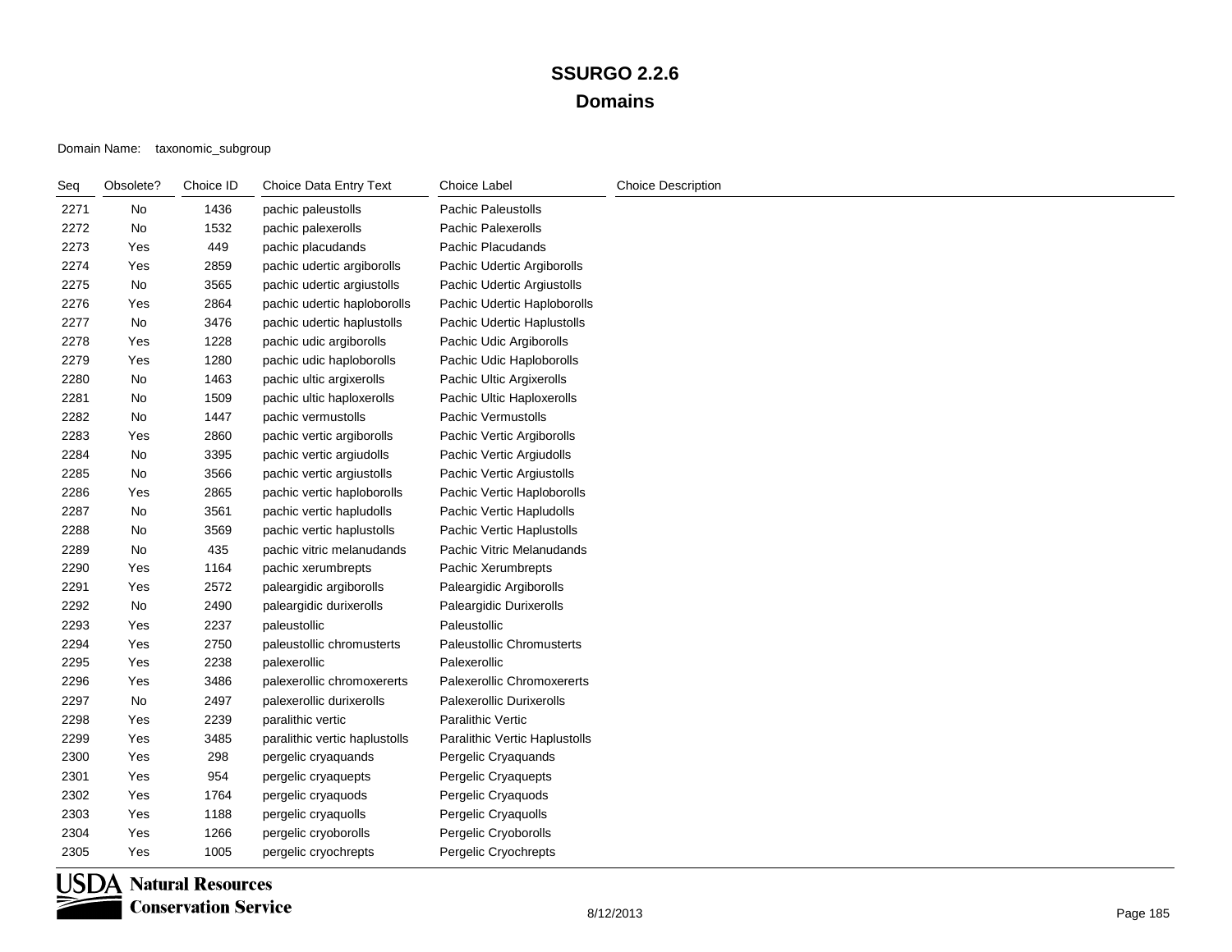# SSURGO 2.2.6

## Domains

Domain Name: taxonomic_subgroup

| Seq | Obsolete? | Choice ID | Choice Data Entry Text | Choice Label | Choice Description |
|---|---|---|---|---|---|
| 2271 | No | 1436 | pachic paleustolls | Pachic Paleustolls | |
| 2272 | No | 1532 | pachic palexerolls | Pachic Palexerolls | |
| 2273 | Yes | 449 | pachic placudands | Pachic Placudands | |
| 2274 | Yes | 2859 | pachic udertic argiborolls | Pachic Udertic Argiborolls | |
| 2275 | No | 3565 | pachic udertic argiustolls | Pachic Udertic Argiustolls | |
| 2276 | Yes | 2864 | pachic udertic haploborolls | Pachic Udertic Haploborolls | |
| 2277 | No | 3476 | pachic udertic haplustolls | Pachic Udertic Haplustolls | |
| 2278 | Yes | 1228 | pachic udic argiborolls | Pachic Udic Argiborolls | |
| 2279 | Yes | 1280 | pachic udic haploborolls | Pachic Udic Haploborolls | |
| 2280 | No | 1463 | pachic ultic argixerolls | Pachic Ultic Argixerolls | |
| 2281 | No | 1509 | pachic ultic haploxerolls | Pachic Ultic Haploxerolls | |
| 2282 | No | 1447 | pachic vermustolls | Pachic Vermustolls | |
| 2283 | Yes | 2860 | pachic vertic argiborolls | Pachic Vertic Argiborolls | |
| 2284 | No | 3395 | pachic vertic argiudolls | Pachic Vertic Argiudolls | |
| 2285 | No | 3566 | pachic vertic argiustolls | Pachic Vertic Argiustolls | |
| 2286 | Yes | 2865 | pachic vertic haploborolls | Pachic Vertic Haploborolls | |
| 2287 | No | 3561 | pachic vertic hapludolls | Pachic Vertic Hapludolls | |
| 2288 | No | 3569 | pachic vertic haplustolls | Pachic Vertic Haplustolls | |
| 2289 | No | 435 | pachic vitric melanudands | Pachic Vitric Melanudands | |
| 2290 | Yes | 1164 | pachic xerumbrepts | Pachic Xerumbrepts | |
| 2291 | Yes | 2572 | paleargidic argiborolls | Paleargidic Argiborolls | |
| 2292 | No | 2490 | paleargidic durixerolls | Paleargidic Durixerolls | |
| 2293 | Yes | 2237 | paleustollic | Paleustollic | |
| 2294 | Yes | 2750 | paleustollic chromusterts | Paleustollic Chromusterts | |
| 2295 | Yes | 2238 | palexerollic | Palexerollic | |
| 2296 | Yes | 3486 | palexerollic chromoxererts | Palexerollic Chromoxererts | |
| 2297 | No | 2497 | palexerollic durixerolls | Palexerollic Durixerolls | |
| 2298 | Yes | 2239 | paralithic vertic | Paralithic Vertic | |
| 2299 | Yes | 3485 | paralithic vertic haplustolls | Paralithic Vertic Haplustolls | |
| 2300 | Yes | 298 | pergelic cryaquands | Pergelic Cryaquands | |
| 2301 | Yes | 954 | pergelic cryaquepts | Pergelic Cryaquepts | |
| 2302 | Yes | 1764 | pergelic cryaquods | Pergelic Cryaquods | |
| 2303 | Yes | 1188 | pergelic cryaquolls | Pergelic Cryaquolls | |
| 2304 | Yes | 1266 | pergelic cryoborolls | Pergelic Cryoborolls | |
| 2305 | Yes | 1005 | pergelic cryochrepts | Pergelic Cryochrepts | |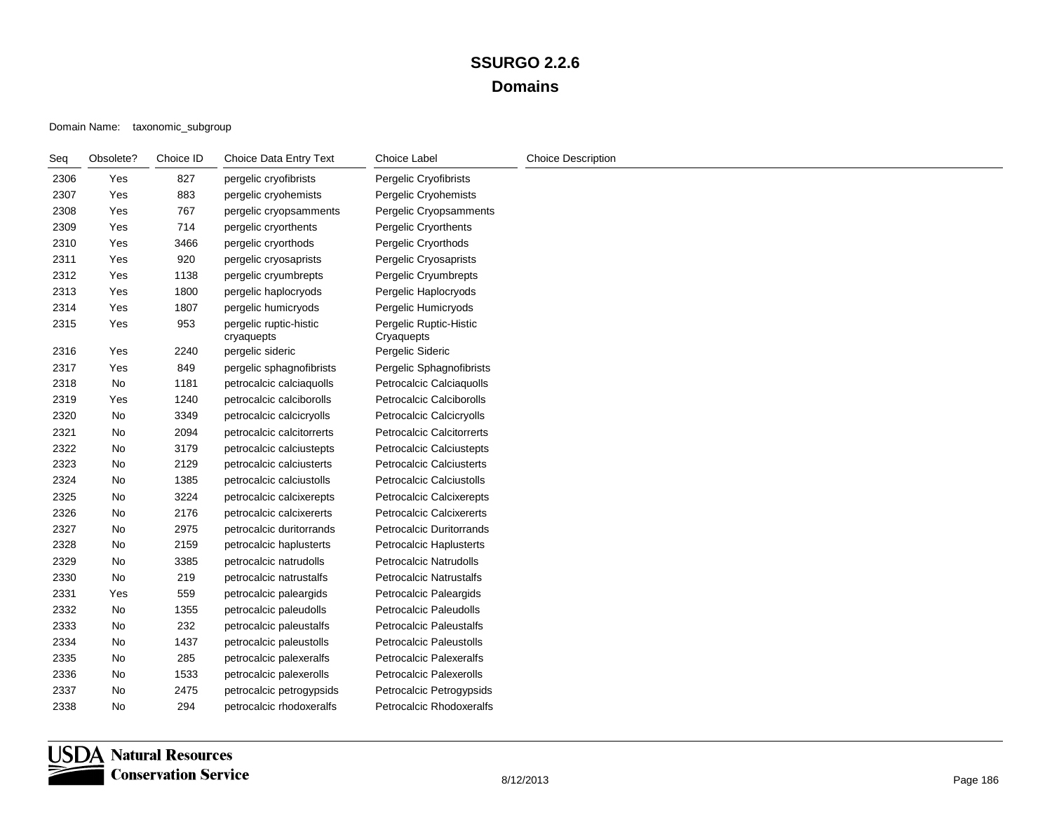# SSURGO 2.2.6

## Domains

Domain Name: taxonomic_subgroup

| Seq | Obsolete? | Choice ID | Choice Data Entry Text | Choice Label | Choice Description |
|---|---|---|---|---|---|
| 2306 | Yes | 827 | pergelic cryofibrists | Pergelic Cryofibrists | |
| 2307 | Yes | 883 | pergelic cryohemists | Pergelic Cryohemists | |
| 2308 | Yes | 767 | pergelic cryopsamments | Pergelic Cryopsamments | |
| 2309 | Yes | 714 | pergelic cryorthents | Pergelic Cryorthents | |
| 2310 | Yes | 3466 | pergelic cryorthods | Pergelic Cryorthods | |
| 2311 | Yes | 920 | pergelic cryosaprists | Pergelic Cryosaprists | |
| 2312 | Yes | 1138 | pergelic cryumbrepts | Pergelic Cryumbrepts | |
| 2313 | Yes | 1800 | pergelic haplocryods | Pergelic Haplocryods | |
| 2314 | Yes | 1807 | pergelic humicryods | Pergelic Humicryods | |
| 2315 | Yes | 953 | pergelic ruptic-histic cryaquepts | Pergelic Ruptic-Histic Cryaquepts | |
| 2316 | Yes | 2240 | pergelic sideric | Pergelic Sideric | |
| 2317 | Yes | 849 | pergelic sphagnofibrists | Pergelic Sphagnofibrists | |
| 2318 | No | 1181 | petrocalcic calciaquolls | Petrocalcic Calciaquolls | |
| 2319 | Yes | 1240 | petrocalcic calciborolls | Petrocalcic Calciborolls | |
| 2320 | No | 3349 | petrocalcic calcicryolls | Petrocalcic Calcicryolls | |
| 2321 | No | 2094 | petrocalcic calcitorrerts | Petrocalcic Calcitorrerts | |
| 2322 | No | 3179 | petrocalcic calciustepts | Petrocalcic Calciustepts | |
| 2323 | No | 2129 | petrocalcic calciusterts | Petrocalcic Calciusterts | |
| 2324 | No | 1385 | petrocalcic calciustolls | Petrocalcic Calciustolls | |
| 2325 | No | 3224 | petrocalcic calcixerepts | Petrocalcic Calcixerepts | |
| 2326 | No | 2176 | petrocalcic calcixererts | Petrocalcic Calcixererts | |
| 2327 | No | 2975 | petrocalcic duritorrands | Petrocalcic Duritorrands | |
| 2328 | No | 2159 | petrocalcic haplusterts | Petrocalcic Haplusterts | |
| 2329 | No | 3385 | petrocalcic natrudolls | Petrocalcic Natrudolls | |
| 2330 | No | 219 | petrocalcic natrustalfs | Petrocalcic Natrustalfs | |
| 2331 | Yes | 559 | petrocalcic paleargids | Petrocalcic Paleargids | |
| 2332 | No | 1355 | petrocalcic paleudolls | Petrocalcic Paleudolls | |
| 2333 | No | 232 | petrocalcic paleustalfs | Petrocalcic Paleustalfs | |
| 2334 | No | 1437 | petrocalcic paleustolls | Petrocalcic Paleustolls | |
| 2335 | No | 285 | petrocalcic palexeralfs | Petrocalcic Palexeralfs | |
| 2336 | No | 1533 | petrocalcic palexerolls | Petrocalcic Palexerolls | |
| 2337 | No | 2475 | petrocalcic petrogypsids | Petrocalcic Petrogypsids | |
| 2338 | No | 294 | petrocalcic rhodoxeralfs | Petrocalcic Rhodoxeralfs | |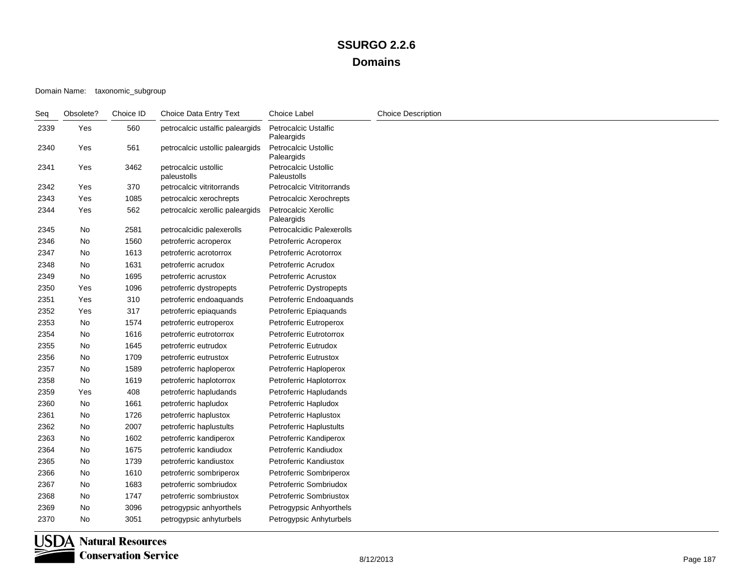# SSURGO 2.2.6

## Domains

Domain Name: taxonomic_subgroup

| Seq | Obsolete? | Choice ID | Choice Data Entry Text | Choice Label | Choice Description |
|---|---|---|---|---|---|
| 2339 | Yes | 560 | petrocalcic ustalfic paleargids | Petrocalcic Ustalfic Paleargids | |
| 2340 | Yes | 561 | petrocalcic ustollic paleargids | Petrocalcic Ustollic Paleargids | |
| 2341 | Yes | 3462 | petrocalcic ustollic paleustolls | Petrocalcic Ustollic Paleustolls | |
| 2342 | Yes | 370 | petrocalcic vitritorrands | Petrocalcic Vitritorrands | |
| 2343 | Yes | 1085 | petrocalcic xerochrepts | Petrocalcic Xerochrepts | |
| 2344 | Yes | 562 | petrocalcic xerollic paleargids | Petrocalcic Xerollic Paleargids | |
| 2345 | No | 2581 | petrocalcidic palexerolls | Petrocalcidic Palexerolls | |
| 2346 | No | 1560 | petroferric acroperox | Petroferric Acroperox | |
| 2347 | No | 1613 | petroferric acrotorrox | Petroferric Acrotorrox | |
| 2348 | No | 1631 | petroferric acrudox | Petroferric Acrudox | |
| 2349 | No | 1695 | petroferric acrustox | Petroferric Acrustox | |
| 2350 | Yes | 1096 | petroferric dystropepts | Petroferric Dystropepts | |
| 2351 | Yes | 310 | petroferric endoaquands | Petroferric Endoaquands | |
| 2352 | Yes | 317 | petroferric epiaquands | Petroferric Epiaquands | |
| 2353 | No | 1574 | petroferric eutroperox | Petroferric Eutroperox | |
| 2354 | No | 1616 | petroferric eutrotorrox | Petroferric Eutrotorrox | |
| 2355 | No | 1645 | petroferric eutrudox | Petroferric Eutrudox | |
| 2356 | No | 1709 | petroferric eutrustox | Petroferric Eutrustox | |
| 2357 | No | 1589 | petroferric haploperox | Petroferric Haploperox | |
| 2358 | No | 1619 | petroferric haplotorrox | Petroferric Haplotorrox | |
| 2359 | Yes | 408 | petroferric hapludands | Petroferric Hapludands | |
| 2360 | No | 1661 | petroferric hapludox | Petroferric Hapludox | |
| 2361 | No | 1726 | petroferric haplustox | Petroferric Haplustox | |
| 2362 | No | 2007 | petroferric haplustults | Petroferric Haplustults | |
| 2363 | No | 1602 | petroferric kandiperox | Petroferric Kandiperox | |
| 2364 | No | 1675 | petroferric kandiudox | Petroferric Kandiudox | |
| 2365 | No | 1739 | petroferric kandiustox | Petroferric Kandiustox | |
| 2366 | No | 1610 | petroferric sombriperox | Petroferric Sombriperox | |
| 2367 | No | 1683 | petroferric sombriudox | Petroferric Sombriudox | |
| 2368 | No | 1747 | petroferric sombriustox | Petroferric Sombriustox | |
| 2369 | No | 3096 | petrogypsic anhyorthels | Petrogypsic Anhyorthels | |
| 2370 | No | 3051 | petrogypsic anhyturbels | Petrogypsic Anhyturbels | |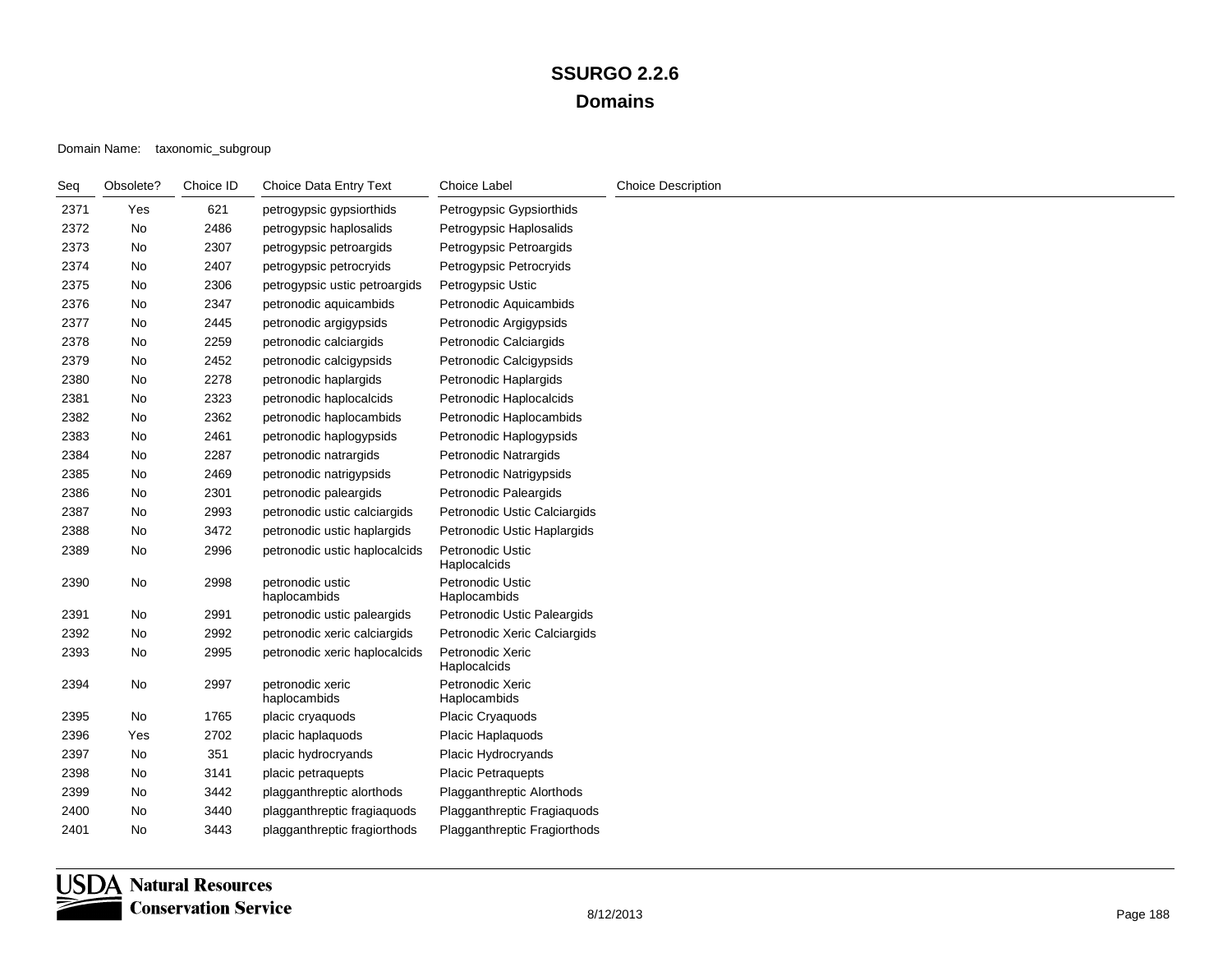# SSURGO 2.2.6

## Domains

Domain Name: taxonomic_subgroup

| Seq | Obsolete? | Choice ID | Choice Data Entry Text | Choice Label | Choice Description |
|---|---|---|---|---|---|
| 2371 | Yes | 621 | petrogypsic gypsiorthids | Petrogypsic Gypsiorthids | |
| 2372 | No | 2486 | petrogypsic haplosalids | Petrogypsic Haplosalids | |
| 2373 | No | 2307 | petrogypsic petroargids | Petrogypsic Petroargids | |
| 2374 | No | 2407 | petrogypsic petrocryids | Petrogypsic Petrocryids | |
| 2375 | No | 2306 | petrogypsic ustic petroargids | Petrogypsic Ustic | |
| 2376 | No | 2347 | petronodic aquicambids | Petronodic Aquicambids | |
| 2377 | No | 2445 | petronodic argigypsids | Petronodic Argigypsids | |
| 2378 | No | 2259 | petronodic calciargids | Petronodic Calciargids | |
| 2379 | No | 2452 | petronodic calcigypsids | Petronodic Calcigypsids | |
| 2380 | No | 2278 | petronodic haplargids | Petronodic Haplargids | |
| 2381 | No | 2323 | petronodic haplocalcids | Petronodic Haplocalcids | |
| 2382 | No | 2362 | petronodic haplocambids | Petronodic Haplocambids | |
| 2383 | No | 2461 | petronodic haplogypsids | Petronodic Haplogypsids | |
| 2384 | No | 2287 | petronodic natrargids | Petronodic Natrargids | |
| 2385 | No | 2469 | petronodic natrigypsids | Petronodic Natrigypsids | |
| 2386 | No | 2301 | petronodic paleargids | Petronodic Paleargids | |
| 2387 | No | 2993 | petronodic ustic calciargids | Petronodic Ustic Calciargids | |
| 2388 | No | 3472 | petronodic ustic haplargids | Petronodic Ustic Haplargids | |
| 2389 | No | 2996 | petronodic ustic haplocalcids | Petronodic Ustic Haplocalcids | |
| 2390 | No | 2998 | petronodic ustic haplocambids | Petronodic Ustic Haplocambids | |
| 2391 | No | 2991 | petronodic ustic paleargids | Petronodic Ustic Paleargids | |
| 2392 | No | 2992 | petronodic xeric calciargids | Petronodic Xeric Calciargids | |
| 2393 | No | 2995 | petronodic xeric haplocalcids | Petronodic Xeric Haplocalcids | |
| 2394 | No | 2997 | petronodic xeric haplocambids | Petronodic Xeric Haplocambids | |
| 2395 | No | 1765 | placic cryaquods | Placic Cryaquods | |
| 2396 | Yes | 2702 | placic haplaquods | Placic Haplaquods | |
| 2397 | No | 351 | placic hydrocryands | Placic Hydrocryands | |
| 2398 | No | 3141 | placic petraquepts | Placic Petraquepts | |
| 2399 | No | 3442 | plagganthreptic alorthods | Plagganthreptic Alorthods | |
| 2400 | No | 3440 | plagganthreptic fragiaquods | Plagganthreptic Fragiaquods | |
| 2401 | No | 3443 | plagganthreptic fragiorthods | Plagganthreptic Fragiorthods | |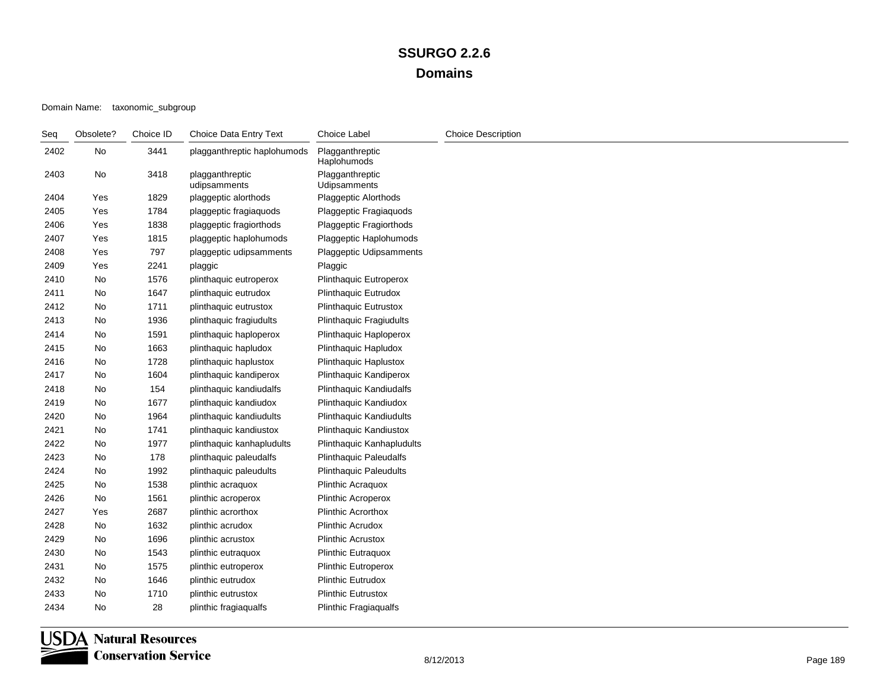# SSURGO 2.2.6

## Domains

Domain Name: taxonomic_subgroup

| Seq | Obsolete? | Choice ID | Choice Data Entry Text | Choice Label | Choice Description |
|---|---|---|---|---|---|
| 2402 | No | 3441 | plagganthreptic haplohumods | Plagganthreptic Haplohumods | |
| 2403 | No | 3418 | plagganthreptic udipsamments | Plagganthreptic Udipsamments | |
| 2404 | Yes | 1829 | plaggeptic alorthods | Plaggeptic Alorthods | |
| 2405 | Yes | 1784 | plaggeptic fragiaquods | Plaggeptic Fragiaquods | |
| 2406 | Yes | 1838 | plaggeptic fragiorthods | Plaggeptic Fragiorthods | |
| 2407 | Yes | 1815 | plaggeptic haplohumods | Plaggeptic Haplohumods | |
| 2408 | Yes | 797 | plaggeptic udipsamments | Plaggeptic Udipsamments | |
| 2409 | Yes | 2241 | plaggic | Plaggic | |
| 2410 | No | 1576 | plinthaquic eutroperox | Plinthaquic Eutroperox | |
| 2411 | No | 1647 | plinthaquic eutrudox | Plinthaquic Eutrudox | |
| 2412 | No | 1711 | plinthaquic eutrustox | Plinthaquic Eutrustox | |
| 2413 | No | 1936 | plinthaquic fragiudults | Plinthaquic Fragiudults | |
| 2414 | No | 1591 | plinthaquic haploperox | Plinthaquic Haploperox | |
| 2415 | No | 1663 | plinthaquic hapludox | Plinthaquic Hapludox | |
| 2416 | No | 1728 | plinthaquic haplustox | Plinthaquic Haplustox | |
| 2417 | No | 1604 | plinthaquic kandiperox | Plinthaquic Kandiperox | |
| 2418 | No | 154 | plinthaquic kandiudalfs | Plinthaquic Kandiudalfs | |
| 2419 | No | 1677 | plinthaquic kandiudox | Plinthaquic Kandiudox | |
| 2420 | No | 1964 | plinthaquic kandiudults | Plinthaquic Kandiudults | |
| 2421 | No | 1741 | plinthaquic kandiustox | Plinthaquic Kandiustox | |
| 2422 | No | 1977 | plinthaquic kanhapludults | Plinthaquic Kanhapludults | |
| 2423 | No | 178 | plinthaquic paleudalfs | Plinthaquic Paleudalfs | |
| 2424 | No | 1992 | plinthaquic paleudults | Plinthaquic Paleudults | |
| 2425 | No | 1538 | plinthic acraquox | Plinthic Acraquox | |
| 2426 | No | 1561 | plinthic acroperox | Plinthic Acroperox | |
| 2427 | Yes | 2687 | plinthic acrorthox | Plinthic Acrorthox | |
| 2428 | No | 1632 | plinthic acrudox | Plinthic Acrudox | |
| 2429 | No | 1696 | plinthic acrustox | Plinthic Acrustox | |
| 2430 | No | 1543 | plinthic eutraquox | Plinthic Eutraquox | |
| 2431 | No | 1575 | plinthic eutroperox | Plinthic Eutroperox | |
| 2432 | No | 1646 | plinthic eutrudox | Plinthic Eutrudox | |
| 2433 | No | 1710 | plinthic eutrustox | Plinthic Eutrustox | |
| 2434 | No | 28 | plinthic fragiaqualfs | Plinthic Fragiaqualfs | |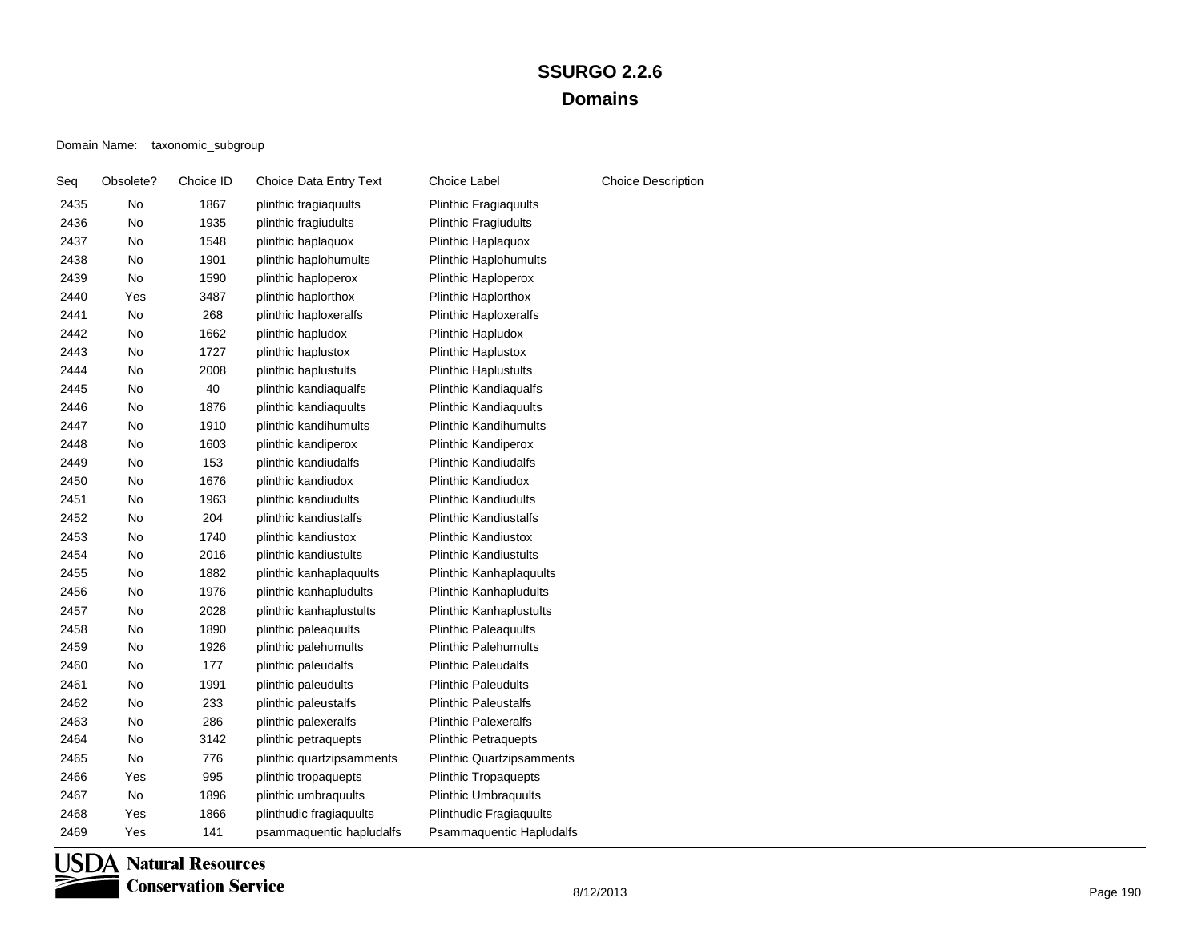# SSURGO 2.2.6

## Domains

Domain Name: taxonomic_subgroup

| Seq | Obsolete? | Choice ID | Choice Data Entry Text | Choice Label | Choice Description |
|---|---|---|---|---|---|
| 2435 | No | 1867 | plinthic fragiaquults | Plinthic Fragiaquults | |
| 2436 | No | 1935 | plinthic fragiudults | Plinthic Fragiudults | |
| 2437 | No | 1548 | plinthic haplaquox | Plinthic Haplaquox | |
| 2438 | No | 1901 | plinthic haplohumults | Plinthic Haplohumults | |
| 2439 | No | 1590 | plinthic haploperox | Plinthic Haploperox | |
| 2440 | Yes | 3487 | plinthic haplorthox | Plinthic Haplorthox | |
| 2441 | No | 268 | plinthic haploxeralfs | Plinthic Haploxeralfs | |
| 2442 | No | 1662 | plinthic hapludox | Plinthic Hapludox | |
| 2443 | No | 1727 | plinthic haplustox | Plinthic Haplustox | |
| 2444 | No | 2008 | plinthic haplustults | Plinthic Haplustults | |
| 2445 | No | 40 | plinthic kandiaqualfs | Plinthic Kandiaqualfs | |
| 2446 | No | 1876 | plinthic kandiaquults | Plinthic Kandiaquults | |
| 2447 | No | 1910 | plinthic kandihumults | Plinthic Kandihumults | |
| 2448 | No | 1603 | plinthic kandiperox | Plinthic Kandiperox | |
| 2449 | No | 153 | plinthic kandiudalfs | Plinthic Kandiudalfs | |
| 2450 | No | 1676 | plinthic kandiudox | Plinthic Kandiudox | |
| 2451 | No | 1963 | plinthic kandiudults | Plinthic Kandiudults | |
| 2452 | No | 204 | plinthic kandiustalfs | Plinthic Kandiustalfs | |
| 2453 | No | 1740 | plinthic kandiustox | Plinthic Kandiustox | |
| 2454 | No | 2016 | plinthic kandiustults | Plinthic Kandiustults | |
| 2455 | No | 1882 | plinthic kanhaplaquults | Plinthic Kanhaplaquults | |
| 2456 | No | 1976 | plinthic kanhapludults | Plinthic Kanhapludults | |
| 2457 | No | 2028 | plinthic kanhaplustults | Plinthic Kanhaplustults | |
| 2458 | No | 1890 | plinthic paleaquults | Plinthic Paleaquults | |
| 2459 | No | 1926 | plinthic palehumults | Plinthic Palehumults | |
| 2460 | No | 177 | plinthic paleudalfs | Plinthic Paleudalfs | |
| 2461 | No | 1991 | plinthic paleudults | Plinthic Paleudults | |
| 2462 | No | 233 | plinthic paleustalfs | Plinthic Paleustalfs | |
| 2463 | No | 286 | plinthic palexeralfs | Plinthic Palexeralfs | |
| 2464 | No | 3142 | plinthic petraquepts | Plinthic Petraquepts | |
| 2465 | No | 776 | plinthic quartzipsamments | Plinthic Quartzipsamments | |
| 2466 | Yes | 995 | plinthic tropaquepts | Plinthic Tropaquepts | |
| 2467 | No | 1896 | plinthic umbraquults | Plinthic Umbraquults | |
| 2468 | Yes | 1866 | plinthudic fragiaquults | Plinthudic Fragiaquults | |
| 2469 | Yes | 141 | psammaquentic hapludalfs | Psammaquentic Hapludalfs | |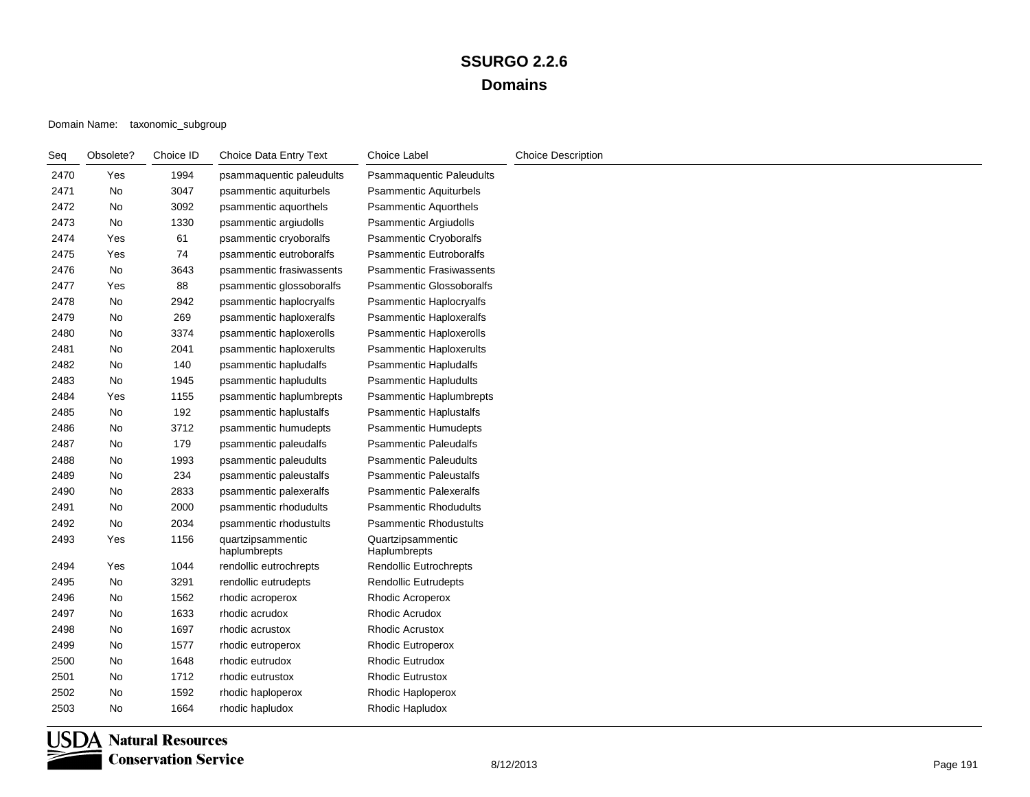# SSURGO 2.2.6

## Domains

Domain Name: taxonomic_subgroup

| Seq | Obsolete? | Choice ID | Choice Data Entry Text | Choice Label | Choice Description |
|---|---|---|---|---|---|
| 2470 | Yes | 1994 | psammaquentic paleudults | Psammaquentic Paleudults | |
| 2471 | No | 3047 | psammentic aquiturbels | Psammentic Aquiturbels | |
| 2472 | No | 3092 | psammentic aquorthels | Psammentic Aquorthels | |
| 2473 | No | 1330 | psammentic argiudolls | Psammentic Argiudolls | |
| 2474 | Yes | 61 | psammentic cryoboralfs | Psammentic Cryoboralfs | |
| 2475 | Yes | 74 | psammentic eutroboralfs | Psammentic Eutroboralfs | |
| 2476 | No | 3643 | psammentic frasiwassents | Psammentic Frasiwassents | |
| 2477 | Yes | 88 | psammentic glossoboralfs | Psammentic Glossoboralfs | |
| 2478 | No | 2942 | psammentic haplocryalfs | Psammentic Haplocryalfs | |
| 2479 | No | 269 | psammentic haploxeralfs | Psammentic Haploxeralfs | |
| 2480 | No | 3374 | psammentic haploxerolls | Psammentic Haploxerolls | |
| 2481 | No | 2041 | psammentic haploxerults | Psammentic Haploxerults | |
| 2482 | No | 140 | psammentic hapludalfs | Psammentic Hapludalfs | |
| 2483 | No | 1945 | psammentic hapludults | Psammentic Hapludults | |
| 2484 | Yes | 1155 | psammentic haplumbrepts | Psammentic Haplumbrepts | |
| 2485 | No | 192 | psammentic haplustalfs | Psammentic Haplustalfs | |
| 2486 | No | 3712 | psammentic humudepts | Psammentic Humudepts | |
| 2487 | No | 179 | psammentic paleudalfs | Psammentic Paleudalfs | |
| 2488 | No | 1993 | psammentic paleudults | Psammentic Paleudults | |
| 2489 | No | 234 | psammentic paleustalfs | Psammentic Paleustalfs | |
| 2490 | No | 2833 | psammentic palexeralfs | Psammentic Palexeralfs | |
| 2491 | No | 2000 | psammentic rhodudults | Psammentic Rhodudults | |
| 2492 | No | 2034 | psammentic rhodustults | Psammentic Rhodustults | |
| 2493 | Yes | 1156 | quartzipsammentic haplumbrepts | Quartzipsammentic Haplumbrepts | |
| 2494 | Yes | 1044 | rendollic eutrochrepts | Rendollic Eutrochrepts | |
| 2495 | No | 3291 | rendollic eutrudepts | Rendollic Eutrudepts | |
| 2496 | No | 1562 | rhodic acroperox | Rhodic Acroperox | |
| 2497 | No | 1633 | rhodic acrudox | Rhodic Acrudox | |
| 2498 | No | 1697 | rhodic acrustox | Rhodic Acrustox | |
| 2499 | No | 1577 | rhodic eutroperox | Rhodic Eutroperox | |
| 2500 | No | 1648 | rhodic eutrudox | Rhodic Eutrudox | |
| 2501 | No | 1712 | rhodic eutrustox | Rhodic Eutrustox | |
| 2502 | No | 1592 | rhodic haploperox | Rhodic Haploperox | |
| 2503 | No | 1664 | rhodic hapludox | Rhodic Hapludox | |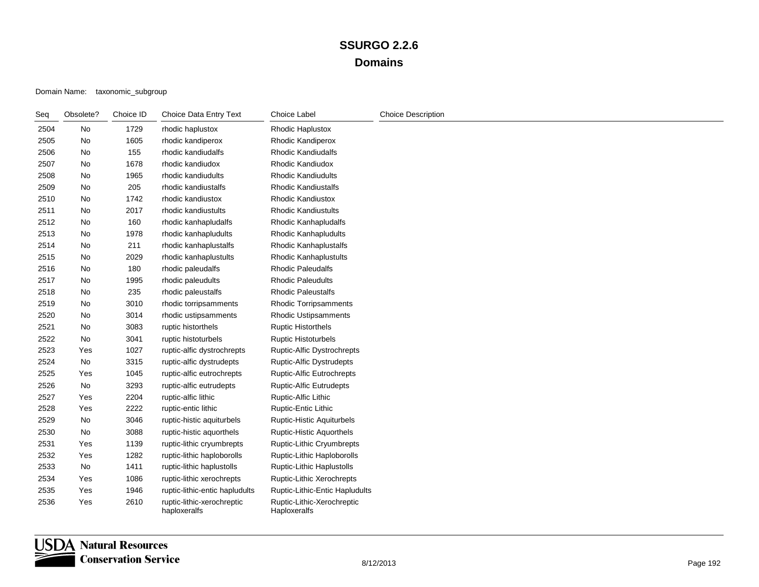# SSURGO 2.2.6

## Domains

Domain Name: taxonomic_subgroup

| Seq | Obsolete? | Choice ID | Choice Data Entry Text | Choice Label | Choice Description |
|---|---|---|---|---|---|
| 2504 | No | 1729 | rhodic haplustox | Rhodic Haplustox | |
| 2505 | No | 1605 | rhodic kandiperox | Rhodic Kandiperox | |
| 2506 | No | 155 | rhodic kandiudalfs | Rhodic Kandiudalfs | |
| 2507 | No | 1678 | rhodic kandiudox | Rhodic Kandiudox | |
| 2508 | No | 1965 | rhodic kandiudults | Rhodic Kandiudults | |
| 2509 | No | 205 | rhodic kandiustalfs | Rhodic Kandiustalfs | |
| 2510 | No | 1742 | rhodic kandiustox | Rhodic Kandiustox | |
| 2511 | No | 2017 | rhodic kandiustults | Rhodic Kandiustults | |
| 2512 | No | 160 | rhodic kanhapludalfs | Rhodic Kanhapludalfs | |
| 2513 | No | 1978 | rhodic kanhapludults | Rhodic Kanhapludults | |
| 2514 | No | 211 | rhodic kanhaplustalfs | Rhodic Kanhaplustalfs | |
| 2515 | No | 2029 | rhodic kanhaplustults | Rhodic Kanhaplustults | |
| 2516 | No | 180 | rhodic paleudalfs | Rhodic Paleudalfs | |
| 2517 | No | 1995 | rhodic paleudults | Rhodic Paleudults | |
| 2518 | No | 235 | rhodic paleustalfs | Rhodic Paleustalfs | |
| 2519 | No | 3010 | rhodic torripsamments | Rhodic Torripsamments | |
| 2520 | No | 3014 | rhodic ustipsamments | Rhodic Ustipsamments | |
| 2521 | No | 3083 | ruptic historthels | Ruptic Historthels | |
| 2522 | No | 3041 | ruptic histoturbels | Ruptic Histoturbels | |
| 2523 | Yes | 1027 | ruptic-alfic dystrochrepts | Ruptic-Alfic Dystrochrepts | |
| 2524 | No | 3315 | ruptic-alfic dystrudepts | Ruptic-Alfic Dystrudepts | |
| 2525 | Yes | 1045 | ruptic-alfic eutrochrepts | Ruptic-Alfic Eutrochrepts | |
| 2526 | No | 3293 | ruptic-alfic eutrudepts | Ruptic-Alfic Eutrudepts | |
| 2527 | Yes | 2204 | ruptic-alfic lithic | Ruptic-Alfic Lithic | |
| 2528 | Yes | 2222 | ruptic-entic lithic | Ruptic-Entic Lithic | |
| 2529 | No | 3046 | ruptic-histic aquiturbels | Ruptic-Histic Aquiturbels | |
| 2530 | No | 3088 | ruptic-histic aquorthels | Ruptic-Histic Aquorthels | |
| 2531 | Yes | 1139 | ruptic-lithic cryumbrepts | Ruptic-Lithic Cryumbrepts | |
| 2532 | Yes | 1282 | ruptic-lithic haploborolls | Ruptic-Lithic Haploborolls | |
| 2533 | No | 1411 | ruptic-lithic haplustolls | Ruptic-Lithic Haplustolls | |
| 2534 | Yes | 1086 | ruptic-lithic xerochrepts | Ruptic-Lithic Xerochrepts | |
| 2535 | Yes | 1946 | ruptic-lithic-entic hapludults | Ruptic-Lithic-Entic Hapludults | |
| 2536 | Yes | 2610 | ruptic-lithic-xerochreptic haploxeralfs | Ruptic-Lithic-Xerochreptic Haploxeralfs | |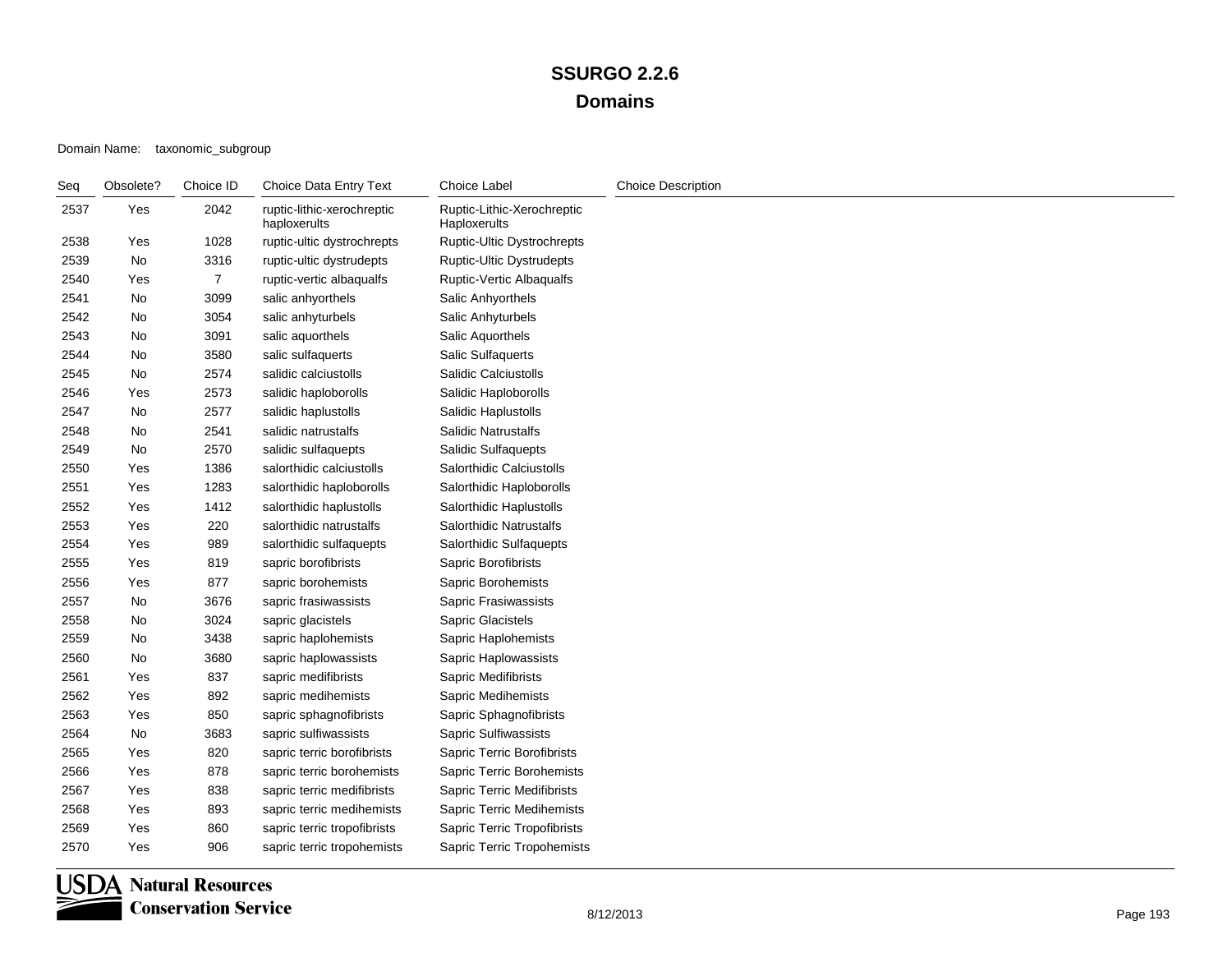# SSURGO 2.2.6

## Domains

Domain Name: taxonomic_subgroup

| Seq | Obsolete? | Choice ID | Choice Data Entry Text | Choice Label | Choice Description |
|---|---|---|---|---|---|
| 2537 | Yes | 2042 | ruptic-lithic-xerochreptic haploxerults | Ruptic-Lithic-Xerochreptic Haploxerults | |
| 2538 | Yes | 1028 | ruptic-ultic dystrochrepts | Ruptic-Ultic Dystrochrepts | |
| 2539 | No | 3316 | ruptic-ultic dystrudepts | Ruptic-Ultic Dystrudepts | |
| 2540 | Yes | 7 | ruptic-vertic albaqualfs | Ruptic-Vertic Albaqualfs | |
| 2541 | No | 3099 | salic anhyorthels | Salic Anhyorthels | |
| 2542 | No | 3054 | salic anhyturbels | Salic Anhyturbels | |
| 2543 | No | 3091 | salic aquorthels | Salic Aquorthels | |
| 2544 | No | 3580 | salic sulfaquerts | Salic Sulfaquerts | |
| 2545 | No | 2574 | salidic calciustolls | Salidic Calciustolls | |
| 2546 | Yes | 2573 | salidic haploborolls | Salidic Haploborolls | |
| 2547 | No | 2577 | salidic haplustolls | Salidic Haplustolls | |
| 2548 | No | 2541 | salidic natrustalfs | Salidic Natrustalfs | |
| 2549 | No | 2570 | salidic sulfaquepts | Salidic Sulfaquepts | |
| 2550 | Yes | 1386 | salorthidic calciustolls | Salorthidic Calciustolls | |
| 2551 | Yes | 1283 | salorthidic haploborolls | Salorthidic Haploborolls | |
| 2552 | Yes | 1412 | salorthidic haplustolls | Salorthidic Haplustolls | |
| 2553 | Yes | 220 | salorthidic natrustalfs | Salorthidic Natrustalfs | |
| 2554 | Yes | 989 | salorthidic sulfaquepts | Salorthidic Sulfaquepts | |
| 2555 | Yes | 819 | sapric borofibrists | Sapric Borofibrists | |
| 2556 | Yes | 877 | sapric borohemists | Sapric Borohemists | |
| 2557 | No | 3676 | sapric frasiwassists | Sapric Frasiwassists | |
| 2558 | No | 3024 | sapric glacistels | Sapric Glacistels | |
| 2559 | No | 3438 | sapric haplohemists | Sapric Haplohemists | |
| 2560 | No | 3680 | sapric haplowassists | Sapric Haplowassists | |
| 2561 | Yes | 837 | sapric medifibrists | Sapric Medifibrists | |
| 2562 | Yes | 892 | sapric medihemists | Sapric Medihemists | |
| 2563 | Yes | 850 | sapric sphagnofibrists | Sapric Sphagnofibrists | |
| 2564 | No | 3683 | sapric sulfiwassists | Sapric Sulfiwassists | |
| 2565 | Yes | 820 | sapric terric borofibrists | Sapric Terric Borofibrists | |
| 2566 | Yes | 878 | sapric terric borohemists | Sapric Terric Borohemists | |
| 2567 | Yes | 838 | sapric terric medifibrists | Sapric Terric Medifibrists | |
| 2568 | Yes | 893 | sapric terric medihemists | Sapric Terric Medihemists | |
| 2569 | Yes | 860 | sapric terric tropofibrists | Sapric Terric Tropofibrists | |
| 2570 | Yes | 906 | sapric terric tropohemists | Sapric Terric Tropohemists | |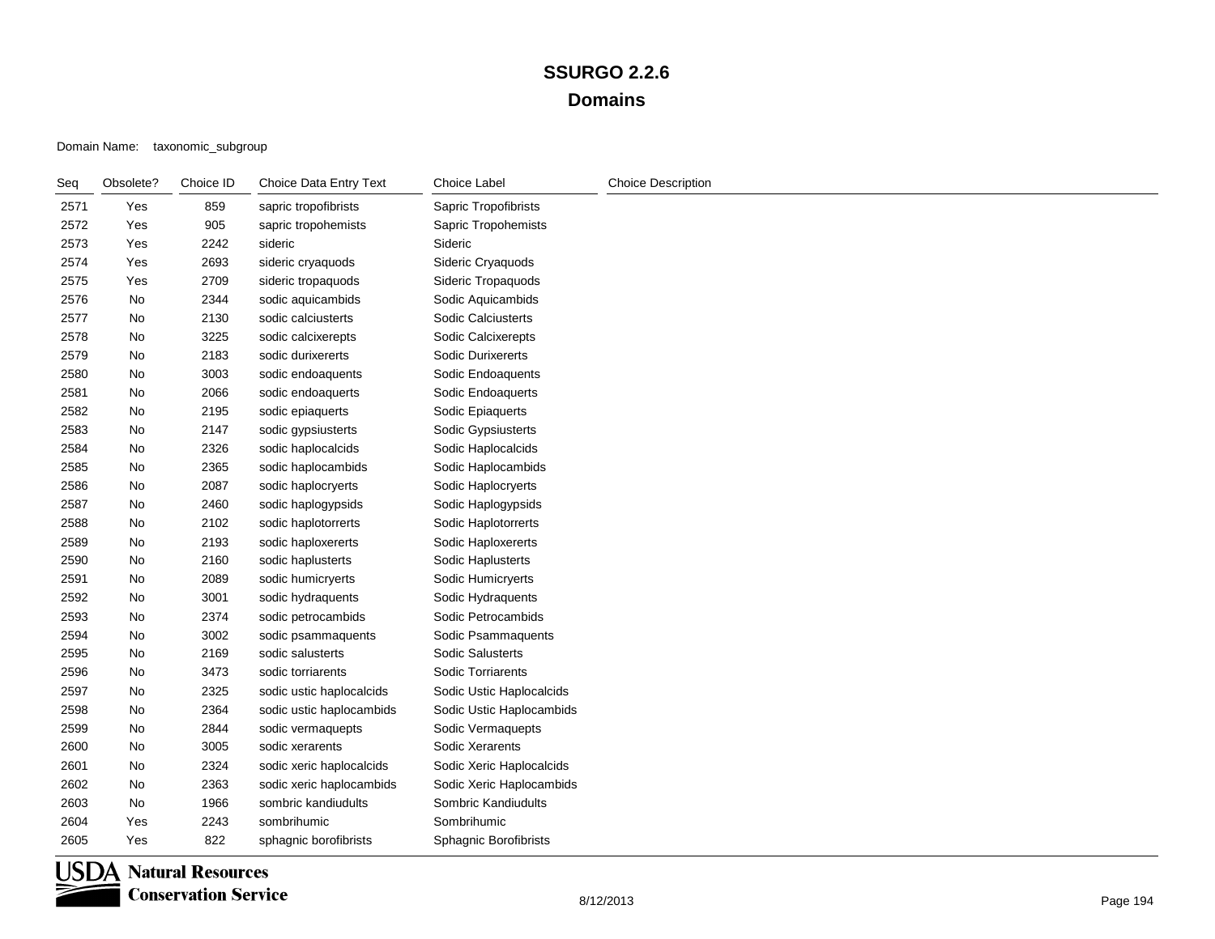# SSURGO 2.2.6

## Domains

Domain Name: taxonomic_subgroup

| Seq | Obsolete? | Choice ID | Choice Data Entry Text | Choice Label | Choice Description |
|---|---|---|---|---|---|
| 2571 | Yes | 859 | sapric tropofibrists | Sapric Tropofibrists | |
| 2572 | Yes | 905 | sapric tropohemists | Sapric Tropohemists | |
| 2573 | Yes | 2242 | sideric | Sideric | |
| 2574 | Yes | 2693 | sideric cryaquods | Sideric Cryaquods | |
| 2575 | Yes | 2709 | sideric tropaquods | Sideric Tropaquods | |
| 2576 | No | 2344 | sodic aquicambids | Sodic Aquicambids | |
| 2577 | No | 2130 | sodic calciusterts | Sodic Calciusterts | |
| 2578 | No | 3225 | sodic calcixerepts | Sodic Calcixerepts | |
| 2579 | No | 2183 | sodic durixererts | Sodic Durixererts | |
| 2580 | No | 3003 | sodic endoaquents | Sodic Endoaquents | |
| 2581 | No | 2066 | sodic endoaquerts | Sodic Endoaquerts | |
| 2582 | No | 2195 | sodic epiaquerts | Sodic Epiaquerts | |
| 2583 | No | 2147 | sodic gypsiusterts | Sodic Gypsiusterts | |
| 2584 | No | 2326 | sodic haplocalcids | Sodic Haplocalcids | |
| 2585 | No | 2365 | sodic haplocambids | Sodic Haplocambids | |
| 2586 | No | 2087 | sodic haplocryerts | Sodic Haplocryerts | |
| 2587 | No | 2460 | sodic haplogypsids | Sodic Haplogypsids | |
| 2588 | No | 2102 | sodic haplotorrerts | Sodic Haplotorrerts | |
| 2589 | No | 2193 | sodic haploxererts | Sodic Haploxererts | |
| 2590 | No | 2160 | sodic haplusterts | Sodic Haplusterts | |
| 2591 | No | 2089 | sodic humicryerts | Sodic Humicryerts | |
| 2592 | No | 3001 | sodic hydraquents | Sodic Hydraquents | |
| 2593 | No | 2374 | sodic petrocambids | Sodic Petrocambids | |
| 2594 | No | 3002 | sodic psammaquents | Sodic Psammaquents | |
| 2595 | No | 2169 | sodic salusterts | Sodic Salusterts | |
| 2596 | No | 3473 | sodic torriarents | Sodic Torriarents | |
| 2597 | No | 2325 | sodic ustic haplocalcids | Sodic Ustic Haplocalcids | |
| 2598 | No | 2364 | sodic ustic haplocambids | Sodic Ustic Haplocambids | |
| 2599 | No | 2844 | sodic vermaquepts | Sodic Vermaquepts | |
| 2600 | No | 3005 | sodic xerarents | Sodic Xerarents | |
| 2601 | No | 2324 | sodic xeric haplocalcids | Sodic Xeric Haplocalcids | |
| 2602 | No | 2363 | sodic xeric haplocambids | Sodic Xeric Haplocambids | |
| 2603 | No | 1966 | sombric kandiudults | Sombric Kandiudults | |
| 2604 | Yes | 2243 | sombrihumic | Sombrihumic | |
| 2605 | Yes | 822 | sphagnic borofibrists | Sphagnic Borofibrists | |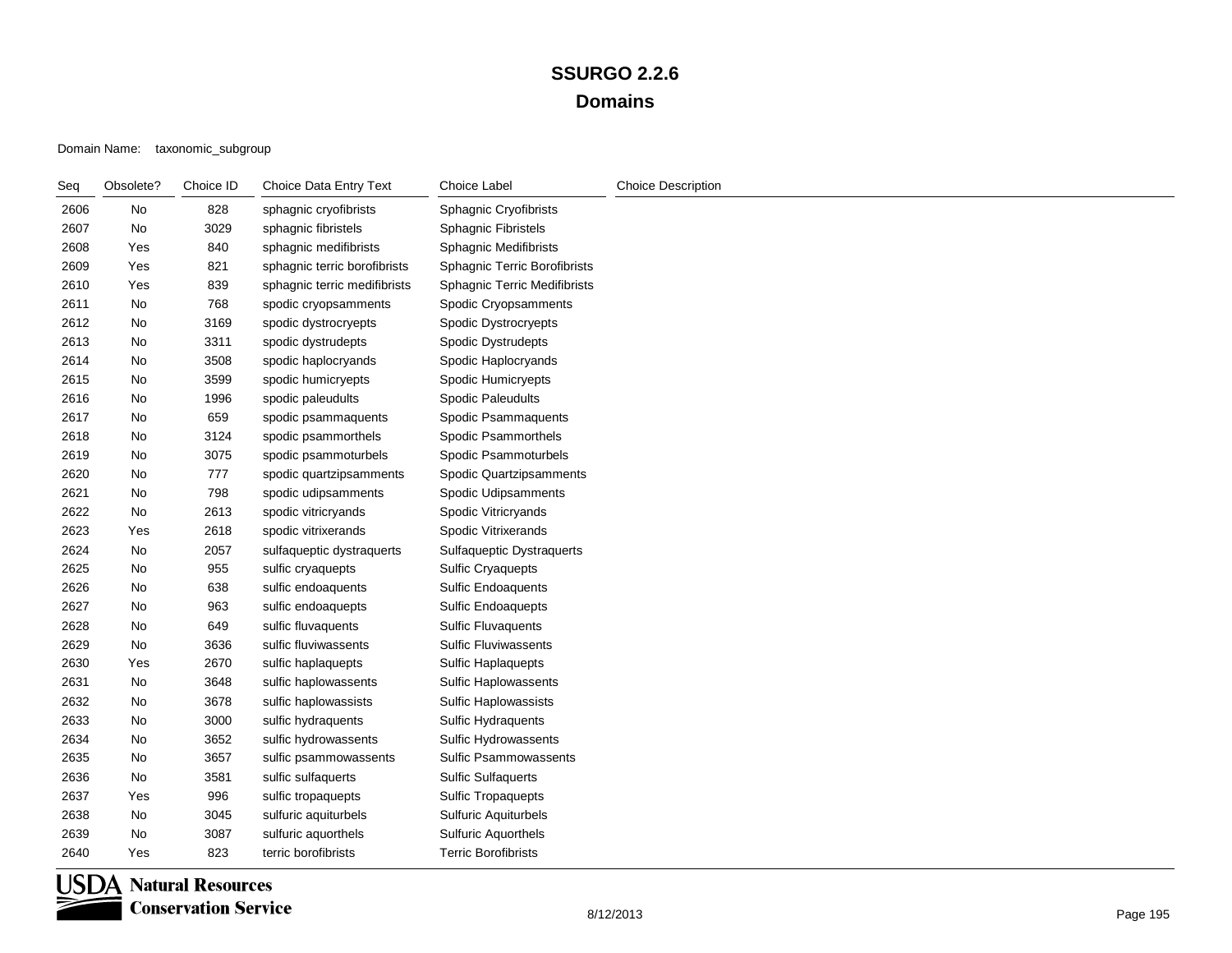# SSURGO 2.2.6

## Domains

Domain Name: taxonomic_subgroup

| Seq | Obsolete? | Choice ID | Choice Data Entry Text | Choice Label | Choice Description |
|---|---|---|---|---|---|
| 2606 | No | 828 | sphagnic cryofibrists | Sphagnic Cryofibrists | |
| 2607 | No | 3029 | sphagnic fibristels | Sphagnic Fibristels | |
| 2608 | Yes | 840 | sphagnic medifibrists | Sphagnic Medifibrists | |
| 2609 | Yes | 821 | sphagnic terric borofibrists | Sphagnic Terric Borofibrists | |
| 2610 | Yes | 839 | sphagnic terric medifibrists | Sphagnic Terric Medifibrists | |
| 2611 | No | 768 | spodic cryopsamments | Spodic Cryopsamments | |
| 2612 | No | 3169 | spodic dystrocryepts | Spodic Dystrocryepts | |
| 2613 | No | 3311 | spodic dystrudepts | Spodic Dystrudepts | |
| 2614 | No | 3508 | spodic haplocryands | Spodic Haplocryands | |
| 2615 | No | 3599 | spodic humicryepts | Spodic Humicryepts | |
| 2616 | No | 1996 | spodic paleudults | Spodic Paleudults | |
| 2617 | No | 659 | spodic psammaquents | Spodic Psammaquents | |
| 2618 | No | 3124 | spodic psammorthels | Spodic Psammorthels | |
| 2619 | No | 3075 | spodic psammoturbels | Spodic Psammoturbels | |
| 2620 | No | 777 | spodic quartzipsamments | Spodic Quartzipsamments | |
| 2621 | No | 798 | spodic udipsamments | Spodic Udipsamments | |
| 2622 | No | 2613 | spodic vitricryands | Spodic Vitricryands | |
| 2623 | Yes | 2618 | spodic vitrixerands | Spodic Vitrixerands | |
| 2624 | No | 2057 | sulfaqueptic dystraquerts | Sulfaqueptic Dystraquerts | |
| 2625 | No | 955 | sulfic cryaquepts | Sulfic Cryaquepts | |
| 2626 | No | 638 | sulfic endoaquents | Sulfic Endoaquents | |
| 2627 | No | 963 | sulfic endoaquepts | Sulfic Endoaquepts | |
| 2628 | No | 649 | sulfic fluvaquents | Sulfic Fluvaquents | |
| 2629 | No | 3636 | sulfic fluviwassents | Sulfic Fluviwassents | |
| 2630 | Yes | 2670 | sulfic haplaquepts | Sulfic Haplaquepts | |
| 2631 | No | 3648 | sulfic haplowassents | Sulfic Haplowassents | |
| 2632 | No | 3678 | sulfic haplowassists | Sulfic Haplowassists | |
| 2633 | No | 3000 | sulfic hydraquents | Sulfic Hydraquents | |
| 2634 | No | 3652 | sulfic hydrowassents | Sulfic Hydrowassents | |
| 2635 | No | 3657 | sulfic psammowassents | Sulfic Psammowassents | |
| 2636 | No | 3581 | sulfic sulfaquerts | Sulfic Sulfaquerts | |
| 2637 | Yes | 996 | sulfic tropaquepts | Sulfic Tropaquepts | |
| 2638 | No | 3045 | sulfuric aquiturbels | Sulfuric Aquiturbels | |
| 2639 | No | 3087 | sulfuric aquorthels | Sulfuric Aquorthels | |
| 2640 | Yes | 823 | terric borofibrists | Terric Borofibrists | |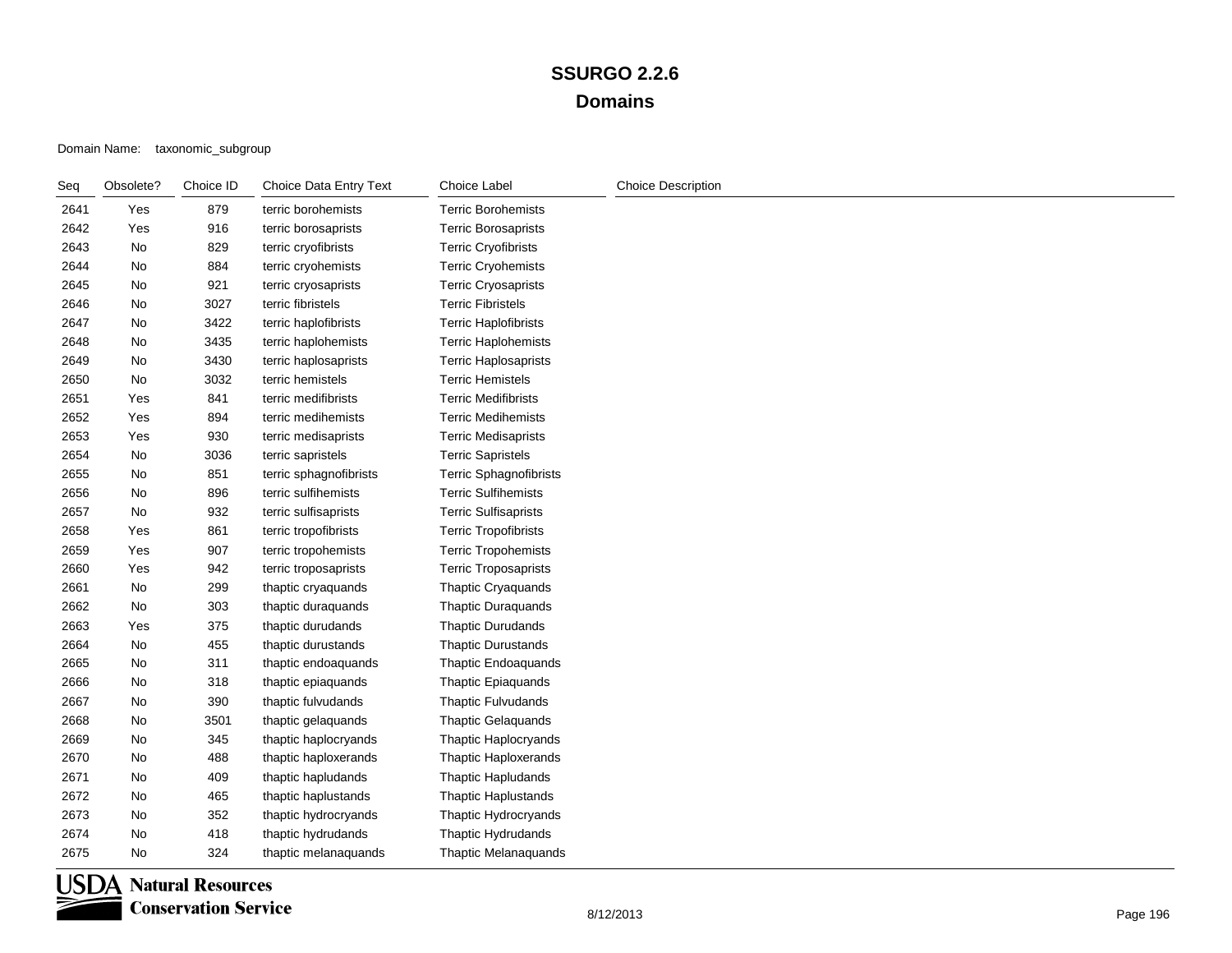# SSURGO 2.2.6

## Domains

Domain Name: taxonomic_subgroup

| Seq | Obsolete? | Choice ID | Choice Data Entry Text | Choice Label | Choice Description |
|---|---|---|---|---|---|
| 2641 | Yes | 879 | terric borohemists | Terric Borohemists | |
| 2642 | Yes | 916 | terric borosaprists | Terric Borosaprists | |
| 2643 | No | 829 | terric cryofibrists | Terric Cryofibrists | |
| 2644 | No | 884 | terric cryohemists | Terric Cryohemists | |
| 2645 | No | 921 | terric cryosaprists | Terric Cryosaprists | |
| 2646 | No | 3027 | terric fibristels | Terric Fibristels | |
| 2647 | No | 3422 | terric haplofibrists | Terric Haplofibrists | |
| 2648 | No | 3435 | terric haplohemists | Terric Haplohemists | |
| 2649 | No | 3430 | terric haplosaprists | Terric Haplosaprists | |
| 2650 | No | 3032 | terric hemistels | Terric Hemistels | |
| 2651 | Yes | 841 | terric medifibrists | Terric Medifibrists | |
| 2652 | Yes | 894 | terric medihemists | Terric Medihemists | |
| 2653 | Yes | 930 | terric medisaprists | Terric Medisaprists | |
| 2654 | No | 3036 | terric sapristels | Terric Sapristels | |
| 2655 | No | 851 | terric sphagnofibrists | Terric Sphagnofibrists | |
| 2656 | No | 896 | terric sulfihemists | Terric Sulfihemists | |
| 2657 | No | 932 | terric sulfisaprists | Terric Sulfisaprists | |
| 2658 | Yes | 861 | terric tropofibrists | Terric Tropofibrists | |
| 2659 | Yes | 907 | terric tropohemists | Terric Tropohemists | |
| 2660 | Yes | 942 | terric troposaprists | Terric Troposaprists | |
| 2661 | No | 299 | thaptic cryaquands | Thaptic Cryaquands | |
| 2662 | No | 303 | thaptic duraquands | Thaptic Duraquands | |
| 2663 | Yes | 375 | thaptic durudands | Thaptic Durudands | |
| 2664 | No | 455 | thaptic durustands | Thaptic Durustands | |
| 2665 | No | 311 | thaptic endoaquands | Thaptic Endoaquands | |
| 2666 | No | 318 | thaptic epiaquands | Thaptic Epiaquands | |
| 2667 | No | 390 | thaptic fulvudands | Thaptic Fulvudands | |
| 2668 | No | 3501 | thaptic gelaquands | Thaptic Gelaquands | |
| 2669 | No | 345 | thaptic haplocryands | Thaptic Haplocryands | |
| 2670 | No | 488 | thaptic haploxerands | Thaptic Haploxerands | |
| 2671 | No | 409 | thaptic hapludands | Thaptic Hapludands | |
| 2672 | No | 465 | thaptic haplustands | Thaptic Haplustands | |
| 2673 | No | 352 | thaptic hydrocryands | Thaptic Hydrocryands | |
| 2674 | No | 418 | thaptic hydrudands | Thaptic Hydrudands | |
| 2675 | No | 324 | thaptic melanaquands | Thaptic Melanaquands | |

8/12/2013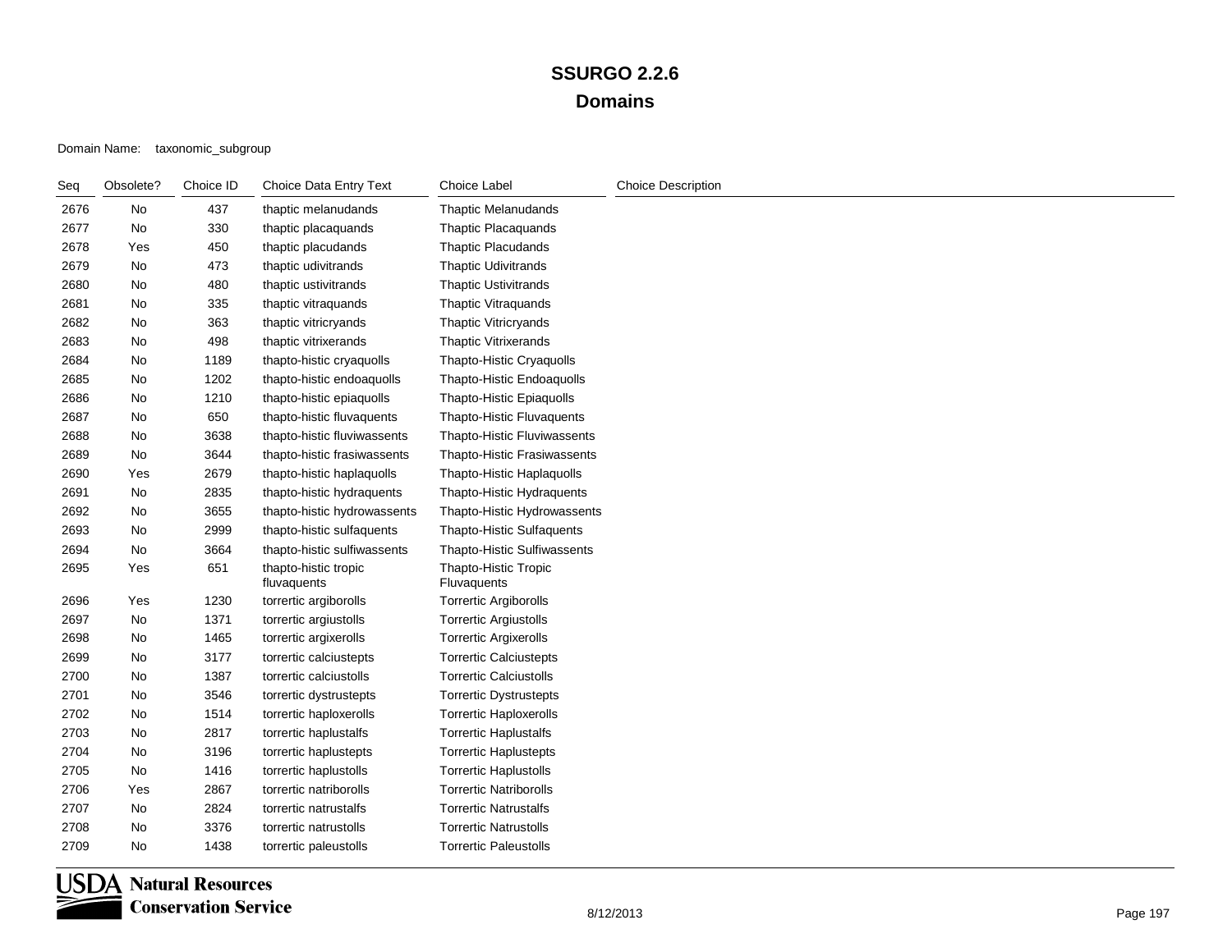# SSURGO 2.2.6

## Domains

Domain Name: taxonomic_subgroup

| Seq | Obsolete? | Choice ID | Choice Data Entry Text | Choice Label | Choice Description |
|---|---|---|---|---|---|
| 2676 | No | 437 | thaptic melanudands | Thaptic Melanudands | |
| 2677 | No | 330 | thaptic placaquands | Thaptic Placaquands | |
| 2678 | Yes | 450 | thaptic placudands | Thaptic Placudands | |
| 2679 | No | 473 | thaptic udivitrands | Thaptic Udivitrands | |
| 2680 | No | 480 | thaptic ustivitrands | Thaptic Ustivitrands | |
| 2681 | No | 335 | thaptic vitraquands | Thaptic Vitraquands | |
| 2682 | No | 363 | thaptic vitricryands | Thaptic Vitricryands | |
| 2683 | No | 498 | thaptic vitrixerands | Thaptic Vitrixerands | |
| 2684 | No | 1189 | thapto-histic cryaquolls | Thapto-Histic Cryaquolls | |
| 2685 | No | 1202 | thapto-histic endoaquolls | Thapto-Histic Endoaquolls | |
| 2686 | No | 1210 | thapto-histic epiaquolls | Thapto-Histic Epiaquolls | |
| 2687 | No | 650 | thapto-histic fluvaquents | Thapto-Histic Fluvaquents | |
| 2688 | No | 3638 | thapto-histic fluviwassents | Thapto-Histic Fluviwassents | |
| 2689 | No | 3644 | thapto-histic frasiwassents | Thapto-Histic Frasiwassents | |
| 2690 | Yes | 2679 | thapto-histic haplaquolls | Thapto-Histic Haplaquolls | |
| 2691 | No | 2835 | thapto-histic hydraquents | Thapto-Histic Hydraquents | |
| 2692 | No | 3655 | thapto-histic hydrowassents | Thapto-Histic Hydrowassents | |
| 2693 | No | 2999 | thapto-histic sulfaquents | Thapto-Histic Sulfaquents | |
| 2694 | No | 3664 | thapto-histic sulfiwassents | Thapto-Histic Sulfiwassents | |
| 2695 | Yes | 651 | thapto-histic tropic fluvaquents | Thapto-Histic Tropic Fluvaquents | |
| 2696 | Yes | 1230 | torrertic argiborolls | Torrertic Argiborolls | |
| 2697 | No | 1371 | torrertic argiustolls | Torrertic Argiustolls | |
| 2698 | No | 1465 | torrertic argixerolls | Torrertic Argixerolls | |
| 2699 | No | 3177 | torrertic calciustepts | Torrertic Calciustepts | |
| 2700 | No | 1387 | torrertic calciustolls | Torrertic Calciustolls | |
| 2701 | No | 3546 | torrertic dystrustepts | Torrertic Dystrustepts | |
| 2702 | No | 1514 | torrertic haploxerolls | Torrertic Haploxerolls | |
| 2703 | No | 2817 | torrertic haplustalfs | Torrertic Haplustalfs | |
| 2704 | No | 3196 | torrertic haplustepts | Torrertic Haplustepts | |
| 2705 | No | 1416 | torrertic haplustolls | Torrertic Haplustolls | |
| 2706 | Yes | 2867 | torrertic natriborolls | Torrertic Natriborolls | |
| 2707 | No | 2824 | torrertic natrustalfs | Torrertic Natrustalfs | |
| 2708 | No | 3376 | torrertic natrustolls | Torrertic Natrustolls | |
| 2709 | No | 1438 | torrertic paleustolls | Torrertic Paleustolls | |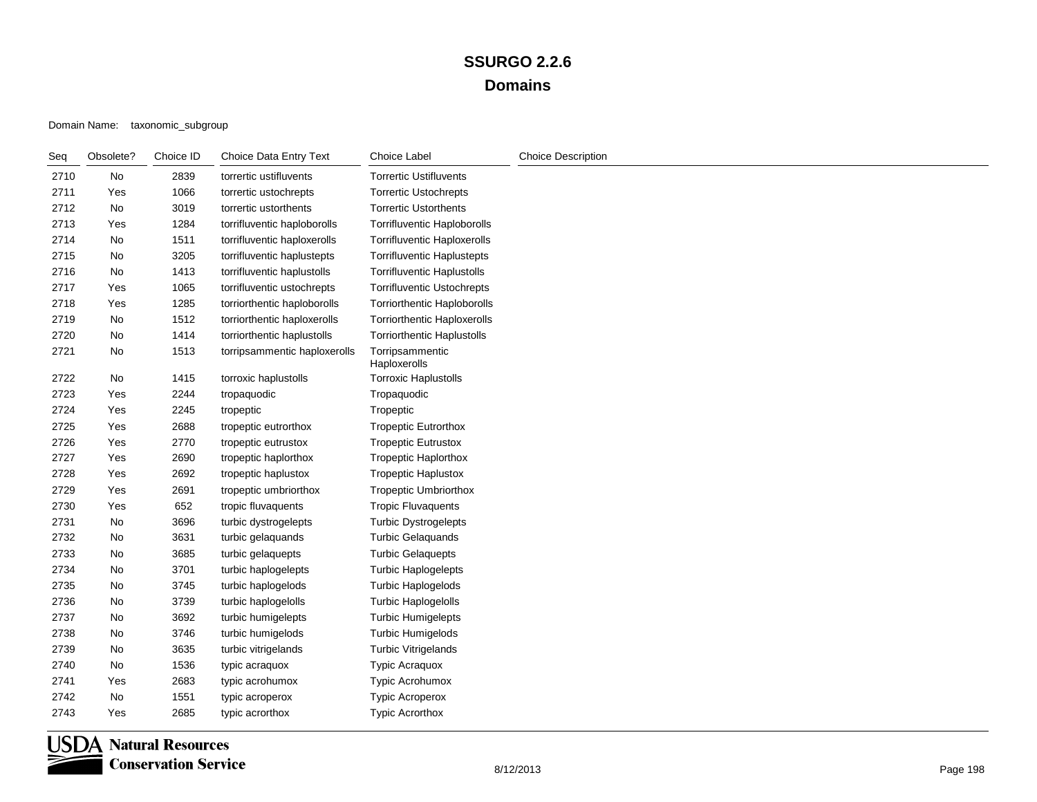# SSURGO 2.2.6

## Domains

Domain Name: taxonomic_subgroup

| Seq | Obsolete? | Choice ID | Choice Data Entry Text | Choice Label | Choice Description |
|---|---|---|---|---|---|
| 2710 | No | 2839 | torrertic ustifluvents | Torrertic Ustifluvents | |
| 2711 | Yes | 1066 | torrertic ustochrepts | Torrertic Ustochrepts | |
| 2712 | No | 3019 | torrertic ustorthents | Torrertic Ustorthents | |
| 2713 | Yes | 1284 | torrifluventic haploborolls | Torrifluventic Haploborolls | |
| 2714 | No | 1511 | torrifluventic haploxerolls | Torrifluventic Haploxerolls | |
| 2715 | No | 3205 | torrifluventic haplustepts | Torrifluventic Haplustepts | |
| 2716 | No | 1413 | torrifluventic haplustolls | Torrifluventic Haplustolls | |
| 2717 | Yes | 1065 | torrifluventic ustochrepts | Torrifluventic Ustochrepts | |
| 2718 | Yes | 1285 | torriorthentic haploborolls | Torriorthentic Haploborolls | |
| 2719 | No | 1512 | torriorthentic haploxerolls | Torriorthentic Haploxerolls | |
| 2720 | No | 1414 | torriorthentic haplustolls | Torriorthentic Haplustolls | |
| 2721 | No | 1513 | torripsammentic haploxerolls | Torripsammentic Haploxerolls | |
| 2722 | No | 1415 | torroxic haplustolls | Torroxic Haplustolls | |
| 2723 | Yes | 2244 | tropaquodic | Tropaquodic | |
| 2724 | Yes | 2245 | tropeptic | Tropeptic | |
| 2725 | Yes | 2688 | tropeptic eutrorthox | Tropeptic Eutrorthox | |
| 2726 | Yes | 2770 | tropeptic eutrustox | Tropeptic Eutrustox | |
| 2727 | Yes | 2690 | tropeptic haplorthox | Tropeptic Haplorthox | |
| 2728 | Yes | 2692 | tropeptic haplustox | Tropeptic Haplustox | |
| 2729 | Yes | 2691 | tropeptic umbriorthox | Tropeptic Umbriorthox | |
| 2730 | Yes | 652 | tropic fluvaquents | Tropic Fluvaquents | |
| 2731 | No | 3696 | turbic dystrogelepts | Turbic Dystrogelepts | |
| 2732 | No | 3631 | turbic gelaquands | Turbic Gelaquands | |
| 2733 | No | 3685 | turbic gelaquepts | Turbic Gelaquepts | |
| 2734 | No | 3701 | turbic haplogelepts | Turbic Haplogelepts | |
| 2735 | No | 3745 | turbic haplogelods | Turbic Haplogelods | |
| 2736 | No | 3739 | turbic haplogelolls | Turbic Haplogelolls | |
| 2737 | No | 3692 | turbic humigelepts | Turbic Humigelepts | |
| 2738 | No | 3746 | turbic humigelods | Turbic Humigelods | |
| 2739 | No | 3635 | turbic vitrigelands | Turbic Vitrigelands | |
| 2740 | No | 1536 | typic acraquox | Typic Acraquox | |
| 2741 | Yes | 2683 | typic acrohumox | Typic Acrohumox | |
| 2742 | No | 1551 | typic acroperox | Typic Acroperox | |
| 2743 | Yes | 2685 | typic acrorthox | Typic Acrorthox | |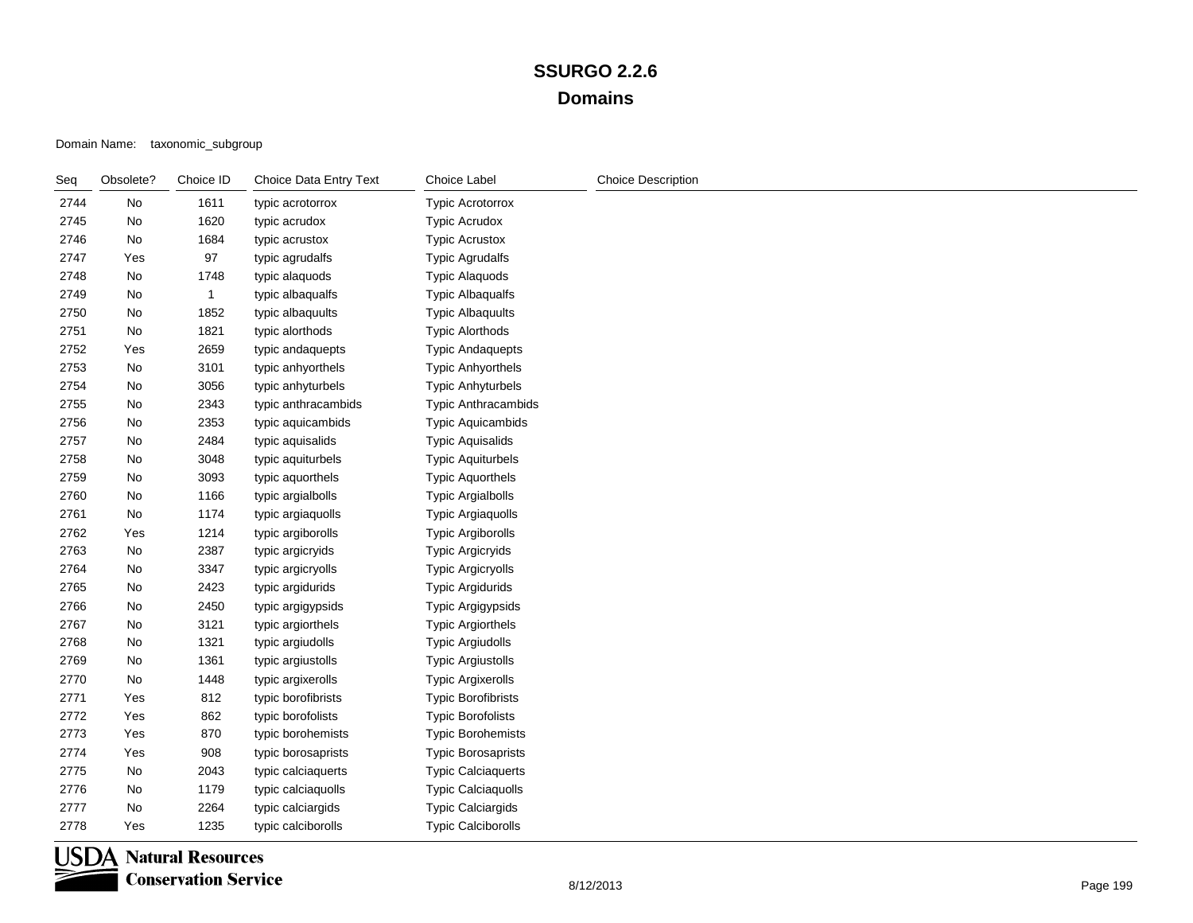# SSURGO 2.2.6

## Domains

Domain Name: taxonomic_subgroup

| Seq | Obsolete? | Choice ID | Choice Data Entry Text | Choice Label | Choice Description |
|---|---|---|---|---|---|
| 2744 | No | 1611 | typic acrotorrox | Typic Acrotorrox | |
| 2745 | No | 1620 | typic acrudox | Typic Acrudox | |
| 2746 | No | 1684 | typic acrustox | Typic Acrustox | |
| 2747 | Yes | 97 | typic agrudalfs | Typic Agrudalfs | |
| 2748 | No | 1748 | typic alaquods | Typic Alaquods | |
| 2749 | No | 1 | typic albaqualfs | Typic Albaqualfs | |
| 2750 | No | 1852 | typic albaquults | Typic Albaquults | |
| 2751 | No | 1821 | typic alorthods | Typic Alorthods | |
| 2752 | Yes | 2659 | typic andaquepts | Typic Andaquepts | |
| 2753 | No | 3101 | typic anhyorthels | Typic Anhyorthels | |
| 2754 | No | 3056 | typic anhyturbels | Typic Anhyturbels | |
| 2755 | No | 2343 | typic anthracambids | Typic Anthracambids | |
| 2756 | No | 2353 | typic aquicambids | Typic Aquicambids | |
| 2757 | No | 2484 | typic aquisalids | Typic Aquisalids | |
| 2758 | No | 3048 | typic aquiturbels | Typic Aquiturbels | |
| 2759 | No | 3093 | typic aquorthels | Typic Aquorthels | |
| 2760 | No | 1166 | typic argialbolls | Typic Argialbolls | |
| 2761 | No | 1174 | typic argiaquolls | Typic Argiaquolls | |
| 2762 | Yes | 1214 | typic argiborolls | Typic Argiborolls | |
| 2763 | No | 2387 | typic argicryids | Typic Argicryids | |
| 2764 | No | 3347 | typic argicryolls | Typic Argicryolls | |
| 2765 | No | 2423 | typic argidurids | Typic Argidurids | |
| 2766 | No | 2450 | typic argigypsids | Typic Argigypsids | |
| 2767 | No | 3121 | typic argiorthels | Typic Argiorthels | |
| 2768 | No | 1321 | typic argiudolls | Typic Argiudolls | |
| 2769 | No | 1361 | typic argiustolls | Typic Argiustolls | |
| 2770 | No | 1448 | typic argixerolls | Typic Argixerolls | |
| 2771 | Yes | 812 | typic borofibrists | Typic Borofibrists | |
| 2772 | Yes | 862 | typic borofolists | Typic Borofolists | |
| 2773 | Yes | 870 | typic borohemists | Typic Borohemists | |
| 2774 | Yes | 908 | typic borosaprists | Typic Borosaprists | |
| 2775 | No | 2043 | typic calciaquerts | Typic Calciaquerts | |
| 2776 | No | 1179 | typic calciaquolls | Typic Calciaquolls | |
| 2777 | No | 2264 | typic calciargids | Typic Calciargids | |
| 2778 | Yes | 1235 | typic calciborolls | Typic Calciborolls | |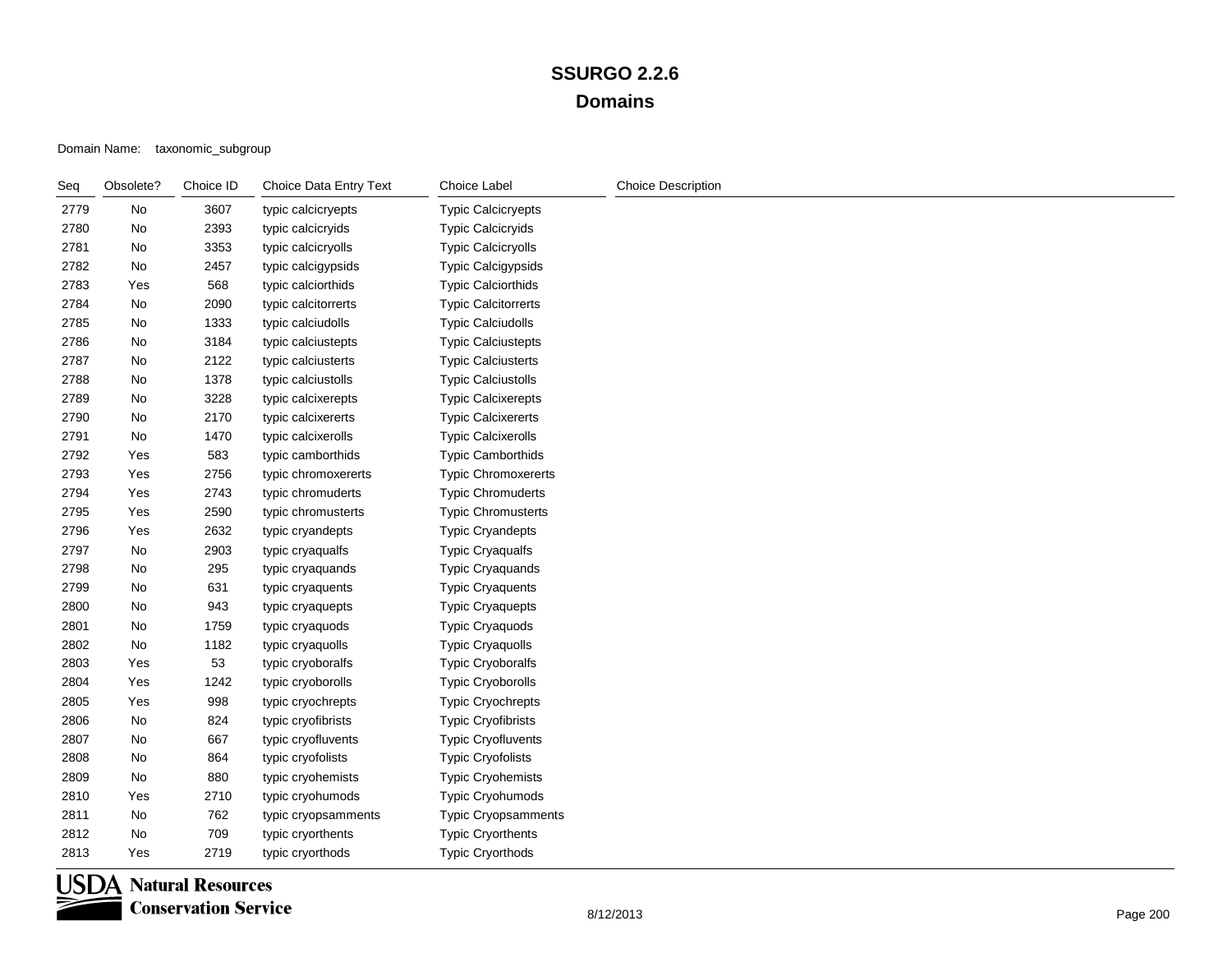# SSURGO 2.2.6

## Domains

Domain Name: taxonomic_subgroup

| Seq | Obsolete? | Choice ID | Choice Data Entry Text | Choice Label | Choice Description |
|---|---|---|---|---|---|
| 2779 | No | 3607 | typic calcicryepts | Typic Calcicryepts | |
| 2780 | No | 2393 | typic calcicryids | Typic Calcicryids | |
| 2781 | No | 3353 | typic calcicryolls | Typic Calcicryolls | |
| 2782 | No | 2457 | typic calcigypsids | Typic Calcigypsids | |
| 2783 | Yes | 568 | typic calciorthids | Typic Calciorthids | |
| 2784 | No | 2090 | typic calcitorrerts | Typic Calcitorrerts | |
| 2785 | No | 1333 | typic calciudolls | Typic Calciudolls | |
| 2786 | No | 3184 | typic calciustepts | Typic Calciustepts | |
| 2787 | No | 2122 | typic calciusterts | Typic Calciusterts | |
| 2788 | No | 1378 | typic calciustolls | Typic Calciustolls | |
| 2789 | No | 3228 | typic calcixerepts | Typic Calcixerepts | |
| 2790 | No | 2170 | typic calcixererts | Typic Calcixererts | |
| 2791 | No | 1470 | typic calcixerolls | Typic Calcixerolls | |
| 2792 | Yes | 583 | typic camborthids | Typic Camborthids | |
| 2793 | Yes | 2756 | typic chromoxererts | Typic Chromoxererts | |
| 2794 | Yes | 2743 | typic chromuderts | Typic Chromuderts | |
| 2795 | Yes | 2590 | typic chromusterts | Typic Chromusterts | |
| 2796 | Yes | 2632 | typic cryandepts | Typic Cryandepts | |
| 2797 | No | 2903 | typic cryaqualfs | Typic Cryaqualfs | |
| 2798 | No | 295 | typic cryaquands | Typic Cryaquands | |
| 2799 | No | 631 | typic cryaquents | Typic Cryaquents | |
| 2800 | No | 943 | typic cryaquepts | Typic Cryaquepts | |
| 2801 | No | 1759 | typic cryaquods | Typic Cryaquods | |
| 2802 | No | 1182 | typic cryaquolls | Typic Cryaquolls | |
| 2803 | Yes | 53 | typic cryoboralfs | Typic Cryoboralfs | |
| 2804 | Yes | 1242 | typic cryoborolls | Typic Cryoborolls | |
| 2805 | Yes | 998 | typic cryochrepts | Typic Cryochrepts | |
| 2806 | No | 824 | typic cryofibrists | Typic Cryofibrists | |
| 2807 | No | 667 | typic cryofluvents | Typic Cryofluvents | |
| 2808 | No | 864 | typic cryofolists | Typic Cryofolists | |
| 2809 | No | 880 | typic cryohemists | Typic Cryohemists | |
| 2810 | Yes | 2710 | typic cryohumods | Typic Cryohumods | |
| 2811 | No | 762 | typic cryopsamments | Typic Cryopsamments | |
| 2812 | No | 709 | typic cryorthents | Typic Cryorthents | |
| 2813 | Yes | 2719 | typic cryorthods | Typic Cryorthods | |

8/12/2013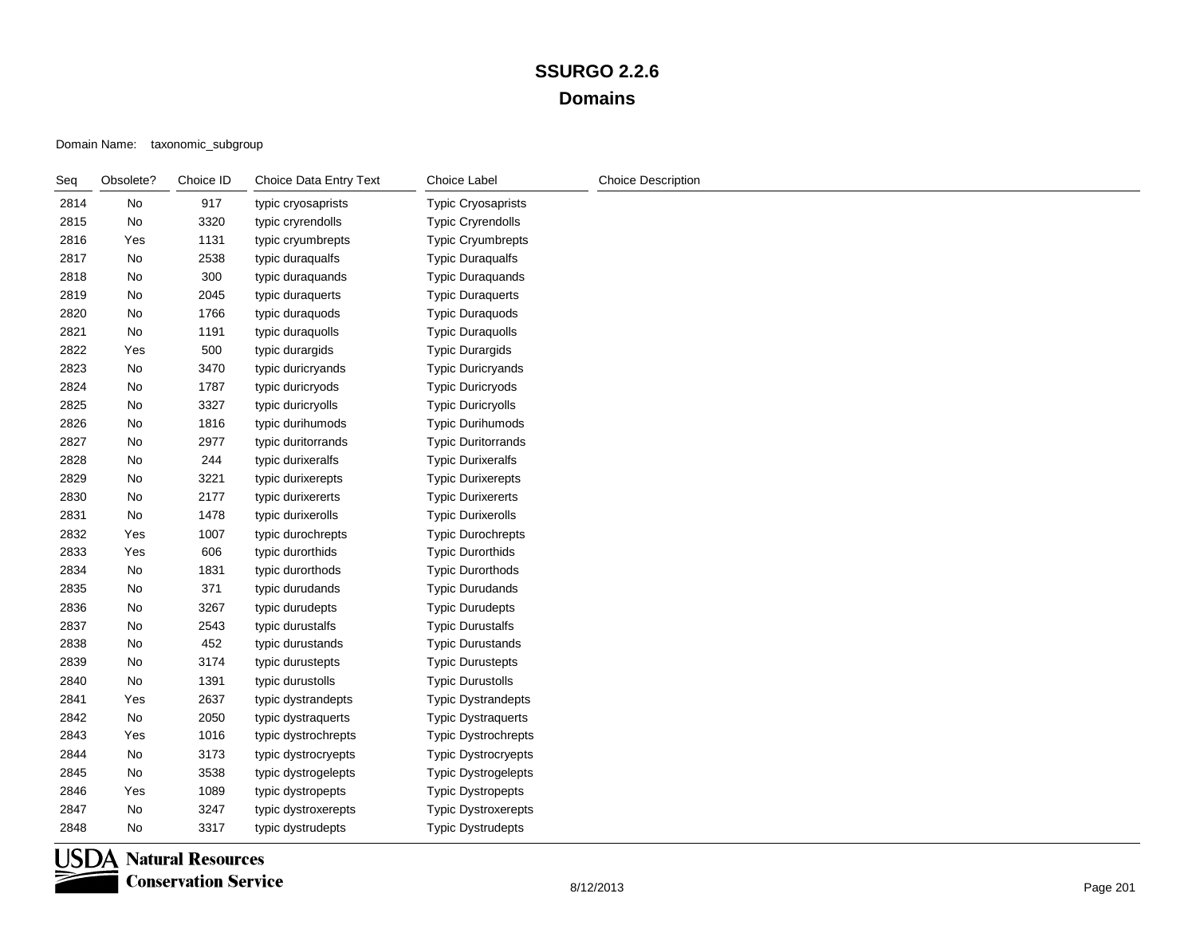# SSURGO 2.2.6

## Domains

Domain Name: taxonomic_subgroup

| Seq | Obsolete? | Choice ID | Choice Data Entry Text | Choice Label | Choice Description |
|---|---|---|---|---|---|
| 2814 | No | 917 | typic cryosaprists | Typic Cryosaprists | |
| 2815 | No | 3320 | typic cryrendolls | Typic Cryrendolls | |
| 2816 | Yes | 1131 | typic cryumbrepts | Typic Cryumbrepts | |
| 2817 | No | 2538 | typic duraqualfs | Typic Duraqualfs | |
| 2818 | No | 300 | typic duraquands | Typic Duraquands | |
| 2819 | No | 2045 | typic duraquerts | Typic Duraquerts | |
| 2820 | No | 1766 | typic duraquods | Typic Duraquods | |
| 2821 | No | 1191 | typic duraquolls | Typic Duraquolls | |
| 2822 | Yes | 500 | typic durargids | Typic Durargids | |
| 2823 | No | 3470 | typic duricryands | Typic Duricryands | |
| 2824 | No | 1787 | typic duricryods | Typic Duricryods | |
| 2825 | No | 3327 | typic duricryolls | Typic Duricryolls | |
| 2826 | No | 1816 | typic durihumods | Typic Durihumods | |
| 2827 | No | 2977 | typic duritorrands | Typic Duritorrands | |
| 2828 | No | 244 | typic durixeralfs | Typic Durixeralfs | |
| 2829 | No | 3221 | typic durixerepts | Typic Durixerepts | |
| 2830 | No | 2177 | typic durixererts | Typic Durixererts | |
| 2831 | No | 1478 | typic durixerolls | Typic Durixerolls | |
| 2832 | Yes | 1007 | typic durochrepts | Typic Durochrepts | |
| 2833 | Yes | 606 | typic durorthids | Typic Durorthids | |
| 2834 | No | 1831 | typic durorthods | Typic Durorthods | |
| 2835 | No | 371 | typic durudands | Typic Durudands | |
| 2836 | No | 3267 | typic durudepts | Typic Durudepts | |
| 2837 | No | 2543 | typic durustalfs | Typic Durustalfs | |
| 2838 | No | 452 | typic durustands | Typic Durustands | |
| 2839 | No | 3174 | typic durustepts | Typic Durustepts | |
| 2840 | No | 1391 | typic durustolls | Typic Durustolls | |
| 2841 | Yes | 2637 | typic dystrandepts | Typic Dystrandepts | |
| 2842 | No | 2050 | typic dystraquerts | Typic Dystraquerts | |
| 2843 | Yes | 1016 | typic dystrochrepts | Typic Dystrochrepts | |
| 2844 | No | 3173 | typic dystrocryepts | Typic Dystrocryepts | |
| 2845 | No | 3538 | typic dystrogelepts | Typic Dystrogelepts | |
| 2846 | Yes | 1089 | typic dystropepts | Typic Dystropepts | |
| 2847 | No | 3247 | typic dystroxerepts | Typic Dystroxerepts | |
| 2848 | No | 3317 | typic dystrudepts | Typic Dystrudepts | |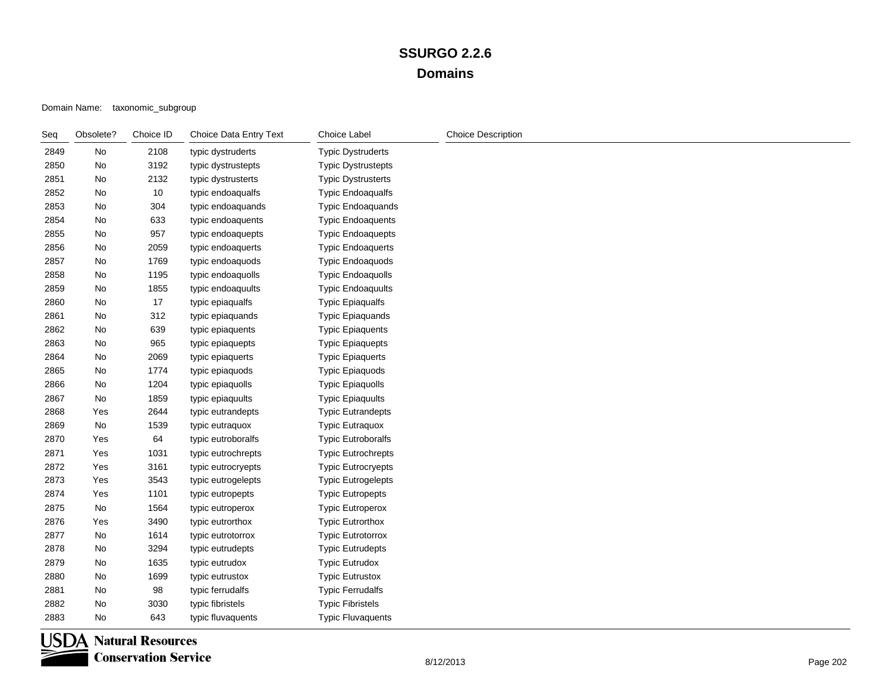# SSURGO 2.2.6

## Domains

Domain Name: taxonomic_subgroup

| Seq | Obsolete? | Choice ID | Choice Data Entry Text | Choice Label | Choice Description |
|---|---|---|---|---|---|
| 2849 | No | 2108 | typic dystruderts | Typic Dystruderts | |
| 2850 | No | 3192 | typic dystrustepts | Typic Dystrustepts | |
| 2851 | No | 2132 | typic dystrusterts | Typic Dystrusterts | |
| 2852 | No | 10 | typic endoaqualfs | Typic Endoaqualfs | |
| 2853 | No | 304 | typic endoaquands | Typic Endoaquands | |
| 2854 | No | 633 | typic endoaquents | Typic Endoaquents | |
| 2855 | No | 957 | typic endoaquepts | Typic Endoaquepts | |
| 2856 | No | 2059 | typic endoaquerts | Typic Endoaquerts | |
| 2857 | No | 1769 | typic endoaquods | Typic Endoaquods | |
| 2858 | No | 1195 | typic endoaquolls | Typic Endoaquolls | |
| 2859 | No | 1855 | typic endoaquults | Typic Endoaquults | |
| 2860 | No | 17 | typic epiaqualfs | Typic Epiaqualfs | |
| 2861 | No | 312 | typic epiaquands | Typic Epiaquands | |
| 2862 | No | 639 | typic epiaquents | Typic Epiaquents | |
| 2863 | No | 965 | typic epiaquepts | Typic Epiaquepts | |
| 2864 | No | 2069 | typic epiaquerts | Typic Epiaquerts | |
| 2865 | No | 1774 | typic epiaquods | Typic Epiaquods | |
| 2866 | No | 1204 | typic epiaquolls | Typic Epiaquolls | |
| 2867 | No | 1859 | typic epiaquults | Typic Epiaquults | |
| 2868 | Yes | 2644 | typic eutrandepts | Typic Eutrandepts | |
| 2869 | No | 1539 | typic eutraquox | Typic Eutraquox | |
| 2870 | Yes | 64 | typic eutroboralfs | Typic Eutroboralfs | |
| 2871 | Yes | 1031 | typic eutrochrepts | Typic Eutrochrepts | |
| 2872 | Yes | 3161 | typic eutrocryepts | Typic Eutrocryepts | |
| 2873 | Yes | 3543 | typic eutrogelepts | Typic Eutrogelepts | |
| 2874 | Yes | 1101 | typic eutropepts | Typic Eutropepts | |
| 2875 | No | 1564 | typic eutroperox | Typic Eutroperox | |
| 2876 | Yes | 3490 | typic eutrorthox | Typic Eutrorthox | |
| 2877 | No | 1614 | typic eutrotorrox | Typic Eutrotorrox | |
| 2878 | No | 3294 | typic eutrudepts | Typic Eutrudepts | |
| 2879 | No | 1635 | typic eutrudox | Typic Eutrudox | |
| 2880 | No | 1699 | typic eutrustox | Typic Eutrustox | |
| 2881 | No | 98 | typic ferrudalfs | Typic Ferrudalfs | |
| 2882 | No | 3030 | typic fibristels | Typic Fibristels | |
| 2883 | No | 643 | typic fluvaquents | Typic Fluvaquents | |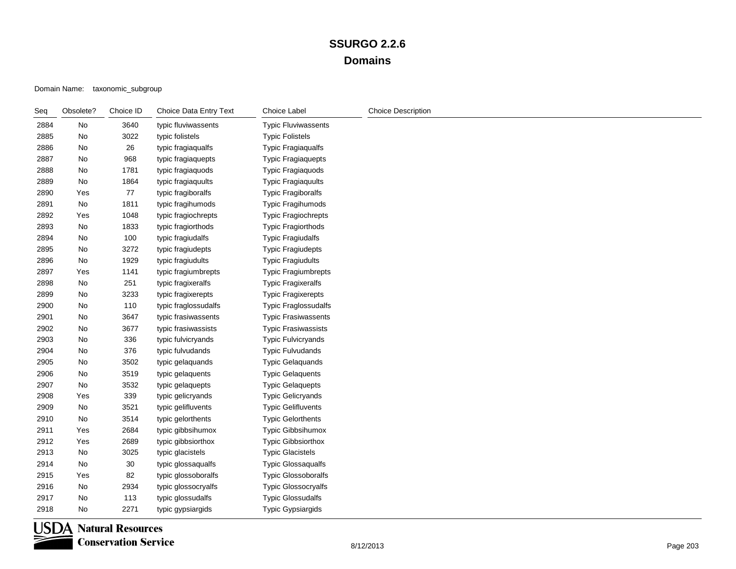# SSURGO 2.2.6

## Domains

Domain Name: taxonomic_subgroup

| Seq | Obsolete? | Choice ID | Choice Data Entry Text | Choice Label | Choice Description |
|---|---|---|---|---|---|
| 2884 | No | 3640 | typic fluviwassents | Typic Fluviwassents | |
| 2885 | No | 3022 | typic folistels | Typic Folistels | |
| 2886 | No | 26 | typic fragiaqualfs | Typic Fragiaqualfs | |
| 2887 | No | 968 | typic fragiaquepts | Typic Fragiaquepts | |
| 2888 | No | 1781 | typic fragiaquods | Typic Fragiaquods | |
| 2889 | No | 1864 | typic fragiaquults | Typic Fragiaquults | |
| 2890 | Yes | 77 | typic fragiboralfs | Typic Fragiboralfs | |
| 2891 | No | 1811 | typic fragihumods | Typic Fragihumods | |
| 2892 | Yes | 1048 | typic fragiochrepts | Typic Fragiochrepts | |
| 2893 | No | 1833 | typic fragiorthods | Typic Fragiorthods | |
| 2894 | No | 100 | typic fragiudalfs | Typic Fragiudalfs | |
| 2895 | No | 3272 | typic fragiudepts | Typic Fragiudepts | |
| 2896 | No | 1929 | typic fragiudults | Typic Fragiudults | |
| 2897 | Yes | 1141 | typic fragiumbrepts | Typic Fragiumbrepts | |
| 2898 | No | 251 | typic fragixeralfs | Typic Fragixeralfs | |
| 2899 | No | 3233 | typic fragixerepts | Typic Fragixerepts | |
| 2900 | No | 110 | typic fraglossudalfs | Typic Fraglossudalfs | |
| 2901 | No | 3647 | typic frasiwassents | Typic Frasiwassents | |
| 2902 | No | 3677 | typic frasiwassists | Typic Frasiwassists | |
| 2903 | No | 336 | typic fulvicryands | Typic Fulvicryands | |
| 2904 | No | 376 | typic fulvudands | Typic Fulvudands | |
| 2905 | No | 3502 | typic gelaquands | Typic Gelaquands | |
| 2906 | No | 3519 | typic gelaquents | Typic Gelaquents | |
| 2907 | No | 3532 | typic gelaquepts | Typic Gelaquepts | |
| 2908 | Yes | 339 | typic gelicryands | Typic Gelicryands | |
| 2909 | No | 3521 | typic gelifluvents | Typic Gelifluvents | |
| 2910 | No | 3514 | typic gelorthents | Typic Gelorthents | |
| 2911 | Yes | 2684 | typic gibbsihumox | Typic Gibbsihumox | |
| 2912 | Yes | 2689 | typic gibbsiorthox | Typic Gibbsiorthox | |
| 2913 | No | 3025 | typic glacistels | Typic Glacistels | |
| 2914 | No | 30 | typic glossaqualfs | Typic Glossaqualfs | |
| 2915 | Yes | 82 | typic glossoboralfs | Typic Glossoboralfs | |
| 2916 | No | 2934 | typic glossocryalfs | Typic Glossocryalfs | |
| 2917 | No | 113 | typic glossudalfs | Typic Glossudalfs | |
| 2918 | No | 2271 | typic gypsiargids | Typic Gypsiargids | |

USDA Natural Resources Conservation Service

8/12/2013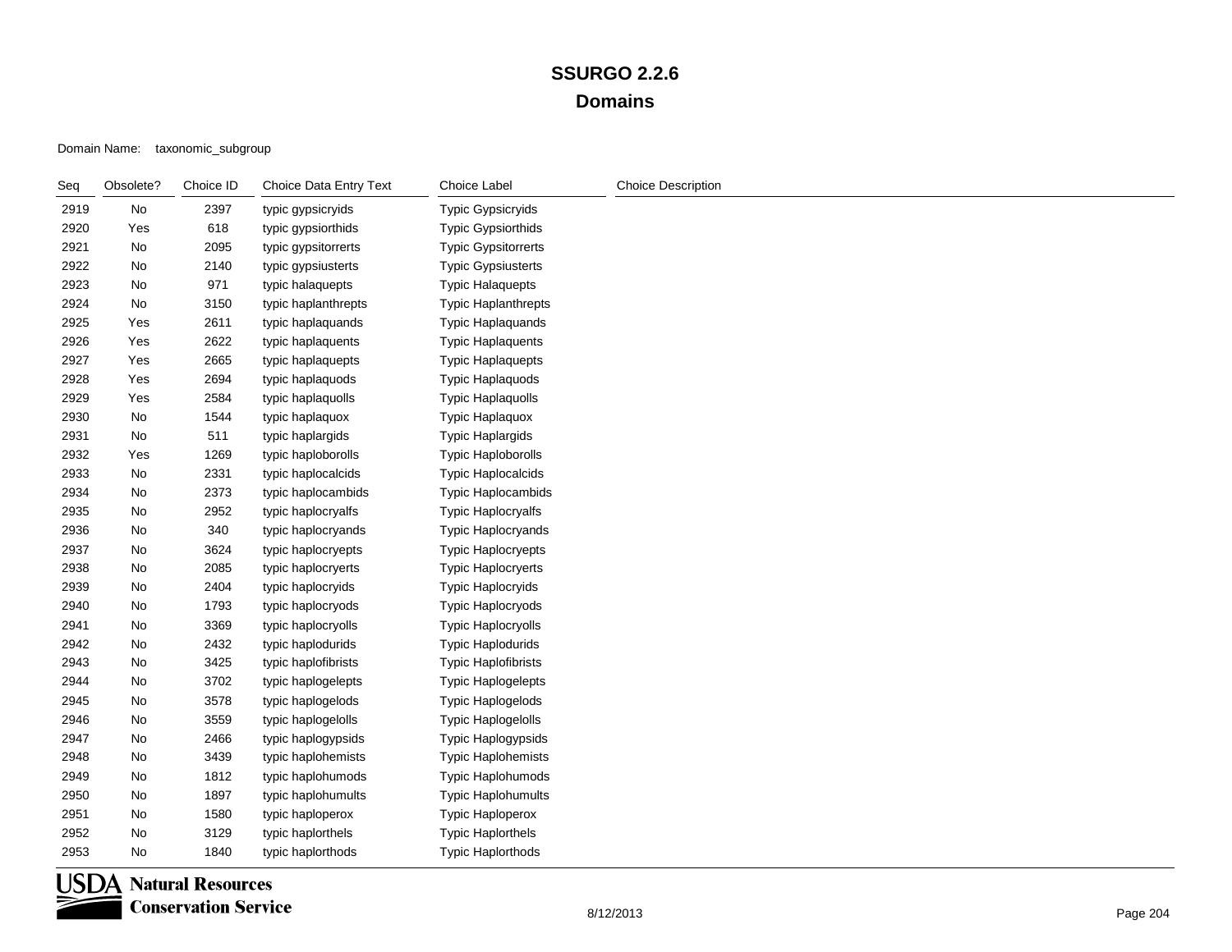# SSURGO 2.2.6

## Domains

Domain Name: taxonomic_subgroup

| Seq | Obsolete? | Choice ID | Choice Data Entry Text | Choice Label | Choice Description |
|---|---|---|---|---|---|
| 2919 | No | 2397 | typic gypsicryids | Typic Gypsicryids | |
| 2920 | Yes | 618 | typic gypsiorthids | Typic Gypsiorthids | |
| 2921 | No | 2095 | typic gypsitorrerts | Typic Gypsitorrerts | |
| 2922 | No | 2140 | typic gypsiusterts | Typic Gypsiusterts | |
| 2923 | No | 971 | typic halaquepts | Typic Halaquepts | |
| 2924 | No | 3150 | typic haplanthrepts | Typic Haplanthrepts | |
| 2925 | Yes | 2611 | typic haplaquands | Typic Haplaquands | |
| 2926 | Yes | 2622 | typic haplaquents | Typic Haplaquents | |
| 2927 | Yes | 2665 | typic haplaquepts | Typic Haplaquepts | |
| 2928 | Yes | 2694 | typic haplaquods | Typic Haplaquods | |
| 2929 | Yes | 2584 | typic haplaquolls | Typic Haplaquolls | |
| 2930 | No | 1544 | typic haplaquox | Typic Haplaquox | |
| 2931 | No | 511 | typic haplargids | Typic Haplargids | |
| 2932 | Yes | 1269 | typic haploborolls | Typic Haploborolls | |
| 2933 | No | 2331 | typic haplocalcids | Typic Haplocalcids | |
| 2934 | No | 2373 | typic haplocambids | Typic Haplocambids | |
| 2935 | No | 2952 | typic haplocryalfs | Typic Haplocryalfs | |
| 2936 | No | 340 | typic haplocryands | Typic Haplocryands | |
| 2937 | No | 3624 | typic haplocryepts | Typic Haplocryepts | |
| 2938 | No | 2085 | typic haplocryerts | Typic Haplocryerts | |
| 2939 | No | 2404 | typic haplocryids | Typic Haplocryids | |
| 2940 | No | 1793 | typic haplocryods | Typic Haplocryods | |
| 2941 | No | 3369 | typic haplocryolls | Typic Haplocryolls | |
| 2942 | No | 2432 | typic haplodurids | Typic Haplodurids | |
| 2943 | No | 3425 | typic haplofibrists | Typic Haplofibrists | |
| 2944 | No | 3702 | typic haplogelepts | Typic Haplogelepts | |
| 2945 | No | 3578 | typic haplogelods | Typic Haplogelods | |
| 2946 | No | 3559 | typic haplogelolls | Typic Haplogelolls | |
| 2947 | No | 2466 | typic haplogypsids | Typic Haplogypsids | |
| 2948 | No | 3439 | typic haplohemists | Typic Haplohemists | |
| 2949 | No | 1812 | typic haplohumods | Typic Haplohumods | |
| 2950 | No | 1897 | typic haplohumults | Typic Haplohumults | |
| 2951 | No | 1580 | typic haploperox | Typic Haploperox | |
| 2952 | No | 3129 | typic haplorthels | Typic Haplorthels | |
| 2953 | No | 1840 | typic haplorthods | Typic Haplorthods | |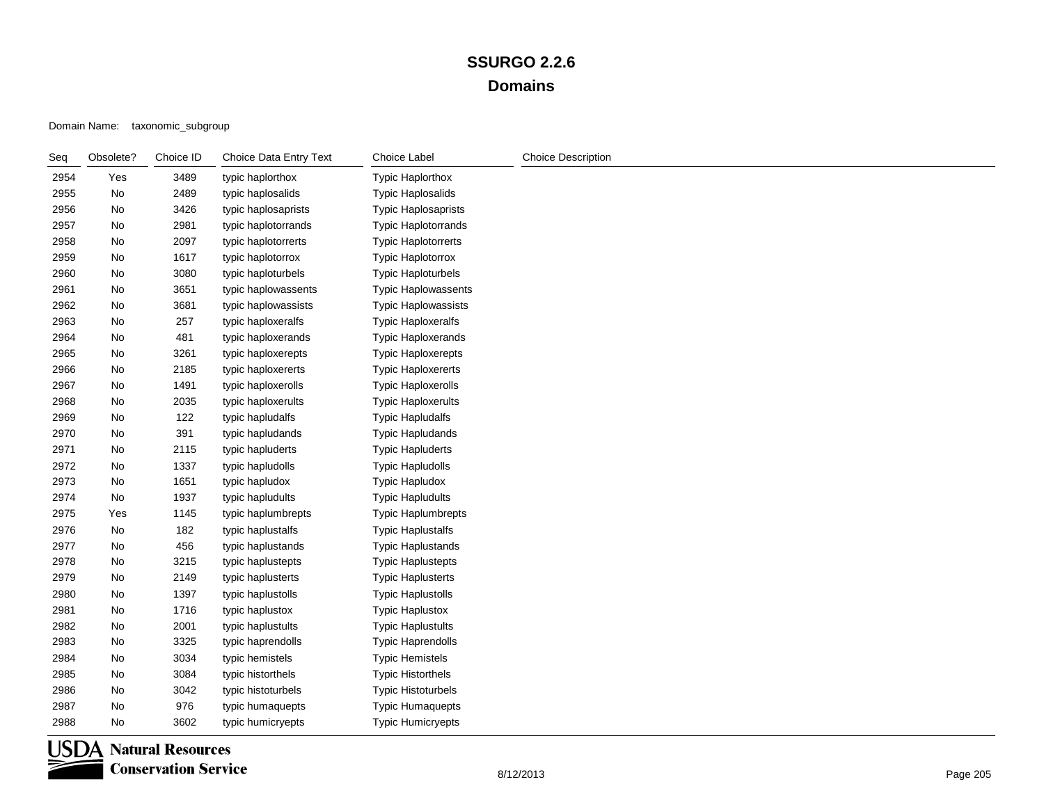# SSURGO 2.2.6

## Domains

Domain Name: taxonomic_subgroup

| Seq | Obsolete? | Choice ID | Choice Data Entry Text | Choice Label | Choice Description |
|---|---|---|---|---|---|
| 2954 | Yes | 3489 | typic haplorthox | Typic Haplorthox | |
| 2955 | No | 2489 | typic haplosalids | Typic Haplosalids | |
| 2956 | No | 3426 | typic haplosaprists | Typic Haplosaprists | |
| 2957 | No | 2981 | typic haplotorrands | Typic Haplotorrands | |
| 2958 | No | 2097 | typic haplotorrerts | Typic Haplotorrerts | |
| 2959 | No | 1617 | typic haplotorrox | Typic Haplotorrox | |
| 2960 | No | 3080 | typic haploturbels | Typic Haploturbels | |
| 2961 | No | 3651 | typic haplowassents | Typic Haplowassents | |
| 2962 | No | 3681 | typic haplowassists | Typic Haplowassists | |
| 2963 | No | 257 | typic haploxeralfs | Typic Haploxeralfs | |
| 2964 | No | 481 | typic haploxerands | Typic Haploxerands | |
| 2965 | No | 3261 | typic haploxerepts | Typic Haploxerepts | |
| 2966 | No | 2185 | typic haploxererts | Typic Haploxererts | |
| 2967 | No | 1491 | typic haploxerolls | Typic Haploxerolls | |
| 2968 | No | 2035 | typic haploxerults | Typic Haploxerults | |
| 2969 | No | 122 | typic hapludalfs | Typic Hapludalfs | |
| 2970 | No | 391 | typic hapludands | Typic Hapludands | |
| 2971 | No | 2115 | typic hapluderts | Typic Hapluderts | |
| 2972 | No | 1337 | typic hapludolls | Typic Hapludolls | |
| 2973 | No | 1651 | typic hapludox | Typic Hapludox | |
| 2974 | No | 1937 | typic hapludults | Typic Hapludults | |
| 2975 | Yes | 1145 | typic haplumbrepts | Typic Haplumbrepts | |
| 2976 | No | 182 | typic haplustalfs | Typic Haplustalfs | |
| 2977 | No | 456 | typic haplustands | Typic Haplustands | |
| 2978 | No | 3215 | typic haplustepts | Typic Haplustepts | |
| 2979 | No | 2149 | typic haplusterts | Typic Haplusterts | |
| 2980 | No | 1397 | typic haplustolls | Typic Haplustolls | |
| 2981 | No | 1716 | typic haplustox | Typic Haplustox | |
| 2982 | No | 2001 | typic haplustults | Typic Haplustults | |
| 2983 | No | 3325 | typic haprendolls | Typic Haprendolls | |
| 2984 | No | 3034 | typic hemistels | Typic Hemistels | |
| 2985 | No | 3084 | typic historthels | Typic Historthels | |
| 2986 | No | 3042 | typic histoturbels | Typic Histoturbels | |
| 2987 | No | 976 | typic humaquepts | Typic Humaquepts | |
| 2988 | No | 3602 | typic humicryepts | Typic Humicryepts | |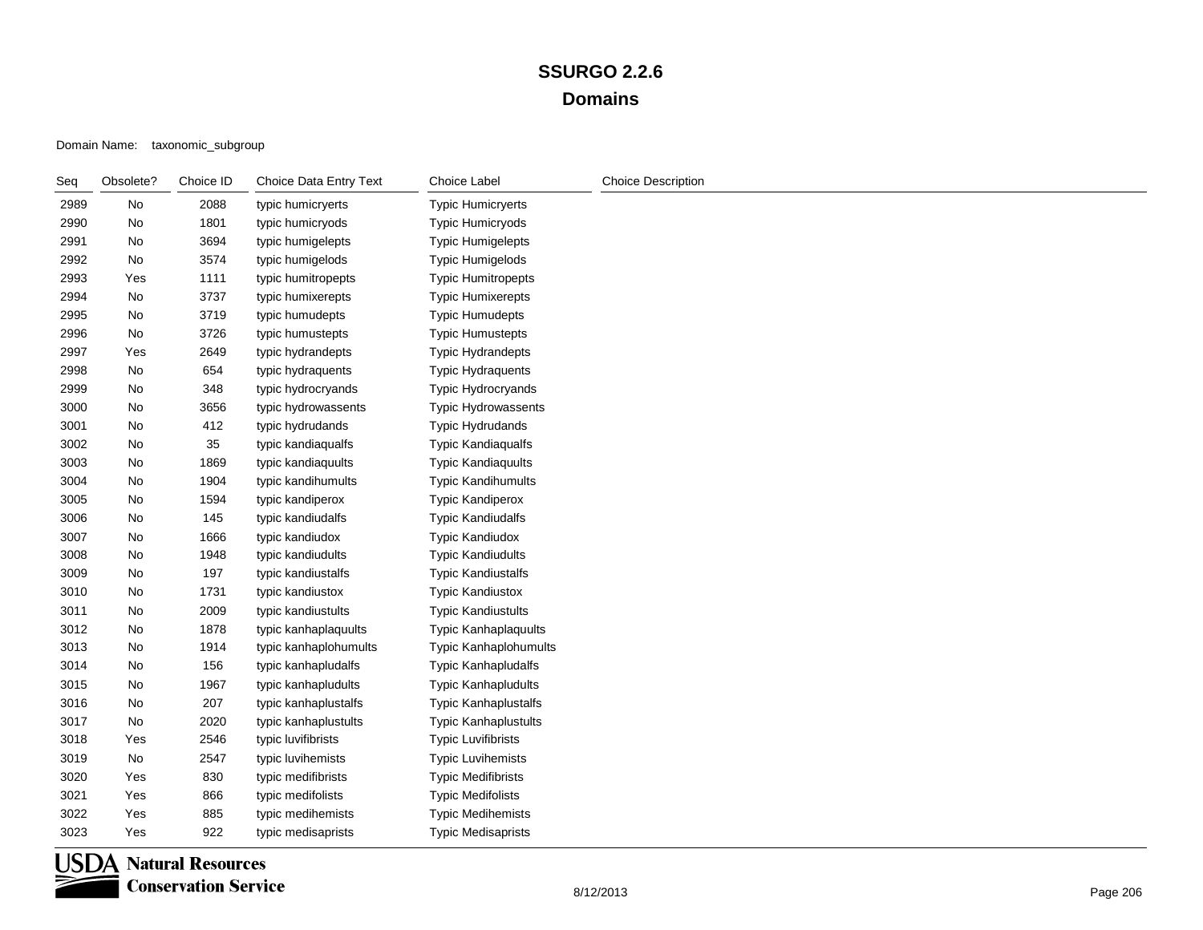# SSURGO 2.2.6

## Domains

Domain Name: taxonomic_subgroup

| Seq | Obsolete? | Choice ID | Choice Data Entry Text | Choice Label | Choice Description |
|---|---|---|---|---|---|
| 2989 | No | 2088 | typic humicryerts | Typic Humicryerts | |
| 2990 | No | 1801 | typic humicryods | Typic Humicryods | |
| 2991 | No | 3694 | typic humigelepts | Typic Humigelepts | |
| 2992 | No | 3574 | typic humigelods | Typic Humigelods | |
| 2993 | Yes | 1111 | typic humitropepts | Typic Humitropepts | |
| 2994 | No | 3737 | typic humixerepts | Typic Humixerepts | |
| 2995 | No | 3719 | typic humudepts | Typic Humudepts | |
| 2996 | No | 3726 | typic humustepts | Typic Humustepts | |
| 2997 | Yes | 2649 | typic hydrandepts | Typic Hydrandepts | |
| 2998 | No | 654 | typic hydraquents | Typic Hydraquents | |
| 2999 | No | 348 | typic hydrocryands | Typic Hydrocryands | |
| 3000 | No | 3656 | typic hydrowassents | Typic Hydrowassents | |
| 3001 | No | 412 | typic hydrudands | Typic Hydrudands | |
| 3002 | No | 35 | typic kandiaqualfs | Typic Kandiaqualfs | |
| 3003 | No | 1869 | typic kandiaquults | Typic Kandiaquults | |
| 3004 | No | 1904 | typic kandihumults | Typic Kandihumults | |
| 3005 | No | 1594 | typic kandiperox | Typic Kandiperox | |
| 3006 | No | 145 | typic kandiudalfs | Typic Kandiudalfs | |
| 3007 | No | 1666 | typic kandiudox | Typic Kandiudox | |
| 3008 | No | 1948 | typic kandiudults | Typic Kandiudults | |
| 3009 | No | 197 | typic kandiustalfs | Typic Kandiustalfs | |
| 3010 | No | 1731 | typic kandiustox | Typic Kandiustox | |
| 3011 | No | 2009 | typic kandiustults | Typic Kandiustults | |
| 3012 | No | 1878 | typic kanhaplaquults | Typic Kanhaplaquults | |
| 3013 | No | 1914 | typic kanhaplohumults | Typic Kanhaplohumults | |
| 3014 | No | 156 | typic kanhapludalfs | Typic Kanhapludalfs | |
| 3015 | No | 1967 | typic kanhapludults | Typic Kanhapludults | |
| 3016 | No | 207 | typic kanhaplustalfs | Typic Kanhaplustalfs | |
| 3017 | No | 2020 | typic kanhaplustults | Typic Kanhaplustults | |
| 3018 | Yes | 2546 | typic luvifibrists | Typic Luvifibrists | |
| 3019 | No | 2547 | typic luvihemists | Typic Luvihemists | |
| 3020 | Yes | 830 | typic medifibrists | Typic Medifibrists | |
| 3021 | Yes | 866 | typic medifolists | Typic Medifolists | |
| 3022 | Yes | 885 | typic medihemists | Typic Medihemists | |
| 3023 | Yes | 922 | typic medisaprists | Typic Medisaprists | |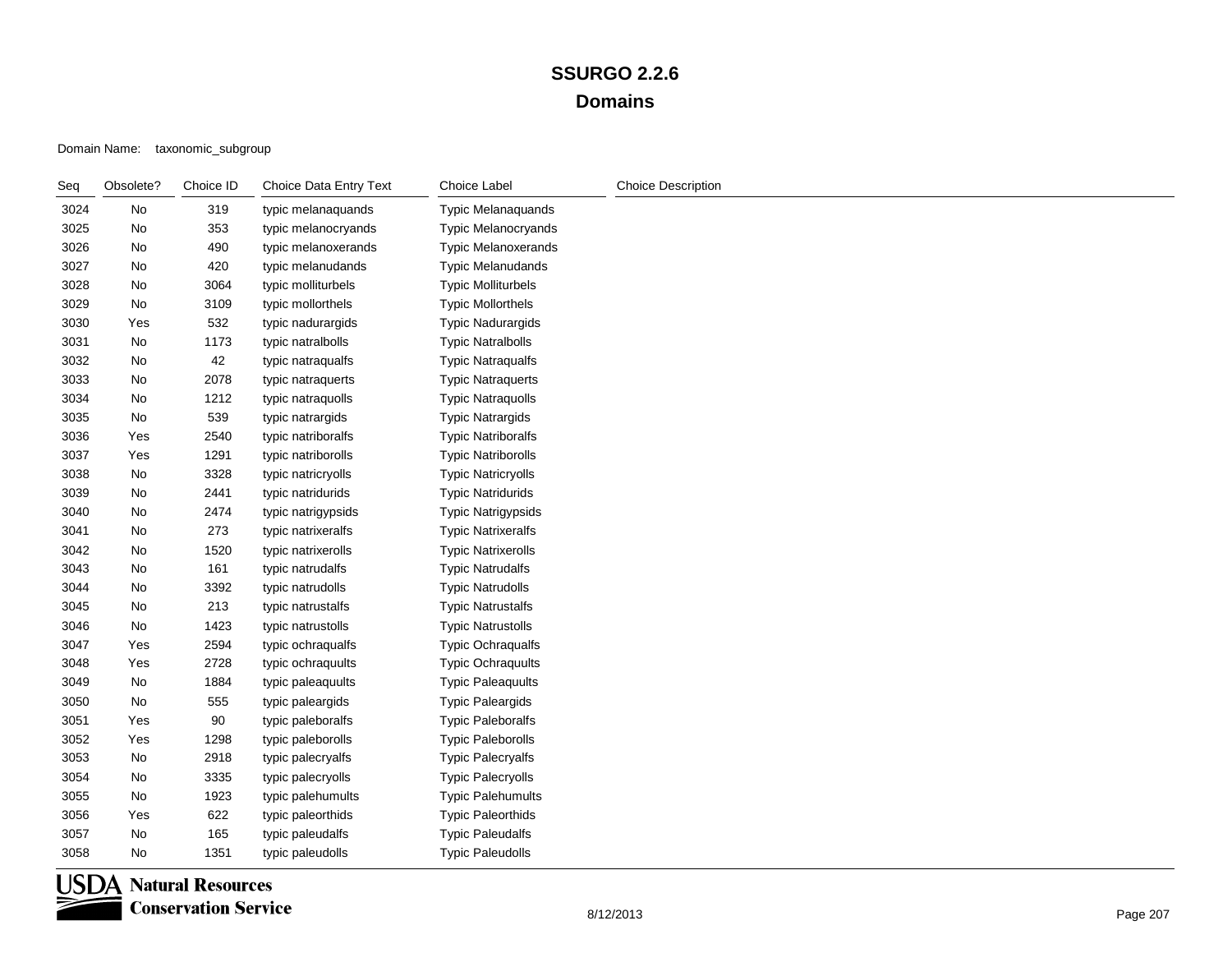# SSURGO 2.2.6

## Domains

Domain Name: taxonomic_subgroup

| Seq | Obsolete? | Choice ID | Choice Data Entry Text | Choice Label | Choice Description |
|---|---|---|---|---|---|
| 3024 | No | 319 | typic melanaquands | Typic Melanaquands | |
| 3025 | No | 353 | typic melanocryands | Typic Melanocryands | |
| 3026 | No | 490 | typic melanoxerands | Typic Melanoxerands | |
| 3027 | No | 420 | typic melanudands | Typic Melanudands | |
| 3028 | No | 3064 | typic molliturbels | Typic Molliturbels | |
| 3029 | No | 3109 | typic mollorthels | Typic Mollorthels | |
| 3030 | Yes | 532 | typic nadurargids | Typic Nadurargids | |
| 3031 | No | 1173 | typic natralbolls | Typic Natralbolls | |
| 3032 | No | 42 | typic natraqualfs | Typic Natraqualfs | |
| 3033 | No | 2078 | typic natraquerts | Typic Natraquerts | |
| 3034 | No | 1212 | typic natraquolls | Typic Natraquolls | |
| 3035 | No | 539 | typic natrargids | Typic Natrargids | |
| 3036 | Yes | 2540 | typic natriboralfs | Typic Natriboralfs | |
| 3037 | Yes | 1291 | typic natriborolls | Typic Natriborolls | |
| 3038 | No | 3328 | typic natricryolls | Typic Natricryolls | |
| 3039 | No | 2441 | typic natridurids | Typic Natridurids | |
| 3040 | No | 2474 | typic natrigypsids | Typic Natrigypsids | |
| 3041 | No | 273 | typic natrixeralfs | Typic Natrixeralfs | |
| 3042 | No | 1520 | typic natrixerolls | Typic Natrixerolls | |
| 3043 | No | 161 | typic natrudalfs | Typic Natrudalfs | |
| 3044 | No | 3392 | typic natrudolls | Typic Natrudolls | |
| 3045 | No | 213 | typic natrustalfs | Typic Natrustalfs | |
| 3046 | No | 1423 | typic natrustolls | Typic Natrustolls | |
| 3047 | Yes | 2594 | typic ochraqualfs | Typic Ochraqualfs | |
| 3048 | Yes | 2728 | typic ochraquults | Typic Ochraquults | |
| 3049 | No | 1884 | typic paleaquults | Typic Paleaquults | |
| 3050 | No | 555 | typic paleargids | Typic Paleargids | |
| 3051 | Yes | 90 | typic paleboralfs | Typic Paleboralfs | |
| 3052 | Yes | 1298 | typic paleborolls | Typic Paleborolls | |
| 3053 | No | 2918 | typic palecryalfs | Typic Palecryalfs | |
| 3054 | No | 3335 | typic palecryolls | Typic Palecryolls | |
| 3055 | No | 1923 | typic palehumults | Typic Palehumults | |
| 3056 | Yes | 622 | typic paleorthids | Typic Paleorthids | |
| 3057 | No | 165 | typic paleudalfs | Typic Paleudalfs | |
| 3058 | No | 1351 | typic paleudolls | Typic Paleudolls | |

USDA Natural Resources Conservation Service

8/12/2013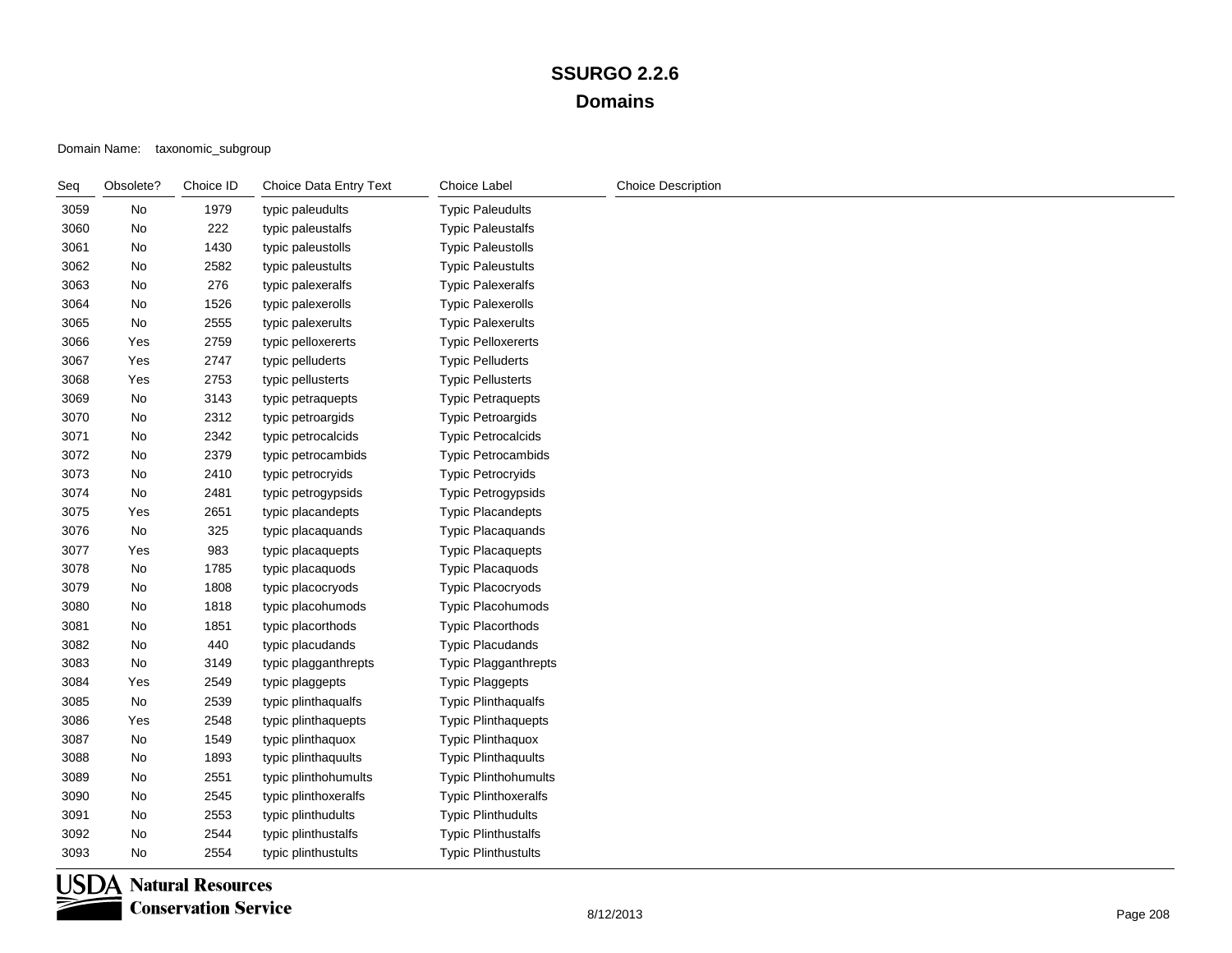# SSURGO 2.2.6

## Domains

Domain Name: taxonomic_subgroup

| Seq | Obsolete? | Choice ID | Choice Data Entry Text | Choice Label | Choice Description |
|---|---|---|---|---|---|
| 3059 | No | 1979 | typic paleudults | Typic Paleudults | |
| 3060 | No | 222 | typic paleustalfs | Typic Paleustalfs | |
| 3061 | No | 1430 | typic paleustolls | Typic Paleustolls | |
| 3062 | No | 2582 | typic paleustults | Typic Paleustults | |
| 3063 | No | 276 | typic palexeralfs | Typic Palexeralfs | |
| 3064 | No | 1526 | typic palexerolls | Typic Palexerolls | |
| 3065 | No | 2555 | typic palexerults | Typic Palexerults | |
| 3066 | Yes | 2759 | typic pelloxererts | Typic Pelloxererts | |
| 3067 | Yes | 2747 | typic pelluderts | Typic Pelluderts | |
| 3068 | Yes | 2753 | typic pellusterts | Typic Pellusterts | |
| 3069 | No | 3143 | typic petraquepts | Typic Petraquepts | |
| 3070 | No | 2312 | typic petroargids | Typic Petroargids | |
| 3071 | No | 2342 | typic petrocalcids | Typic Petrocalcids | |
| 3072 | No | 2379 | typic petrocambids | Typic Petrocambids | |
| 3073 | No | 2410 | typic petrocryids | Typic Petrocryids | |
| 3074 | No | 2481 | typic petrogypsids | Typic Petrogypsids | |
| 3075 | Yes | 2651 | typic placandepts | Typic Placandepts | |
| 3076 | No | 325 | typic placaquands | Typic Placaquands | |
| 3077 | Yes | 983 | typic placaquepts | Typic Placaquepts | |
| 3078 | No | 1785 | typic placaquods | Typic Placaquods | |
| 3079 | No | 1808 | typic placocryods | Typic Placocryods | |
| 3080 | No | 1818 | typic placohumods | Typic Placohumods | |
| 3081 | No | 1851 | typic placorthods | Typic Placorthods | |
| 3082 | No | 440 | typic placudands | Typic Placudands | |
| 3083 | No | 3149 | typic plagganthrepts | Typic Plagganthrepts | |
| 3084 | Yes | 2549 | typic plaggepts | Typic Plaggepts | |
| 3085 | No | 2539 | typic plinthaqualfs | Typic Plinthaqualfs | |
| 3086 | Yes | 2548 | typic plinthaquepts | Typic Plinthaquepts | |
| 3087 | No | 1549 | typic plinthaquox | Typic Plinthaquox | |
| 3088 | No | 1893 | typic plinthaquults | Typic Plinthaquults | |
| 3089 | No | 2551 | typic plinthohumults | Typic Plinthohumults | |
| 3090 | No | 2545 | typic plinthoxeralfs | Typic Plinthoxeralfs | |
| 3091 | No | 2553 | typic plinthudults | Typic Plinthudults | |
| 3092 | No | 2544 | typic plinthustalfs | Typic Plinthustalfs | |
| 3093 | No | 2554 | typic plinthustults | Typic Plinthustults | |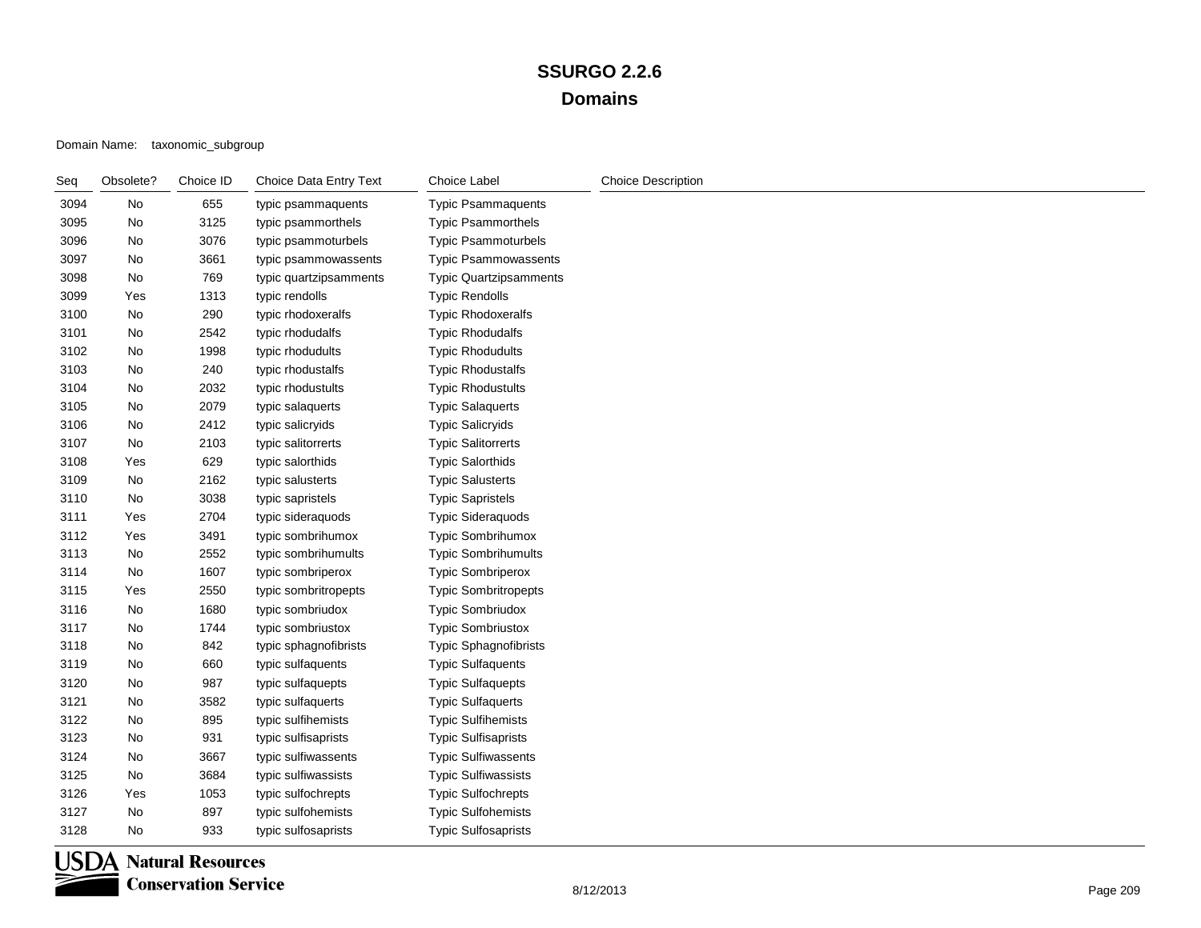# SSURGO 2.2.6

## Domains

Domain Name: taxonomic_subgroup

| Seq | Obsolete? | Choice ID | Choice Data Entry Text | Choice Label | Choice Description |
|---|---|---|---|---|---|
| 3094 | No | 655 | typic psammaquents | Typic Psammaquents | |
| 3095 | No | 3125 | typic psammorthels | Typic Psammorthels | |
| 3096 | No | 3076 | typic psammoturbels | Typic Psammoturbels | |
| 3097 | No | 3661 | typic psammowassents | Typic Psammowassents | |
| 3098 | No | 769 | typic quartzipsamments | Typic Quartzipsamments | |
| 3099 | Yes | 1313 | typic rendolls | Typic Rendolls | |
| 3100 | No | 290 | typic rhodoxeralfs | Typic Rhodoxeralfs | |
| 3101 | No | 2542 | typic rhodudalfs | Typic Rhodudalfs | |
| 3102 | No | 1998 | typic rhodudults | Typic Rhodudults | |
| 3103 | No | 240 | typic rhodustalfs | Typic Rhodustalfs | |
| 3104 | No | 2032 | typic rhodustults | Typic Rhodustults | |
| 3105 | No | 2079 | typic salaquerts | Typic Salaquerts | |
| 3106 | No | 2412 | typic salicryids | Typic Salicryids | |
| 3107 | No | 2103 | typic salitorrerts | Typic Salitorrerts | |
| 3108 | Yes | 629 | typic salorthids | Typic Salorthids | |
| 3109 | No | 2162 | typic salusterts | Typic Salusterts | |
| 3110 | No | 3038 | typic sapristels | Typic Sapristels | |
| 3111 | Yes | 2704 | typic sideraquods | Typic Sideraquods | |
| 3112 | Yes | 3491 | typic sombrihumox | Typic Sombrihumox | |
| 3113 | No | 2552 | typic sombrihumults | Typic Sombrihumults | |
| 3114 | No | 1607 | typic sombriperox | Typic Sombriperox | |
| 3115 | Yes | 2550 | typic sombritropepts | Typic Sombritropepts | |
| 3116 | No | 1680 | typic sombriudox | Typic Sombriudox | |
| 3117 | No | 1744 | typic sombriustox | Typic Sombriustox | |
| 3118 | No | 842 | typic sphagnofibrists | Typic Sphagnofibrists | |
| 3119 | No | 660 | typic sulfaquents | Typic Sulfaquents | |
| 3120 | No | 987 | typic sulfaquepts | Typic Sulfaquepts | |
| 3121 | No | 3582 | typic sulfaquerts | Typic Sulfaquerts | |
| 3122 | No | 895 | typic sulfihemists | Typic Sulfihemists | |
| 3123 | No | 931 | typic sulfisaprists | Typic Sulfisaprists | |
| 3124 | No | 3667 | typic sulfiwassents | Typic Sulfiwassents | |
| 3125 | No | 3684 | typic sulfiwassists | Typic Sulfiwassists | |
| 3126 | Yes | 1053 | typic sulfochrepts | Typic Sulfochrepts | |
| 3127 | No | 897 | typic sulfohemists | Typic Sulfohemists | |
| 3128 | No | 933 | typic sulfosaprists | Typic Sulfosaprists | |

8/12/2013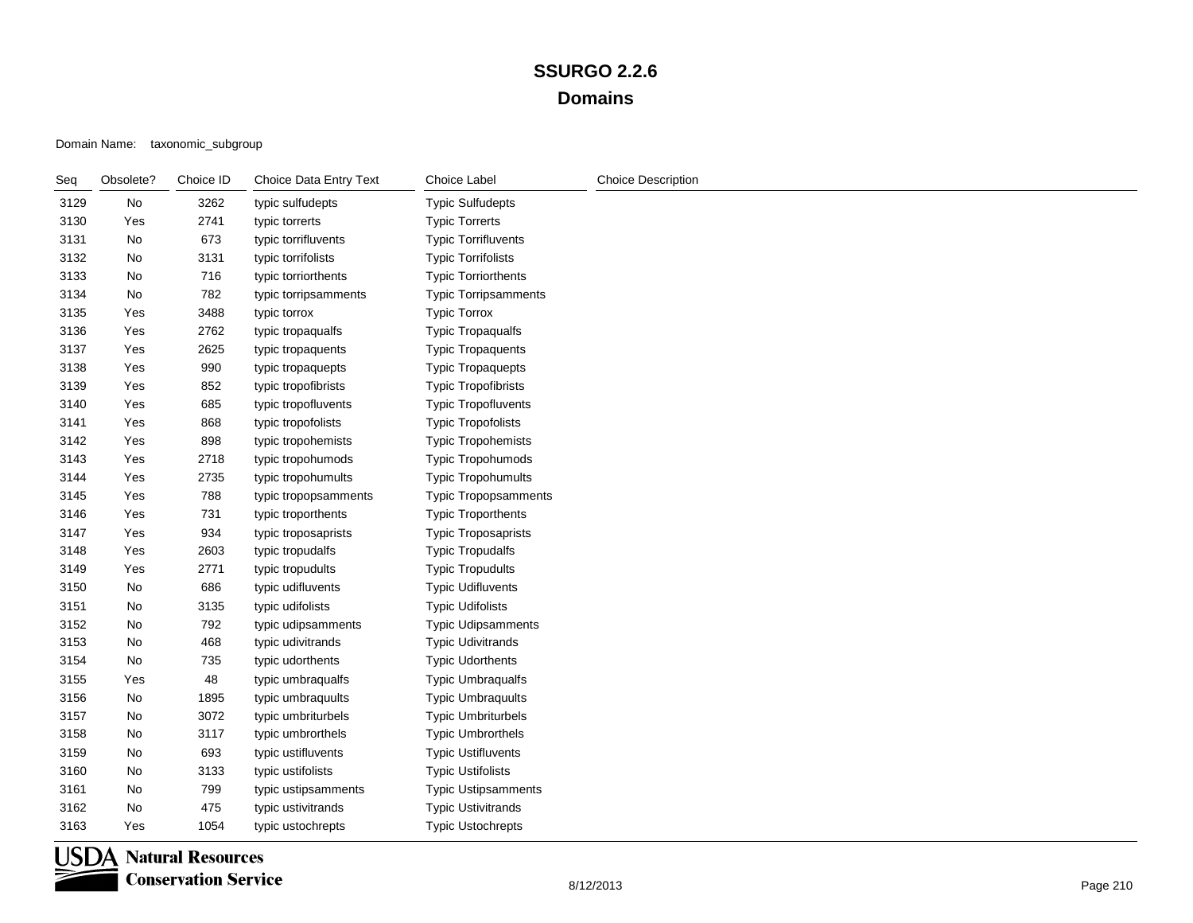# SSURGO 2.2.6

## Domains

Domain Name: taxonomic_subgroup

| Seq | Obsolete? | Choice ID | Choice Data Entry Text | Choice Label | Choice Description |
|---|---|---|---|---|---|
| 3129 | No | 3262 | typic sulfudepts | Typic Sulfudepts | |
| 3130 | Yes | 2741 | typic torrerts | Typic Torrerts | |
| 3131 | No | 673 | typic torrifluvents | Typic Torrifluvents | |
| 3132 | No | 3131 | typic torrifolists | Typic Torrifolists | |
| 3133 | No | 716 | typic torriorthents | Typic Torriorthents | |
| 3134 | No | 782 | typic torripsamments | Typic Torripsamments | |
| 3135 | Yes | 3488 | typic torrox | Typic Torrox | |
| 3136 | Yes | 2762 | typic tropaqualfs | Typic Tropaqualfs | |
| 3137 | Yes | 2625 | typic tropaquents | Typic Tropaquents | |
| 3138 | Yes | 990 | typic tropaquepts | Typic Tropaquepts | |
| 3139 | Yes | 852 | typic tropofibrists | Typic Tropofibrists | |
| 3140 | Yes | 685 | typic tropofluvents | Typic Tropofluvents | |
| 3141 | Yes | 868 | typic tropofolists | Typic Tropofolists | |
| 3142 | Yes | 898 | typic tropohemists | Typic Tropohemists | |
| 3143 | Yes | 2718 | typic tropohumods | Typic Tropohumods | |
| 3144 | Yes | 2735 | typic tropohumults | Typic Tropohumults | |
| 3145 | Yes | 788 | typic tropopsamments | Typic Tropopsamments | |
| 3146 | Yes | 731 | typic troporthents | Typic Troporthents | |
| 3147 | Yes | 934 | typic troposaprists | Typic Troposaprists | |
| 3148 | Yes | 2603 | typic tropudalfs | Typic Tropudalfs | |
| 3149 | Yes | 2771 | typic tropudults | Typic Tropudults | |
| 3150 | No | 686 | typic udifluvents | Typic Udifluvents | |
| 3151 | No | 3135 | typic udifolists | Typic Udifolists | |
| 3152 | No | 792 | typic udipsamments | Typic Udipsamments | |
| 3153 | No | 468 | typic udivitrands | Typic Udivitrands | |
| 3154 | No | 735 | typic udorthents | Typic Udorthents | |
| 3155 | Yes | 48 | typic umbraqualfs | Typic Umbraqualfs | |
| 3156 | No | 1895 | typic umbraquults | Typic Umbraquults | |
| 3157 | No | 3072 | typic umbriturbels | Typic Umbriturbels | |
| 3158 | No | 3117 | typic umbrorthels | Typic Umbrorthels | |
| 3159 | No | 693 | typic ustifluvents | Typic Ustifluvents | |
| 3160 | No | 3133 | typic ustifolists | Typic Ustifolists | |
| 3161 | No | 799 | typic ustipsamments | Typic Ustipsamments | |
| 3162 | No | 475 | typic ustivitrands | Typic Ustivitrands | |
| 3163 | Yes | 1054 | typic ustochrepts | Typic Ustochrepts | |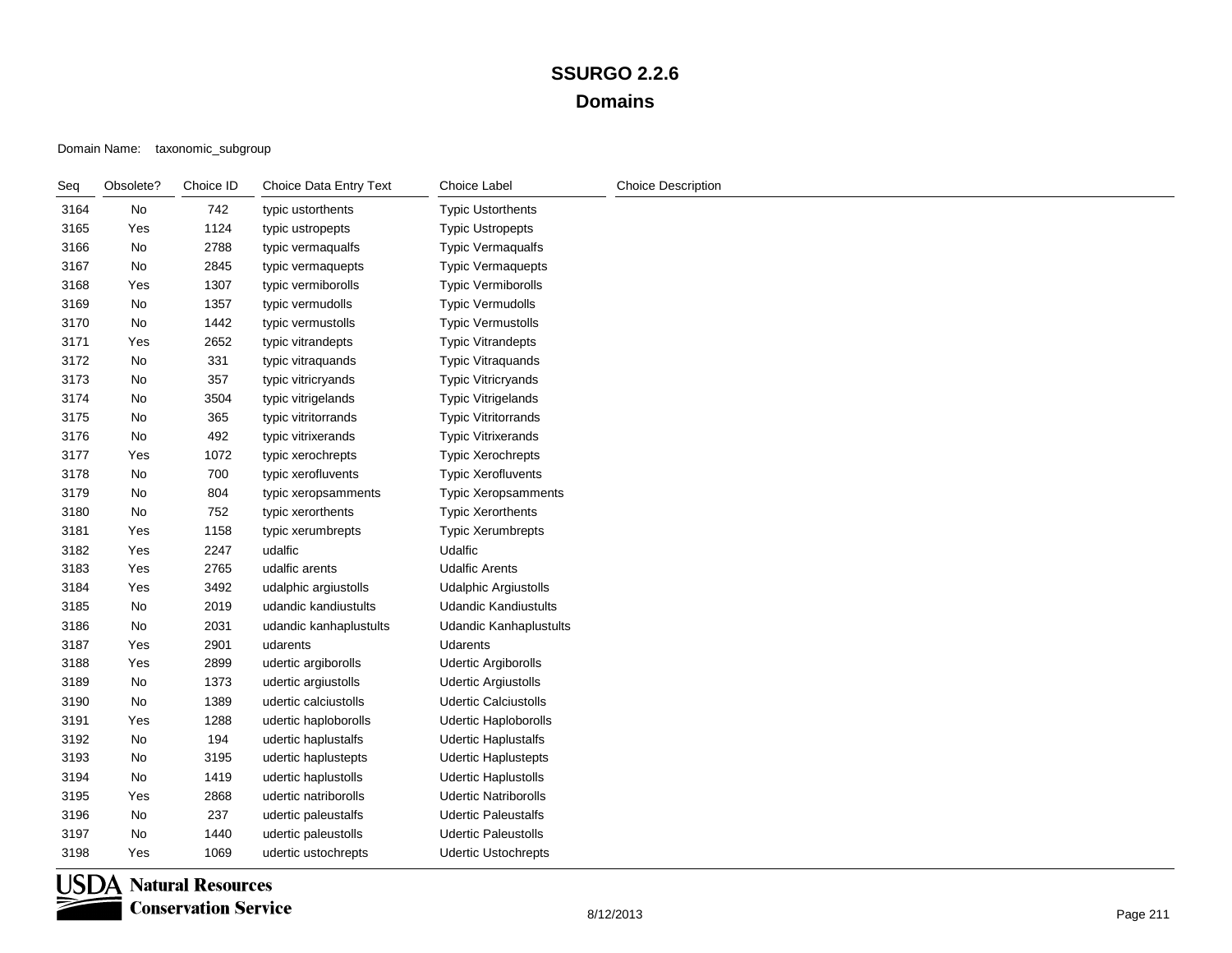# SSURGO 2.2.6

## Domains

Domain Name: taxonomic_subgroup

| Seq | Obsolete? | Choice ID | Choice Data Entry Text | Choice Label | Choice Description |
|---|---|---|---|---|---|
| 3164 | No | 742 | typic ustorthents | Typic Ustorthents | |
| 3165 | Yes | 1124 | typic ustropepts | Typic Ustropepts | |
| 3166 | No | 2788 | typic vermaqualfs | Typic Vermaqualfs | |
| 3167 | No | 2845 | typic vermaquepts | Typic Vermaquepts | |
| 3168 | Yes | 1307 | typic vermiborolls | Typic Vermiborolls | |
| 3169 | No | 1357 | typic vermudolls | Typic Vermudolls | |
| 3170 | No | 1442 | typic vermustolls | Typic Vermustolls | |
| 3171 | Yes | 2652 | typic vitrandepts | Typic Vitrandepts | |
| 3172 | No | 331 | typic vitraquands | Typic Vitraquands | |
| 3173 | No | 357 | typic vitricryands | Typic Vitricryands | |
| 3174 | No | 3504 | typic vitrigelands | Typic Vitrigelands | |
| 3175 | No | 365 | typic vitritorrands | Typic Vitritorrands | |
| 3176 | No | 492 | typic vitrixerands | Typic Vitrixerands | |
| 3177 | Yes | 1072 | typic xerochrepts | Typic Xerochrepts | |
| 3178 | No | 700 | typic xerofluvents | Typic Xerofluvents | |
| 3179 | No | 804 | typic xeropsamments | Typic Xeropsamments | |
| 3180 | No | 752 | typic xerorthents | Typic Xerorthents | |
| 3181 | Yes | 1158 | typic xerumbrepts | Typic Xerumbrepts | |
| 3182 | Yes | 2247 | udalfic | Udalfic | |
| 3183 | Yes | 2765 | udalfic arents | Udalfic Arents | |
| 3184 | Yes | 3492 | udalphic argiustolls | Udalphic Argiustolls | |
| 3185 | No | 2019 | udandic kandiustults | Udandic Kandiustults | |
| 3186 | No | 2031 | udandic kanhaplustults | Udandic Kanhaplustults | |
| 3187 | Yes | 2901 | udarents | Udarents | |
| 3188 | Yes | 2899 | udertic argiborolls | Udertic Argiborolls | |
| 3189 | No | 1373 | udertic argiustolls | Udertic Argiustolls | |
| 3190 | No | 1389 | udertic calciustolls | Udertic Calciustolls | |
| 3191 | Yes | 1288 | udertic haploborolls | Udertic Haploborolls | |
| 3192 | No | 194 | udertic haplustalfs | Udertic Haplustalfs | |
| 3193 | No | 3195 | udertic haplustepts | Udertic Haplustepts | |
| 3194 | No | 1419 | udertic haplustolls | Udertic Haplustolls | |
| 3195 | Yes | 2868 | udertic natriborolls | Udertic Natriborolls | |
| 3196 | No | 237 | udertic paleustalfs | Udertic Paleustalfs | |
| 3197 | No | 1440 | udertic paleustolls | Udertic Paleustolls | |
| 3198 | Yes | 1069 | udertic ustochrepts | Udertic Ustochrepts | |

USDA Natural Resources Conservation Service

8/12/2013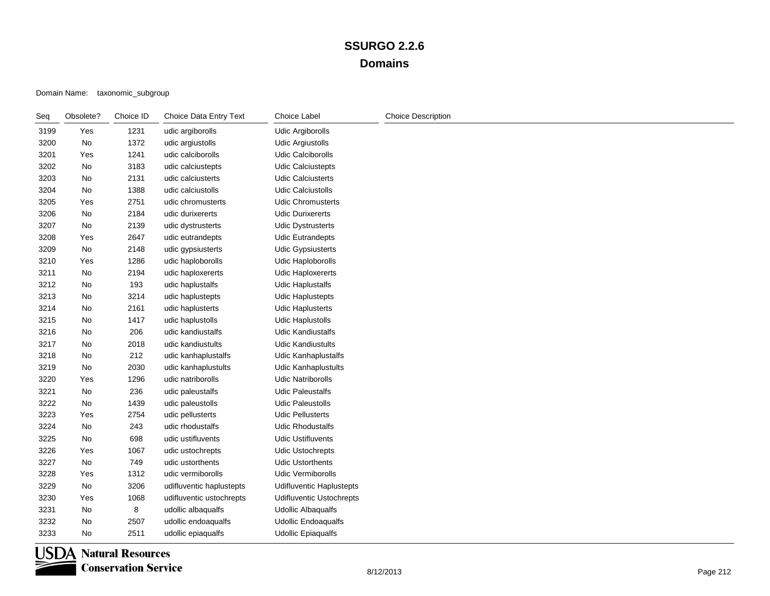# SSURGO 2.2.6

## Domains

Domain Name: taxonomic_subgroup

| Seq | Obsolete? | Choice ID | Choice Data Entry Text | Choice Label | Choice Description |
|---|---|---|---|---|---|
| 3199 | Yes | 1231 | udic argiborolls | Udic Argiborolls | |
| 3200 | No | 1372 | udic argiustolls | Udic Argiustolls | |
| 3201 | Yes | 1241 | udic calciborolls | Udic Calciborolls | |
| 3202 | No | 3183 | udic calciustepts | Udic Calciustepts | |
| 3203 | No | 2131 | udic calciusterts | Udic Calciusterts | |
| 3204 | No | 1388 | udic calciustolls | Udic Calciustolls | |
| 3205 | Yes | 2751 | udic chromusterts | Udic Chromusterts | |
| 3206 | No | 2184 | udic durixererts | Udic Durixererts | |
| 3207 | No | 2139 | udic dystrusterts | Udic Dystrusterts | |
| 3208 | Yes | 2647 | udic eutrandepts | Udic Eutrandepts | |
| 3209 | No | 2148 | udic gypsiusterts | Udic Gypsiusterts | |
| 3210 | Yes | 1286 | udic haploborolls | Udic Haploborolls | |
| 3211 | No | 2194 | udic haploxererts | Udic Haploxererts | |
| 3212 | No | 193 | udic haplustalfs | Udic Haplustalfs | |
| 3213 | No | 3214 | udic haplustepts | Udic Haplustepts | |
| 3214 | No | 2161 | udic haplusterts | Udic Haplusterts | |
| 3215 | No | 1417 | udic haplustolls | Udic Haplustolls | |
| 3216 | No | 206 | udic kandiustalfs | Udic Kandiustalfs | |
| 3217 | No | 2018 | udic kandiustults | Udic Kandiustults | |
| 3218 | No | 212 | udic kanhaplustalfs | Udic Kanhaplustalfs | |
| 3219 | No | 2030 | udic kanhaplustults | Udic Kanhaplustults | |
| 3220 | Yes | 1296 | udic natriborolls | Udic Natriborolls | |
| 3221 | No | 236 | udic paleustalfs | Udic Paleustalfs | |
| 3222 | No | 1439 | udic paleustolls | Udic Paleustolls | |
| 3223 | Yes | 2754 | udic pellusterts | Udic Pellusterts | |
| 3224 | No | 243 | udic rhodustalfs | Udic Rhodustalfs | |
| 3225 | No | 698 | udic ustifluvents | Udic Ustifluvents | |
| 3226 | Yes | 1067 | udic ustochrepts | Udic Ustochrepts | |
| 3227 | No | 749 | udic ustorthents | Udic Ustorthents | |
| 3228 | Yes | 1312 | udic vermiborolls | Udic Vermiborolls | |
| 3229 | No | 3206 | udifluventic haplustepts | Udifluventic Haplustepts | |
| 3230 | Yes | 1068 | udifluventic ustochrepts | Udifluventic Ustochrepts | |
| 3231 | No | 8 | udollic albaqualfs | Udollic Albaqualfs | |
| 3232 | No | 2507 | udollic endoaqualfs | Udollic Endoaqualfs | |
| 3233 | No | 2511 | udollic epiaqualfs | Udollic Epiaqualfs | |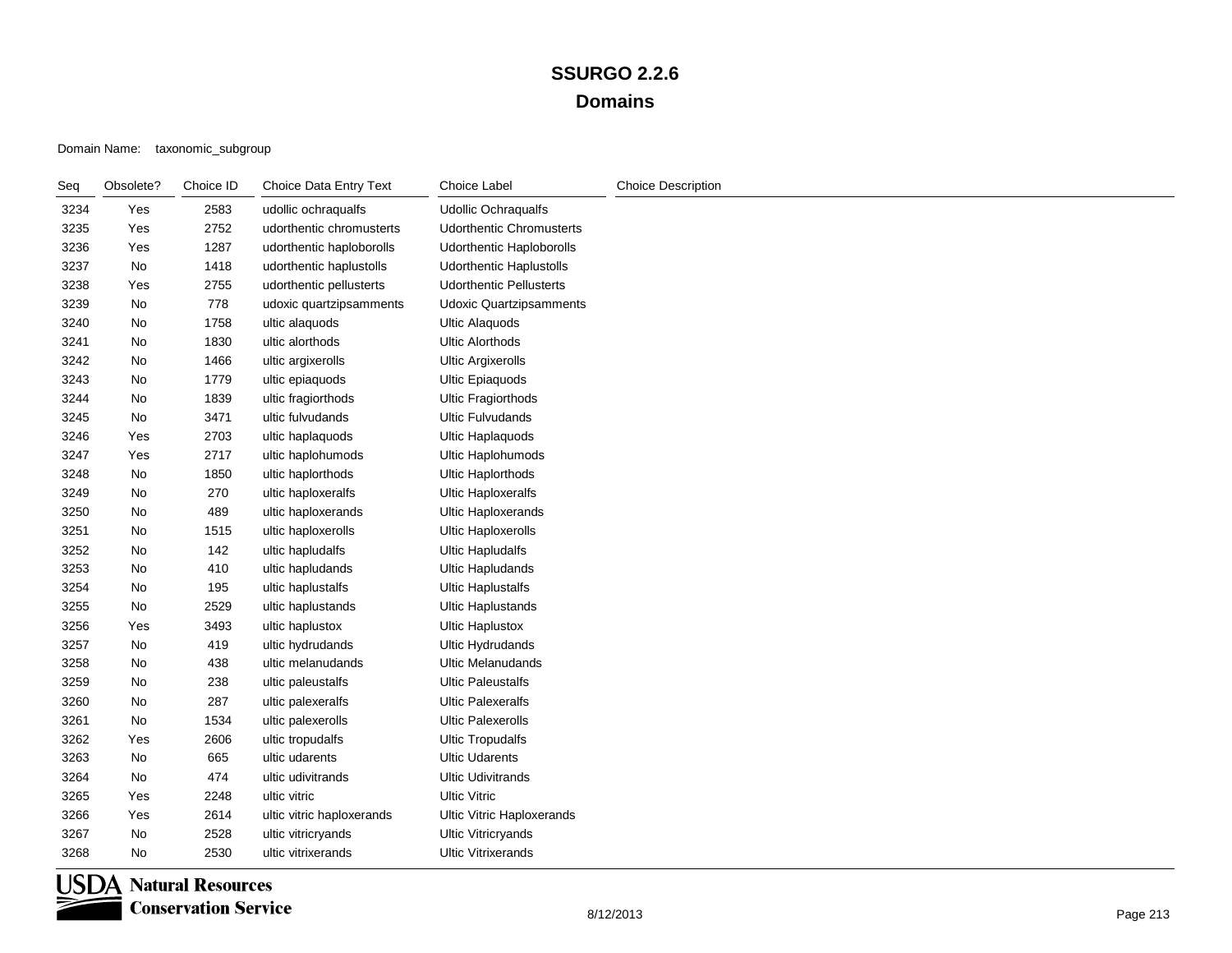# SSURGO 2.2.6

## Domains

Domain Name: taxonomic_subgroup

| Seq | Obsolete? | Choice ID | Choice Data Entry Text | Choice Label | Choice Description |
|---|---|---|---|---|---|
| 3234 | Yes | 2583 | udollic ochraqualfs | Udollic Ochraqualfs | |
| 3235 | Yes | 2752 | udorthentic chromusterts | Udorthentic Chromusterts | |
| 3236 | Yes | 1287 | udorthentic haploborolls | Udorthentic Haploborolls | |
| 3237 | No | 1418 | udorthentic haplustolls | Udorthentic Haplustolls | |
| 3238 | Yes | 2755 | udorthentic pellusterts | Udorthentic Pellusterts | |
| 3239 | No | 778 | udoxic quartzipsamments | Udoxic Quartzipsamments | |
| 3240 | No | 1758 | ultic alaquods | Ultic Alaquods | |
| 3241 | No | 1830 | ultic alorthods | Ultic Alorthods | |
| 3242 | No | 1466 | ultic argixerolls | Ultic Argixerolls | |
| 3243 | No | 1779 | ultic epiaquods | Ultic Epiaquods | |
| 3244 | No | 1839 | ultic fragiorthods | Ultic Fragiorthods | |
| 3245 | No | 3471 | ultic fulvudands | Ultic Fulvudands | |
| 3246 | Yes | 2703 | ultic haplaquods | Ultic Haplaquods | |
| 3247 | Yes | 2717 | ultic haplohumods | Ultic Haplohumods | |
| 3248 | No | 1850 | ultic haplorthods | Ultic Haplorthods | |
| 3249 | No | 270 | ultic haploxeralfs | Ultic Haploxeralfs | |
| 3250 | No | 489 | ultic haploxerands | Ultic Haploxerands | |
| 3251 | No | 1515 | ultic haploxerolls | Ultic Haploxerolls | |
| 3252 | No | 142 | ultic hapludalfs | Ultic Hapludalfs | |
| 3253 | No | 410 | ultic hapludands | Ultic Hapludands | |
| 3254 | No | 195 | ultic haplustalfs | Ultic Haplustalfs | |
| 3255 | No | 2529 | ultic haplustands | Ultic Haplustands | |
| 3256 | Yes | 3493 | ultic haplustox | Ultic Haplustox | |
| 3257 | No | 419 | ultic hydrudands | Ultic Hydrudands | |
| 3258 | No | 438 | ultic melanudands | Ultic Melanudands | |
| 3259 | No | 238 | ultic paleustalfs | Ultic Paleustalfs | |
| 3260 | No | 287 | ultic palexeralfs | Ultic Palexeralfs | |
| 3261 | No | 1534 | ultic palexerolls | Ultic Palexerolls | |
| 3262 | Yes | 2606 | ultic tropudalfs | Ultic Tropudalfs | |
| 3263 | No | 665 | ultic udarents | Ultic Udarents | |
| 3264 | No | 474 | ultic udivitrands | Ultic Udivitrands | |
| 3265 | Yes | 2248 | ultic vitric | Ultic Vitric | |
| 3266 | Yes | 2614 | ultic vitric haploxerands | Ultic Vitric Haploxerands | |
| 3267 | No | 2528 | ultic vitricryands | Ultic Vitricryands | |
| 3268 | No | 2530 | ultic vitrixerands | Ultic Vitrixerands | |

USDA Natural Resources Conservation Service

8/12/2013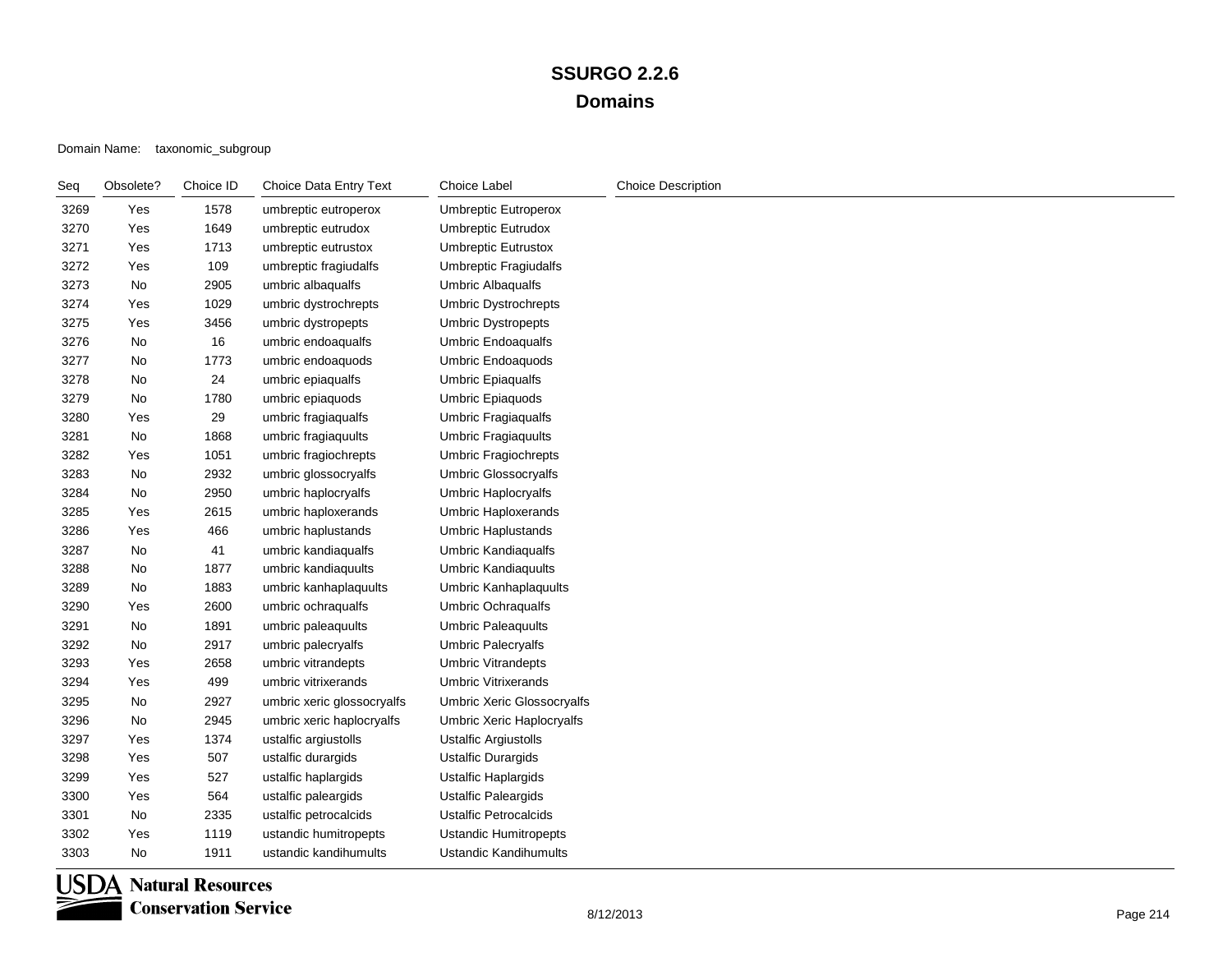# SSURGO 2.2.6
## Domains

Domain Name: taxonomic_subgroup

| Seq | Obsolete? | Choice ID | Choice Data Entry Text | Choice Label | Choice Description |
|---|---|---|---|---|---|
| 3269 | Yes | 1578 | umbreptic eutroperox | Umbreptic Eutroperox | |
| 3270 | Yes | 1649 | umbreptic eutrudox | Umbreptic Eutrudox | |
| 3271 | Yes | 1713 | umbreptic eutrustox | Umbreptic Eutrustox | |
| 3272 | Yes | 109 | umbreptic fragiudalfs | Umbreptic Fragiudalfs | |
| 3273 | No | 2905 | umbric albaqualfs | Umbric Albaqualfs | |
| 3274 | Yes | 1029 | umbric dystrochrepts | Umbric Dystrochrepts | |
| 3275 | Yes | 3456 | umbric dystropepts | Umbric Dystropepts | |
| 3276 | No | 16 | umbric endoaqualfs | Umbric Endoaqualfs | |
| 3277 | No | 1773 | umbric endoaquods | Umbric Endoaquods | |
| 3278 | No | 24 | umbric epiaqualfs | Umbric Epiaqualfs | |
| 3279 | No | 1780 | umbric epiaquods | Umbric Epiaquods | |
| 3280 | Yes | 29 | umbric fragiaqualfs | Umbric Fragiaqualfs | |
| 3281 | No | 1868 | umbric fragiaquults | Umbric Fragiaquults | |
| 3282 | Yes | 1051 | umbric fragiochrepts | Umbric Fragiochrepts | |
| 3283 | No | 2932 | umbric glossocryalfs | Umbric Glossocryalfs | |
| 3284 | No | 2950 | umbric haplocryalfs | Umbric Haplocryalfs | |
| 3285 | Yes | 2615 | umbric haploxerands | Umbric Haploxerands | |
| 3286 | Yes | 466 | umbric haplustands | Umbric Haplustands | |
| 3287 | No | 41 | umbric kandiaqualfs | Umbric Kandiaqualfs | |
| 3288 | No | 1877 | umbric kandiaquults | Umbric Kandiaquults | |
| 3289 | No | 1883 | umbric kanhaplaquults | Umbric Kanhaplaquults | |
| 3290 | Yes | 2600 | umbric ochraqualfs | Umbric Ochraqualfs | |
| 3291 | No | 1891 | umbric paleaquults | Umbric Paleaquults | |
| 3292 | No | 2917 | umbric palecryalfs | Umbric Palecryalfs | |
| 3293 | Yes | 2658 | umbric vitrandepts | Umbric Vitrandepts | |
| 3294 | Yes | 499 | umbric vitrixerands | Umbric Vitrixerands | |
| 3295 | No | 2927 | umbric xeric glossocryalfs | Umbric Xeric Glossocryalfs | |
| 3296 | No | 2945 | umbric xeric haplocryalfs | Umbric Xeric Haplocryalfs | |
| 3297 | Yes | 1374 | ustalfic argiustolls | Ustalfic Argiustolls | |
| 3298 | Yes | 507 | ustalfic durargids | Ustalfic Durargids | |
| 3299 | Yes | 527 | ustalfic haplargids | Ustalfic Haplargids | |
| 3300 | Yes | 564 | ustalfic paleargids | Ustalfic Paleargids | |
| 3301 | No | 2335 | ustalfic petrocalcids | Ustalfic Petrocalcids | |
| 3302 | Yes | 1119 | ustandic humitropepts | Ustandic Humitropepts | |
| 3303 | No | 1911 | ustandic kandihumults | Ustandic Kandihumults | |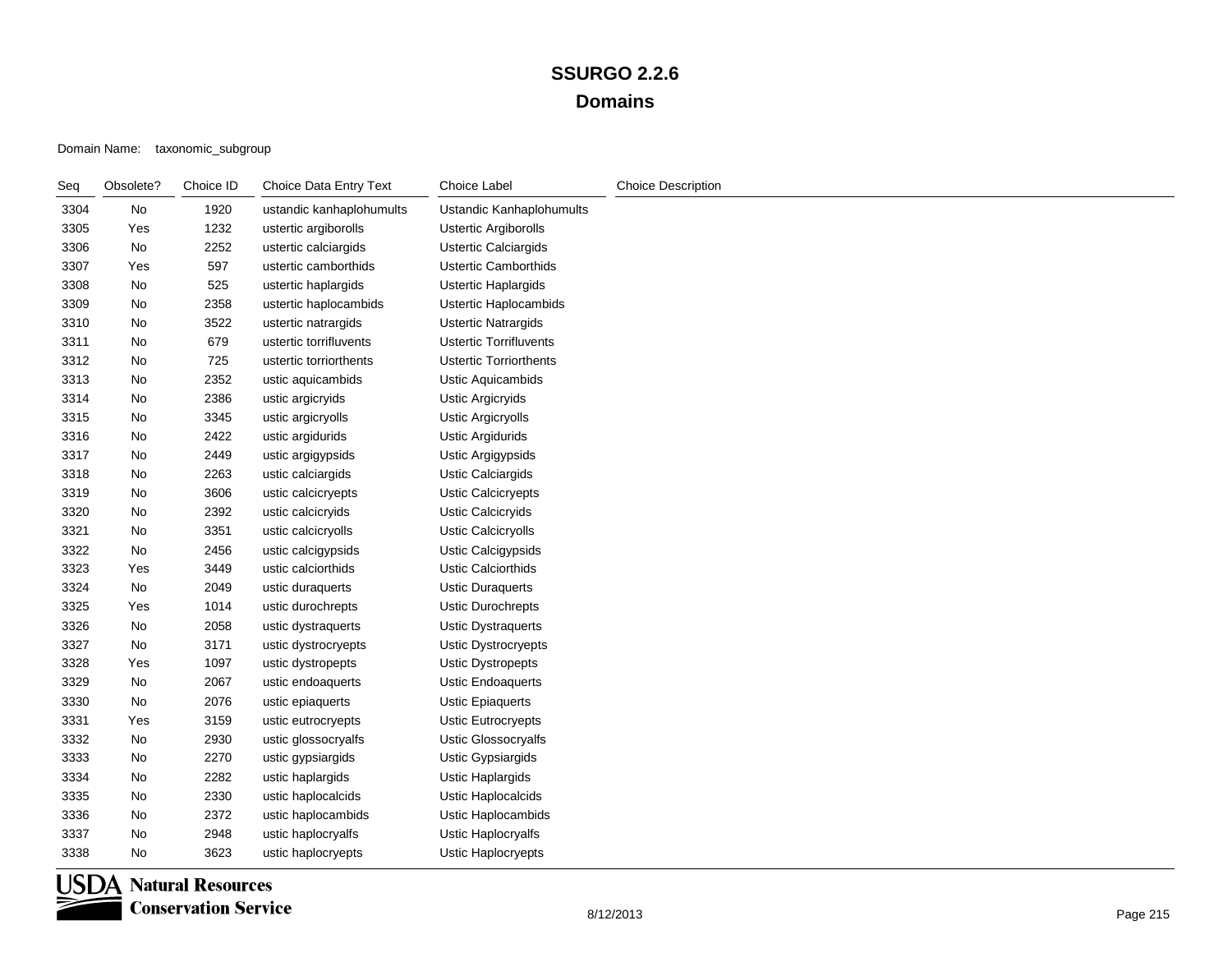# SSURGO 2.2.6

## Domains

Domain Name: taxonomic_subgroup

| Seq | Obsolete? | Choice ID | Choice Data Entry Text | Choice Label | Choice Description |
|---|---|---|---|---|---|
| 3304 | No | 1920 | ustandic kanhaplohumults | Ustandic Kanhaplohumults | |
| 3305 | Yes | 1232 | ustertic argiborolls | Ustertic Argiborolls | |
| 3306 | No | 2252 | ustertic calciargids | Ustertic Calciargids | |
| 3307 | Yes | 597 | ustertic camborthids | Ustertic Camborthids | |
| 3308 | No | 525 | ustertic haplargids | Ustertic Haplargids | |
| 3309 | No | 2358 | ustertic haplocambids | Ustertic Haplocambids | |
| 3310 | No | 3522 | ustertic natrargids | Ustertic Natrargids | |
| 3311 | No | 679 | ustertic torrifluvents | Ustertic Torrifluvents | |
| 3312 | No | 725 | ustertic torriorthents | Ustertic Torriorthents | |
| 3313 | No | 2352 | ustic aquicambids | Ustic Aquicambids | |
| 3314 | No | 2386 | ustic argicryids | Ustic Argicryids | |
| 3315 | No | 3345 | ustic argicryolls | Ustic Argicryolls | |
| 3316 | No | 2422 | ustic argidurids | Ustic Argidurids | |
| 3317 | No | 2449 | ustic argigypsids | Ustic Argigypsids | |
| 3318 | No | 2263 | ustic calciargids | Ustic Calciargids | |
| 3319 | No | 3606 | ustic calcicryepts | Ustic Calcicryepts | |
| 3320 | No | 2392 | ustic calcicryids | Ustic Calcicryids | |
| 3321 | No | 3351 | ustic calcicryolls | Ustic Calcicryolls | |
| 3322 | No | 2456 | ustic calcigypsids | Ustic Calcigypsids | |
| 3323 | Yes | 3449 | ustic calciorthids | Ustic Calciorthids | |
| 3324 | No | 2049 | ustic duraquerts | Ustic Duraquerts | |
| 3325 | Yes | 1014 | ustic durochrepts | Ustic Durochrepts | |
| 3326 | No | 2058 | ustic dystraquerts | Ustic Dystraquerts | |
| 3327 | No | 3171 | ustic dystrocryepts | Ustic Dystrocryepts | |
| 3328 | Yes | 1097 | ustic dystropepts | Ustic Dystropepts | |
| 3329 | No | 2067 | ustic endoaquerts | Ustic Endoaquerts | |
| 3330 | No | 2076 | ustic epiaquerts | Ustic Epiaquerts | |
| 3331 | Yes | 3159 | ustic eutrocryepts | Ustic Eutrocryepts | |
| 3332 | No | 2930 | ustic glossocryalfs | Ustic Glossocryalfs | |
| 3333 | No | 2270 | ustic gypsiargids | Ustic Gypsiargids | |
| 3334 | No | 2282 | ustic haplargids | Ustic Haplargids | |
| 3335 | No | 2330 | ustic haplocalcids | Ustic Haplocalcids | |
| 3336 | No | 2372 | ustic haplocambids | Ustic Haplocambids | |
| 3337 | No | 2948 | ustic haplocryalfs | Ustic Haplocryalfs | |
| 3338 | No | 3623 | ustic haplocryepts | Ustic Haplocryepts | |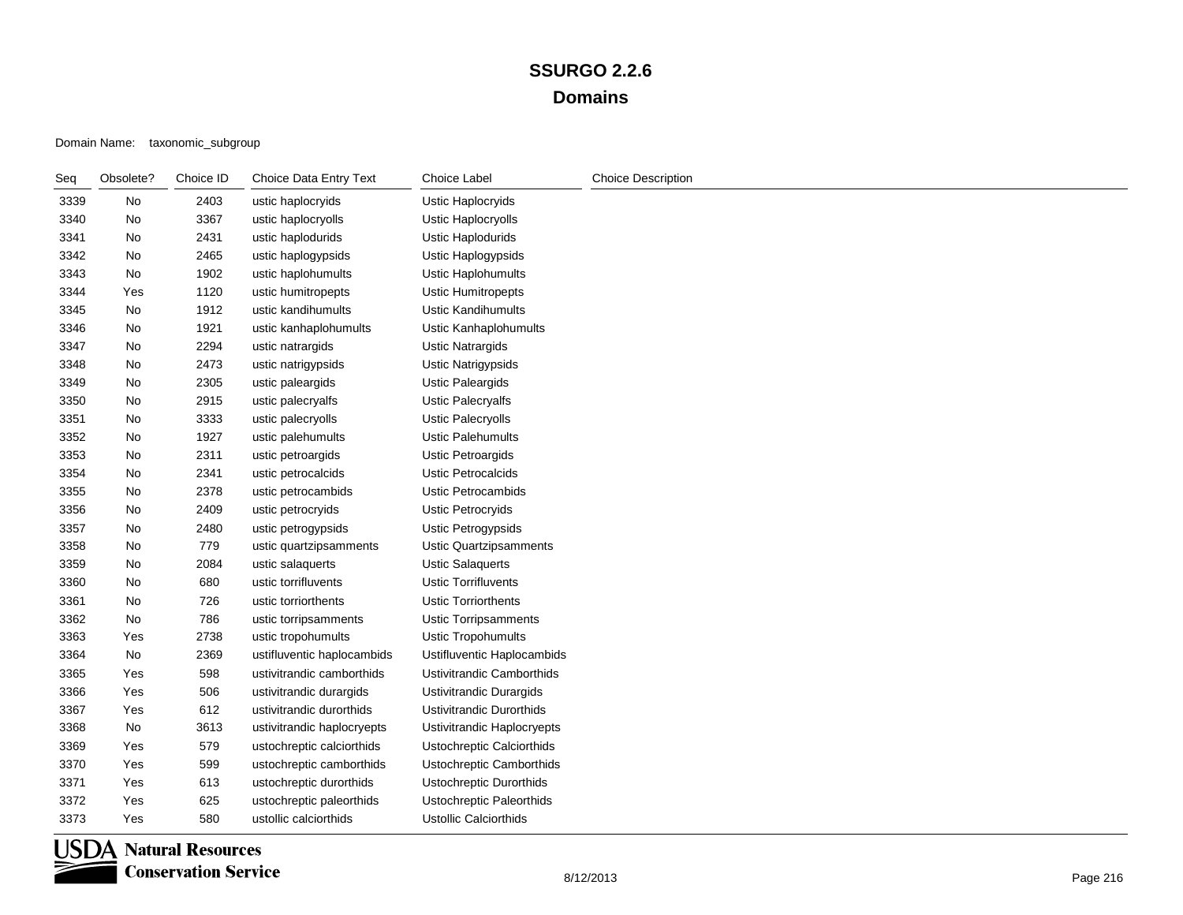# SSURGO 2.2.6
## Domains

Domain Name: taxonomic_subgroup

| Seq | Obsolete? | Choice ID | Choice Data Entry Text | Choice Label | Choice Description |
|---|---|---|---|---|---|
| 3339 | No | 2403 | ustic haplocryids | Ustic Haplocryids | |
| 3340 | No | 3367 | ustic haplocryolls | Ustic Haplocryolls | |
| 3341 | No | 2431 | ustic haplodurids | Ustic Haplodurids | |
| 3342 | No | 2465 | ustic haplogypsids | Ustic Haplogypsids | |
| 3343 | No | 1902 | ustic haplohumults | Ustic Haplohumults | |
| 3344 | Yes | 1120 | ustic humitropepts | Ustic Humitropepts | |
| 3345 | No | 1912 | ustic kandihumults | Ustic Kandihumults | |
| 3346 | No | 1921 | ustic kanhaplohumults | Ustic Kanhaplohumults | |
| 3347 | No | 2294 | ustic natrargids | Ustic Natrargids | |
| 3348 | No | 2473 | ustic natrigypsids | Ustic Natrigypsids | |
| 3349 | No | 2305 | ustic paleargids | Ustic Paleargids | |
| 3350 | No | 2915 | ustic palecryalfs | Ustic Palecryalfs | |
| 3351 | No | 3333 | ustic palecryolls | Ustic Palecryolls | |
| 3352 | No | 1927 | ustic palehumults | Ustic Palehumults | |
| 3353 | No | 2311 | ustic petroargids | Ustic Petroargids | |
| 3354 | No | 2341 | ustic petrocalcids | Ustic Petrocalcids | |
| 3355 | No | 2378 | ustic petrocambids | Ustic Petrocambids | |
| 3356 | No | 2409 | ustic petrocryids | Ustic Petrocryids | |
| 3357 | No | 2480 | ustic petrogypsids | Ustic Petrogypsids | |
| 3358 | No | 779 | ustic quartzipsamments | Ustic Quartzipsamments | |
| 3359 | No | 2084 | ustic salaquerts | Ustic Salaquerts | |
| 3360 | No | 680 | ustic torrifluvents | Ustic Torrifluvents | |
| 3361 | No | 726 | ustic torriorthents | Ustic Torriorthents | |
| 3362 | No | 786 | ustic torripsamments | Ustic Torripsamments | |
| 3363 | Yes | 2738 | ustic tropohumults | Ustic Tropohumults | |
| 3364 | No | 2369 | ustifluventic haplocambids | Ustifluventic Haplocambids | |
| 3365 | Yes | 598 | ustivitrandic camborthids | Ustivitrandic Camborthids | |
| 3366 | Yes | 506 | ustivitrandic durargids | Ustivitrandic Durargids | |
| 3367 | Yes | 612 | ustivitrandic durorthids | Ustivitrandic Durorthids | |
| 3368 | No | 3613 | ustivitrandic haplocryepts | Ustivitrandic Haplocryepts | |
| 3369 | Yes | 579 | ustochreptic calciorthids | Ustochreptic Calciorthids | |
| 3370 | Yes | 599 | ustochreptic camborthids | Ustochreptic Camborthids | |
| 3371 | Yes | 613 | ustochreptic durorthids | Ustochreptic Durorthids | |
| 3372 | Yes | 625 | ustochreptic paleorthids | Ustochreptic Paleorthids | |
| 3373 | Yes | 580 | ustollic calciorthids | Ustollic Calciorthids | |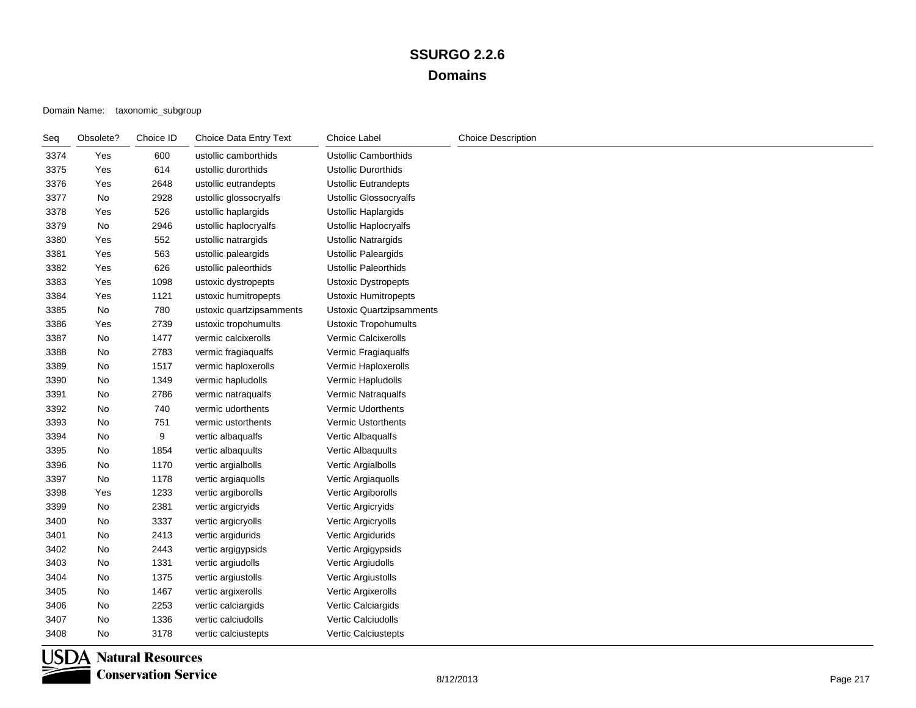# SSURGO 2.2.6

## Domains

Domain Name: taxonomic_subgroup

| Seq | Obsolete? | Choice ID | Choice Data Entry Text | Choice Label | Choice Description |
|---|---|---|---|---|---|
| 3374 | Yes | 600 | ustollic camborthids | Ustollic Camborthids | |
| 3375 | Yes | 614 | ustollic durorthids | Ustollic Durorthids | |
| 3376 | Yes | 2648 | ustollic eutrandepts | Ustollic Eutrandepts | |
| 3377 | No | 2928 | ustollic glossocryalfs | Ustollic Glossocryalfs | |
| 3378 | Yes | 526 | ustollic haplargids | Ustollic Haplargids | |
| 3379 | No | 2946 | ustollic haplocryalfs | Ustollic Haplocryalfs | |
| 3380 | Yes | 552 | ustollic natrargids | Ustollic Natrargids | |
| 3381 | Yes | 563 | ustollic paleargids | Ustollic Paleargids | |
| 3382 | Yes | 626 | ustollic paleorthids | Ustollic Paleorthids | |
| 3383 | Yes | 1098 | ustoxic dystropepts | Ustoxic Dystropepts | |
| 3384 | Yes | 1121 | ustoxic humitropepts | Ustoxic Humitropepts | |
| 3385 | No | 780 | ustoxic quartzipsamments | Ustoxic Quartzipsamments | |
| 3386 | Yes | 2739 | ustoxic tropohumults | Ustoxic Tropohumults | |
| 3387 | No | 1477 | vermic calcixerolls | Vermic Calcixerolls | |
| 3388 | No | 2783 | vermic fragiaqualfs | Vermic Fragiaqualfs | |
| 3389 | No | 1517 | vermic haploxerolls | Vermic Haploxerolls | |
| 3390 | No | 1349 | vermic hapludolls | Vermic Hapludolls | |
| 3391 | No | 2786 | vermic natraqualfs | Vermic Natraqualfs | |
| 3392 | No | 740 | vermic udorthents | Vermic Udorthents | |
| 3393 | No | 751 | vermic ustorthents | Vermic Ustorthents | |
| 3394 | No | 9 | vertic albaqualfs | Vertic Albaqualfs | |
| 3395 | No | 1854 | vertic albaquults | Vertic Albaquults | |
| 3396 | No | 1170 | vertic argialbolls | Vertic Argialbolls | |
| 3397 | No | 1178 | vertic argiaquolls | Vertic Argiaquolls | |
| 3398 | Yes | 1233 | vertic argiborolls | Vertic Argiborolls | |
| 3399 | No | 2381 | vertic argicryids | Vertic Argicryids | |
| 3400 | No | 3337 | vertic argicryolls | Vertic Argicryolls | |
| 3401 | No | 2413 | vertic argidurids | Vertic Argidurids | |
| 3402 | No | 2443 | vertic argigypsids | Vertic Argigypsids | |
| 3403 | No | 1331 | vertic argiudolls | Vertic Argiudolls | |
| 3404 | No | 1375 | vertic argiustolls | Vertic Argiustolls | |
| 3405 | No | 1467 | vertic argixerolls | Vertic Argixerolls | |
| 3406 | No | 2253 | vertic calciargids | Vertic Calciargids | |
| 3407 | No | 1336 | vertic calciudolls | Vertic Calciudolls | |
| 3408 | No | 3178 | vertic calciustepts | Vertic Calciustepts | |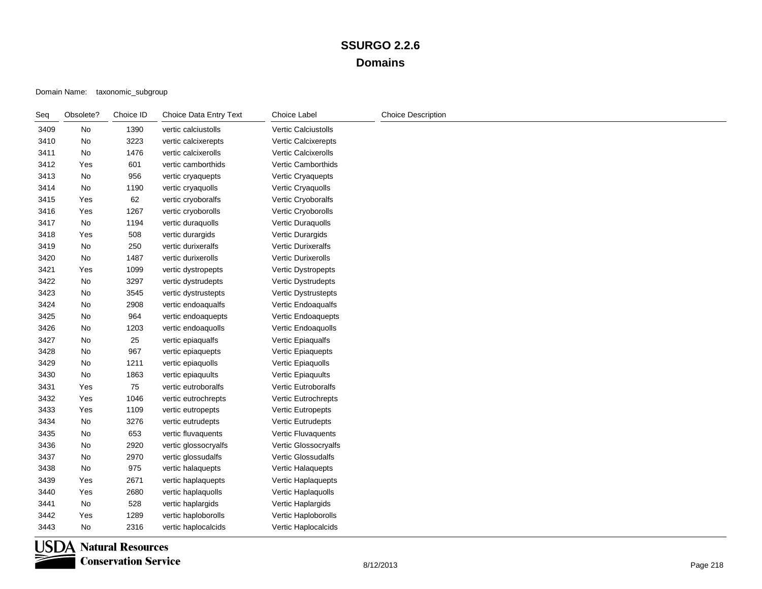# SSURGO 2.2.6

## Domains

Domain Name: taxonomic_subgroup

| Seq | Obsolete? | Choice ID | Choice Data Entry Text | Choice Label | Choice Description |
|---|---|---|---|---|---|
| 3409 | No | 1390 | vertic calciustolls | Vertic Calciustolls | |
| 3410 | No | 3223 | vertic calcixerepts | Vertic Calcixerepts | |
| 3411 | No | 1476 | vertic calcixerolls | Vertic Calcixerolls | |
| 3412 | Yes | 601 | vertic camborthids | Vertic Camborthids | |
| 3413 | No | 956 | vertic cryaquepts | Vertic Cryaquepts | |
| 3414 | No | 1190 | vertic cryaquolls | Vertic Cryaquolls | |
| 3415 | Yes | 62 | vertic cryoboralfs | Vertic Cryoboralfs | |
| 3416 | Yes | 1267 | vertic cryoborolls | Vertic Cryoborolls | |
| 3417 | No | 1194 | vertic duraquolls | Vertic Duraquolls | |
| 3418 | Yes | 508 | vertic durargids | Vertic Durargids | |
| 3419 | No | 250 | vertic durixeralfs | Vertic Durixeralfs | |
| 3420 | No | 1487 | vertic durixerolls | Vertic Durixerolls | |
| 3421 | Yes | 1099 | vertic dystropepts | Vertic Dystropepts | |
| 3422 | No | 3297 | vertic dystrudepts | Vertic Dystrudepts | |
| 3423 | No | 3545 | vertic dystrustepts | Vertic Dystrustepts | |
| 3424 | No | 2908 | vertic endoaqualfs | Vertic Endoaqualfs | |
| 3425 | No | 964 | vertic endoaquepts | Vertic Endoaquepts | |
| 3426 | No | 1203 | vertic endoaquolls | Vertic Endoaquolls | |
| 3427 | No | 25 | vertic epiaqualfs | Vertic Epiaqualfs | |
| 3428 | No | 967 | vertic epiaquepts | Vertic Epiaquepts | |
| 3429 | No | 1211 | vertic epiaquolls | Vertic Epiaquolls | |
| 3430 | No | 1863 | vertic epiaquults | Vertic Epiaquults | |
| 3431 | Yes | 75 | vertic eutroboralfs | Vertic Eutroboralfs | |
| 3432 | Yes | 1046 | vertic eutrochrepts | Vertic Eutrochrepts | |
| 3433 | Yes | 1109 | vertic eutropepts | Vertic Eutropepts | |
| 3434 | No | 3276 | vertic eutrudepts | Vertic Eutrudepts | |
| 3435 | No | 653 | vertic fluvaquents | Vertic Fluvaquents | |
| 3436 | No | 2920 | vertic glossocryalfs | Vertic Glossocryalfs | |
| 3437 | No | 2970 | vertic glossudalfs | Vertic Glossudalfs | |
| 3438 | No | 975 | vertic halaquepts | Vertic Halaquepts | |
| 3439 | Yes | 2671 | vertic haplaquepts | Vertic Haplaquepts | |
| 3440 | Yes | 2680 | vertic haplaquolls | Vertic Haplaquolls | |
| 3441 | No | 528 | vertic haplargids | Vertic Haplargids | |
| 3442 | Yes | 1289 | vertic haploborolls | Vertic Haploborolls | |
| 3443 | No | 2316 | vertic haplocalcids | Vertic Haplocalcids | |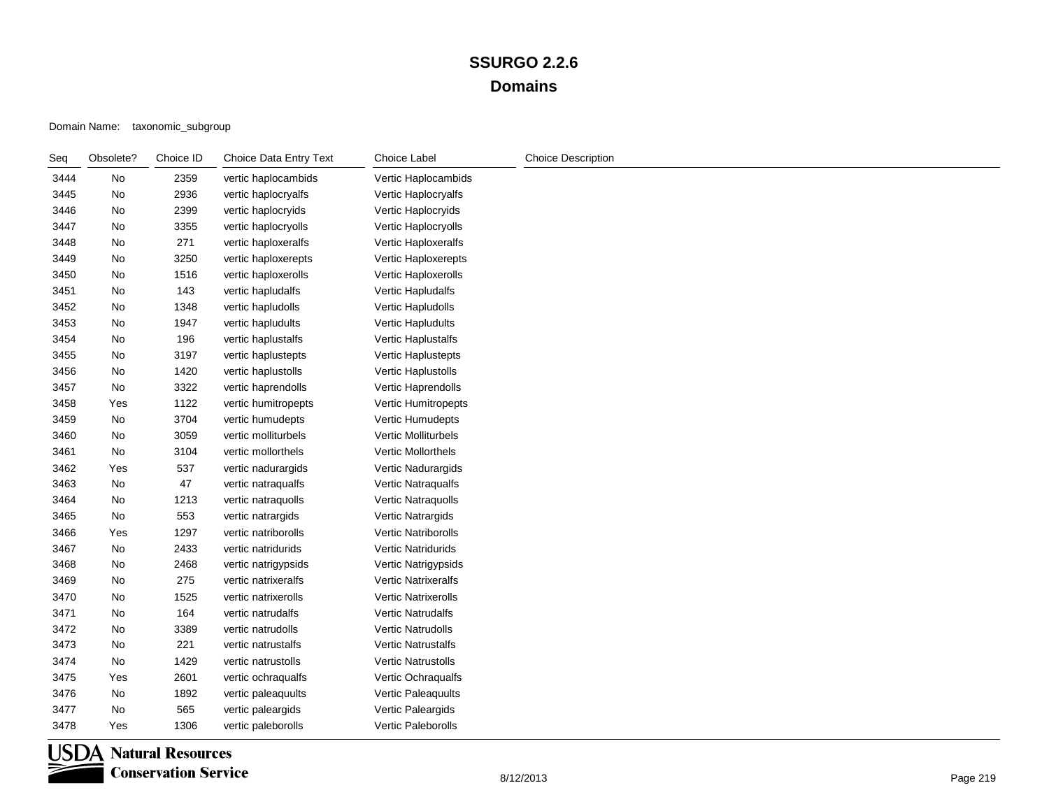# SSURGO 2.2.6

## Domains

Domain Name: taxonomic_subgroup

| Seq | Obsolete? | Choice ID | Choice Data Entry Text | Choice Label | Choice Description |
|---|---|---|---|---|---|
| 3444 | No | 2359 | vertic haplocambids | Vertic Haplocambids | |
| 3445 | No | 2936 | vertic haplocryalfs | Vertic Haplocryalfs | |
| 3446 | No | 2399 | vertic haplocryids | Vertic Haplocryids | |
| 3447 | No | 3355 | vertic haplocryolls | Vertic Haplocryolls | |
| 3448 | No | 271 | vertic haploxeralfs | Vertic Haploxeralfs | |
| 3449 | No | 3250 | vertic haploxerepts | Vertic Haploxerepts | |
| 3450 | No | 1516 | vertic haploxerolls | Vertic Haploxerolls | |
| 3451 | No | 143 | vertic hapludalfs | Vertic Hapludalfs | |
| 3452 | No | 1348 | vertic hapludolls | Vertic Hapludolls | |
| 3453 | No | 1947 | vertic hapludults | Vertic Hapludults | |
| 3454 | No | 196 | vertic haplustalfs | Vertic Haplustalfs | |
| 3455 | No | 3197 | vertic haplustepts | Vertic Haplustepts | |
| 3456 | No | 1420 | vertic haplustolls | Vertic Haplustolls | |
| 3457 | No | 3322 | vertic haprendolls | Vertic Haprendolls | |
| 3458 | Yes | 1122 | vertic humitropepts | Vertic Humitropepts | |
| 3459 | No | 3704 | vertic humudepts | Vertic Humudepts | |
| 3460 | No | 3059 | vertic molliturbels | Vertic Molliturbels | |
| 3461 | No | 3104 | vertic mollorthels | Vertic Mollorthels | |
| 3462 | Yes | 537 | vertic nadurargids | Vertic Nadurargids | |
| 3463 | No | 47 | vertic natraqualfs | Vertic Natraqualfs | |
| 3464 | No | 1213 | vertic natraquolls | Vertic Natraquolls | |
| 3465 | No | 553 | vertic natrargids | Vertic Natrargids | |
| 3466 | Yes | 1297 | vertic natriborolls | Vertic Natriborolls | |
| 3467 | No | 2433 | vertic natridurids | Vertic Natridurids | |
| 3468 | No | 2468 | vertic natrigypsids | Vertic Natrigypsids | |
| 3469 | No | 275 | vertic natrixeralfs | Vertic Natrixeralfs | |
| 3470 | No | 1525 | vertic natrixerolls | Vertic Natrixerolls | |
| 3471 | No | 164 | vertic natrudalfs | Vertic Natrudalfs | |
| 3472 | No | 3389 | vertic natrudolls | Vertic Natrudolls | |
| 3473 | No | 221 | vertic natrustalfs | Vertic Natrustalfs | |
| 3474 | No | 1429 | vertic natrustolls | Vertic Natrustolls | |
| 3475 | Yes | 2601 | vertic ochraqualfs | Vertic Ochraqualfs | |
| 3476 | No | 1892 | vertic paleaquults | Vertic Paleaquults | |
| 3477 | No | 565 | vertic paleargids | Vertic Paleargids | |
| 3478 | Yes | 1306 | vertic paleborolls | Vertic Paleborolls | |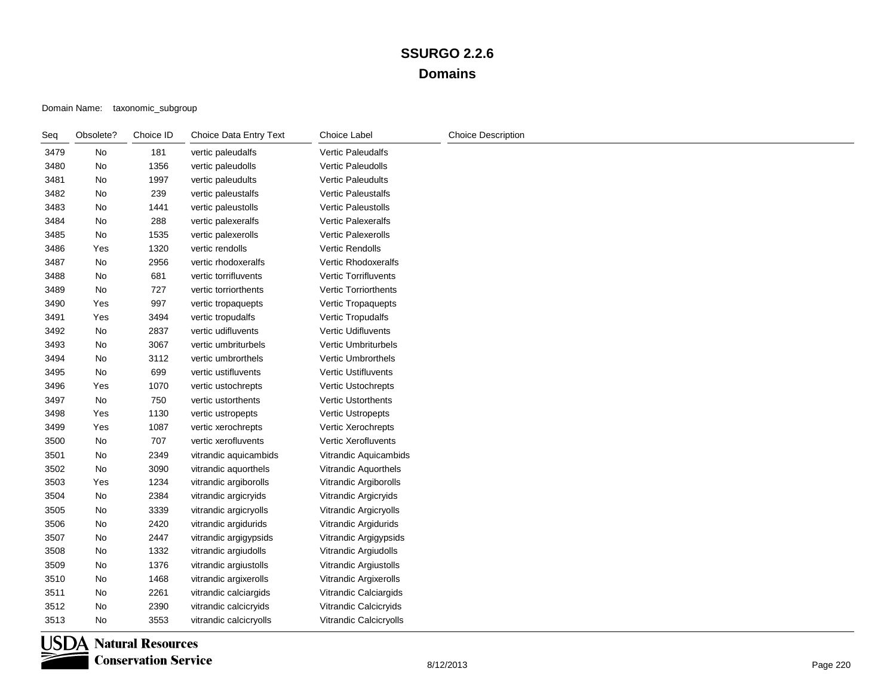# SSURGO 2.2.6

## Domains

Domain Name: taxonomic_subgroup

| Seq | Obsolete? | Choice ID | Choice Data Entry Text | Choice Label | Choice Description |
|---|---|---|---|---|---|
| 3479 | No | 181 | vertic paleudalfs | Vertic Paleudalfs | |
| 3480 | No | 1356 | vertic paleudolls | Vertic Paleudolls | |
| 3481 | No | 1997 | vertic paleudults | Vertic Paleudults | |
| 3482 | No | 239 | vertic paleustalfs | Vertic Paleustalfs | |
| 3483 | No | 1441 | vertic paleustolls | Vertic Paleustolls | |
| 3484 | No | 288 | vertic palexeralfs | Vertic Palexeralfs | |
| 3485 | No | 1535 | vertic palexerolls | Vertic Palexerolls | |
| 3486 | Yes | 1320 | vertic rendolls | Vertic Rendolls | |
| 3487 | No | 2956 | vertic rhodoxeralfs | Vertic Rhodoxeralfs | |
| 3488 | No | 681 | vertic torrifluvents | Vertic Torrifluvents | |
| 3489 | No | 727 | vertic torriorthents | Vertic Torriorthents | |
| 3490 | Yes | 997 | vertic tropaquepts | Vertic Tropaquepts | |
| 3491 | Yes | 3494 | vertic tropudalfs | Vertic Tropudalfs | |
| 3492 | No | 2837 | vertic udifluvents | Vertic Udifluvents | |
| 3493 | No | 3067 | vertic umbriturbels | Vertic Umbriturbels | |
| 3494 | No | 3112 | vertic umbrorthels | Vertic Umbrorthels | |
| 3495 | No | 699 | vertic ustifluvents | Vertic Ustifluvents | |
| 3496 | Yes | 1070 | vertic ustochrepts | Vertic Ustochrepts | |
| 3497 | No | 750 | vertic ustorthents | Vertic Ustorthents | |
| 3498 | Yes | 1130 | vertic ustropepts | Vertic Ustropepts | |
| 3499 | Yes | 1087 | vertic xerochrepts | Vertic Xerochrepts | |
| 3500 | No | 707 | vertic xerofluvents | Vertic Xerofluvents | |
| 3501 | No | 2349 | vitrandic aquicambids | Vitrandic Aquicambids | |
| 3502 | No | 3090 | vitrandic aquorthels | Vitrandic Aquorthels | |
| 3503 | Yes | 1234 | vitrandic argiborolls | Vitrandic Argiborolls | |
| 3504 | No | 2384 | vitrandic argicryids | Vitrandic Argicryids | |
| 3505 | No | 3339 | vitrandic argicryolls | Vitrandic Argicryolls | |
| 3506 | No | 2420 | vitrandic argidurids | Vitrandic Argidurids | |
| 3507 | No | 2447 | vitrandic argigypsids | Vitrandic Argigypsids | |
| 3508 | No | 1332 | vitrandic argiudolls | Vitrandic Argiudolls | |
| 3509 | No | 1376 | vitrandic argiustolls | Vitrandic Argiustolls | |
| 3510 | No | 1468 | vitrandic argixerolls | Vitrandic Argixerolls | |
| 3511 | No | 2261 | vitrandic calciargids | Vitrandic Calciargids | |
| 3512 | No | 2390 | vitrandic calcicryids | Vitrandic Calcicryids | |
| 3513 | No | 3553 | vitrandic calcicryolls | Vitrandic Calcicryolls | |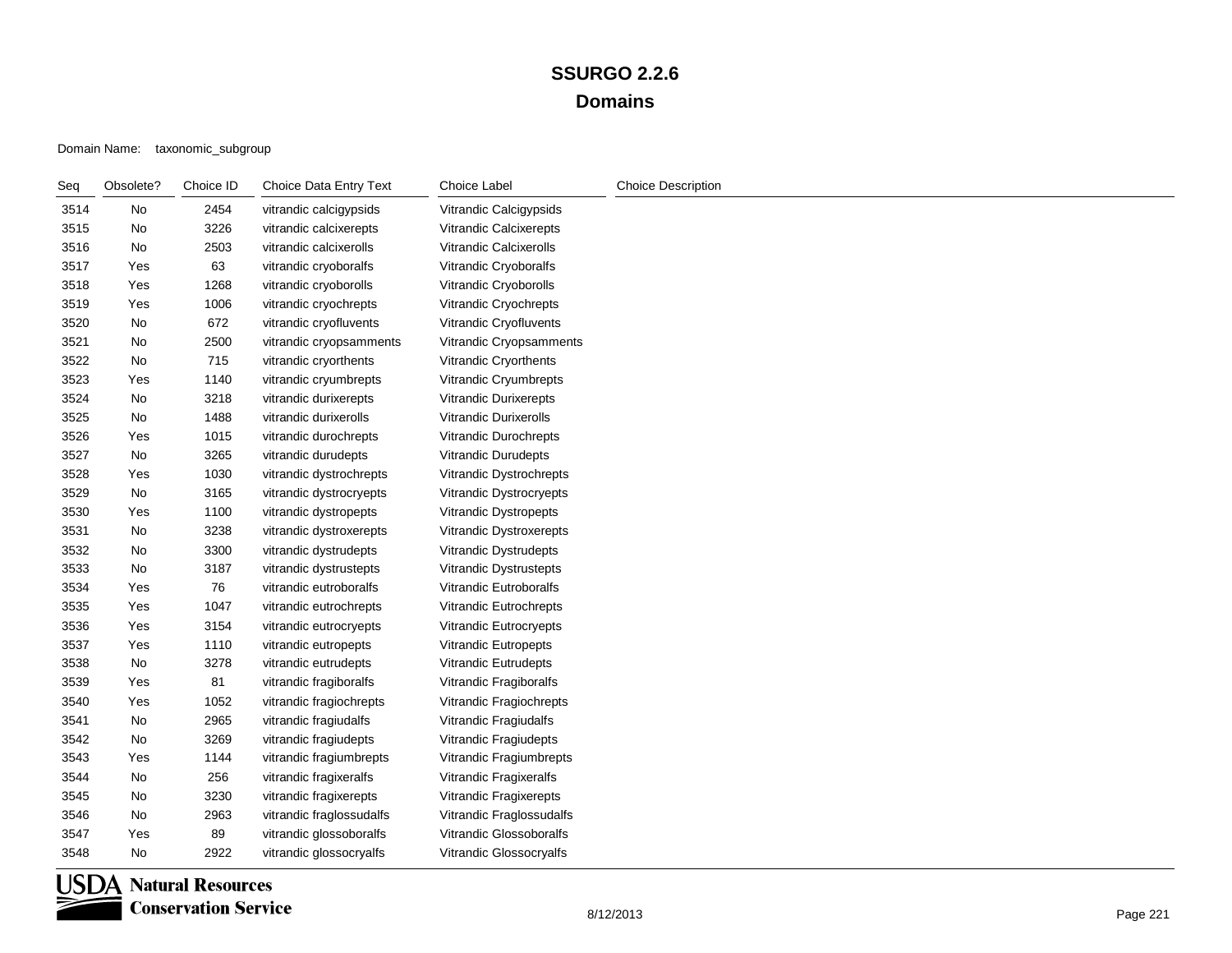# SSURGO 2.2.6

## Domains

Domain Name: taxonomic_subgroup

| Seq | Obsolete? | Choice ID | Choice Data Entry Text | Choice Label | Choice Description |
|---|---|---|---|---|---|
| 3514 | No | 2454 | vitrandic calcigypsids | Vitrandic Calcigypsids | |
| 3515 | No | 3226 | vitrandic calcixerepts | Vitrandic Calcixerepts | |
| 3516 | No | 2503 | vitrandic calcixerolls | Vitrandic Calcixerolls | |
| 3517 | Yes | 63 | vitrandic cryoboralfs | Vitrandic Cryoboralfs | |
| 3518 | Yes | 1268 | vitrandic cryoborolls | Vitrandic Cryoborolls | |
| 3519 | Yes | 1006 | vitrandic cryochrepts | Vitrandic Cryochrepts | |
| 3520 | No | 672 | vitrandic cryofluvents | Vitrandic Cryofluvents | |
| 3521 | No | 2500 | vitrandic cryopsamments | Vitrandic Cryopsamments | |
| 3522 | No | 715 | vitrandic cryorthents | Vitrandic Cryorthents | |
| 3523 | Yes | 1140 | vitrandic cryumbrepts | Vitrandic Cryumbrepts | |
| 3524 | No | 3218 | vitrandic durixerepts | Vitrandic Durixerepts | |
| 3525 | No | 1488 | vitrandic durixerolls | Vitrandic Durixerolls | |
| 3526 | Yes | 1015 | vitrandic durochrepts | Vitrandic Durochrepts | |
| 3527 | No | 3265 | vitrandic durudepts | Vitrandic Durudepts | |
| 3528 | Yes | 1030 | vitrandic dystrochrepts | Vitrandic Dystrochrepts | |
| 3529 | No | 3165 | vitrandic dystrocryepts | Vitrandic Dystrocryepts | |
| 3530 | Yes | 1100 | vitrandic dystropepts | Vitrandic Dystropepts | |
| 3531 | No | 3238 | vitrandic dystroxerepts | Vitrandic Dystroxerepts | |
| 3532 | No | 3300 | vitrandic dystrudepts | Vitrandic Dystrudepts | |
| 3533 | No | 3187 | vitrandic dystrustepts | Vitrandic Dystrustepts | |
| 3534 | Yes | 76 | vitrandic eutroboralfs | Vitrandic Eutroboralfs | |
| 3535 | Yes | 1047 | vitrandic eutrochrepts | Vitrandic Eutrochrepts | |
| 3536 | Yes | 3154 | vitrandic eutrocryepts | Vitrandic Eutrocryepts | |
| 3537 | Yes | 1110 | vitrandic eutropepts | Vitrandic Eutropepts | |
| 3538 | No | 3278 | vitrandic eutrudepts | Vitrandic Eutrudepts | |
| 3539 | Yes | 81 | vitrandic fragiboralfs | Vitrandic Fragiboralfs | |
| 3540 | Yes | 1052 | vitrandic fragiochrepts | Vitrandic Fragiochrepts | |
| 3541 | No | 2965 | vitrandic fragiudalfs | Vitrandic Fragiudalfs | |
| 3542 | No | 3269 | vitrandic fragiudepts | Vitrandic Fragiudepts | |
| 3543 | Yes | 1144 | vitrandic fragiumbrepts | Vitrandic Fragiumbrepts | |
| 3544 | No | 256 | vitrandic fragixeralfs | Vitrandic Fragixeralfs | |
| 3545 | No | 3230 | vitrandic fragixerepts | Vitrandic Fragixerepts | |
| 3546 | No | 2963 | vitrandic fraglossudalfs | Vitrandic Fraglossudalfs | |
| 3547 | Yes | 89 | vitrandic glossoboralfs | Vitrandic Glossoboralfs | |
| 3548 | No | 2922 | vitrandic glossocryalfs | Vitrandic Glossocryalfs | |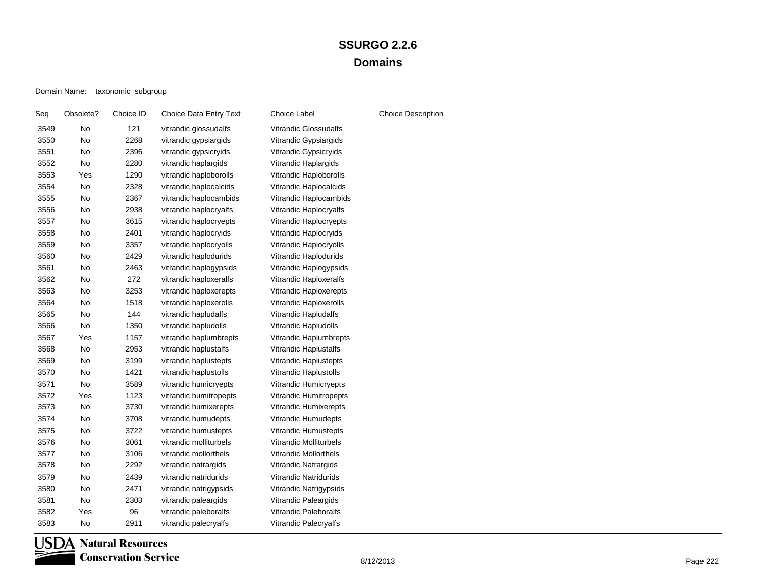# SSURGO 2.2.6

## Domains

Domain Name: taxonomic_subgroup

| Seq | Obsolete? | Choice ID | Choice Data Entry Text | Choice Label | Choice Description |
|---|---|---|---|---|---|
| 3549 | No | 121 | vitrandic glossudalfs | Vitrandic Glossudalfs | |
| 3550 | No | 2268 | vitrandic gypsiargids | Vitrandic Gypsiargids | |
| 3551 | No | 2396 | vitrandic gypsicryids | Vitrandic Gypsicryids | |
| 3552 | No | 2280 | vitrandic haplargids | Vitrandic Haplargids | |
| 3553 | Yes | 1290 | vitrandic haploborolls | Vitrandic Haploborolls | |
| 3554 | No | 2328 | vitrandic haplocalcids | Vitrandic Haplocalcids | |
| 3555 | No | 2367 | vitrandic haplocambids | Vitrandic Haplocambids | |
| 3556 | No | 2938 | vitrandic haplocryalfs | Vitrandic Haplocryalfs | |
| 3557 | No | 3615 | vitrandic haplocryepts | Vitrandic Haplocryepts | |
| 3558 | No | 2401 | vitrandic haplocryids | Vitrandic Haplocryids | |
| 3559 | No | 3357 | vitrandic haplocryolls | Vitrandic Haplocryolls | |
| 3560 | No | 2429 | vitrandic haplodurids | Vitrandic Haplodurids | |
| 3561 | No | 2463 | vitrandic haplogypsids | Vitrandic Haplogypsids | |
| 3562 | No | 272 | vitrandic haploxeralfs | Vitrandic Haploxeralfs | |
| 3563 | No | 3253 | vitrandic haploxerepts | Vitrandic Haploxerepts | |
| 3564 | No | 1518 | vitrandic haploxerolls | Vitrandic Haploxerolls | |
| 3565 | No | 144 | vitrandic hapludalfs | Vitrandic Hapludalfs | |
| 3566 | No | 1350 | vitrandic hapludolls | Vitrandic Hapludolls | |
| 3567 | Yes | 1157 | vitrandic haplumbrepts | Vitrandic Haplumbrepts | |
| 3568 | No | 2953 | vitrandic haplustalfs | Vitrandic Haplustalfs | |
| 3569 | No | 3199 | vitrandic haplustepts | Vitrandic Haplustepts | |
| 3570 | No | 1421 | vitrandic haplustolls | Vitrandic Haplustolls | |
| 3571 | No | 3589 | vitrandic humicryepts | Vitrandic Humicryepts | |
| 3572 | Yes | 1123 | vitrandic humitropepts | Vitrandic Humitropepts | |
| 3573 | No | 3730 | vitrandic humixerepts | Vitrandic Humixerepts | |
| 3574 | No | 3708 | vitrandic humudepts | Vitrandic Humudepts | |
| 3575 | No | 3722 | vitrandic humustepts | Vitrandic Humustepts | |
| 3576 | No | 3061 | vitrandic molliturbels | Vitrandic Molliturbels | |
| 3577 | No | 3106 | vitrandic mollorthels | Vitrandic Mollorthels | |
| 3578 | No | 2292 | vitrandic natrargids | Vitrandic Natrargids | |
| 3579 | No | 2439 | vitrandic natridurids | Vitrandic Natridurids | |
| 3580 | No | 2471 | vitrandic natrigypsids | Vitrandic Natrigypsids | |
| 3581 | No | 2303 | vitrandic paleargids | Vitrandic Paleargids | |
| 3582 | Yes | 96 | vitrandic paleboralfs | Vitrandic Paleboralfs | |
| 3583 | No | 2911 | vitrandic palecryalfs | Vitrandic Palecryalfs | |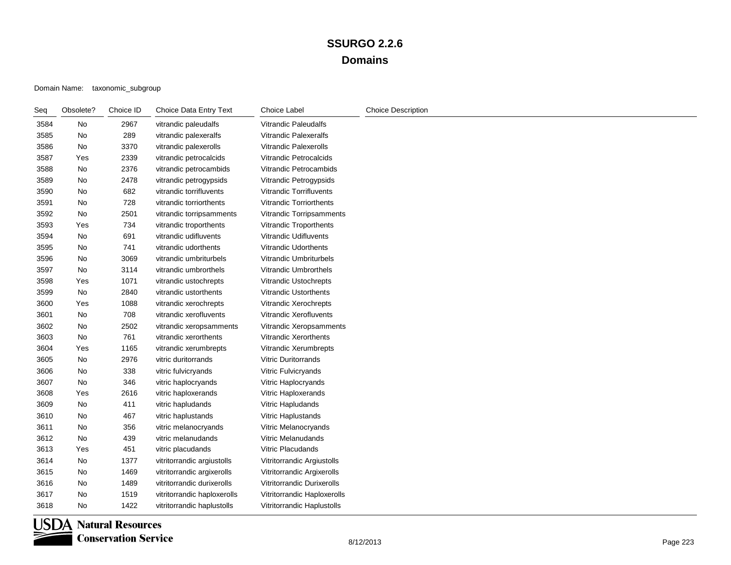# SSURGO 2.2.6

## Domains

Domain Name: taxonomic_subgroup

| Seq | Obsolete? | Choice ID | Choice Data Entry Text | Choice Label | Choice Description |
|---|---|---|---|---|---|
| 3584 | No | 2967 | vitrandic paleudalfs | Vitrandic Paleudalfs | |
| 3585 | No | 289 | vitrandic palexeralfs | Vitrandic Palexeralfs | |
| 3586 | No | 3370 | vitrandic palexerolls | Vitrandic Palexerolls | |
| 3587 | Yes | 2339 | vitrandic petrocalcids | Vitrandic Petrocalcids | |
| 3588 | No | 2376 | vitrandic petrocambids | Vitrandic Petrocambids | |
| 3589 | No | 2478 | vitrandic petrogypsids | Vitrandic Petrogypsids | |
| 3590 | No | 682 | vitrandic torrifluvents | Vitrandic Torrifluvents | |
| 3591 | No | 728 | vitrandic torriorthents | Vitrandic Torriorthents | |
| 3592 | No | 2501 | vitrandic torripsamments | Vitrandic Torripsamments | |
| 3593 | Yes | 734 | vitrandic troporthents | Vitrandic Troporthents | |
| 3594 | No | 691 | vitrandic udifluvents | Vitrandic Udifluvents | |
| 3595 | No | 741 | vitrandic udorthents | Vitrandic Udorthents | |
| 3596 | No | 3069 | vitrandic umbriturbels | Vitrandic Umbriturbels | |
| 3597 | No | 3114 | vitrandic umbrorthels | Vitrandic Umbrorthels | |
| 3598 | Yes | 1071 | vitrandic ustochrepts | Vitrandic Ustochrepts | |
| 3599 | No | 2840 | vitrandic ustorthents | Vitrandic Ustorthents | |
| 3600 | Yes | 1088 | vitrandic xerochrepts | Vitrandic Xerochrepts | |
| 3601 | No | 708 | vitrandic xerofluvents | Vitrandic Xerofluvents | |
| 3602 | No | 2502 | vitrandic xeropsamments | Vitrandic Xeropsamments | |
| 3603 | No | 761 | vitrandic xerorthents | Vitrandic Xerorthents | |
| 3604 | Yes | 1165 | vitrandic xerumbrepts | Vitrandic Xerumbrepts | |
| 3605 | No | 2976 | vitric duritorrands | Vitric Duritorrands | |
| 3606 | No | 338 | vitric fulvicryands | Vitric Fulvicryands | |
| 3607 | No | 346 | vitric haplocryands | Vitric Haplocryands | |
| 3608 | Yes | 2616 | vitric haploxerands | Vitric Haploxerands | |
| 3609 | No | 411 | vitric hapludands | Vitric Hapludands | |
| 3610 | No | 467 | vitric haplustands | Vitric Haplustands | |
| 3611 | No | 356 | vitric melanocryands | Vitric Melanocryands | |
| 3612 | No | 439 | vitric melanudands | Vitric Melanudands | |
| 3613 | Yes | 451 | vitric placudands | Vitric Placudands | |
| 3614 | No | 1377 | vitritorrandic argiustolls | Vitritorrandic Argiustolls | |
| 3615 | No | 1469 | vitritorrandic argixerolls | Vitritorrandic Argixerolls | |
| 3616 | No | 1489 | vitritorrandic durixerolls | Vitritorrandic Durixerolls | |
| 3617 | No | 1519 | vitritorrandic haploxerolls | Vitritorrandic Haploxerolls | |
| 3618 | No | 1422 | vitritorrandic haplustolls | Vitritorrandic Haplustolls | |

USDA Natural Resources Conservation Service

8/12/2013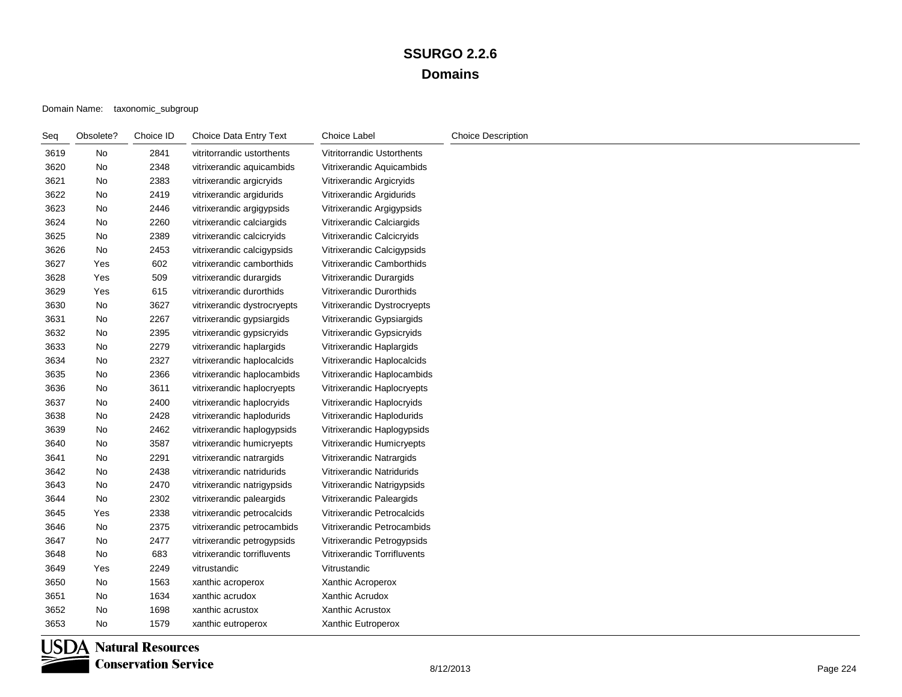# SSURGO 2.2.6

## Domains

Domain Name: taxonomic_subgroup

| Seq | Obsolete? | Choice ID | Choice Data Entry Text | Choice Label | Choice Description |
|---|---|---|---|---|---|
| 3619 | No | 2841 | vitritorrandic ustorthents | Vitritorrandic Ustorthents | |
| 3620 | No | 2348 | vitrixerandic aquicambids | Vitrixerandic Aquicambids | |
| 3621 | No | 2383 | vitrixerandic argicryids | Vitrixerandic Argicryids | |
| 3622 | No | 2419 | vitrixerandic argidurids | Vitrixerandic Argidurids | |
| 3623 | No | 2446 | vitrixerandic argigypsids | Vitrixerandic Argigypsids | |
| 3624 | No | 2260 | vitrixerandic calciargids | Vitrixerandic Calciargids | |
| 3625 | No | 2389 | vitrixerandic calcicryids | Vitrixerandic Calcicryids | |
| 3626 | No | 2453 | vitrixerandic calcigypsids | Vitrixerandic Calcigypsids | |
| 3627 | Yes | 602 | vitrixerandic camborthids | Vitrixerandic Camborthids | |
| 3628 | Yes | 509 | vitrixerandic durargids | Vitrixerandic Durargids | |
| 3629 | Yes | 615 | vitrixerandic durorthids | Vitrixerandic Durorthids | |
| 3630 | No | 3627 | vitrixerandic dystrocryepts | Vitrixerandic Dystrocryepts | |
| 3631 | No | 2267 | vitrixerandic gypsiargids | Vitrixerandic Gypsiargids | |
| 3632 | No | 2395 | vitrixerandic gypsicryids | Vitrixerandic Gypsicryids | |
| 3633 | No | 2279 | vitrixerandic haplargids | Vitrixerandic Haplargids | |
| 3634 | No | 2327 | vitrixerandic haplocalcids | Vitrixerandic Haplocalcids | |
| 3635 | No | 2366 | vitrixerandic haplocambids | Vitrixerandic Haplocambids | |
| 3636 | No | 3611 | vitrixerandic haplocryepts | Vitrixerandic Haplocryepts | |
| 3637 | No | 2400 | vitrixerandic haplocryids | Vitrixerandic Haplocryids | |
| 3638 | No | 2428 | vitrixerandic haplodurids | Vitrixerandic Haplodurids | |
| 3639 | No | 2462 | vitrixerandic haplogypsids | Vitrixerandic Haplogypsids | |
| 3640 | No | 3587 | vitrixerandic humicryepts | Vitrixerandic Humicryepts | |
| 3641 | No | 2291 | vitrixerandic natrargids | Vitrixerandic Natrargids | |
| 3642 | No | 2438 | vitrixerandic natridurids | Vitrixerandic Natridurids | |
| 3643 | No | 2470 | vitrixerandic natrigypsids | Vitrixerandic Natrigypsids | |
| 3644 | No | 2302 | vitrixerandic paleargids | Vitrixerandic Paleargids | |
| 3645 | Yes | 2338 | vitrixerandic petrocalcids | Vitrixerandic Petrocalcids | |
| 3646 | No | 2375 | vitrixerandic petrocambids | Vitrixerandic Petrocambids | |
| 3647 | No | 2477 | vitrixerandic petrogypsids | Vitrixerandic Petrogypsids | |
| 3648 | No | 683 | vitrixerandic torrifluvents | Vitrixerandic Torrifluvents | |
| 3649 | Yes | 2249 | vitrustandic | Vitrustandic | |
| 3650 | No | 1563 | xanthic acroperox | Xanthic Acroperox | |
| 3651 | No | 1634 | xanthic acrudox | Xanthic Acrudox | |
| 3652 | No | 1698 | xanthic acrustox | Xanthic Acrustox | |
| 3653 | No | 1579 | xanthic eutroperox | Xanthic Eutroperox | |

USDA Natural Resources Conservation Service

8/12/2013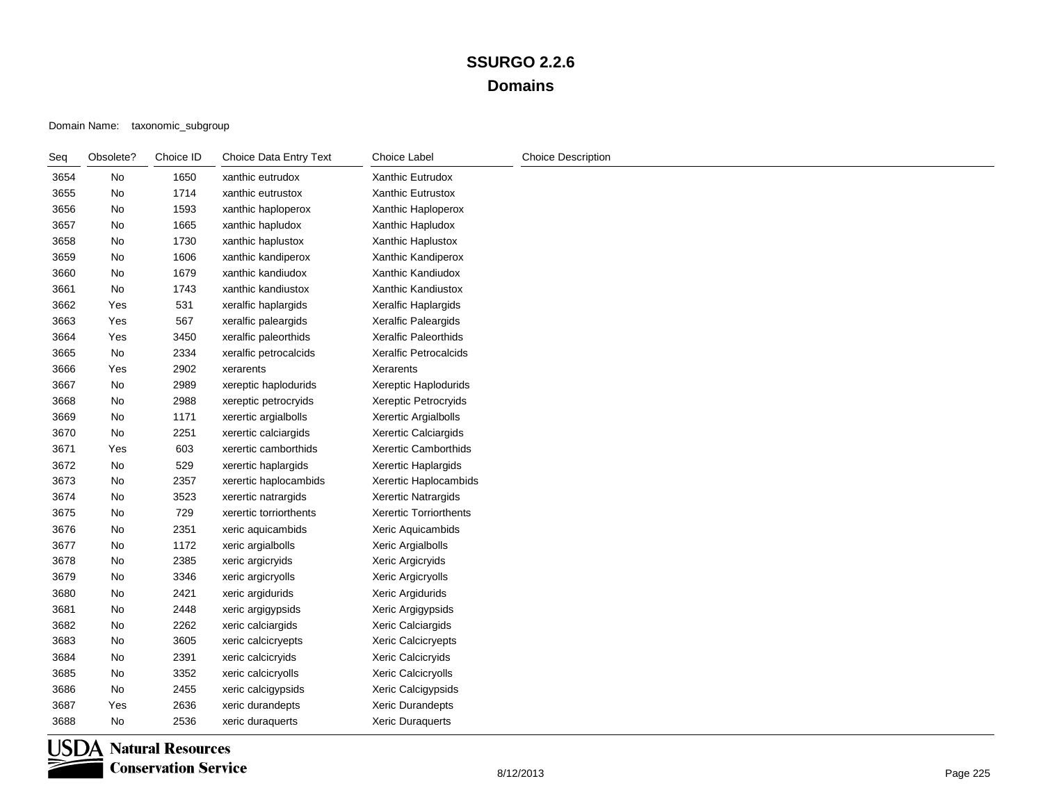# SSURGO 2.2.6

## Domains

Domain Name: taxonomic_subgroup

| Seq | Obsolete? | Choice ID | Choice Data Entry Text | Choice Label | Choice Description |
|---|---|---|---|---|---|
| 3654 | No | 1650 | xanthic eutrudox | Xanthic Eutrudox | |
| 3655 | No | 1714 | xanthic eutrustox | Xanthic Eutrustox | |
| 3656 | No | 1593 | xanthic haploperox | Xanthic Haploperox | |
| 3657 | No | 1665 | xanthic hapludox | Xanthic Hapludox | |
| 3658 | No | 1730 | xanthic haplustox | Xanthic Haplustox | |
| 3659 | No | 1606 | xanthic kandiperox | Xanthic Kandiperox | |
| 3660 | No | 1679 | xanthic kandiudox | Xanthic Kandiudox | |
| 3661 | No | 1743 | xanthic kandiustox | Xanthic Kandiustox | |
| 3662 | Yes | 531 | xeralfic haplargids | Xeralfic Haplargids | |
| 3663 | Yes | 567 | xeralfic paleargids | Xeralfic Paleargids | |
| 3664 | Yes | 3450 | xeralfic paleorthids | Xeralfic Paleorthids | |
| 3665 | No | 2334 | xeralfic petrocalcids | Xeralfic Petrocalcids | |
| 3666 | Yes | 2902 | xerarents | Xerarents | |
| 3667 | No | 2989 | xereptic haplodurids | Xereptic Haplodurids | |
| 3668 | No | 2988 | xereptic petrocryids | Xereptic Petrocryids | |
| 3669 | No | 1171 | xerertic argialbolls | Xerertic Argialbolls | |
| 3670 | No | 2251 | xerertic calciargids | Xerertic Calciargids | |
| 3671 | Yes | 603 | xerertic camborthids | Xerertic Camborthids | |
| 3672 | No | 529 | xerertic haplargids | Xerertic Haplargids | |
| 3673 | No | 2357 | xerertic haplocambids | Xerertic Haplocambids | |
| 3674 | No | 3523 | xerertic natrargids | Xerertic Natrargids | |
| 3675 | No | 729 | xerertic torriorthents | Xerertic Torriorthents | |
| 3676 | No | 2351 | xeric aquicambids | Xeric Aquicambids | |
| 3677 | No | 1172 | xeric argialbolls | Xeric Argialbolls | |
| 3678 | No | 2385 | xeric argicryids | Xeric Argicryids | |
| 3679 | No | 3346 | xeric argicryolls | Xeric Argicryolls | |
| 3680 | No | 2421 | xeric argidurids | Xeric Argidurids | |
| 3681 | No | 2448 | xeric argigypsids | Xeric Argigypsids | |
| 3682 | No | 2262 | xeric calciargids | Xeric Calciargids | |
| 3683 | No | 3605 | xeric calcicryepts | Xeric Calcicryepts | |
| 3684 | No | 2391 | xeric calcicryids | Xeric Calcicryids | |
| 3685 | No | 3352 | xeric calcicryolls | Xeric Calcicryolls | |
| 3686 | No | 2455 | xeric calcigypsids | Xeric Calcigypsids | |
| 3687 | Yes | 2636 | xeric durandepts | Xeric Durandepts | |
| 3688 | No | 2536 | xeric duraquerts | Xeric Duraquerts | |

USDA Natural Resources Conservation Service

8/12/2013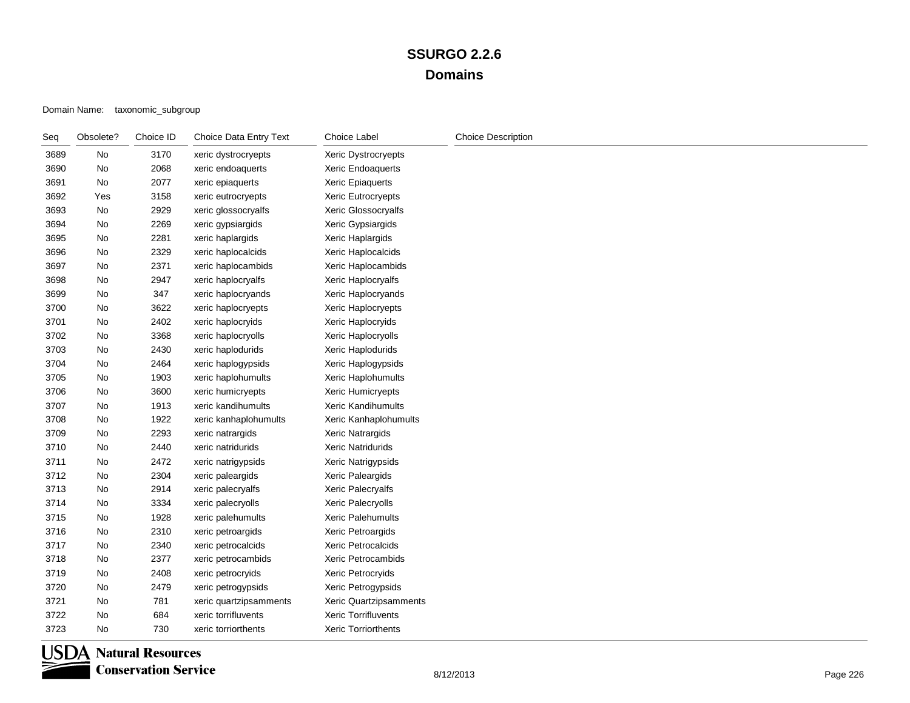# SSURGO 2.2.6

## Domains

Domain Name: taxonomic_subgroup

| Seq | Obsolete? | Choice ID | Choice Data Entry Text | Choice Label | Choice Description |
|---|---|---|---|---|---|
| 3689 | No | 3170 | xeric dystrocryepts | Xeric Dystrocryepts | |
| 3690 | No | 2068 | xeric endoaquerts | Xeric Endoaquerts | |
| 3691 | No | 2077 | xeric epiaquerts | Xeric Epiaquerts | |
| 3692 | Yes | 3158 | xeric eutrocryepts | Xeric Eutrocryepts | |
| 3693 | No | 2929 | xeric glossocryalfs | Xeric Glossocryalfs | |
| 3694 | No | 2269 | xeric gypsiargids | Xeric Gypsiargids | |
| 3695 | No | 2281 | xeric haplargids | Xeric Haplargids | |
| 3696 | No | 2329 | xeric haplocalcids | Xeric Haplocalcids | |
| 3697 | No | 2371 | xeric haplocambids | Xeric Haplocambids | |
| 3698 | No | 2947 | xeric haplocryalfs | Xeric Haplocryalfs | |
| 3699 | No | 347 | xeric haplocryands | Xeric Haplocryands | |
| 3700 | No | 3622 | xeric haplocryepts | Xeric Haplocryepts | |
| 3701 | No | 2402 | xeric haplocryids | Xeric Haplocryids | |
| 3702 | No | 3368 | xeric haplocryolls | Xeric Haplocryolls | |
| 3703 | No | 2430 | xeric haplodurids | Xeric Haplodurids | |
| 3704 | No | 2464 | xeric haplogypsids | Xeric Haplogypsids | |
| 3705 | No | 1903 | xeric haplohumults | Xeric Haplohumults | |
| 3706 | No | 3600 | xeric humicryepts | Xeric Humicryepts | |
| 3707 | No | 1913 | xeric kandihumults | Xeric Kandihumults | |
| 3708 | No | 1922 | xeric kanhaplohumults | Xeric Kanhaplohumults | |
| 3709 | No | 2293 | xeric natrargids | Xeric Natrargids | |
| 3710 | No | 2440 | xeric natridurids | Xeric Natridurids | |
| 3711 | No | 2472 | xeric natrigypsids | Xeric Natrigypsids | |
| 3712 | No | 2304 | xeric paleargids | Xeric Paleargids | |
| 3713 | No | 2914 | xeric palecryalfs | Xeric Palecryalfs | |
| 3714 | No | 3334 | xeric palecryolls | Xeric Palecryolls | |
| 3715 | No | 1928 | xeric palehumults | Xeric Palehumults | |
| 3716 | No | 2310 | xeric petroargids | Xeric Petroargids | |
| 3717 | No | 2340 | xeric petrocalcids | Xeric Petrocalcids | |
| 3718 | No | 2377 | xeric petrocambids | Xeric Petrocambids | |
| 3719 | No | 2408 | xeric petrocryids | Xeric Petrocryids | |
| 3720 | No | 2479 | xeric petrogypsids | Xeric Petrogypsids | |
| 3721 | No | 781 | xeric quartzipsamments | Xeric Quartzipsamments | |
| 3722 | No | 684 | xeric torrifluvents | Xeric Torrifluvents | |
| 3723 | No | 730 | xeric torriorthents | Xeric Torriorthents | |

USDA Natural Resources Conservation Service

8/12/2013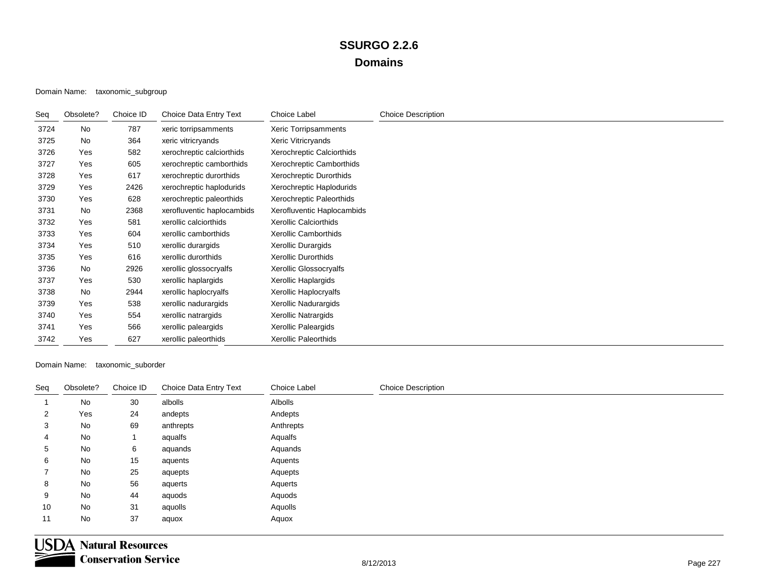# SSURGO 2.2.6

## Domains

Domain Name: taxonomic_subgroup

| Seq | Obsolete? | Choice ID | Choice Data Entry Text | Choice Label | Choice Description |
|---|---|---|---|---|---|
| 3724 | No | 787 | xeric torripsamments | Xeric Torripsamments | |
| 3725 | No | 364 | xeric vitricryands | Xeric Vitricryands | |
| 3726 | Yes | 582 | xerochreptic calciorthids | Xerochreptic Calciorthids | |
| 3727 | Yes | 605 | xerochreptic camborthids | Xerochreptic Camborthids | |
| 3728 | Yes | 617 | xerochreptic durorthids | Xerochreptic Durorthids | |
| 3729 | Yes | 2426 | xerochreptic haplodurids | Xerochreptic Haplodurids | |
| 3730 | Yes | 628 | xerochreptic paleorthids | Xerochreptic Paleorthids | |
| 3731 | No | 2368 | xerofluventic haplocambids | Xerofluventic Haplocambids | |
| 3732 | Yes | 581 | xerollic calciorthids | Xerollic Calciorthids | |
| 3733 | Yes | 604 | xerollic camborthids | Xerollic Camborthids | |
| 3734 | Yes | 510 | xerollic durargids | Xerollic Durargids | |
| 3735 | Yes | 616 | xerollic durorthids | Xerollic Durorthids | |
| 3736 | No | 2926 | xerollic glossocryalfs | Xerollic Glossocryalfs | |
| 3737 | Yes | 530 | xerollic haplargids | Xerollic Haplargids | |
| 3738 | No | 2944 | xerollic haplocryalfs | Xerollic Haplocryalfs | |
| 3739 | Yes | 538 | xerollic nadurargids | Xerollic Nadurargids | |
| 3740 | Yes | 554 | xerollic natrargids | Xerollic Natrargids | |
| 3741 | Yes | 566 | xerollic paleargids | Xerollic Paleargids | |
| 3742 | Yes | 627 | xerollic paleorthids | Xerollic Paleorthids | |

Domain Name: taxonomic_suborder

| Seq | Obsolete? | Choice ID | Choice Data Entry Text | Choice Label | Choice Description |
|---|---|---|---|---|---|
| 1 | No | 30 | albolls | Albolls | |
| 2 | Yes | 24 | andepts | Andepts | |
| 3 | No | 69 | anthrepts | Anthrepts | |
| 4 | No | 1 | aqualfs | Aqualfs | |
| 5 | No | 6 | aquands | Aquands | |
| 6 | No | 15 | aquents | Aquents | |
| 7 | No | 25 | aquepts | Aquepts | |
| 8 | No | 56 | aquerts | Aquerts | |
| 9 | No | 44 | aquods | Aquods | |
| 10 | No | 31 | aquolls | Aquolls | |
| 11 | No | 37 | aquox | Aquox | |

USDA Natural Resources Conservation Service

8/12/2013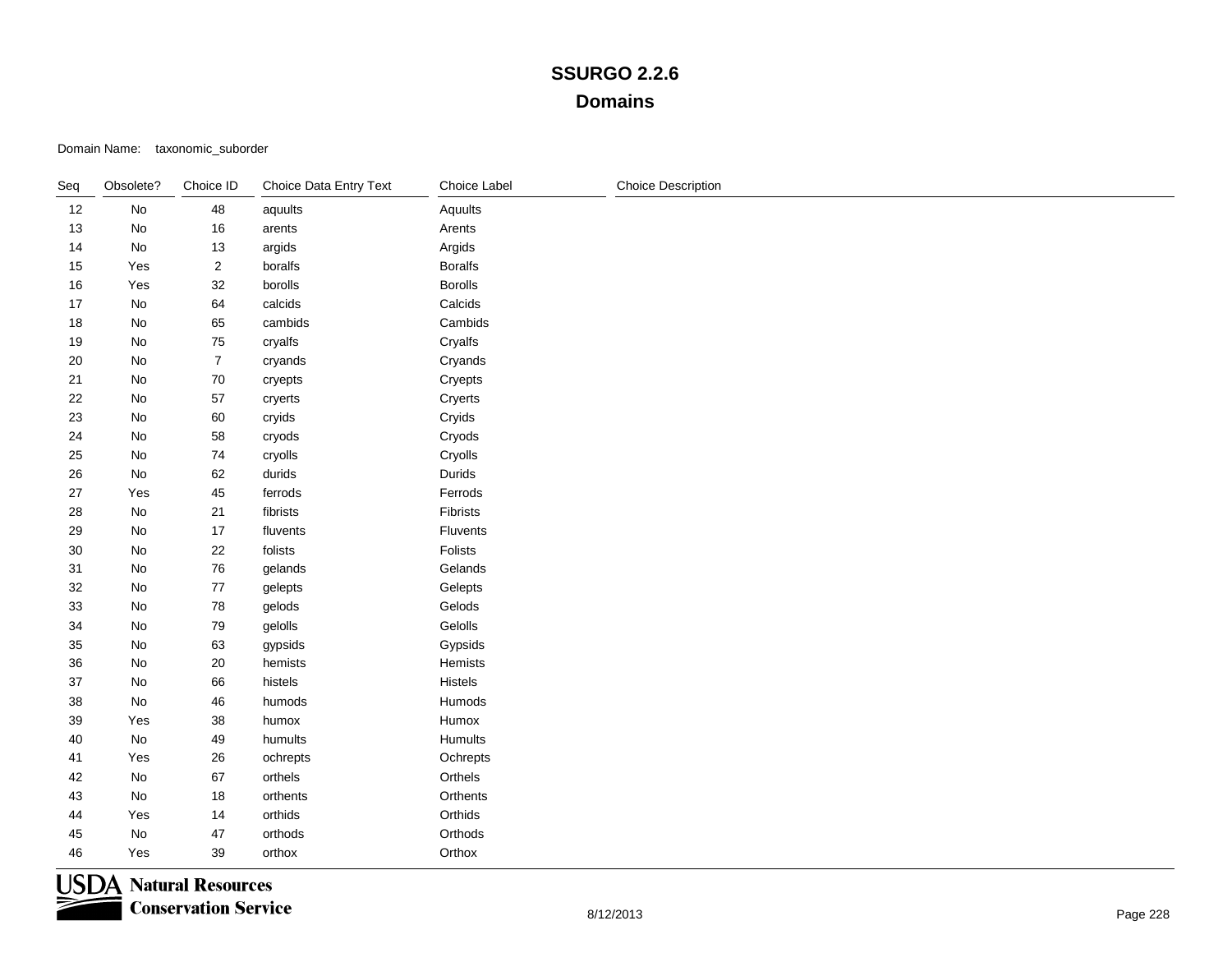# SSURGO 2.2.6

## Domains

Domain Name: taxonomic_suborder

| Seq | Obsolete? | Choice ID | Choice Data Entry Text | Choice Label | Choice Description |
|---|---|---|---|---|---|
| 12 | No | 48 | aquults | Aquults | |
| 13 | No | 16 | arents | Arents | |
| 14 | No | 13 | argids | Argids | |
| 15 | Yes | 2 | boralfs | Boralfs | |
| 16 | Yes | 32 | borolls | Borolls | |
| 17 | No | 64 | calcids | Calcids | |
| 18 | No | 65 | cambids | Cambids | |
| 19 | No | 75 | cryalfs | Cryalfs | |
| 20 | No | 7 | cryands | Cryands | |
| 21 | No | 70 | cryepts | Cryepts | |
| 22 | No | 57 | cryerts | Cryerts | |
| 23 | No | 60 | cryids | Cryids | |
| 24 | No | 58 | cryods | Cryods | |
| 25 | No | 74 | cryolls | Cryolls | |
| 26 | No | 62 | durids | Durids | |
| 27 | Yes | 45 | ferrods | Ferrods | |
| 28 | No | 21 | fibrists | Fibrists | |
| 29 | No | 17 | fluvents | Fluvents | |
| 30 | No | 22 | folists | Folists | |
| 31 | No | 76 | gelands | Gelands | |
| 32 | No | 77 | gelepts | Gelepts | |
| 33 | No | 78 | gelods | Gelods | |
| 34 | No | 79 | gelolls | Gelolls | |
| 35 | No | 63 | gypsids | Gypsids | |
| 36 | No | 20 | hemists | Hemists | |
| 37 | No | 66 | histels | Histels | |
| 38 | No | 46 | humods | Humods | |
| 39 | Yes | 38 | humox | Humox | |
| 40 | No | 49 | humults | Humults | |
| 41 | Yes | 26 | ochrepts | Ochrepts | |
| 42 | No | 67 | orthels | Orthels | |
| 43 | No | 18 | orthents | Orthents | |
| 44 | Yes | 14 | orthids | Orthids | |
| 45 | No | 47 | orthods | Orthods | |
| 46 | Yes | 39 | orthox | Orthox | |

USDA Natural Resources Conservation Service

8/12/2013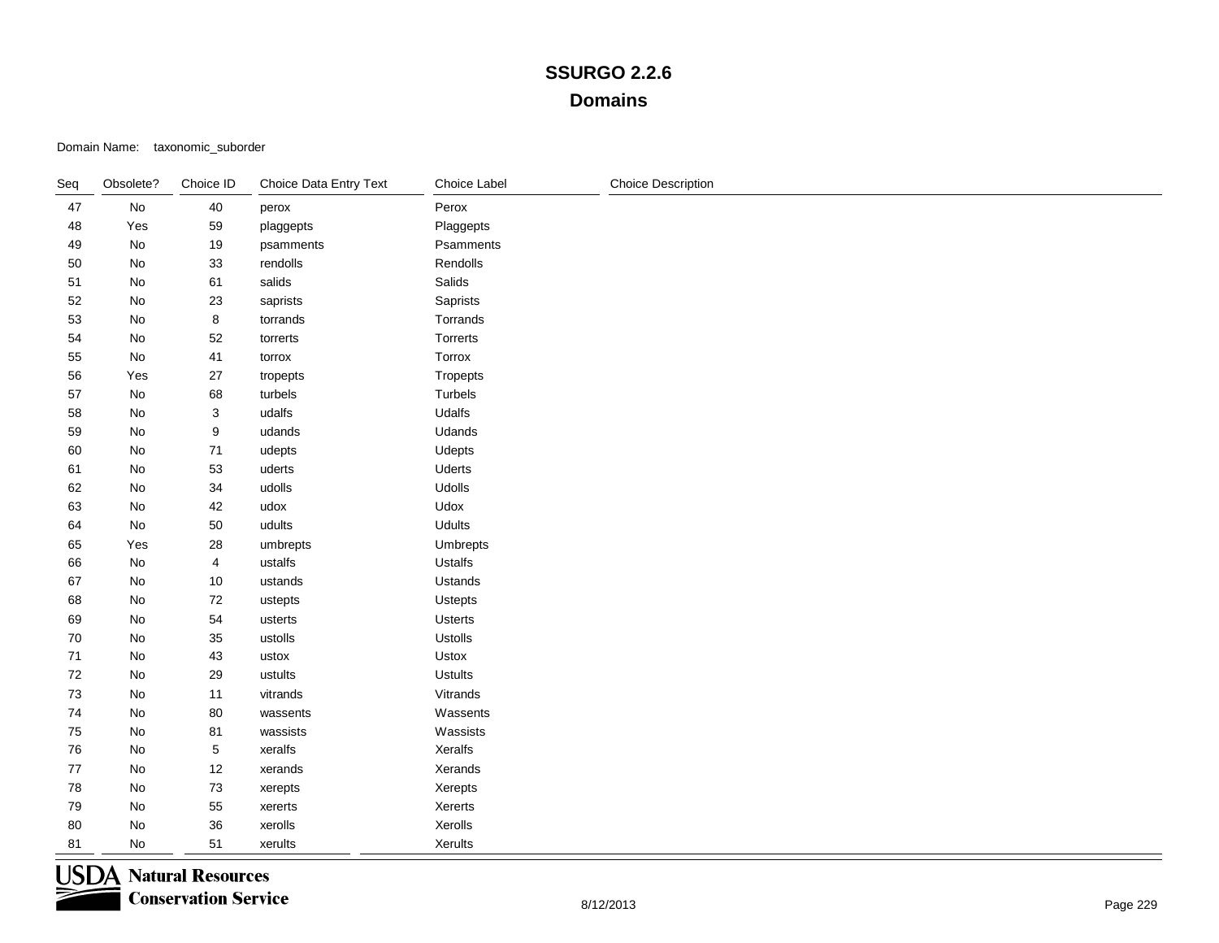# SSURGO 2.2.6

## Domains

Domain Name: taxonomic_suborder

| Seq | Obsolete? | Choice ID | Choice Data Entry Text | Choice Label | Choice Description |
|---|---|---|---|---|---|
| 47 | No | 40 | perox | Perox | |
| 48 | Yes | 59 | plaggepts | Plaggepts | |
| 49 | No | 19 | psamments | Psamments | |
| 50 | No | 33 | rendolls | Rendolls | |
| 51 | No | 61 | salids | Salids | |
| 52 | No | 23 | saprists | Saprists | |
| 53 | No | 8 | torrands | Torrands | |
| 54 | No | 52 | torrerts | Torrerts | |
| 55 | No | 41 | torrox | Torrox | |
| 56 | Yes | 27 | tropepts | Tropepts | |
| 57 | No | 68 | turbels | Turbels | |
| 58 | No | 3 | udalfs | Udalfs | |
| 59 | No | 9 | udands | Udands | |
| 60 | No | 71 | udepts | Udepts | |
| 61 | No | 53 | uderts | Uderts | |
| 62 | No | 34 | udolls | Udolls | |
| 63 | No | 42 | udox | Udox | |
| 64 | No | 50 | udults | Udults | |
| 65 | Yes | 28 | umbrepts | Umbrepts | |
| 66 | No | 4 | ustalfs | Ustalfs | |
| 67 | No | 10 | ustands | Ustands | |
| 68 | No | 72 | ustepts | Ustepts | |
| 69 | No | 54 | usterts | Usterts | |
| 70 | No | 35 | ustolls | Ustolls | |
| 71 | No | 43 | ustox | Ustox | |
| 72 | No | 29 | ustults | Ustults | |
| 73 | No | 11 | vitrands | Vitrands | |
| 74 | No | 80 | wassents | Wassents | |
| 75 | No | 81 | wassists | Wassists | |
| 76 | No | 5 | xeralfs | Xeralfs | |
| 77 | No | 12 | xerands | Xerands | |
| 78 | No | 73 | xerepts | Xerepts | |
| 79 | No | 55 | xererts | Xererts | |
| 80 | No | 36 | xerolls | Xerolls | |
| 81 | No | 51 | xerults | Xerults | |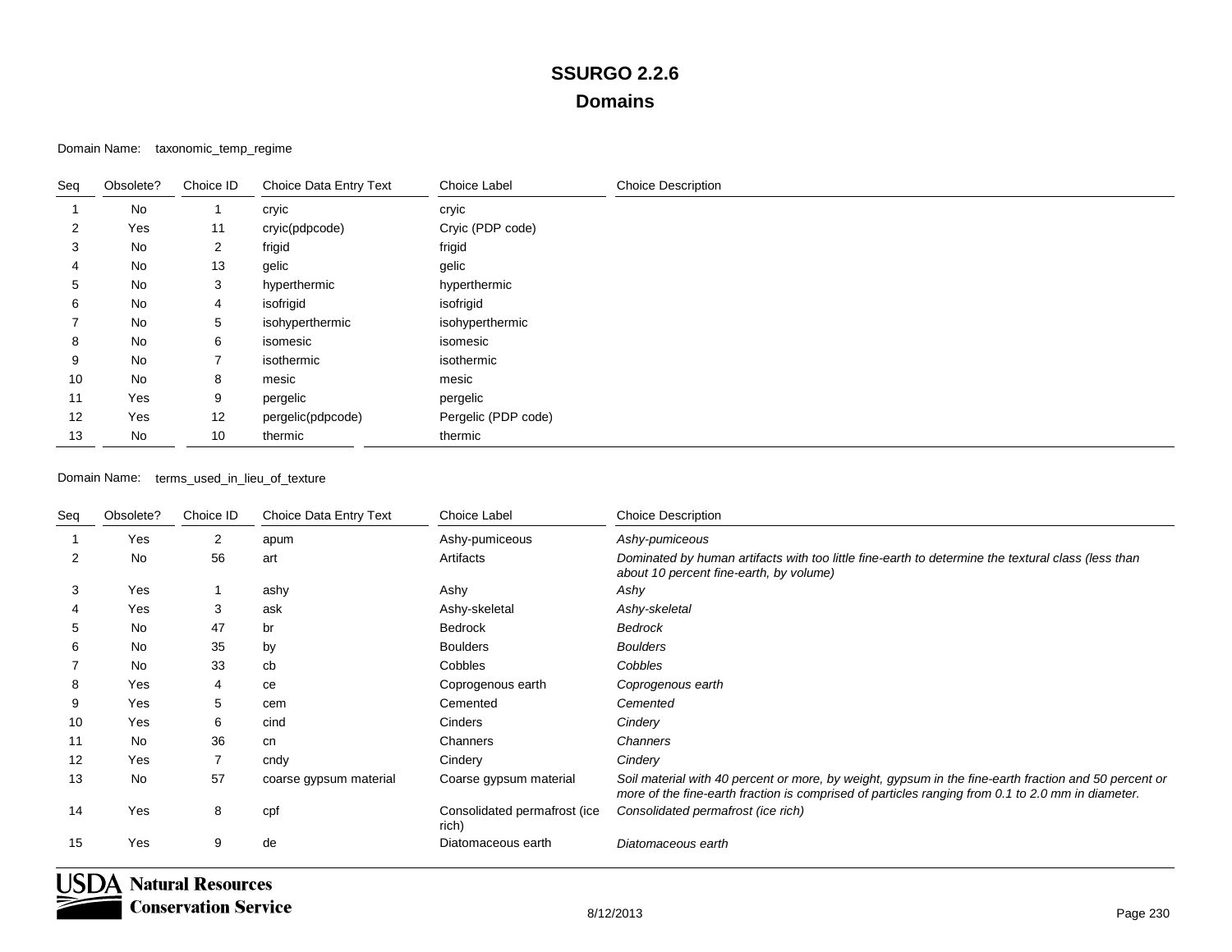# SSURGO 2.2.6

## Domains

Domain Name: taxonomic_temp_regime

| Seq | Obsolete? | Choice ID | Choice Data Entry Text | Choice Label | Choice Description |
|---|---|---|---|---|---|
| 1 | No | 1 | cryic | cryic | |
| 2 | Yes | 11 | cryic(pdpcode) | Cryic (PDP code) | |
| 3 | No | 2 | frigid | frigid | |
| 4 | No | 13 | gelic | gelic | |
| 5 | No | 3 | hyperthermic | hyperthermic | |
| 6 | No | 4 | isofrigid | isofrigid | |
| 7 | No | 5 | isohyperthermic | isohyperthermic | |
| 8 | No | 6 | isomesic | isomesic | |
| 9 | No | 7 | isothermic | isothermic | |
| 10 | No | 8 | mesic | mesic | |
| 11 | Yes | 9 | pergelic | pergelic | |
| 12 | Yes | 12 | pergelic(pdpcode) | Pergelic (PDP code) | |
| 13 | No | 10 | thermic | thermic | |

Domain Name: terms_used_in_lieu_of_texture

| Seq | Obsolete? | Choice ID | Choice Data Entry Text | Choice Label | Choice Description |
|---|---|---|---|---|---|
| 1 | Yes | 2 | apum | Ashy-pumiceous | *Ashy-pumiceous* |
| 2 | No | 56 | art | Artifacts | *Dominated by human artifacts with too little fine-earth to determine the textural class (less than about 10 percent fine-earth, by volume)* |
| 3 | Yes | 1 | ashy | Ashy | *Ashy* |
| 4 | Yes | 3 | ask | Ashy-skeletal | *Ashy-skeletal* |
| 5 | No | 47 | br | Bedrock | *Bedrock* |
| 6 | No | 35 | by | Boulders | *Boulders* |
| 7 | No | 33 | cb | Cobbles | *Cobbles* |
| 8 | Yes | 4 | ce | Coprogenous earth | *Coprogenous earth* |
| 9 | Yes | 5 | cem | Cemented | *Cemented* |
| 10 | Yes | 6 | cind | Cinders | *Cindery* |
| 11 | No | 36 | cn | Channers | *Channers* |
| 12 | Yes | 7 | cndy | Cindery | *Cindery* |
| 13 | No | 57 | coarse gypsum material | Coarse gypsum material | *Soil material with 40 percent or more, by weight, gypsum in the fine-earth fraction and 50 percent or more of the fine-earth fraction is comprised of particles ranging from 0.1 to 2.0 mm in diameter.* |
| 14 | Yes | 8 | cpf | Consolidated permafrost (ice rich) | *Consolidated permafrost (ice rich)* |
| 15 | Yes | 9 | de | Diatomaceous earth | *Diatomaceous earth* |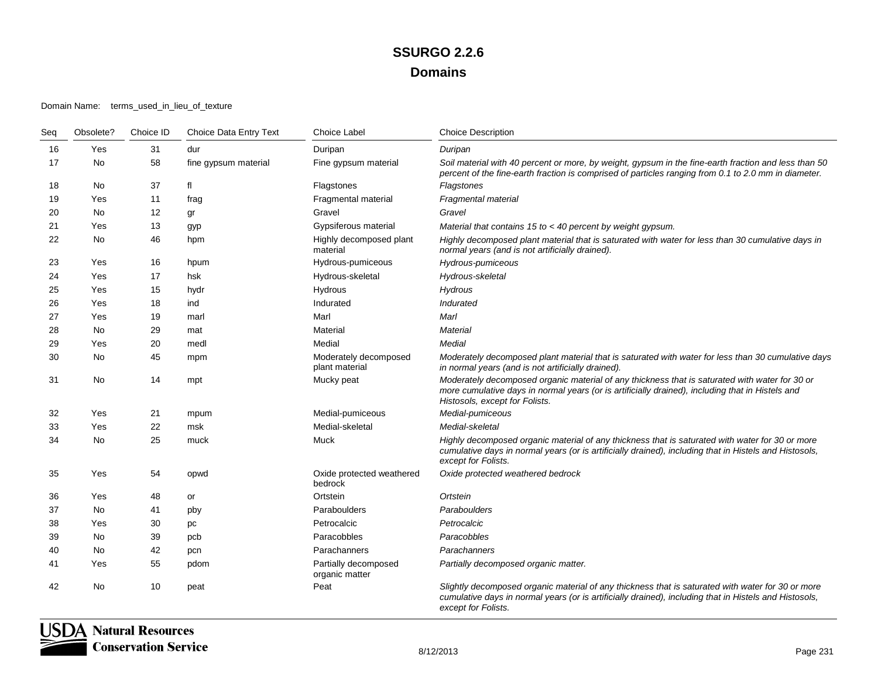# SSURGO 2.2.6

## Domains

Domain Name: terms_used_in_lieu_of_texture

| Seq | Obsolete? | Choice ID | Choice Data Entry Text | Choice Label | Choice Description |
|---|---|---|---|---|---|
| 16 | Yes | 31 | dur | Duripan | *Duripan* |
| 17 | No | 58 | fine gypsum material | Fine gypsum material | *Soil material with 40 percent or more, by weight, gypsum in the fine-earth fraction and less than 50 percent of the fine-earth fraction is comprised of particles ranging from 0.1 to 2.0 mm in diameter.* |
| 18 | No | 37 | fl | Flagstones | *Flagstones* |
| 19 | Yes | 11 | frag | Fragmental material | *Fragmental material* |
| 20 | No | 12 | gr | Gravel | *Gravel* |
| 21 | Yes | 13 | gyp | Gypsiferous material | *Material that contains 15 to < 40 percent by weight gypsum.* |
| 22 | No | 46 | hpm | Highly decomposed plant material | *Highly decomposed plant material that is saturated with water for less than 30 cumulative days in normal years (and is not artificially drained).* |
| 23 | Yes | 16 | hpum | Hydrous-pumiceous | *Hydrous-pumiceous* |
| 24 | Yes | 17 | hsk | Hydrous-skeletal | *Hydrous-skeletal* |
| 25 | Yes | 15 | hydr | Hydrous | *Hydrous* |
| 26 | Yes | 18 | ind | Indurated | *Indurated* |
| 27 | Yes | 19 | marl | Marl | *Marl* |
| 28 | No | 29 | mat | Material | *Material* |
| 29 | Yes | 20 | medl | Medial | *Medial* |
| 30 | No | 45 | mpm | Moderately decomposed plant material | *Moderately decomposed plant material that is saturated with water for less than 30 cumulative days in normal years (and is not artificially drained).* |
| 31 | No | 14 | mpt | Mucky peat | *Moderately decomposed organic material of any thickness that is saturated with water for 30 or more cumulative days in normal years (or is artificially drained), including that in Histels and Histosols, except for Folists.* |
| 32 | Yes | 21 | mpum | Medial-pumiceous | *Medial-pumiceous* |
| 33 | Yes | 22 | msk | Medial-skeletal | *Medial-skeletal* |
| 34 | No | 25 | muck | Muck | *Highly decomposed organic material of any thickness that is saturated with water for 30 or more cumulative days in normal years (or is artificially drained), including that in Histels and Histosols, except for Folists.* |
| 35 | Yes | 54 | opwd | Oxide protected weathered bedrock | *Oxide protected weathered bedrock* |
| 36 | Yes | 48 | or | Ortstein | *Ortstein* |
| 37 | No | 41 | pby | Paraboulders | *Paraboulders* |
| 38 | Yes | 30 | pc | Petrocalcic | *Petrocalcic* |
| 39 | No | 39 | pcb | Paracobbles | *Paracobbles* |
| 40 | No | 42 | pcn | Parachanners | *Parachanners* |
| 41 | Yes | 55 | pdom | Partially decomposed organic matter | *Partially decomposed organic matter.* |
| 42 | No | 10 | peat | Peat | *Slightly decomposed organic material of any thickness that is saturated with water for 30 or more cumulative days in normal years (or is artificially drained), including that in Histels and Histosols, except for Folists.* |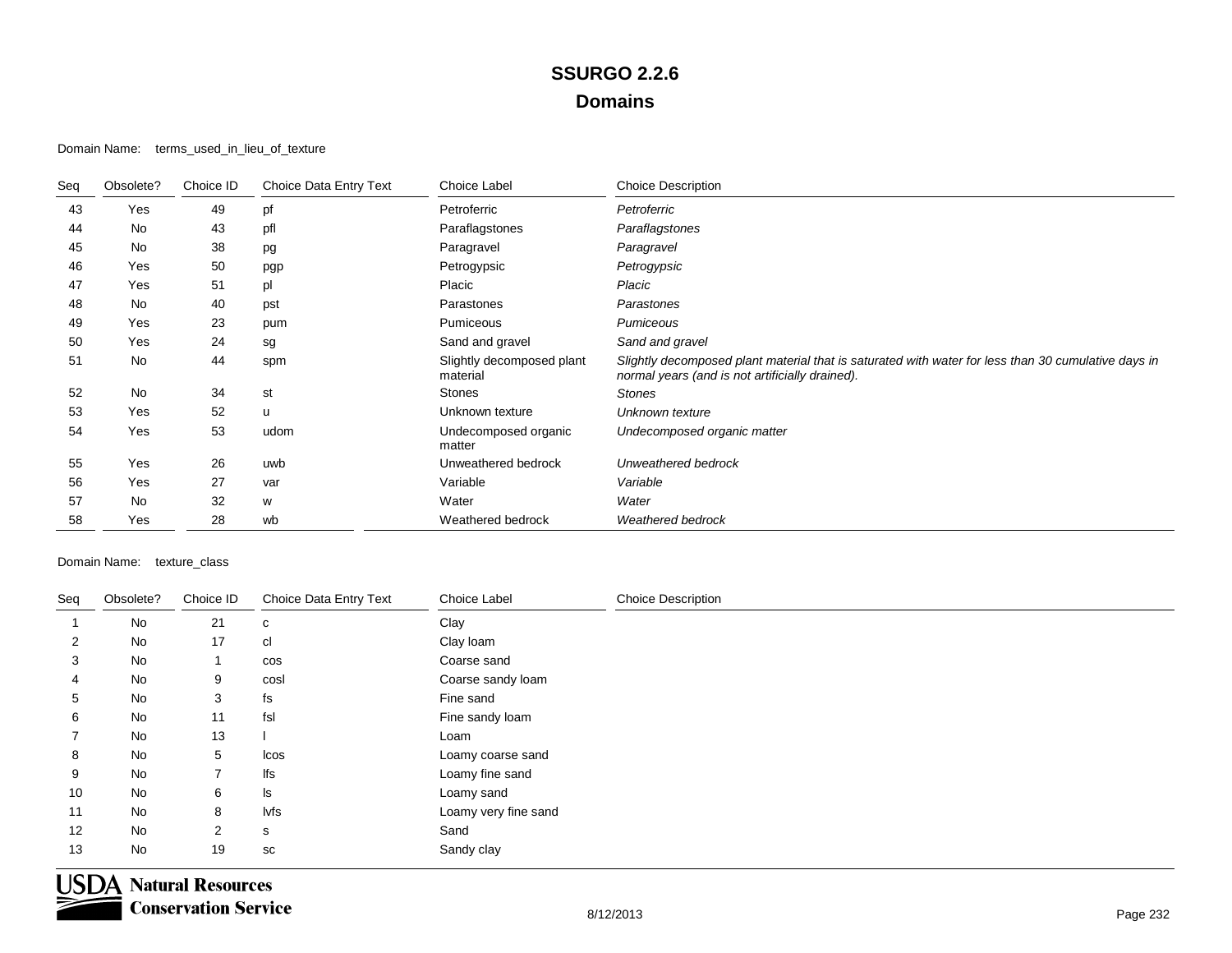# SSURGO 2.2.6

## Domains

Domain Name: terms_used_in_lieu_of_texture

| Seq | Obsolete? | Choice ID | Choice Data Entry Text | Choice Label | Choice Description |
|---|---|---|---|---|---|
| 43 | Yes | 49 | pf | Petroferric | *Petroferric* |
| 44 | No | 43 | pfl | Paraflagstones | *Paraflagstones* |
| 45 | No | 38 | pg | Paragravel | *Paragravel* |
| 46 | Yes | 50 | pgp | Petrogypsic | *Petrogypsic* |
| 47 | Yes | 51 | pl | Placic | *Placic* |
| 48 | No | 40 | pst | Parastones | *Parastones* |
| 49 | Yes | 23 | pum | Pumiceous | *Pumiceous* |
| 50 | Yes | 24 | sg | Sand and gravel | *Sand and gravel* |
| 51 | No | 44 | spm | Slightly decomposed plant material | *Slightly decomposed plant material that is saturated with water for less than 30 cumulative days in normal years (and is not artificially drained).* |
| 52 | No | 34 | st | Stones | *Stones* |
| 53 | Yes | 52 | u | Unknown texture | *Unknown texture* |
| 54 | Yes | 53 | udom | Undecomposed organic matter | *Undecomposed organic matter* |
| 55 | Yes | 26 | uwb | Unweathered bedrock | *Unweathered bedrock* |
| 56 | Yes | 27 | var | Variable | *Variable* |
| 57 | No | 32 | w | Water | *Water* |
| 58 | Yes | 28 | wb | Weathered bedrock | *Weathered bedrock* |

Domain Name: texture_class

| Seq | Obsolete? | Choice ID | Choice Data Entry Text | Choice Label | Choice Description |
|---|---|---|---|---|---|
| 1 | No | 21 | c | Clay | |
| 2 | No | 17 | cl | Clay loam | |
| 3 | No | 1 | cos | Coarse sand | |
| 4 | No | 9 | cosl | Coarse sandy loam | |
| 5 | No | 3 | fs | Fine sand | |
| 6 | No | 11 | fsl | Fine sandy loam | |
| 7 | No | 13 | l | Loam | |
| 8 | No | 5 | lcos | Loamy coarse sand | |
| 9 | No | 7 | lfs | Loamy fine sand | |
| 10 | No | 6 | ls | Loamy sand | |
| 11 | No | 8 | lvfs | Loamy very fine sand | |
| 12 | No | 2 | s | Sand | |
| 13 | No | 19 | sc | Sandy clay | |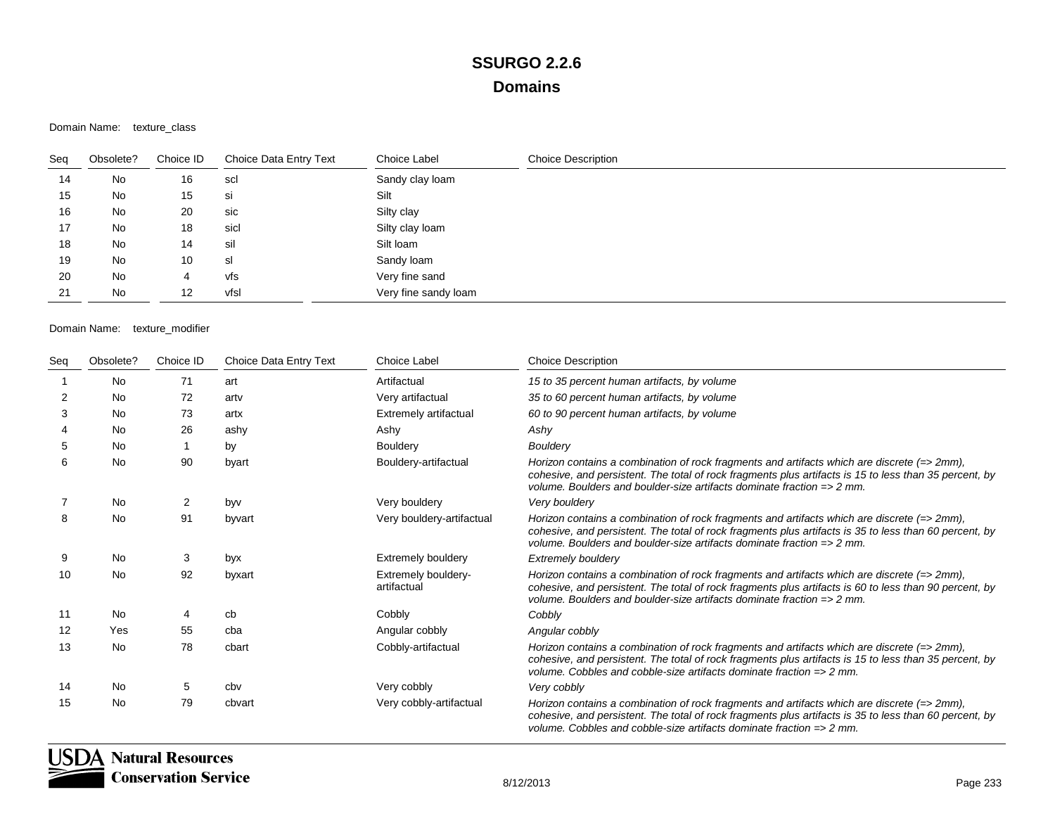# SSURGO 2.2.6

## Domains

Domain Name: texture_class

| Seq | Obsolete? | Choice ID | Choice Data Entry Text | Choice Label | Choice Description |
|---|---|---|---|---|---|
| 14 | No | 16 | scl | Sandy clay loam | |
| 15 | No | 15 | si | Silt | |
| 16 | No | 20 | sic | Silty clay | |
| 17 | No | 18 | sicl | Silty clay loam | |
| 18 | No | 14 | sil | Silt loam | |
| 19 | No | 10 | sl | Sandy loam | |
| 20 | No | 4 | vfs | Very fine sand | |
| 21 | No | 12 | vfsl | Very fine sandy loam | |

Domain Name: texture_modifier

| Seq | Obsolete? | Choice ID | Choice Data Entry Text | Choice Label | Choice Description |
|---|---|---|---|---|---|
| 1 | No | 71 | art | Artifactual | *15 to 35 percent human artifacts, by volume* |
| 2 | No | 72 | artv | Very artifactual | *35 to 60 percent human artifacts, by volume* |
| 3 | No | 73 | artx | Extremely artifactual | *60 to 90 percent human artifacts, by volume* |
| 4 | No | 26 | ashy | Ashy | *Ashy* |
| 5 | No | 1 | by | Bouldery | *Bouldery* |
| 6 | No | 90 | byart | Bouldery-artifactual | *Horizon contains a combination of rock fragments and artifacts which are discrete (=> 2mm), cohesive, and persistent. The total of rock fragments plus artifacts is 15 to less than 35 percent, by volume. Boulders and boulder-size artifacts dominate fraction => 2 mm.* |
| 7 | No | 2 | byv | Very bouldery | *Very bouldery* |
| 8 | No | 91 | byvart | Very bouldery-artifactual | *Horizon contains a combination of rock fragments and artifacts which are discrete (=> 2mm), cohesive, and persistent. The total of rock fragments plus artifacts is 35 to less than 60 percent, by volume. Boulders and boulder-size artifacts dominate fraction => 2 mm.* |
| 9 | No | 3 | byx | Extremely bouldery | *Extremely bouldery* |
| 10 | No | 92 | byxart | Extremely bouldery-artifactual | *Horizon contains a combination of rock fragments and artifacts which are discrete (=> 2mm), cohesive, and persistent. The total of rock fragments plus artifacts is 60 to less than 90 percent, by volume. Boulders and boulder-size artifacts dominate fraction => 2 mm.* |
| 11 | No | 4 | cb | Cobbly | *Cobbly* |
| 12 | Yes | 55 | cba | Angular cobbly | *Angular cobbly* |
| 13 | No | 78 | cbart | Cobbly-artifactual | *Horizon contains a combination of rock fragments and artifacts which are discrete (=> 2mm), cohesive, and persistent. The total of rock fragments plus artifacts is 15 to less than 35 percent, by volume. Cobbles and cobble-size artifacts dominate fraction => 2 mm.* |
| 14 | No | 5 | cbv | Very cobbly | *Very cobbly* |
| 15 | No | 79 | cbvart | Very cobbly-artifactual | *Horizon contains a combination of rock fragments and artifacts which are discrete (=> 2mm), cohesive, and persistent. The total of rock fragments plus artifacts is 35 to less than 60 percent, by volume. Cobbles and cobble-size artifacts dominate fraction => 2 mm.* |

USDA Natural Resources Conservation Service

8/12/2013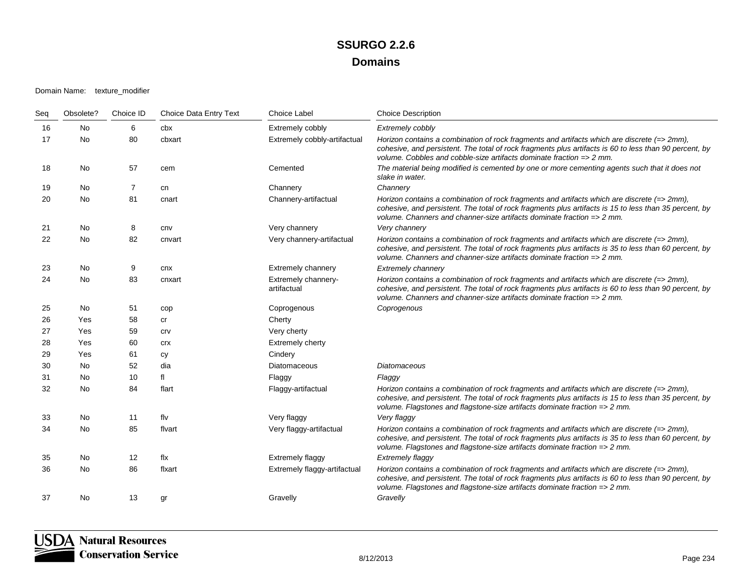# SSURGO 2.2.6

## Domains

Domain Name: texture_modifier

| Seq | Obsolete? | Choice ID | Choice Data Entry Text | Choice Label | Choice Description |
|---|---|---|---|---|---|
| 16 | No | 6 | cbx | Extremely cobbly | *Extremely cobbly* |
| 17 | No | 80 | cbxart | Extremely cobbly-artifactual | *Horizon contains a combination of rock fragments and artifacts which are discrete (=> 2mm), cohesive, and persistent. The total of rock fragments plus artifacts is 60 to less than 90 percent, by volume. Cobbles and cobble-size artifacts dominate fraction => 2 mm.* |
| 18 | No | 57 | cem | Cemented | *The material being modified is cemented by one or more cementing agents such that it does not slake in water.* |
| 19 | No | 7 | cn | Channery | *Channery* |
| 20 | No | 81 | cnart | Channery-artifactual | *Horizon contains a combination of rock fragments and artifacts which are discrete (=> 2mm), cohesive, and persistent. The total of rock fragments plus artifacts is 15 to less than 35 percent, by volume. Channers and channer-size artifacts dominate fraction => 2 mm.* |
| 21 | No | 8 | cnv | Very channery | *Very channery* |
| 22 | No | 82 | cnvart | Very channery-artifactual | *Horizon contains a combination of rock fragments and artifacts which are discrete (=> 2mm), cohesive, and persistent. The total of rock fragments plus artifacts is 35 to less than 60 percent, by volume. Channers and channer-size artifacts dominate fraction => 2 mm.* |
| 23 | No | 9 | cnx | Extremely channery | *Extremely channery* |
| 24 | No | 83 | cnxart | Extremely channery-artifactual | *Horizon contains a combination of rock fragments and artifacts which are discrete (=> 2mm), cohesive, and persistent. The total of rock fragments plus artifacts is 60 to less than 90 percent, by volume. Channers and channer-size artifacts dominate fraction => 2 mm.* |
| 25 | No | 51 | cop | Coprogenous | *Coprogenous* |
| 26 | Yes | 58 | cr | Cherty | |
| 27 | Yes | 59 | crv | Very cherty | |
| 28 | Yes | 60 | crx | Extremely cherty | |
| 29 | Yes | 61 | cy | Cindery | |
| 30 | No | 52 | dia | Diatomaceous | *Diatomaceous* |
| 31 | No | 10 | fl | Flaggy | *Flaggy* |
| 32 | No | 84 | flart | Flaggy-artifactual | *Horizon contains a combination of rock fragments and artifacts which are discrete (=> 2mm), cohesive, and persistent. The total of rock fragments plus artifacts is 15 to less than 35 percent, by volume. Flagstones and flagstone-size artifacts dominate fraction => 2 mm.* |
| 33 | No | 11 | flv | Very flaggy | *Very flaggy* |
| 34 | No | 85 | flvart | Very flaggy-artifactual | *Horizon contains a combination of rock fragments and artifacts which are discrete (=> 2mm), cohesive, and persistent. The total of rock fragments plus artifacts is 35 to less than 60 percent, by volume. Flagstones and flagstone-size artifacts dominate fraction => 2 mm.* |
| 35 | No | 12 | flx | Extremely flaggy | *Extremely flaggy* |
| 36 | No | 86 | flxart | Extremely flaggy-artifactual | *Horizon contains a combination of rock fragments and artifacts which are discrete (=> 2mm), cohesive, and persistent. The total of rock fragments plus artifacts is 60 to less than 90 percent, by volume. Flagstones and flagstone-size artifacts dominate fraction => 2 mm.* |
| 37 | No | 13 | gr | Gravelly | *Gravelly* |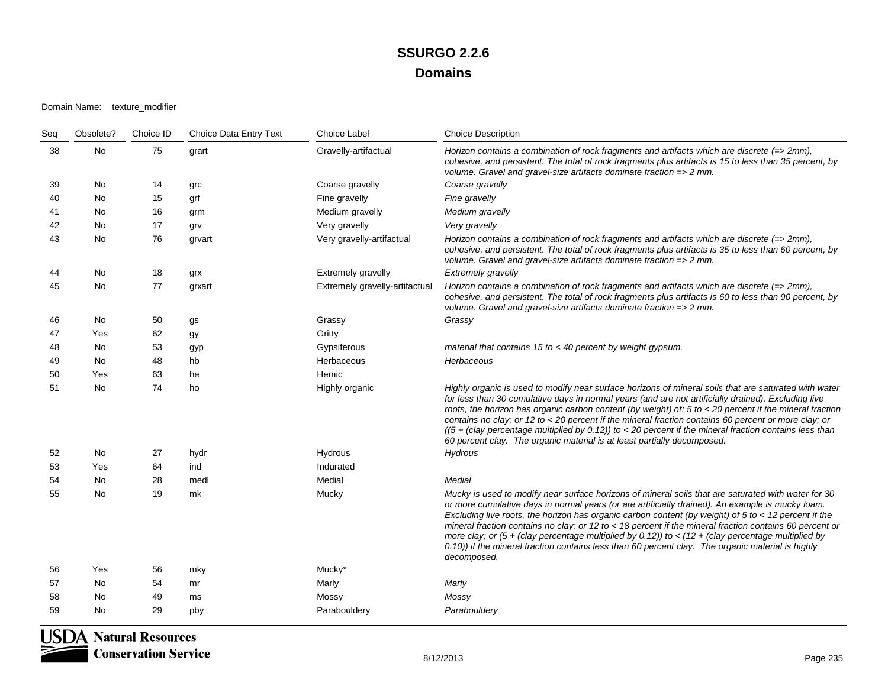# SSURGO 2.2.6

## Domains

Domain Name: texture_modifier

| Seq | Obsolete? | Choice ID | Choice Data Entry Text | Choice Label | Choice Description |
|---|---|---|---|---|---|
| 38 | No | 75 | grart | Gravelly-artifactual | *Horizon contains a combination of rock fragments and artifacts which are discrete (=> 2mm), cohesive, and persistent. The total of rock fragments plus artifacts is 15 to less than 35 percent, by volume. Gravel and gravel-size artifacts dominate fraction => 2 mm.* |
| 39 | No | 14 | grc | Coarse gravelly | *Coarse gravelly* |
| 40 | No | 15 | grf | Fine gravelly | *Fine gravelly* |
| 41 | No | 16 | grm | Medium gravelly | *Medium gravelly* |
| 42 | No | 17 | grv | Very gravelly | *Very gravelly* |
| 43 | No | 76 | grvart | Very gravelly-artifactual | *Horizon contains a combination of rock fragments and artifacts which are discrete (=> 2mm), cohesive, and persistent. The total of rock fragments plus artifacts is 35 to less than 60 percent, by volume. Gravel and gravel-size artifacts dominate fraction => 2 mm.* |
| 44 | No | 18 | grx | Extremely gravelly | *Extremely gravelly* |
| 45 | No | 77 | grxart | Extremely gravelly-artifactual | *Horizon contains a combination of rock fragments and artifacts which are discrete (=> 2mm), cohesive, and persistent. The total of rock fragments plus artifacts is 60 to less than 90 percent, by volume. Gravel and gravel-size artifacts dominate fraction => 2 mm.* |
| 46 | No | 50 | gs | Grassy | *Grassy* |
| 47 | Yes | 62 | gy | Gritty | |
| 48 | No | 53 | gyp | Gypsiferous | *material that contains 15 to < 40 percent by weight gypsum.* |
| 49 | No | 48 | hb | Herbaceous | *Herbaceous* |
| 50 | Yes | 63 | he | Hemic | |
| 51 | No | 74 | ho | Highly organic | *Highly organic is used to modify near surface horizons of mineral soils that are saturated with water for less than 30 cumulative days in normal years (and are not artificially drained). Excluding live roots, the horizon has organic carbon content (by weight) of: 5 to < 20 percent if the mineral fraction contains no clay; or 12 to < 20 percent if the mineral fraction contains 60 percent or more clay; or ((5 + (clay percentage multiplied by 0.12)) to < 20 percent if the mineral fraction contains less than 60 percent clay. The organic material is at least partially decomposed.* |
| 52 | No | 27 | hydr | Hydrous | *Hydrous* |
| 53 | Yes | 64 | ind | Indurated | |
| 54 | No | 28 | medl | Medial | *Medial* |
| 55 | No | 19 | mk | Mucky | *Mucky is used to modify near surface horizons of mineral soils that are saturated with water for 30 or more cumulative days in normal years (or are artificially drained). An example is mucky loam. Excluding live roots, the horizon has organic carbon content (by weight) of 5 to < 12 percent if the mineral fraction contains no clay; or 12 to < 18 percent if the mineral fraction contains 60 percent or more clay; or (5 + (clay percentage multiplied by 0.12)) to < (12 + (clay percentage multiplied by 0.10)) if the mineral fraction contains less than 60 percent clay. The organic material is highly decomposed.* |
| 56 | Yes | 56 | mky | Mucky* | |
| 57 | No | 54 | mr | Marly | *Marly* |
| 58 | No | 49 | ms | Mossy | *Mossy* |
| 59 | No | 29 | pby | Parabouldery | *Parabouldery* |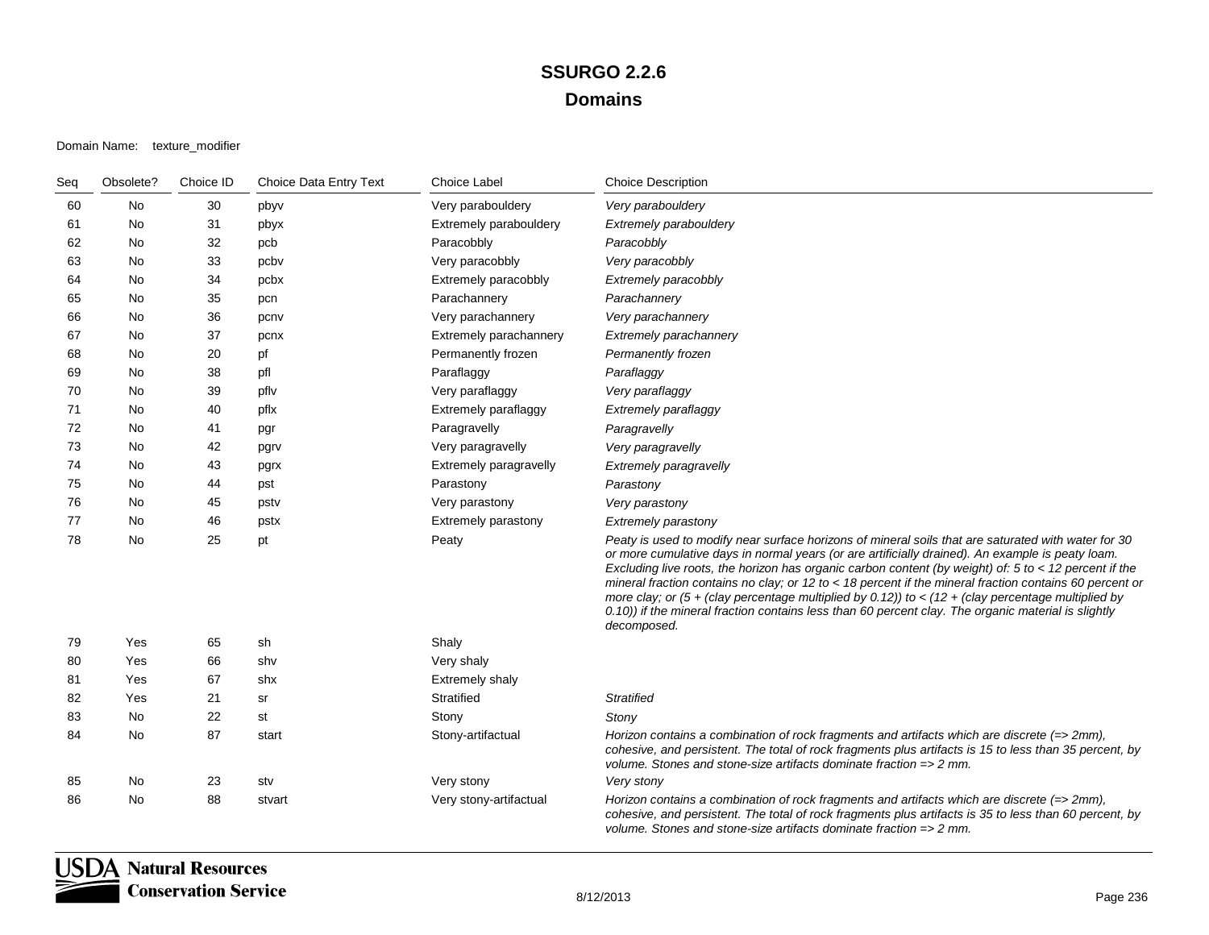# SSURGO 2.2.6

## Domains

Domain Name: texture_modifier

| Seq | Obsolete? | Choice ID | Choice Data Entry Text | Choice Label | Choice Description |
|---|---|---|---|---|---|
| 60 | No | 30 | pbyv | Very parabouldery | *Very parabouldery* |
| 61 | No | 31 | pbyx | Extremely parabouldery | *Extremely parabouldery* |
| 62 | No | 32 | pcb | Paracobbly | *Paracobbly* |
| 63 | No | 33 | pcbv | Very paracobbly | *Very paracobbly* |
| 64 | No | 34 | pcbx | Extremely paracobbly | *Extremely paracobbly* |
| 65 | No | 35 | pcn | Parachannery | *Parachannery* |
| 66 | No | 36 | pcnv | Very parachannery | *Very parachannery* |
| 67 | No | 37 | pcnx | Extremely parachannery | *Extremely parachannery* |
| 68 | No | 20 | pf | Permanently frozen | *Permanently frozen* |
| 69 | No | 38 | pfl | Paraflaggy | *Paraflaggy* |
| 70 | No | 39 | pflv | Very paraflaggy | *Very paraflaggy* |
| 71 | No | 40 | pflx | Extremely paraflaggy | *Extremely paraflaggy* |
| 72 | No | 41 | pgr | Paragravelly | *Paragravelly* |
| 73 | No | 42 | pgrv | Very paragravelly | *Very paragravelly* |
| 74 | No | 43 | pgrx | Extremely paragravelly | *Extremely paragravelly* |
| 75 | No | 44 | pst | Parastony | *Parastony* |
| 76 | No | 45 | pstv | Very parastony | *Very parastony* |
| 77 | No | 46 | pstx | Extremely parastony | *Extremely parastony* |
| 78 | No | 25 | pt | Peaty | *Peaty is used to modify near surface horizons of mineral soils that are saturated with water for 30 or more cumulative days in normal years (or are artificially drained). An example is peaty loam. Excluding live roots, the horizon has organic carbon content (by weight) of: 5 to < 12 percent if the mineral fraction contains no clay; or 12 to < 18 percent if the mineral fraction contains 60 percent or more clay; or (5 + (clay percentage multiplied by 0.12)) to < (12 + (clay percentage multiplied by 0.10)) if the mineral fraction contains less than 60 percent clay. The organic material is slightly decomposed.* |
| 79 | Yes | 65 | sh | Shaly | |
| 80 | Yes | 66 | shv | Very shaly | |
| 81 | Yes | 67 | shx | Extremely shaly | |
| 82 | Yes | 21 | sr | Stratified | *Stratified* |
| 83 | No | 22 | st | Stony | *Stony* |
| 84 | No | 87 | start | Stony-artifactual | *Horizon contains a combination of rock fragments and artifacts which are discrete (=> 2mm), cohesive, and persistent. The total of rock fragments plus artifacts is 15 to less than 35 percent, by volume. Stones and stone-size artifacts dominate fraction => 2 mm.* |
| 85 | No | 23 | stv | Very stony | *Very stony* |
| 86 | No | 88 | stvart | Very stony-artifactual | *Horizon contains a combination of rock fragments and artifacts which are discrete (=> 2mm), cohesive, and persistent. The total of rock fragments plus artifacts is 35 to less than 60 percent, by volume. Stones and stone-size artifacts dominate fraction => 2 mm.* |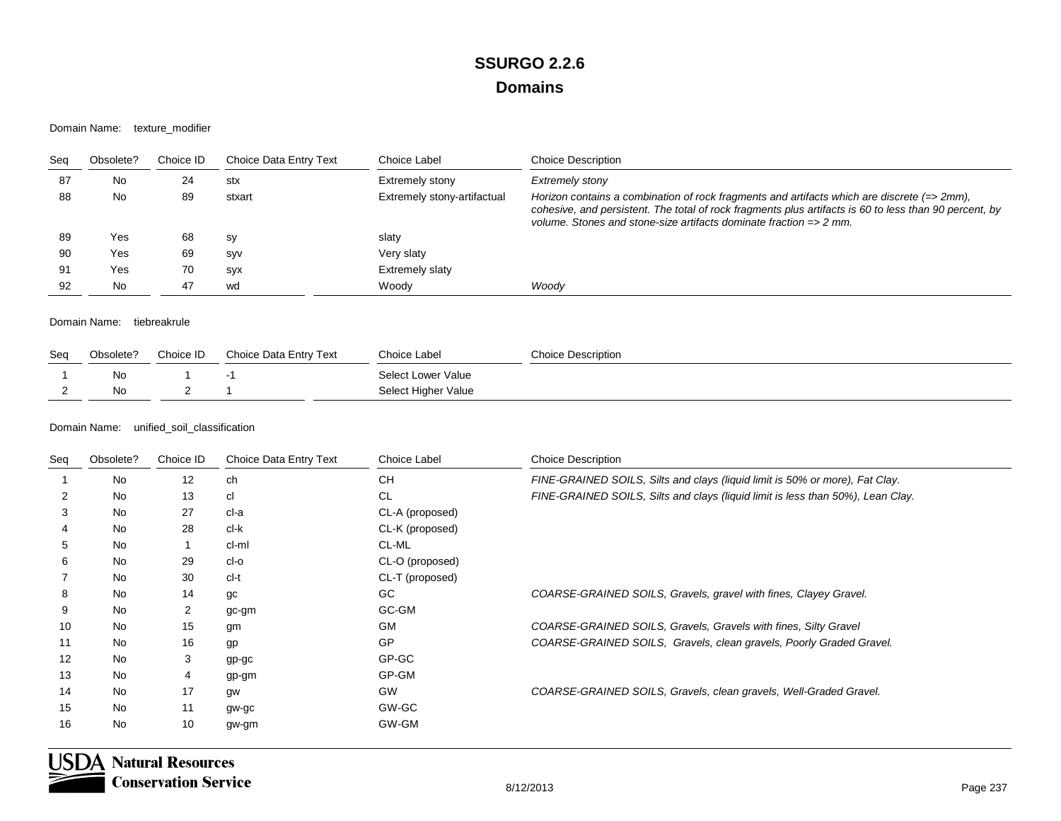# SSURGO 2.2.6

## Domains

Domain Name: texture_modifier

| Seq | Obsolete? | Choice ID | Choice Data Entry Text | Choice Label | Choice Description |
|---|---|---|---|---|---|
| 87 | No | 24 | stx | Extremely stony | *Extremely stony* |
| 88 | No | 89 | stxart | Extremely stony-artifactual | *Horizon contains a combination of rock fragments and artifacts which are discrete (=> 2mm), cohesive, and persistent. The total of rock fragments plus artifacts is 60 to less than 90 percent, by volume. Stones and stone-size artifacts dominate fraction => 2 mm.* |
| 89 | Yes | 68 | sy | slaty | |
| 90 | Yes | 69 | syv | Very slaty | |
| 91 | Yes | 70 | syx | Extremely slaty | |
| 92 | No | 47 | wd | Woody | *Woody* |

Domain Name: tiebreakrule

| Seq | Obsolete? | Choice ID | Choice Data Entry Text | Choice Label | Choice Description |
|---|---|---|---|---|---|
| 1 | No | 1 | -1 | Select Lower Value | |
| 2 | No | 2 | 1 | Select Higher Value | |

Domain Name: unified_soil_classification

| Seq | Obsolete? | Choice ID | Choice Data Entry Text | Choice Label | Choice Description |
|---|---|---|---|---|---|
| 1 | No | 12 | ch | CH | *FINE-GRAINED SOILS, Silts and clays (liquid limit is 50% or more), Fat Clay.* |
| 2 | No | 13 | cl | CL | *FINE-GRAINED SOILS, Silts and clays (liquid limit is less than 50%), Lean Clay.* |
| 3 | No | 27 | cl-a | CL-A (proposed) | |
| 4 | No | 28 | cl-k | CL-K (proposed) | |
| 5 | No | 1 | cl-ml | CL-ML | |
| 6 | No | 29 | cl-o | CL-O (proposed) | |
| 7 | No | 30 | cl-t | CL-T (proposed) | |
| 8 | No | 14 | gc | GC | *COARSE-GRAINED SOILS, Gravels, gravel with fines, Clayey Gravel.* |
| 9 | No | 2 | gc-gm | GC-GM | |
| 10 | No | 15 | gm | GM | *COARSE-GRAINED SOILS, Gravels, Gravels with fines, Silty Gravel* |
| 11 | No | 16 | gp | GP | *COARSE-GRAINED SOILS, Gravels, clean gravels, Poorly Graded Gravel.* |
| 12 | No | 3 | gp-gc | GP-GC | |
| 13 | No | 4 | gp-gm | GP-GM | |
| 14 | No | 17 | gw | GW | *COARSE-GRAINED SOILS, Gravels, clean gravels, Well-Graded Gravel.* |
| 15 | No | 11 | gw-gc | GW-GC | |
| 16 | No | 10 | gw-gm | GW-GM | |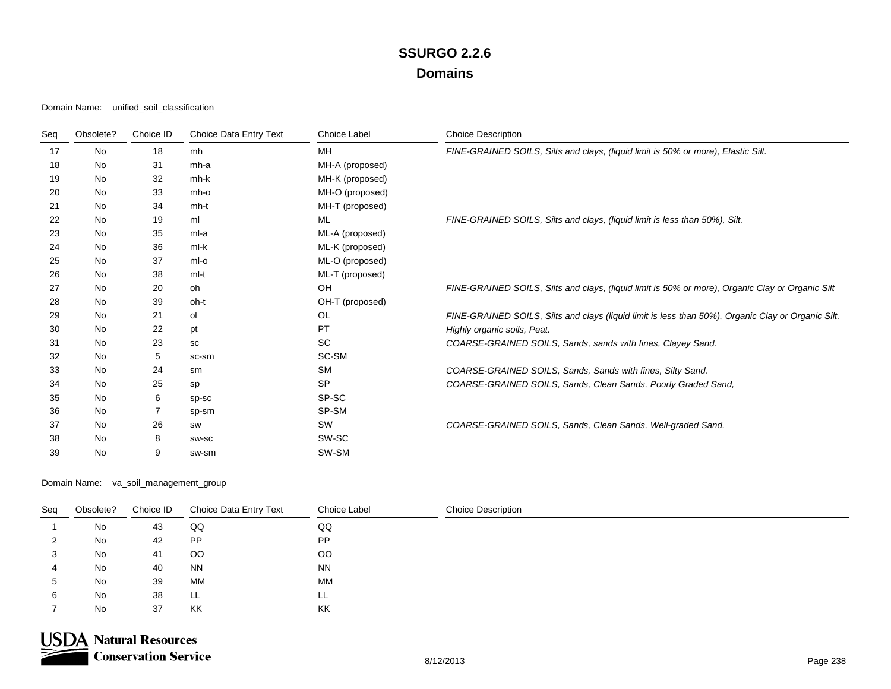# SSURGO 2.2.6

## Domains

Domain Name: unified_soil_classification

| Seq | Obsolete? | Choice ID | Choice Data Entry Text | Choice Label | Choice Description |
|---|---|---|---|---|---|
| 17 | No | 18 | mh | MH | *FINE-GRAINED SOILS, Silts and clays, (liquid limit is 50% or more), Elastic Silt.* |
| 18 | No | 31 | mh-a | MH-A (proposed) | |
| 19 | No | 32 | mh-k | MH-K (proposed) | |
| 20 | No | 33 | mh-o | MH-O (proposed) | |
| 21 | No | 34 | mh-t | MH-T (proposed) | |
| 22 | No | 19 | ml | ML | *FINE-GRAINED SOILS, Silts and clays, (liquid limit is less than 50%), Silt.* |
| 23 | No | 35 | ml-a | ML-A (proposed) | |
| 24 | No | 36 | ml-k | ML-K (proposed) | |
| 25 | No | 37 | ml-o | ML-O (proposed) | |
| 26 | No | 38 | ml-t | ML-T (proposed) | |
| 27 | No | 20 | oh | OH | *FINE-GRAINED SOILS, Silts and clays, (liquid limit is 50% or more), Organic Clay or Organic Silt* |
| 28 | No | 39 | oh-t | OH-T (proposed) | |
| 29 | No | 21 | ol | OL | *FINE-GRAINED SOILS, Silts and clays (liquid limit is less than 50%), Organic Clay or Organic Silt.* |
| 30 | No | 22 | pt | PT | *Highly organic soils, Peat.* |
| 31 | No | 23 | sc | SC | *COARSE-GRAINED SOILS, Sands, sands with fines, Clayey Sand.* |
| 32 | No | 5 | sc-sm | SC-SM | |
| 33 | No | 24 | sm | SM | *COARSE-GRAINED SOILS, Sands, Sands with fines, Silty Sand.* |
| 34 | No | 25 | sp | SP | *COARSE-GRAINED SOILS, Sands, Clean Sands, Poorly Graded Sand,* |
| 35 | No | 6 | sp-sc | SP-SC | |
| 36 | No | 7 | sp-sm | SP-SM | |
| 37 | No | 26 | sw | SW | *COARSE-GRAINED SOILS, Sands, Clean Sands, Well-graded Sand.* |
| 38 | No | 8 | sw-sc | SW-SC | |
| 39 | No | 9 | sw-sm | SW-SM | |

Domain Name: va_soil_management_group

| Seq | Obsolete? | Choice ID | Choice Data Entry Text | Choice Label | Choice Description |
|---|---|---|---|---|---|
| 1 | No | 43 | QQ | QQ | |
| 2 | No | 42 | PP | PP | |
| 3 | No | 41 | OO | OO | |
| 4 | No | 40 | NN | NN | |
| 5 | No | 39 | MM | MM | |
| 6 | No | 38 | LL | LL | |
| 7 | No | 37 | KK | KK | |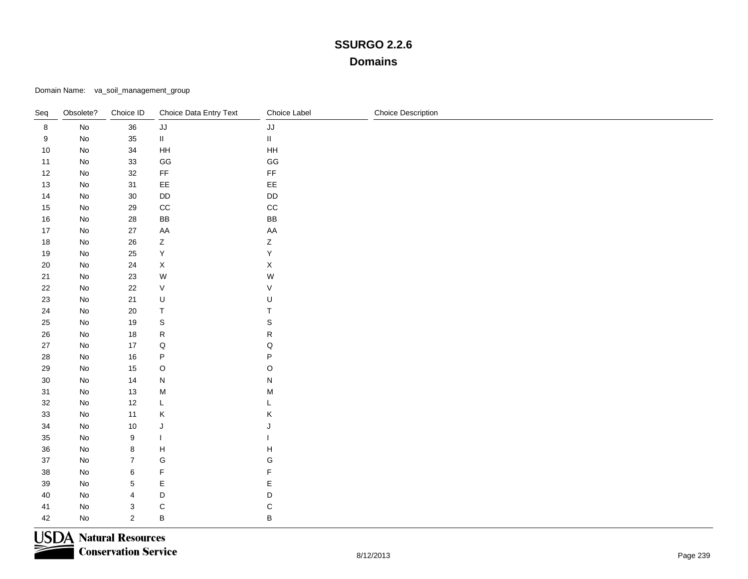# SSURGO 2.2.6

## Domains

Domain Name: va_soil_management_group

| Seq | Obsolete? | Choice ID | Choice Data Entry Text | Choice Label | Choice Description |
|---|---|---|---|---|---|
| 8 | No | 36 | JJ | JJ | |
| 9 | No | 35 | II | II | |
| 10 | No | 34 | HH | HH | |
| 11 | No | 33 | GG | GG | |
| 12 | No | 32 | FF | FF | |
| 13 | No | 31 | EE | EE | |
| 14 | No | 30 | DD | DD | |
| 15 | No | 29 | CC | CC | |
| 16 | No | 28 | BB | BB | |
| 17 | No | 27 | AA | AA | |
| 18 | No | 26 | Z | Z | |
| 19 | No | 25 | Y | Y | |
| 20 | No | 24 | X | X | |
| 21 | No | 23 | W | W | |
| 22 | No | 22 | V | V | |
| 23 | No | 21 | U | U | |
| 24 | No | 20 | T | T | |
| 25 | No | 19 | S | S | |
| 26 | No | 18 | R | R | |
| 27 | No | 17 | Q | Q | |
| 28 | No | 16 | P | P | |
| 29 | No | 15 | O | O | |
| 30 | No | 14 | N | N | |
| 31 | No | 13 | M | M | |
| 32 | No | 12 | L | L | |
| 33 | No | 11 | K | K | |
| 34 | No | 10 | J | J | |
| 35 | No | 9 | I | I | |
| 36 | No | 8 | H | H | |
| 37 | No | 7 | G | G | |
| 38 | No | 6 | F | F | |
| 39 | No | 5 | E | E | |
| 40 | No | 4 | D | D | |
| 41 | No | 3 | C | C | |
| 42 | No | 2 | B | B | |

USDA Natural Resources Conservation Service

8/12/2013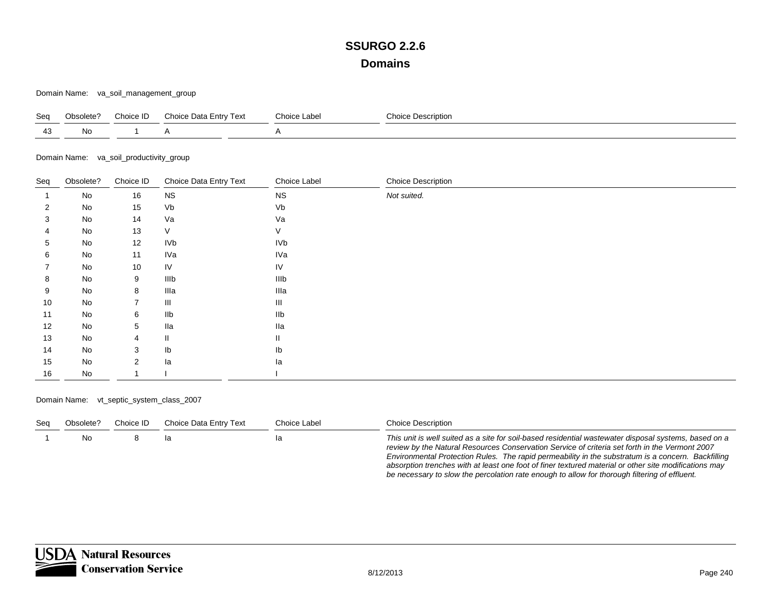# SSURGO 2.2.6

## Domains

Domain Name: va_soil_management_group

| Seq | Obsolete? | Choice ID | Choice Data Entry Text | Choice Label | Choice Description |
|---|---|---|---|---|---|
| 43 | No | 1 | A | A | |

Domain Name: va_soil_productivity_group

| Seq | Obsolete? | Choice ID | Choice Data Entry Text | Choice Label | Choice Description |
|---|---|---|---|---|---|
| 1 | No | 16 | NS | NS | *Not suited.* |
| 2 | No | 15 | Vb | Vb | |
| 3 | No | 14 | Va | Va | |
| 4 | No | 13 | V | V | |
| 5 | No | 12 | IVb | IVb | |
| 6 | No | 11 | IVa | IVa | |
| 7 | No | 10 | IV | IV | |
| 8 | No | 9 | IIIb | IIIb | |
| 9 | No | 8 | IIIa | IIIa | |
| 10 | No | 7 | III | III | |
| 11 | No | 6 | IIb | IIb | |
| 12 | No | 5 | IIa | IIa | |
| 13 | No | 4 | II | II | |
| 14 | No | 3 | Ib | Ib | |
| 15 | No | 2 | Ia | Ia | |
| 16 | No | 1 | I | I | |

Domain Name: vt_septic_system_class_2007

| Seq | Obsolete? | Choice ID | Choice Data Entry Text | Choice Label | Choice Description |
|---|---|---|---|---|---|
| 1 | No | 8 | Ia | Ia | *This unit is well suited as a site for soil-based residential wastewater disposal systems, based on a review by the Natural Resources Conservation Service of criteria set forth in the Vermont 2007 Environmental Protection Rules. The rapid permeability in the substratum is a concern. Backfilling absorption trenches with at least one foot of finer textured material or other site modifications may be necessary to slow the percolation rate enough to allow for thorough filtering of effluent.* |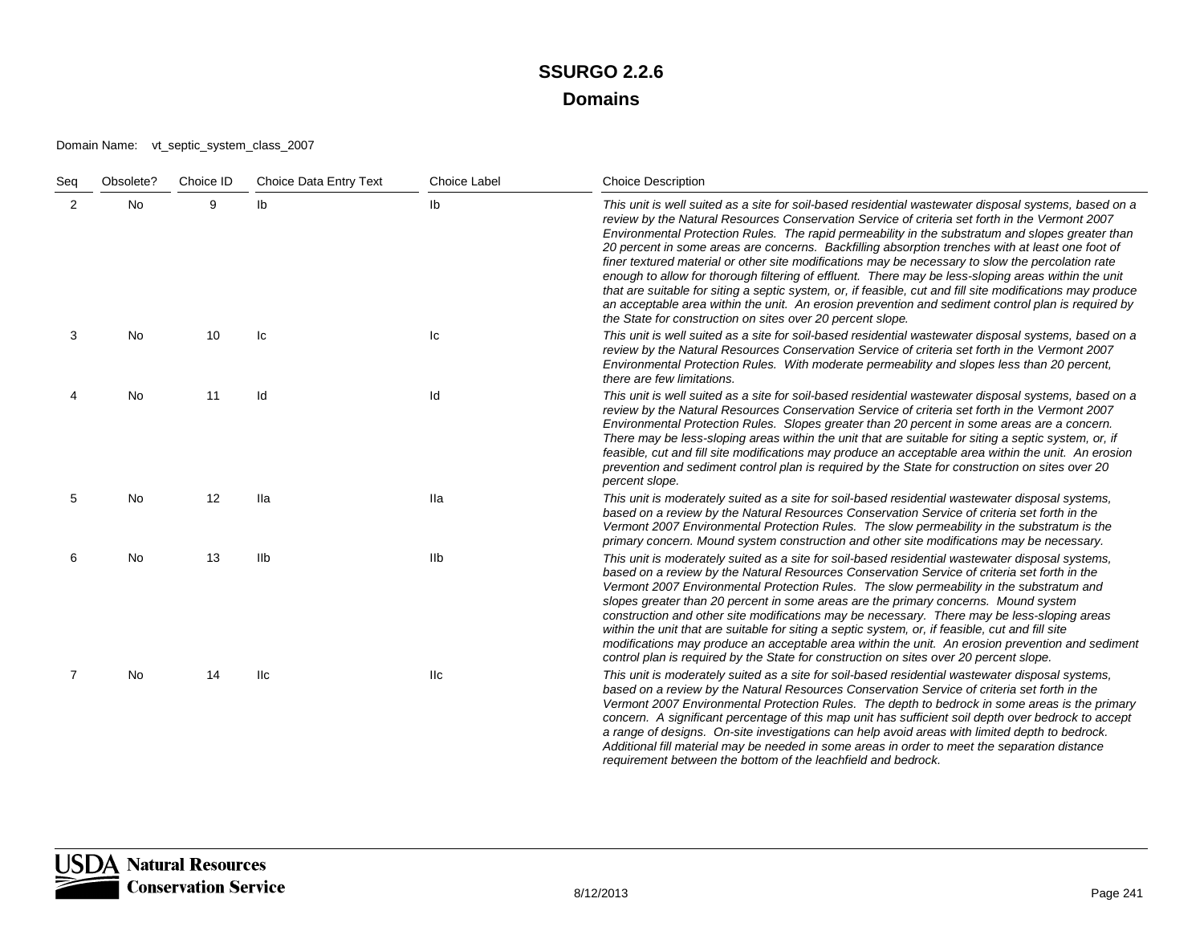# SSURGO 2.2.6

## Domains

Domain Name: vt_septic_system_class_2007

| Seq | Obsolete? | Choice ID | Choice Data Entry Text | Choice Label | Choice Description |
|---|---|---|---|---|---|
| 2 | No | 9 | Ib | Ib | *This unit is well suited as a site for soil-based residential wastewater disposal systems, based on a review by the Natural Resources Conservation Service of criteria set forth in the Vermont 2007 Environmental Protection Rules. The rapid permeability in the substratum and slopes greater than 20 percent in some areas are concerns. Backfilling absorption trenches with at least one foot of finer textured material or other site modifications may be necessary to slow the percolation rate enough to allow for thorough filtering of effluent. There may be less-sloping areas within the unit that are suitable for siting a septic system, or, if feasible, cut and fill site modifications may produce an acceptable area within the unit. An erosion prevention and sediment control plan is required by the State for construction on sites over 20 percent slope.* |
| 3 | No | 10 | Ic | Ic | *This unit is well suited as a site for soil-based residential wastewater disposal systems, based on a review by the Natural Resources Conservation Service of criteria set forth in the Vermont 2007 Environmental Protection Rules. With moderate permeability and slopes less than 20 percent, there are few limitations.* |
| 4 | No | 11 | Id | Id | *This unit is well suited as a site for soil-based residential wastewater disposal systems, based on a review by the Natural Resources Conservation Service of criteria set forth in the Vermont 2007 Environmental Protection Rules. Slopes greater than 20 percent in some areas are a concern. There may be less-sloping areas within the unit that are suitable for siting a septic system, or, if feasible, cut and fill site modifications may produce an acceptable area within the unit. An erosion prevention and sediment control plan is required by the State for construction on sites over 20 percent slope.* |
| 5 | No | 12 | IIa | IIa | *This unit is moderately suited as a site for soil-based residential wastewater disposal systems, based on a review by the Natural Resources Conservation Service of criteria set forth in the Vermont 2007 Environmental Protection Rules. The slow permeability in the substratum is the primary concern. Mound system construction and other site modifications may be necessary.* |
| 6 | No | 13 | IIb | IIb | *This unit is moderately suited as a site for soil-based residential wastewater disposal systems, based on a review by the Natural Resources Conservation Service of criteria set forth in the Vermont 2007 Environmental Protection Rules. The slow permeability in the substratum and slopes greater than 20 percent in some areas are the primary concerns. Mound system construction and other site modifications may be necessary. There may be less-sloping areas within the unit that are suitable for siting a septic system, or, if feasible, cut and fill site modifications may produce an acceptable area within the unit. An erosion prevention and sediment control plan is required by the State for construction on sites over 20 percent slope.* |
| 7 | No | 14 | IIc | IIc | *This unit is moderately suited as a site for soil-based residential wastewater disposal systems, based on a review by the Natural Resources Conservation Service of criteria set forth in the Vermont 2007 Environmental Protection Rules. The depth to bedrock in some areas is the primary concern. A significant percentage of this map unit has sufficient soil depth over bedrock to accept a range of designs. On-site investigations can help avoid areas with limited depth to bedrock. Additional fill material may be needed in some areas in order to meet the separation distance requirement between the bottom of the leachfield and bedrock.* |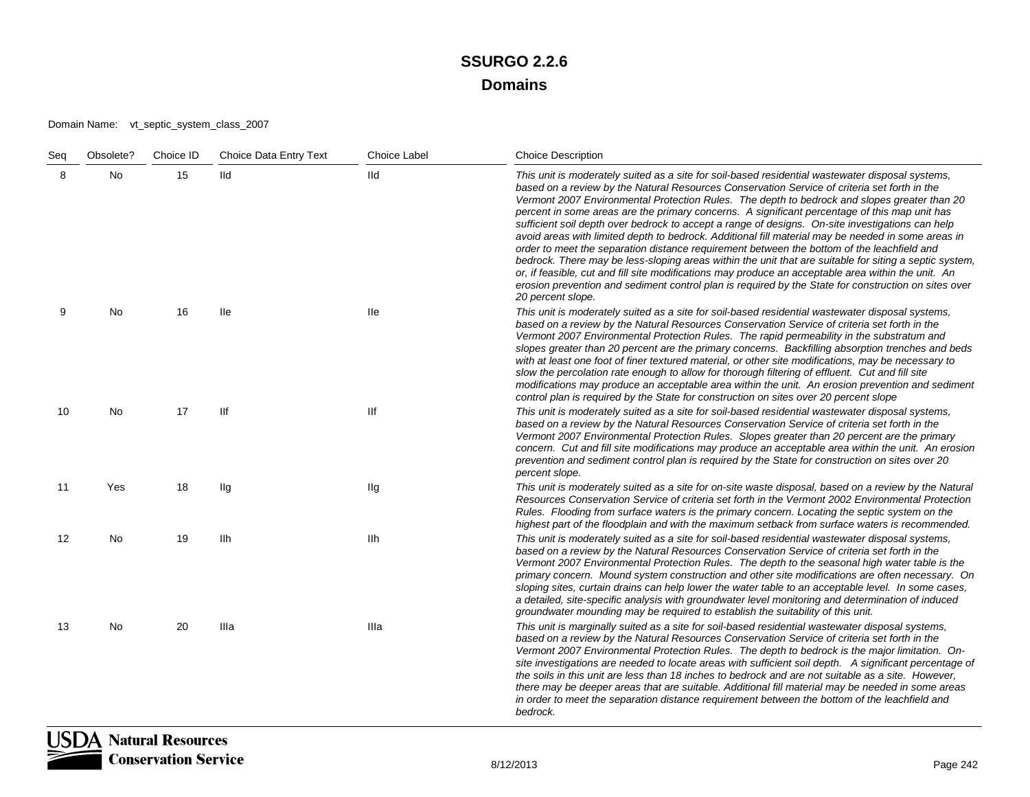# SSURGO 2.2.6

## Domains

Domain Name: vt_septic_system_class_2007

| Seq | Obsolete? | Choice ID | Choice Data Entry Text | Choice Label | Choice Description |
|---|---|---|---|---|---|
| 8 | No | 15 | IId | IId | *This unit is moderately suited as a site for soil-based residential wastewater disposal systems, based on a review by the Natural Resources Conservation Service of criteria set forth in the Vermont 2007 Environmental Protection Rules. The depth to bedrock and slopes greater than 20 percent in some areas are the primary concerns. A significant percentage of this map unit has sufficient soil depth over bedrock to accept a range of designs. On-site investigations can help avoid areas with limited depth to bedrock. Additional fill material may be needed in some areas in order to meet the separation distance requirement between the bottom of the leachfield and bedrock. There may be less-sloping areas within the unit that are suitable for siting a septic system, or, if feasible, cut and fill site modifications may produce an acceptable area within the unit. An erosion prevention and sediment control plan is required by the State for construction on sites over 20 percent slope.* |
| 9 | No | 16 | IIe | IIe | *This unit is moderately suited as a site for soil-based residential wastewater disposal systems, based on a review by the Natural Resources Conservation Service of criteria set forth in the Vermont 2007 Environmental Protection Rules. The rapid permeability in the substratum and slopes greater than 20 percent are the primary concerns. Backfilling absorption trenches and beds with at least one foot of finer textured material, or other site modifications, may be necessary to slow the percolation rate enough to allow for thorough filtering of effluent. Cut and fill site modifications may produce an acceptable area within the unit. An erosion prevention and sediment control plan is required by the State for construction on sites over 20 percent slope* |
| 10 | No | 17 | IIf | IIf | *This unit is moderately suited as a site for soil-based residential wastewater disposal systems, based on a review by the Natural Resources Conservation Service of criteria set forth in the Vermont 2007 Environmental Protection Rules. Slopes greater than 20 percent are the primary concern. Cut and fill site modifications may produce an acceptable area within the unit. An erosion prevention and sediment control plan is required by the State for construction on sites over 20 percent slope.* |
| 11 | Yes | 18 | IIg | IIg | *This unit is moderately suited as a site for on-site waste disposal, based on a review by the Natural Resources Conservation Service of criteria set forth in the Vermont 2002 Environmental Protection Rules. Flooding from surface waters is the primary concern. Locating the septic system on the highest part of the floodplain and with the maximum setback from surface waters is recommended.* |
| 12 | No | 19 | IIh | IIh | *This unit is moderately suited as a site for soil-based residential wastewater disposal systems, based on a review by the Natural Resources Conservation Service of criteria set forth in the Vermont 2007 Environmental Protection Rules. The depth to the seasonal high water table is the primary concern. Mound system construction and other site modifications are often necessary. On sloping sites, curtain drains can help lower the water table to an acceptable level. In some cases, a detailed, site-specific analysis with groundwater level monitoring and determination of induced groundwater mounding may be required to establish the suitability of this unit.* |
| 13 | No | 20 | IIIa | IIIa | *This unit is marginally suited as a site for soil-based residential wastewater disposal systems, based on a review by the Natural Resources Conservation Service of criteria set forth in the Vermont 2007 Environmental Protection Rules. The depth to bedrock is the major limitation. On-site investigations are needed to locate areas with sufficient soil depth. A significant percentage of the soils in this unit are less than 18 inches to bedrock and are not suitable as a site. However, there may be deeper areas that are suitable. Additional fill material may be needed in some areas in order to meet the separation distance requirement between the bottom of the leachfield and bedrock.* |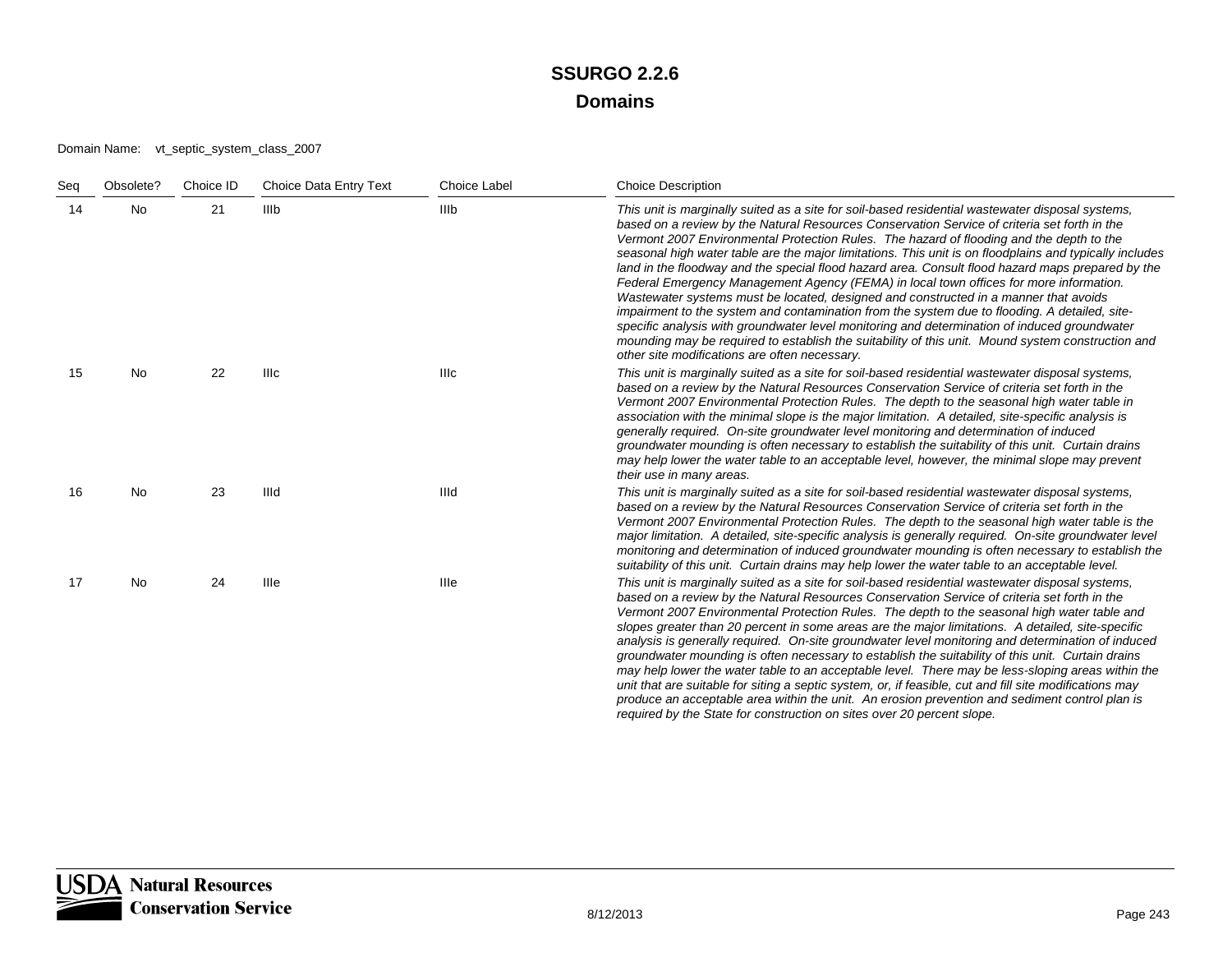# SSURGO 2.2.6

## Domains

Domain Name: vt_septic_system_class_2007

| Seq | Obsolete? | Choice ID | Choice Data Entry Text | Choice Label | Choice Description |
|---|---|---|---|---|---|
| 14 | No | 21 | IIIb | IIIb | *This unit is marginally suited as a site for soil-based residential wastewater disposal systems, based on a review by the Natural Resources Conservation Service of criteria set forth in the Vermont 2007 Environmental Protection Rules. The hazard of flooding and the depth to the seasonal high water table are the major limitations. This unit is on floodplains and typically includes land in the floodway and the special flood hazard area. Consult flood hazard maps prepared by the Federal Emergency Management Agency (FEMA) in local town offices for more information. Wastewater systems must be located, designed and constructed in a manner that avoids impairment to the system and contamination from the system due to flooding. A detailed, site-specific analysis with groundwater level monitoring and determination of induced groundwater mounding may be required to establish the suitability of this unit. Mound system construction and other site modifications are often necessary.* |
| 15 | No | 22 | IIIc | IIIc | *This unit is marginally suited as a site for soil-based residential wastewater disposal systems, based on a review by the Natural Resources Conservation Service of criteria set forth in the Vermont 2007 Environmental Protection Rules. The depth to the seasonal high water table in association with the minimal slope is the major limitation. A detailed, site-specific analysis is generally required. On-site groundwater level monitoring and determination of induced groundwater mounding is often necessary to establish the suitability of this unit. Curtain drains may help lower the water table to an acceptable level, however, the minimal slope may prevent their use in many areas.* |
| 16 | No | 23 | IIId | IIId | *This unit is marginally suited as a site for soil-based residential wastewater disposal systems, based on a review by the Natural Resources Conservation Service of criteria set forth in the Vermont 2007 Environmental Protection Rules. The depth to the seasonal high water table is the major limitation. A detailed, site-specific analysis is generally required. On-site groundwater level monitoring and determination of induced groundwater mounding is often necessary to establish the suitability of this unit. Curtain drains may help lower the water table to an acceptable level.* |
| 17 | No | 24 | IIIe | IIIe | *This unit is marginally suited as a site for soil-based residential wastewater disposal systems, based on a review by the Natural Resources Conservation Service of criteria set forth in the Vermont 2007 Environmental Protection Rules. The depth to the seasonal high water table and slopes greater than 20 percent in some areas are the major limitations. A detailed, site-specific analysis is generally required. On-site groundwater level monitoring and determination of induced groundwater mounding is often necessary to establish the suitability of this unit. Curtain drains may help lower the water table to an acceptable level. There may be less-sloping areas within the unit that are suitable for siting a septic system, or, if feasible, cut and fill site modifications may produce an acceptable area within the unit. An erosion prevention and sediment control plan is required by the State for construction on sites over 20 percent slope.* |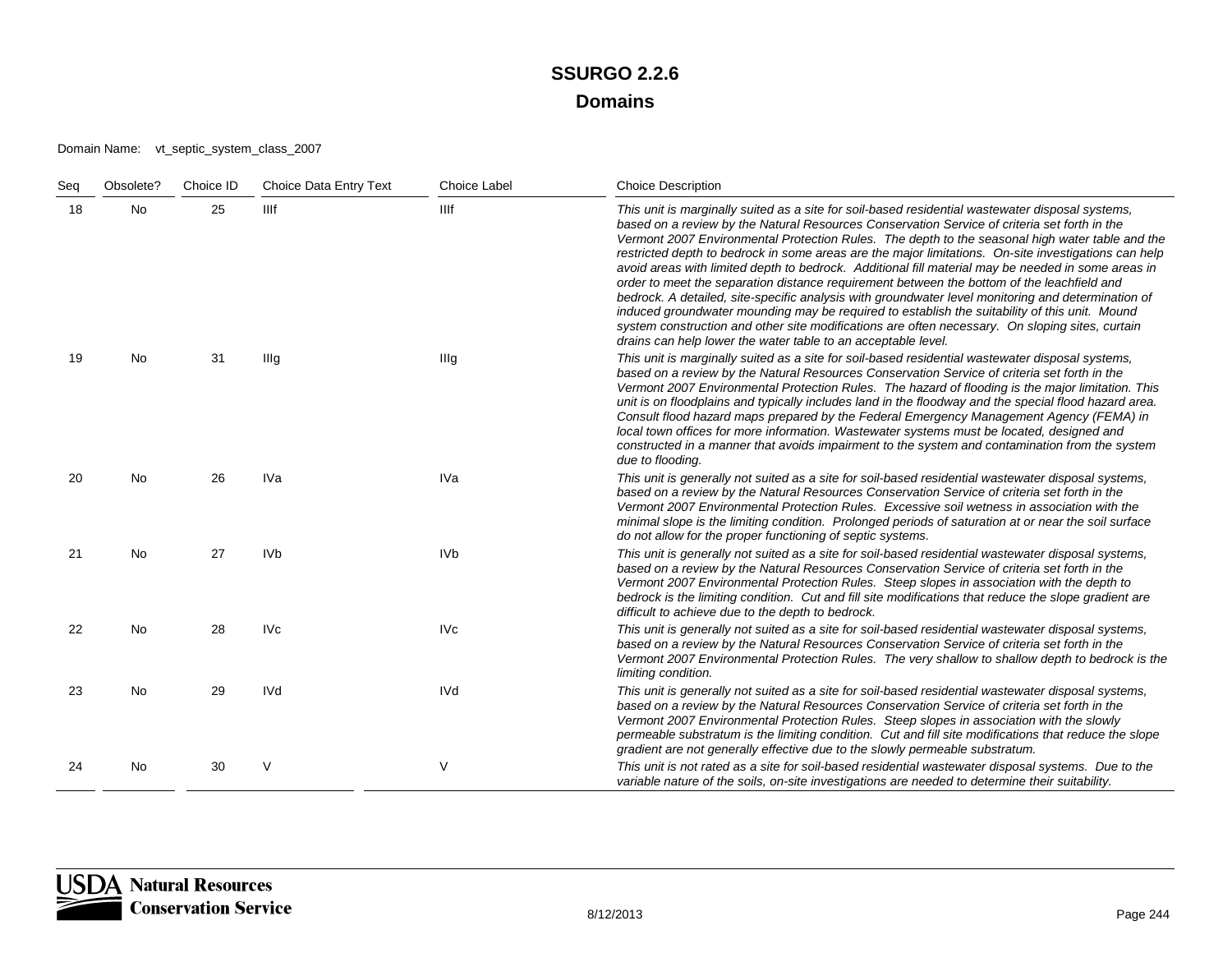# SSURGO 2.2.6

## Domains

Domain Name: vt_septic_system_class_2007

| Seq | Obsolete? | Choice ID | Choice Data Entry Text | Choice Label | Choice Description |
|---|---|---|---|---|---|
| 18 | No | 25 | IIIf | IIIf | *This unit is marginally suited as a site for soil-based residential wastewater disposal systems, based on a review by the Natural Resources Conservation Service of criteria set forth in the Vermont 2007 Environmental Protection Rules. The depth to the seasonal high water table and the restricted depth to bedrock in some areas are the major limitations. On-site investigations can help avoid areas with limited depth to bedrock. Additional fill material may be needed in some areas in order to meet the separation distance requirement between the bottom of the leachfield and bedrock. A detailed, site-specific analysis with groundwater level monitoring and determination of induced groundwater mounding may be required to establish the suitability of this unit. Mound system construction and other site modifications are often necessary. On sloping sites, curtain drains can help lower the water table to an acceptable level.* |
| 19 | No | 31 | IIIg | IIIg | *This unit is marginally suited as a site for soil-based residential wastewater disposal systems, based on a review by the Natural Resources Conservation Service of criteria set forth in the Vermont 2007 Environmental Protection Rules. The hazard of flooding is the major limitation. This unit is on floodplains and typically includes land in the floodway and the special flood hazard area. Consult flood hazard maps prepared by the Federal Emergency Management Agency (FEMA) in local town offices for more information. Wastewater systems must be located, designed and constructed in a manner that avoids impairment to the system and contamination from the system due to flooding.* |
| 20 | No | 26 | IVa | IVa | *This unit is generally not suited as a site for soil-based residential wastewater disposal systems, based on a review by the Natural Resources Conservation Service of criteria set forth in the Vermont 2007 Environmental Protection Rules. Excessive soil wetness in association with the minimal slope is the limiting condition. Prolonged periods of saturation at or near the soil surface do not allow for the proper functioning of septic systems.* |
| 21 | No | 27 | IVb | IVb | *This unit is generally not suited as a site for soil-based residential wastewater disposal systems, based on a review by the Natural Resources Conservation Service of criteria set forth in the Vermont 2007 Environmental Protection Rules. Steep slopes in association with the depth to bedrock is the limiting condition. Cut and fill site modifications that reduce the slope gradient are difficult to achieve due to the depth to bedrock.* |
| 22 | No | 28 | IVc | IVc | *This unit is generally not suited as a site for soil-based residential wastewater disposal systems, based on a review by the Natural Resources Conservation Service of criteria set forth in the Vermont 2007 Environmental Protection Rules. The very shallow to shallow depth to bedrock is the limiting condition.* |
| 23 | No | 29 | IVd | IVd | *This unit is generally not suited as a site for soil-based residential wastewater disposal systems, based on a review by the Natural Resources Conservation Service of criteria set forth in the Vermont 2007 Environmental Protection Rules. Steep slopes in association with the slowly permeable substratum is the limiting condition. Cut and fill site modifications that reduce the slope gradient are not generally effective due to the slowly permeable substratum.* |
| 24 | No | 30 | V | V | *This unit is not rated as a site for soil-based residential wastewater disposal systems. Due to the variable nature of the soils, on-site investigations are needed to determine their suitability.* |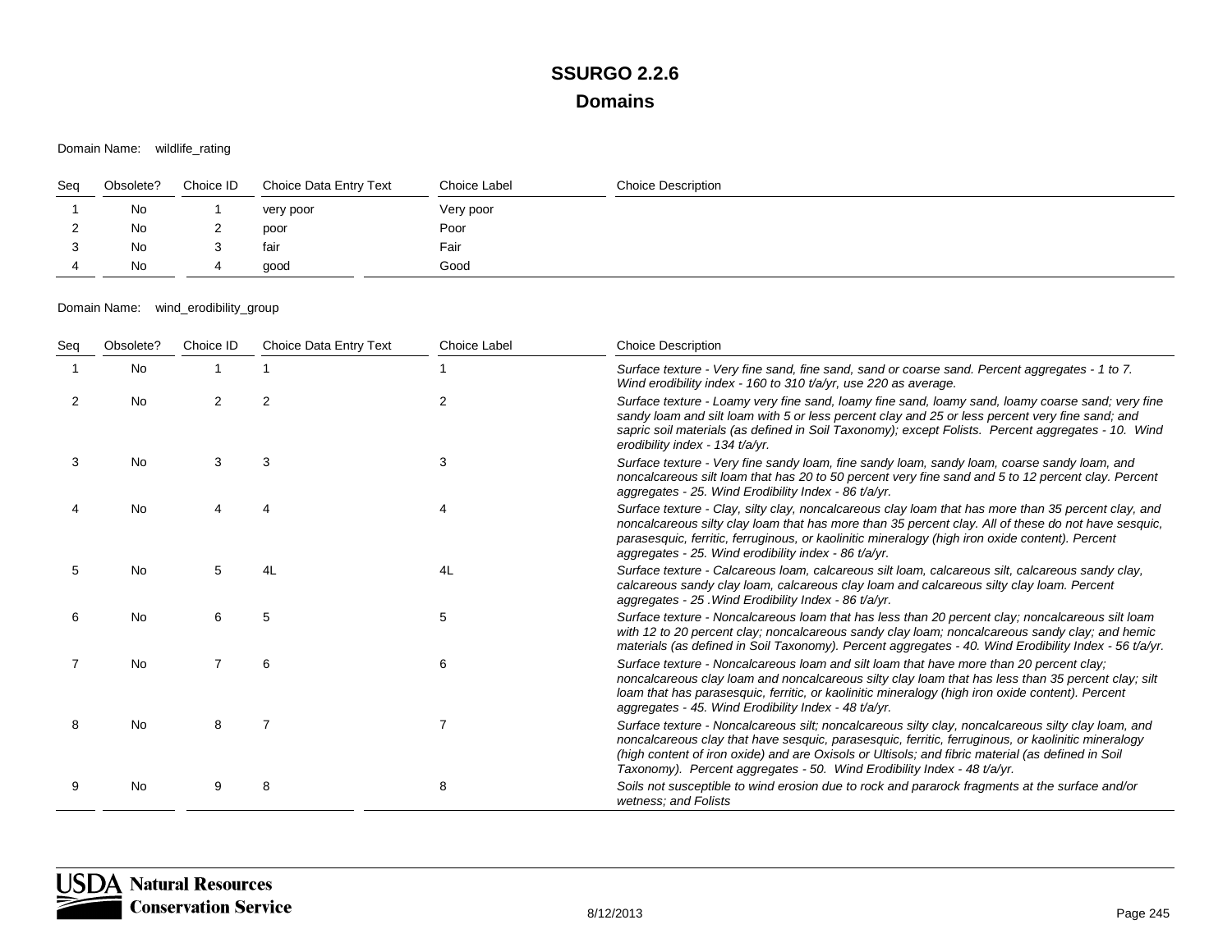# SSURGO 2.2.6

## Domains

Domain Name: wildlife_rating

| Seq | Obsolete? | Choice ID | Choice Data Entry Text | Choice Label | Choice Description |
|---|---|---|---|---|---|
| 1 | No | 1 | very poor | Very poor | |
| 2 | No | 2 | poor | Poor | |
| 3 | No | 3 | fair | Fair | |
| 4 | No | 4 | good | Good | |

Domain Name: wind_erodibility_group

| Seq | Obsolete? | Choice ID | Choice Data Entry Text | Choice Label | Choice Description |
|---|---|---|---|---|---|
| 1 | No | 1 | 1 | 1 | *Surface texture - Very fine sand, fine sand, sand or coarse sand. Percent aggregates - 1 to 7. Wind erodibility index - 160 to 310 t/a/yr, use 220 as average.* |
| 2 | No | 2 | 2 | 2 | *Surface texture - Loamy very fine sand, loamy fine sand, loamy sand, loamy coarse sand; very fine sandy loam and silt loam with 5 or less percent clay and 25 or less percent very fine sand; and sapric soil materials (as defined in Soil Taxonomy); except Folists. Percent aggregates - 10. Wind erodibility index - 134 t/a/yr.* |
| 3 | No | 3 | 3 | 3 | *Surface texture - Very fine sandy loam, fine sandy loam, sandy loam, coarse sandy loam, and noncalcareous silt loam that has 20 to 50 percent very fine sand and 5 to 12 percent clay. Percent aggregates - 25. Wind Erodibility Index - 86 t/a/yr.* |
| 4 | No | 4 | 4 | 4 | *Surface texture - Clay, silty clay, noncalcareous clay loam that has more than 35 percent clay, and noncalcareous silty clay loam that has more than 35 percent clay. All of these do not have sesquic, parasesquic, ferritic, ferruginous, or kaolinitic mineralogy (high iron oxide content). Percent aggregates - 25. Wind erodibility index - 86 t/a/yr.* |
| 5 | No | 5 | 4L | 4L | *Surface texture - Calcareous loam, calcareous silt loam, calcareous silt, calcareous sandy clay, calcareous sandy clay loam, calcareous clay loam and calcareous silty clay loam. Percent aggregates - 25 .Wind Erodibility Index - 86 t/a/yr.* |
| 6 | No | 6 | 5 | 5 | *Surface texture - Noncalcareous loam that has less than 20 percent clay; noncalcareous silt loam with 12 to 20 percent clay; noncalcareous sandy clay loam; noncalcareous sandy clay; and hemic materials (as defined in Soil Taxonomy). Percent aggregates - 40. Wind Erodibility Index - 56 t/a/yr.* |
| 7 | No | 7 | 6 | 6 | *Surface texture - Noncalcareous loam and silt loam that have more than 20 percent clay; noncalcareous clay loam and noncalcareous silty clay loam that has less than 35 percent clay; silt loam that has parasesquic, ferritic, or kaolinitic mineralogy (high iron oxide content). Percent aggregates - 45. Wind Erodibility Index - 48 t/a/yr.* |
| 8 | No | 8 | 7 | 7 | *Surface texture - Noncalcareous silt; noncalcareous silty clay, noncalcareous silty clay loam, and noncalcareous clay that have sesquic, parasesquic, ferritic, ferruginous, or kaolinitic mineralogy (high content of iron oxide) and are Oxisols or Ultisols; and fibric material (as defined in Soil Taxonomy). Percent aggregates - 50. Wind Erodibility Index - 48 t/a/yr.* |
| 9 | No | 9 | 8 | 8 | *Soils not susceptible to wind erosion due to rock and pararock fragments at the surface and/or wetness; and Folists* |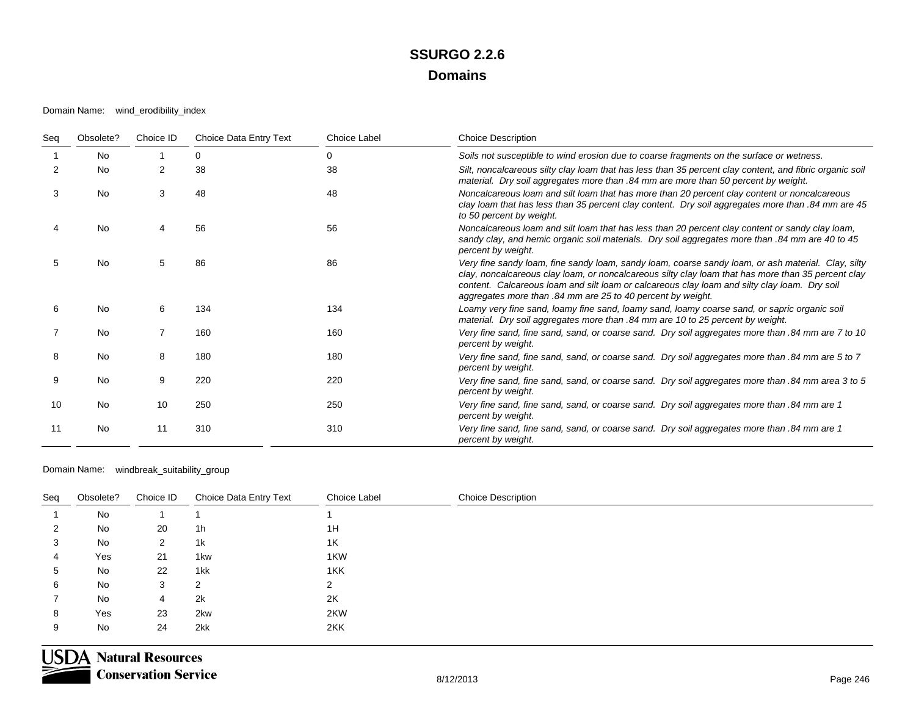# SSURGO 2.2.6

## Domains

Domain Name: wind_erodibility_index

| Seq | Obsolete? | Choice ID | Choice Data Entry Text | Choice Label | Choice Description |
|---|---|---|---|---|---|
| 1 | No | 1 | 0 | 0 | *Soils not susceptible to wind erosion due to coarse fragments on the surface or wetness.* |
| 2 | No | 2 | 38 | 38 | *Silt, noncalcareous silty clay loam that has less than 35 percent clay content, and fibric organic soil material. Dry soil aggregates more than .84 mm are more than 50 percent by weight.* |
| 3 | No | 3 | 48 | 48 | *Noncalcareous loam and silt loam that has more than 20 percent clay content or noncalcareous clay loam that has less than 35 percent clay content. Dry soil aggregates more than .84 mm are 45 to 50 percent by weight.* |
| 4 | No | 4 | 56 | 56 | *Noncalcareous loam and silt loam that has less than 20 percent clay content or sandy clay loam, sandy clay, and hemic organic soil materials. Dry soil aggregates more than .84 mm are 40 to 45 percent by weight.* |
| 5 | No | 5 | 86 | 86 | *Very fine sandy loam, fine sandy loam, sandy loam, coarse sandy loam, or ash material. Clay, silty clay, noncalcareous clay loam, or noncalcareous silty clay loam that has more than 35 percent clay content. Calcareous loam and silt loam or calcareous clay loam and silty clay loam. Dry soil aggregates more than .84 mm are 25 to 40 percent by weight.* |
| 6 | No | 6 | 134 | 134 | *Loamy very fine sand, loamy fine sand, loamy sand, loamy coarse sand, or sapric organic soil material. Dry soil aggregates more than .84 mm are 10 to 25 percent by weight.* |
| 7 | No | 7 | 160 | 160 | *Very fine sand, fine sand, sand, or coarse sand. Dry soil aggregates more than .84 mm are 7 to 10 percent by weight.* |
| 8 | No | 8 | 180 | 180 | *Very fine sand, fine sand, sand, or coarse sand. Dry soil aggregates more than .84 mm are 5 to 7 percent by weight.* |
| 9 | No | 9 | 220 | 220 | *Very fine sand, fine sand, sand, or coarse sand. Dry soil aggregates more than .84 mm area 3 to 5 percent by weight.* |
| 10 | No | 10 | 250 | 250 | *Very fine sand, fine sand, sand, or coarse sand. Dry soil aggregates more than .84 mm are 1 percent by weight.* |
| 11 | No | 11 | 310 | 310 | *Very fine sand, fine sand, sand, or coarse sand. Dry soil aggregates more than .84 mm are 1 percent by weight.* |

Domain Name: windbreak_suitability_group

| Seq | Obsolete? | Choice ID | Choice Data Entry Text | Choice Label | Choice Description |
|---|---|---|---|---|---|
| 1 | No | 1 | 1 | 1 | |
| 2 | No | 20 | 1h | 1H | |
| 3 | No | 2 | 1k | 1K | |
| 4 | Yes | 21 | 1kw | 1KW | |
| 5 | No | 22 | 1kk | 1KK | |
| 6 | No | 3 | 2 | 2 | |
| 7 | No | 4 | 2k | 2K | |
| 8 | Yes | 23 | 2kw | 2KW | |
| 9 | No | 24 | 2kk | 2KK | |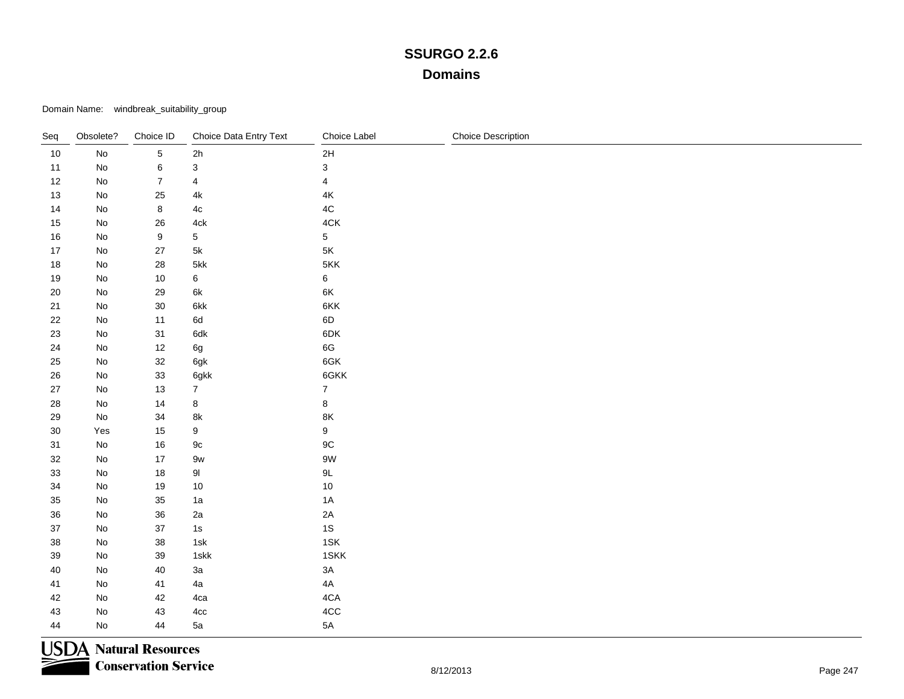# SSURGO 2.2.6

## Domains

Domain Name: windbreak_suitability_group

| Seq | Obsolete? | Choice ID | Choice Data Entry Text | Choice Label | Choice Description |
|---|---|---|---|---|---|
| 10 | No | 5 | 2h | 2H | |
| 11 | No | 6 | 3 | 3 | |
| 12 | No | 7 | 4 | 4 | |
| 13 | No | 25 | 4k | 4K | |
| 14 | No | 8 | 4c | 4C | |
| 15 | No | 26 | 4ck | 4CK | |
| 16 | No | 9 | 5 | 5 | |
| 17 | No | 27 | 5k | 5K | |
| 18 | No | 28 | 5kk | 5KK | |
| 19 | No | 10 | 6 | 6 | |
| 20 | No | 29 | 6k | 6K | |
| 21 | No | 30 | 6kk | 6KK | |
| 22 | No | 11 | 6d | 6D | |
| 23 | No | 31 | 6dk | 6DK | |
| 24 | No | 12 | 6g | 6G | |
| 25 | No | 32 | 6gk | 6GK | |
| 26 | No | 33 | 6gkk | 6GKK | |
| 27 | No | 13 | 7 | 7 | |
| 28 | No | 14 | 8 | 8 | |
| 29 | No | 34 | 8k | 8K | |
| 30 | Yes | 15 | 9 | 9 | |
| 31 | No | 16 | 9c | 9C | |
| 32 | No | 17 | 9w | 9W | |
| 33 | No | 18 | 9l | 9L | |
| 34 | No | 19 | 10 | 10 | |
| 35 | No | 35 | 1a | 1A | |
| 36 | No | 36 | 2a | 2A | |
| 37 | No | 37 | 1s | 1S | |
| 38 | No | 38 | 1sk | 1SK | |
| 39 | No | 39 | 1skk | 1SKK | |
| 40 | No | 40 | 3a | 3A | |
| 41 | No | 41 | 4a | 4A | |
| 42 | No | 42 | 4ca | 4CA | |
| 43 | No | 43 | 4cc | 4CC | |
| 44 | No | 44 | 5a | 5A | |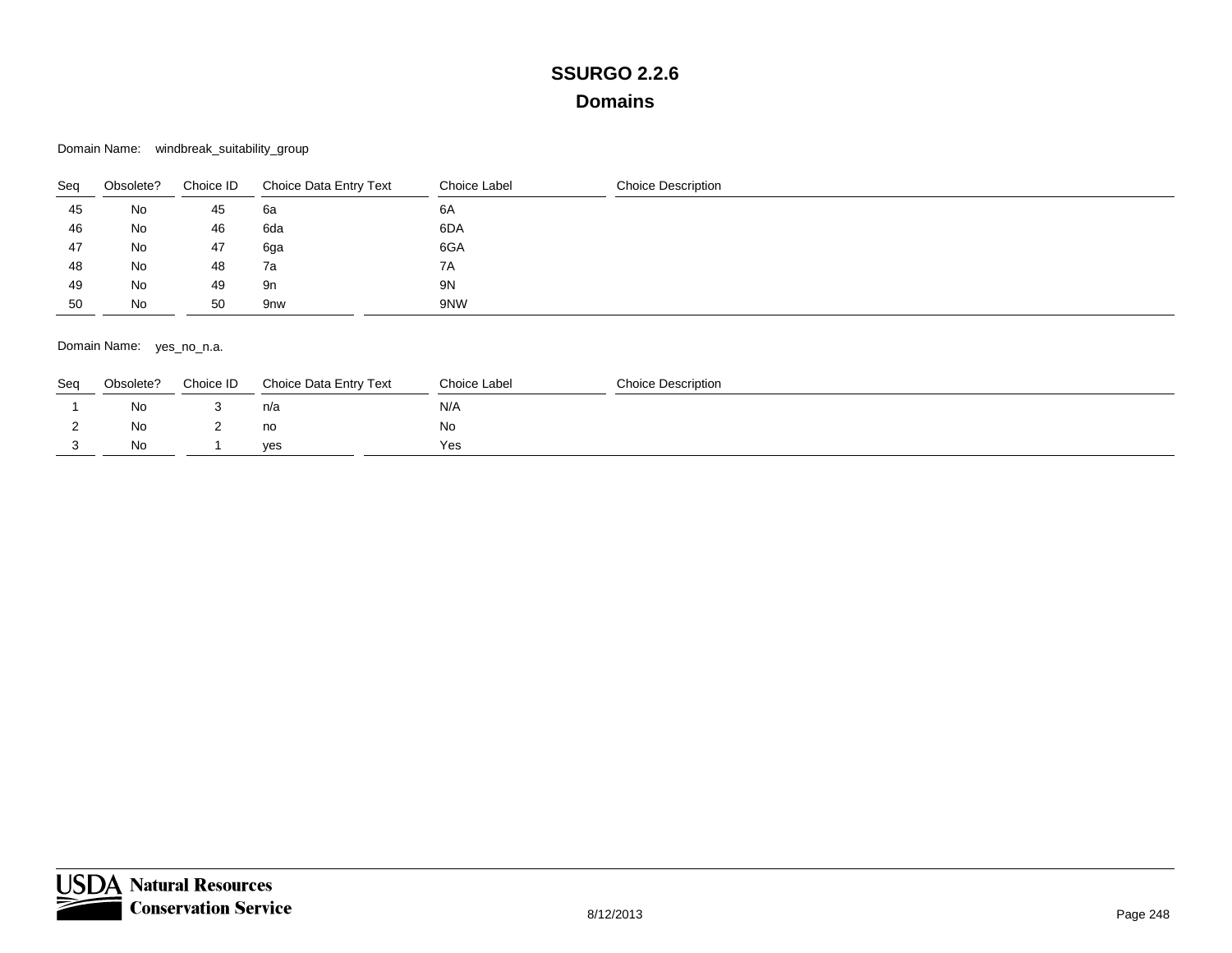# SSURGO 2.2.6

## Domains

Domain Name: windbreak_suitability_group

| Seq | Obsolete? | Choice ID | Choice Data Entry Text | Choice Label | Choice Description |
|---|---|---|---|---|---|
| 45 | No | 45 | 6a | 6A | |
| 46 | No | 46 | 6da | 6DA | |
| 47 | No | 47 | 6ga | 6GA | |
| 48 | No | 48 | 7a | 7A | |
| 49 | No | 49 | 9n | 9N | |
| 50 | No | 50 | 9nw | 9NW | |

Domain Name: yes_no_n.a.

| Seq | Obsolete? | Choice ID | Choice Data Entry Text | Choice Label | Choice Description |
|---|---|---|---|---|---|
| 1 | No | 3 | n/a | N/A | |
| 2 | No | 2 | no | No | |
| 3 | No | 1 | yes | Yes | |